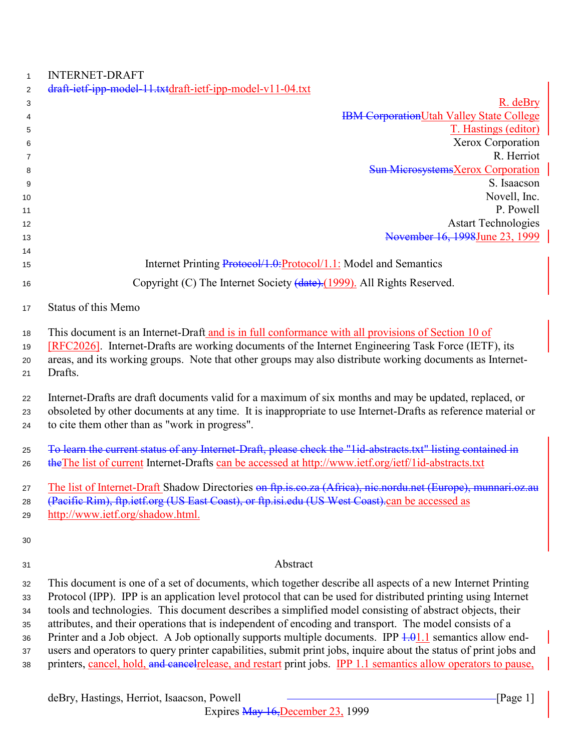INTERNET-DRAFT

~~draft-ietf-ipp-model-11.txt~~draft-ietf-ipp-model-v11-04.txt

R. deBry
~~IBM Corporation~~Utah Valley State College
T. Hastings (editor)
Xerox Corporation
R. Herriot
~~Sun Microsystems~~Xerox Corporation
S. Isaacson
Novell, Inc.
P. Powell
Astart Technologies
~~November 16, 1998~~June 23, 1999

Internet Printing ~~Protocol/1.0:~~Protocol/1.1: Model and Semantics

Copyright (C) The Internet Society ~~(date).~~(1999). All Rights Reserved.

## Status of this Memo

This document is an Internet-Draft and is in full conformance with all provisions of Section 10 of [RFC2026]. Internet-Drafts are working documents of the Internet Engineering Task Force (IETF), its areas, and its working groups. Note that other groups may also distribute working documents as Internet-Drafts.

Internet-Drafts are draft documents valid for a maximum of six months and may be updated, replaced, or obsoleted by other documents at any time. It is inappropriate to use Internet-Drafts as reference material or to cite them other than as "work in progress".

~~To learn the current status of any Internet-Draft, please check the "1id-abstracts.txt" listing contained in the~~The list of current Internet-Drafts can be accessed at http://www.ietf.org/ietf/1id-abstracts.txt

The list of Internet-Draft Shadow Directories ~~on ftp.is.co.za (Africa), nic.nordu.net (Europe), munnari.oz.au (Pacific Rim), ftp.ietf.org (US East Coast), or ftp.isi.edu (US West Coast).~~can be accessed as http://www.ietf.org/shadow.html.

## Abstract

This document is one of a set of documents, which together describe all aspects of a new Internet Printing Protocol (IPP). IPP is an application level protocol that can be used for distributed printing using Internet tools and technologies. This document describes a simplified model consisting of abstract objects, their attributes, and their operations that is independent of encoding and transport. The model consists of a Printer and a Job object. A Job optionally supports multiple documents. IPP ~~1.0~~1.1 semantics allow end-users and operators to query printer capabilities, submit print jobs, inquire about the status of print jobs and printers, cancel, hold, ~~and cancel~~release, and restart print jobs. IPP 1.1 semantics allow operators to pause,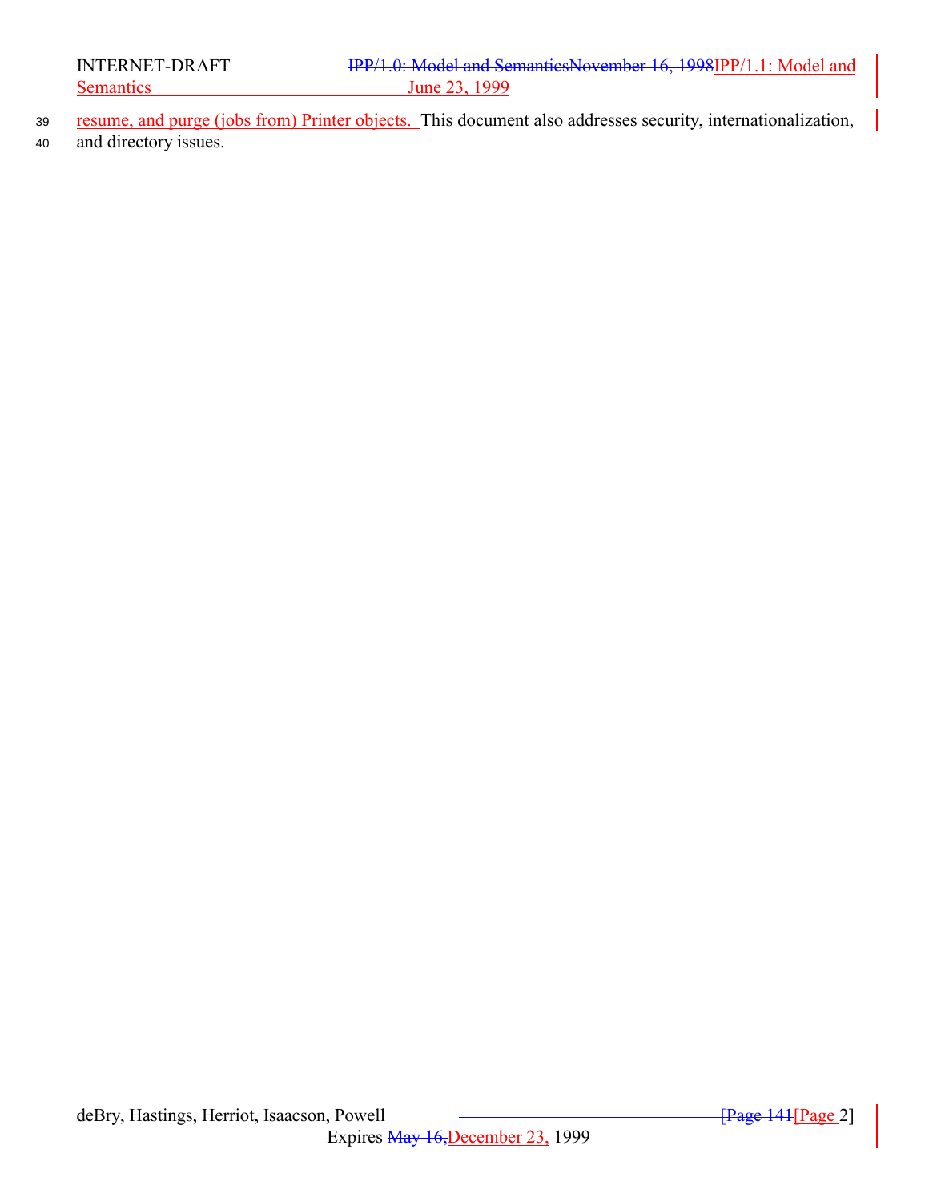resume, and purge (jobs from) Printer objects. This document also addresses security, internationalization, and directory issues.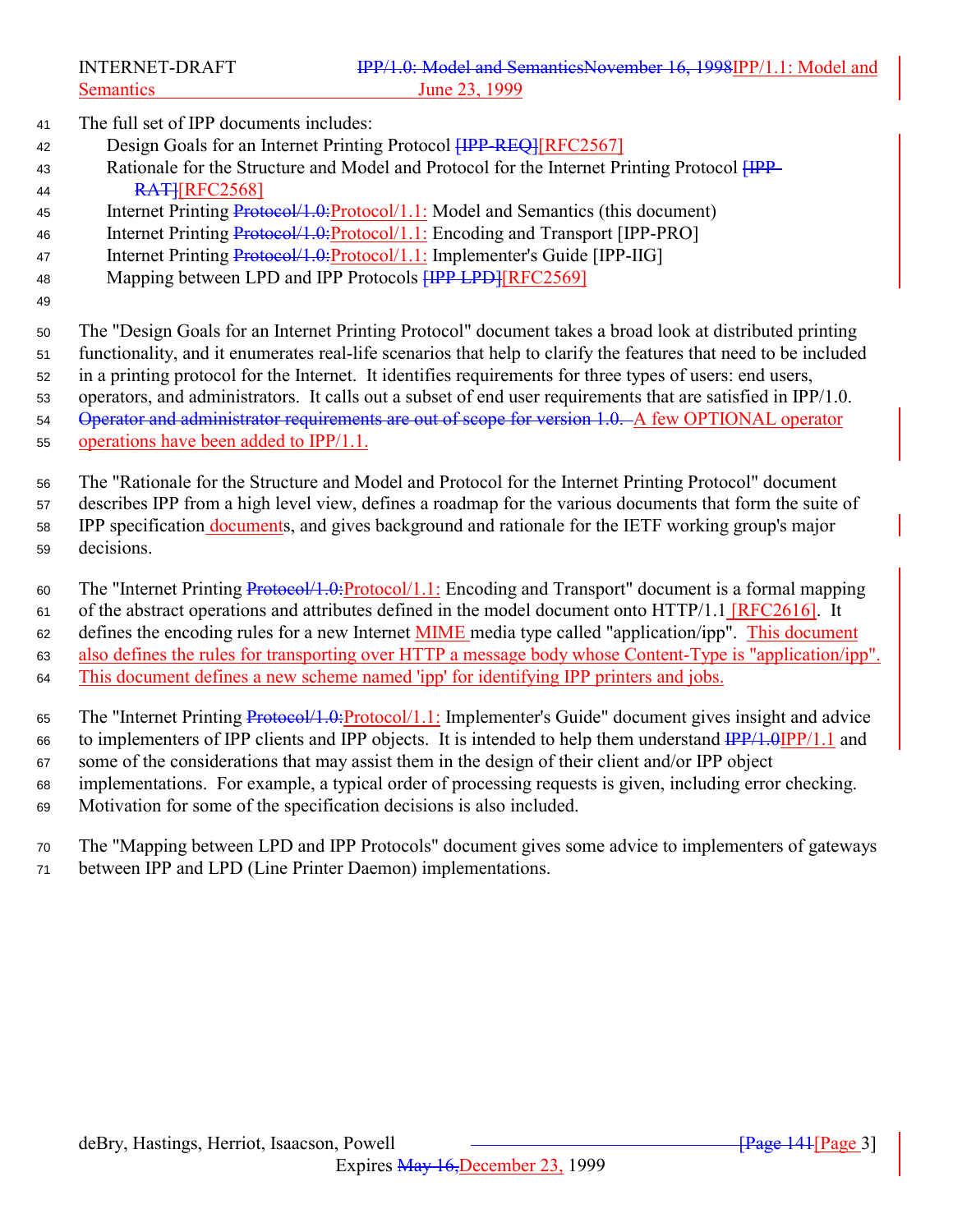The full set of IPP documents includes:

- Design Goals for an Internet Printing Protocol [IPP-REQ][RFC2567]
- Rationale for the Structure and Model and Protocol for the Internet Printing Protocol [IPP-RAT][RFC2568]
- Internet Printing Protocol/1.0:Protocol/1.1: Model and Semantics (this document)
- Internet Printing Protocol/1.0:Protocol/1.1: Encoding and Transport [IPP-PRO]
- Internet Printing Protocol/1.0:Protocol/1.1: Implementer's Guide [IPP-IIG]
- Mapping between LPD and IPP Protocols [IPP LPD][RFC2569]

The "Design Goals for an Internet Printing Protocol" document takes a broad look at distributed printing functionality, and it enumerates real-life scenarios that help to clarify the features that need to be included in a printing protocol for the Internet. It identifies requirements for three types of users: end users, operators, and administrators. It calls out a subset of end user requirements that are satisfied in IPP/1.0. Operator and administrator requirements are out of scope for version 1.0. A few OPTIONAL operator operations have been added to IPP/1.1.

The "Rationale for the Structure and Model and Protocol for the Internet Printing Protocol" document describes IPP from a high level view, defines a roadmap for the various documents that form the suite of IPP specification documents, and gives background and rationale for the IETF working group's major decisions.

The "Internet Printing Protocol/1.0:Protocol/1.1: Encoding and Transport" document is a formal mapping of the abstract operations and attributes defined in the model document onto HTTP/1.1 [RFC2616]. It defines the encoding rules for a new Internet MIME media type called "application/ipp". This document also defines the rules for transporting over HTTP a message body whose Content-Type is "application/ipp". This document defines a new scheme named 'ipp' for identifying IPP printers and jobs.

The "Internet Printing Protocol/1.0:Protocol/1.1: Implementer's Guide" document gives insight and advice to implementers of IPP clients and IPP objects. It is intended to help them understand IPP/1.0IPP/1.1 and some of the considerations that may assist them in the design of their client and/or IPP object implementations. For example, a typical order of processing requests is given, including error checking. Motivation for some of the specification decisions is also included.

The "Mapping between LPD and IPP Protocols" document gives some advice to implementers of gateways between IPP and LPD (Line Printer Daemon) implementations.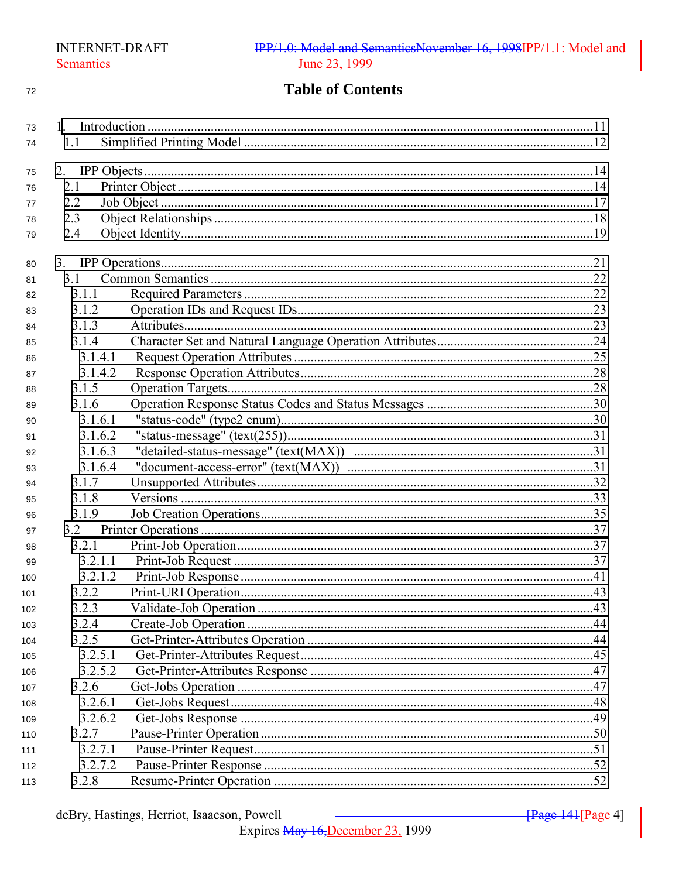# Table of Contents

1. Introduction .....11
   - 1.1 Simplified Printing Model .....12
2. IPP Objects .....14
   - 2.1 Printer Object .....14
   - 2.2 Job Object .....17
   - 2.3 Object Relationships .....18
   - 2.4 Object Identity .....19
3. IPP Operations .....21
   - 3.1 Common Semantics .....22
     - 3.1.1 Required Parameters .....22
     - 3.1.2 Operation IDs and Request IDs .....23
     - 3.1.3 Attributes .....23
     - 3.1.4 Character Set and Natural Language Operation Attributes .....24
       - 3.1.4.1 Request Operation Attributes .....25
       - 3.1.4.2 Response Operation Attributes .....28
     - 3.1.5 Operation Targets .....28
     - 3.1.6 Operation Response Status Codes and Status Messages .....30
       - 3.1.6.1 "status-code" (type2 enum) .....30
       - 3.1.6.2 "status-message" (text(255)) .....31
       - 3.1.6.3 "detailed-status-message" (text(MAX)) .....31
       - 3.1.6.4 "document-access-error" (text(MAX)) .....31
     - 3.1.7 Unsupported Attributes .....32
     - 3.1.8 Versions .....33
     - 3.1.9 Job Creation Operations .....35
   - 3.2 Printer Operations .....37
     - 3.2.1 Print-Job Operation .....37
       - 3.2.1.1 Print-Job Request .....37
       - 3.2.1.2 Print-Job Response .....41
     - 3.2.2 Print-URI Operation .....43
     - 3.2.3 Validate-Job Operation .....43
     - 3.2.4 Create-Job Operation .....44
     - 3.2.5 Get-Printer-Attributes Operation .....44
       - 3.2.5.1 Get-Printer-Attributes Request .....45
       - 3.2.5.2 Get-Printer-Attributes Response .....47
     - 3.2.6 Get-Jobs Operation .....47
       - 3.2.6.1 Get-Jobs Request .....48
       - 3.2.6.2 Get-Jobs Response .....49
     - 3.2.7 Pause-Printer Operation .....50
       - 3.2.7.1 Pause-Printer Request .....51
       - 3.2.7.2 Pause-Printer Response .....52
     - 3.2.8 Resume-Printer Operation .....52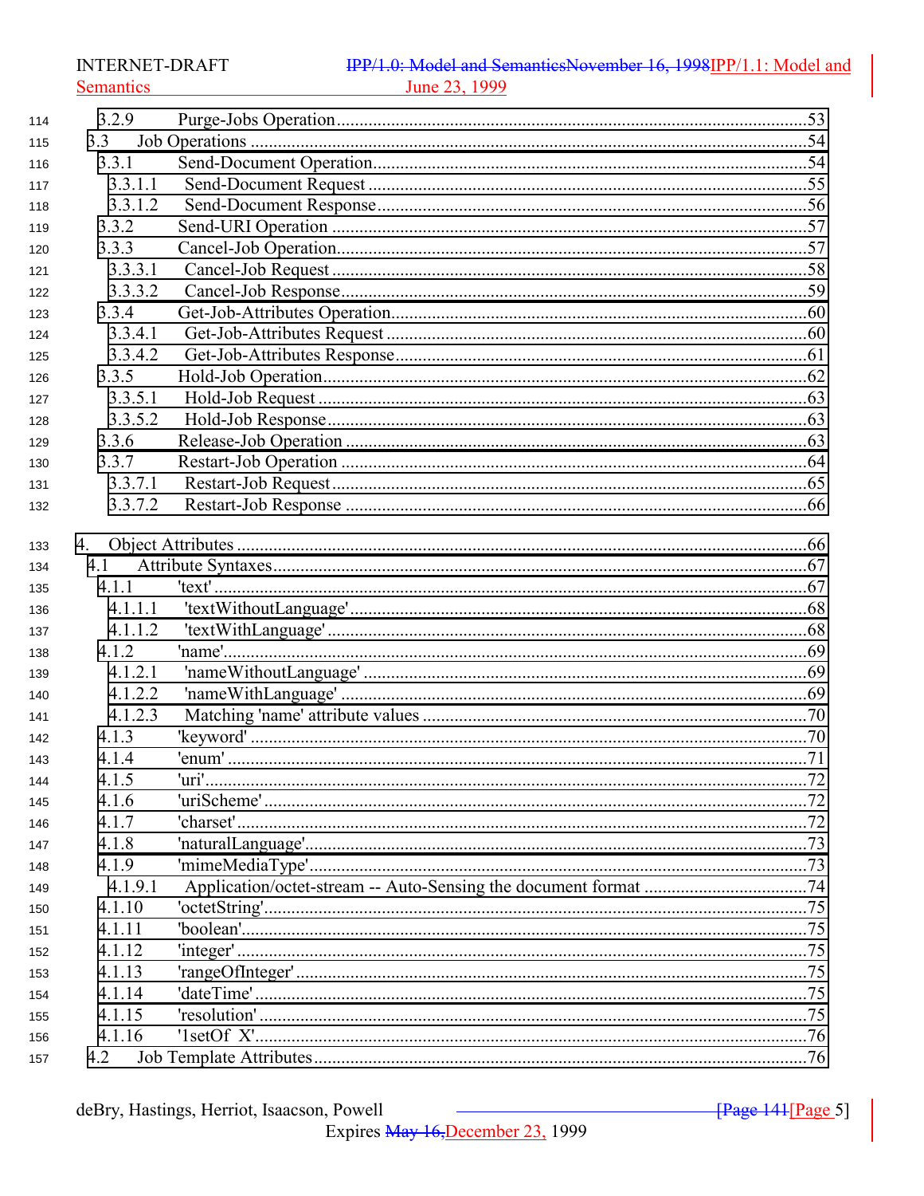114 3.2.9 Purge-Jobs Operation.......................................................................................................53
115 3.3 Job Operations ..........................................................................................................................54
116 3.3.1 Send-Document Operation.................................................................................................54
117 3.3.1.1 Send-Document Request .................................................................................................55
118 3.3.1.2 Send-Document Response...............................................................................................56
119 3.3.2 Send-URI Operation .........................................................................................................57
120 3.3.3 Cancel-Job Operation........................................................................................................57
121 3.3.3.1 Cancel-Job Request .........................................................................................................58
122 3.3.3.2 Cancel-Job Response.......................................................................................................59
123 3.3.4 Get-Job-Attributes Operation............................................................................................60
124 3.3.4.1 Get-Job-Attributes Request .............................................................................................60
125 3.3.4.2 Get-Job-Attributes Response...........................................................................................61
126 3.3.5 Hold-Job Operation...........................................................................................................62
127 3.3.5.1 Hold-Job Request ............................................................................................................63
128 3.3.5.2 Hold-Job Response..........................................................................................................63
129 3.3.6 Release-Job Operation ......................................................................................................63
130 3.3.7 Restart-Job Operation .......................................................................................................64
131 3.3.7.1 Restart-Job Request.........................................................................................................65
132 3.3.7.2 Restart-Job Response ......................................................................................................66

133 4. Object Attributes ............................................................................................................................66
134 4.1 Attribute Syntaxes......................................................................................................................67
135 4.1.1 'text' ..................................................................................................................................67
136 4.1.1.1 'textWithoutLanguage'.....................................................................................................68
137 4.1.1.2 'textWithLanguage' .........................................................................................................68
138 4.1.2 'name'.................................................................................................................................69
139 4.1.2.1 'nameWithoutLanguage' .................................................................................................69
140 4.1.2.2 'nameWithLanguage' ......................................................................................................69
141 4.1.2.3 Matching 'name' attribute values ....................................................................................70
142 4.1.3 'keyword' ...........................................................................................................................70
143 4.1.4 'enum' ................................................................................................................................71
144 4.1.5 'uri'....................................................................................................................................72
145 4.1.6 'uriScheme' ........................................................................................................................72
146 4.1.7 'charset' .............................................................................................................................72
147 4.1.8 'naturalLanguage'...............................................................................................................73
148 4.1.9 'mimeMediaType'...............................................................................................................73
149 4.1.9.1 Application/octet-stream -- Auto-Sensing the document format ....................................74
150 4.1.10 'octetString'.......................................................................................................................75
151 4.1.11 'boolean'............................................................................................................................75
152 4.1.12 'integer' .............................................................................................................................75
153 4.1.13 'rangeOfInteger' ................................................................................................................75
154 4.1.14 'dateTime'..........................................................................................................................75
155 4.1.15 'resolution' ........................................................................................................................75
156 4.1.16 '1setOf X'..........................................................................................................................76
157 4.2 Job Template Attributes.............................................................................................................76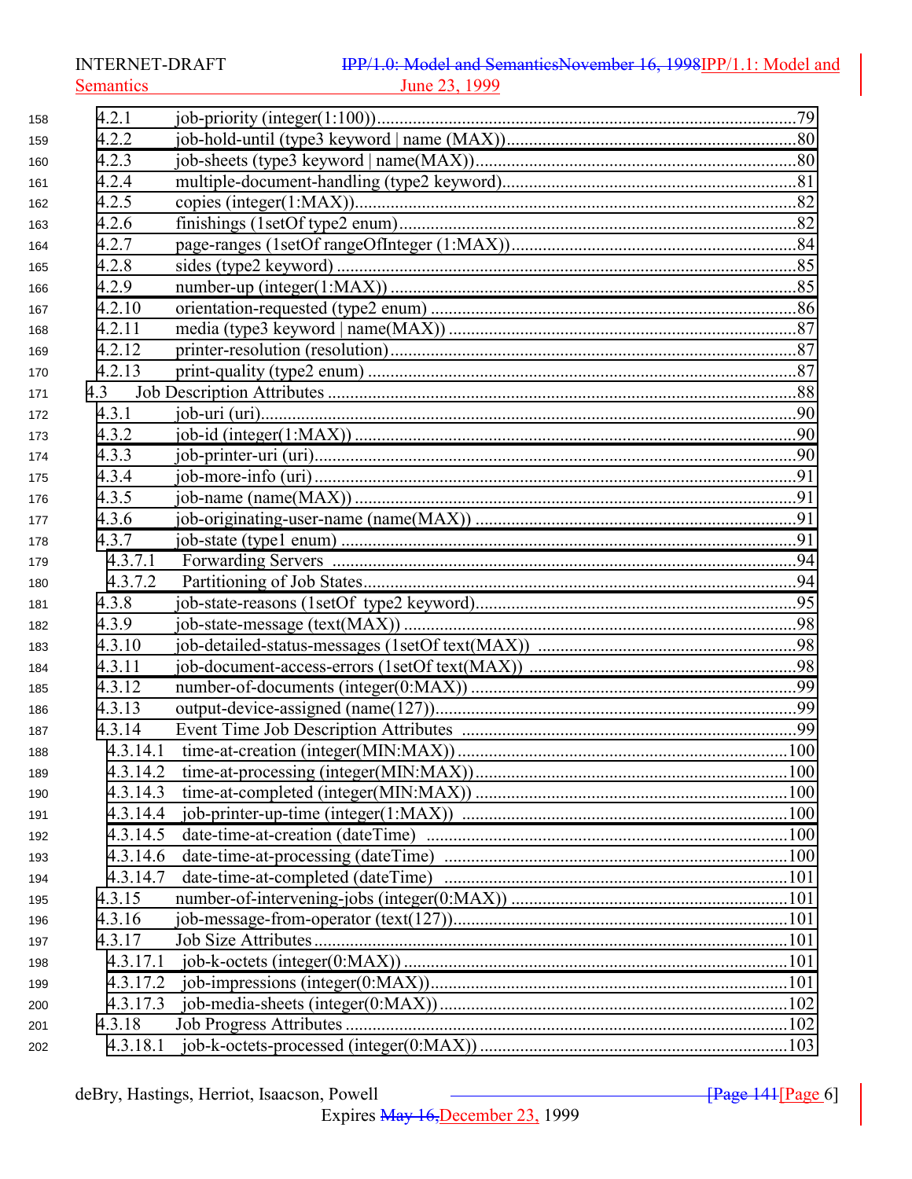4.2.1 job-priority (integer(1:100)) ... 79
4.2.2 job-hold-until (type3 keyword | name (MAX)) ... 80
4.2.3 job-sheets (type3 keyword | name(MAX)) ... 80
4.2.4 multiple-document-handling (type2 keyword) ... 81
4.2.5 copies (integer(1:MAX)) ... 82
4.2.6 finishings (1setOf type2 enum) ... 82
4.2.7 page-ranges (1setOf rangeOfInteger (1:MAX)) ... 84
4.2.8 sides (type2 keyword) ... 85
4.2.9 number-up (integer(1:MAX)) ... 85
4.2.10 orientation-requested (type2 enum) ... 86
4.2.11 media (type3 keyword | name(MAX)) ... 87
4.2.12 printer-resolution (resolution) ... 87
4.2.13 print-quality (type2 enum) ... 87
4.3 Job Description Attributes ... 88
4.3.1 job-uri (uri) ... 90
4.3.2 job-id (integer(1:MAX)) ... 90
4.3.3 job-printer-uri (uri) ... 90
4.3.4 job-more-info (uri) ... 91
4.3.5 job-name (name(MAX)) ... 91
4.3.6 job-originating-user-name (name(MAX)) ... 91
4.3.7 job-state (type1 enum) ... 91
4.3.7.1 Forwarding Servers ... 94
4.3.7.2 Partitioning of Job States ... 94
4.3.8 job-state-reasons (1setOf type2 keyword) ... 95
4.3.9 job-state-message (text(MAX)) ... 98
4.3.10 job-detailed-status-messages (1setOf text(MAX)) ... 98
4.3.11 job-document-access-errors (1setOf text(MAX)) ... 98
4.3.12 number-of-documents (integer(0:MAX)) ... 99
4.3.13 output-device-assigned (name(127)) ... 99
4.3.14 Event Time Job Description Attributes ... 99
4.3.14.1 time-at-creation (integer(MIN:MAX)) ... 100
4.3.14.2 time-at-processing (integer(MIN:MAX)) ... 100
4.3.14.3 time-at-completed (integer(MIN:MAX)) ... 100
4.3.14.4 job-printer-up-time (integer(1:MAX)) ... 100
4.3.14.5 date-time-at-creation (dateTime) ... 100
4.3.14.6 date-time-at-processing (dateTime) ... 100
4.3.14.7 date-time-at-completed (dateTime) ... 101
4.3.15 number-of-intervening-jobs (integer(0:MAX)) ... 101
4.3.16 job-message-from-operator (text(127)) ... 101
4.3.17 Job Size Attributes ... 101
4.3.17.1 job-k-octets (integer(0:MAX)) ... 101
4.3.17.2 job-impressions (integer(0:MAX)) ... 101
4.3.17.3 job-media-sheets (integer(0:MAX)) ... 102
4.3.18 Job Progress Attributes ... 102
4.3.18.1 job-k-octets-processed (integer(0:MAX)) ... 103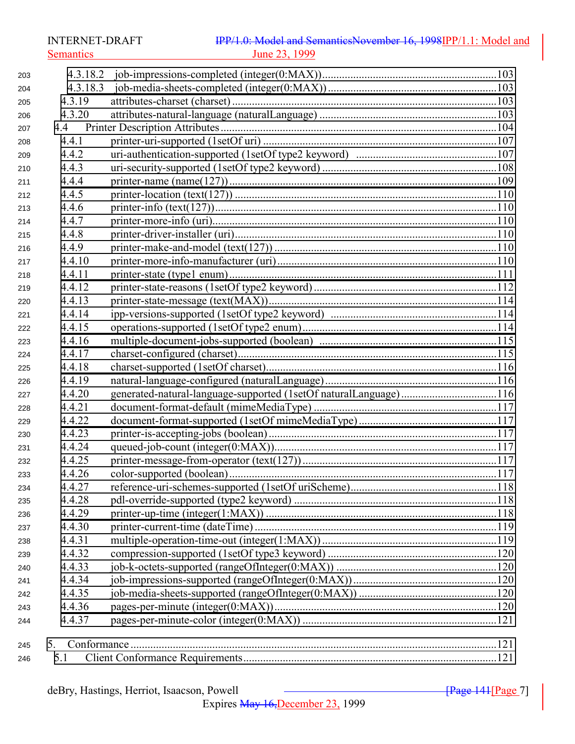4.3.18.2 job-impressions-completed (integer(0:MAX))....................................................................103
4.3.18.3 job-media-sheets-completed (integer(0:MAX)).................................................................103
4.3.19 attributes-charset (charset)............................................................................................103
4.3.20 attributes-natural-language (naturalLanguage)...................................................................103
4.4 Printer Description Attributes..............................................................................................104
4.4.1 printer-uri-supported (1setOf uri).......................................................................................107
4.4.2 uri-authentication-supported (1setOf type2 keyword) .........................................................107
4.4.3 uri-security-supported (1setOf type2 keyword)...................................................................108
4.4.4 printer-name (name(127))...................................................................................................109
4.4.5 printer-location (text(127)).................................................................................................110
4.4.6 printer-info (text(127)).......................................................................................................110
4.4.7 printer-more-info (uri)........................................................................................................110
4.4.8 printer-driver-installer (uri).................................................................................................110
4.4.9 printer-make-and-model (text(127))....................................................................................110
4.4.10 printer-more-info-manufacturer (uri)..................................................................................110
4.4.11 printer-state (type1 enum)..................................................................................................111
4.4.12 printer-state-reasons (1setOf type2 keyword)......................................................................112
4.4.13 printer-state-message (text(MAX)).....................................................................................114
4.4.14 ipp-versions-supported (1setOf type2 keyword) ................................................................114
4.4.15 operations-supported (1setOf type2 enum)..........................................................................114
4.4.16 multiple-document-jobs-supported (boolean) ....................................................................115
4.4.17 charset-configured (charset)................................................................................................115
4.4.18 charset-supported (1setOf charset)......................................................................................116
4.4.19 natural-language-configured (naturalLanguage).................................................................116
4.4.20 generated-natural-language-supported (1setOf naturalLanguage).........................................116
4.4.21 document-format-default (mimeMediaType)......................................................................117
4.4.22 document-format-supported (1setOf mimeMediaType).......................................................117
4.4.23 printer-is-accepting-jobs (boolean).....................................................................................117
4.4.24 queued-job-count (integer(0:MAX))...................................................................................117
4.4.25 printer-message-from-operator (text(127)).........................................................................117
4.4.26 color-supported (boolean)..................................................................................................117
4.4.27 reference-uri-schemes-supported (1setOf uriScheme).........................................................118
4.4.28 pdl-override-supported (type2 keyword)............................................................................118
4.4.29 printer-up-time (integer(1:MAX))......................................................................................118
4.4.30 printer-current-time (dateTime).........................................................................................119
4.4.31 multiple-operation-time-out (integer(1:MAX))...................................................................119
4.4.32 compression-supported (1setOf type3 keyword).................................................................120
4.4.33 job-k-octets-supported (rangeOfInteger(0:MAX))..............................................................120
4.4.34 job-impressions-supported (rangeOfInteger(0:MAX))........................................................120
4.4.35 job-media-sheets-supported (rangeOfInteger(0:MAX)).......................................................120
4.4.36 pages-per-minute (integer(0:MAX))...................................................................................120
4.4.37 pages-per-minute-color (integer(0:MAX)).........................................................................121

5. Conformance...........................................................................................................................121
5.1 Client Conformance Requirements..........................................................................................121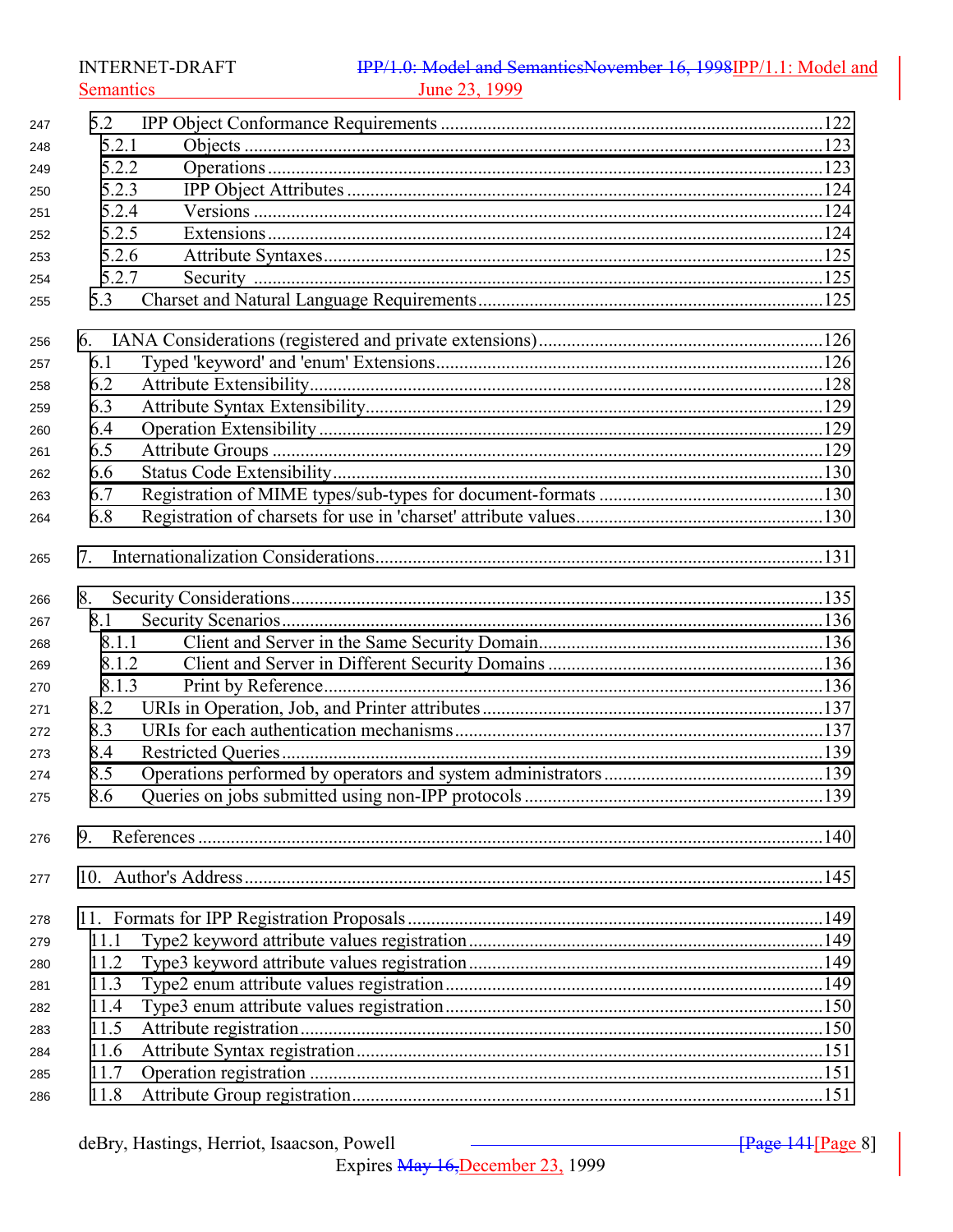5.2 IPP Object Conformance Requirements ....................................................................................122
  5.2.1 Objects ..........................................................................................................................123
  5.2.2 Operations .....................................................................................................................123
  5.2.3 IPP Object Attributes ....................................................................................................124
  5.2.4 Versions ........................................................................................................................124
  5.2.5 Extensions .....................................................................................................................124
  5.2.6 Attribute Syntaxes .........................................................................................................125
  5.2.7 Security ........................................................................................................................125
5.3 Charset and Natural Language Requirements ..........................................................................125

6. IANA Considerations (registered and private extensions) .............................................................126
  6.1 Typed 'keyword' and 'enum' Extensions ...................................................................................126
  6.2 Attribute Extensibility ..............................................................................................................128
  6.3 Attribute Syntax Extensibility ..................................................................................................129
  6.4 Operation Extensibility ............................................................................................................129
  6.5 Attribute Groups ......................................................................................................................129
  6.6 Status Code Extensibility .........................................................................................................130
  6.7 Registration of MIME types/sub-types for document-formats .................................................130
  6.8 Registration of charsets for use in 'charset' attribute values .....................................................130

7. Internationalization Considerations..................................................................................................131

8. Security Considerations ...................................................................................................................135
  8.1 Security Scenarios ....................................................................................................................136
    8.1.1 Client and Server in the Same Security Domain ..............................................................136
    8.1.2 Client and Server in Different Security Domains ............................................................136
    8.1.3 Print by Reference ...........................................................................................................136
  8.2 URIs in Operation, Job, and Printer attributes .........................................................................137
  8.3 URIs for each authentication mechanisms ...............................................................................137
  8.4 Restricted Queries ....................................................................................................................139
  8.5 Operations performed by operators and system administrators ...............................................139
  8.6 Queries on jobs submitted using non-IPP protocols ................................................................139

9. References .......................................................................................................................................140

10. Author's Address ............................................................................................................................145

11. Formats for IPP Registration Proposals .........................................................................................149
  11.1 Type2 keyword attribute values registration ...........................................................................149
  11.2 Type3 keyword attribute values registration ...........................................................................149
  11.3 Type2 enum attribute values registration ................................................................................149
  11.4 Type3 enum attribute values registration ................................................................................150
  11.5 Attribute registration ..............................................................................................................150
  11.6 Attribute Syntax registration ...................................................................................................151
  11.7 Operation registration .............................................................................................................151
  11.8 Attribute Group registration ....................................................................................................151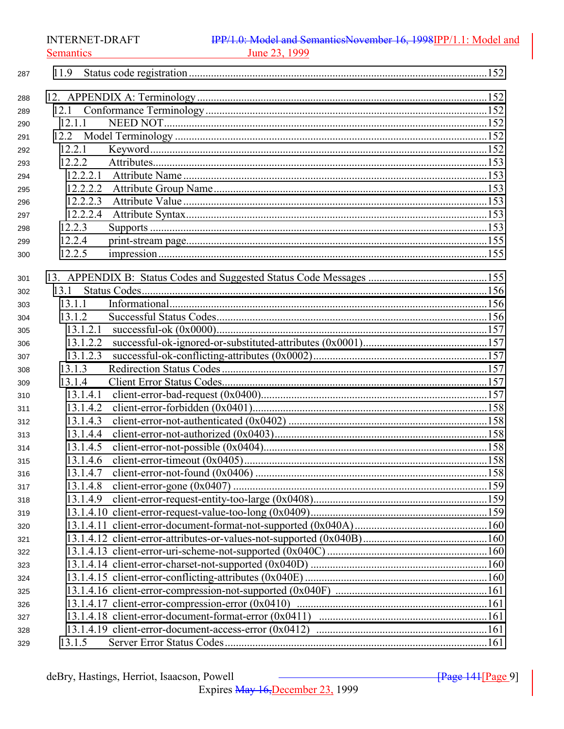11.9 Status code registration .....................................................................................................152

12. APPENDIX A: Terminology .....................................................................................................152
- 12.1 Conformance Terminology .....................................................................................................152
  - 12.1.1 NEED NOT.....................................................................................................152
- 12.2 Model Terminology .....................................................................................................152
  - 12.2.1 Keyword .....................................................................................................152
  - 12.2.2 Attributes.....................................................................................................153
    - 12.2.2.1 Attribute Name .....................................................................................................153
    - 12.2.2.2 Attribute Group Name .....................................................................................................153
    - 12.2.2.3 Attribute Value .....................................................................................................153
    - 12.2.2.4 Attribute Syntax.....................................................................................................153
  - 12.2.3 Supports .....................................................................................................153
  - 12.2.4 print-stream page.....................................................................................................155
  - 12.2.5 impression .....................................................................................................155

13. APPENDIX B: Status Codes and Suggested Status Code Messages .....................................................................................................155
- 13.1 Status Codes.....................................................................................................156
  - 13.1.1 Informational.....................................................................................................156
  - 13.1.2 Successful Status Codes.....................................................................................................156
    - 13.1.2.1 successful-ok (0x0000).....................................................................................................157
    - 13.1.2.2 successful-ok-ignored-or-substituted-attributes (0x0001).....................................................................................................157
    - 13.1.2.3 successful-ok-conflicting-attributes (0x0002).....................................................................................................157
  - 13.1.3 Redirection Status Codes .....................................................................................................157
  - 13.1.4 Client Error Status Codes.....................................................................................................157
    - 13.1.4.1 client-error-bad-request (0x0400).....................................................................................................157
    - 13.1.4.2 client-error-forbidden (0x0401).....................................................................................................158
    - 13.1.4.3 client-error-not-authenticated (0x0402) .....................................................................................................158
    - 13.1.4.4 client-error-not-authorized (0x0403).....................................................................................................158
    - 13.1.4.5 client-error-not-possible (0x0404).....................................................................................................158
    - 13.1.4.6 client-error-timeout (0x0405).....................................................................................................158
    - 13.1.4.7 client-error-not-found (0x0406) .....................................................................................................158
    - 13.1.4.8 client-error-gone (0x0407) .....................................................................................................159
    - 13.1.4.9 client-error-request-entity-too-large (0x0408).....................................................................................................159
    - 13.1.4.10 client-error-request-value-too-long (0x0409).....................................................................................................159
    - 13.1.4.11 client-error-document-format-not-supported (0x040A).....................................................................................................160
    - 13.1.4.12 client-error-attributes-or-values-not-supported (0x040B).....................................................................................................160
    - 13.1.4.13 client-error-uri-scheme-not-supported (0x040C) .....................................................................................................160
    - 13.1.4.14 client-error-charset-not-supported (0x040D) .....................................................................................................160
    - 13.1.4.15 client-error-conflicting-attributes (0x040E) .....................................................................................................160
    - 13.1.4.16 client-error-compression-not-supported (0x040F) .....................................................................................................161
    - 13.1.4.17 client-error-compression-error (0x0410) .....................................................................................................161
    - 13.1.4.18 client-error-document-format-error (0x0411) .....................................................................................................161
    - 13.1.4.19 client-error-document-access-error (0x0412) .....................................................................................................161
  - 13.1.5 Server Error Status Codes.....................................................................................................161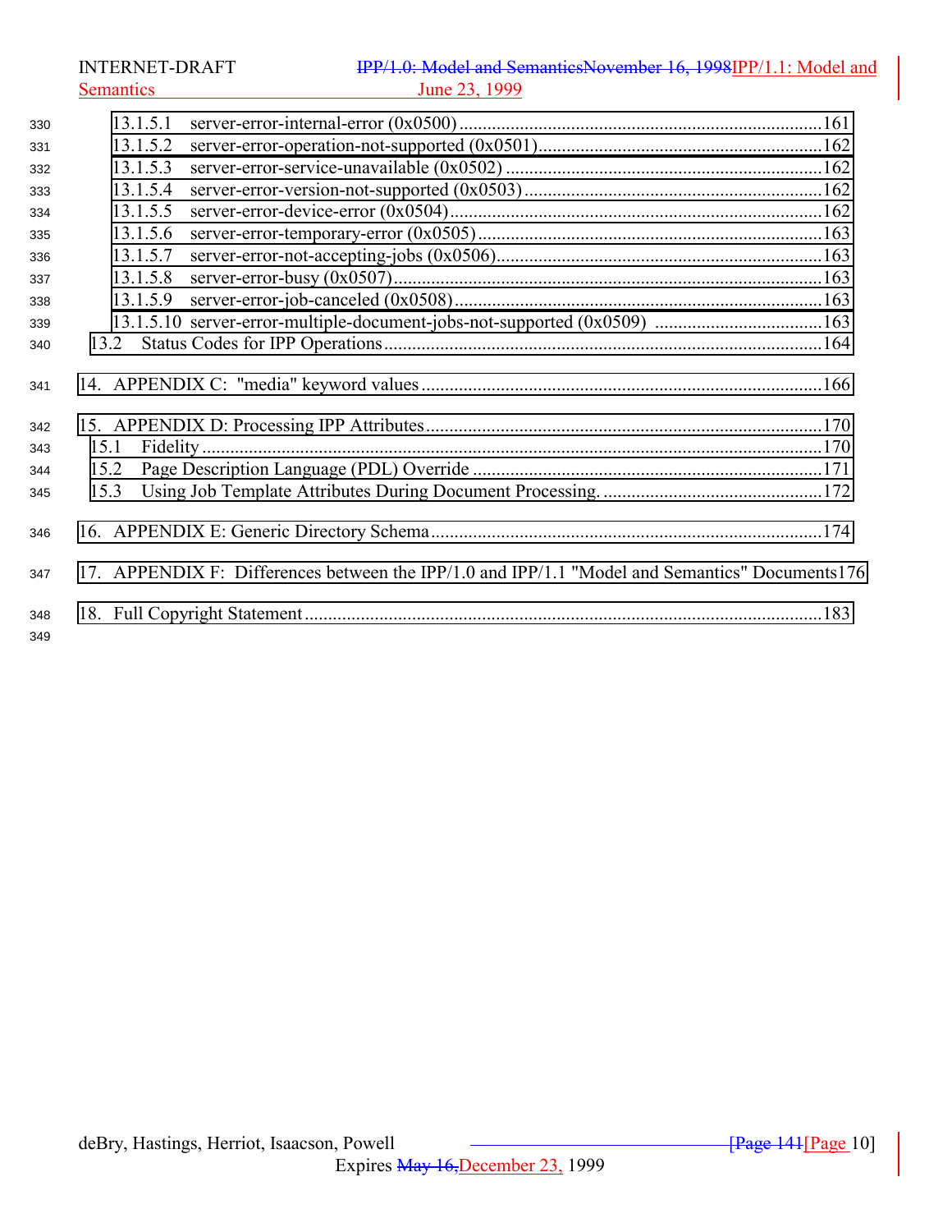13.1.5.1 server-error-internal-error (0x0500) ....................161
13.1.5.2 server-error-operation-not-supported (0x0501)....................162
13.1.5.3 server-error-service-unavailable (0x0502) ....................162
13.1.5.4 server-error-version-not-supported (0x0503)....................162
13.1.5.5 server-error-device-error (0x0504)....................162
13.1.5.6 server-error-temporary-error (0x0505)....................163
13.1.5.7 server-error-not-accepting-jobs (0x0506)....................163
13.1.5.8 server-error-busy (0x0507)....................163
13.1.5.9 server-error-job-canceled (0x0508)....................163
13.1.5.10 server-error-multiple-document-jobs-not-supported (0x0509) ....................163
13.2 Status Codes for IPP Operations....................164

14. APPENDIX C: "media" keyword values ....................166

15. APPENDIX D: Processing IPP Attributes....................170
15.1 Fidelity ....................170
15.2 Page Description Language (PDL) Override ....................171
15.3 Using Job Template Attributes During Document Processing. ....................172

16. APPENDIX E: Generic Directory Schema....................174

17. APPENDIX F: Differences between the IPP/1.0 and IPP/1.1 "Model and Semantics" Documents176

18. Full Copyright Statement ....................183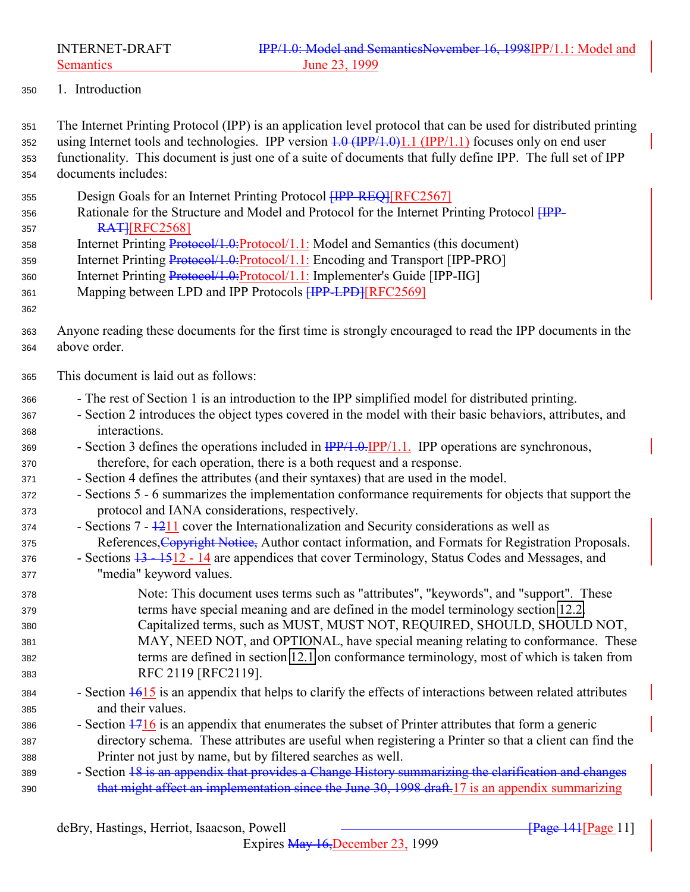# 1. Introduction

The Internet Printing Protocol (IPP) is an application level protocol that can be used for distributed printing using Internet tools and technologies. IPP version ~~1.0 (IPP/1.0)~~1.1 (IPP/1.1) focuses only on end user functionality. This document is just one of a suite of documents that fully define IPP. The full set of IPP documents includes:

- Design Goals for an Internet Printing Protocol ~~[IPP-REQ]~~[RFC2567]
- Rationale for the Structure and Model and Protocol for the Internet Printing Protocol ~~[IPP-RAT]~~[RFC2568]
- Internet Printing ~~Protocol/1.0:~~Protocol/1.1: Model and Semantics (this document)
- Internet Printing ~~Protocol/1.0:~~Protocol/1.1: Encoding and Transport [IPP-PRO]
- Internet Printing ~~Protocol/1.0:~~Protocol/1.1: Implementer's Guide [IPP-IIG]
- Mapping between LPD and IPP Protocols ~~[IPP-LPD]~~[RFC2569]

Anyone reading these documents for the first time is strongly encouraged to read the IPP documents in the above order.

This document is laid out as follows:

- The rest of Section 1 is an introduction to the IPP simplified model for distributed printing.
- Section 2 introduces the object types covered in the model with their basic behaviors, attributes, and interactions.
- Section 3 defines the operations included in ~~IPP/1.0.~~IPP/1.1. IPP operations are synchronous, therefore, for each operation, there is a both request and a response.
- Section 4 defines the attributes (and their syntaxes) that are used in the model.
- Sections 5 - 6 summarizes the implementation conformance requirements for objects that support the protocol and IANA considerations, respectively.
- Sections 7 - ~~12~~11 cover the Internationalization and Security considerations as well as References,~~Copyright Notice,~~ Author contact information, and Formats for Registration Proposals.
- Sections ~~13 - 15~~12 - 14 are appendices that cover Terminology, Status Codes and Messages, and "media" keyword values.

  > Note: This document uses terms such as "attributes", "keywords", and "support". These terms have special meaning and are defined in the model terminology section 12.2. Capitalized terms, such as MUST, MUST NOT, REQUIRED, SHOULD, SHOULD NOT, MAY, NEED NOT, and OPTIONAL, have special meaning relating to conformance. These terms are defined in section 12.1 on conformance terminology, most of which is taken from RFC 2119 [RFC2119].

- Section ~~16~~15 is an appendix that helps to clarify the effects of interactions between related attributes and their values.
- Section ~~17~~16 is an appendix that enumerates the subset of Printer attributes that form a generic directory schema. These attributes are useful when registering a Printer so that a client can find the Printer not just by name, but by filtered searches as well.
- Section ~~18 is an appendix that provides a Change History summarizing the clarification and changes that might affect an implementation since the June 30, 1998 draft.~~17 is an appendix summarizing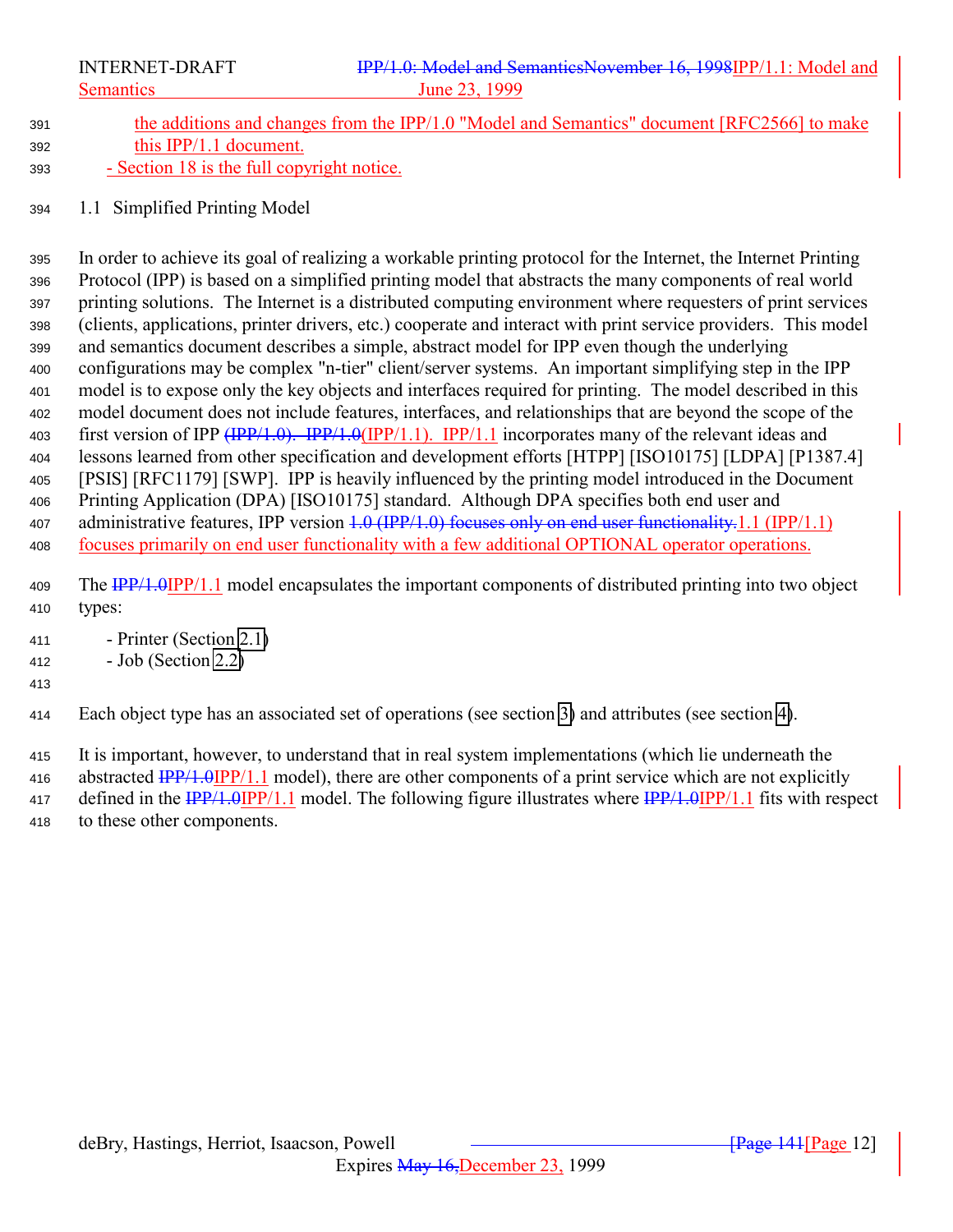the additions and changes from the IPP/1.0 "Model and Semantics" document [RFC2566] to make this IPP/1.1 document.
- Section 18 is the full copyright notice.

## 1.1 Simplified Printing Model

In order to achieve its goal of realizing a workable printing protocol for the Internet, the Internet Printing Protocol (IPP) is based on a simplified printing model that abstracts the many components of real world printing solutions. The Internet is a distributed computing environment where requesters of print services (clients, applications, printer drivers, etc.) cooperate and interact with print service providers. This model and semantics document describes a simple, abstract model for IPP even though the underlying configurations may be complex "n-tier" client/server systems. An important simplifying step in the IPP model is to expose only the key objects and interfaces required for printing. The model described in this model document does not include features, interfaces, and relationships that are beyond the scope of the first version of IPP ~~(IPP/1.0). IPP/1.0~~(IPP/1.1). IPP/1.1 incorporates many of the relevant ideas and lessons learned from other specification and development efforts [HTPP] [ISO10175] [LDPA] [P1387.4] [PSIS] [RFC1179] [SWP]. IPP is heavily influenced by the printing model introduced in the Document Printing Application (DPA) [ISO10175] standard. Although DPA specifies both end user and administrative features, IPP version ~~1.0 (IPP/1.0) focuses only on end user functionality.~~1.1 (IPP/1.1) focuses primarily on end user functionality with a few additional OPTIONAL operator operations.

The ~~IPP/1.0~~IPP/1.1 model encapsulates the important components of distributed printing into two object types:

- Printer (Section 2.1)
- Job (Section 2.2)

Each object type has an associated set of operations (see section 3) and attributes (see section 4).

It is important, however, to understand that in real system implementations (which lie underneath the abstracted ~~IPP/1.0~~IPP/1.1 model), there are other components of a print service which are not explicitly defined in the ~~IPP/1.0~~IPP/1.1 model. The following figure illustrates where ~~IPP/1.0~~IPP/1.1 fits with respect to these other components.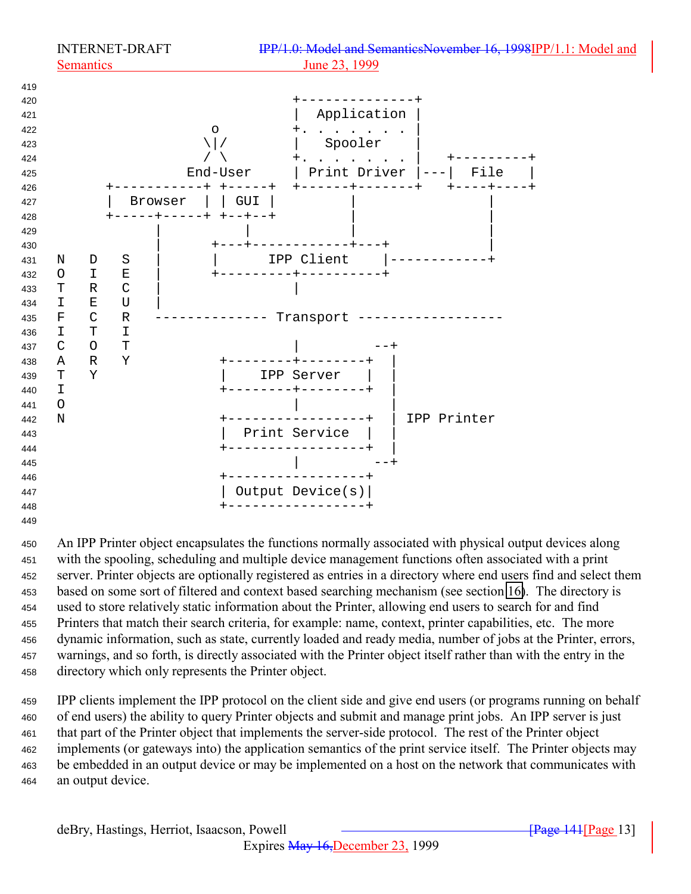```
                                       +--------------+
                                       |  Application |
                         o             +. . . . . . . |
                        \|/            |   Spooler    |
                        / \            +. . . . . . . |   +---------+
                      End-User         | Print Driver |---|  File   |
            +-----------+ +-----+      +------+-------+   +----+----+
            |  Browser  | | GUI |             |                |
            +-----+-----+ +--+--+             |                |
                  |          |                |                |
                  |      +---+------------+---+                |
N   D   S         |      |      IPP Client    |------------+
O   I   E         |      +---------+----------+
T   R   C         |                |
I   E   U         |
F   C   R   -------------- Transport ------------------
I   T   I
C   O   T                          |         --+
A   R   Y                  +--------+--------+  |
T   Y                      |    IPP Server   |  |
I                          +--------+--------+  |
O                                   |           |
N                          +-----------------+  | IPP Printer
                           |  Print Service  |  |
                           +-----------------+  |
                                    |         --+
                           +-----------------+
                           | Output Device(s)|
                           +-----------------+
```

An IPP Printer object encapsulates the functions normally associated with physical output devices along with the spooling, scheduling and multiple device management functions often associated with a print server. Printer objects are optionally registered as entries in a directory where end users find and select them based on some sort of filtered and context based searching mechanism (see section 16). The directory is used to store relatively static information about the Printer, allowing end users to search for and find Printers that match their search criteria, for example: name, context, printer capabilities, etc. The more dynamic information, such as state, currently loaded and ready media, number of jobs at the Printer, errors, warnings, and so forth, is directly associated with the Printer object itself rather than with the entry in the directory which only represents the Printer object.

IPP clients implement the IPP protocol on the client side and give end users (or programs running on behalf of end users) the ability to query Printer objects and submit and manage print jobs. An IPP server is just that part of the Printer object that implements the server-side protocol. The rest of the Printer object implements (or gateways into) the application semantics of the print service itself. The Printer objects may be embedded in an output device or may be implemented on a host on the network that communicates with an output device.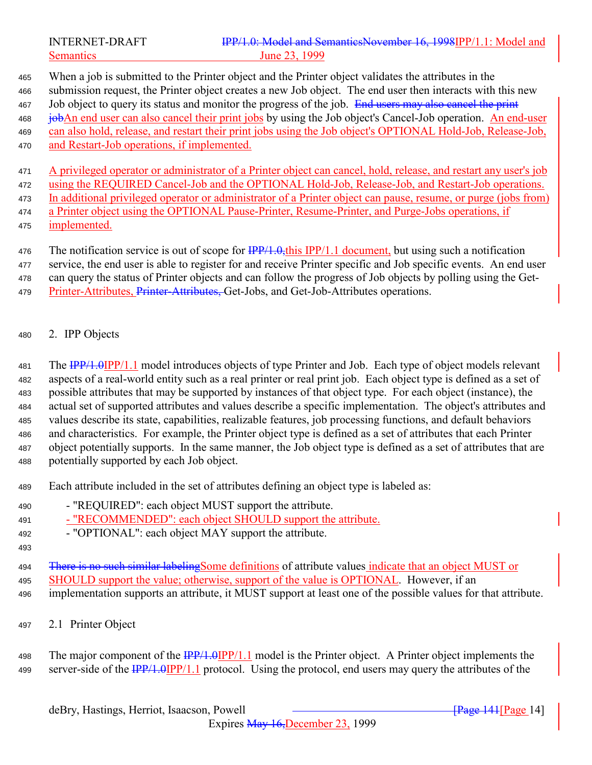When a job is submitted to the Printer object and the Printer object validates the attributes in the submission request, the Printer object creates a new Job object. The end user then interacts with this new Job object to query its status and monitor the progress of the job. ~~End users may also cancel the print job~~An end user can also cancel their print jobs by using the Job object's Cancel-Job operation. An end-user can also hold, release, and restart their print jobs using the Job object's OPTIONAL Hold-Job, Release-Job, and Restart-Job operations, if implemented.

A privileged operator or administrator of a Printer object can cancel, hold, release, and restart any user's job using the REQUIRED Cancel-Job and the OPTIONAL Hold-Job, Release-Job, and Restart-Job operations. In additional privileged operator or administrator of a Printer object can pause, resume, or purge (jobs from) a Printer object using the OPTIONAL Pause-Printer, Resume-Printer, and Purge-Jobs operations, if implemented.

The notification service is out of scope for ~~IPP/1.0,~~this IPP/1.1 document, but using such a notification service, the end user is able to register for and receive Printer specific and Job specific events. An end user can query the status of Printer objects and can follow the progress of Job objects by polling using the Get-Printer-Attributes, ~~Printer-Attributes,~~ Get-Jobs, and Get-Job-Attributes operations.

## 2. IPP Objects

The ~~IPP/1.0~~IPP/1.1 model introduces objects of type Printer and Job. Each type of object models relevant aspects of a real-world entity such as a real printer or real print job. Each object type is defined as a set of possible attributes that may be supported by instances of that object type. For each object (instance), the actual set of supported attributes and values describe a specific implementation. The object's attributes and values describe its state, capabilities, realizable features, job processing functions, and default behaviors and characteristics. For example, the Printer object type is defined as a set of attributes that each Printer object potentially supports. In the same manner, the Job object type is defined as a set of attributes that are potentially supported by each Job object.

Each attribute included in the set of attributes defining an object type is labeled as:

- "REQUIRED": each object MUST support the attribute.
- "RECOMMENDED": each object SHOULD support the attribute.
- "OPTIONAL": each object MAY support the attribute.

~~There is no such similar labeling~~Some definitions of attribute values indicate that an object MUST or SHOULD support the value; otherwise, support of the value is OPTIONAL. However, if an implementation supports an attribute, it MUST support at least one of the possible values for that attribute.

### 2.1 Printer Object

The major component of the ~~IPP/1.0~~IPP/1.1 model is the Printer object. A Printer object implements the server-side of the ~~IPP/1.0~~IPP/1.1 protocol. Using the protocol, end users may query the attributes of the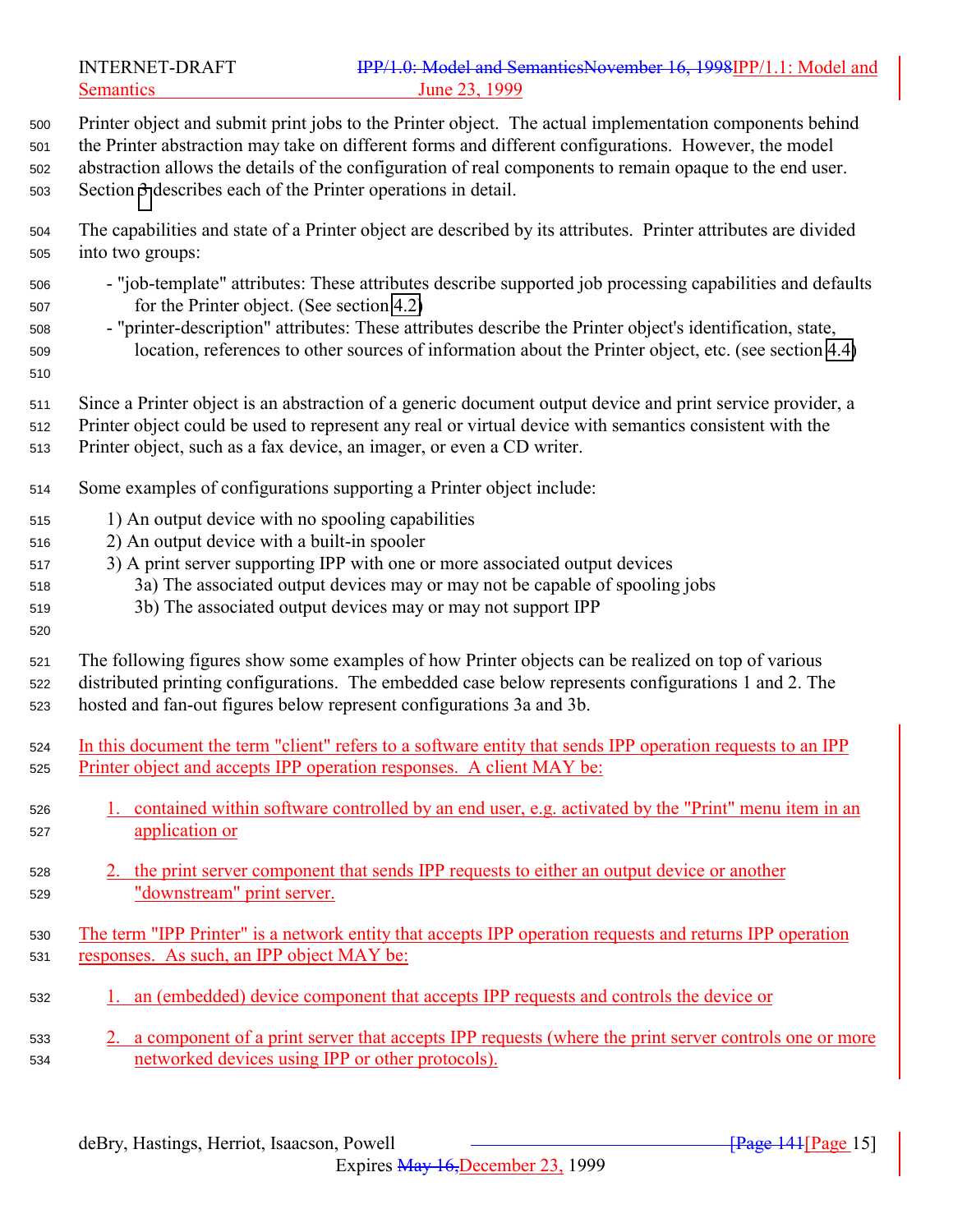Printer object and submit print jobs to the Printer object. The actual implementation components behind the Printer abstraction may take on different forms and different configurations. However, the model abstraction allows the details of the configuration of real components to remain opaque to the end user. Section 3 describes each of the Printer operations in detail.

The capabilities and state of a Printer object are described by its attributes. Printer attributes are divided into two groups:

- "job-template" attributes: These attributes describe supported job processing capabilities and defaults for the Printer object. (See section 4.2)
- "printer-description" attributes: These attributes describe the Printer object's identification, state, location, references to other sources of information about the Printer object, etc. (see section 4.4)

Since a Printer object is an abstraction of a generic document output device and print service provider, a Printer object could be used to represent any real or virtual device with semantics consistent with the Printer object, such as a fax device, an imager, or even a CD writer.

Some examples of configurations supporting a Printer object include:

1) An output device with no spooling capabilities
2) An output device with a built-in spooler
3) A print server supporting IPP with one or more associated output devices
    3a) The associated output devices may or may not be capable of spooling jobs
    3b) The associated output devices may or may not support IPP

The following figures show some examples of how Printer objects can be realized on top of various distributed printing configurations. The embedded case below represents configurations 1 and 2. The hosted and fan-out figures below represent configurations 3a and 3b.

In this document the term "client" refers to a software entity that sends IPP operation requests to an IPP Printer object and accepts IPP operation responses. A client MAY be:

1. contained within software controlled by an end user, e.g. activated by the "Print" menu item in an application or

2. the print server component that sends IPP requests to either an output device or another "downstream" print server.

The term "IPP Printer" is a network entity that accepts IPP operation requests and returns IPP operation responses. As such, an IPP object MAY be:

1. an (embedded) device component that accepts IPP requests and controls the device or

2. a component of a print server that accepts IPP requests (where the print server controls one or more networked devices using IPP or other protocols).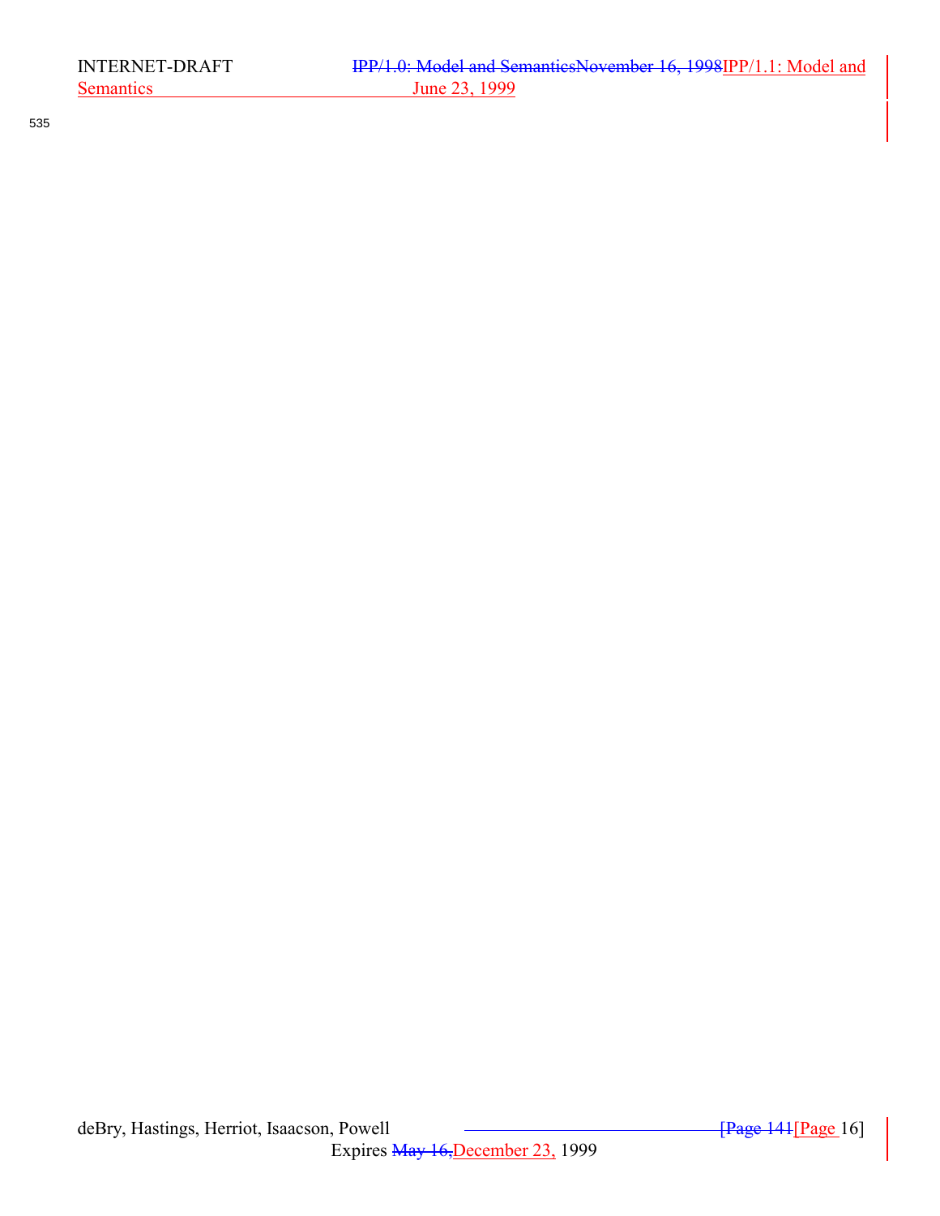535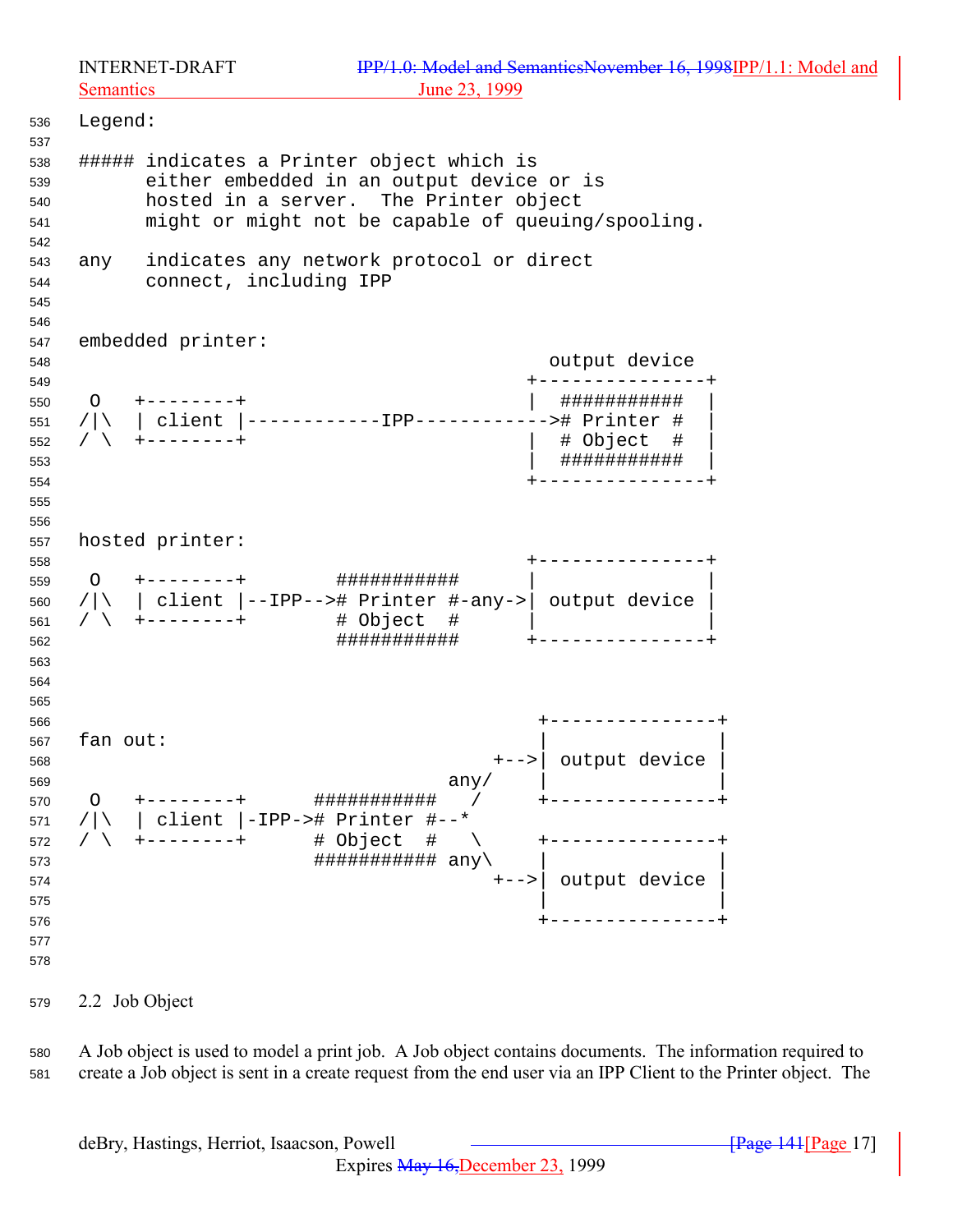```
Legend:

##### indicates a Printer object which is
      either embedded in an output device or is
      hosted in a server.  The Printer object
      might or might not be capable of queuing/spooling.

any   indicates any network protocol or direct
      connect, including IPP


embedded printer:
                                          output device
                                        +---------------+
 O   +--------+                         |  ###########  |
/|\  | client |------------IPP------------># Printer #  |
/ \  +--------+                         |  # Object  #  |
                                        |  ###########  |
                                        +---------------+


hosted printer:
                                        +---------------+
 O   +--------+        ###########      |               |
/|\  | client |--IPP--># Printer #-any->| output device |
/ \  +--------+        # Object  #      |               |
                       ###########      +---------------+



                                         +---------------+
fan out:                                 |               |
                                     +-->| output device |
                                 any/    |               |
 O   +--------+      ###########   /     +---------------+
/|\  | client |-IPP-># Printer #--*
/ \  +--------+      # Object  #   \     +---------------+
                     ########### any\    |               |
                                     +-->| output device |
                                         |               |
                                         +---------------+
```

## 2.2 Job Object

A Job object is used to model a print job. A Job object contains documents. The information required to create a Job object is sent in a create request from the end user via an IPP Client to the Printer object. The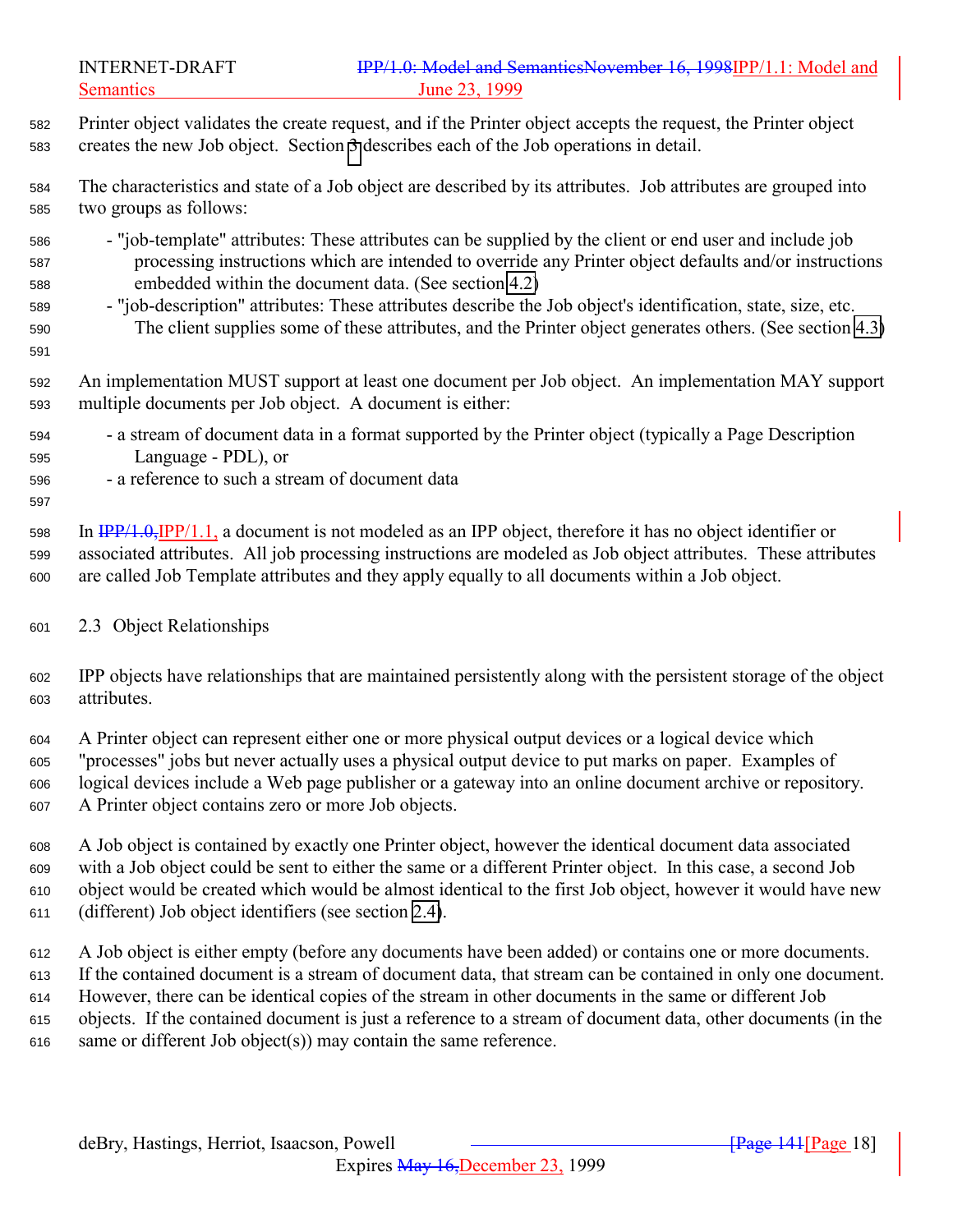Printer object validates the create request, and if the Printer object accepts the request, the Printer object creates the new Job object. Section 3 describes each of the Job operations in detail.

The characteristics and state of a Job object are described by its attributes. Job attributes are grouped into two groups as follows:

- "job-template" attributes: These attributes can be supplied by the client or end user and include job processing instructions which are intended to override any Printer object defaults and/or instructions embedded within the document data. (See section 4.2)
- "job-description" attributes: These attributes describe the Job object's identification, state, size, etc. The client supplies some of these attributes, and the Printer object generates others. (See section 4.3)

An implementation MUST support at least one document per Job object. An implementation MAY support multiple documents per Job object. A document is either:

- a stream of document data in a format supported by the Printer object (typically a Page Description Language - PDL), or
- a reference to such a stream of document data

In ~~IPP/1.0,~~IPP/1.1, a document is not modeled as an IPP object, therefore it has no object identifier or associated attributes. All job processing instructions are modeled as Job object attributes. These attributes are called Job Template attributes and they apply equally to all documents within a Job object.

## 2.3 Object Relationships

IPP objects have relationships that are maintained persistently along with the persistent storage of the object attributes.

A Printer object can represent either one or more physical output devices or a logical device which "processes" jobs but never actually uses a physical output device to put marks on paper. Examples of logical devices include a Web page publisher or a gateway into an online document archive or repository. A Printer object contains zero or more Job objects.

A Job object is contained by exactly one Printer object, however the identical document data associated with a Job object could be sent to either the same or a different Printer object. In this case, a second Job object would be created which would be almost identical to the first Job object, however it would have new (different) Job object identifiers (see section 2.4).

A Job object is either empty (before any documents have been added) or contains one or more documents. If the contained document is a stream of document data, that stream can be contained in only one document. However, there can be identical copies of the stream in other documents in the same or different Job objects. If the contained document is just a reference to a stream of document data, other documents (in the same or different Job object(s)) may contain the same reference.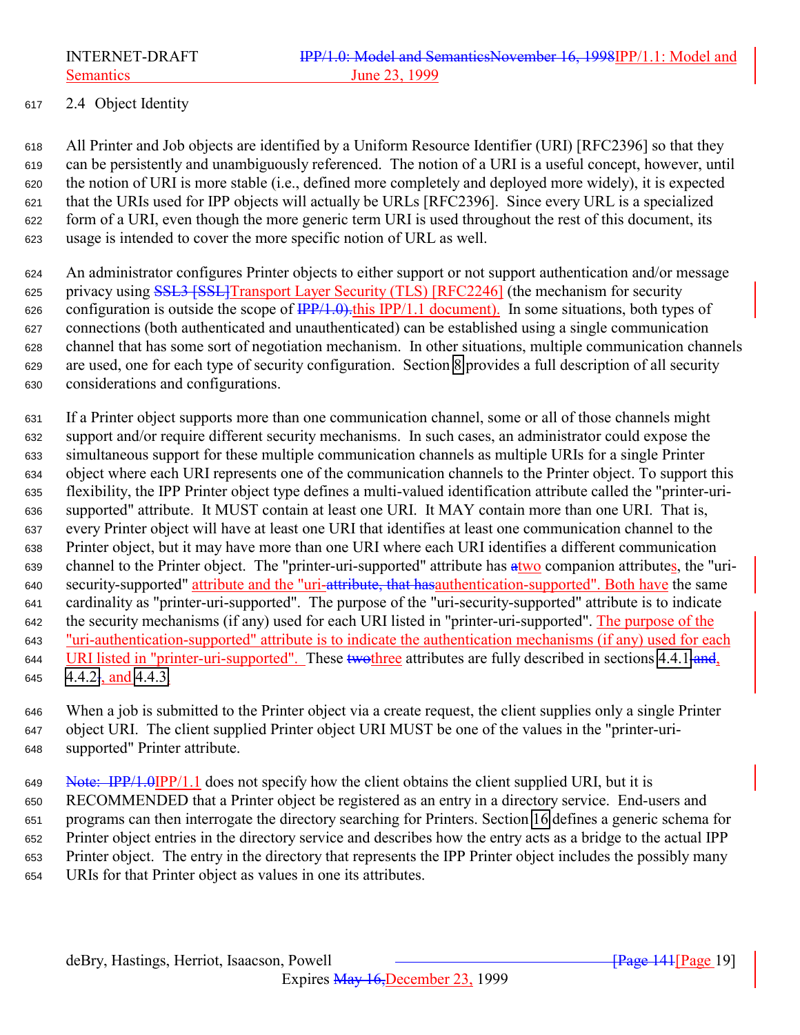## 2.4 Object Identity

All Printer and Job objects are identified by a Uniform Resource Identifier (URI) [RFC2396] so that they can be persistently and unambiguously referenced. The notion of a URI is a useful concept, however, until the notion of URI is more stable (i.e., defined more completely and deployed more widely), it is expected that the URIs used for IPP objects will actually be URLs [RFC2396]. Since every URL is a specialized form of a URI, even though the more generic term URI is used throughout the rest of this document, its usage is intended to cover the more specific notion of URL as well.

An administrator configures Printer objects to either support or not support authentication and/or message privacy using ~~SSL3 [SSL]~~Transport Layer Security (TLS) [RFC2246] (the mechanism for security configuration is outside the scope of ~~IPP/1.0).~~this IPP/1.1 document). In some situations, both types of connections (both authenticated and unauthenticated) can be established using a single communication channel that has some sort of negotiation mechanism. In other situations, multiple communication channels are used, one for each type of security configuration. Section 8 provides a full description of all security considerations and configurations.

If a Printer object supports more than one communication channel, some or all of those channels might support and/or require different security mechanisms. In such cases, an administrator could expose the simultaneous support for these multiple communication channels as multiple URIs for a single Printer object where each URI represents one of the communication channels to the Printer object. To support this flexibility, the IPP Printer object type defines a multi-valued identification attribute called the "printer-uri-supported" attribute. It MUST contain at least one URI. It MAY contain more than one URI. That is, every Printer object will have at least one URI that identifies at least one communication channel to the Printer object, but it may have more than one URI where each URI identifies a different communication channel to the Printer object. The "printer-uri-supported" attribute has ~~a~~two companion attributes, the "uri-security-supported" attribute and the "uri-~~attribute, that has~~authentication-supported". Both have the same cardinality as "printer-uri-supported". The purpose of the "uri-security-supported" attribute is to indicate the security mechanisms (if any) used for each URI listed in "printer-uri-supported". The purpose of the "uri-authentication-supported" attribute is to indicate the authentication mechanisms (if any) used for each URI listed in "printer-uri-supported". These ~~two~~three attributes are fully described in sections 4.4.1~~and~~, 4.4.2~~.~~, and 4.4.3.

When a job is submitted to the Printer object via a create request, the client supplies only a single Printer object URI. The client supplied Printer object URI MUST be one of the values in the "printer-uri-supported" Printer attribute.

~~Note: IPP/1.0~~IPP/1.1 does not specify how the client obtains the client supplied URI, but it is RECOMMENDED that a Printer object be registered as an entry in a directory service. End-users and programs can then interrogate the directory searching for Printers. Section 16 defines a generic schema for Printer object entries in the directory service and describes how the entry acts as a bridge to the actual IPP Printer object. The entry in the directory that represents the IPP Printer object includes the possibly many URIs for that Printer object as values in one its attributes.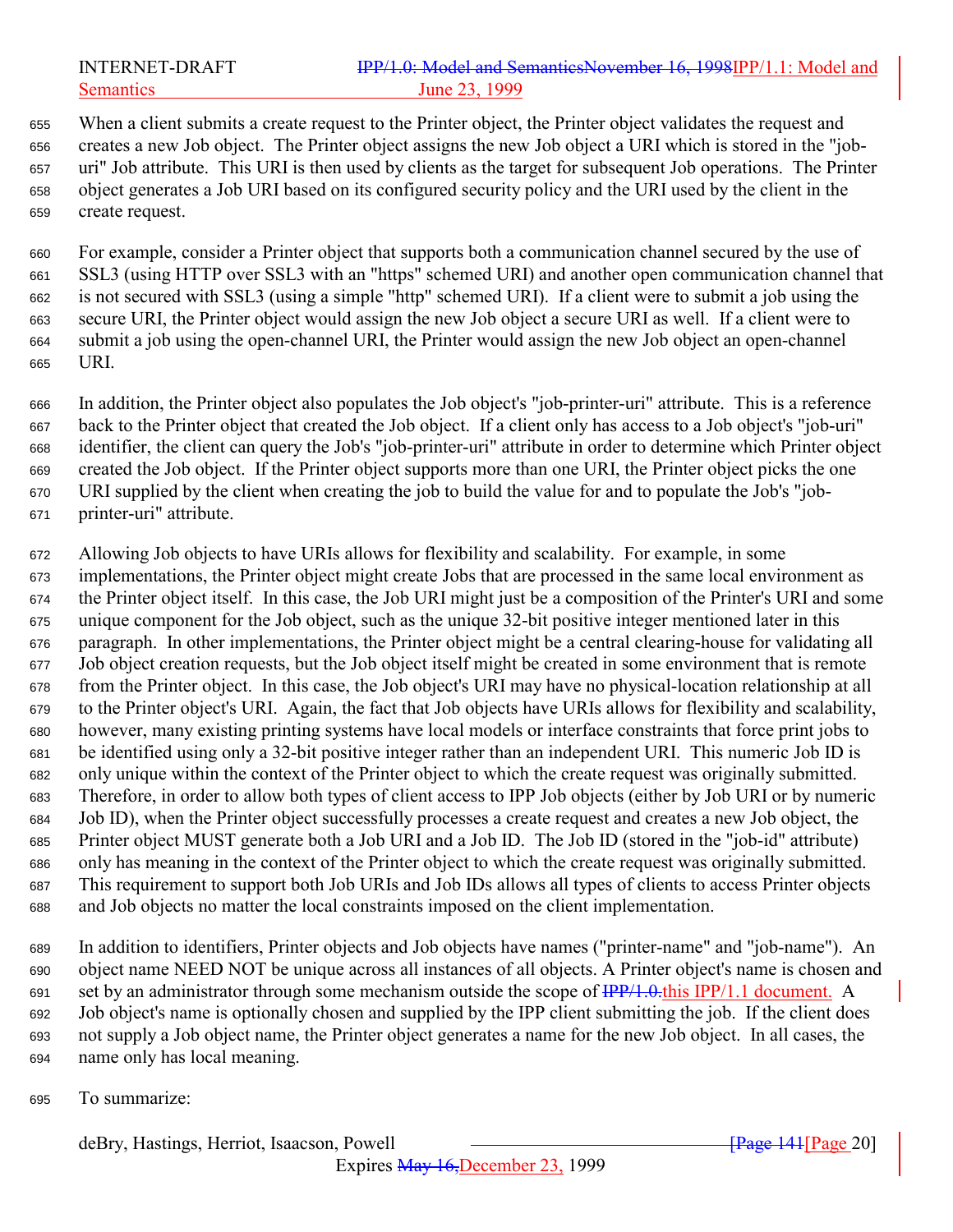When a client submits a create request to the Printer object, the Printer object validates the request and creates a new Job object. The Printer object assigns the new Job object a URI which is stored in the "job-uri" Job attribute. This URI is then used by clients as the target for subsequent Job operations. The Printer object generates a Job URI based on its configured security policy and the URI used by the client in the create request.

For example, consider a Printer object that supports both a communication channel secured by the use of SSL3 (using HTTP over SSL3 with an "https" schemed URI) and another open communication channel that is not secured with SSL3 (using a simple "http" schemed URI). If a client were to submit a job using the secure URI, the Printer object would assign the new Job object a secure URI as well. If a client were to submit a job using the open-channel URI, the Printer would assign the new Job object an open-channel URI.

In addition, the Printer object also populates the Job object's "job-printer-uri" attribute. This is a reference back to the Printer object that created the Job object. If a client only has access to a Job object's "job-uri" identifier, the client can query the Job's "job-printer-uri" attribute in order to determine which Printer object created the Job object. If the Printer object supports more than one URI, the Printer object picks the one URI supplied by the client when creating the job to build the value for and to populate the Job's "job-printer-uri" attribute.

Allowing Job objects to have URIs allows for flexibility and scalability. For example, in some implementations, the Printer object might create Jobs that are processed in the same local environment as the Printer object itself. In this case, the Job URI might just be a composition of the Printer's URI and some unique component for the Job object, such as the unique 32-bit positive integer mentioned later in this paragraph. In other implementations, the Printer object might be a central clearing-house for validating all Job object creation requests, but the Job object itself might be created in some environment that is remote from the Printer object. In this case, the Job object's URI may have no physical-location relationship at all to the Printer object's URI. Again, the fact that Job objects have URIs allows for flexibility and scalability, however, many existing printing systems have local models or interface constraints that force print jobs to be identified using only a 32-bit positive integer rather than an independent URI. This numeric Job ID is only unique within the context of the Printer object to which the create request was originally submitted. Therefore, in order to allow both types of client access to IPP Job objects (either by Job URI or by numeric Job ID), when the Printer object successfully processes a create request and creates a new Job object, the Printer object MUST generate both a Job URI and a Job ID. The Job ID (stored in the "job-id" attribute) only has meaning in the context of the Printer object to which the create request was originally submitted. This requirement to support both Job URIs and Job IDs allows all types of clients to access Printer objects and Job objects no matter the local constraints imposed on the client implementation.

In addition to identifiers, Printer objects and Job objects have names ("printer-name" and "job-name"). An object name NEED NOT be unique across all instances of all objects. A Printer object's name is chosen and set by an administrator through some mechanism outside the scope of ~~IPP/1.0.~~this IPP/1.1 document. A Job object's name is optionally chosen and supplied by the IPP client submitting the job. If the client does not supply a Job object name, the Printer object generates a name for the new Job object. In all cases, the name only has local meaning.

To summarize: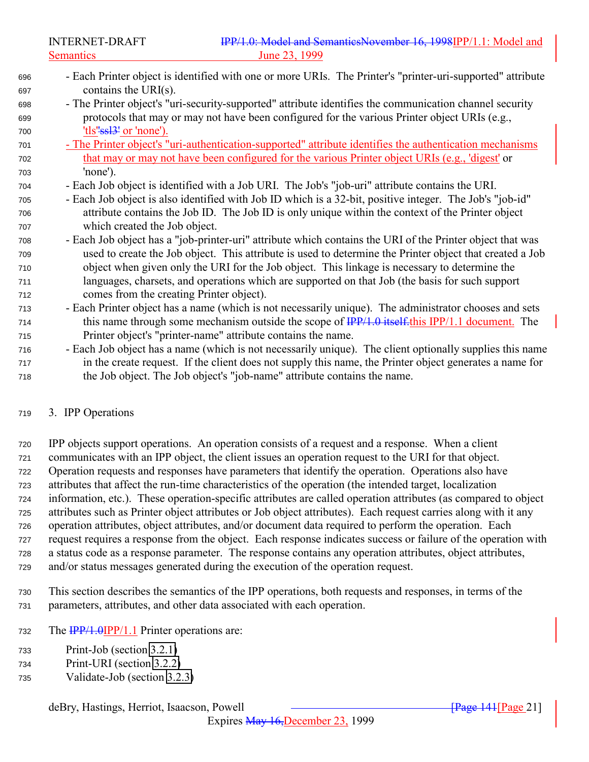- Each Printer object is identified with one or more URIs. The Printer's "printer-uri-supported" attribute contains the URI(s).
- The Printer object's "uri-security-supported" attribute identifies the communication channel security protocols that may or may not have been configured for the various Printer object URIs (e.g., 'tls''ssl3' or 'none').
- The Printer object's "uri-authentication-supported" attribute identifies the authentication mechanisms that may or may not have been configured for the various Printer object URIs (e.g., 'digest' or 'none').
- Each Job object is identified with a Job URI. The Job's "job-uri" attribute contains the URI.
- Each Job object is also identified with Job ID which is a 32-bit, positive integer. The Job's "job-id" attribute contains the Job ID. The Job ID is only unique within the context of the Printer object which created the Job object.
- Each Job object has a "job-printer-uri" attribute which contains the URI of the Printer object that was used to create the Job object. This attribute is used to determine the Printer object that created a Job object when given only the URI for the Job object. This linkage is necessary to determine the languages, charsets, and operations which are supported on that Job (the basis for such support comes from the creating Printer object).
- Each Printer object has a name (which is not necessarily unique). The administrator chooses and sets this name through some mechanism outside the scope of IPP/1.0 itself.this IPP/1.1 document. The Printer object's "printer-name" attribute contains the name.
- Each Job object has a name (which is not necessarily unique). The client optionally supplies this name in the create request. If the client does not supply this name, the Printer object generates a name for the Job object. The Job object's "job-name" attribute contains the name.

# 3. IPP Operations

IPP objects support operations. An operation consists of a request and a response. When a client communicates with an IPP object, the client issues an operation request to the URI for that object. Operation requests and responses have parameters that identify the operation. Operations also have attributes that affect the run-time characteristics of the operation (the intended target, localization information, etc.). These operation-specific attributes are called operation attributes (as compared to object attributes such as Printer object attributes or Job object attributes). Each request carries along with it any operation attributes, object attributes, and/or document data required to perform the operation. Each request requires a response from the object. Each response indicates success or failure of the operation with a status code as a response parameter. The response contains any operation attributes, object attributes, and/or status messages generated during the execution of the operation request.

This section describes the semantics of the IPP operations, both requests and responses, in terms of the parameters, attributes, and other data associated with each operation.

The IPP/1.0IPP/1.1 Printer operations are:

Print-Job (section 3.2.1)
Print-URI (section 3.2.2)
Validate-Job (section 3.2.3)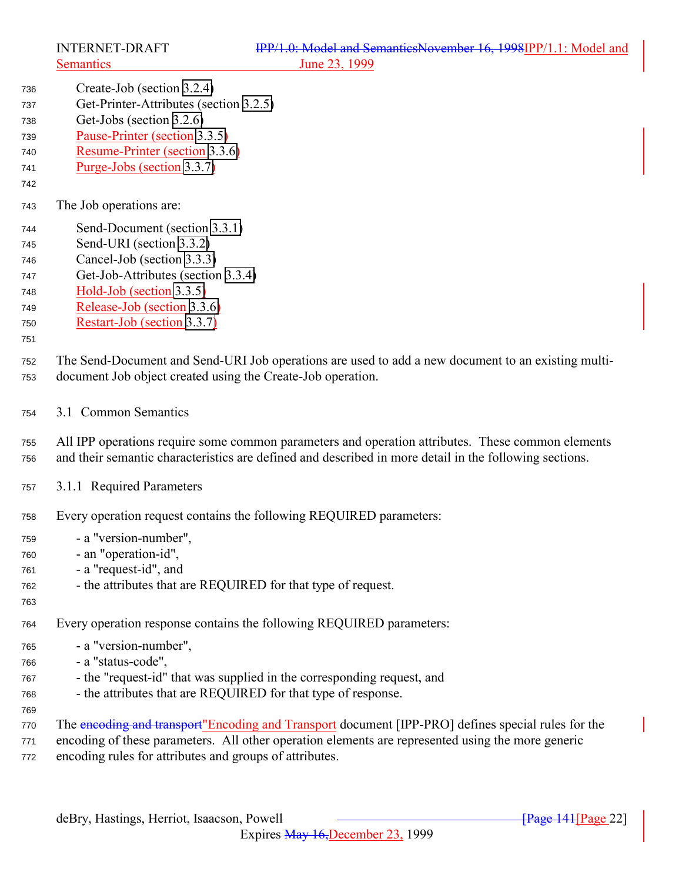Create-Job (section 3.2.4)
Get-Printer-Attributes (section 3.2.5)
Get-Jobs (section 3.2.6)
Pause-Printer (section 3.3.5)
Resume-Printer (section 3.3.6)
Purge-Jobs (section 3.3.7)

The Job operations are:

Send-Document (section 3.3.1)
Send-URI (section 3.3.2)
Cancel-Job (section 3.3.3)
Get-Job-Attributes (section 3.3.4)
Hold-Job (section 3.3.5)
Release-Job (section 3.3.6)
Restart-Job (section 3.3.7)

The Send-Document and Send-URI Job operations are used to add a new document to an existing multi-document Job object created using the Create-Job operation.

## 3.1 Common Semantics

All IPP operations require some common parameters and operation attributes. These common elements and their semantic characteristics are defined and described in more detail in the following sections.

### 3.1.1 Required Parameters

Every operation request contains the following REQUIRED parameters:

- a "version-number",
- an "operation-id",
- a "request-id", and
- the attributes that are REQUIRED for that type of request.

Every operation response contains the following REQUIRED parameters:

- a "version-number",
- a "status-code",
- the "request-id" that was supplied in the corresponding request, and
- the attributes that are REQUIRED for that type of response.

The encoding and transport"Encoding and Transport document [IPP-PRO] defines special rules for the encoding of these parameters. All other operation elements are represented using the more generic encoding rules for attributes and groups of attributes.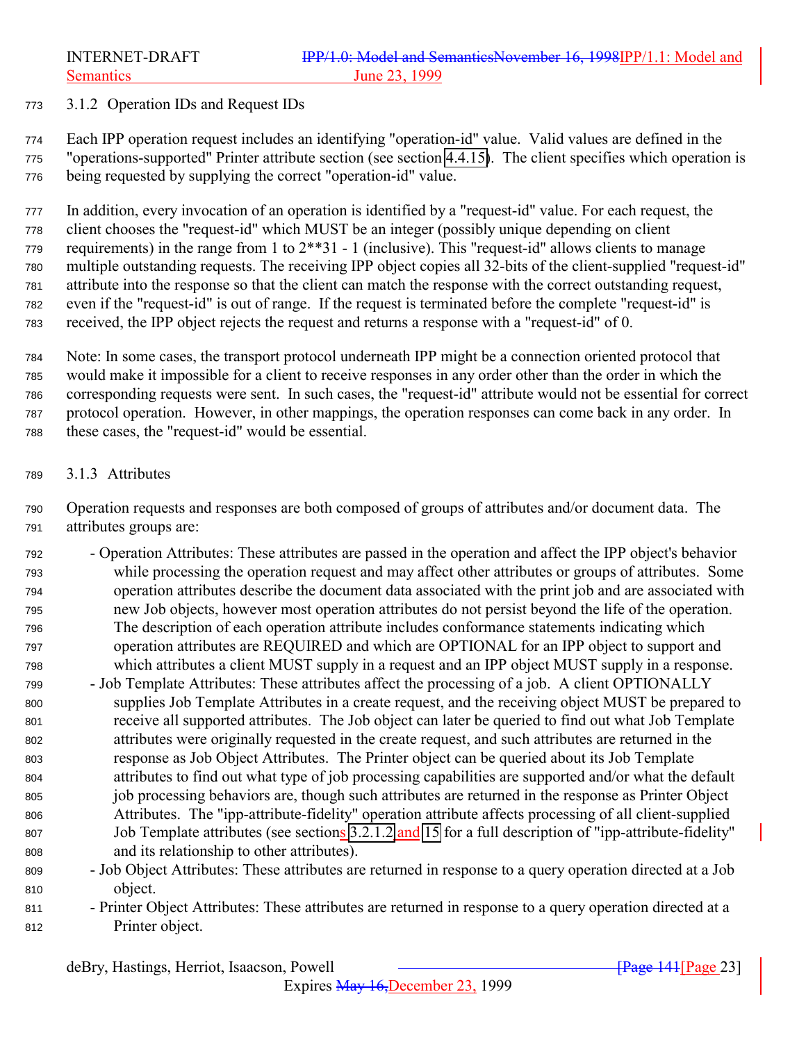### 3.1.2 Operation IDs and Request IDs

Each IPP operation request includes an identifying "operation-id" value. Valid values are defined in the "operations-supported" Printer attribute section (see section 4.4.15). The client specifies which operation is being requested by supplying the correct "operation-id" value.

In addition, every invocation of an operation is identified by a "request-id" value. For each request, the client chooses the "request-id" which MUST be an integer (possibly unique depending on client requirements) in the range from 1 to 2**31 - 1 (inclusive). This "request-id" allows clients to manage multiple outstanding requests. The receiving IPP object copies all 32-bits of the client-supplied "request-id" attribute into the response so that the client can match the response with the correct outstanding request, even if the "request-id" is out of range. If the request is terminated before the complete "request-id" is received, the IPP object rejects the request and returns a response with a "request-id" of 0.

Note: In some cases, the transport protocol underneath IPP might be a connection oriented protocol that would make it impossible for a client to receive responses in any order other than the order in which the corresponding requests were sent. In such cases, the "request-id" attribute would not be essential for correct protocol operation. However, in other mappings, the operation responses can come back in any order. In these cases, the "request-id" would be essential.

### 3.1.3 Attributes

Operation requests and responses are both composed of groups of attributes and/or document data. The attributes groups are:

- Operation Attributes: These attributes are passed in the operation and affect the IPP object's behavior while processing the operation request and may affect other attributes or groups of attributes. Some operation attributes describe the document data associated with the print job and are associated with new Job objects, however most operation attributes do not persist beyond the life of the operation. The description of each operation attribute includes conformance statements indicating which operation attributes are REQUIRED and which are OPTIONAL for an IPP object to support and which attributes a client MUST supply in a request and an IPP object MUST supply in a response.
- Job Template Attributes: These attributes affect the processing of a job. A client OPTIONALLY supplies Job Template Attributes in a create request, and the receiving object MUST be prepared to receive all supported attributes. The Job object can later be queried to find out what Job Template attributes were originally requested in the create request, and such attributes are returned in the response as Job Object Attributes. The Printer object can be queried about its Job Template attributes to find out what type of job processing capabilities are supported and/or what the default job processing behaviors are, though such attributes are returned in the response as Printer Object Attributes. The "ipp-attribute-fidelity" operation attribute affects processing of all client-supplied Job Template attributes (see sections 3.2.1.2 and 15 for a full description of "ipp-attribute-fidelity" and its relationship to other attributes).
- Job Object Attributes: These attributes are returned in response to a query operation directed at a Job object.
- Printer Object Attributes: These attributes are returned in response to a query operation directed at a Printer object.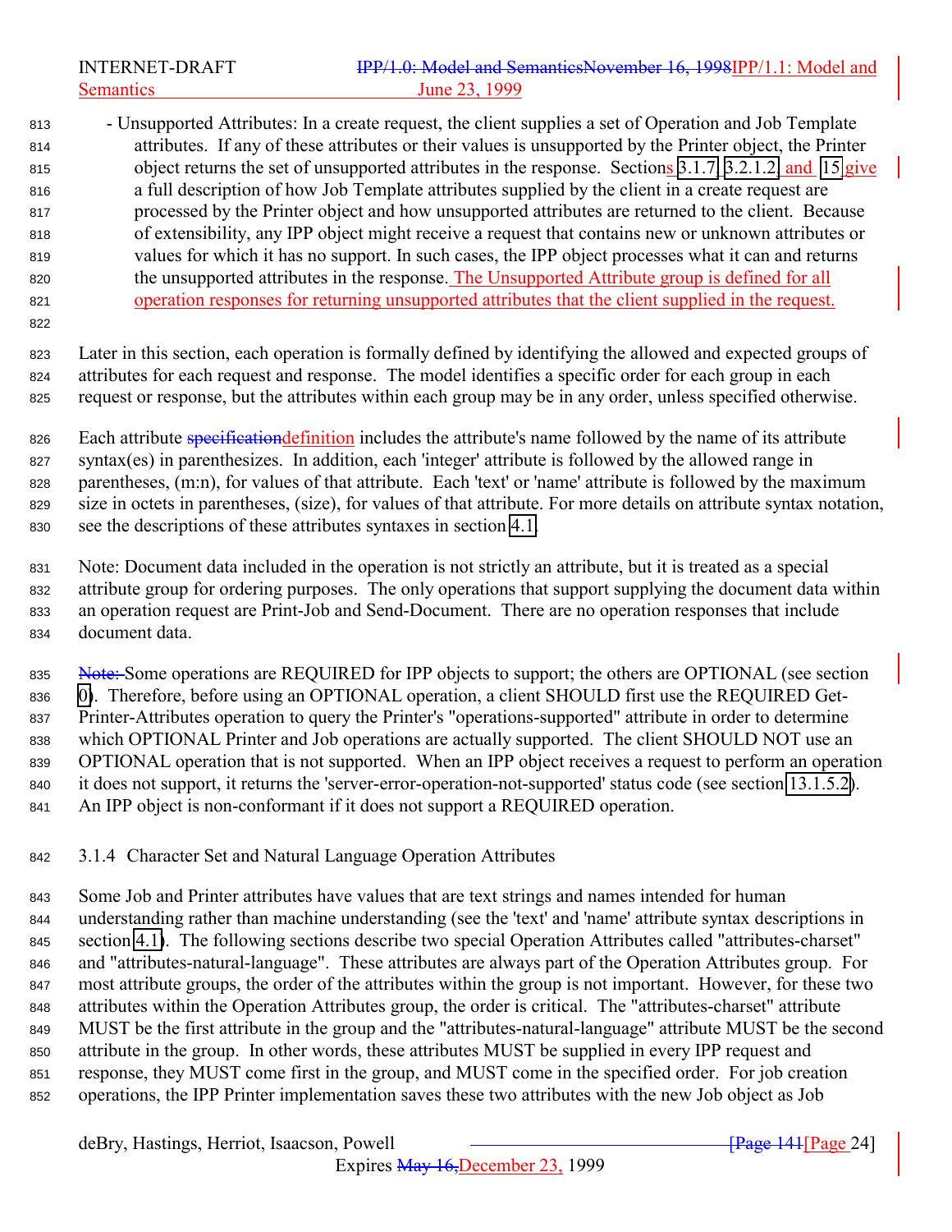- Unsupported Attributes: In a create request, the client supplies a set of Operation and Job Template attributes. If any of these attributes or their values is unsupported by the Printer object, the Printer object returns the set of unsupported attributes in the response. Sections 3.1.7, 3.2.1.2, and 15 give a full description of how Job Template attributes supplied by the client in a create request are processed by the Printer object and how unsupported attributes are returned to the client. Because of extensibility, any IPP object might receive a request that contains new or unknown attributes or values for which it has no support. In such cases, the IPP object processes what it can and returns the unsupported attributes in the response. The Unsupported Attribute group is defined for all operation responses for returning unsupported attributes that the client supplied in the request.

Later in this section, each operation is formally defined by identifying the allowed and expected groups of attributes for each request and response. The model identifies a specific order for each group in each request or response, but the attributes within each group may be in any order, unless specified otherwise.

Each attribute ~~specification~~definition includes the attribute's name followed by the name of its attribute syntax(es) in parenthesizes. In addition, each 'integer' attribute is followed by the allowed range in parentheses, (m:n), for values of that attribute. Each 'text' or 'name' attribute is followed by the maximum size in octets in parentheses, (size), for values of that attribute. For more details on attribute syntax notation, see the descriptions of these attributes syntaxes in section 4.1.

Note: Document data included in the operation is not strictly an attribute, but it is treated as a special attribute group for ordering purposes. The only operations that support supplying the document data within an operation request are Print-Job and Send-Document. There are no operation responses that include document data.

~~Note:~~ Some operations are REQUIRED for IPP objects to support; the others are OPTIONAL (see section 0). Therefore, before using an OPTIONAL operation, a client SHOULD first use the REQUIRED Get-Printer-Attributes operation to query the Printer's "operations-supported" attribute in order to determine which OPTIONAL Printer and Job operations are actually supported. The client SHOULD NOT use an OPTIONAL operation that is not supported. When an IPP object receives a request to perform an operation it does not support, it returns the 'server-error-operation-not-supported' status code (see section 13.1.5.2). An IPP object is non-conformant if it does not support a REQUIRED operation.

### 3.1.4 Character Set and Natural Language Operation Attributes

Some Job and Printer attributes have values that are text strings and names intended for human understanding rather than machine understanding (see the 'text' and 'name' attribute syntax descriptions in section 4.1). The following sections describe two special Operation Attributes called "attributes-charset" and "attributes-natural-language". These attributes are always part of the Operation Attributes group. For most attribute groups, the order of the attributes within the group is not important. However, for these two attributes within the Operation Attributes group, the order is critical. The "attributes-charset" attribute MUST be the first attribute in the group and the "attributes-natural-language" attribute MUST be the second attribute in the group. In other words, these attributes MUST be supplied in every IPP request and response, they MUST come first in the group, and MUST come in the specified order. For job creation operations, the IPP Printer implementation saves these two attributes with the new Job object as Job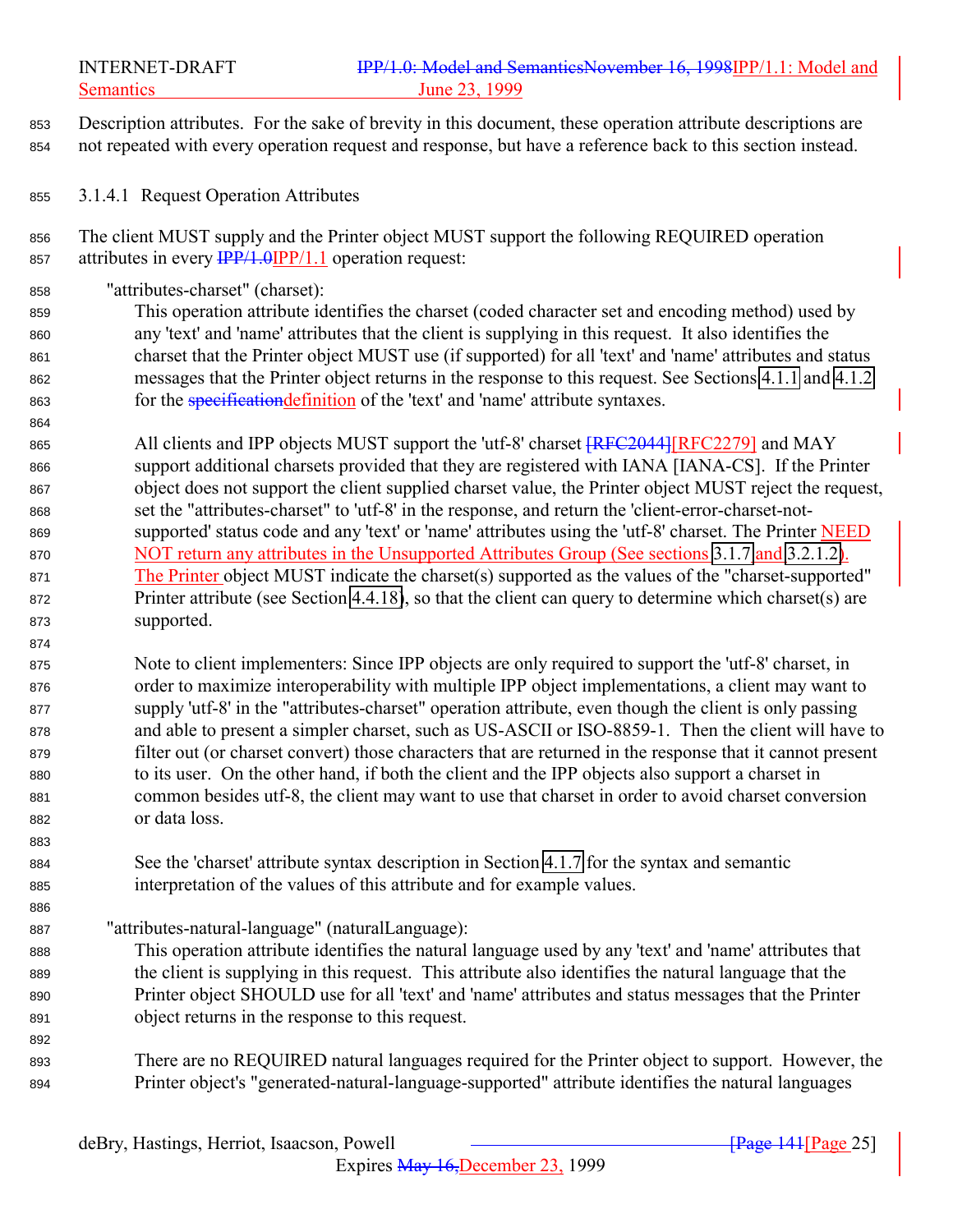Description attributes. For the sake of brevity in this document, these operation attribute descriptions are not repeated with every operation request and response, but have a reference back to this section instead.

#### 3.1.4.1 Request Operation Attributes

The client MUST supply and the Printer object MUST support the following REQUIRED operation attributes in every ~~IPP/1.0~~IPP/1.1 operation request:

"attributes-charset" (charset):

This operation attribute identifies the charset (coded character set and encoding method) used by any 'text' and 'name' attributes that the client is supplying in this request. It also identifies the charset that the Printer object MUST use (if supported) for all 'text' and 'name' attributes and status messages that the Printer object returns in the response to this request. See Sections 4.1.1 and 4.1.2 for the ~~specification~~definition of the 'text' and 'name' attribute syntaxes.

All clients and IPP objects MUST support the 'utf-8' charset ~~[RFC2044]~~[RFC2279] and MAY support additional charsets provided that they are registered with IANA [IANA-CS]. If the Printer object does not support the client supplied charset value, the Printer object MUST reject the request, set the "attributes-charset" to 'utf-8' in the response, and return the 'client-error-charset-not-supported' status code and any 'text' or 'name' attributes using the 'utf-8' charset. The Printer NEED NOT return any attributes in the Unsupported Attributes Group (See sections 3.1.7 and 3.2.1.2). The Printer object MUST indicate the charset(s) supported as the values of the "charset-supported" Printer attribute (see Section 4.4.18), so that the client can query to determine which charset(s) are supported.

Note to client implementers: Since IPP objects are only required to support the 'utf-8' charset, in order to maximize interoperability with multiple IPP object implementations, a client may want to supply 'utf-8' in the "attributes-charset" operation attribute, even though the client is only passing and able to present a simpler charset, such as US-ASCII or ISO-8859-1. Then the client will have to filter out (or charset convert) those characters that are returned in the response that it cannot present to its user. On the other hand, if both the client and the IPP objects also support a charset in common besides utf-8, the client may want to use that charset in order to avoid charset conversion or data loss.

See the 'charset' attribute syntax description in Section 4.1.7 for the syntax and semantic interpretation of the values of this attribute and for example values.

"attributes-natural-language" (naturalLanguage):

This operation attribute identifies the natural language used by any 'text' and 'name' attributes that the client is supplying in this request. This attribute also identifies the natural language that the Printer object SHOULD use for all 'text' and 'name' attributes and status messages that the Printer object returns in the response to this request.

There are no REQUIRED natural languages required for the Printer object to support. However, the Printer object's "generated-natural-language-supported" attribute identifies the natural languages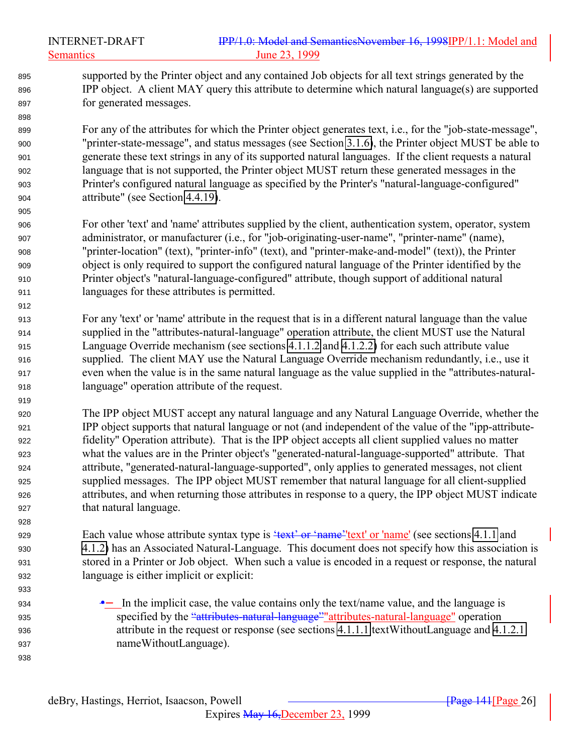supported by the Printer object and any contained Job objects for all text strings generated by the IPP object. A client MAY query this attribute to determine which natural language(s) are supported for generated messages.

For any of the attributes for which the Printer object generates text, i.e., for the "job-state-message", "printer-state-message", and status messages (see Section 3.1.6), the Printer object MUST be able to generate these text strings in any of its supported natural languages. If the client requests a natural language that is not supported, the Printer object MUST return these generated messages in the Printer's configured natural language as specified by the Printer's "natural-language-configured" attribute" (see Section 4.4.19).

For other 'text' and 'name' attributes supplied by the client, authentication system, operator, system administrator, or manufacturer (i.e., for "job-originating-user-name", "printer-name" (name), "printer-location" (text), "printer-info" (text), and "printer-make-and-model" (text)), the Printer object is only required to support the configured natural language of the Printer identified by the Printer object's "natural-language-configured" attribute, though support of additional natural languages for these attributes is permitted.

For any 'text' or 'name' attribute in the request that is in a different natural language than the value supplied in the "attributes-natural-language" operation attribute, the client MUST use the Natural Language Override mechanism (see sections 4.1.1.2 and 4.1.2.2) for each such attribute value supplied. The client MAY use the Natural Language Override mechanism redundantly, i.e., use it even when the value is in the same natural language as the value supplied in the "attributes-natural-language" operation attribute of the request.

The IPP object MUST accept any natural language and any Natural Language Override, whether the IPP object supports that natural language or not (and independent of the value of the "ipp-attribute-fidelity" Operation attribute). That is the IPP object accepts all client supplied values no matter what the values are in the Printer object's "generated-natural-language-supported" attribute. That attribute, "generated-natural-language-supported", only applies to generated messages, not client supplied messages. The IPP object MUST remember that natural language for all client-supplied attributes, and when returning those attributes in response to a query, the IPP object MUST indicate that natural language.

Each value whose attribute syntax type is ~~‘text’ or ‘name’~~'text' or 'name' (see sections 4.1.1 and 4.1.2) has an Associated Natural-Language. This document does not specify how this association is stored in a Printer or Job object. When such a value is encoded in a request or response, the natural language is either implicit or explicit:

- In the implicit case, the value contains only the text/name value, and the language is specified by the ~~“attributes-natural-language”~~"attributes-natural-language" operation attribute in the request or response (see sections 4.1.1.1 textWithoutLanguage and 4.1.2.1 nameWithoutLanguage).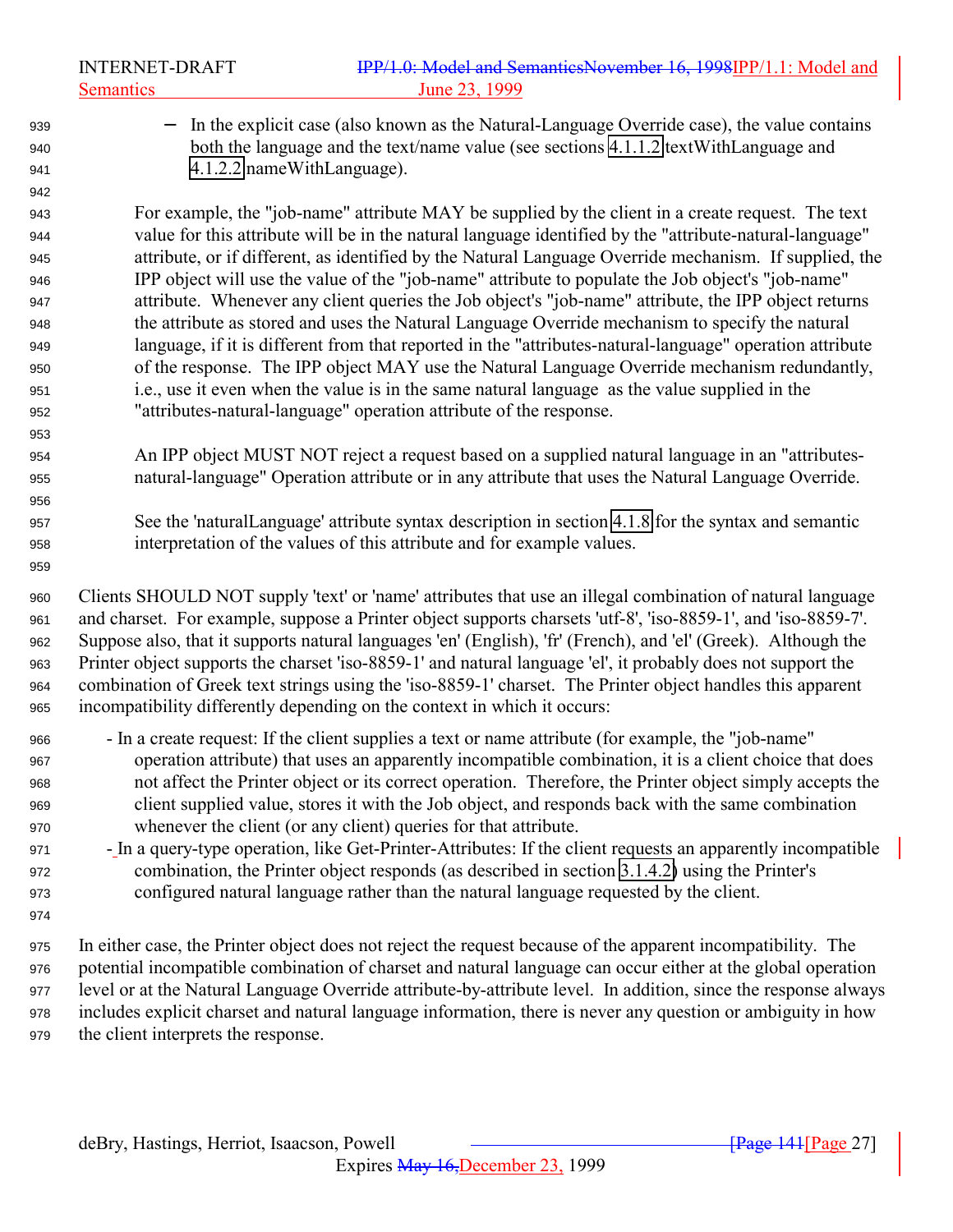- In the explicit case (also known as the Natural-Language Override case), the value contains both the language and the text/name value (see sections 4.1.1.2 textWithLanguage and 4.1.2.2 nameWithLanguage).

For example, the "job-name" attribute MAY be supplied by the client in a create request. The text value for this attribute will be in the natural language identified by the "attribute-natural-language" attribute, or if different, as identified by the Natural Language Override mechanism. If supplied, the IPP object will use the value of the "job-name" attribute to populate the Job object's "job-name" attribute. Whenever any client queries the Job object's "job-name" attribute, the IPP object returns the attribute as stored and uses the Natural Language Override mechanism to specify the natural language, if it is different from that reported in the "attributes-natural-language" operation attribute of the response. The IPP object MAY use the Natural Language Override mechanism redundantly, i.e., use it even when the value is in the same natural language as the value supplied in the "attributes-natural-language" operation attribute of the response.

An IPP object MUST NOT reject a request based on a supplied natural language in an "attributes-natural-language" Operation attribute or in any attribute that uses the Natural Language Override.

See the 'naturalLanguage' attribute syntax description in section 4.1.8 for the syntax and semantic interpretation of the values of this attribute and for example values.

Clients SHOULD NOT supply 'text' or 'name' attributes that use an illegal combination of natural language and charset. For example, suppose a Printer object supports charsets 'utf-8', 'iso-8859-1', and 'iso-8859-7'. Suppose also, that it supports natural languages 'en' (English), 'fr' (French), and 'el' (Greek). Although the Printer object supports the charset 'iso-8859-1' and natural language 'el', it probably does not support the combination of Greek text strings using the 'iso-8859-1' charset. The Printer object handles this apparent incompatibility differently depending on the context in which it occurs:

- In a create request: If the client supplies a text or name attribute (for example, the "job-name" operation attribute) that uses an apparently incompatible combination, it is a client choice that does not affect the Printer object or its correct operation. Therefore, the Printer object simply accepts the client supplied value, stores it with the Job object, and responds back with the same combination whenever the client (or any client) queries for that attribute.
- In a query-type operation, like Get-Printer-Attributes: If the client requests an apparently incompatible combination, the Printer object responds (as described in section 3.1.4.2) using the Printer's configured natural language rather than the natural language requested by the client.

In either case, the Printer object does not reject the request because of the apparent incompatibility. The potential incompatible combination of charset and natural language can occur either at the global operation level or at the Natural Language Override attribute-by-attribute level. In addition, since the response always includes explicit charset and natural language information, there is never any question or ambiguity in how the client interprets the response.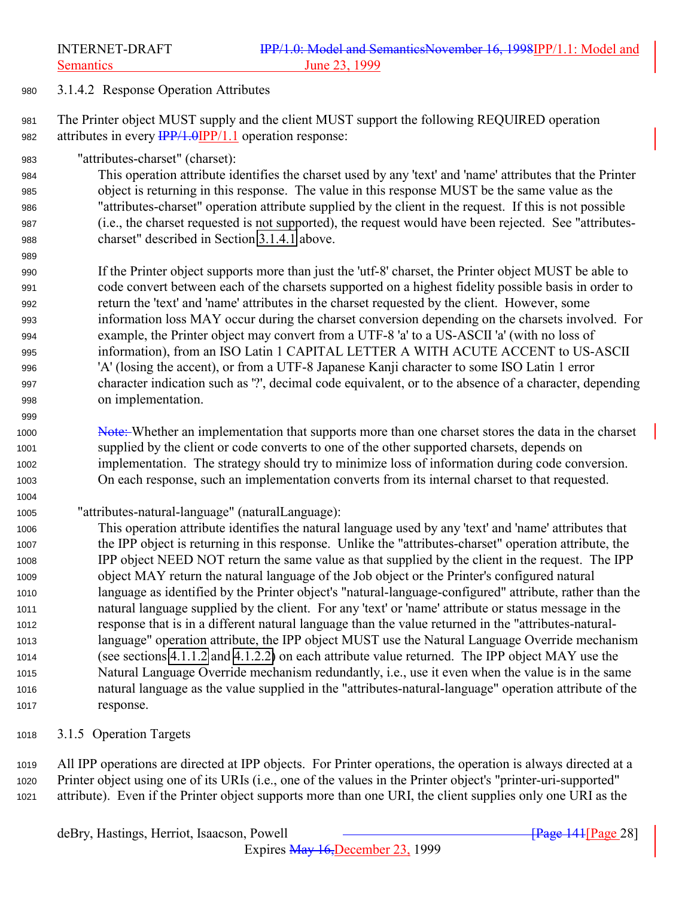### 3.1.4.2 Response Operation Attributes

The Printer object MUST supply and the client MUST support the following REQUIRED operation attributes in every ~~IPP/1.0~~IPP/1.1 operation response:

"attributes-charset" (charset):
This operation attribute identifies the charset used by any 'text' and 'name' attributes that the Printer object is returning in this response. The value in this response MUST be the same value as the "attributes-charset" operation attribute supplied by the client in the request. If this is not possible (i.e., the charset requested is not supported), the request would have been rejected. See "attributes-charset" described in Section 3.1.4.1 above.

If the Printer object supports more than just the 'utf-8' charset, the Printer object MUST be able to code convert between each of the charsets supported on a highest fidelity possible basis in order to return the 'text' and 'name' attributes in the charset requested by the client. However, some information loss MAY occur during the charset conversion depending on the charsets involved. For example, the Printer object may convert from a UTF-8 'a' to a US-ASCII 'a' (with no loss of information), from an ISO Latin 1 CAPITAL LETTER A WITH ACUTE ACCENT to US-ASCII 'A' (losing the accent), or from a UTF-8 Japanese Kanji character to some ISO Latin 1 error character indication such as '?', decimal code equivalent, or to the absence of a character, depending on implementation.

~~Note:~~ Whether an implementation that supports more than one charset stores the data in the charset supplied by the client or code converts to one of the other supported charsets, depends on implementation. The strategy should try to minimize loss of information during code conversion. On each response, such an implementation converts from its internal charset to that requested.

"attributes-natural-language" (naturalLanguage):
This operation attribute identifies the natural language used by any 'text' and 'name' attributes that the IPP object is returning in this response. Unlike the "attributes-charset" operation attribute, the IPP object NEED NOT return the same value as that supplied by the client in the request. The IPP object MAY return the natural language of the Job object or the Printer's configured natural language as identified by the Printer object's "natural-language-configured" attribute, rather than the natural language supplied by the client. For any 'text' or 'name' attribute or status message in the response that is in a different natural language than the value returned in the "attributes-natural-language" operation attribute, the IPP object MUST use the Natural Language Override mechanism (see sections 4.1.1.2 and 4.1.2.2) on each attribute value returned. The IPP object MAY use the Natural Language Override mechanism redundantly, i.e., use it even when the value is in the same natural language as the value supplied in the "attributes-natural-language" operation attribute of the response.

### 3.1.5 Operation Targets

All IPP operations are directed at IPP objects. For Printer operations, the operation is always directed at a Printer object using one of its URIs (i.e., one of the values in the Printer object's "printer-uri-supported" attribute). Even if the Printer object supports more than one URI, the client supplies only one URI as the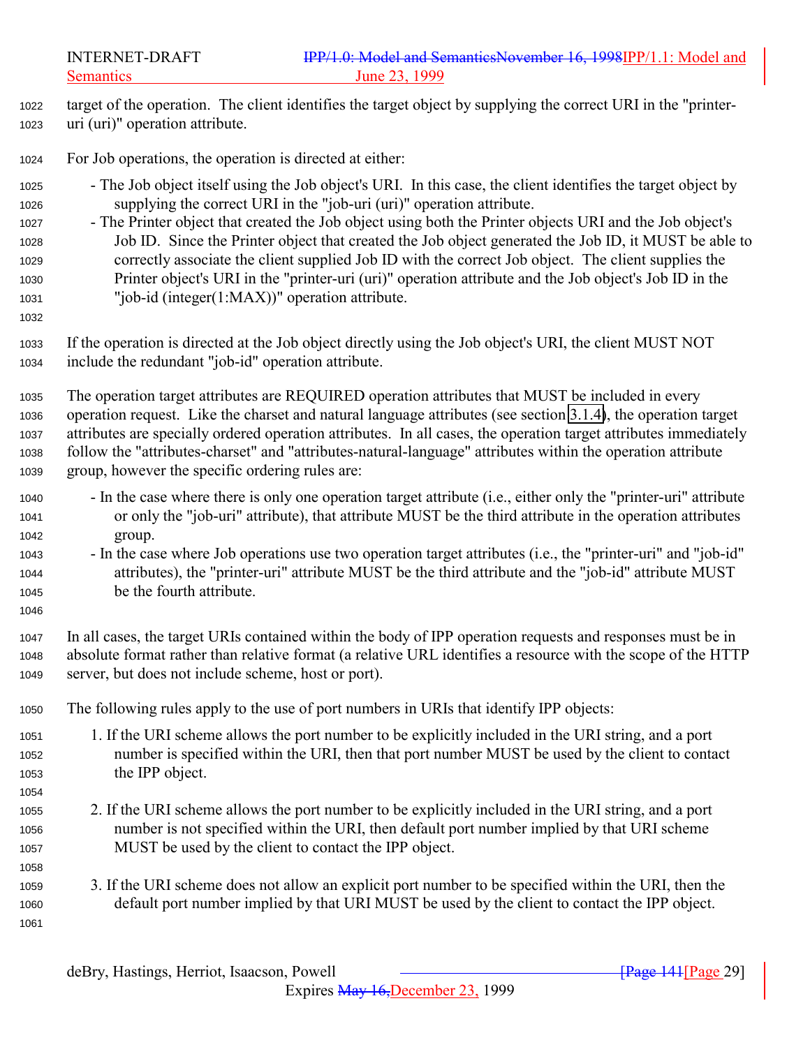target of the operation. The client identifies the target object by supplying the correct URI in the "printer-uri (uri)" operation attribute.

For Job operations, the operation is directed at either:

- The Job object itself using the Job object's URI. In this case, the client identifies the target object by supplying the correct URI in the "job-uri (uri)" operation attribute.
- The Printer object that created the Job object using both the Printer objects URI and the Job object's Job ID. Since the Printer object that created the Job object generated the Job ID, it MUST be able to correctly associate the client supplied Job ID with the correct Job object. The client supplies the Printer object's URI in the "printer-uri (uri)" operation attribute and the Job object's Job ID in the "job-id (integer(1:MAX))" operation attribute.

If the operation is directed at the Job object directly using the Job object's URI, the client MUST NOT include the redundant "job-id" operation attribute.

The operation target attributes are REQUIRED operation attributes that MUST be included in every operation request. Like the charset and natural language attributes (see section 3.1.4), the operation target attributes are specially ordered operation attributes. In all cases, the operation target attributes immediately follow the "attributes-charset" and "attributes-natural-language" attributes within the operation attribute group, however the specific ordering rules are:

- In the case where there is only one operation target attribute (i.e., either only the "printer-uri" attribute or only the "job-uri" attribute), that attribute MUST be the third attribute in the operation attributes group.
- In the case where Job operations use two operation target attributes (i.e., the "printer-uri" and "job-id" attributes), the "printer-uri" attribute MUST be the third attribute and the "job-id" attribute MUST be the fourth attribute.

In all cases, the target URIs contained within the body of IPP operation requests and responses must be in absolute format rather than relative format (a relative URL identifies a resource with the scope of the HTTP server, but does not include scheme, host or port).

The following rules apply to the use of port numbers in URIs that identify IPP objects:

1. If the URI scheme allows the port number to be explicitly included in the URI string, and a port number is specified within the URI, then that port number MUST be used by the client to contact the IPP object.

2. If the URI scheme allows the port number to be explicitly included in the URI string, and a port number is not specified within the URI, then default port number implied by that URI scheme MUST be used by the client to contact the IPP object.

3. If the URI scheme does not allow an explicit port number to be specified within the URI, then the default port number implied by that URI MUST be used by the client to contact the IPP object.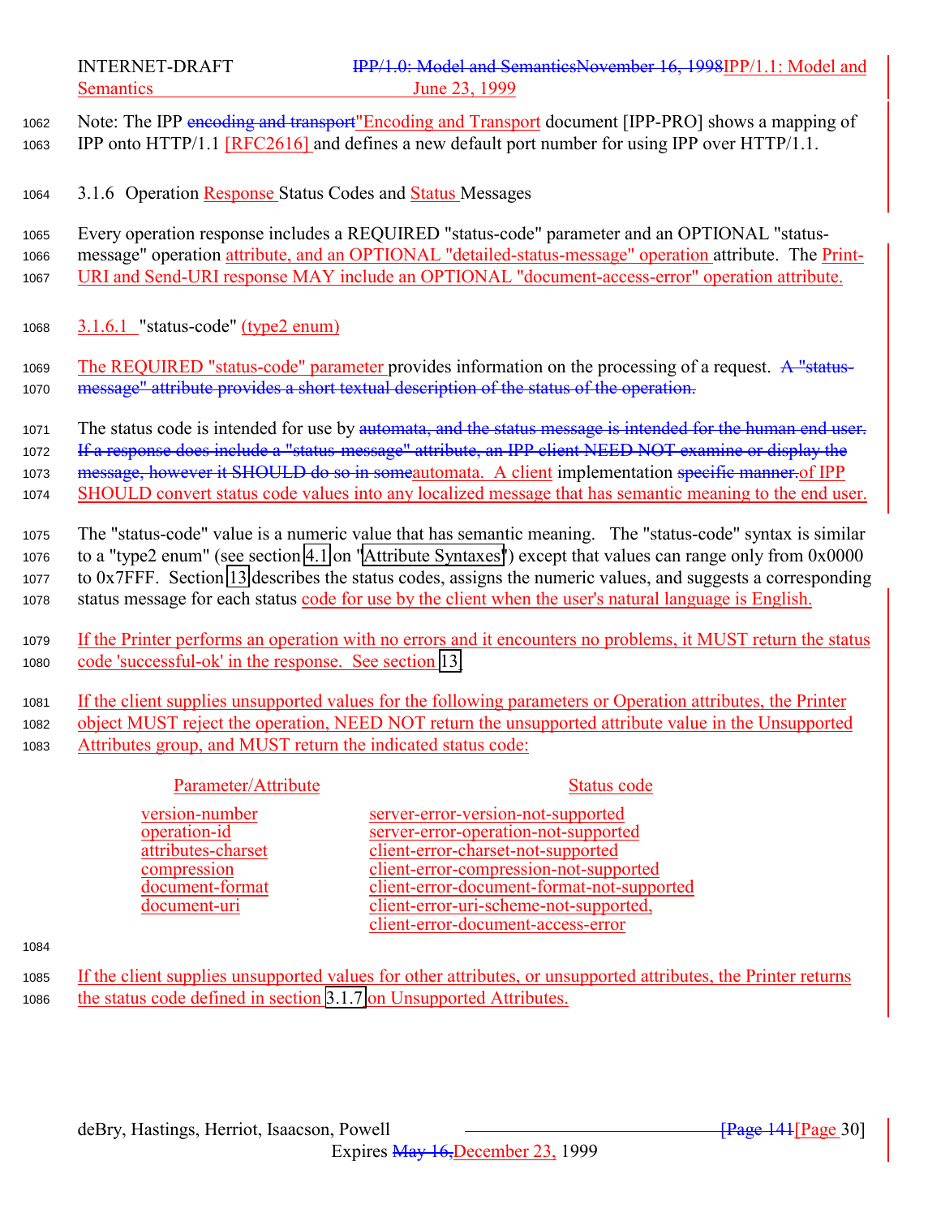Note: The IPP ~~encoding and transport~~"Encoding and Transport document [IPP-PRO] shows a mapping of IPP onto HTTP/1.1 [RFC2616] and defines a new default port number for using IPP over HTTP/1.1.

### 3.1.6 Operation Response Status Codes and Status Messages

Every operation response includes a REQUIRED "status-code" parameter and an OPTIONAL "status-message" operation attribute, and an OPTIONAL "detailed-status-message" operation attribute. The Print-URI and Send-URI response MAY include an OPTIONAL "document-access-error" operation attribute.

#### 3.1.6.1 "status-code" (type2 enum)

The REQUIRED "status-code" parameter provides information on the processing of a request. ~~A "status-message" attribute provides a short textual description of the status of the operation.~~

The status code is intended for use by ~~automata, and the status message is intended for the human end user. If a response does include a "status-message" attribute, an IPP client NEED NOT examine or display the message, however it SHOULD do so in some~~automata. A client implementation ~~specific manner.~~of IPP SHOULD convert status code values into any localized message that has semantic meaning to the end user.

The "status-code" value is a numeric value that has semantic meaning. The "status-code" syntax is similar to a "type2 enum" (see section 4.1 on "Attribute Syntaxes") except that values can range only from 0x0000 to 0x7FFF. Section 13 describes the status codes, assigns the numeric values, and suggests a corresponding status message for each status code for use by the client when the user's natural language is English.

If the Printer performs an operation with no errors and it encounters no problems, it MUST return the status code 'successful-ok' in the response. See section 13.

If the client supplies unsupported values for the following parameters or Operation attributes, the Printer object MUST reject the operation, NEED NOT return the unsupported attribute value in the Unsupported Attributes group, and MUST return the indicated status code:

| Parameter/Attribute | Status code |
|---|---|
| version-number | server-error-version-not-supported |
| operation-id | server-error-operation-not-supported |
| attributes-charset | client-error-charset-not-supported |
| compression | client-error-compression-not-supported |
| document-format | client-error-document-format-not-supported |
| document-uri | client-error-uri-scheme-not-supported, client-error-document-access-error |

If the client supplies unsupported values for other attributes, or unsupported attributes, the Printer returns the status code defined in section 3.1.7 on Unsupported Attributes.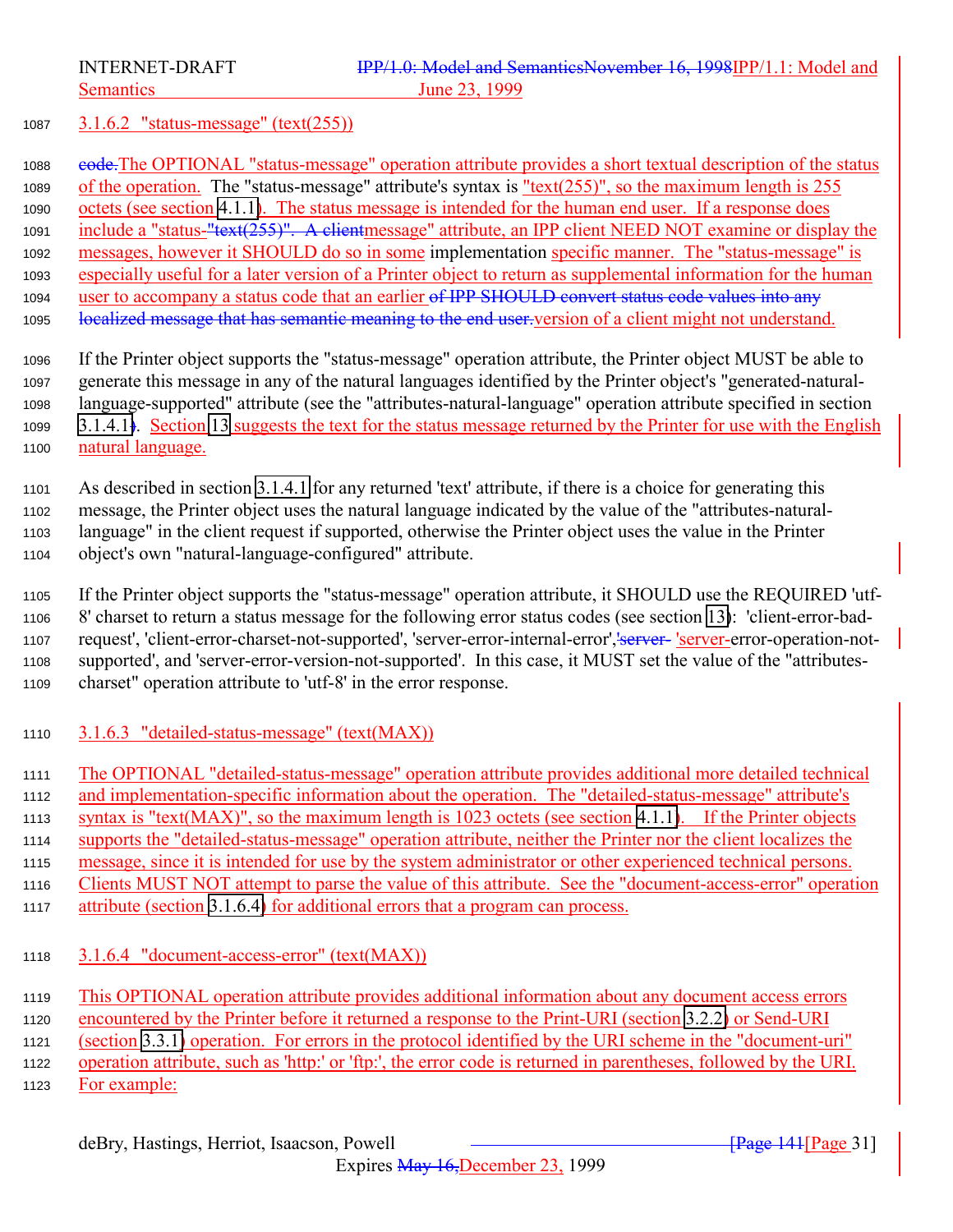#### 3.1.6.2 "status-message" (text(255))

code.The OPTIONAL "status-message" operation attribute provides a short textual description of the status of the operation. The "status-message" attribute's syntax is "text(255)", so the maximum length is 255 octets (see section 4.1.1). The status message is intended for the human end user. If a response does include a "status-"text(255)". A clientmessage" attribute, an IPP client NEED NOT examine or display the messages, however it SHOULD do so in some implementation specific manner. The "status-message" is especially useful for a later version of a Printer object to return as supplemental information for the human user to accompany a status code that an earlier of IPP SHOULD convert status code values into any localized message that has semantic meaning to the end user.version of a client might not understand.

If the Printer object supports the "status-message" operation attribute, the Printer object MUST be able to generate this message in any of the natural languages identified by the Printer object's "generated-natural-language-supported" attribute (see the "attributes-natural-language" operation attribute specified in section 3.1.4.1). Section 13 suggests the text for the status message returned by the Printer for use with the English natural language.

As described in section 3.1.4.1 for any returned 'text' attribute, if there is a choice for generating this message, the Printer object uses the natural language indicated by the value of the "attributes-natural-language" in the client request if supported, otherwise the Printer object uses the value in the Printer object's own "natural-language-configured" attribute.

If the Printer object supports the "status-message" operation attribute, it SHOULD use the REQUIRED 'utf-8' charset to return a status message for the following error status codes (see section 13): 'client-error-bad-request', 'client-error-charset-not-supported', 'server-error-internal-error','server- 'server-error-operation-not-supported', and 'server-error-version-not-supported'. In this case, it MUST set the value of the "attributes-charset" operation attribute to 'utf-8' in the error response.

#### 3.1.6.3 "detailed-status-message" (text(MAX))

The OPTIONAL "detailed-status-message" operation attribute provides additional more detailed technical and implementation-specific information about the operation. The "detailed-status-message" attribute's syntax is "text(MAX)", so the maximum length is 1023 octets (see section 4.1.1). If the Printer objects supports the "detailed-status-message" operation attribute, neither the Printer nor the client localizes the message, since it is intended for use by the system administrator or other experienced technical persons. Clients MUST NOT attempt to parse the value of this attribute. See the "document-access-error" operation attribute (section 3.1.6.4) for additional errors that a program can process.

#### 3.1.6.4 "document-access-error" (text(MAX))

This OPTIONAL operation attribute provides additional information about any document access errors encountered by the Printer before it returned a response to the Print-URI (section 3.2.2) or Send-URI (section 3.3.1) operation. For errors in the protocol identified by the URI scheme in the "document-uri" operation attribute, such as 'http:' or 'ftp:', the error code is returned in parentheses, followed by the URI. For example: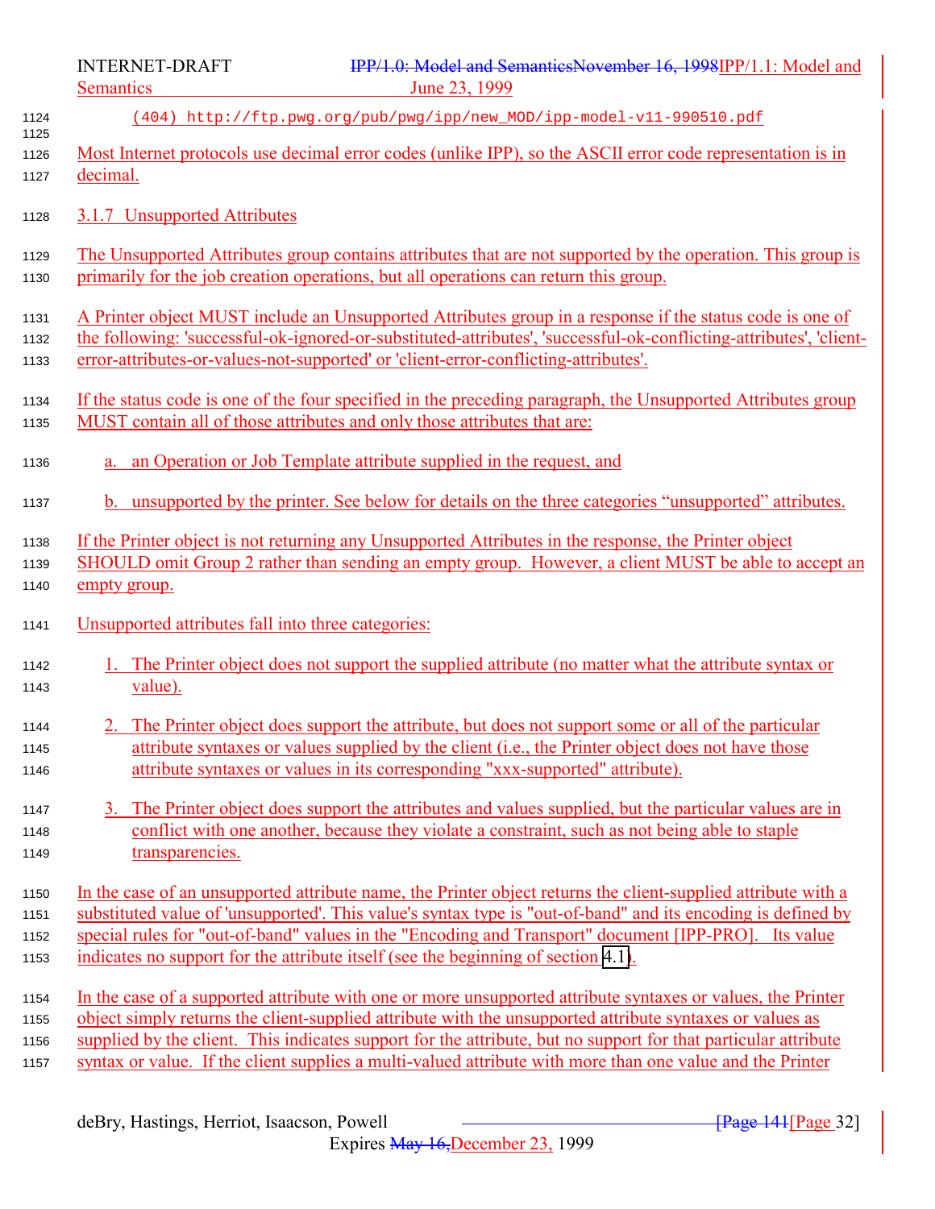```
(404) http://ftp.pwg.org/pub/pwg/ipp/new_MOD/ipp-model-v11-990510.pdf
```

Most Internet protocols use decimal error codes (unlike IPP), so the ASCII error code representation is in decimal.

### 3.1.7 Unsupported Attributes

The Unsupported Attributes group contains attributes that are not supported by the operation. This group is primarily for the job creation operations, but all operations can return this group.

A Printer object MUST include an Unsupported Attributes group in a response if the status code is one of the following: 'successful-ok-ignored-or-substituted-attributes', 'successful-ok-conflicting-attributes', 'client-error-attributes-or-values-not-supported' or 'client-error-conflicting-attributes'.

If the status code is one of the four specified in the preceding paragraph, the Unsupported Attributes group MUST contain all of those attributes and only those attributes that are:

a. an Operation or Job Template attribute supplied in the request, and

b. unsupported by the printer. See below for details on the three categories "unsupported" attributes.

If the Printer object is not returning any Unsupported Attributes in the response, the Printer object SHOULD omit Group 2 rather than sending an empty group. However, a client MUST be able to accept an empty group.

Unsupported attributes fall into three categories:

1. The Printer object does not support the supplied attribute (no matter what the attribute syntax or value).

2. The Printer object does support the attribute, but does not support some or all of the particular attribute syntaxes or values supplied by the client (i.e., the Printer object does not have those attribute syntaxes or values in its corresponding "xxx-supported" attribute).

3. The Printer object does support the attributes and values supplied, but the particular values are in conflict with one another, because they violate a constraint, such as not being able to staple transparencies.

In the case of an unsupported attribute name, the Printer object returns the client-supplied attribute with a substituted value of 'unsupported'. This value's syntax type is "out-of-band" and its encoding is defined by special rules for "out-of-band" values in the "Encoding and Transport" document [IPP-PRO]. Its value indicates no support for the attribute itself (see the beginning of section 4.1).

In the case of a supported attribute with one or more unsupported attribute syntaxes or values, the Printer object simply returns the client-supplied attribute with the unsupported attribute syntaxes or values as supplied by the client. This indicates support for the attribute, but no support for that particular attribute syntax or value. If the client supplies a multi-valued attribute with more than one value and the Printer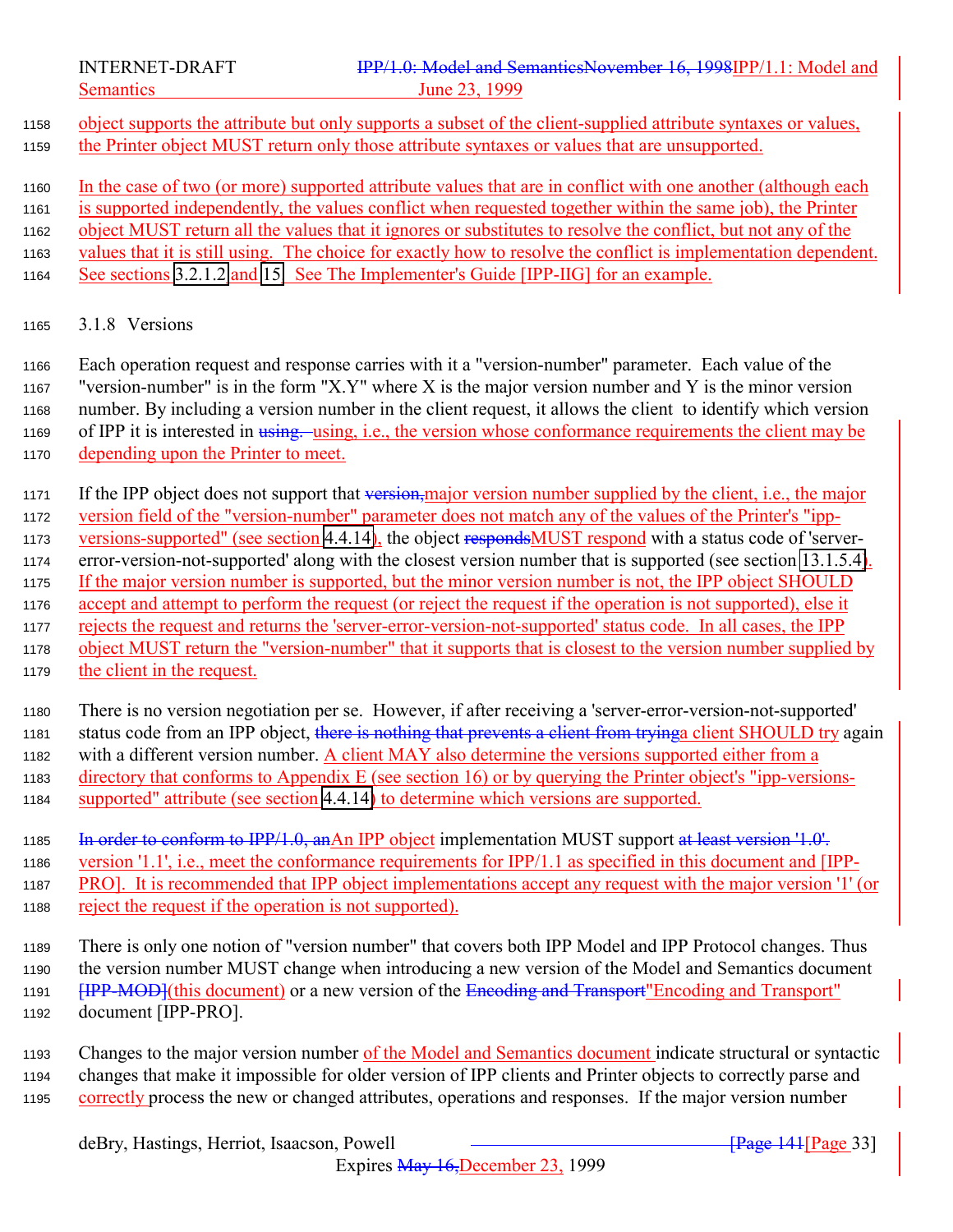object supports the attribute but only supports a subset of the client-supplied attribute syntaxes or values, the Printer object MUST return only those attribute syntaxes or values that are unsupported.

In the case of two (or more) supported attribute values that are in conflict with one another (although each is supported independently, the values conflict when requested together within the same job), the Printer object MUST return all the values that it ignores or substitutes to resolve the conflict, but not any of the values that it is still using. The choice for exactly how to resolve the conflict is implementation dependent. See sections 3.2.1.2 and 15. See The Implementer's Guide [IPP-IIG] for an example.

### 3.1.8 Versions

Each operation request and response carries with it a "version-number" parameter. Each value of the "version-number" is in the form "X.Y" where X is the major version number and Y is the minor version number. By including a version number in the client request, it allows the client to identify which version of IPP it is interested in ~~using.~~ using, i.e., the version whose conformance requirements the client may be depending upon the Printer to meet.

If the IPP object does not support that ~~version,~~major version number supplied by the client, i.e., the major version field of the "version-number" parameter does not match any of the values of the Printer's "ipp-versions-supported" (see section 4.4.14), the object ~~responds~~MUST respond with a status code of 'server-error-version-not-supported' along with the closest version number that is supported (see section 13.1.5.4). If the major version number is supported, but the minor version number is not, the IPP object SHOULD accept and attempt to perform the request (or reject the request if the operation is not supported), else it rejects the request and returns the 'server-error-version-not-supported' status code. In all cases, the IPP object MUST return the "version-number" that it supports that is closest to the version number supplied by the client in the request.

There is no version negotiation per se. However, if after receiving a 'server-error-version-not-supported' status code from an IPP object, ~~there is nothing that prevents a client from trying~~a client SHOULD try again with a different version number. A client MAY also determine the versions supported either from a directory that conforms to Appendix E (see section 16) or by querying the Printer object's "ipp-versions-supported" attribute (see section 4.4.14) to determine which versions are supported.

~~In order to conform to IPP/1.0, an~~An IPP object implementation MUST support ~~at least version '1.0'.~~ version '1.1', i.e., meet the conformance requirements for IPP/1.1 as specified in this document and [IPP-PRO]. It is recommended that IPP object implementations accept any request with the major version '1' (or reject the request if the operation is not supported).

There is only one notion of "version number" that covers both IPP Model and IPP Protocol changes. Thus the version number MUST change when introducing a new version of the Model and Semantics document ~~[IPP-MOD]~~(this document) or a new version of the ~~Encoding and Transport~~"Encoding and Transport" document [IPP-PRO].

Changes to the major version number of the Model and Semantics document indicate structural or syntactic changes that make it impossible for older version of IPP clients and Printer objects to correctly parse and correctly process the new or changed attributes, operations and responses. If the major version number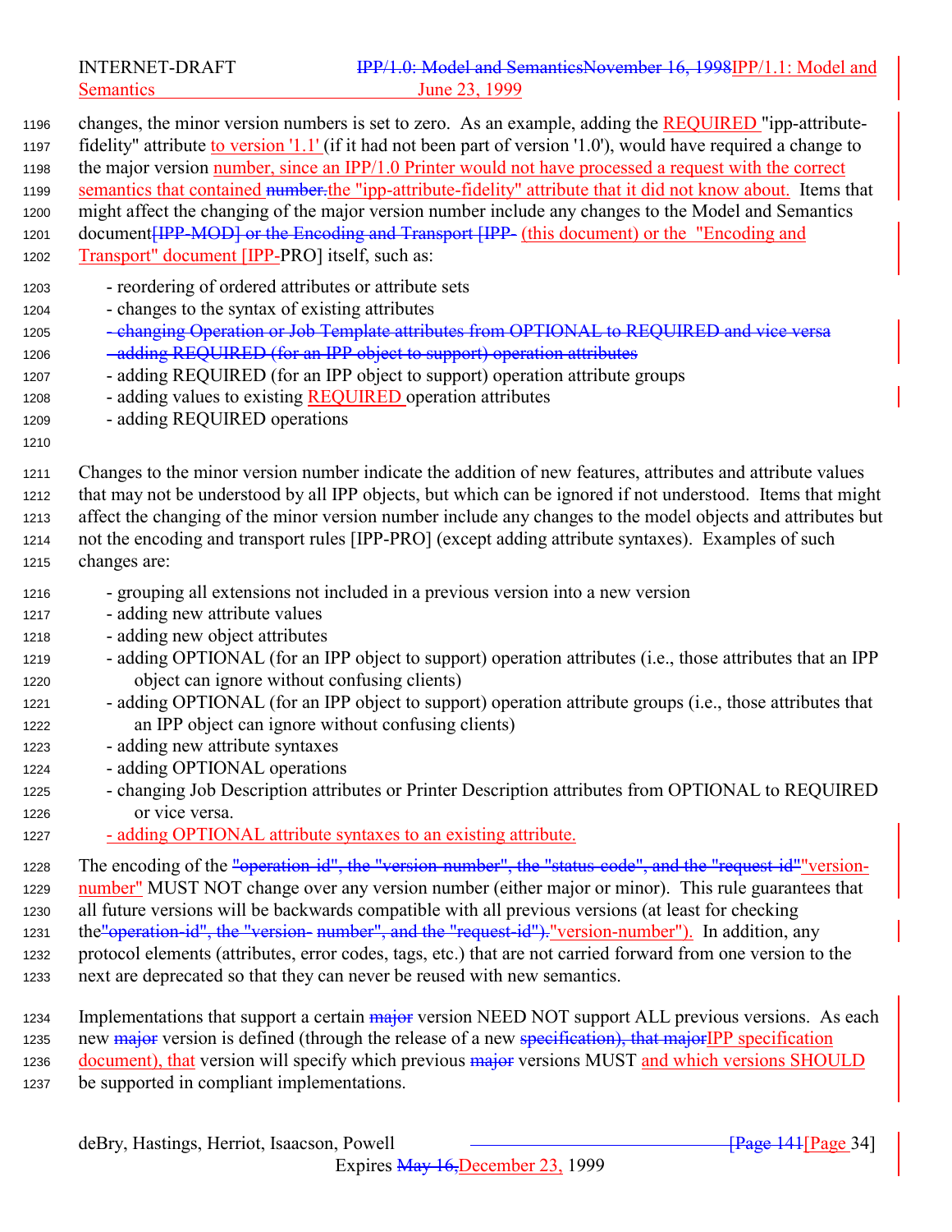changes, the minor version numbers is set to zero. As an example, adding the REQUIRED "ipp-attribute-fidelity" attribute to version '1.1' (if it had not been part of version '1.0'), would have required a change to the major version number, since an IPP/1.0 Printer would not have processed a request with the correct semantics that contained ~~number.~~the "ipp-attribute-fidelity" attribute that it did not know about. Items that might affect the changing of the major version number include any changes to the Model and Semantics document~~[IPP-MOD] or the Encoding and Transport [IPP-~~ (this document) or the "Encoding and Transport" document [IPP-PRO] itself, such as:

- reordering of ordered attributes or attribute sets
- changes to the syntax of existing attributes
- ~~changing Operation or Job Template attributes from OPTIONAL to REQUIRED and vice versa~~
- ~~adding REQUIRED (for an IPP object to support) operation attributes~~
- adding REQUIRED (for an IPP object to support) operation attribute groups
- adding values to existing REQUIRED operation attributes
- adding REQUIRED operations

Changes to the minor version number indicate the addition of new features, attributes and attribute values that may not be understood by all IPP objects, but which can be ignored if not understood. Items that might affect the changing of the minor version number include any changes to the model objects and attributes but not the encoding and transport rules [IPP-PRO] (except adding attribute syntaxes). Examples of such changes are:

- grouping all extensions not included in a previous version into a new version
- adding new attribute values
- adding new object attributes
- adding OPTIONAL (for an IPP object to support) operation attributes (i.e., those attributes that an IPP object can ignore without confusing clients)
- adding OPTIONAL (for an IPP object to support) operation attribute groups (i.e., those attributes that an IPP object can ignore without confusing clients)
- adding new attribute syntaxes
- adding OPTIONAL operations
- changing Job Description attributes or Printer Description attributes from OPTIONAL to REQUIRED or vice versa.
- adding OPTIONAL attribute syntaxes to an existing attribute.

The encoding of the ~~"operation-id", the "version-number", the "status-code", and the "request-id"~~"version-number" MUST NOT change over any version number (either major or minor). This rule guarantees that all future versions will be backwards compatible with all previous versions (at least for checking the~~"operation-id", the "version- number", and the "request-id").~~"version-number"). In addition, any protocol elements (attributes, error codes, tags, etc.) that are not carried forward from one version to the next are deprecated so that they can never be reused with new semantics.

Implementations that support a certain ~~major~~ version NEED NOT support ALL previous versions. As each new ~~major~~ version is defined (through the release of a new ~~specification), that major~~IPP specification document), that version will specify which previous ~~major~~ versions MUST and which versions SHOULD be supported in compliant implementations.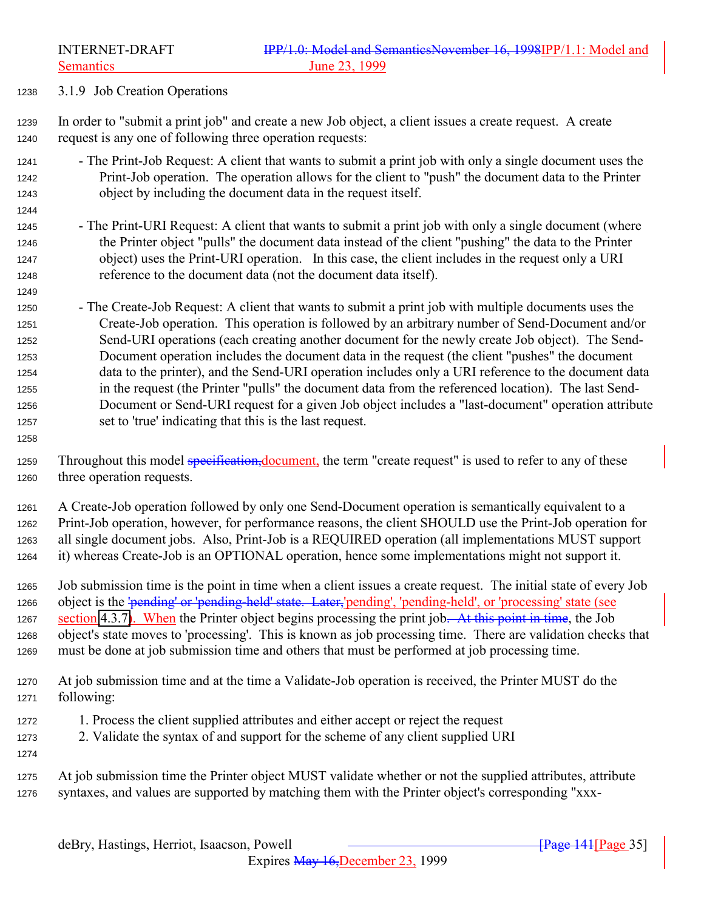### 3.1.9 Job Creation Operations

In order to "submit a print job" and create a new Job object, a client issues a create request. A create request is any one of following three operation requests:

- The Print-Job Request: A client that wants to submit a print job with only a single document uses the Print-Job operation. The operation allows for the client to "push" the document data to the Printer object by including the document data in the request itself.

- The Print-URI Request: A client that wants to submit a print job with only a single document (where the Printer object "pulls" the document data instead of the client "pushing" the data to the Printer object) uses the Print-URI operation. In this case, the client includes in the request only a URI reference to the document data (not the document data itself).

- The Create-Job Request: A client that wants to submit a print job with multiple documents uses the Create-Job operation. This operation is followed by an arbitrary number of Send-Document and/or Send-URI operations (each creating another document for the newly create Job object). The Send-Document operation includes the document data in the request (the client "pushes" the document data to the printer), and the Send-URI operation includes only a URI reference to the document data in the request (the Printer "pulls" the document data from the referenced location). The last Send-Document or Send-URI request for a given Job object includes a "last-document" operation attribute set to 'true' indicating that this is the last request.

Throughout this model ~~specification,~~document, the term "create request" is used to refer to any of these three operation requests.

A Create-Job operation followed by only one Send-Document operation is semantically equivalent to a Print-Job operation, however, for performance reasons, the client SHOULD use the Print-Job operation for all single document jobs. Also, Print-Job is a REQUIRED operation (all implementations MUST support it) whereas Create-Job is an OPTIONAL operation, hence some implementations might not support it.

Job submission time is the point in time when a client issues a create request. The initial state of every Job object is the ~~'pending' or 'pending-held' state. Later,~~'pending', 'pending-held', or 'processing' state (see section 4.3.7). When the Printer object begins processing the print job~~. At this point in time~~, the Job object's state moves to 'processing'. This is known as job processing time. There are validation checks that must be done at job submission time and others that must be performed at job processing time.

At job submission time and at the time a Validate-Job operation is received, the Printer MUST do the following:

1. Process the client supplied attributes and either accept or reject the request
2. Validate the syntax of and support for the scheme of any client supplied URI

At job submission time the Printer object MUST validate whether or not the supplied attributes, attribute syntaxes, and values are supported by matching them with the Printer object's corresponding "xxx-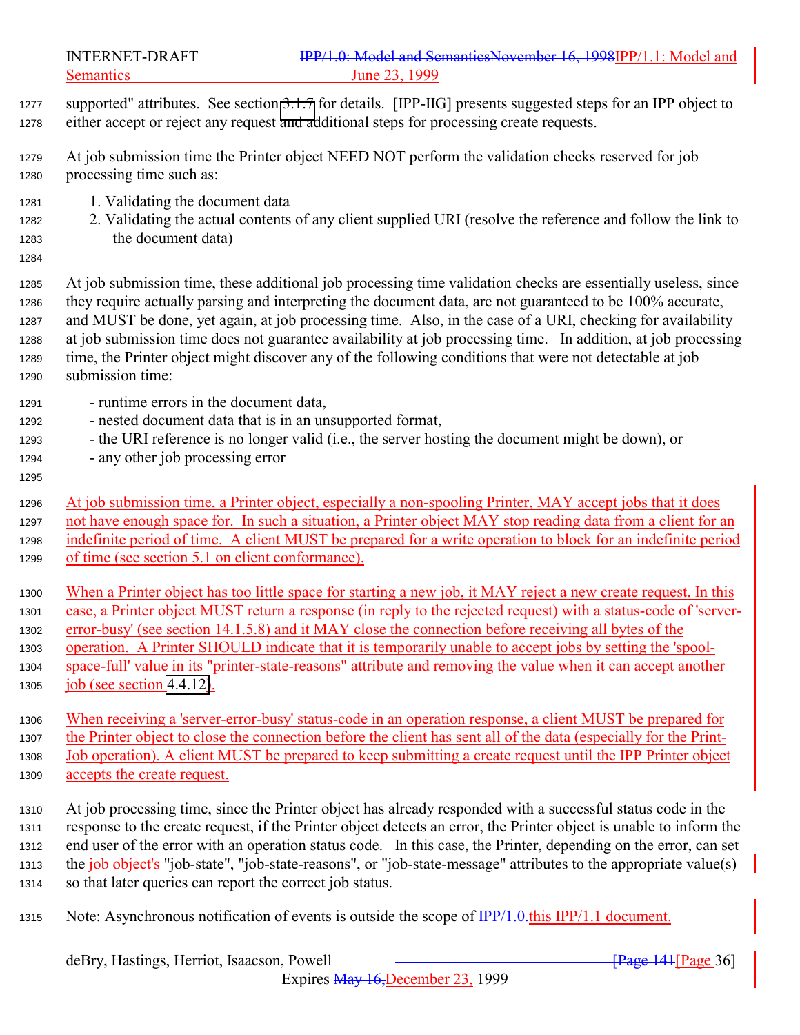supported" attributes. See section 3.1.7 for details. [IPP-IIG] presents suggested steps for an IPP object to either accept or reject any request and additional steps for processing create requests.

At job submission time the Printer object NEED NOT perform the validation checks reserved for job processing time such as:

1. Validating the document data
2. Validating the actual contents of any client supplied URI (resolve the reference and follow the link to the document data)

At job submission time, these additional job processing time validation checks are essentially useless, since they require actually parsing and interpreting the document data, are not guaranteed to be 100% accurate, and MUST be done, yet again, at job processing time. Also, in the case of a URI, checking for availability at job submission time does not guarantee availability at job processing time. In addition, at job processing time, the Printer object might discover any of the following conditions that were not detectable at job submission time:

- runtime errors in the document data,
- nested document data that is in an unsupported format,
- the URI reference is no longer valid (i.e., the server hosting the document might be down), or
- any other job processing error

At job submission time, a Printer object, especially a non-spooling Printer, MAY accept jobs that it does not have enough space for. In such a situation, a Printer object MAY stop reading data from a client for an indefinite period of time. A client MUST be prepared for a write operation to block for an indefinite period of time (see section 5.1 on client conformance).

When a Printer object has too little space for starting a new job, it MAY reject a new create request. In this case, a Printer object MUST return a response (in reply to the rejected request) with a status-code of 'server-error-busy' (see section 14.1.5.8) and it MAY close the connection before receiving all bytes of the operation. A Printer SHOULD indicate that it is temporarily unable to accept jobs by setting the 'spool-space-full' value in its "printer-state-reasons" attribute and removing the value when it can accept another job (see section 4.4.12).

When receiving a 'server-error-busy' status-code in an operation response, a client MUST be prepared for the Printer object to close the connection before the client has sent all of the data (especially for the Print-Job operation). A client MUST be prepared to keep submitting a create request until the IPP Printer object accepts the create request.

At job processing time, since the Printer object has already responded with a successful status code in the response to the create request, if the Printer object detects an error, the Printer object is unable to inform the end user of the error with an operation status code. In this case, the Printer, depending on the error, can set the job object's "job-state", "job-state-reasons", or "job-state-message" attributes to the appropriate value(s) so that later queries can report the correct job status.

Note: Asynchronous notification of events is outside the scope of ~~IPP/1.0.~~this IPP/1.1 document.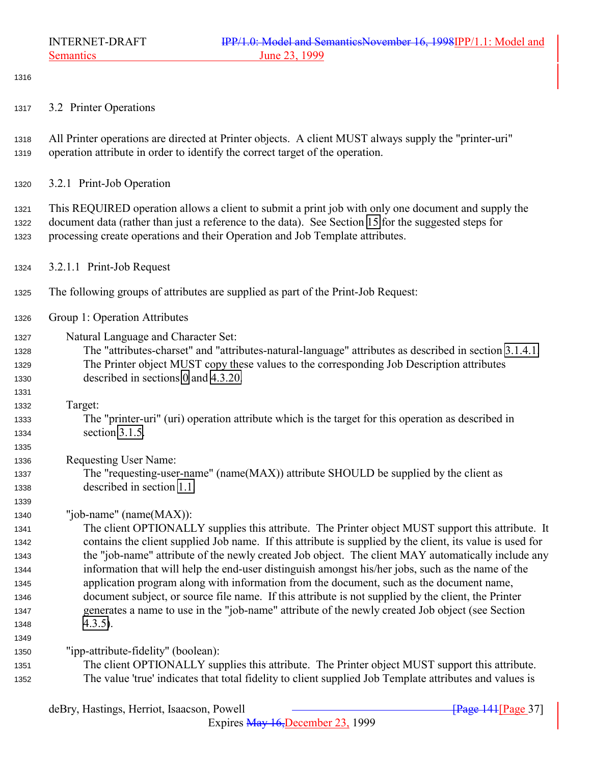### 3.2 Printer Operations

All Printer operations are directed at Printer objects. A client MUST always supply the "printer-uri" operation attribute in order to identify the correct target of the operation.

#### 3.2.1 Print-Job Operation

This REQUIRED operation allows a client to submit a print job with only one document and supply the document data (rather than just a reference to the data). See Section 15 for the suggested steps for processing create operations and their Operation and Job Template attributes.

##### 3.2.1.1 Print-Job Request

The following groups of attributes are supplied as part of the Print-Job Request:

Group 1: Operation Attributes

Natural Language and Character Set:
The "attributes-charset" and "attributes-natural-language" attributes as described in section 3.1.4.1. The Printer object MUST copy these values to the corresponding Job Description attributes described in sections 0 and 4.3.20.

Target:
The "printer-uri" (uri) operation attribute which is the target for this operation as described in section 3.1.5.

Requesting User Name:
The "requesting-user-name" (name(MAX)) attribute SHOULD be supplied by the client as described in section 1.1.

"job-name" (name(MAX)):
The client OPTIONALLY supplies this attribute. The Printer object MUST support this attribute. It contains the client supplied Job name. If this attribute is supplied by the client, its value is used for the "job-name" attribute of the newly created Job object. The client MAY automatically include any information that will help the end-user distinguish amongst his/her jobs, such as the name of the application program along with information from the document, such as the document name, document subject, or source file name. If this attribute is not supplied by the client, the Printer generates a name to use in the "job-name" attribute of the newly created Job object (see Section 4.3.5).

"ipp-attribute-fidelity" (boolean):
The client OPTIONALLY supplies this attribute. The Printer object MUST support this attribute. The value 'true' indicates that total fidelity to client supplied Job Template attributes and values is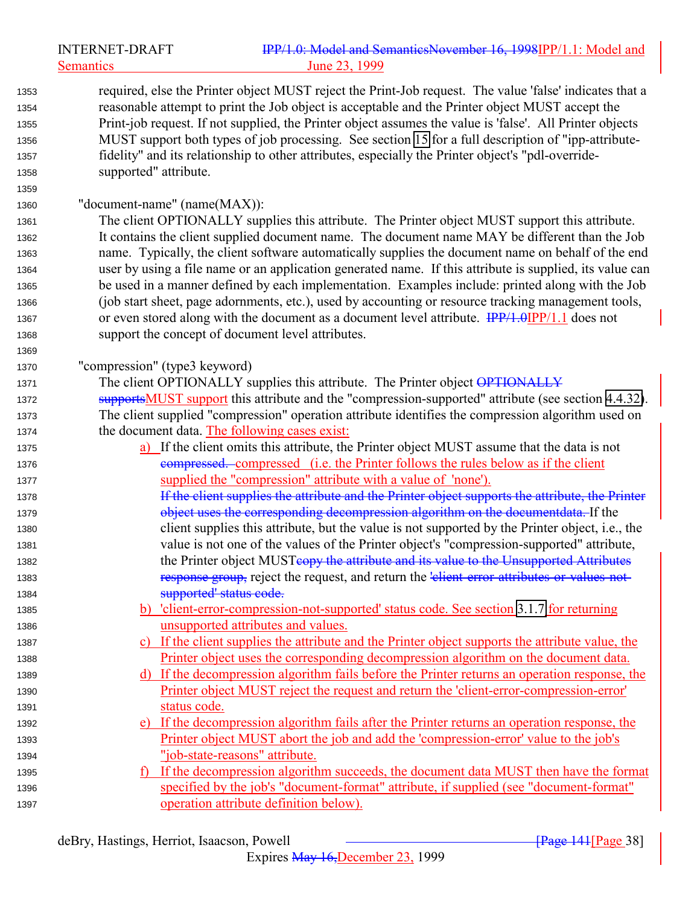required, else the Printer object MUST reject the Print-Job request. The value 'false' indicates that a reasonable attempt to print the Job object is acceptable and the Printer object MUST accept the Print-job request. If not supplied, the Printer object assumes the value is 'false'. All Printer objects MUST support both types of job processing. See section 15 for a full description of "ipp-attribute-fidelity" and its relationship to other attributes, especially the Printer object's "pdl-override-supported" attribute.

"document-name" (name(MAX)):

The client OPTIONALLY supplies this attribute. The Printer object MUST support this attribute. It contains the client supplied document name. The document name MAY be different than the Job name. Typically, the client software automatically supplies the document name on behalf of the end user by using a file name or an application generated name. If this attribute is supplied, its value can be used in a manner defined by each implementation. Examples include: printed along with the Job (job start sheet, page adornments, etc.), used by accounting or resource tracking management tools, or even stored along with the document as a document level attribute. ~~IPP/1.0~~IPP/1.1 does not support the concept of document level attributes.

"compression" (type3 keyword)

The client OPTIONALLY supplies this attribute. The Printer object ~~OPTIONALLY supports~~MUST support this attribute and the "compression-supported" attribute (see section 4.4.32). The client supplied "compression" operation attribute identifies the compression algorithm used on the document data. The following cases exist:

a) If the client omits this attribute, the Printer object MUST assume that the data is not ~~compressed.~~ compressed (i.e. the Printer follows the rules below as if the client supplied the "compression" attribute with a value of 'none'). ~~If the client supplies the attribute and the Printer object supports the attribute, the Printer object uses the corresponding decompression algorithm on the documentdata.~~ If the client supplies this attribute, but the value is not supported by the Printer object, i.e., the value is not one of the values of the Printer object's "compression-supported" attribute, the Printer object MUST~~copy the attribute and its value to the Unsupported Attributes response group,~~ reject the request, and return the ~~'client-error-attributes-or-values-not-supported' status code.~~

b) 'client-error-compression-not-supported' status code. See section 3.1.7 for returning unsupported attributes and values.

c) If the client supplies the attribute and the Printer object supports the attribute value, the Printer object uses the corresponding decompression algorithm on the document data.

d) If the decompression algorithm fails before the Printer returns an operation response, the Printer object MUST reject the request and return the 'client-error-compression-error' status code.

e) If the decompression algorithm fails after the Printer returns an operation response, the Printer object MUST abort the job and add the 'compression-error' value to the job's "job-state-reasons" attribute.

f) If the decompression algorithm succeeds, the document data MUST then have the format specified by the job's "document-format" attribute, if supplied (see "document-format" operation attribute definition below).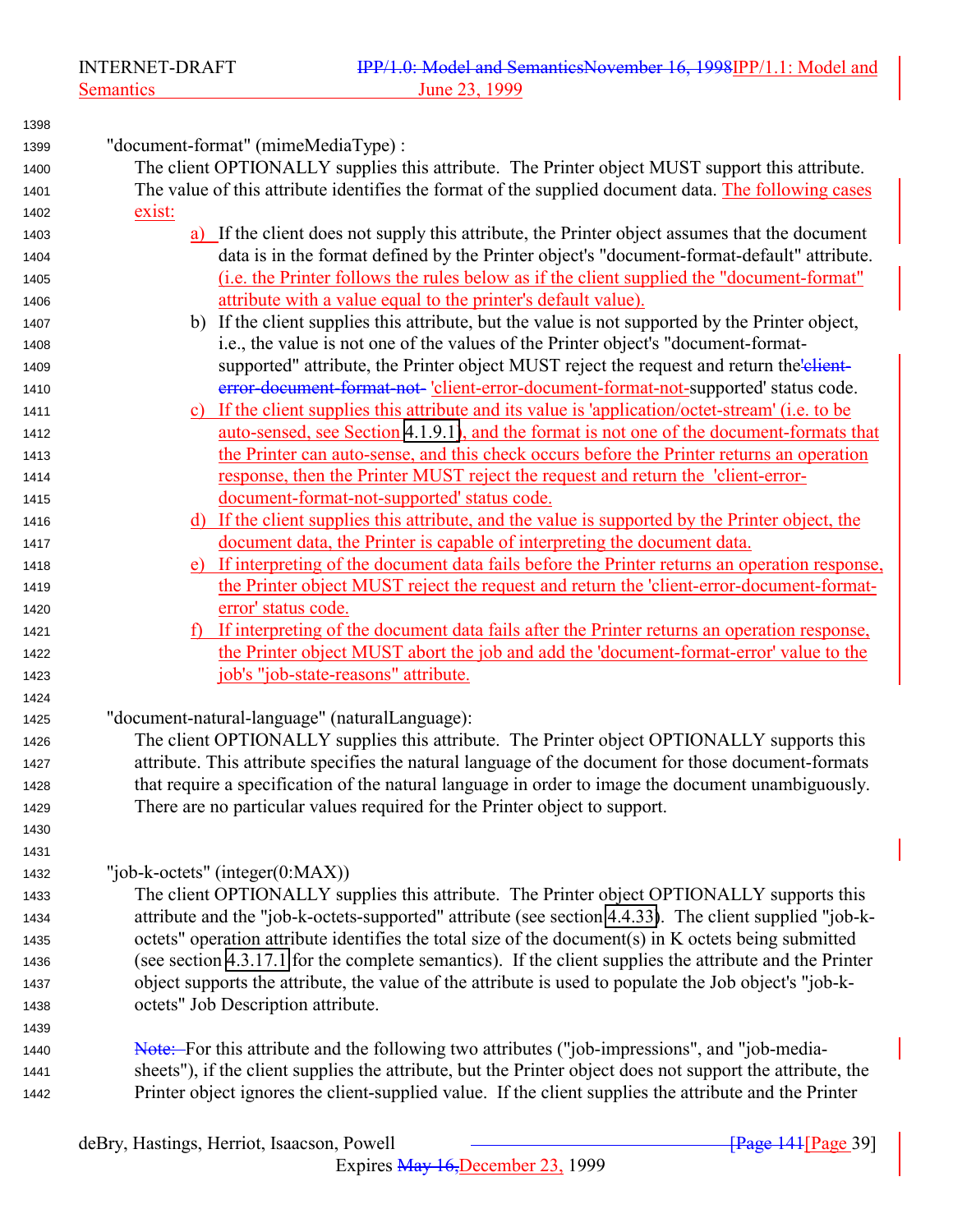"document-format" (mimeMediaType) :

The client OPTIONALLY supplies this attribute. The Printer object MUST support this attribute. The value of this attribute identifies the format of the supplied document data. The following cases exist:

a) If the client does not supply this attribute, the Printer object assumes that the document data is in the format defined by the Printer object's "document-format-default" attribute. (i.e. the Printer follows the rules below as if the client supplied the "document-format" attribute with a value equal to the printer's default value).

b) If the client supplies this attribute, but the value is not supported by the Printer object, i.e., the value is not one of the values of the Printer object's "document-format-supported" attribute, the Printer object MUST reject the request and return the'client-error-document-format-not- 'client-error-document-format-not-supported' status code.

c) If the client supplies this attribute and its value is 'application/octet-stream' (i.e. to be auto-sensed, see Section 4.1.9.1), and the format is not one of the document-formats that the Printer can auto-sense, and this check occurs before the Printer returns an operation response, then the Printer MUST reject the request and return the 'client-error-document-format-not-supported' status code.

d) If the client supplies this attribute, and the value is supported by the Printer object, the document data, the Printer is capable of interpreting the document data.

e) If interpreting of the document data fails before the Printer returns an operation response, the Printer object MUST reject the request and return the 'client-error-document-format-error' status code.

f) If interpreting of the document data fails after the Printer returns an operation response, the Printer object MUST abort the job and add the 'document-format-error' value to the job's "job-state-reasons" attribute.

"document-natural-language" (naturalLanguage):

The client OPTIONALLY supplies this attribute. The Printer object OPTIONALLY supports this attribute. This attribute specifies the natural language of the document for those document-formats that require a specification of the natural language in order to image the document unambiguously. There are no particular values required for the Printer object to support.

"job-k-octets" (integer(0:MAX))

The client OPTIONALLY supplies this attribute. The Printer object OPTIONALLY supports this attribute and the "job-k-octets-supported" attribute (see section 4.4.33). The client supplied "job-k-octets" operation attribute identifies the total size of the document(s) in K octets being submitted (see section 4.3.17.1 for the complete semantics). If the client supplies the attribute and the Printer object supports the attribute, the value of the attribute is used to populate the Job object's "job-k-octets" Job Description attribute.

Note: For this attribute and the following two attributes ("job-impressions", and "job-media-sheets"), if the client supplies the attribute, but the Printer object does not support the attribute, the Printer object ignores the client-supplied value. If the client supplies the attribute and the Printer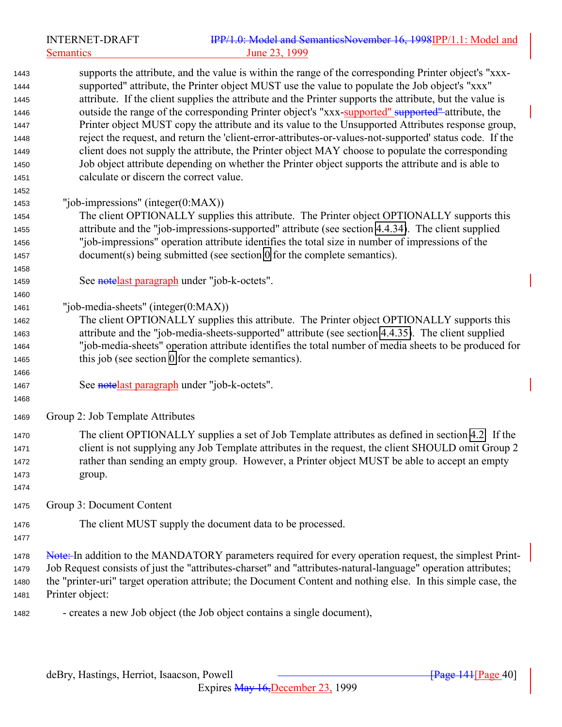supports the attribute, and the value is within the range of the corresponding Printer object's "xxx-supported" attribute, the Printer object MUST use the value to populate the Job object's "xxx" attribute. If the client supplies the attribute and the Printer supports the attribute, but the value is outside the range of the corresponding Printer object's "xxx-supported" ~~supported"~~ attribute, the Printer object MUST copy the attribute and its value to the Unsupported Attributes response group, reject the request, and return the 'client-error-attributes-or-values-not-supported' status code. If the client does not supply the attribute, the Printer object MAY choose to populate the corresponding Job object attribute depending on whether the Printer object supports the attribute and is able to calculate or discern the correct value.

"job-impressions" (integer(0:MAX))

The client OPTIONALLY supplies this attribute. The Printer object OPTIONALLY supports this attribute and the "job-impressions-supported" attribute (see section 4.4.34). The client supplied "job-impressions" operation attribute identifies the total size in number of impressions of the document(s) being submitted (see section 0 for the complete semantics).

See ~~note~~last paragraph under "job-k-octets".

"job-media-sheets" (integer(0:MAX))

The client OPTIONALLY supplies this attribute. The Printer object OPTIONALLY supports this attribute and the "job-media-sheets-supported" attribute (see section 4.4.35). The client supplied "job-media-sheets" operation attribute identifies the total number of media sheets to be produced for this job (see section 0 for the complete semantics).

See ~~note~~last paragraph under "job-k-octets".

Group 2: Job Template Attributes

The client OPTIONALLY supplies a set of Job Template attributes as defined in section 4.2. If the client is not supplying any Job Template attributes in the request, the client SHOULD omit Group 2 rather than sending an empty group. However, a Printer object MUST be able to accept an empty group.

Group 3: Document Content

The client MUST supply the document data to be processed.

~~Note:~~ In addition to the MANDATORY parameters required for every operation request, the simplest Print-Job Request consists of just the "attributes-charset" and "attributes-natural-language" operation attributes; the "printer-uri" target operation attribute; the Document Content and nothing else. In this simple case, the Printer object:

- creates a new Job object (the Job object contains a single document),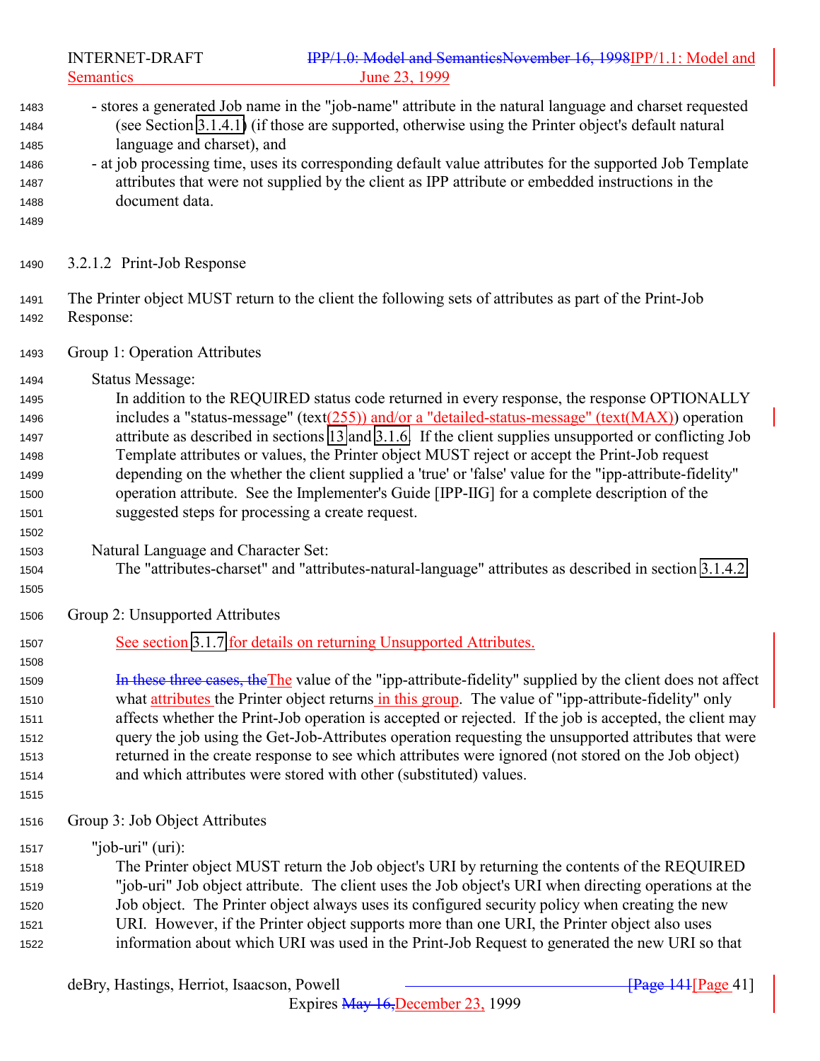- stores a generated Job name in the "job-name" attribute in the natural language and charset requested (see Section 3.1.4.1) (if those are supported, otherwise using the Printer object's default natural language and charset), and
- at job processing time, uses its corresponding default value attributes for the supported Job Template attributes that were not supplied by the client as IPP attribute or embedded instructions in the document data.

#### 3.2.1.2 Print-Job Response

The Printer object MUST return to the client the following sets of attributes as part of the Print-Job Response:

Group 1: Operation Attributes

Status Message:
In addition to the REQUIRED status code returned in every response, the response OPTIONALLY includes a "status-message" (text(255)) and/or a "detailed-status-message" (text(MAX)) operation attribute as described in sections 13 and 3.1.6. If the client supplies unsupported or conflicting Job Template attributes or values, the Printer object MUST reject or accept the Print-Job request depending on the whether the client supplied a 'true' or 'false' value for the "ipp-attribute-fidelity" operation attribute. See the Implementer's Guide [IPP-IIG] for a complete description of the suggested steps for processing a create request.

Natural Language and Character Set:
The "attributes-charset" and "attributes-natural-language" attributes as described in section 3.1.4.2.

Group 2: Unsupported Attributes

See section 3.1.7 for details on returning Unsupported Attributes.

~~In these three cases, the~~The value of the "ipp-attribute-fidelity" supplied by the client does not affect what attributes the Printer object returns in this group. The value of "ipp-attribute-fidelity" only affects whether the Print-Job operation is accepted or rejected. If the job is accepted, the client may query the job using the Get-Job-Attributes operation requesting the unsupported attributes that were returned in the create response to see which attributes were ignored (not stored on the Job object) and which attributes were stored with other (substituted) values.

Group 3: Job Object Attributes

"job-uri" (uri):
The Printer object MUST return the Job object's URI by returning the contents of the REQUIRED "job-uri" Job object attribute. The client uses the Job object's URI when directing operations at the Job object. The Printer object always uses its configured security policy when creating the new URI. However, if the Printer object supports more than one URI, the Printer object also uses information about which URI was used in the Print-Job Request to generated the new URI so that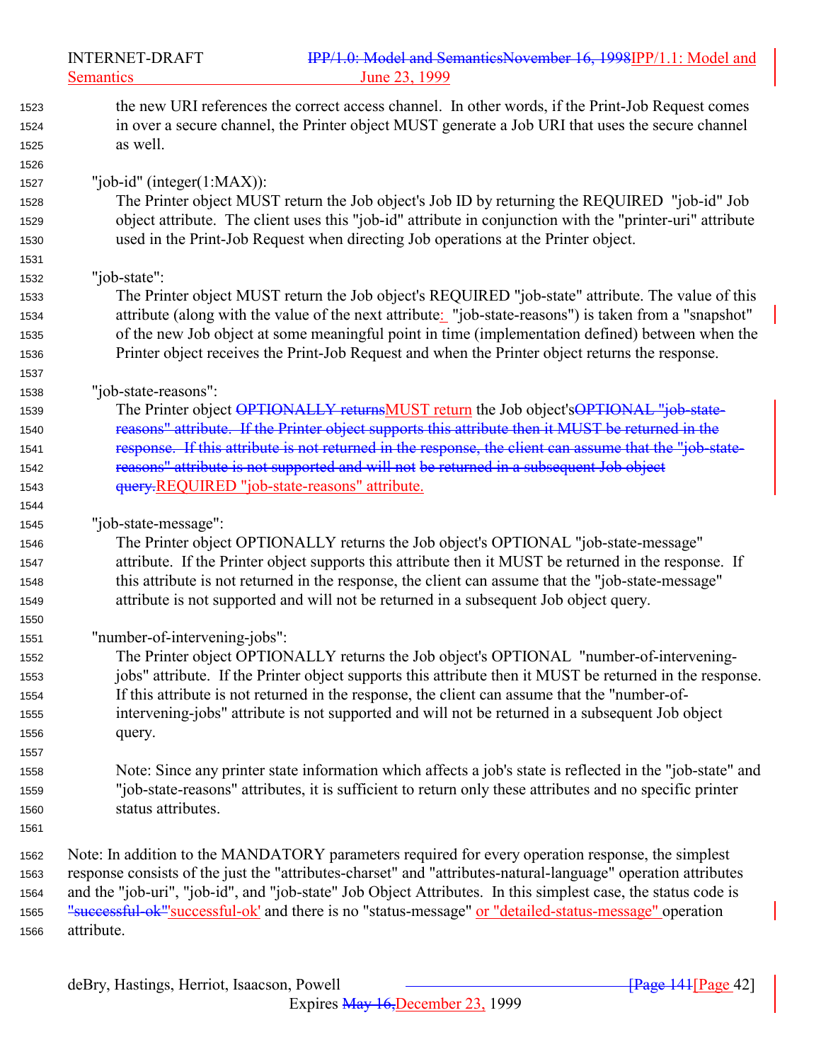the new URI references the correct access channel. In other words, if the Print-Job Request comes in over a secure channel, the Printer object MUST generate a Job URI that uses the secure channel as well.

"job-id" (integer(1:MAX)):
The Printer object MUST return the Job object's Job ID by returning the REQUIRED "job-id" Job object attribute. The client uses this "job-id" attribute in conjunction with the "printer-uri" attribute used in the Print-Job Request when directing Job operations at the Printer object.

"job-state":
The Printer object MUST return the Job object's REQUIRED "job-state" attribute. The value of this attribute (along with the value of the next attribute: "job-state-reasons") is taken from a "snapshot" of the new Job object at some meaningful point in time (implementation defined) between when the Printer object receives the Print-Job Request and when the Printer object returns the response.

"job-state-reasons":
The Printer object ~~OPTIONALLY returns~~MUST return the Job object's~~OPTIONAL "job-state-reasons" attribute. If the Printer object supports this attribute then it MUST be returned in the response. If this attribute is not returned in the response, the client can assume that the "job-state-reasons" attribute is not supported and will not be returned in a subsequent Job object query.~~REQUIRED "job-state-reasons" attribute.

"job-state-message":
The Printer object OPTIONALLY returns the Job object's OPTIONAL "job-state-message" attribute. If the Printer object supports this attribute then it MUST be returned in the response. If this attribute is not returned in the response, the client can assume that the "job-state-message" attribute is not supported and will not be returned in a subsequent Job object query.

"number-of-intervening-jobs":
The Printer object OPTIONALLY returns the Job object's OPTIONAL "number-of-intervening-jobs" attribute. If the Printer object supports this attribute then it MUST be returned in the response. If this attribute is not returned in the response, the client can assume that the "number-of-intervening-jobs" attribute is not supported and will not be returned in a subsequent Job object query.

Note: Since any printer state information which affects a job's state is reflected in the "job-state" and "job-state-reasons" attributes, it is sufficient to return only these attributes and no specific printer status attributes.

Note: In addition to the MANDATORY parameters required for every operation response, the simplest response consists of the just the "attributes-charset" and "attributes-natural-language" operation attributes and the "job-uri", "job-id", and "job-state" Job Object Attributes. In this simplest case, the status code is ~~"successful-ok"~~'successful-ok' and there is no "status-message" or "detailed-status-message" operation attribute.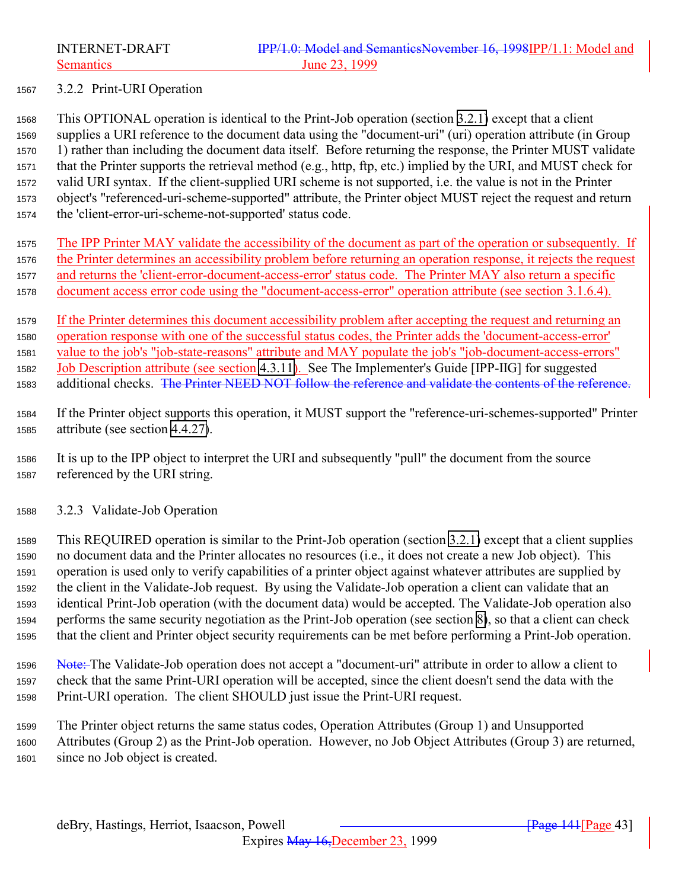### 3.2.2 Print-URI Operation

This OPTIONAL operation is identical to the Print-Job operation (section 3.2.1) except that a client supplies a URI reference to the document data using the "document-uri" (uri) operation attribute (in Group 1) rather than including the document data itself. Before returning the response, the Printer MUST validate that the Printer supports the retrieval method (e.g., http, ftp, etc.) implied by the URI, and MUST check for valid URI syntax. If the client-supplied URI scheme is not supported, i.e. the value is not in the Printer object's "referenced-uri-scheme-supported" attribute, the Printer object MUST reject the request and return the 'client-error-uri-scheme-not-supported' status code.

The IPP Printer MAY validate the accessibility of the document as part of the operation or subsequently. If the Printer determines an accessibility problem before returning an operation response, it rejects the request and returns the 'client-error-document-access-error' status code. The Printer MAY also return a specific document access error code using the "document-access-error" operation attribute (see section 3.1.6.4).

If the Printer determines this document accessibility problem after accepting the request and returning an operation response with one of the successful status codes, the Printer adds the 'document-access-error' value to the job's "job-state-reasons" attribute and MAY populate the job's "job-document-access-errors" Job Description attribute (see section 4.3.11). See The Implementer's Guide [IPP-IIG] for suggested additional checks. ~~The Printer NEED NOT follow the reference and validate the contents of the reference.~~

If the Printer object supports this operation, it MUST support the "reference-uri-schemes-supported" Printer attribute (see section 4.4.27).

It is up to the IPP object to interpret the URI and subsequently "pull" the document from the source referenced by the URI string.

### 3.2.3 Validate-Job Operation

This REQUIRED operation is similar to the Print-Job operation (section 3.2.1) except that a client supplies no document data and the Printer allocates no resources (i.e., it does not create a new Job object). This operation is used only to verify capabilities of a printer object against whatever attributes are supplied by the client in the Validate-Job request. By using the Validate-Job operation a client can validate that an identical Print-Job operation (with the document data) would be accepted. The Validate-Job operation also performs the same security negotiation as the Print-Job operation (see section 8), so that a client can check that the client and Printer object security requirements can be met before performing a Print-Job operation.

~~Note:~~ The Validate-Job operation does not accept a "document-uri" attribute in order to allow a client to check that the same Print-URI operation will be accepted, since the client doesn't send the data with the Print-URI operation. The client SHOULD just issue the Print-URI request.

The Printer object returns the same status codes, Operation Attributes (Group 1) and Unsupported Attributes (Group 2) as the Print-Job operation. However, no Job Object Attributes (Group 3) are returned, since no Job object is created.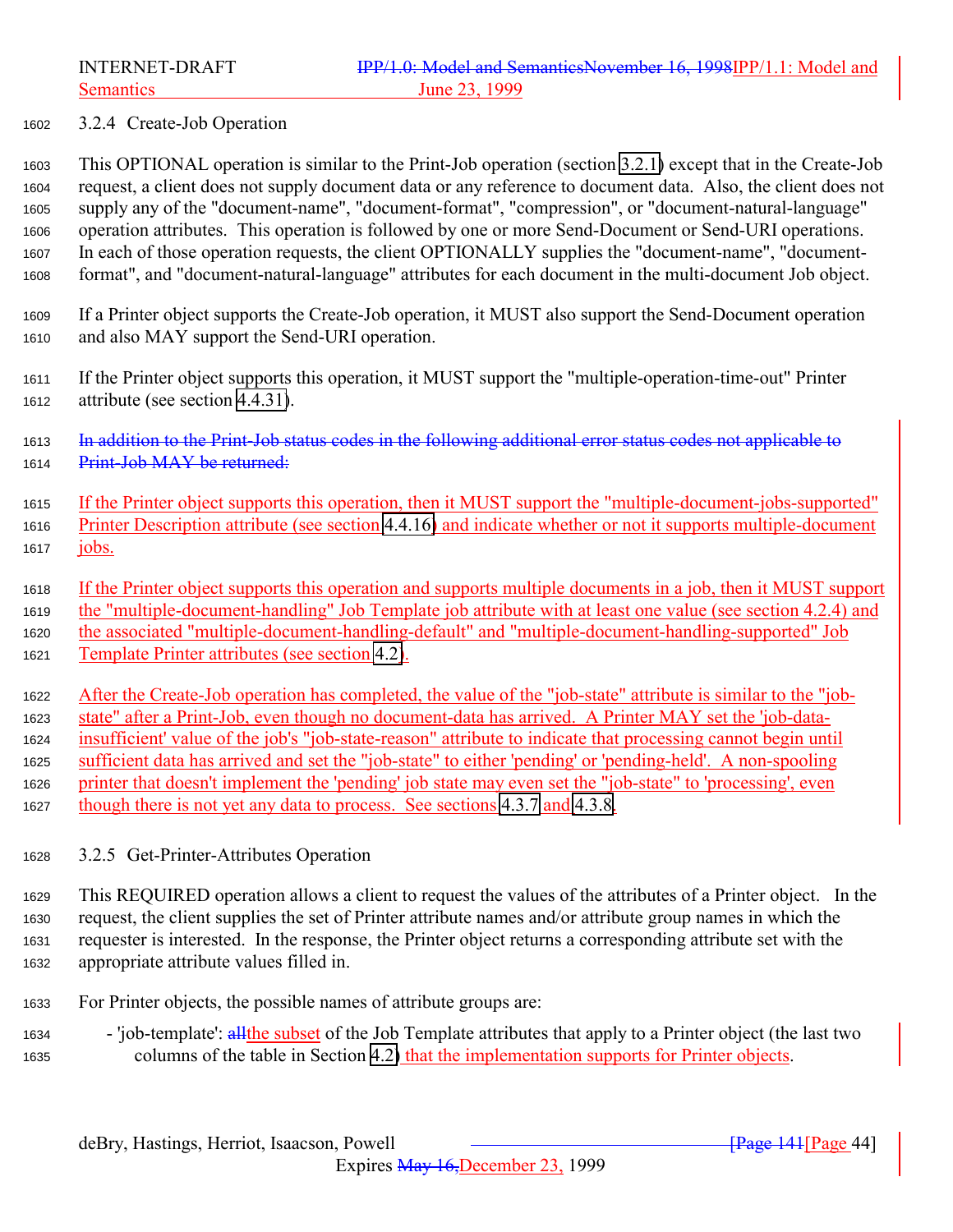### 3.2.4 Create-Job Operation

This OPTIONAL operation is similar to the Print-Job operation (section 3.2.1) except that in the Create-Job request, a client does not supply document data or any reference to document data. Also, the client does not supply any of the "document-name", "document-format", "compression", or "document-natural-language" operation attributes. This operation is followed by one or more Send-Document or Send-URI operations. In each of those operation requests, the client OPTIONALLY supplies the "document-name", "document-format", and "document-natural-language" attributes for each document in the multi-document Job object.

If a Printer object supports the Create-Job operation, it MUST also support the Send-Document operation and also MAY support the Send-URI operation.

If the Printer object supports this operation, it MUST support the "multiple-operation-time-out" Printer attribute (see section 4.4.31).

~~In addition to the Print-Job status codes in the following additional error status codes not applicable to Print-Job MAY be returned:~~

If the Printer object supports this operation, then it MUST support the "multiple-document-jobs-supported" Printer Description attribute (see section 4.4.16) and indicate whether or not it supports multiple-document jobs.

If the Printer object supports this operation and supports multiple documents in a job, then it MUST support the "multiple-document-handling" Job Template job attribute with at least one value (see section 4.2.4) and the associated "multiple-document-handling-default" and "multiple-document-handling-supported" Job Template Printer attributes (see section 4.2).

After the Create-Job operation has completed, the value of the "job-state" attribute is similar to the "job-state" after a Print-Job, even though no document-data has arrived. A Printer MAY set the 'job-data-insufficient' value of the job's "job-state-reason" attribute to indicate that processing cannot begin until sufficient data has arrived and set the "job-state" to either 'pending' or 'pending-held'. A non-spooling printer that doesn't implement the 'pending' job state may even set the "job-state" to 'processing', even though there is not yet any data to process. See sections 4.3.7 and 4.3.8.

### 3.2.5 Get-Printer-Attributes Operation

This REQUIRED operation allows a client to request the values of the attributes of a Printer object. In the request, the client supplies the set of Printer attribute names and/or attribute group names in which the requester is interested. In the response, the Printer object returns a corresponding attribute set with the appropriate attribute values filled in.

For Printer objects, the possible names of attribute groups are:

- 'job-template': ~~all~~the subset of the Job Template attributes that apply to a Printer object (the last two columns of the table in Section 4.2) that the implementation supports for Printer objects.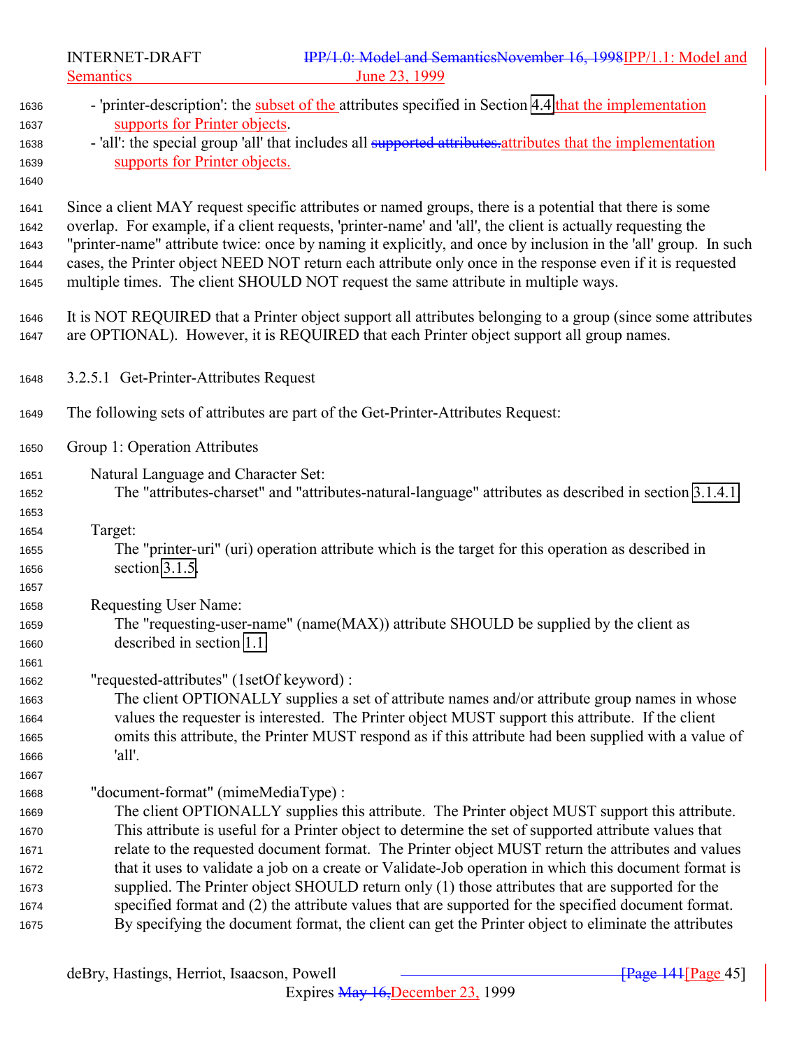- 'printer-description': the subset of the attributes specified in Section 4.4 that the implementation supports for Printer objects.
- 'all': the special group 'all' that includes all ~~supported attributes.~~ attributes that the implementation supports for Printer objects.

Since a client MAY request specific attributes or named groups, there is a potential that there is some overlap. For example, if a client requests, 'printer-name' and 'all', the client is actually requesting the "printer-name" attribute twice: once by naming it explicitly, and once by inclusion in the 'all' group. In such cases, the Printer object NEED NOT return each attribute only once in the response even if it is requested multiple times. The client SHOULD NOT request the same attribute in multiple ways.

It is NOT REQUIRED that a Printer object support all attributes belonging to a group (since some attributes are OPTIONAL). However, it is REQUIRED that each Printer object support all group names.

#### 3.2.5.1 Get-Printer-Attributes Request

The following sets of attributes are part of the Get-Printer-Attributes Request:

Group 1: Operation Attributes

Natural Language and Character Set:
The "attributes-charset" and "attributes-natural-language" attributes as described in section 3.1.4.1.

Target:
The "printer-uri" (uri) operation attribute which is the target for this operation as described in section 3.1.5.

Requesting User Name:
The "requesting-user-name" (name(MAX)) attribute SHOULD be supplied by the client as described in section 1.1

"requested-attributes" (1setOf keyword) :
The client OPTIONALLY supplies a set of attribute names and/or attribute group names in whose values the requester is interested. The Printer object MUST support this attribute. If the client omits this attribute, the Printer MUST respond as if this attribute had been supplied with a value of 'all'.

"document-format" (mimeMediaType) :
The client OPTIONALLY supplies this attribute. The Printer object MUST support this attribute. This attribute is useful for a Printer object to determine the set of supported attribute values that relate to the requested document format. The Printer object MUST return the attributes and values that it uses to validate a job on a create or Validate-Job operation in which this document format is supplied. The Printer object SHOULD return only (1) those attributes that are supported for the specified format and (2) the attribute values that are supported for the specified document format. By specifying the document format, the client can get the Printer object to eliminate the attributes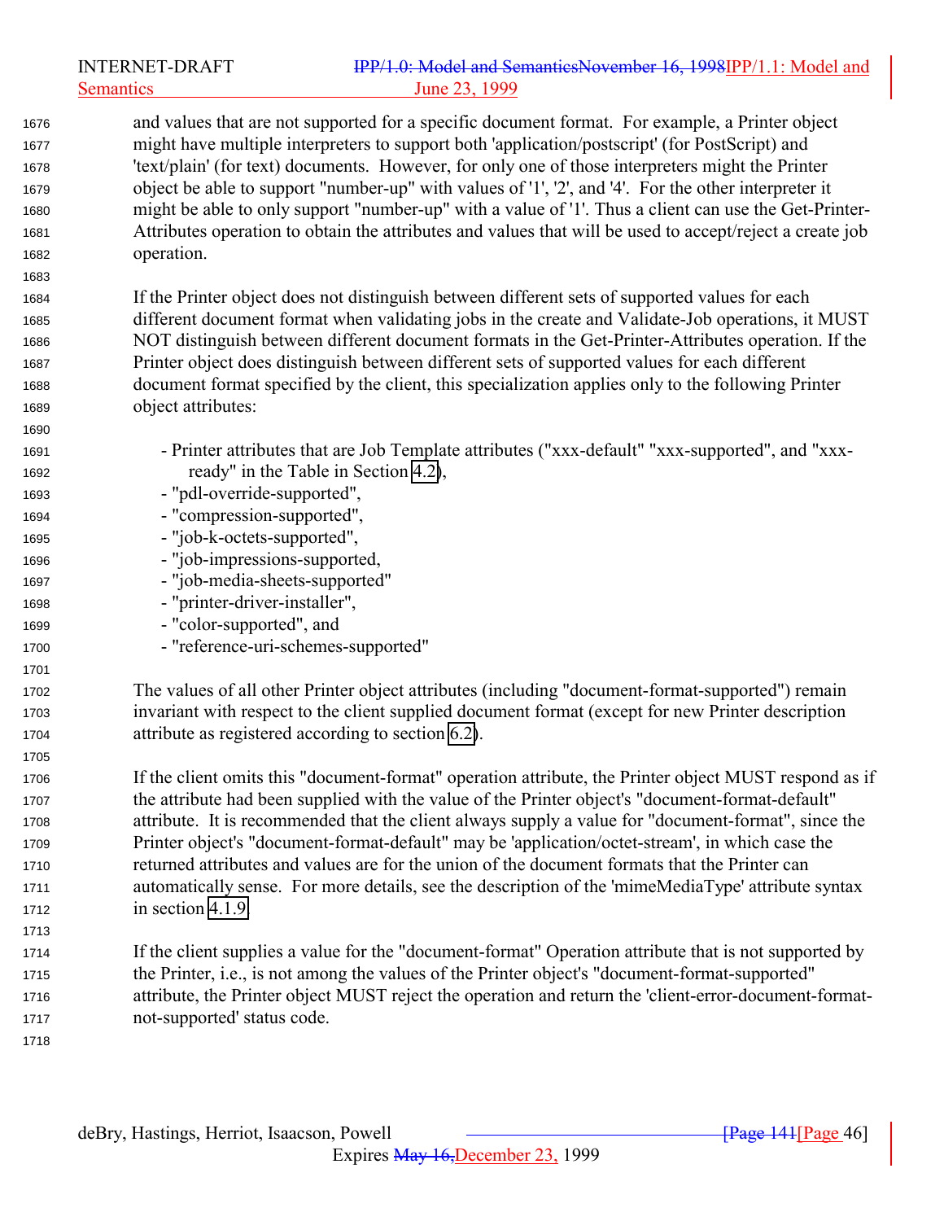and values that are not supported for a specific document format. For example, a Printer object might have multiple interpreters to support both 'application/postscript' (for PostScript) and 'text/plain' (for text) documents. However, for only one of those interpreters might the Printer object be able to support "number-up" with values of '1', '2', and '4'. For the other interpreter it might be able to only support "number-up" with a value of '1'. Thus a client can use the Get-Printer-Attributes operation to obtain the attributes and values that will be used to accept/reject a create job operation.

If the Printer object does not distinguish between different sets of supported values for each different document format when validating jobs in the create and Validate-Job operations, it MUST NOT distinguish between different document formats in the Get-Printer-Attributes operation. If the Printer object does distinguish between different sets of supported values for each different document format specified by the client, this specialization applies only to the following Printer object attributes:

- Printer attributes that are Job Template attributes ("xxx-default" "xxx-supported", and "xxx-ready" in the Table in Section 4.2),
- "pdl-override-supported",
- "compression-supported",
- "job-k-octets-supported",
- "job-impressions-supported,
- "job-media-sheets-supported"
- "printer-driver-installer",
- "color-supported", and
- "reference-uri-schemes-supported"

The values of all other Printer object attributes (including "document-format-supported") remain invariant with respect to the client supplied document format (except for new Printer description attribute as registered according to section 6.2).

If the client omits this "document-format" operation attribute, the Printer object MUST respond as if the attribute had been supplied with the value of the Printer object's "document-format-default" attribute. It is recommended that the client always supply a value for "document-format", since the Printer object's "document-format-default" may be 'application/octet-stream', in which case the returned attributes and values are for the union of the document formats that the Printer can automatically sense. For more details, see the description of the 'mimeMediaType' attribute syntax in section 4.1.9.

If the client supplies a value for the "document-format" Operation attribute that is not supported by the Printer, i.e., is not among the values of the Printer object's "document-format-supported" attribute, the Printer object MUST reject the operation and return the 'client-error-document-format-not-supported' status code.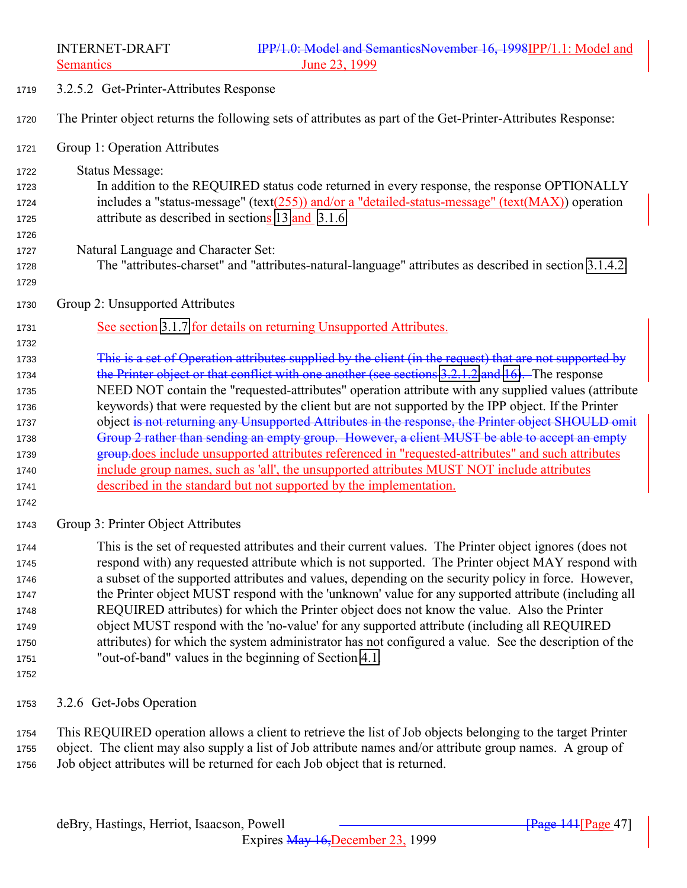### 3.2.5.2 Get-Printer-Attributes Response

The Printer object returns the following sets of attributes as part of the Get-Printer-Attributes Response:

Group 1: Operation Attributes

Status Message:
In addition to the REQUIRED status code returned in every response, the response OPTIONALLY includes a "status-message" (text(255)) and/or a "detailed-status-message" (text(MAX)) operation attribute as described in sections 13 and 3.1.6.

Natural Language and Character Set:
The "attributes-charset" and "attributes-natural-language" attributes as described in section 3.1.4.2.

Group 2: Unsupported Attributes

See section 3.1.7 for details on returning Unsupported Attributes.

~~This is a set of Operation attributes supplied by the client (in the request) that are not supported by the Printer object or that conflict with one another (see sections 3.2.1.2 and 16).~~ The response NEED NOT contain the "requested-attributes" operation attribute with any supplied values (attribute keywords) that were requested by the client but are not supported by the IPP object. If the Printer object ~~is not returning any Unsupported Attributes in the response, the Printer object SHOULD omit Group 2 rather than sending an empty group. However, a client MUST be able to accept an empty group.~~does include unsupported attributes referenced in "requested-attributes" and such attributes include group names, such as 'all', the unsupported attributes MUST NOT include attributes described in the standard but not supported by the implementation.

Group 3: Printer Object Attributes

This is the set of requested attributes and their current values. The Printer object ignores (does not respond with) any requested attribute which is not supported. The Printer object MAY respond with a subset of the supported attributes and values, depending on the security policy in force. However, the Printer object MUST respond with the 'unknown' value for any supported attribute (including all REQUIRED attributes) for which the Printer object does not know the value. Also the Printer object MUST respond with the 'no-value' for any supported attribute (including all REQUIRED attributes) for which the system administrator has not configured a value. See the description of the "out-of-band" values in the beginning of Section 4.1.

### 3.2.6 Get-Jobs Operation

This REQUIRED operation allows a client to retrieve the list of Job objects belonging to the target Printer object. The client may also supply a list of Job attribute names and/or attribute group names. A group of Job object attributes will be returned for each Job object that is returned.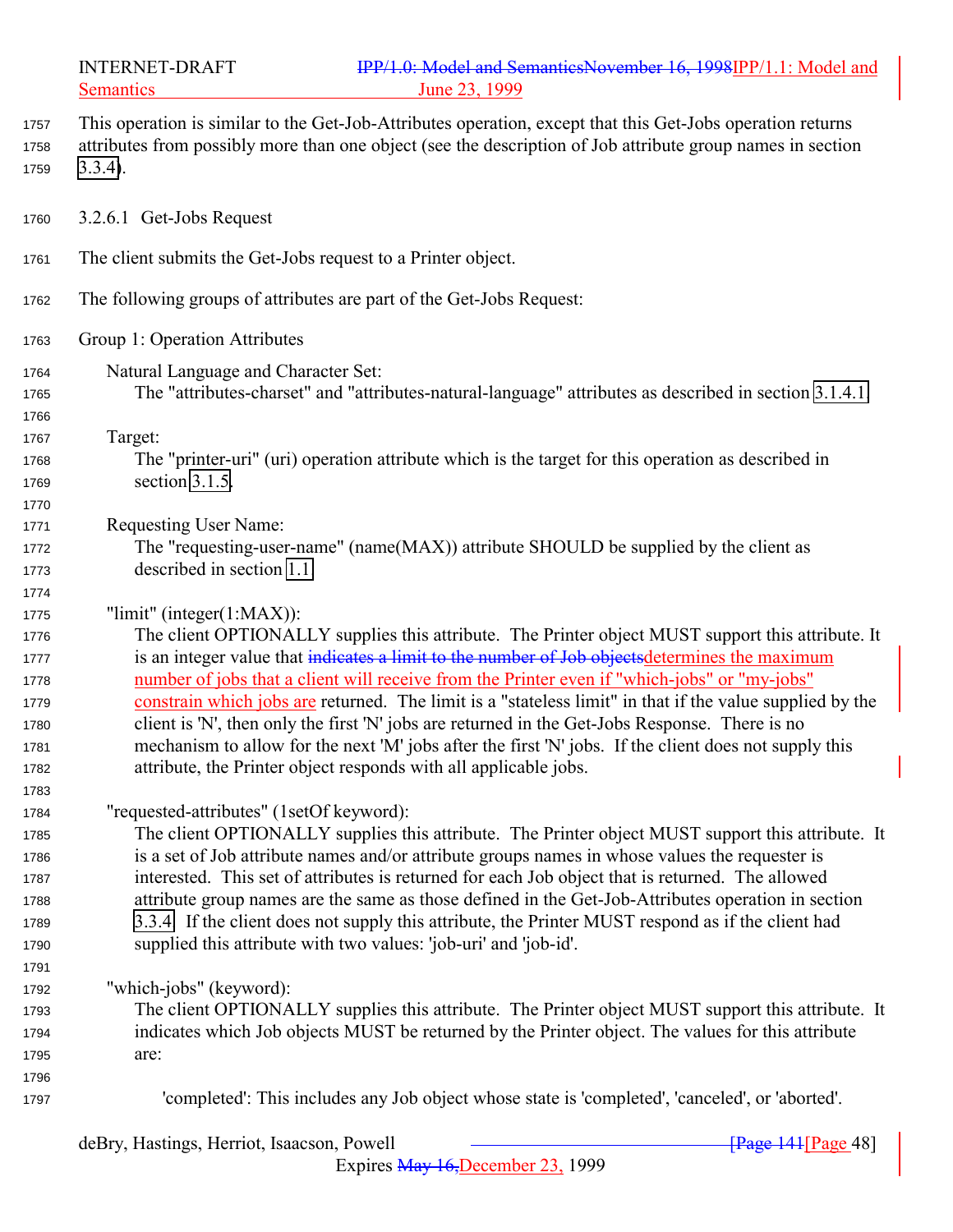This operation is similar to the Get-Job-Attributes operation, except that this Get-Jobs operation returns attributes from possibly more than one object (see the description of Job attribute group names in section 3.3.4).

#### 3.2.6.1 Get-Jobs Request

The client submits the Get-Jobs request to a Printer object.

The following groups of attributes are part of the Get-Jobs Request:

Group 1: Operation Attributes

Natural Language and Character Set:
The "attributes-charset" and "attributes-natural-language" attributes as described in section 3.1.4.1.

Target:
The "printer-uri" (uri) operation attribute which is the target for this operation as described in section 3.1.5.

Requesting User Name:
The "requesting-user-name" (name(MAX)) attribute SHOULD be supplied by the client as described in section 1.1

"limit" (integer(1:MAX)):
The client OPTIONALLY supplies this attribute. The Printer object MUST support this attribute. It is an integer value that ~~indicates a limit to the number of Job objects~~determines the maximum number of jobs that a client will receive from the Printer even if "which-jobs" or "my-jobs" constrain which jobs are returned. The limit is a "stateless limit" in that if the value supplied by the client is 'N', then only the first 'N' jobs are returned in the Get-Jobs Response. There is no mechanism to allow for the next 'M' jobs after the first 'N' jobs. If the client does not supply this attribute, the Printer object responds with all applicable jobs.

"requested-attributes" (1setOf keyword):
The client OPTIONALLY supplies this attribute. The Printer object MUST support this attribute. It is a set of Job attribute names and/or attribute groups names in whose values the requester is interested. This set of attributes is returned for each Job object that is returned. The allowed attribute group names are the same as those defined in the Get-Job-Attributes operation in section 3.3.4. If the client does not supply this attribute, the Printer MUST respond as if the client had supplied this attribute with two values: 'job-uri' and 'job-id'.

"which-jobs" (keyword):
The client OPTIONALLY supplies this attribute. The Printer object MUST support this attribute. It indicates which Job objects MUST be returned by the Printer object. The values for this attribute are:

'completed': This includes any Job object whose state is 'completed', 'canceled', or 'aborted'.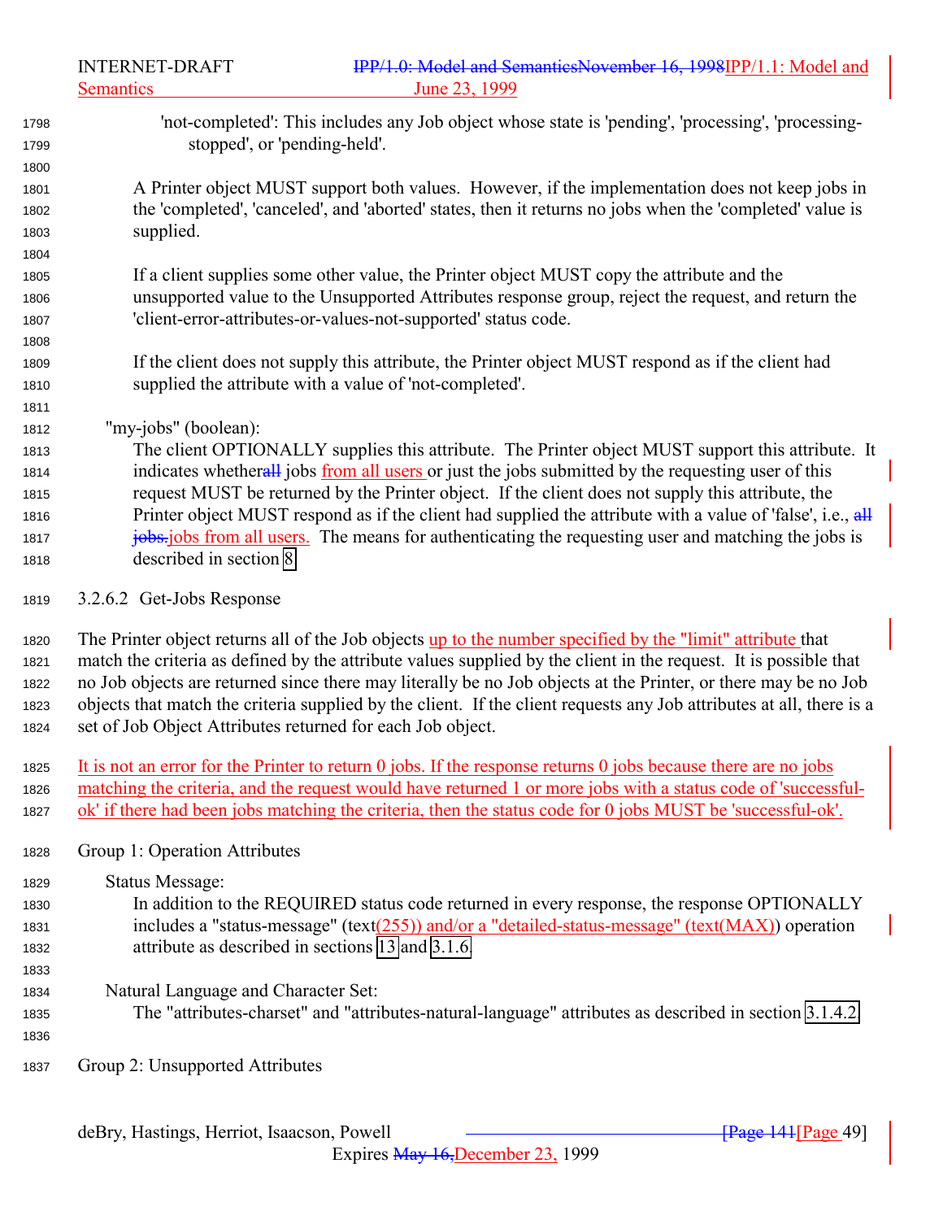'not-completed': This includes any Job object whose state is 'pending', 'processing', 'processing-stopped', or 'pending-held'.

A Printer object MUST support both values. However, if the implementation does not keep jobs in the 'completed', 'canceled', and 'aborted' states, then it returns no jobs when the 'completed' value is supplied.

If a client supplies some other value, the Printer object MUST copy the attribute and the unsupported value to the Unsupported Attributes response group, reject the request, and return the 'client-error-attributes-or-values-not-supported' status code.

If the client does not supply this attribute, the Printer object MUST respond as if the client had supplied the attribute with a value of 'not-completed'.

"my-jobs" (boolean):
The client OPTIONALLY supplies this attribute. The Printer object MUST support this attribute. It indicates whether jobs from all users or just the jobs submitted by the requesting user of this request MUST be returned by the Printer object. If the client does not supply this attribute, the Printer object MUST respond as if the client had supplied the attribute with a value of 'false', i.e., jobs from all users. The means for authenticating the requesting user and matching the jobs is described in section 8.

#### 3.2.6.2 Get-Jobs Response

The Printer object returns all of the Job objects up to the number specified by the "limit" attribute that match the criteria as defined by the attribute values supplied by the client in the request. It is possible that no Job objects are returned since there may literally be no Job objects at the Printer, or there may be no Job objects that match the criteria supplied by the client. If the client requests any Job attributes at all, there is a set of Job Object Attributes returned for each Job object.

It is not an error for the Printer to return 0 jobs. If the response returns 0 jobs because there are no jobs matching the criteria, and the request would have returned 1 or more jobs with a status code of 'successful-ok' if there had been jobs matching the criteria, then the status code for 0 jobs MUST be 'successful-ok'.

Group 1: Operation Attributes

Status Message:
In addition to the REQUIRED status code returned in every response, the response OPTIONALLY includes a "status-message" (text(255)) and/or a "detailed-status-message" (text(MAX)) operation attribute as described in sections 13 and 3.1.6.

Natural Language and Character Set:
The "attributes-charset" and "attributes-natural-language" attributes as described in section 3.1.4.2.

Group 2: Unsupported Attributes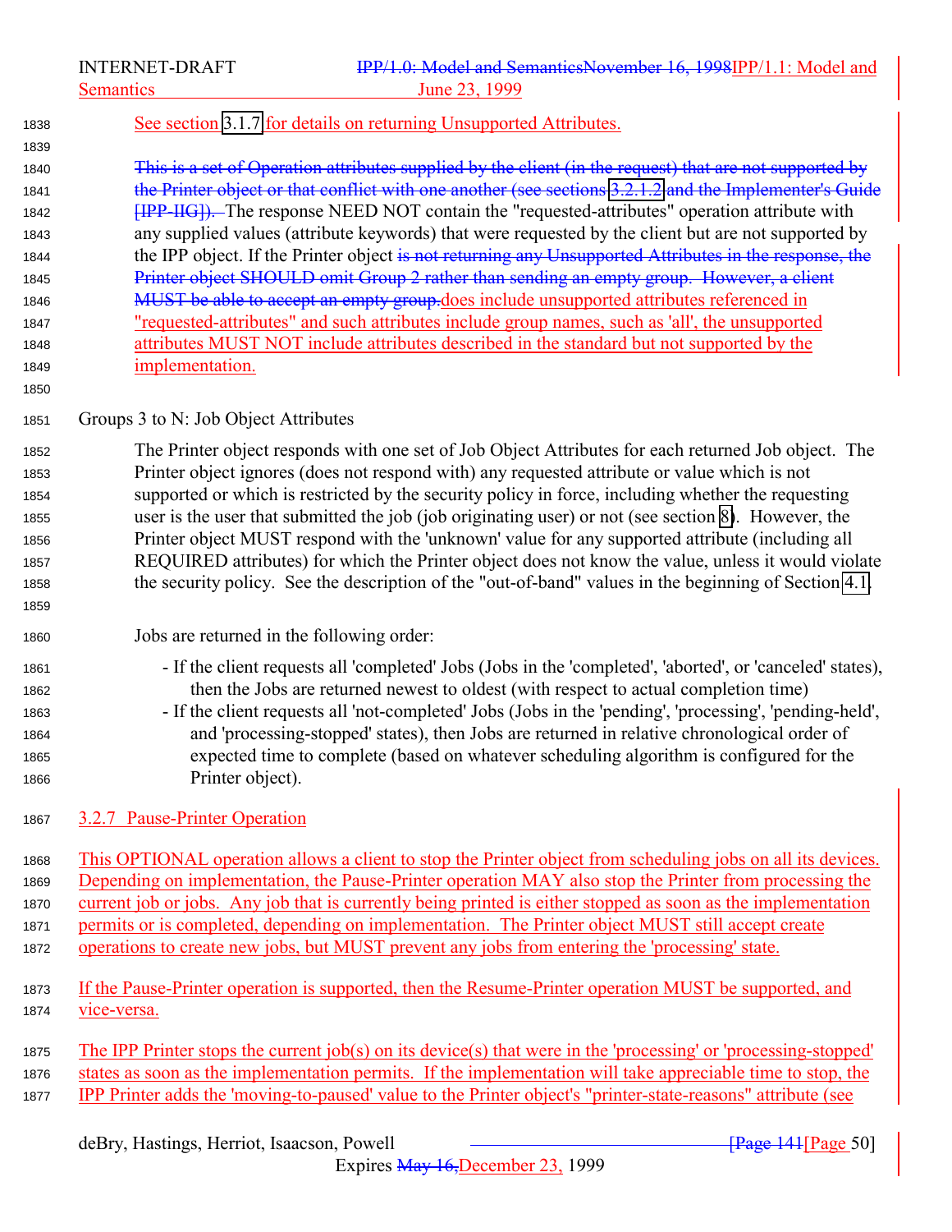See section 3.1.7 for details on returning Unsupported Attributes.

~~This is a set of Operation attributes supplied by the client (in the request) that are not supported by the Printer object or that conflict with one another (see sections 3.2.1.2 and the Implementer's Guide [IPP-IIG]).~~ The response NEED NOT contain the "requested-attributes" operation attribute with any supplied values (attribute keywords) that were requested by the client but are not supported by the IPP object. If the Printer object ~~is not returning any Unsupported Attributes in the response, the Printer object SHOULD omit Group 2 rather than sending an empty group. However, a client MUST be able to accept an empty group.~~does include unsupported attributes referenced in "requested-attributes" and such attributes include group names, such as 'all', the unsupported attributes MUST NOT include attributes described in the standard but not supported by the implementation.

Groups 3 to N: Job Object Attributes

The Printer object responds with one set of Job Object Attributes for each returned Job object. The Printer object ignores (does not respond with) any requested attribute or value which is not supported or which is restricted by the security policy in force, including whether the requesting user is the user that submitted the job (job originating user) or not (see section 8). However, the Printer object MUST respond with the 'unknown' value for any supported attribute (including all REQUIRED attributes) for which the Printer object does not know the value, unless it would violate the security policy. See the description of the "out-of-band" values in the beginning of Section 4.1.

Jobs are returned in the following order:

- If the client requests all 'completed' Jobs (Jobs in the 'completed', 'aborted', or 'canceled' states), then the Jobs are returned newest to oldest (with respect to actual completion time)
- If the client requests all 'not-completed' Jobs (Jobs in the 'pending', 'processing', 'pending-held', and 'processing-stopped' states), then Jobs are returned in relative chronological order of expected time to complete (based on whatever scheduling algorithm is configured for the Printer object).

### 3.2.7 Pause-Printer Operation

This OPTIONAL operation allows a client to stop the Printer object from scheduling jobs on all its devices. Depending on implementation, the Pause-Printer operation MAY also stop the Printer from processing the current job or jobs. Any job that is currently being printed is either stopped as soon as the implementation permits or is completed, depending on implementation. The Printer object MUST still accept create operations to create new jobs, but MUST prevent any jobs from entering the 'processing' state.

If the Pause-Printer operation is supported, then the Resume-Printer operation MUST be supported, and vice-versa.

The IPP Printer stops the current job(s) on its device(s) that were in the 'processing' or 'processing-stopped' states as soon as the implementation permits. If the implementation will take appreciable time to stop, the IPP Printer adds the 'moving-to-paused' value to the Printer object's "printer-state-reasons" attribute (see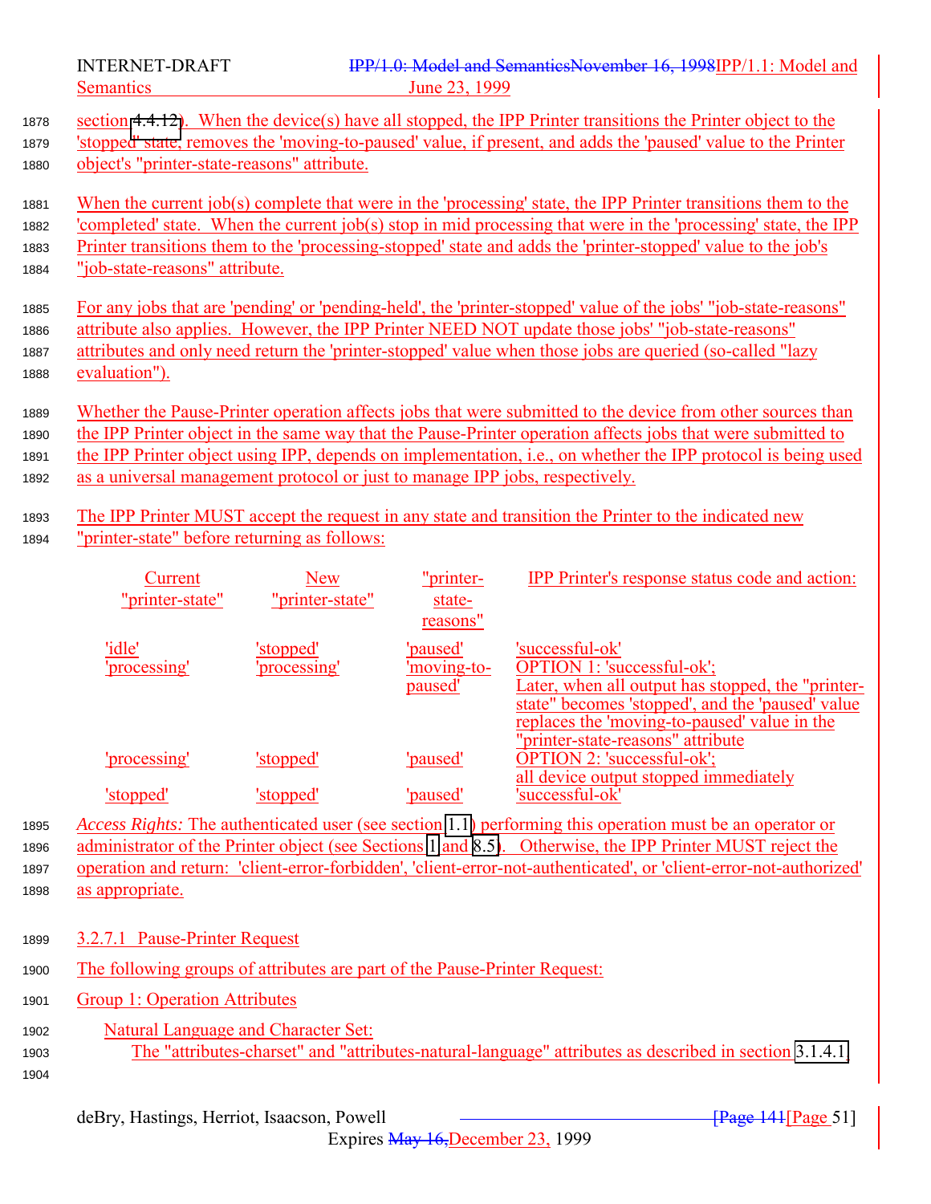section 4.4.12). When the device(s) have all stopped, the IPP Printer transitions the Printer object to the 'stopped' state, removes the 'moving-to-paused' value, if present, and adds the 'paused' value to the Printer object's "printer-state-reasons" attribute.

When the current job(s) complete that were in the 'processing' state, the IPP Printer transitions them to the 'completed' state. When the current job(s) stop in mid processing that were in the 'processing' state, the IPP Printer transitions them to the 'processing-stopped' state and adds the 'printer-stopped' value to the job's "job-state-reasons" attribute.

For any jobs that are 'pending' or 'pending-held', the 'printer-stopped' value of the jobs' "job-state-reasons" attribute also applies. However, the IPP Printer NEED NOT update those jobs' "job-state-reasons" attributes and only need return the 'printer-stopped' value when those jobs are queried (so-called "lazy evaluation").

Whether the Pause-Printer operation affects jobs that were submitted to the device from other sources than the IPP Printer object in the same way that the Pause-Printer operation affects jobs that were submitted to the IPP Printer object using IPP, depends on implementation, i.e., on whether the IPP protocol is being used as a universal management protocol or just to manage IPP jobs, respectively.

The IPP Printer MUST accept the request in any state and transition the Printer to the indicated new "printer-state" before returning as follows:

| Current "printer-state" | New "printer-state" | "printer-state-reasons" | IPP Printer's response status code and action: |
|---|---|---|---|
| 'idle' | 'stopped' | 'paused' | 'successful-ok' |
| 'processing' | 'processing' | 'moving-to-paused' | OPTION 1: 'successful-ok'; Later, when all output has stopped, the "printer-state" becomes 'stopped', and the 'paused' value replaces the 'moving-to-paused' value in the "printer-state-reasons" attribute |
| 'processing' | 'stopped' | 'paused' | OPTION 2: 'successful-ok'; all device output stopped immediately |
| 'stopped' | 'stopped' | 'paused' | 'successful-ok' |

*Access Rights:* The authenticated user (see section 1.1) performing this operation must be an operator or administrator of the Printer object (see Sections 1 and 8.5). Otherwise, the IPP Printer MUST reject the operation and return: 'client-error-forbidden', 'client-error-not-authenticated', or 'client-error-not-authorized' as appropriate.

#### 3.2.7.1 Pause-Printer Request

The following groups of attributes are part of the Pause-Printer Request:

Group 1: Operation Attributes

Natural Language and Character Set:
The "attributes-charset" and "attributes-natural-language" attributes as described in section 3.1.4.1.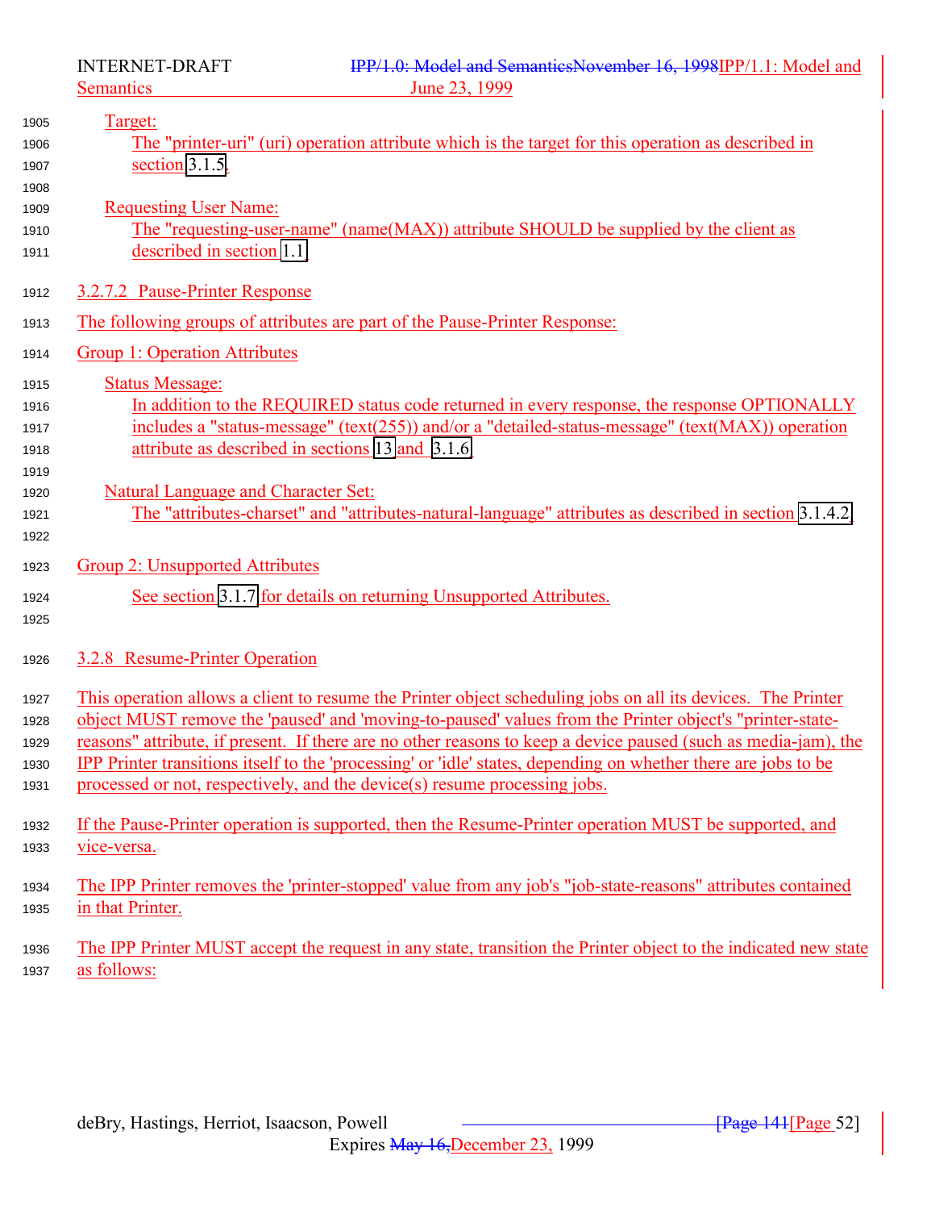Target:
The "printer-uri" (uri) operation attribute which is the target for this operation as described in section 3.1.5.

Requesting User Name:
The "requesting-user-name" (name(MAX)) attribute SHOULD be supplied by the client as described in section 1.1.

#### 3.2.7.2 Pause-Printer Response

The following groups of attributes are part of the Pause-Printer Response:

Group 1: Operation Attributes

Status Message:
In addition to the REQUIRED status code returned in every response, the response OPTIONALLY includes a "status-message" (text(255)) and/or a "detailed-status-message" (text(MAX)) operation attribute as described in sections 13 and 3.1.6.

Natural Language and Character Set:
The "attributes-charset" and "attributes-natural-language" attributes as described in section 3.1.4.2.

Group 2: Unsupported Attributes

See section 3.1.7 for details on returning Unsupported Attributes.

### 3.2.8 Resume-Printer Operation

This operation allows a client to resume the Printer object scheduling jobs on all its devices. The Printer object MUST remove the 'paused' and 'moving-to-paused' values from the Printer object's "printer-state-reasons" attribute, if present. If there are no other reasons to keep a device paused (such as media-jam), the IPP Printer transitions itself to the 'processing' or 'idle' states, depending on whether there are jobs to be processed or not, respectively, and the device(s) resume processing jobs.

If the Pause-Printer operation is supported, then the Resume-Printer operation MUST be supported, and vice-versa.

The IPP Printer removes the 'printer-stopped' value from any job's "job-state-reasons" attributes contained in that Printer.

The IPP Printer MUST accept the request in any state, transition the Printer object to the indicated new state as follows: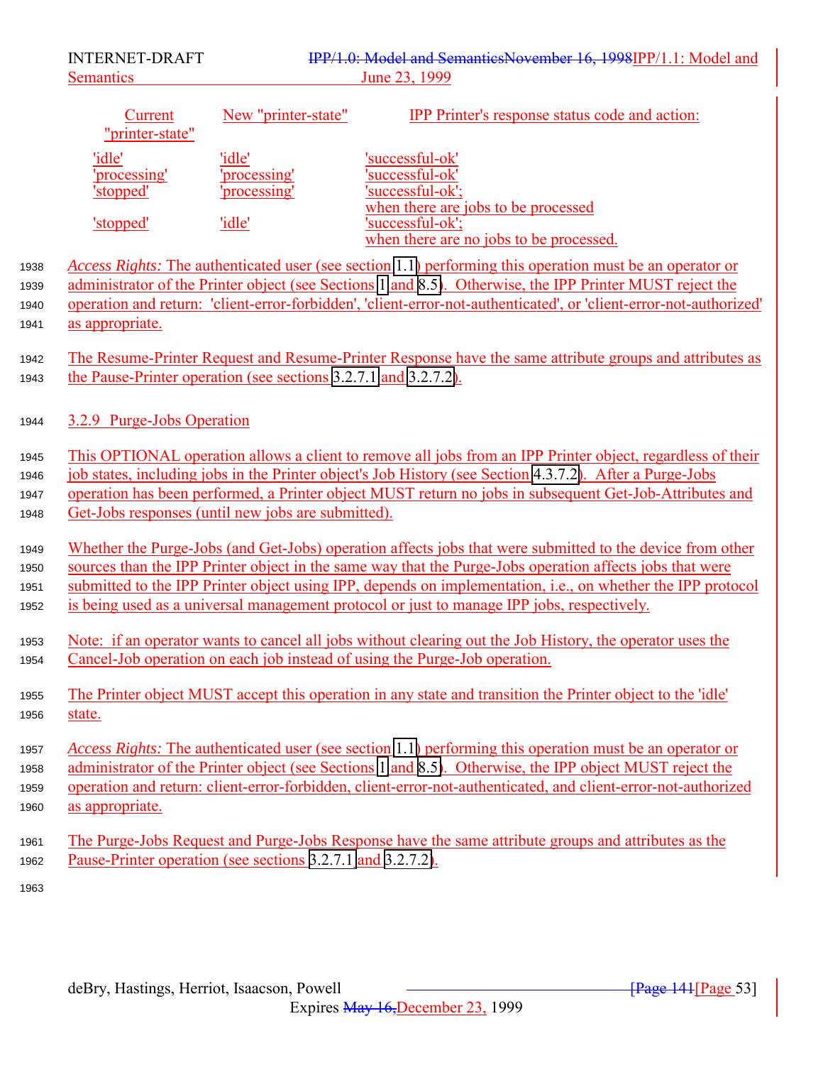| Current "printer-state" | New "printer-state" | IPP Printer's response status code and action: |
|---|---|---|
| 'idle' | 'idle' | 'successful-ok' |
| 'processing' | 'processing' | 'successful-ok' |
| 'stopped' | 'processing' | 'successful-ok'; when there are jobs to be processed |
| 'stopped' | 'idle' | 'successful-ok'; when there are no jobs to be processed. |

*Access Rights:* The authenticated user (see section 1.1) performing this operation must be an operator or administrator of the Printer object (see Sections 1 and 8.5). Otherwise, the IPP Printer MUST reject the operation and return: 'client-error-forbidden', 'client-error-not-authenticated', or 'client-error-not-authorized' as appropriate.

The Resume-Printer Request and Resume-Printer Response have the same attribute groups and attributes as the Pause-Printer operation (see sections 3.2.7.1 and 3.2.7.2).

### 3.2.9 Purge-Jobs Operation

This OPTIONAL operation allows a client to remove all jobs from an IPP Printer object, regardless of their job states, including jobs in the Printer object's Job History (see Section 4.3.7.2). After a Purge-Jobs operation has been performed, a Printer object MUST return no jobs in subsequent Get-Job-Attributes and Get-Jobs responses (until new jobs are submitted).

Whether the Purge-Jobs (and Get-Jobs) operation affects jobs that were submitted to the device from other sources than the IPP Printer object in the same way that the Purge-Jobs operation affects jobs that were submitted to the IPP Printer object using IPP, depends on implementation, i.e., on whether the IPP protocol is being used as a universal management protocol or just to manage IPP jobs, respectively.

Note: if an operator wants to cancel all jobs without clearing out the Job History, the operator uses the Cancel-Job operation on each job instead of using the Purge-Job operation.

The Printer object MUST accept this operation in any state and transition the Printer object to the 'idle' state.

*Access Rights:* The authenticated user (see section 1.1) performing this operation must be an operator or administrator of the Printer object (see Sections 1 and 8.5). Otherwise, the IPP object MUST reject the operation and return: client-error-forbidden, client-error-not-authenticated, and client-error-not-authorized as appropriate.

The Purge-Jobs Request and Purge-Jobs Response have the same attribute groups and attributes as the Pause-Printer operation (see sections 3.2.7.1 and 3.2.7.2).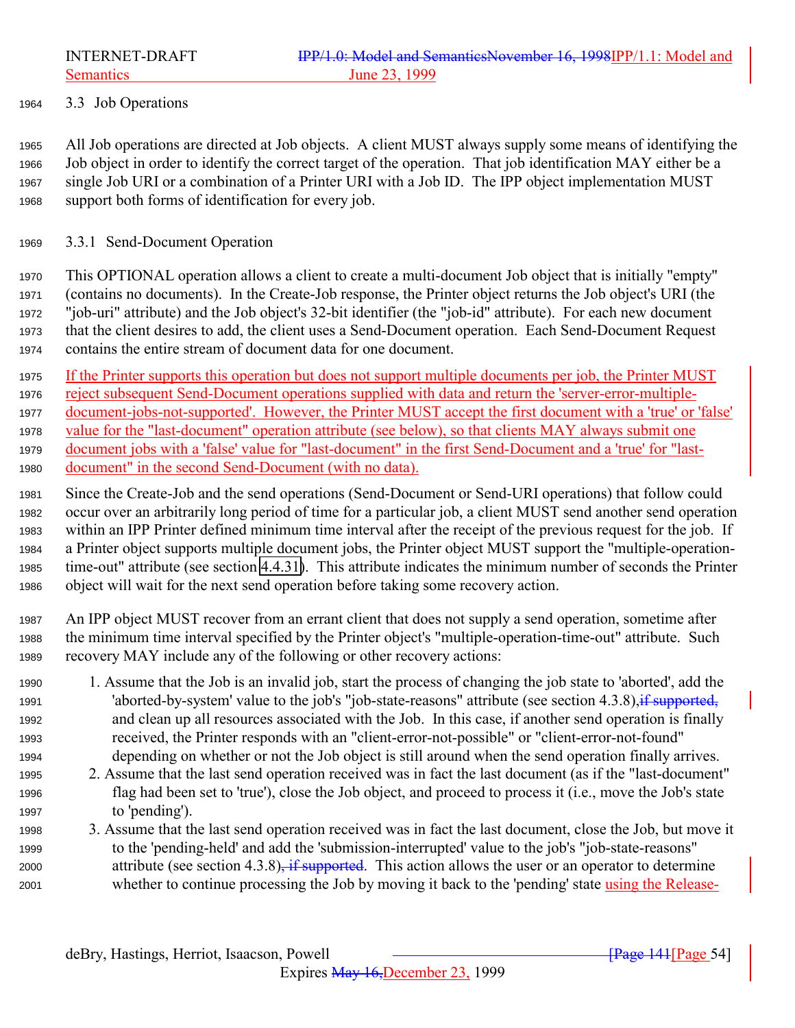### 3.3 Job Operations

All Job operations are directed at Job objects. A client MUST always supply some means of identifying the Job object in order to identify the correct target of the operation. That job identification MAY either be a single Job URI or a combination of a Printer URI with a Job ID. The IPP object implementation MUST support both forms of identification for every job.

#### 3.3.1 Send-Document Operation

This OPTIONAL operation allows a client to create a multi-document Job object that is initially "empty" (contains no documents). In the Create-Job response, the Printer object returns the Job object's URI (the "job-uri" attribute) and the Job object's 32-bit identifier (the "job-id" attribute). For each new document that the client desires to add, the client uses a Send-Document operation. Each Send-Document Request contains the entire stream of document data for one document.

If the Printer supports this operation but does not support multiple documents per job, the Printer MUST reject subsequent Send-Document operations supplied with data and return the 'server-error-multiple-document-jobs-not-supported'. However, the Printer MUST accept the first document with a 'true' or 'false' value for the "last-document" operation attribute (see below), so that clients MAY always submit one document jobs with a 'false' value for "last-document" in the first Send-Document and a 'true' for "last-document" in the second Send-Document (with no data).

Since the Create-Job and the send operations (Send-Document or Send-URI operations) that follow could occur over an arbitrarily long period of time for a particular job, a client MUST send another send operation within an IPP Printer defined minimum time interval after the receipt of the previous request for the job. If a Printer object supports multiple document jobs, the Printer object MUST support the "multiple-operation-time-out" attribute (see section 4.4.31). This attribute indicates the minimum number of seconds the Printer object will wait for the next send operation before taking some recovery action.

An IPP object MUST recover from an errant client that does not supply a send operation, sometime after the minimum time interval specified by the Printer object's "multiple-operation-time-out" attribute. Such recovery MAY include any of the following or other recovery actions:

1. Assume that the Job is an invalid job, start the process of changing the job state to 'aborted', add the 'aborted-by-system' value to the job's "job-state-reasons" attribute (see section 4.3.8),~~if supported,~~ and clean up all resources associated with the Job. In this case, if another send operation is finally received, the Printer responds with an "client-error-not-possible" or "client-error-not-found" depending on whether or not the Job object is still around when the send operation finally arrives.
2. Assume that the last send operation received was in fact the last document (as if the "last-document" flag had been set to 'true'), close the Job object, and proceed to process it (i.e., move the Job's state to 'pending').
3. Assume that the last send operation received was in fact the last document, close the Job, but move it to the 'pending-held' and add the 'submission-interrupted' value to the job's "job-state-reasons" attribute (see section 4.3.8)~~, if supported~~. This action allows the user or an operator to determine whether to continue processing the Job by moving it back to the 'pending' state using the Release-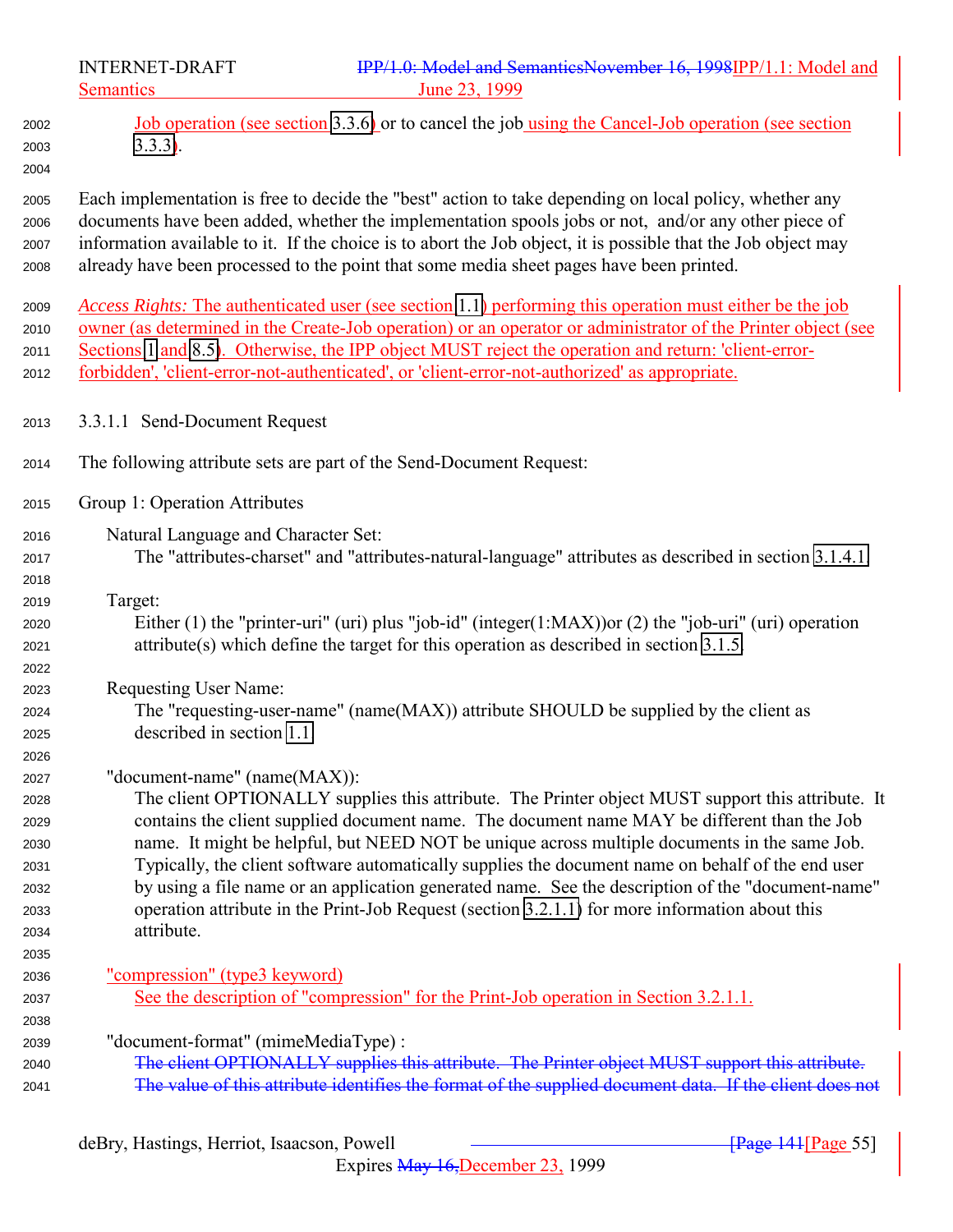Job operation (see section 3.3.6) or to cancel the job using the Cancel-Job operation (see section 3.3.3).

Each implementation is free to decide the "best" action to take depending on local policy, whether any documents have been added, whether the implementation spools jobs or not, and/or any other piece of information available to it. If the choice is to abort the Job object, it is possible that the Job object may already have been processed to the point that some media sheet pages have been printed.

*Access Rights:* The authenticated user (see section 1.1) performing this operation must either be the job owner (as determined in the Create-Job operation) or an operator or administrator of the Printer object (see Sections 1 and 8.5). Otherwise, the IPP object MUST reject the operation and return: 'client-error-forbidden', 'client-error-not-authenticated', or 'client-error-not-authorized' as appropriate.

#### 3.3.1.1 Send-Document Request

The following attribute sets are part of the Send-Document Request:

Group 1: Operation Attributes

Natural Language and Character Set:
The "attributes-charset" and "attributes-natural-language" attributes as described in section 3.1.4.1.

Target:
Either (1) the "printer-uri" (uri) plus "job-id" (integer(1:MAX))or (2) the "job-uri" (uri) operation attribute(s) which define the target for this operation as described in section 3.1.5.

Requesting User Name:
The "requesting-user-name" (name(MAX)) attribute SHOULD be supplied by the client as described in section 1.1

"document-name" (name(MAX)):
The client OPTIONALLY supplies this attribute. The Printer object MUST support this attribute. It contains the client supplied document name. The document name MAY be different than the Job name. It might be helpful, but NEED NOT be unique across multiple documents in the same Job. Typically, the client software automatically supplies the document name on behalf of the end user by using a file name or an application generated name. See the description of the "document-name" operation attribute in the Print-Job Request (section 3.2.1.1) for more information about this attribute.

"compression" (type3 keyword)
See the description of "compression" for the Print-Job operation in Section 3.2.1.1.

"document-format" (mimeMediaType) :
~~The client OPTIONALLY supplies this attribute. The Printer object MUST support this attribute. The value of this attribute identifies the format of the supplied document data. If the client does not~~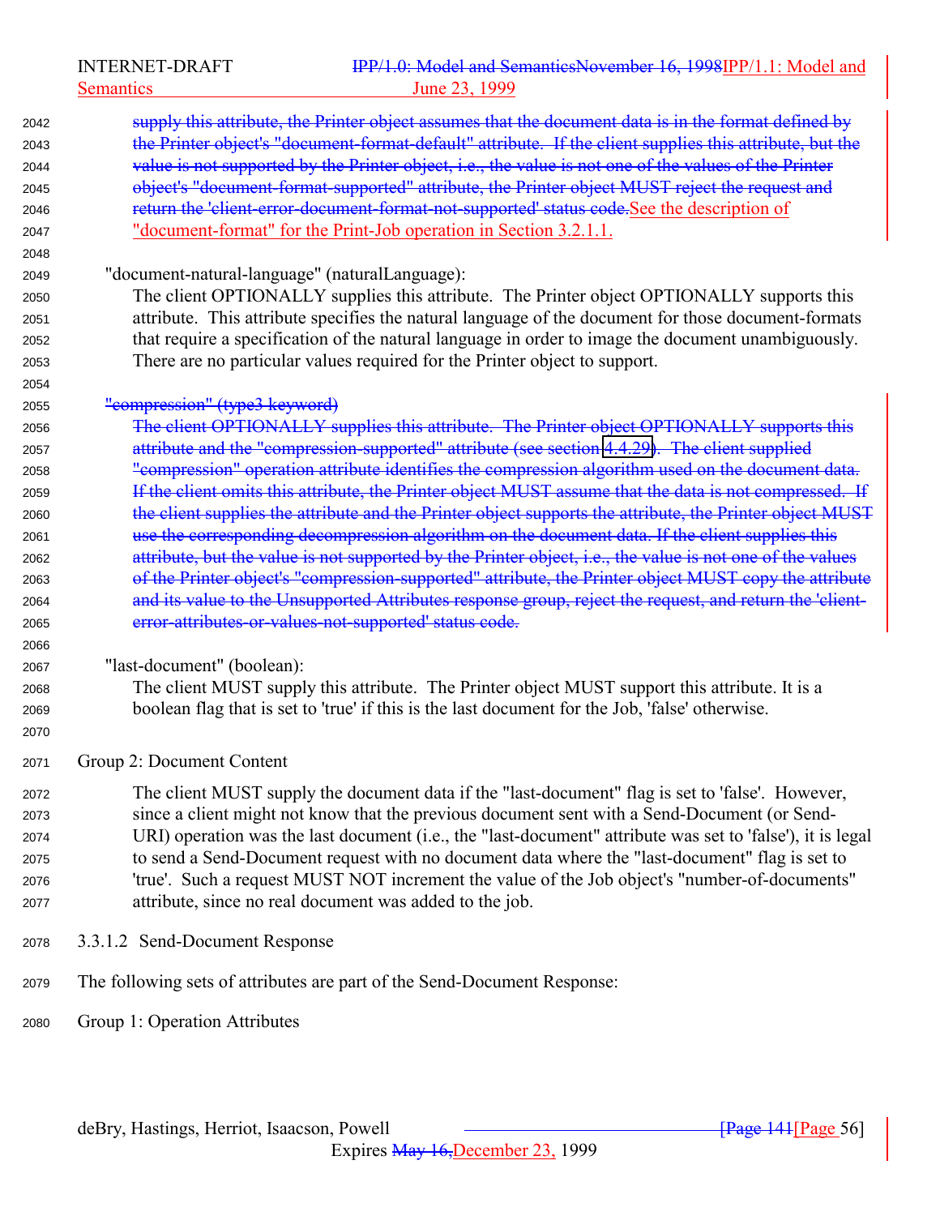supply this attribute, the Printer object assumes that the document data is in the format defined by the Printer object's "document-format-default" attribute. If the client supplies this attribute, but the value is not supported by the Printer object, i.e., the value is not one of the values of the Printer object's "document-format-supported" attribute, the Printer object MUST reject the request and return the 'client-error-document-format-not-supported' status code.See the description of "document-format" for the Print-Job operation in Section 3.2.1.1.

"document-natural-language" (naturalLanguage):

The client OPTIONALLY supplies this attribute. The Printer object OPTIONALLY supports this attribute. This attribute specifies the natural language of the document for those document-formats that require a specification of the natural language in order to image the document unambiguously. There are no particular values required for the Printer object to support.

"compression" (type3 keyword)

The client OPTIONALLY supplies this attribute. The Printer object OPTIONALLY supports this attribute and the "compression-supported" attribute (see section 4.4.29). The client supplied "compression" operation attribute identifies the compression algorithm used on the document data. If the client omits this attribute, the Printer object MUST assume that the data is not compressed. If the client supplies the attribute and the Printer object supports the attribute, the Printer object MUST use the corresponding decompression algorithm on the document data. If the client supplies this attribute, but the value is not supported by the Printer object, i.e., the value is not one of the values of the Printer object's "compression-supported" attribute, the Printer object MUST copy the attribute and its value to the Unsupported Attributes response group, reject the request, and return the 'client-error-attributes-or-values-not-supported' status code.

"last-document" (boolean):

The client MUST supply this attribute. The Printer object MUST support this attribute. It is a boolean flag that is set to 'true' if this is the last document for the Job, 'false' otherwise.

Group 2: Document Content

The client MUST supply the document data if the "last-document" flag is set to 'false'. However, since a client might not know that the previous document sent with a Send-Document (or Send-URI) operation was the last document (i.e., the "last-document" attribute was set to 'false'), it is legal to send a Send-Document request with no document data where the "last-document" flag is set to 'true'. Such a request MUST NOT increment the value of the Job object's "number-of-documents" attribute, since no real document was added to the job.

#### 3.3.1.2 Send-Document Response

The following sets of attributes are part of the Send-Document Response:

Group 1: Operation Attributes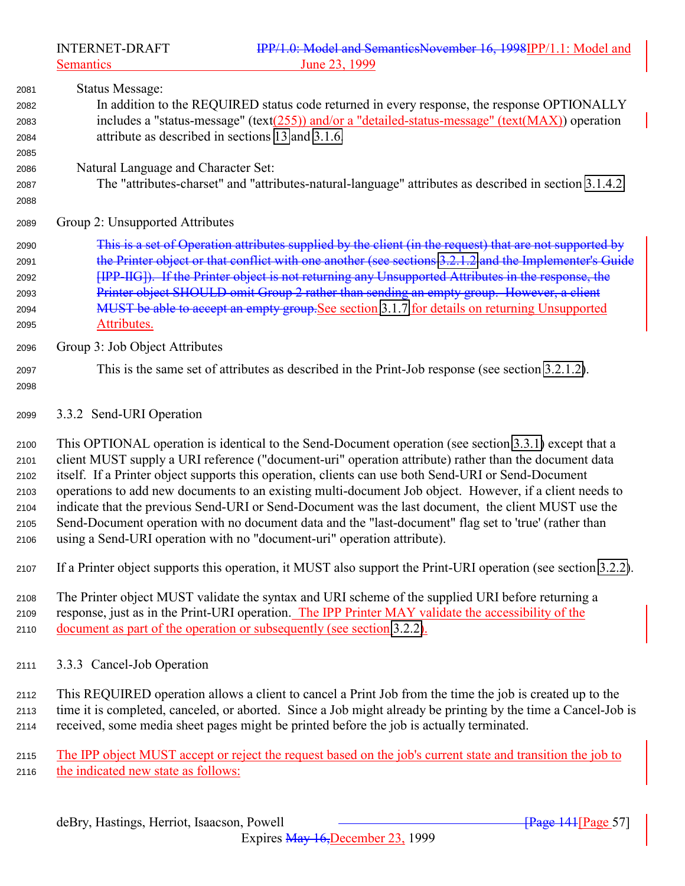Status Message:

In addition to the REQUIRED status code returned in every response, the response OPTIONALLY includes a "status-message" (text(255)) and/or a "detailed-status-message" (text(MAX)) operation attribute as described in sections 13 and 3.1.6.

Natural Language and Character Set:

The "attributes-charset" and "attributes-natural-language" attributes as described in section 3.1.4.2.

Group 2: Unsupported Attributes

~~This is a set of Operation attributes supplied by the client (in the request) that are not supported by the Printer object or that conflict with one another (see sections 3.2.1.2 and the Implementer's Guide [IPP-IIG]). If the Printer object is not returning any Unsupported Attributes in the response, the Printer object SHOULD omit Group 2 rather than sending an empty group. However, a client MUST be able to accept an empty group.~~ See section 3.1.7 for details on returning Unsupported Attributes.

Group 3: Job Object Attributes

This is the same set of attributes as described in the Print-Job response (see section 3.2.1.2).

### 3.3.2 Send-URI Operation

This OPTIONAL operation is identical to the Send-Document operation (see section 3.3.1) except that a client MUST supply a URI reference ("document-uri" operation attribute) rather than the document data itself. If a Printer object supports this operation, clients can use both Send-URI or Send-Document operations to add new documents to an existing multi-document Job object. However, if a client needs to indicate that the previous Send-URI or Send-Document was the last document, the client MUST use the Send-Document operation with no document data and the "last-document" flag set to 'true' (rather than using a Send-URI operation with no "document-uri" operation attribute).

If a Printer object supports this operation, it MUST also support the Print-URI operation (see section 3.2.2).

The Printer object MUST validate the syntax and URI scheme of the supplied URI before returning a response, just as in the Print-URI operation. The IPP Printer MAY validate the accessibility of the document as part of the operation or subsequently (see section 3.2.2).

### 3.3.3 Cancel-Job Operation

This REQUIRED operation allows a client to cancel a Print Job from the time the job is created up to the time it is completed, canceled, or aborted. Since a Job might already be printing by the time a Cancel-Job is received, some media sheet pages might be printed before the job is actually terminated.

The IPP object MUST accept or reject the request based on the job's current state and transition the job to the indicated new state as follows: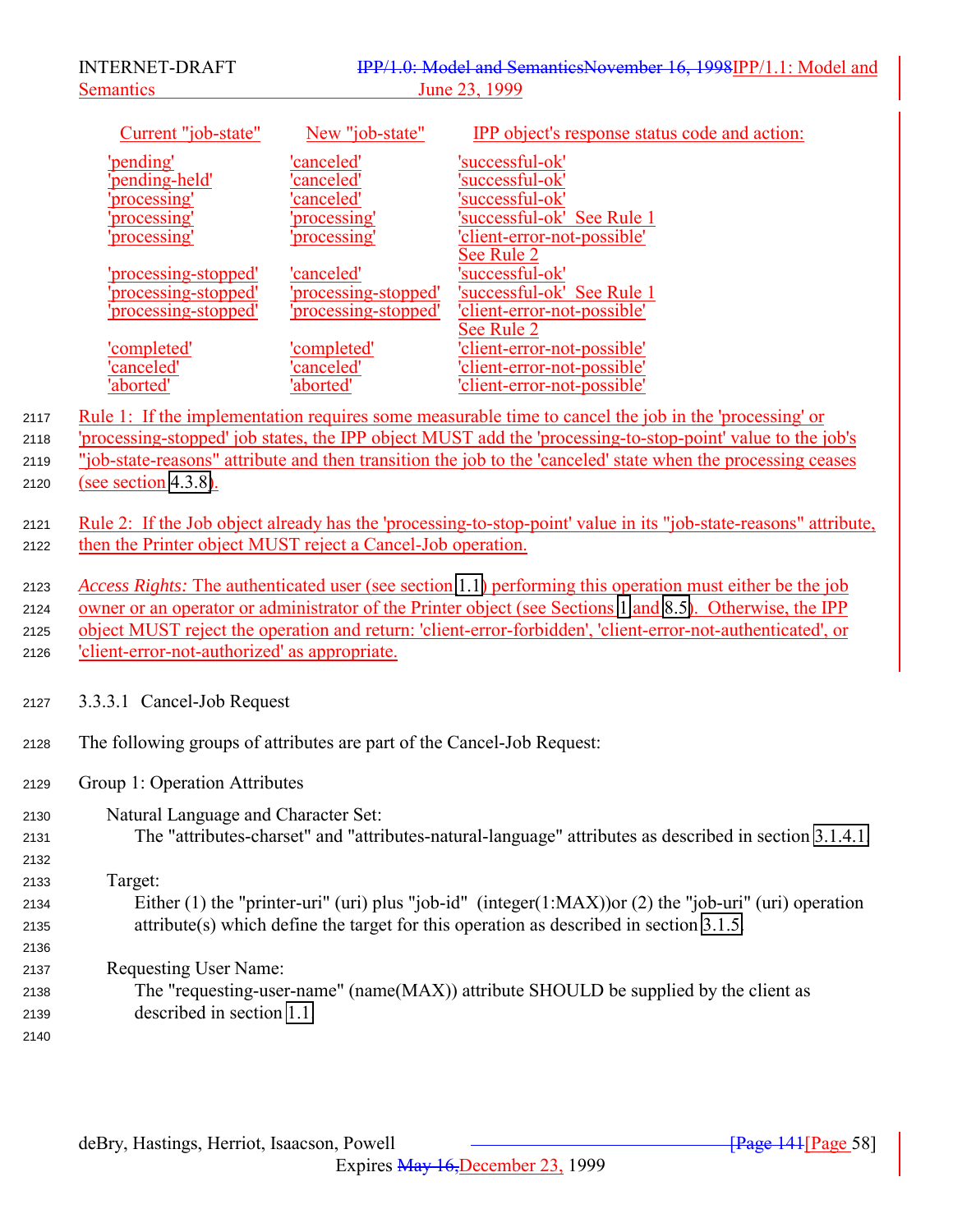| Current "job-state" | New "job-state" | IPP object's response status code and action: |
| --- | --- | --- |
| 'pending' | 'canceled' | 'successful-ok' |
| 'pending-held' | 'canceled' | 'successful-ok' |
| 'processing' | 'canceled' | 'successful-ok' |
| 'processing' | 'processing' | 'successful-ok' See Rule 1 |
| 'processing' | 'processing' | 'client-error-not-possible' See Rule 2 |
| 'processing-stopped' | 'canceled' | 'successful-ok' |
| 'processing-stopped' | 'processing-stopped' | 'successful-ok' See Rule 1 |
| 'processing-stopped' | 'processing-stopped' | 'client-error-not-possible' See Rule 2 |
| 'completed' | 'completed' | 'client-error-not-possible' |
| 'canceled' | 'canceled' | 'client-error-not-possible' |
| 'aborted' | 'aborted' | 'client-error-not-possible' |

Rule 1: If the implementation requires some measurable time to cancel the job in the 'processing' or 'processing-stopped' job states, the IPP object MUST add the 'processing-to-stop-point' value to the job's "job-state-reasons" attribute and then transition the job to the 'canceled' state when the processing ceases (see section 4.3.8).

Rule 2: If the Job object already has the 'processing-to-stop-point' value in its "job-state-reasons" attribute, then the Printer object MUST reject a Cancel-Job operation.

*Access Rights:* The authenticated user (see section 1.1) performing this operation must either be the job owner or an operator or administrator of the Printer object (see Sections 1 and 8.5). Otherwise, the IPP object MUST reject the operation and return: 'client-error-forbidden', 'client-error-not-authenticated', or 'client-error-not-authorized' as appropriate.

#### 3.3.3.1 Cancel-Job Request

The following groups of attributes are part of the Cancel-Job Request:

Group 1: Operation Attributes

Natural Language and Character Set:
The "attributes-charset" and "attributes-natural-language" attributes as described in section 3.1.4.1.

Target:
Either (1) the "printer-uri" (uri) plus "job-id" (integer(1:MAX))or (2) the "job-uri" (uri) operation attribute(s) which define the target for this operation as described in section 3.1.5.

Requesting User Name:
The "requesting-user-name" (name(MAX)) attribute SHOULD be supplied by the client as described in section 1.1.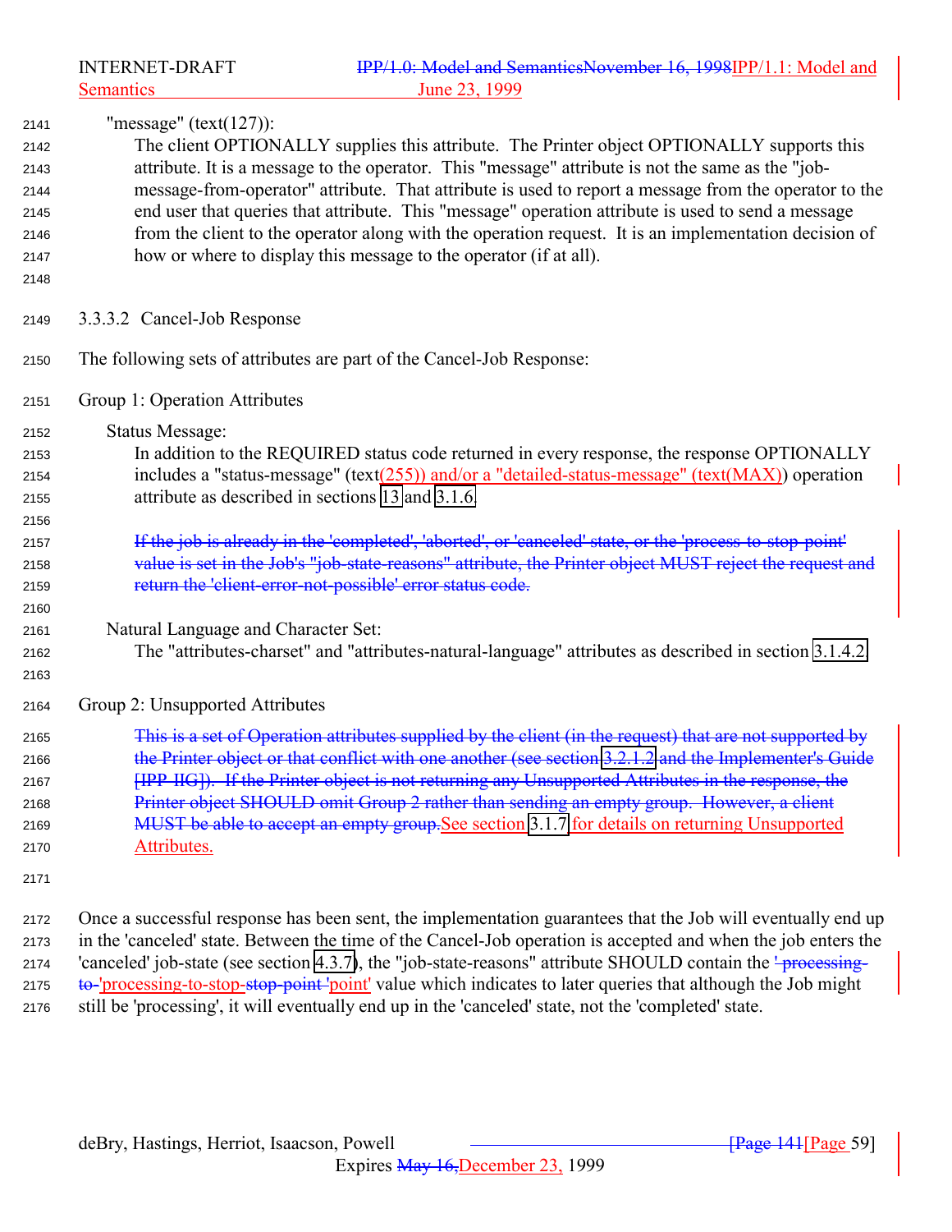"message" (text(127)):

The client OPTIONALLY supplies this attribute. The Printer object OPTIONALLY supports this attribute. It is a message to the operator. This "message" attribute is not the same as the "job-message-from-operator" attribute. That attribute is used to report a message from the operator to the end user that queries that attribute. This "message" operation attribute is used to send a message from the client to the operator along with the operation request. It is an implementation decision of how or where to display this message to the operator (if at all).

### 3.3.3.2 Cancel-Job Response

The following sets of attributes are part of the Cancel-Job Response:

Group 1: Operation Attributes

Status Message:

In addition to the REQUIRED status code returned in every response, the response OPTIONALLY includes a "status-message" (text(255)) and/or a "detailed-status-message" (text(MAX)) operation attribute as described in sections 13 and 3.1.6.

~~If the job is already in the 'completed', 'aborted', or 'canceled' state, or the 'process-to-stop-point' value is set in the Job's "job-state-reasons" attribute, the Printer object MUST reject the request and return the 'client-error-not-possible' error status code.~~

Natural Language and Character Set:

The "attributes-charset" and "attributes-natural-language" attributes as described in section 3.1.4.2.

Group 2: Unsupported Attributes

~~This is a set of Operation attributes supplied by the client (in the request) that are not supported by the Printer object or that conflict with one another (see section 3.2.1.2 and the Implementer's Guide [IPP-IIG]). If the Printer object is not returning any Unsupported Attributes in the response, the Printer object SHOULD omit Group 2 rather than sending an empty group. However, a client MUST be able to accept an empty group.~~See section 3.1.7 for details on returning Unsupported Attributes.

Once a successful response has been sent, the implementation guarantees that the Job will eventually end up in the 'canceled' state. Between the time of the Cancel-Job operation is accepted and when the job enters the 'canceled' job-state (see section 4.3.7), the "job-state-reasons" attribute SHOULD contain the ~~' processing-to-~~'processing-to-stop-~~stop-point '~~point' value which indicates to later queries that although the Job might still be 'processing', it will eventually end up in the 'canceled' state, not the 'completed' state.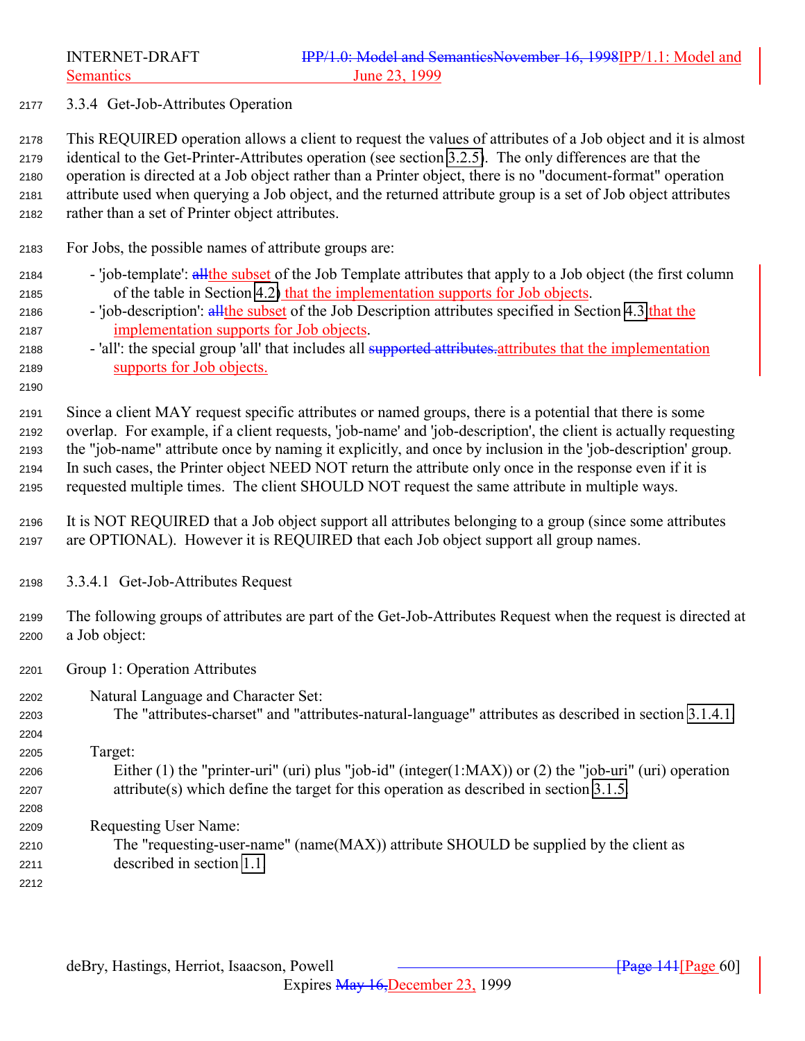### 3.3.4 Get-Job-Attributes Operation

This REQUIRED operation allows a client to request the values of attributes of a Job object and it is almost identical to the Get-Printer-Attributes operation (see section 3.2.5). The only differences are that the operation is directed at a Job object rather than a Printer object, there is no "document-format" operation attribute used when querying a Job object, and the returned attribute group is a set of Job object attributes rather than a set of Printer object attributes.

For Jobs, the possible names of attribute groups are:

- 'job-template': ~~all~~the subset of the Job Template attributes that apply to a Job object (the first column of the table in Section 4.2) that the implementation supports for Job objects.
- 'job-description': ~~all~~the subset of the Job Description attributes specified in Section 4.3 that the implementation supports for Job objects.
- 'all': the special group 'all' that includes all ~~supported attributes.~~attributes that the implementation supports for Job objects.

Since a client MAY request specific attributes or named groups, there is a potential that there is some overlap. For example, if a client requests, 'job-name' and 'job-description', the client is actually requesting the "job-name" attribute once by naming it explicitly, and once by inclusion in the 'job-description' group. In such cases, the Printer object NEED NOT return the attribute only once in the response even if it is requested multiple times. The client SHOULD NOT request the same attribute in multiple ways.

It is NOT REQUIRED that a Job object support all attributes belonging to a group (since some attributes are OPTIONAL). However it is REQUIRED that each Job object support all group names.

#### 3.3.4.1 Get-Job-Attributes Request

The following groups of attributes are part of the Get-Job-Attributes Request when the request is directed at a Job object:

Group 1: Operation Attributes

Natural Language and Character Set:
The "attributes-charset" and "attributes-natural-language" attributes as described in section 3.1.4.1.

Target:
Either (1) the "printer-uri" (uri) plus "job-id" (integer(1:MAX)) or (2) the "job-uri" (uri) operation attribute(s) which define the target for this operation as described in section 3.1.5.

Requesting User Name:
The "requesting-user-name" (name(MAX)) attribute SHOULD be supplied by the client as described in section 1.1.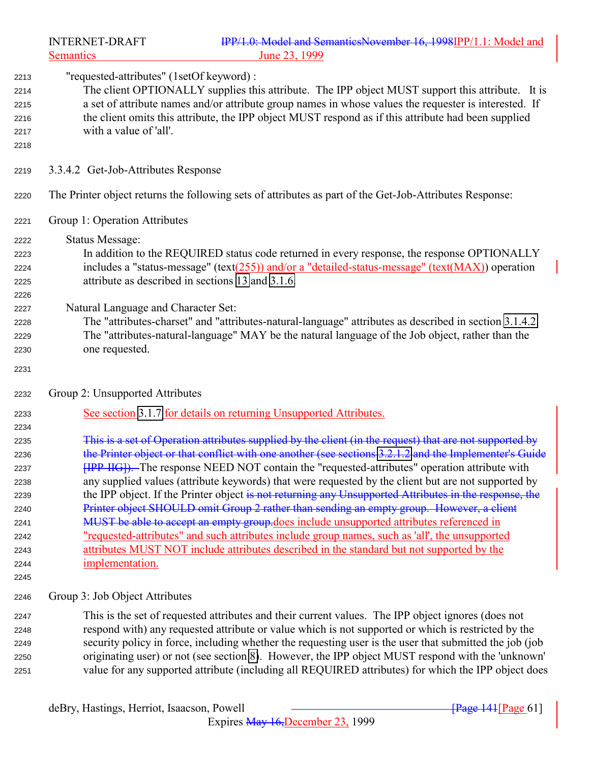"requested-attributes" (1setOf keyword) :

The client OPTIONALLY supplies this attribute. The IPP object MUST support this attribute. It is a set of attribute names and/or attribute group names in whose values the requester is interested. If the client omits this attribute, the IPP object MUST respond as if this attribute had been supplied with a value of 'all'.

#### 3.3.4.2 Get-Job-Attributes Response

The Printer object returns the following sets of attributes as part of the Get-Job-Attributes Response:

Group 1: Operation Attributes

Status Message:

In addition to the REQUIRED status code returned in every response, the response OPTIONALLY includes a "status-message" (text(255)) and/or a "detailed-status-message" (text(MAX)) operation attribute as described in sections 13 and 3.1.6.

Natural Language and Character Set:

The "attributes-charset" and "attributes-natural-language" attributes as described in section 3.1.4.2. The "attributes-natural-language" MAY be the natural language of the Job object, rather than the one requested.

Group 2: Unsupported Attributes

See section 3.1.7 for details on returning Unsupported Attributes.

~~This is a set of Operation attributes supplied by the client (in the request) that are not supported by the Printer object or that conflict with one another (see sections 3.2.1.2 and the Implementer's Guide [IPP-IIG]).~~ The response NEED NOT contain the "requested-attributes" operation attribute with any supplied values (attribute keywords) that were requested by the client but are not supported by the IPP object. If the Printer object ~~is not returning any Unsupported Attributes in the response, the Printer object SHOULD omit Group 2 rather than sending an empty group. However, a client MUST be able to accept an empty group.~~does include unsupported attributes referenced in "requested-attributes" and such attributes include group names, such as 'all', the unsupported attributes MUST NOT include attributes described in the standard but not supported by the implementation.

Group 3: Job Object Attributes

This is the set of requested attributes and their current values. The IPP object ignores (does not respond with) any requested attribute or value which is not supported or which is restricted by the security policy in force, including whether the requesting user is the user that submitted the job (job originating user) or not (see section 8). However, the IPP object MUST respond with the 'unknown' value for any supported attribute (including all REQUIRED attributes) for which the IPP object does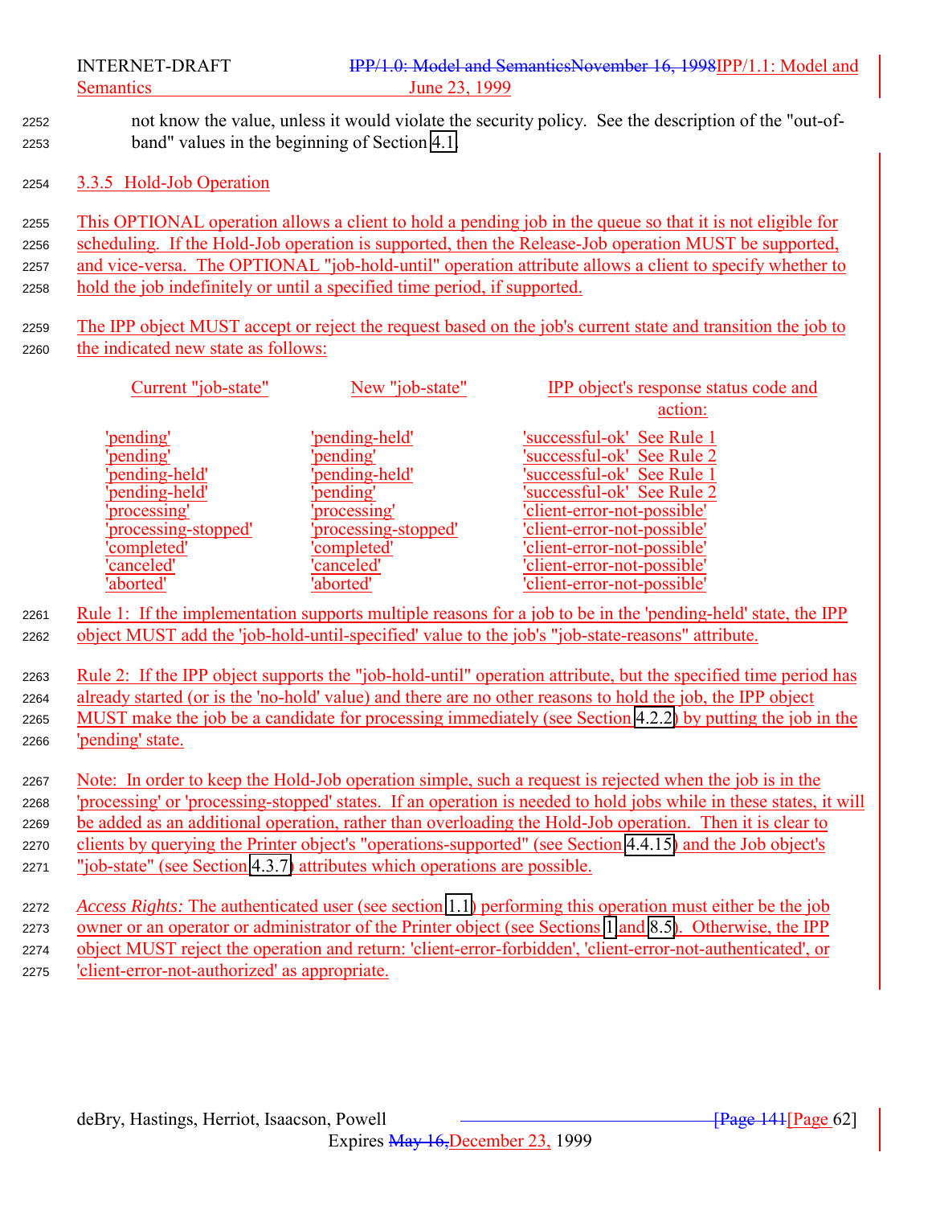not know the value, unless it would violate the security policy. See the description of the "out-of-band" values in the beginning of Section 4.1.

### 3.3.5 Hold-Job Operation

This OPTIONAL operation allows a client to hold a pending job in the queue so that it is not eligible for scheduling. If the Hold-Job operation is supported, then the Release-Job operation MUST be supported, and vice-versa. The OPTIONAL "job-hold-until" operation attribute allows a client to specify whether to hold the job indefinitely or until a specified time period, if supported.

The IPP object MUST accept or reject the request based on the job's current state and transition the job to the indicated new state as follows:

| Current "job-state" | New "job-state" | IPP object's response status code and action: |
|---|---|---|
| 'pending' | 'pending-held' | 'successful-ok' See Rule 1 |
| 'pending' | 'pending' | 'successful-ok' See Rule 2 |
| 'pending-held' | 'pending-held' | 'successful-ok' See Rule 1 |
| 'pending-held' | 'pending' | 'successful-ok' See Rule 2 |
| 'processing' | 'processing' | 'client-error-not-possible' |
| 'processing-stopped' | 'processing-stopped' | 'client-error-not-possible' |
| 'completed' | 'completed' | 'client-error-not-possible' |
| 'canceled' | 'canceled' | 'client-error-not-possible' |
| 'aborted' | 'aborted' | 'client-error-not-possible' |

Rule 1: If the implementation supports multiple reasons for a job to be in the 'pending-held' state, the IPP object MUST add the 'job-hold-until-specified' value to the job's "job-state-reasons" attribute.

Rule 2: If the IPP object supports the "job-hold-until" operation attribute, but the specified time period has already started (or is the 'no-hold' value) and there are no other reasons to hold the job, the IPP object MUST make the job be a candidate for processing immediately (see Section 4.2.2) by putting the job in the 'pending' state.

Note: In order to keep the Hold-Job operation simple, such a request is rejected when the job is in the 'processing' or 'processing-stopped' states. If an operation is needed to hold jobs while in these states, it will be added as an additional operation, rather than overloading the Hold-Job operation. Then it is clear to clients by querying the Printer object's "operations-supported" (see Section 4.4.15) and the Job object's "job-state" (see Section 4.3.7) attributes which operations are possible.

*Access Rights:* The authenticated user (see section 1.1) performing this operation must either be the job owner or an operator or administrator of the Printer object (see Sections 1 and 8.5). Otherwise, the IPP object MUST reject the operation and return: 'client-error-forbidden', 'client-error-not-authenticated', or 'client-error-not-authorized' as appropriate.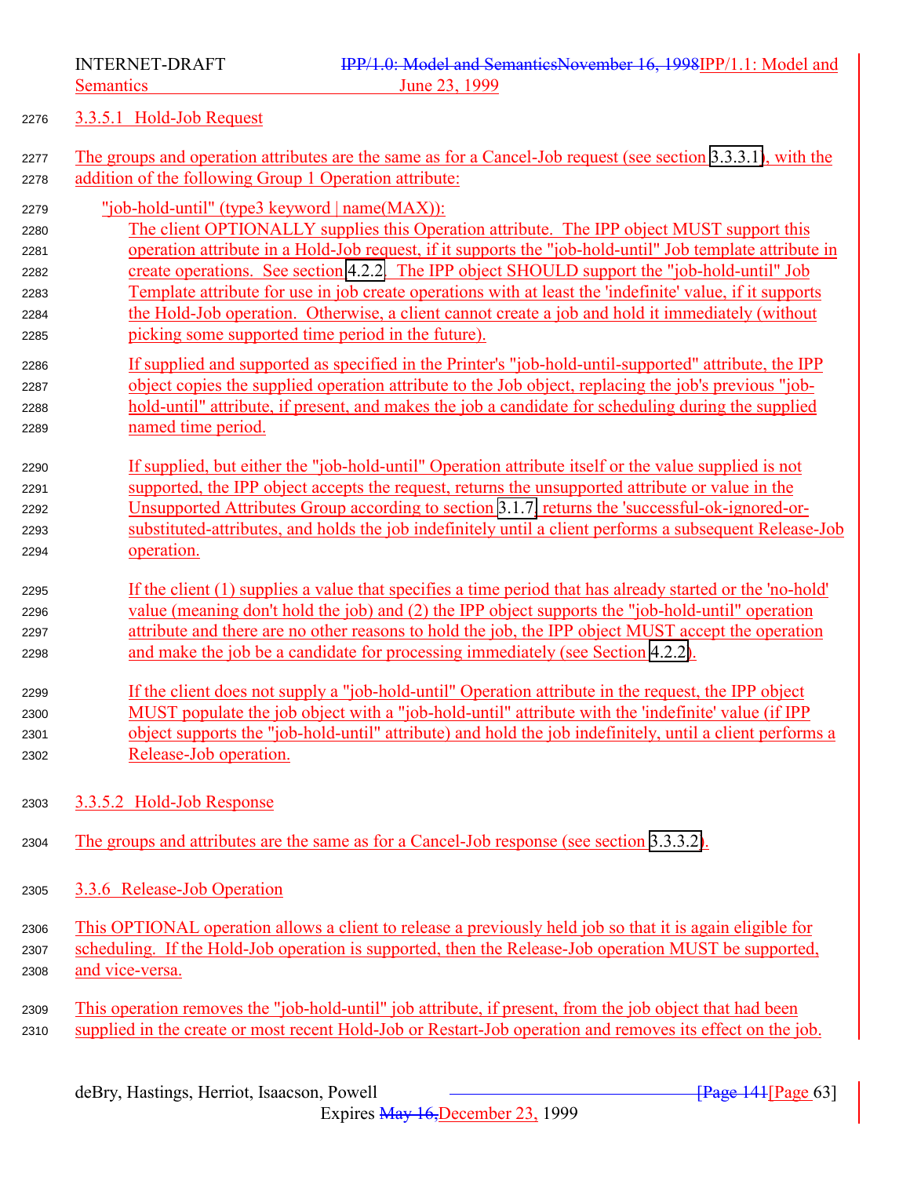#### 3.3.5.1 Hold-Job Request

The groups and operation attributes are the same as for a Cancel-Job request (see section 3.3.3.1), with the addition of the following Group 1 Operation attribute:

"job-hold-until" (type3 keyword | name(MAX)):

The client OPTIONALLY supplies this Operation attribute. The IPP object MUST support this operation attribute in a Hold-Job request, if it supports the "job-hold-until" Job template attribute in create operations. See section 4.2.2. The IPP object SHOULD support the "job-hold-until" Job Template attribute for use in job create operations with at least the 'indefinite' value, if it supports the Hold-Job operation. Otherwise, a client cannot create a job and hold it immediately (without picking some supported time period in the future).

If supplied and supported as specified in the Printer's "job-hold-until-supported" attribute, the IPP object copies the supplied operation attribute to the Job object, replacing the job's previous "job-hold-until" attribute, if present, and makes the job a candidate for scheduling during the supplied named time period.

If supplied, but either the "job-hold-until" Operation attribute itself or the value supplied is not supported, the IPP object accepts the request, returns the unsupported attribute or value in the Unsupported Attributes Group according to section 3.1.7, returns the 'successful-ok-ignored-or-substituted-attributes, and holds the job indefinitely until a client performs a subsequent Release-Job operation.

If the client (1) supplies a value that specifies a time period that has already started or the 'no-hold' value (meaning don't hold the job) and (2) the IPP object supports the "job-hold-until" operation attribute and there are no other reasons to hold the job, the IPP object MUST accept the operation and make the job be a candidate for processing immediately (see Section 4.2.2).

If the client does not supply a "job-hold-until" Operation attribute in the request, the IPP object MUST populate the job object with a "job-hold-until" attribute with the 'indefinite' value (if IPP object supports the "job-hold-until" attribute) and hold the job indefinitely, until a client performs a Release-Job operation.

#### 3.3.5.2 Hold-Job Response

The groups and attributes are the same as for a Cancel-Job response (see section 3.3.3.2).

### 3.3.6 Release-Job Operation

This OPTIONAL operation allows a client to release a previously held job so that it is again eligible for scheduling. If the Hold-Job operation is supported, then the Release-Job operation MUST be supported, and vice-versa.

This operation removes the "job-hold-until" job attribute, if present, from the job object that had been supplied in the create or most recent Hold-Job or Restart-Job operation and removes its effect on the job.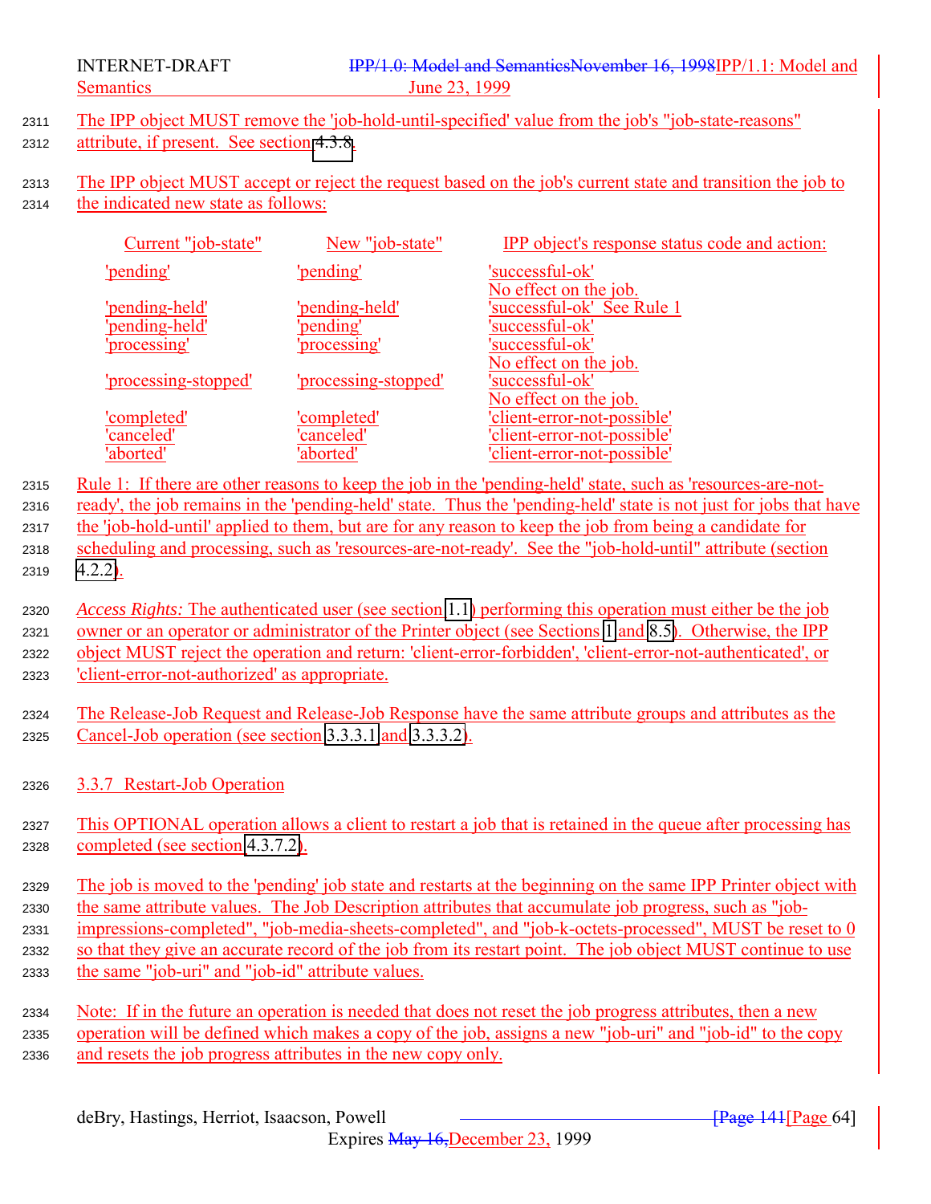The IPP object MUST remove the 'job-hold-until-specified' value from the job's "job-state-reasons" attribute, if present. See section 4.3.8.

The IPP object MUST accept or reject the request based on the job's current state and transition the job to the indicated new state as follows:

| Current "job-state" | New "job-state" | IPP object's response status code and action: |
|---|---|---|
| 'pending' | 'pending' | 'successful-ok' No effect on the job. |
| 'pending-held' | 'pending-held' | 'successful-ok' See Rule 1 |
| 'pending-held' | 'pending' | 'successful-ok' |
| 'processing' | 'processing' | 'successful-ok' No effect on the job. |
| 'processing-stopped' | 'processing-stopped' | 'successful-ok' No effect on the job. |
| 'completed' | 'completed' | 'client-error-not-possible' |
| 'canceled' | 'canceled' | 'client-error-not-possible' |
| 'aborted' | 'aborted' | 'client-error-not-possible' |

Rule 1: If there are other reasons to keep the job in the 'pending-held' state, such as 'resources-are-not-ready', the job remains in the 'pending-held' state. Thus the 'pending-held' state is not just for jobs that have the 'job-hold-until' applied to them, but are for any reason to keep the job from being a candidate for scheduling and processing, such as 'resources-are-not-ready'. See the "job-hold-until" attribute (section 4.2.2).

*Access Rights:* The authenticated user (see section 1.1) performing this operation must either be the job owner or an operator or administrator of the Printer object (see Sections 1 and 8.5). Otherwise, the IPP object MUST reject the operation and return: 'client-error-forbidden', 'client-error-not-authenticated', or 'client-error-not-authorized' as appropriate.

The Release-Job Request and Release-Job Response have the same attribute groups and attributes as the Cancel-Job operation (see section 3.3.3.1 and 3.3.3.2).

### 3.3.7 Restart-Job Operation

This OPTIONAL operation allows a client to restart a job that is retained in the queue after processing has completed (see section 4.3.7.2).

The job is moved to the 'pending' job state and restarts at the beginning on the same IPP Printer object with the same attribute values. The Job Description attributes that accumulate job progress, such as "job-impressions-completed", "job-media-sheets-completed", and "job-k-octets-processed", MUST be reset to 0 so that they give an accurate record of the job from its restart point. The job object MUST continue to use the same "job-uri" and "job-id" attribute values.

Note: If in the future an operation is needed that does not reset the job progress attributes, then a new operation will be defined which makes a copy of the job, assigns a new "job-uri" and "job-id" to the copy and resets the job progress attributes in the new copy only.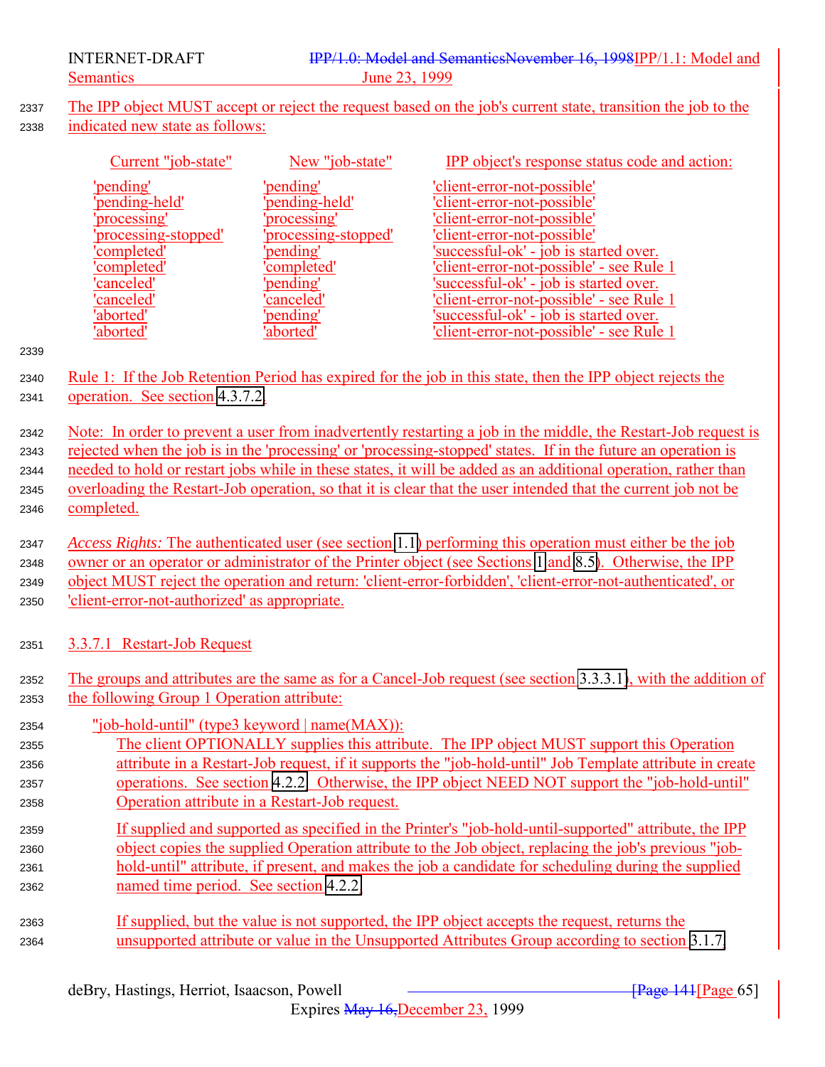The IPP object MUST accept or reject the request based on the job's current state, transition the job to the indicated new state as follows:

| Current "job-state" | New "job-state" | IPP object's response status code and action: |
|---|---|---|
| 'pending' | 'pending' | 'client-error-not-possible' |
| 'pending-held' | 'pending-held' | 'client-error-not-possible' |
| 'processing' | 'processing' | 'client-error-not-possible' |
| 'processing-stopped' | 'processing-stopped' | 'client-error-not-possible' |
| 'completed' | 'pending' | 'successful-ok' - job is started over. |
| 'completed' | 'completed' | 'client-error-not-possible' - see Rule 1 |
| 'canceled' | 'pending' | 'successful-ok' - job is started over. |
| 'canceled' | 'canceled' | 'client-error-not-possible' - see Rule 1 |
| 'aborted' | 'pending' | 'successful-ok' - job is started over. |
| 'aborted' | 'aborted' | 'client-error-not-possible' - see Rule 1 |

Rule 1: If the Job Retention Period has expired for the job in this state, then the IPP object rejects the operation. See section 4.3.7.2.

Note: In order to prevent a user from inadvertently restarting a job in the middle, the Restart-Job request is rejected when the job is in the 'processing' or 'processing-stopped' states. If in the future an operation is needed to hold or restart jobs while in these states, it will be added as an additional operation, rather than overloading the Restart-Job operation, so that it is clear that the user intended that the current job not be completed.

*Access Rights:* The authenticated user (see section 1.1) performing this operation must either be the job owner or an operator or administrator of the Printer object (see Sections 1 and 8.5). Otherwise, the IPP object MUST reject the operation and return: 'client-error-forbidden', 'client-error-not-authenticated', or 'client-error-not-authorized' as appropriate.

#### 3.3.7.1 Restart-Job Request

The groups and attributes are the same as for a Cancel-Job request (see section 3.3.3.1), with the addition of the following Group 1 Operation attribute:

"job-hold-until" (type3 keyword | name(MAX)):

The client OPTIONALLY supplies this attribute. The IPP object MUST support this Operation attribute in a Restart-Job request, if it supports the "job-hold-until" Job Template attribute in create operations. See section 4.2.2. Otherwise, the IPP object NEED NOT support the "job-hold-until" Operation attribute in a Restart-Job request.

If supplied and supported as specified in the Printer's "job-hold-until-supported" attribute, the IPP object copies the supplied Operation attribute to the Job object, replacing the job's previous "job-hold-until" attribute, if present, and makes the job a candidate for scheduling during the supplied named time period. See section 4.2.2.

If supplied, but the value is not supported, the IPP object accepts the request, returns the unsupported attribute or value in the Unsupported Attributes Group according to section 3.1.7.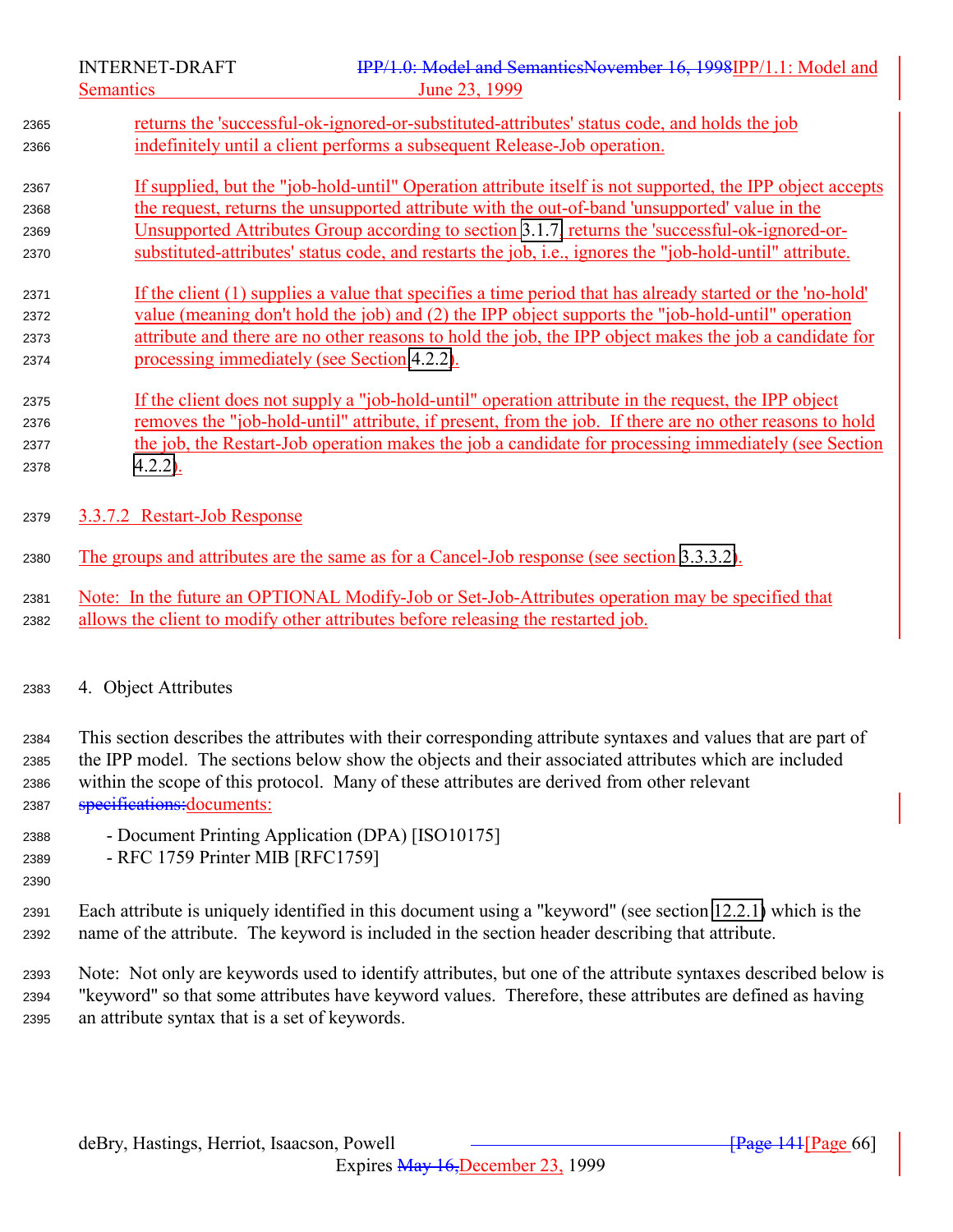returns the 'successful-ok-ignored-or-substituted-attributes' status code, and holds the job indefinitely until a client performs a subsequent Release-Job operation.

If supplied, but the "job-hold-until" Operation attribute itself is not supported, the IPP object accepts the request, returns the unsupported attribute with the out-of-band 'unsupported' value in the Unsupported Attributes Group according to section 3.1.7, returns the 'successful-ok-ignored-or-substituted-attributes' status code, and restarts the job, i.e., ignores the "job-hold-until" attribute.

If the client (1) supplies a value that specifies a time period that has already started or the 'no-hold' value (meaning don't hold the job) and (2) the IPP object supports the "job-hold-until" operation attribute and there are no other reasons to hold the job, the IPP object makes the job a candidate for processing immediately (see Section 4.2.2).

If the client does not supply a "job-hold-until" operation attribute in the request, the IPP object removes the "job-hold-until" attribute, if present, from the job. If there are no other reasons to hold the job, the Restart-Job operation makes the job a candidate for processing immediately (see Section 4.2.2).

#### 3.3.7.2 Restart-Job Response

The groups and attributes are the same as for a Cancel-Job response (see section 3.3.3.2).

Note: In the future an OPTIONAL Modify-Job or Set-Job-Attributes operation may be specified that allows the client to modify other attributes before releasing the restarted job.

# 4. Object Attributes

This section describes the attributes with their corresponding attribute syntaxes and values that are part of the IPP model. The sections below show the objects and their associated attributes which are included within the scope of this protocol. Many of these attributes are derived from other relevant ~~specifications:~~documents:

- Document Printing Application (DPA) [ISO10175]
- RFC 1759 Printer MIB [RFC1759]

Each attribute is uniquely identified in this document using a "keyword" (see section 12.2.1) which is the name of the attribute. The keyword is included in the section header describing that attribute.

Note: Not only are keywords used to identify attributes, but one of the attribute syntaxes described below is "keyword" so that some attributes have keyword values. Therefore, these attributes are defined as having an attribute syntax that is a set of keywords.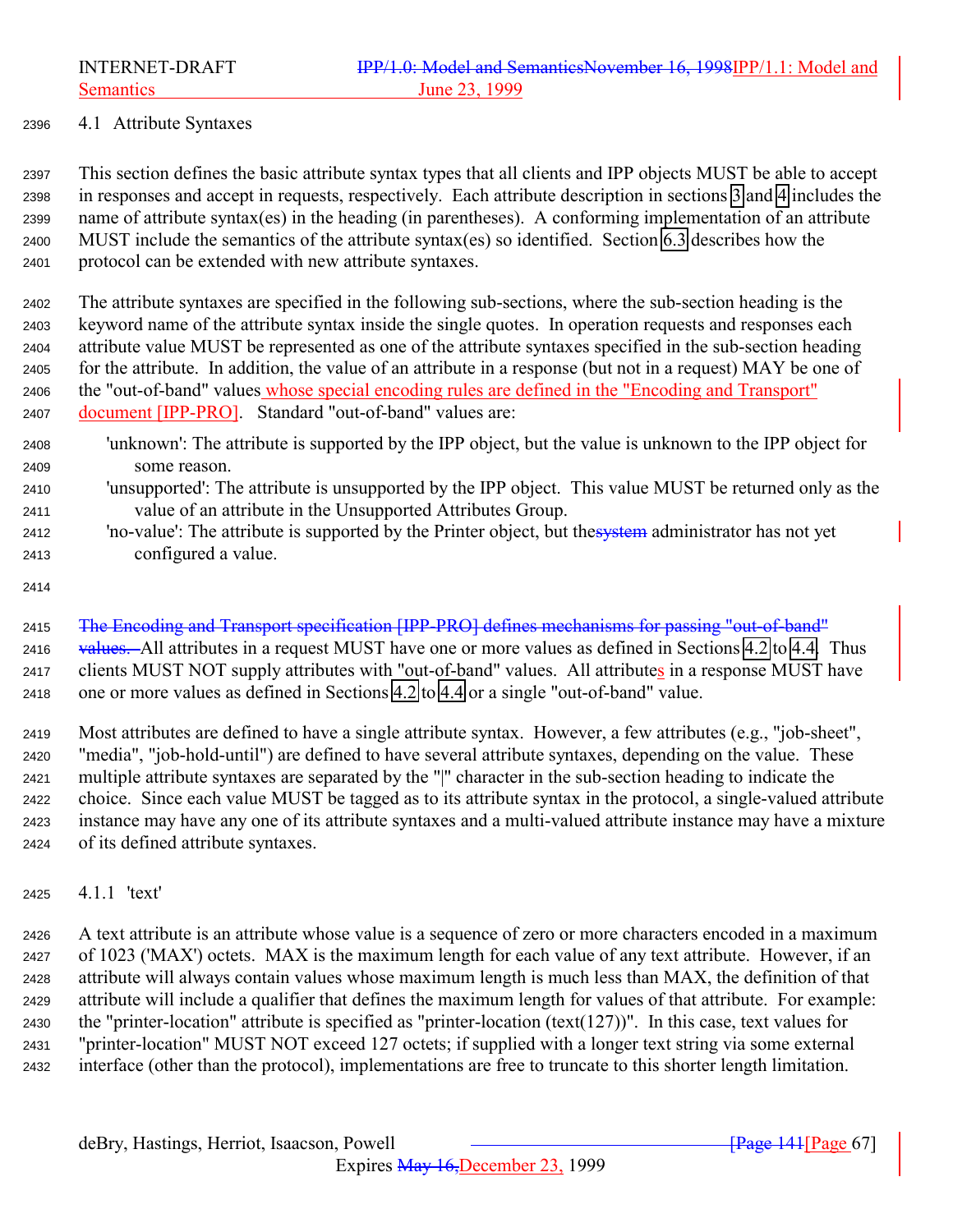### 4.1 Attribute Syntaxes

This section defines the basic attribute syntax types that all clients and IPP objects MUST be able to accept in responses and accept in requests, respectively. Each attribute description in sections 3 and 4 includes the name of attribute syntax(es) in the heading (in parentheses). A conforming implementation of an attribute MUST include the semantics of the attribute syntax(es) so identified. Section 6.3 describes how the protocol can be extended with new attribute syntaxes.

The attribute syntaxes are specified in the following sub-sections, where the sub-section heading is the keyword name of the attribute syntax inside the single quotes. In operation requests and responses each attribute value MUST be represented as one of the attribute syntaxes specified in the sub-section heading for the attribute. In addition, the value of an attribute in a response (but not in a request) MAY be one of the "out-of-band" values whose special encoding rules are defined in the "Encoding and Transport" document [IPP-PRO]. Standard "out-of-band" values are:

'unknown': The attribute is supported by the IPP object, but the value is unknown to the IPP object for some reason.

'unsupported': The attribute is unsupported by the IPP object. This value MUST be returned only as the value of an attribute in the Unsupported Attributes Group.

'no-value': The attribute is supported by the Printer object, but the administrator has not yet configured a value.

All attributes in a request MUST have one or more values as defined in Sections 4.2 to 4.4. Thus clients MUST NOT supply attributes with "out-of-band" values. All attributes in a response MUST have one or more values as defined in Sections 4.2 to 4.4 or a single "out-of-band" value.

Most attributes are defined to have a single attribute syntax. However, a few attributes (e.g., "job-sheet", "media", "job-hold-until") are defined to have several attribute syntaxes, depending on the value. These multiple attribute syntaxes are separated by the "|" character in the sub-section heading to indicate the choice. Since each value MUST be tagged as to its attribute syntax in the protocol, a single-valued attribute instance may have any one of its attribute syntaxes and a multi-valued attribute instance may have a mixture of its defined attribute syntaxes.

#### 4.1.1 'text'

A text attribute is an attribute whose value is a sequence of zero or more characters encoded in a maximum of 1023 ('MAX') octets. MAX is the maximum length for each value of any text attribute. However, if an attribute will always contain values whose maximum length is much less than MAX, the definition of that attribute will include a qualifier that defines the maximum length for values of that attribute. For example: the "printer-location" attribute is specified as "printer-location (text(127))". In this case, text values for "printer-location" MUST NOT exceed 127 octets; if supplied with a longer text string via some external interface (other than the protocol), implementations are free to truncate to this shorter length limitation.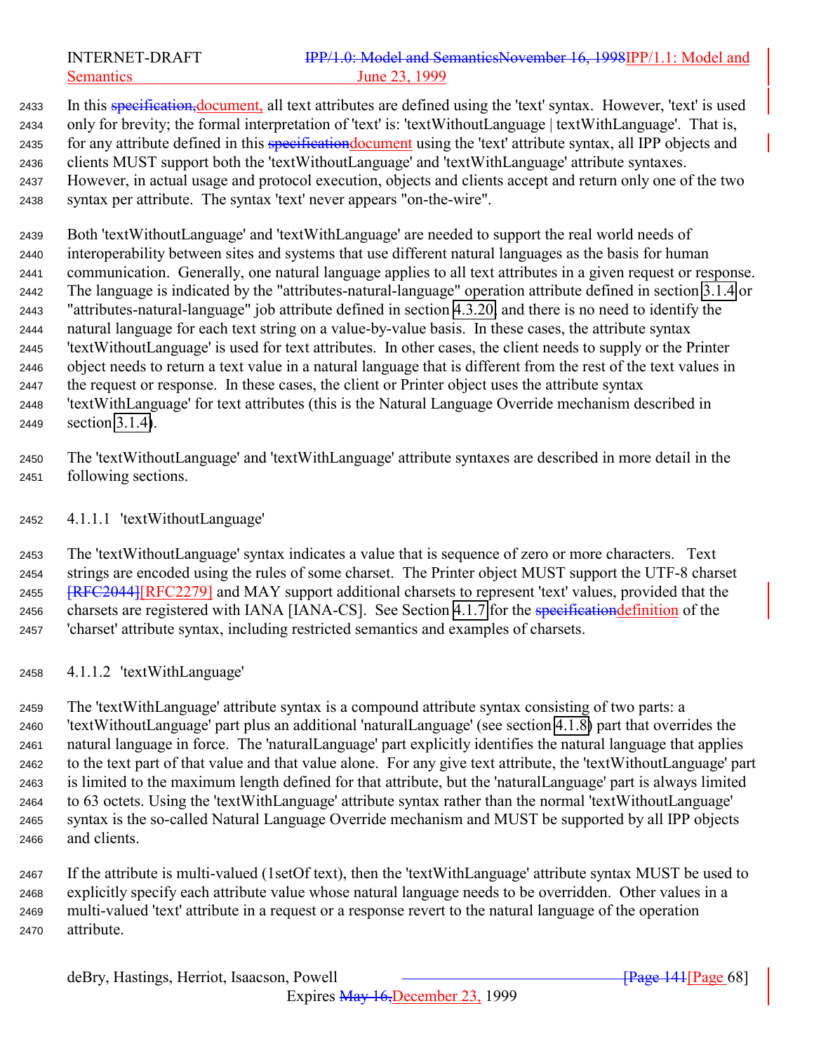In this specification,document, all text attributes are defined using the 'text' syntax. However, 'text' is used only for brevity; the formal interpretation of 'text' is: 'textWithoutLanguage | textWithLanguage'. That is, for any attribute defined in this specificationdocument using the 'text' attribute syntax, all IPP objects and clients MUST support both the 'textWithoutLanguage' and 'textWithLanguage' attribute syntaxes. However, in actual usage and protocol execution, objects and clients accept and return only one of the two syntax per attribute. The syntax 'text' never appears "on-the-wire".

Both 'textWithoutLanguage' and 'textWithLanguage' are needed to support the real world needs of interoperability between sites and systems that use different natural languages as the basis for human communication. Generally, one natural language applies to all text attributes in a given request or response. The language is indicated by the "attributes-natural-language" operation attribute defined in section 3.1.4 or "attributes-natural-language" job attribute defined in section 4.3.20, and there is no need to identify the natural language for each text string on a value-by-value basis. In these cases, the attribute syntax 'textWithoutLanguage' is used for text attributes. In other cases, the client needs to supply or the Printer object needs to return a text value in a natural language that is different from the rest of the text values in the request or response. In these cases, the client or Printer object uses the attribute syntax 'textWithLanguage' for text attributes (this is the Natural Language Override mechanism described in section 3.1.4).

The 'textWithoutLanguage' and 'textWithLanguage' attribute syntaxes are described in more detail in the following sections.

#### 4.1.1.1 'textWithoutLanguage'

The 'textWithoutLanguage' syntax indicates a value that is sequence of zero or more characters. Text strings are encoded using the rules of some charset. The Printer object MUST support the UTF-8 charset [RFC2044][RFC2279] and MAY support additional charsets to represent 'text' values, provided that the charsets are registered with IANA [IANA-CS]. See Section 4.1.7 for the specificationdefinition of the 'charset' attribute syntax, including restricted semantics and examples of charsets.

#### 4.1.1.2 'textWithLanguage'

The 'textWithLanguage' attribute syntax is a compound attribute syntax consisting of two parts: a 'textWithoutLanguage' part plus an additional 'naturalLanguage' (see section 4.1.8) part that overrides the natural language in force. The 'naturalLanguage' part explicitly identifies the natural language that applies to the text part of that value and that value alone. For any give text attribute, the 'textWithoutLanguage' part is limited to the maximum length defined for that attribute, but the 'naturalLanguage' part is always limited to 63 octets. Using the 'textWithLanguage' attribute syntax rather than the normal 'textWithoutLanguage' syntax is the so-called Natural Language Override mechanism and MUST be supported by all IPP objects and clients.

If the attribute is multi-valued (1setOf text), then the 'textWithLanguage' attribute syntax MUST be used to explicitly specify each attribute value whose natural language needs to be overridden. Other values in a multi-valued 'text' attribute in a request or a response revert to the natural language of the operation attribute.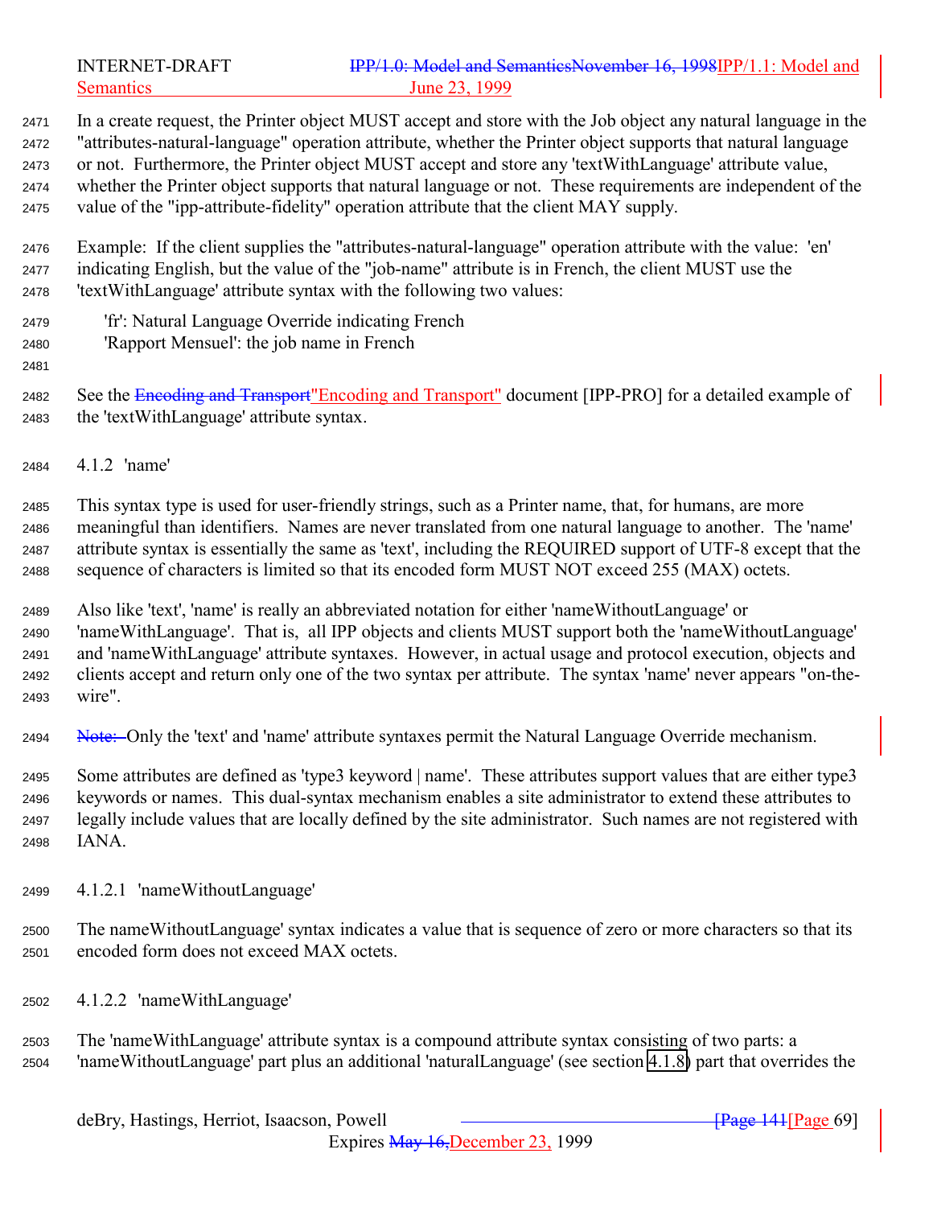In a create request, the Printer object MUST accept and store with the Job object any natural language in the "attributes-natural-language" operation attribute, whether the Printer object supports that natural language or not. Furthermore, the Printer object MUST accept and store any 'textWithLanguage' attribute value, whether the Printer object supports that natural language or not. These requirements are independent of the value of the "ipp-attribute-fidelity" operation attribute that the client MAY supply.

Example: If the client supplies the "attributes-natural-language" operation attribute with the value: 'en' indicating English, but the value of the "job-name" attribute is in French, the client MUST use the 'textWithLanguage' attribute syntax with the following two values:

'fr': Natural Language Override indicating French
'Rapport Mensuel': the job name in French

See the ~~Encoding and Transport~~"Encoding and Transport" document [IPP-PRO] for a detailed example of the 'textWithLanguage' attribute syntax.

#### 4.1.2 'name'

This syntax type is used for user-friendly strings, such as a Printer name, that, for humans, are more meaningful than identifiers. Names are never translated from one natural language to another. The 'name' attribute syntax is essentially the same as 'text', including the REQUIRED support of UTF-8 except that the sequence of characters is limited so that its encoded form MUST NOT exceed 255 (MAX) octets.

Also like 'text', 'name' is really an abbreviated notation for either 'nameWithoutLanguage' or 'nameWithLanguage'. That is, all IPP objects and clients MUST support both the 'nameWithoutLanguage' and 'nameWithLanguage' attribute syntaxes. However, in actual usage and protocol execution, objects and clients accept and return only one of the two syntax per attribute. The syntax 'name' never appears "on-the-wire".

~~Note: ~~Only the 'text' and 'name' attribute syntaxes permit the Natural Language Override mechanism.

Some attributes are defined as 'type3 keyword | name'. These attributes support values that are either type3 keywords or names. This dual-syntax mechanism enables a site administrator to extend these attributes to legally include values that are locally defined by the site administrator. Such names are not registered with IANA.

##### 4.1.2.1 'nameWithoutLanguage'

The nameWithoutLanguage' syntax indicates a value that is sequence of zero or more characters so that its encoded form does not exceed MAX octets.

##### 4.1.2.2 'nameWithLanguage'

The 'nameWithLanguage' attribute syntax is a compound attribute syntax consisting of two parts: a 'nameWithoutLanguage' part plus an additional 'naturalLanguage' (see section 4.1.8) part that overrides the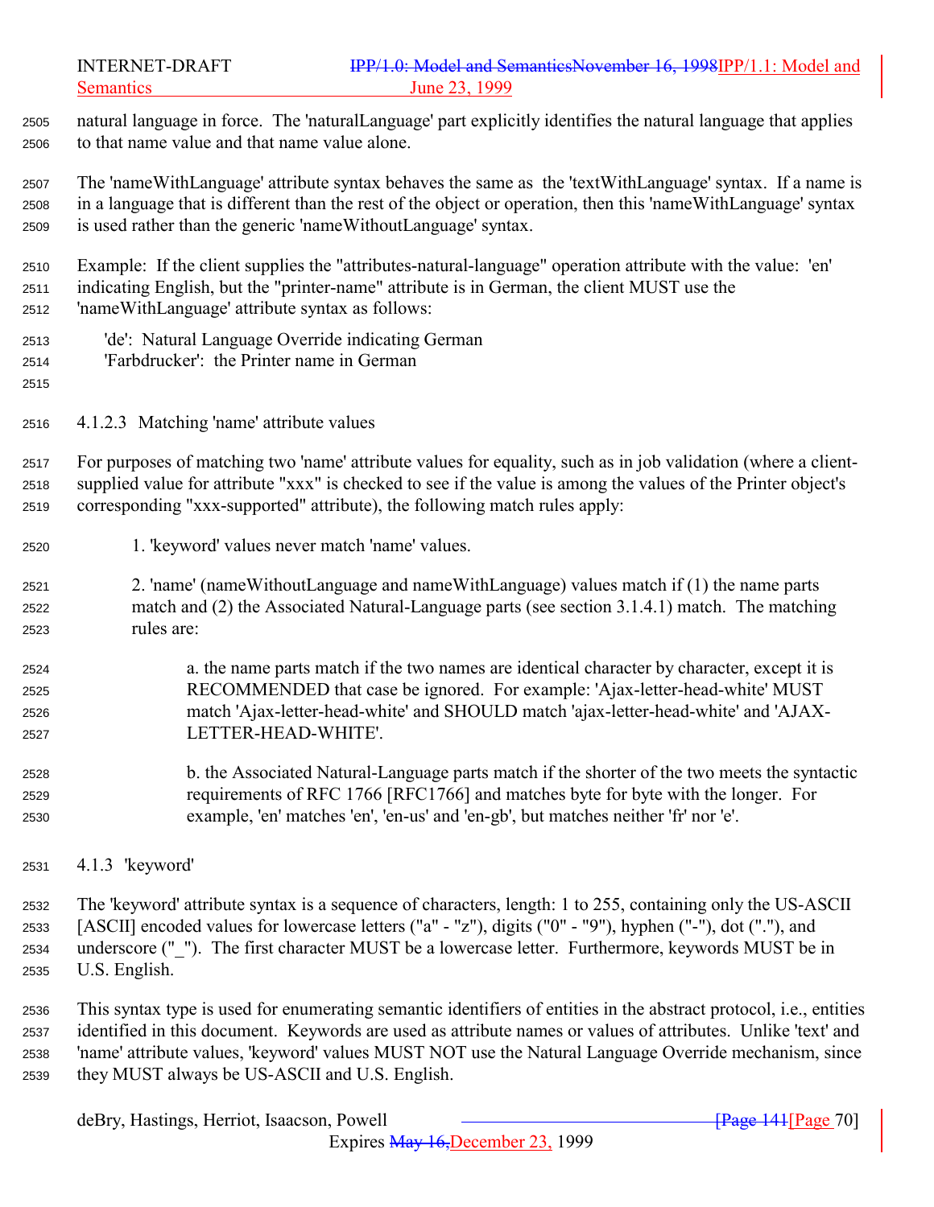natural language in force. The 'naturalLanguage' part explicitly identifies the natural language that applies to that name value and that name value alone.

The 'nameWithLanguage' attribute syntax behaves the same as the 'textWithLanguage' syntax. If a name is in a language that is different than the rest of the object or operation, then this 'nameWithLanguage' syntax is used rather than the generic 'nameWithoutLanguage' syntax.

Example: If the client supplies the "attributes-natural-language" operation attribute with the value: 'en' indicating English, but the "printer-name" attribute is in German, the client MUST use the 'nameWithLanguage' attribute syntax as follows:

'de': Natural Language Override indicating German
'Farbdrucker': the Printer name in German

#### 4.1.2.3 Matching 'name' attribute values

For purposes of matching two 'name' attribute values for equality, such as in job validation (where a client-supplied value for attribute "xxx" is checked to see if the value is among the values of the Printer object's corresponding "xxx-supported" attribute), the following match rules apply:

1. 'keyword' values never match 'name' values.

2. 'name' (nameWithoutLanguage and nameWithLanguage) values match if (1) the name parts match and (2) the Associated Natural-Language parts (see section 3.1.4.1) match. The matching rules are:

   a. the name parts match if the two names are identical character by character, except it is RECOMMENDED that case be ignored. For example: 'Ajax-letter-head-white' MUST match 'Ajax-letter-head-white' and SHOULD match 'ajax-letter-head-white' and 'AJAX-LETTER-HEAD-WHITE'.

   b. the Associated Natural-Language parts match if the shorter of the two meets the syntactic requirements of RFC 1766 [RFC1766] and matches byte for byte with the longer. For example, 'en' matches 'en', 'en-us' and 'en-gb', but matches neither 'fr' nor 'e'.

### 4.1.3 'keyword'

The 'keyword' attribute syntax is a sequence of characters, length: 1 to 255, containing only the US-ASCII [ASCII] encoded values for lowercase letters ("a" - "z"), digits ("0" - "9"), hyphen ("-"), dot ("."), and underscore ("_"). The first character MUST be a lowercase letter. Furthermore, keywords MUST be in U.S. English.

This syntax type is used for enumerating semantic identifiers of entities in the abstract protocol, i.e., entities identified in this document. Keywords are used as attribute names or values of attributes. Unlike 'text' and 'name' attribute values, 'keyword' values MUST NOT use the Natural Language Override mechanism, since they MUST always be US-ASCII and U.S. English.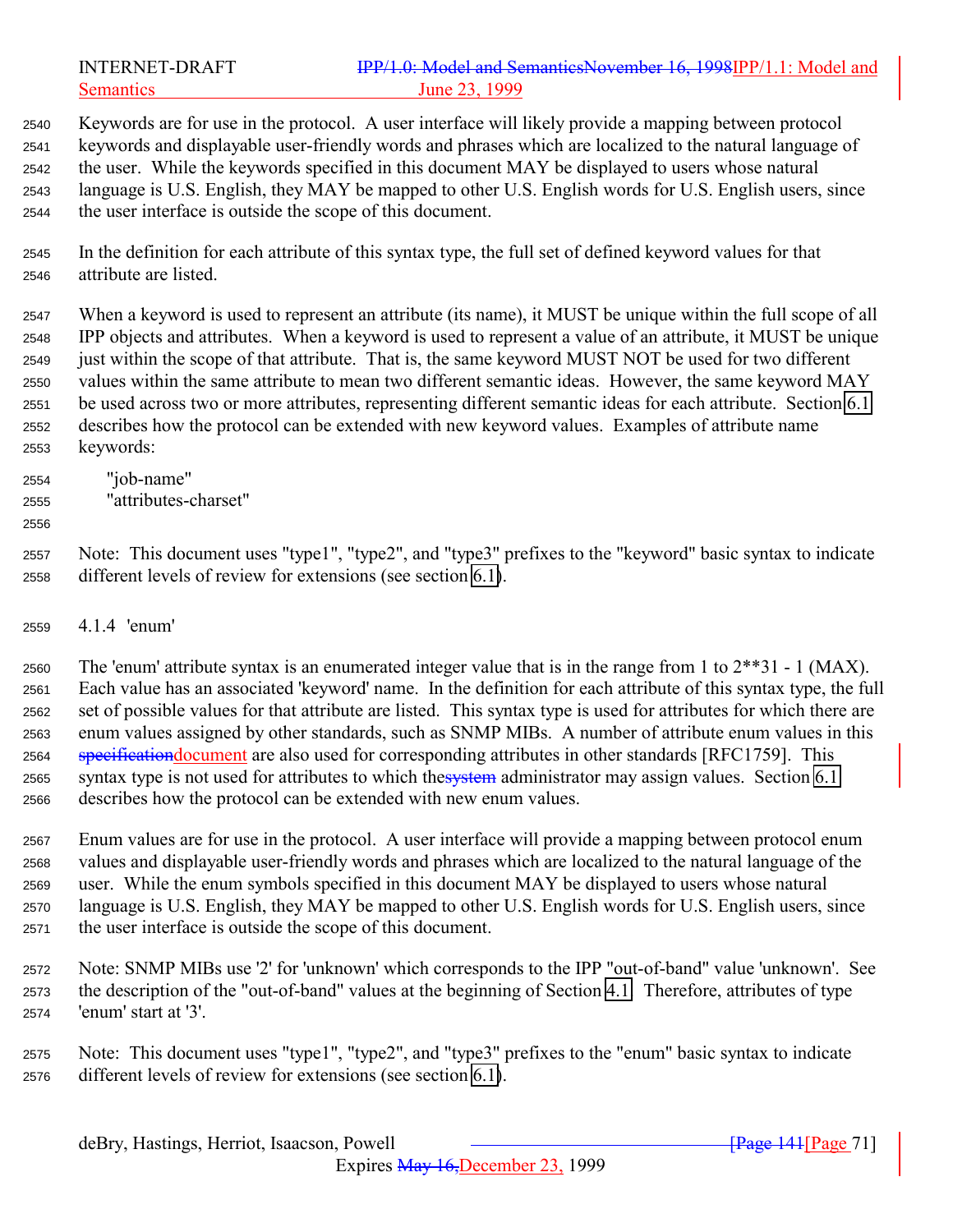Keywords are for use in the protocol. A user interface will likely provide a mapping between protocol keywords and displayable user-friendly words and phrases which are localized to the natural language of the user. While the keywords specified in this document MAY be displayed to users whose natural language is U.S. English, they MAY be mapped to other U.S. English words for U.S. English users, since the user interface is outside the scope of this document.

In the definition for each attribute of this syntax type, the full set of defined keyword values for that attribute are listed.

When a keyword is used to represent an attribute (its name), it MUST be unique within the full scope of all IPP objects and attributes. When a keyword is used to represent a value of an attribute, it MUST be unique just within the scope of that attribute. That is, the same keyword MUST NOT be used for two different values within the same attribute to mean two different semantic ideas. However, the same keyword MAY be used across two or more attributes, representing different semantic ideas for each attribute. Section 6.1 describes how the protocol can be extended with new keyword values. Examples of attribute name keywords:

"job-name"
"attributes-charset"

Note: This document uses "type1", "type2", and "type3" prefixes to the "keyword" basic syntax to indicate different levels of review for extensions (see section 6.1).

### 4.1.4 'enum'

The 'enum' attribute syntax is an enumerated integer value that is in the range from 1 to 2**31 - 1 (MAX). Each value has an associated 'keyword' name. In the definition for each attribute of this syntax type, the full set of possible values for that attribute are listed. This syntax type is used for attributes for which there are enum values assigned by other standards, such as SNMP MIBs. A number of attribute enum values in this ~~specification~~document are also used for corresponding attributes in other standards [RFC1759]. This syntax type is not used for attributes to which the~~system~~ administrator may assign values. Section 6.1 describes how the protocol can be extended with new enum values.

Enum values are for use in the protocol. A user interface will provide a mapping between protocol enum values and displayable user-friendly words and phrases which are localized to the natural language of the user. While the enum symbols specified in this document MAY be displayed to users whose natural language is U.S. English, they MAY be mapped to other U.S. English words for U.S. English users, since the user interface is outside the scope of this document.

Note: SNMP MIBs use '2' for 'unknown' which corresponds to the IPP "out-of-band" value 'unknown'. See the description of the "out-of-band" values at the beginning of Section 4.1. Therefore, attributes of type 'enum' start at '3'.

Note: This document uses "type1", "type2", and "type3" prefixes to the "enum" basic syntax to indicate different levels of review for extensions (see section 6.1).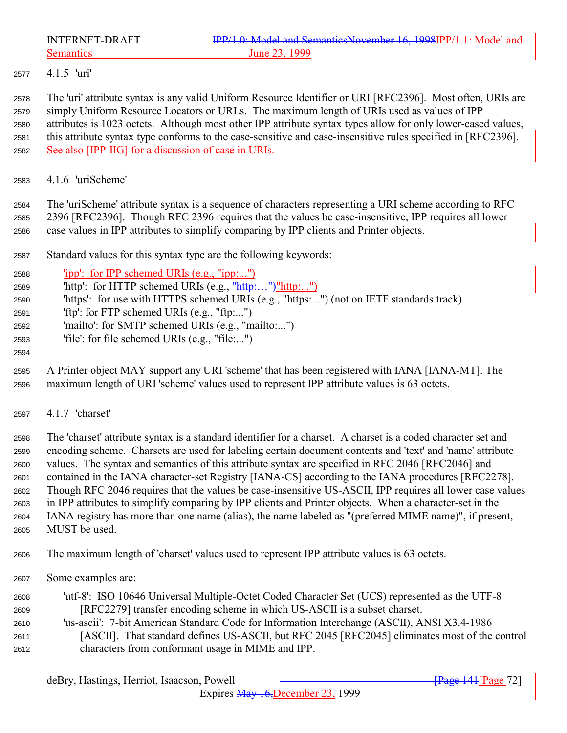### 4.1.5 'uri'

The 'uri' attribute syntax is any valid Uniform Resource Identifier or URI [RFC2396]. Most often, URIs are simply Uniform Resource Locators or URLs. The maximum length of URIs used as values of IPP attributes is 1023 octets. Although most other IPP attribute syntax types allow for only lower-cased values, this attribute syntax type conforms to the case-sensitive and case-insensitive rules specified in [RFC2396]. See also [IPP-IIG] for a discussion of case in URIs.

### 4.1.6 'uriScheme'

The 'uriScheme' attribute syntax is a sequence of characters representing a URI scheme according to RFC 2396 [RFC2396]. Though RFC 2396 requires that the values be case-insensitive, IPP requires all lower case values in IPP attributes to simplify comparing by IPP clients and Printer objects.

Standard values for this syntax type are the following keywords:

- 'ipp': for IPP schemed URIs (e.g., "ipp:...")
- 'http': for HTTP schemed URIs (e.g., "http:...")
- 'https': for use with HTTPS schemed URIs (e.g., "https:...") (not on IETF standards track)
- 'ftp': for FTP schemed URIs (e.g., "ftp:...")
- 'mailto': for SMTP schemed URIs (e.g., "mailto:...")
- 'file': for file schemed URIs (e.g., "file:...")

A Printer object MAY support any URI 'scheme' that has been registered with IANA [IANA-MT]. The maximum length of URI 'scheme' values used to represent IPP attribute values is 63 octets.

### 4.1.7 'charset'

The 'charset' attribute syntax is a standard identifier for a charset. A charset is a coded character set and encoding scheme. Charsets are used for labeling certain document contents and 'text' and 'name' attribute values. The syntax and semantics of this attribute syntax are specified in RFC 2046 [RFC2046] and contained in the IANA character-set Registry [IANA-CS] according to the IANA procedures [RFC2278]. Though RFC 2046 requires that the values be case-insensitive US-ASCII, IPP requires all lower case values in IPP attributes to simplify comparing by IPP clients and Printer objects. When a character-set in the IANA registry has more than one name (alias), the name labeled as "(preferred MIME name)", if present, MUST be used.

The maximum length of 'charset' values used to represent IPP attribute values is 63 octets.

Some examples are:

- 'utf-8': ISO 10646 Universal Multiple-Octet Coded Character Set (UCS) represented as the UTF-8 [RFC2279] transfer encoding scheme in which US-ASCII is a subset charset.
- 'us-ascii': 7-bit American Standard Code for Information Interchange (ASCII), ANSI X3.4-1986 [ASCII]. That standard defines US-ASCII, but RFC 2045 [RFC2045] eliminates most of the control characters from conformant usage in MIME and IPP.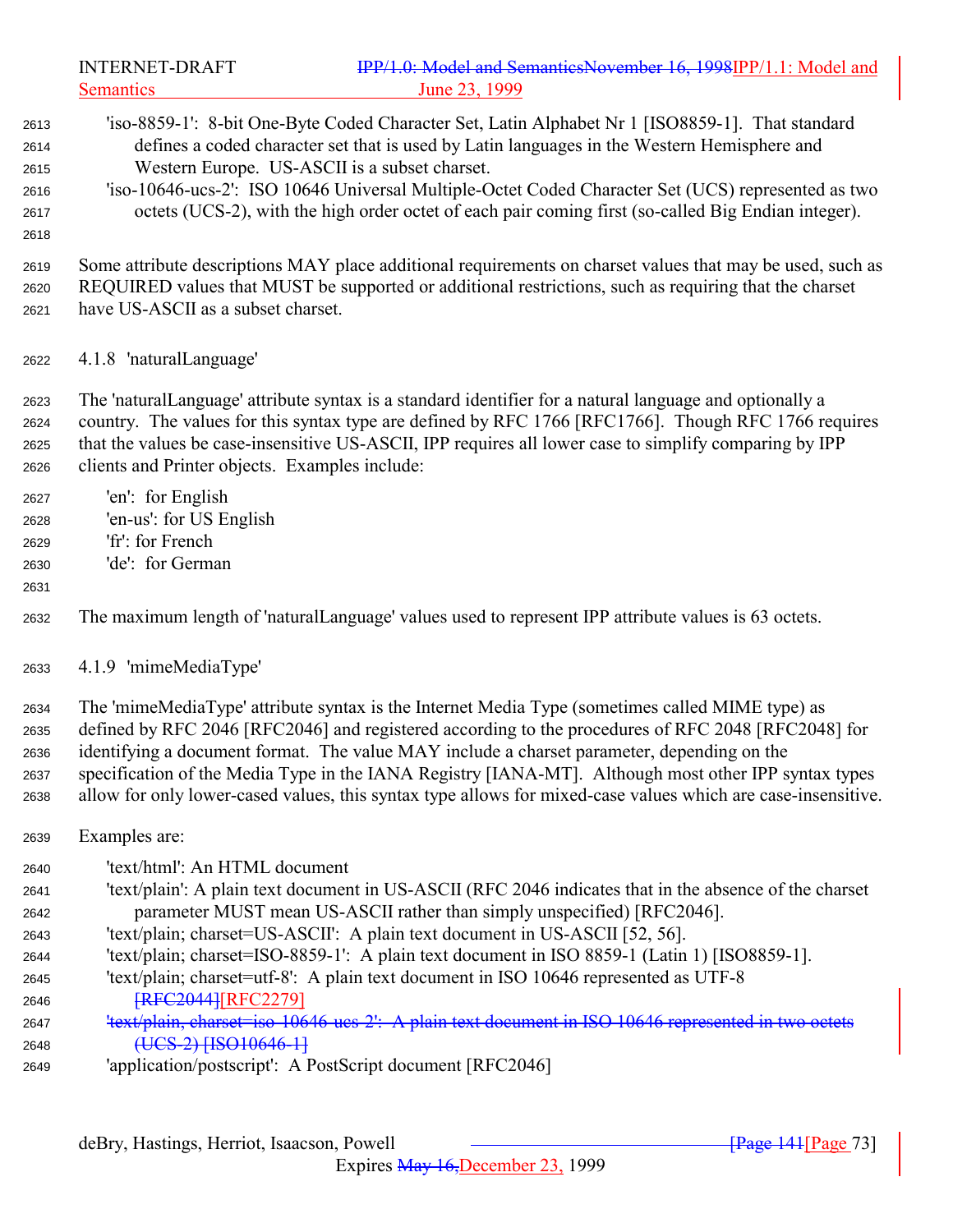'iso-8859-1': 8-bit One-Byte Coded Character Set, Latin Alphabet Nr 1 [ISO8859-1]. That standard defines a coded character set that is used by Latin languages in the Western Hemisphere and Western Europe. US-ASCII is a subset charset.

'iso-10646-ucs-2': ISO 10646 Universal Multiple-Octet Coded Character Set (UCS) represented as two octets (UCS-2), with the high order octet of each pair coming first (so-called Big Endian integer).

Some attribute descriptions MAY place additional requirements on charset values that may be used, such as REQUIRED values that MUST be supported or additional restrictions, such as requiring that the charset have US-ASCII as a subset charset.

### 4.1.8 'naturalLanguage'

The 'naturalLanguage' attribute syntax is a standard identifier for a natural language and optionally a country. The values for this syntax type are defined by RFC 1766 [RFC1766]. Though RFC 1766 requires that the values be case-insensitive US-ASCII, IPP requires all lower case to simplify comparing by IPP clients and Printer objects. Examples include:

'en': for English
'en-us': for US English
'fr': for French
'de': for German

The maximum length of 'naturalLanguage' values used to represent IPP attribute values is 63 octets.

### 4.1.9 'mimeMediaType'

The 'mimeMediaType' attribute syntax is the Internet Media Type (sometimes called MIME type) as defined by RFC 2046 [RFC2046] and registered according to the procedures of RFC 2048 [RFC2048] for identifying a document format. The value MAY include a charset parameter, depending on the specification of the Media Type in the IANA Registry [IANA-MT]. Although most other IPP syntax types allow for only lower-cased values, this syntax type allows for mixed-case values which are case-insensitive.

Examples are:

'text/html': An HTML document

'text/plain': A plain text document in US-ASCII (RFC 2046 indicates that in the absence of the charset parameter MUST mean US-ASCII rather than simply unspecified) [RFC2046].

'text/plain; charset=US-ASCII': A plain text document in US-ASCII [52, 56].

'text/plain; charset=ISO-8859-1': A plain text document in ISO 8859-1 (Latin 1) [ISO8859-1].

'text/plain; charset=utf-8': A plain text document in ISO 10646 represented as UTF-8 ~~[RFC2044]~~[RFC2279]

~~'text/plain, charset=iso-10646-ucs-2': A plain text document in ISO 10646 represented in two octets (UCS-2) [ISO10646-1]~~

'application/postscript': A PostScript document [RFC2046]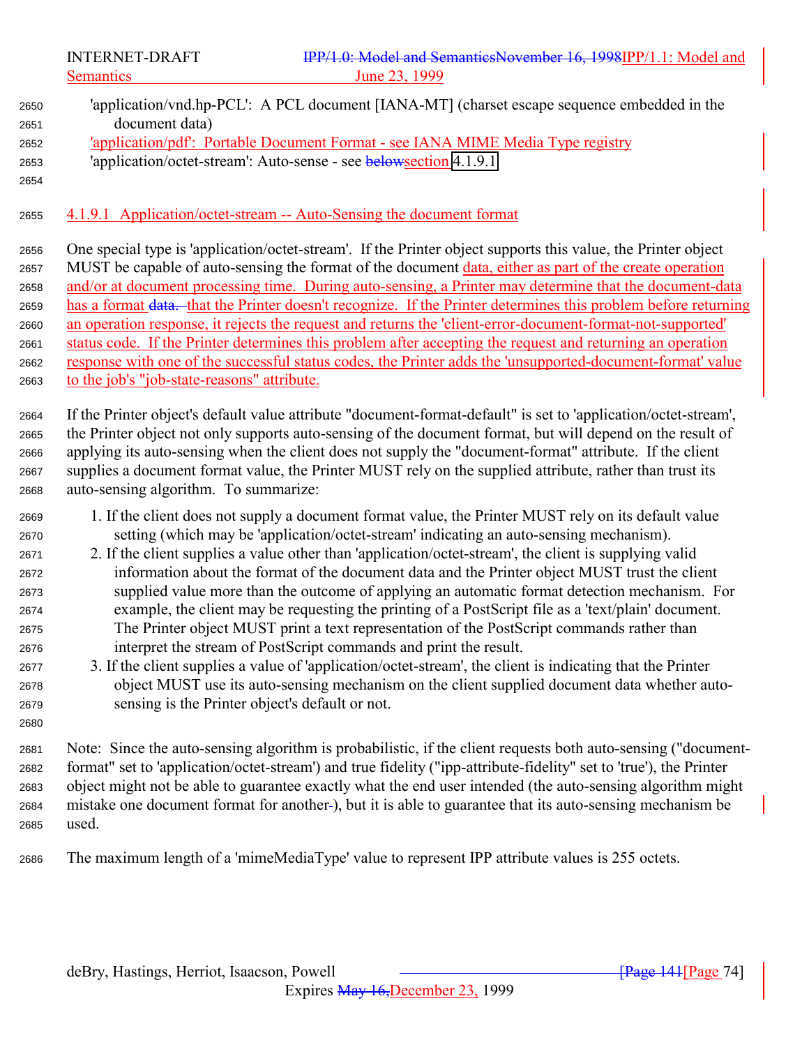'application/vnd.hp-PCL': A PCL document [IANA-MT] (charset escape sequence embedded in the document data)

'application/pdf': Portable Document Format - see IANA MIME Media Type registry

'application/octet-stream': Auto-sense - see section 4.1.9.1

#### 4.1.9.1 Application/octet-stream -- Auto-Sensing the document format

One special type is 'application/octet-stream'. If the Printer object supports this value, the Printer object MUST be capable of auto-sensing the format of the document data, either as part of the create operation and/or at document processing time. During auto-sensing, a Printer may determine that the document-data has a format that the Printer doesn't recognize. If the Printer determines this problem before returning an operation response, it rejects the request and returns the 'client-error-document-format-not-supported' status code. If the Printer determines this problem after accepting the request and returning an operation response with one of the successful status codes, the Printer adds the 'unsupported-document-format' value to the job's "job-state-reasons" attribute.

If the Printer object's default value attribute "document-format-default" is set to 'application/octet-stream', the Printer object not only supports auto-sensing of the document format, but will depend on the result of applying its auto-sensing when the client does not supply the "document-format" attribute. If the client supplies a document format value, the Printer MUST rely on the supplied attribute, rather than trust its auto-sensing algorithm. To summarize:

1. If the client does not supply a document format value, the Printer MUST rely on its default value setting (which may be 'application/octet-stream' indicating an auto-sensing mechanism).
2. If the client supplies a value other than 'application/octet-stream', the client is supplying valid information about the format of the document data and the Printer object MUST trust the client supplied value more than the outcome of applying an automatic format detection mechanism. For example, the client may be requesting the printing of a PostScript file as a 'text/plain' document. The Printer object MUST print a text representation of the PostScript commands rather than interpret the stream of PostScript commands and print the result.
3. If the client supplies a value of 'application/octet-stream', the client is indicating that the Printer object MUST use its auto-sensing mechanism on the client supplied document data whether auto-sensing is the Printer object's default or not.

Note: Since the auto-sensing algorithm is probabilistic, if the client requests both auto-sensing ("document-format" set to 'application/octet-stream') and true fidelity ("ipp-attribute-fidelity" set to 'true'), the Printer object might not be able to guarantee exactly what the end user intended (the auto-sensing algorithm might mistake one document format for another), but it is able to guarantee that its auto-sensing mechanism be used.

The maximum length of a 'mimeMediaType' value to represent IPP attribute values is 255 octets.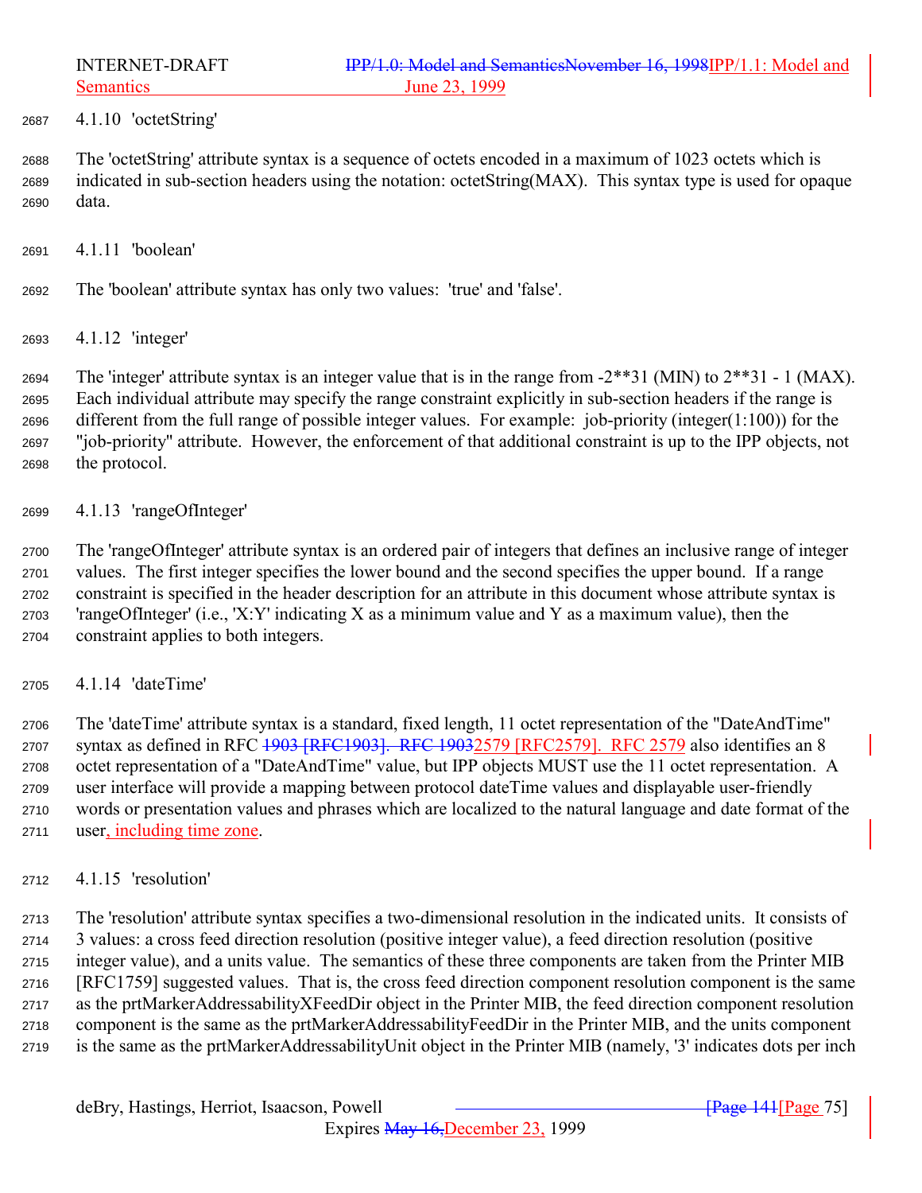#### 4.1.10 'octetString'

The 'octetString' attribute syntax is a sequence of octets encoded in a maximum of 1023 octets which is indicated in sub-section headers using the notation: octetString(MAX). This syntax type is used for opaque data.

#### 4.1.11 'boolean'

The 'boolean' attribute syntax has only two values: 'true' and 'false'.

#### 4.1.12 'integer'

The 'integer' attribute syntax is an integer value that is in the range from -2**31 (MIN) to 2**31 - 1 (MAX). Each individual attribute may specify the range constraint explicitly in sub-section headers if the range is different from the full range of possible integer values. For example: job-priority (integer(1:100)) for the "job-priority" attribute. However, the enforcement of that additional constraint is up to the IPP objects, not the protocol.

#### 4.1.13 'rangeOfInteger'

The 'rangeOfInteger' attribute syntax is an ordered pair of integers that defines an inclusive range of integer values. The first integer specifies the lower bound and the second specifies the upper bound. If a range constraint is specified in the header description for an attribute in this document whose attribute syntax is 'rangeOfInteger' (i.e., 'X:Y' indicating X as a minimum value and Y as a maximum value), then the constraint applies to both integers.

#### 4.1.14 'dateTime'

The 'dateTime' attribute syntax is a standard, fixed length, 11 octet representation of the "DateAndTime" syntax as defined in RFC ~~1903 [RFC1903]. RFC 1903~~2579 [RFC2579]. RFC 2579 also identifies an 8 octet representation of a "DateAndTime" value, but IPP objects MUST use the 11 octet representation. A user interface will provide a mapping between protocol dateTime values and displayable user-friendly words or presentation values and phrases which are localized to the natural language and date format of the user, including time zone.

#### 4.1.15 'resolution'

The 'resolution' attribute syntax specifies a two-dimensional resolution in the indicated units. It consists of 3 values: a cross feed direction resolution (positive integer value), a feed direction resolution (positive integer value), and a units value. The semantics of these three components are taken from the Printer MIB [RFC1759] suggested values. That is, the cross feed direction component resolution component is the same as the prtMarkerAddressabilityXFeedDir object in the Printer MIB, the feed direction component resolution component is the same as the prtMarkerAddressabilityFeedDir in the Printer MIB, and the units component is the same as the prtMarkerAddressabilityUnit object in the Printer MIB (namely, '3' indicates dots per inch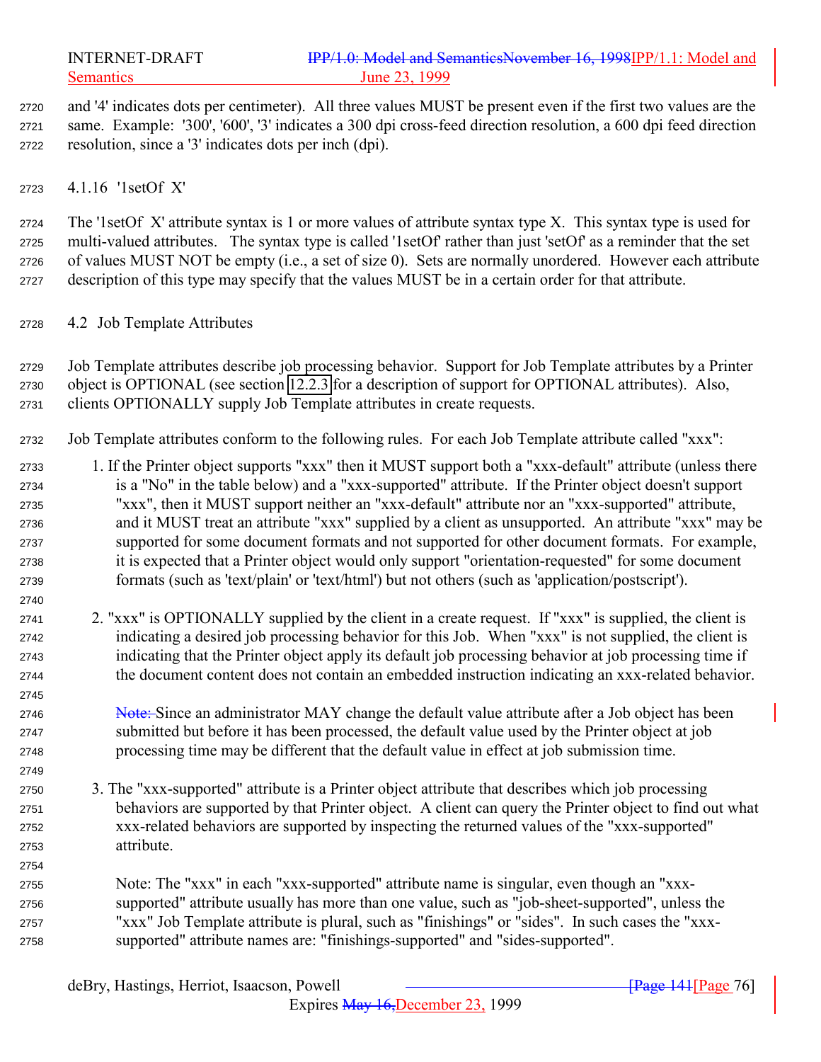and '4' indicates dots per centimeter). All three values MUST be present even if the first two values are the same. Example: '300', '600', '3' indicates a 300 dpi cross-feed direction resolution, a 600 dpi feed direction resolution, since a '3' indicates dots per inch (dpi).

#### 4.1.16 '1setOf X'

The '1setOf X' attribute syntax is 1 or more values of attribute syntax type X. This syntax type is used for multi-valued attributes. The syntax type is called '1setOf' rather than just 'setOf' as a reminder that the set of values MUST NOT be empty (i.e., a set of size 0). Sets are normally unordered. However each attribute description of this type may specify that the values MUST be in a certain order for that attribute.

### 4.2 Job Template Attributes

Job Template attributes describe job processing behavior. Support for Job Template attributes by a Printer object is OPTIONAL (see section 12.2.3 for a description of support for OPTIONAL attributes). Also, clients OPTIONALLY supply Job Template attributes in create requests.

Job Template attributes conform to the following rules. For each Job Template attribute called "xxx":

1. If the Printer object supports "xxx" then it MUST support both a "xxx-default" attribute (unless there is a "No" in the table below) and a "xxx-supported" attribute. If the Printer object doesn't support "xxx", then it MUST support neither an "xxx-default" attribute nor an "xxx-supported" attribute, and it MUST treat an attribute "xxx" supplied by a client as unsupported. An attribute "xxx" may be supported for some document formats and not supported for other document formats. For example, it is expected that a Printer object would only support "orientation-requested" for some document formats (such as 'text/plain' or 'text/html') but not others (such as 'application/postscript').

2. "xxx" is OPTIONALLY supplied by the client in a create request. If "xxx" is supplied, the client is indicating a desired job processing behavior for this Job. When "xxx" is not supplied, the client is indicating that the Printer object apply its default job processing behavior at job processing time if the document content does not contain an embedded instruction indicating an xxx-related behavior.

   ~~Note:~~ Since an administrator MAY change the default value attribute after a Job object has been submitted but before it has been processed, the default value used by the Printer object at job processing time may be different that the default value in effect at job submission time.

3. The "xxx-supported" attribute is a Printer object attribute that describes which job processing behaviors are supported by that Printer object. A client can query the Printer object to find out what xxx-related behaviors are supported by inspecting the returned values of the "xxx-supported" attribute.

   Note: The "xxx" in each "xxx-supported" attribute name is singular, even though an "xxx-supported" attribute usually has more than one value, such as "job-sheet-supported", unless the "xxx" Job Template attribute is plural, such as "finishings" or "sides". In such cases the "xxx-supported" attribute names are: "finishings-supported" and "sides-supported".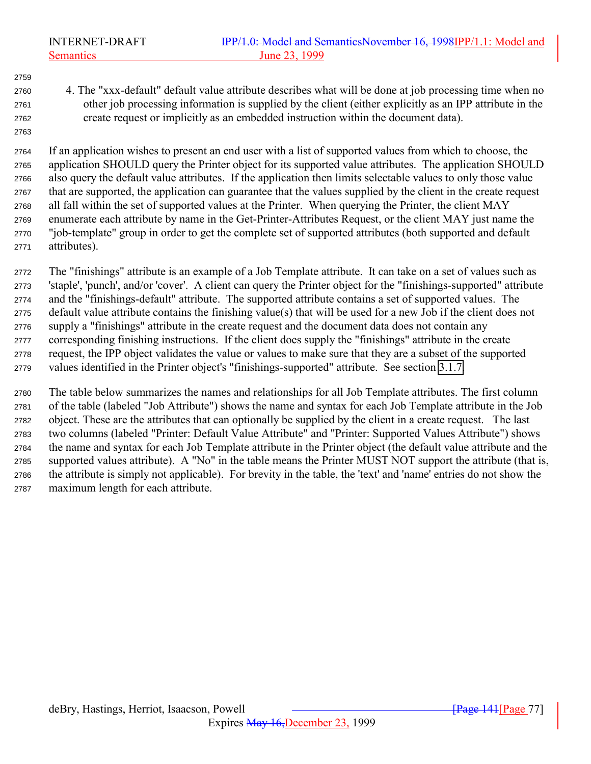4. The "xxx-default" default value attribute describes what will be done at job processing time when no other job processing information is supplied by the client (either explicitly as an IPP attribute in the create request or implicitly as an embedded instruction within the document data).

If an application wishes to present an end user with a list of supported values from which to choose, the application SHOULD query the Printer object for its supported value attributes. The application SHOULD also query the default value attributes. If the application then limits selectable values to only those value that are supported, the application can guarantee that the values supplied by the client in the create request all fall within the set of supported values at the Printer. When querying the Printer, the client MAY enumerate each attribute by name in the Get-Printer-Attributes Request, or the client MAY just name the "job-template" group in order to get the complete set of supported attributes (both supported and default attributes).

The "finishings" attribute is an example of a Job Template attribute. It can take on a set of values such as 'staple', 'punch', and/or 'cover'. A client can query the Printer object for the "finishings-supported" attribute and the "finishings-default" attribute. The supported attribute contains a set of supported values. The default value attribute contains the finishing value(s) that will be used for a new Job if the client does not supply a "finishings" attribute in the create request and the document data does not contain any corresponding finishing instructions. If the client does supply the "finishings" attribute in the create request, the IPP object validates the value or values to make sure that they are a subset of the supported values identified in the Printer object's "finishings-supported" attribute. See section 3.1.7.

The table below summarizes the names and relationships for all Job Template attributes. The first column of the table (labeled "Job Attribute") shows the name and syntax for each Job Template attribute in the Job object. These are the attributes that can optionally be supplied by the client in a create request. The last two columns (labeled "Printer: Default Value Attribute" and "Printer: Supported Values Attribute") shows the name and syntax for each Job Template attribute in the Printer object (the default value attribute and the supported values attribute). A "No" in the table means the Printer MUST NOT support the attribute (that is, the attribute is simply not applicable). For brevity in the table, the 'text' and 'name' entries do not show the maximum length for each attribute.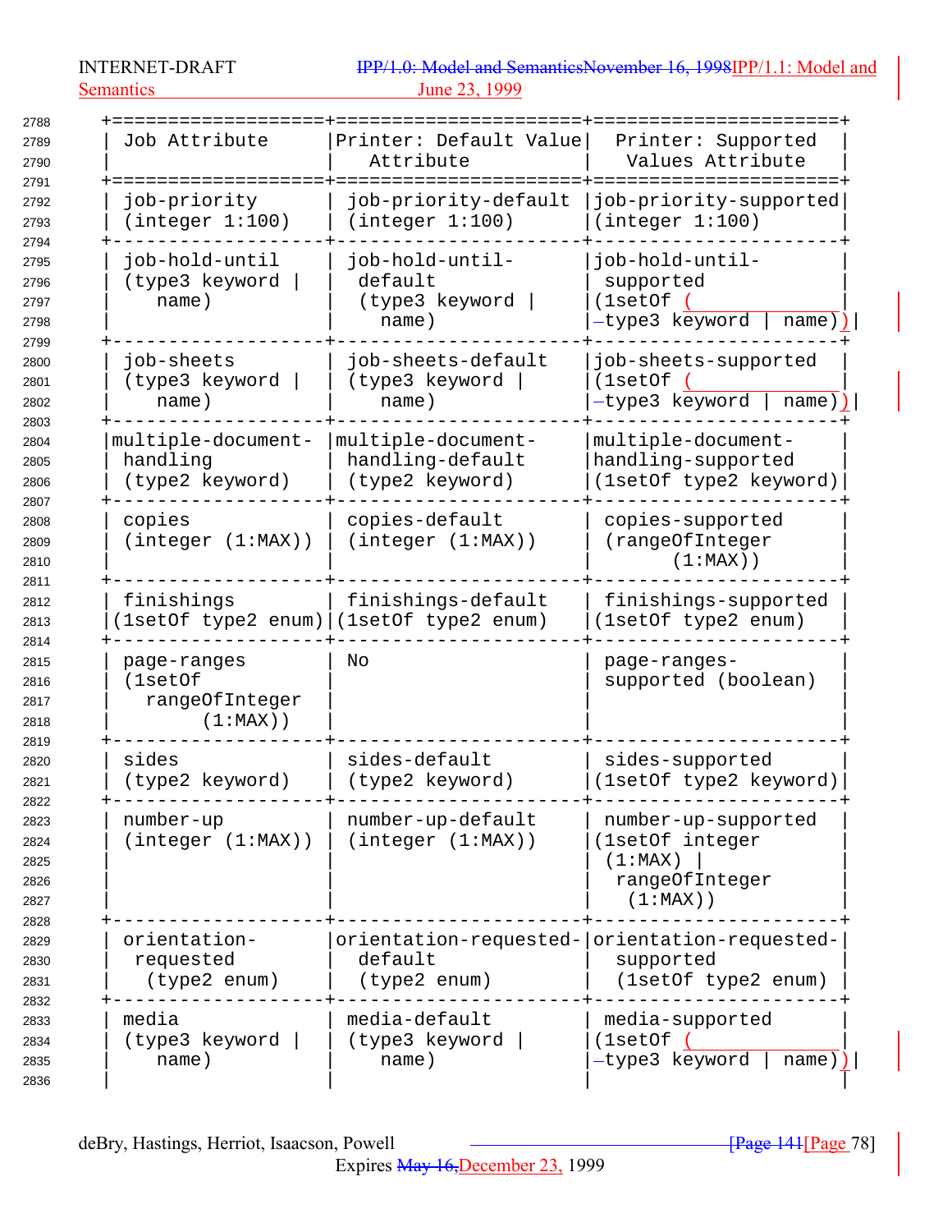| Job Attribute | Printer: Default Value Attribute | Printer: Supported Values Attribute |
|---|---|---|
| job-priority (integer 1:100) | job-priority-default (integer 1:100) | job-priority-supported (integer 1:100) |
| job-hold-until (type3 keyword \| name) | job-hold-until-default (type3 keyword \| name) | job-hold-until-supported (1setOf (type3 keyword \| name)) |
| job-sheets (type3 keyword \| name) | job-sheets-default (type3 keyword \| name) | job-sheets-supported (1setOf (type3 keyword \| name)) |
| multiple-document-handling (type2 keyword) | multiple-document-handling-default (type2 keyword) | multiple-document-handling-supported (1setOf type2 keyword) |
| copies (integer (1:MAX)) | copies-default (integer (1:MAX)) | copies-supported (rangeOfInteger (1:MAX)) |
| finishings (1setOf type2 enum) | finishings-default (1setOf type2 enum) | finishings-supported (1setOf type2 enum) |
| page-ranges (1setOf rangeOfInteger (1:MAX)) | No | page-ranges-supported (boolean) |
| sides (type2 keyword) | sides-default (type2 keyword) | sides-supported (1setOf type2 keyword) |
| number-up (integer (1:MAX)) | number-up-default (integer (1:MAX)) | number-up-supported (1setOf integer (1:MAX) \| rangeOfInteger (1:MAX)) |
| orientation-requested (type2 enum) | orientation-requested-default (type2 enum) | orientation-requested-supported (1setOf type2 enum) |
| media (type3 keyword \| name) | media-default (type3 keyword \| name) | media-supported (1setOf (type3 keyword \| name)) |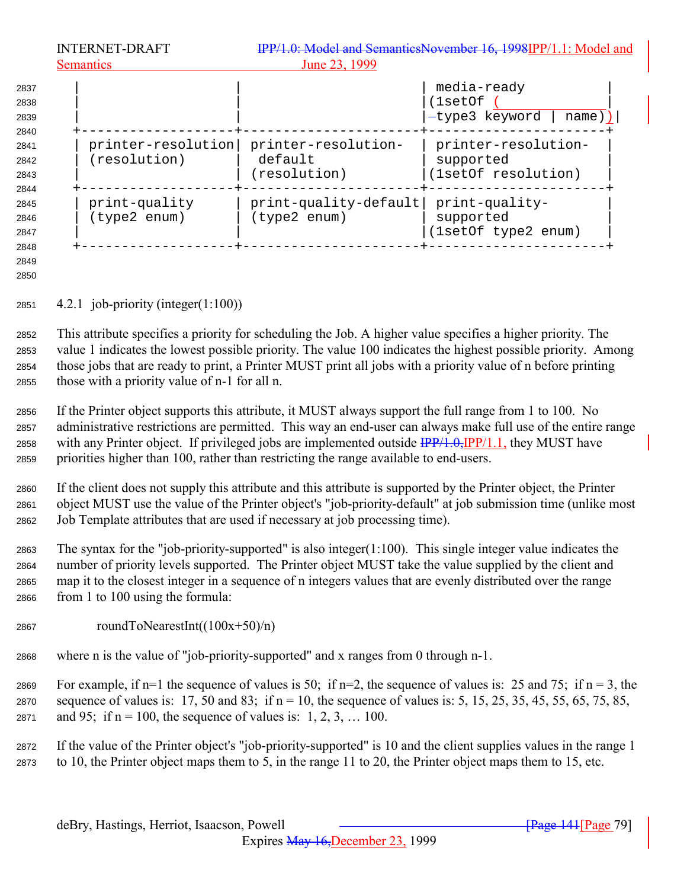| | | media-ready (1setOf (type3 keyword \| name)) |
|---|---|---|
| printer-resolution (resolution) | printer-resolution-default (resolution) | printer-resolution-supported (1setOf resolution) |
| print-quality (type2 enum) | print-quality-default (type2 enum) | print-quality-supported (1setOf type2 enum) |

### 4.2.1 job-priority (integer(1:100))

This attribute specifies a priority for scheduling the Job. A higher value specifies a higher priority. The value 1 indicates the lowest possible priority. The value 100 indicates the highest possible priority. Among those jobs that are ready to print, a Printer MUST print all jobs with a priority value of n before printing those with a priority value of n-1 for all n.

If the Printer object supports this attribute, it MUST always support the full range from 1 to 100. No administrative restrictions are permitted. This way an end-user can always make full use of the entire range with any Printer object. If privileged jobs are implemented outside IPP/1.0,IPP/1.1, they MUST have priorities higher than 100, rather than restricting the range available to end-users.

If the client does not supply this attribute and this attribute is supported by the Printer object, the Printer object MUST use the value of the Printer object's "job-priority-default" at job submission time (unlike most Job Template attributes that are used if necessary at job processing time).

The syntax for the "job-priority-supported" is also integer(1:100). This single integer value indicates the number of priority levels supported. The Printer object MUST take the value supplied by the client and map it to the closest integer in a sequence of n integers values that are evenly distributed over the range from 1 to 100 using the formula:

roundToNearestInt((100x+50)/n)

where n is the value of "job-priority-supported" and x ranges from 0 through n-1.

For example, if n=1 the sequence of values is 50; if n=2, the sequence of values is: 25 and 75; if n = 3, the sequence of values is: 17, 50 and 83; if n = 10, the sequence of values is: 5, 15, 25, 35, 45, 55, 65, 75, 85, and 95; if n = 100, the sequence of values is: 1, 2, 3, … 100.

If the value of the Printer object's "job-priority-supported" is 10 and the client supplies values in the range 1 to 10, the Printer object maps them to 5, in the range 11 to 20, the Printer object maps them to 15, etc.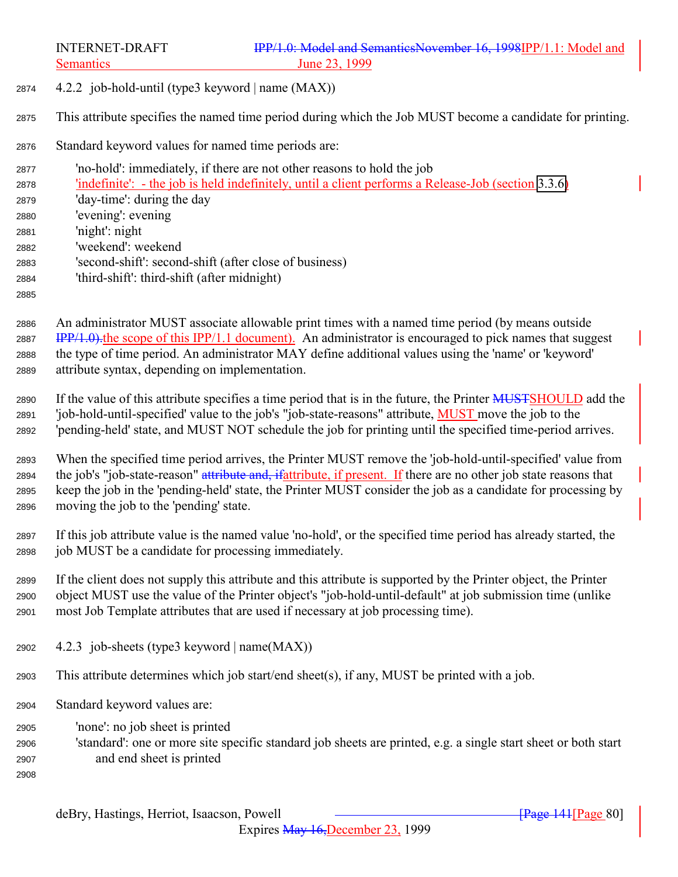### 4.2.2 job-hold-until (type3 keyword | name (MAX))

This attribute specifies the named time period during which the Job MUST become a candidate for printing.

Standard keyword values for named time periods are:

- 'no-hold': immediately, if there are not other reasons to hold the job
- 'indefinite': - the job is held indefinitely, until a client performs a Release-Job (section 3.3.6)
- 'day-time': during the day
- 'evening': evening
- 'night': night
- 'weekend': weekend
- 'second-shift': second-shift (after close of business)
- 'third-shift': third-shift (after midnight)

An administrator MUST associate allowable print times with a named time period (by means outside ~~IPP/1.0).~~the scope of this IPP/1.1 document). An administrator is encouraged to pick names that suggest the type of time period. An administrator MAY define additional values using the 'name' or 'keyword' attribute syntax, depending on implementation.

If the value of this attribute specifies a time period that is in the future, the Printer ~~MUST~~SHOULD add the 'job-hold-until-specified' value to the job's "job-state-reasons" attribute, MUST move the job to the 'pending-held' state, and MUST NOT schedule the job for printing until the specified time-period arrives.

When the specified time period arrives, the Printer MUST remove the 'job-hold-until-specified' value from the job's "job-state-reason" ~~attribute and, if~~attribute, if present. If there are no other job state reasons that keep the job in the 'pending-held' state, the Printer MUST consider the job as a candidate for processing by moving the job to the 'pending' state.

If this job attribute value is the named value 'no-hold', or the specified time period has already started, the job MUST be a candidate for processing immediately.

If the client does not supply this attribute and this attribute is supported by the Printer object, the Printer object MUST use the value of the Printer object's "job-hold-until-default" at job submission time (unlike most Job Template attributes that are used if necessary at job processing time).

### 4.2.3 job-sheets (type3 keyword | name(MAX))

This attribute determines which job start/end sheet(s), if any, MUST be printed with a job.

Standard keyword values are:

- 'none': no job sheet is printed
- 'standard': one or more site specific standard job sheets are printed, e.g. a single start sheet or both start and end sheet is printed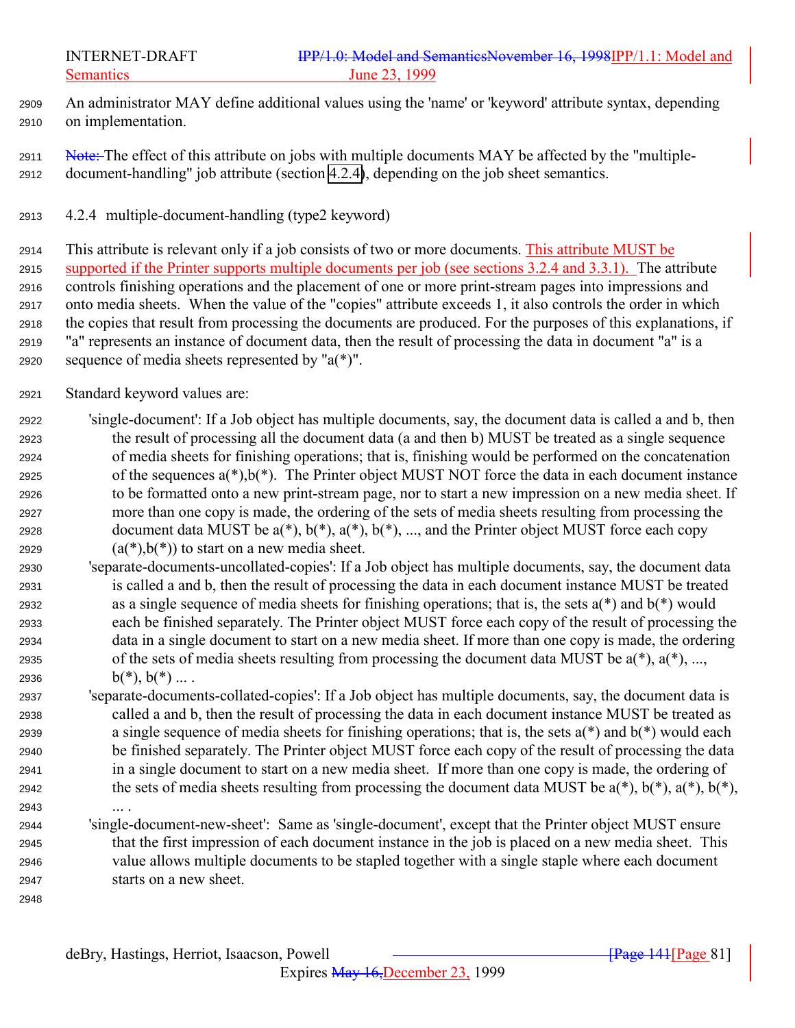An administrator MAY define additional values using the 'name' or 'keyword' attribute syntax, depending on implementation.

Note: The effect of this attribute on jobs with multiple documents MAY be affected by the "multiple-document-handling" job attribute (section 4.2.4), depending on the job sheet semantics.

### 4.2.4 multiple-document-handling (type2 keyword)

This attribute is relevant only if a job consists of two or more documents. This attribute MUST be supported if the Printer supports multiple documents per job (see sections 3.2.4 and 3.3.1). The attribute controls finishing operations and the placement of one or more print-stream pages into impressions and onto media sheets. When the value of the "copies" attribute exceeds 1, it also controls the order in which the copies that result from processing the documents are produced. For the purposes of this explanations, if "a" represents an instance of document data, then the result of processing the data in document "a" is a sequence of media sheets represented by "a(*)".

Standard keyword values are:

'single-document': If a Job object has multiple documents, say, the document data is called a and b, then the result of processing all the document data (a and then b) MUST be treated as a single sequence of media sheets for finishing operations; that is, finishing would be performed on the concatenation of the sequences a(*),b(*). The Printer object MUST NOT force the data in each document instance to be formatted onto a new print-stream page, nor to start a new impression on a new media sheet. If more than one copy is made, the ordering of the sets of media sheets resulting from processing the document data MUST be a(*), b(*), a(*), b(*), ..., and the Printer object MUST force each copy (a(*),b(*)) to start on a new media sheet.

'separate-documents-uncollated-copies': If a Job object has multiple documents, say, the document data is called a and b, then the result of processing the data in each document instance MUST be treated as a single sequence of media sheets for finishing operations; that is, the sets a(*) and b(*) would each be finished separately. The Printer object MUST force each copy of the result of processing the data in a single document to start on a new media sheet. If more than one copy is made, the ordering of the sets of media sheets resulting from processing the document data MUST be a(*), a(*), ..., b(*), b(*) ... .

'separate-documents-collated-copies': If a Job object has multiple documents, say, the document data is called a and b, then the result of processing the data in each document instance MUST be treated as a single sequence of media sheets for finishing operations; that is, the sets a(*) and b(*) would each be finished separately. The Printer object MUST force each copy of the result of processing the data in a single document to start on a new media sheet. If more than one copy is made, the ordering of the sets of media sheets resulting from processing the document data MUST be a(*), b(*), a(*), b(*), ... .

'single-document-new-sheet': Same as 'single-document', except that the Printer object MUST ensure that the first impression of each document instance in the job is placed on a new media sheet. This value allows multiple documents to be stapled together with a single staple where each document starts on a new sheet.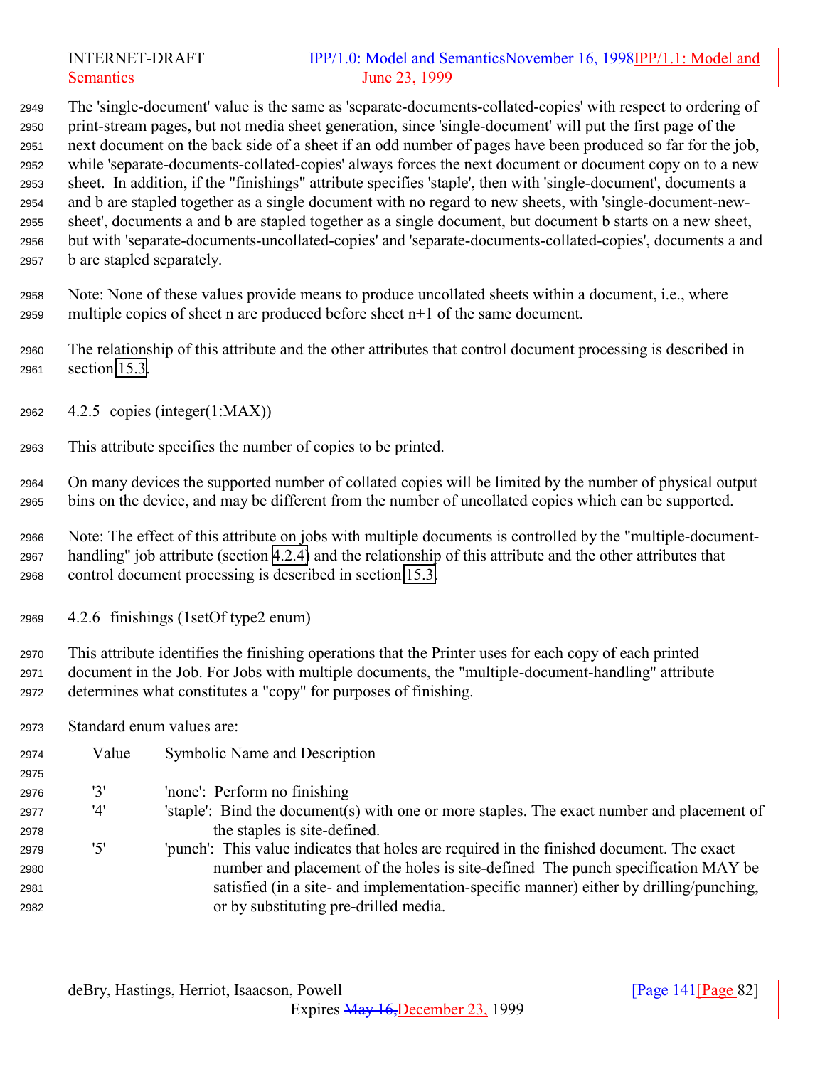The 'single-document' value is the same as 'separate-documents-collated-copies' with respect to ordering of print-stream pages, but not media sheet generation, since 'single-document' will put the first page of the next document on the back side of a sheet if an odd number of pages have been produced so far for the job, while 'separate-documents-collated-copies' always forces the next document or document copy on to a new sheet. In addition, if the "finishings" attribute specifies 'staple', then with 'single-document', documents a and b are stapled together as a single document with no regard to new sheets, with 'single-document-new-sheet', documents a and b are stapled together as a single document, but document b starts on a new sheet, but with 'separate-documents-uncollated-copies' and 'separate-documents-collated-copies', documents a and b are stapled separately.

Note: None of these values provide means to produce uncollated sheets within a document, i.e., where multiple copies of sheet n are produced before sheet n+1 of the same document.

The relationship of this attribute and the other attributes that control document processing is described in section 15.3.

### 4.2.5 copies (integer(1:MAX))

This attribute specifies the number of copies to be printed.

On many devices the supported number of collated copies will be limited by the number of physical output bins on the device, and may be different from the number of uncollated copies which can be supported.

Note: The effect of this attribute on jobs with multiple documents is controlled by the "multiple-document-handling" job attribute (section 4.2.4) and the relationship of this attribute and the other attributes that control document processing is described in section 15.3.

### 4.2.6 finishings (1setOf type2 enum)

This attribute identifies the finishing operations that the Printer uses for each copy of each printed document in the Job. For Jobs with multiple documents, the "multiple-document-handling" attribute determines what constitutes a "copy" for purposes of finishing.

Standard enum values are:

| Value | Symbolic Name and Description |
|---|---|
| '3' | 'none': Perform no finishing |
| '4' | 'staple': Bind the document(s) with one or more staples. The exact number and placement of the staples is site-defined. |
| '5' | 'punch': This value indicates that holes are required in the finished document. The exact number and placement of the holes is site-defined The punch specification MAY be satisfied (in a site- and implementation-specific manner) either by drilling/punching, or by substituting pre-drilled media. |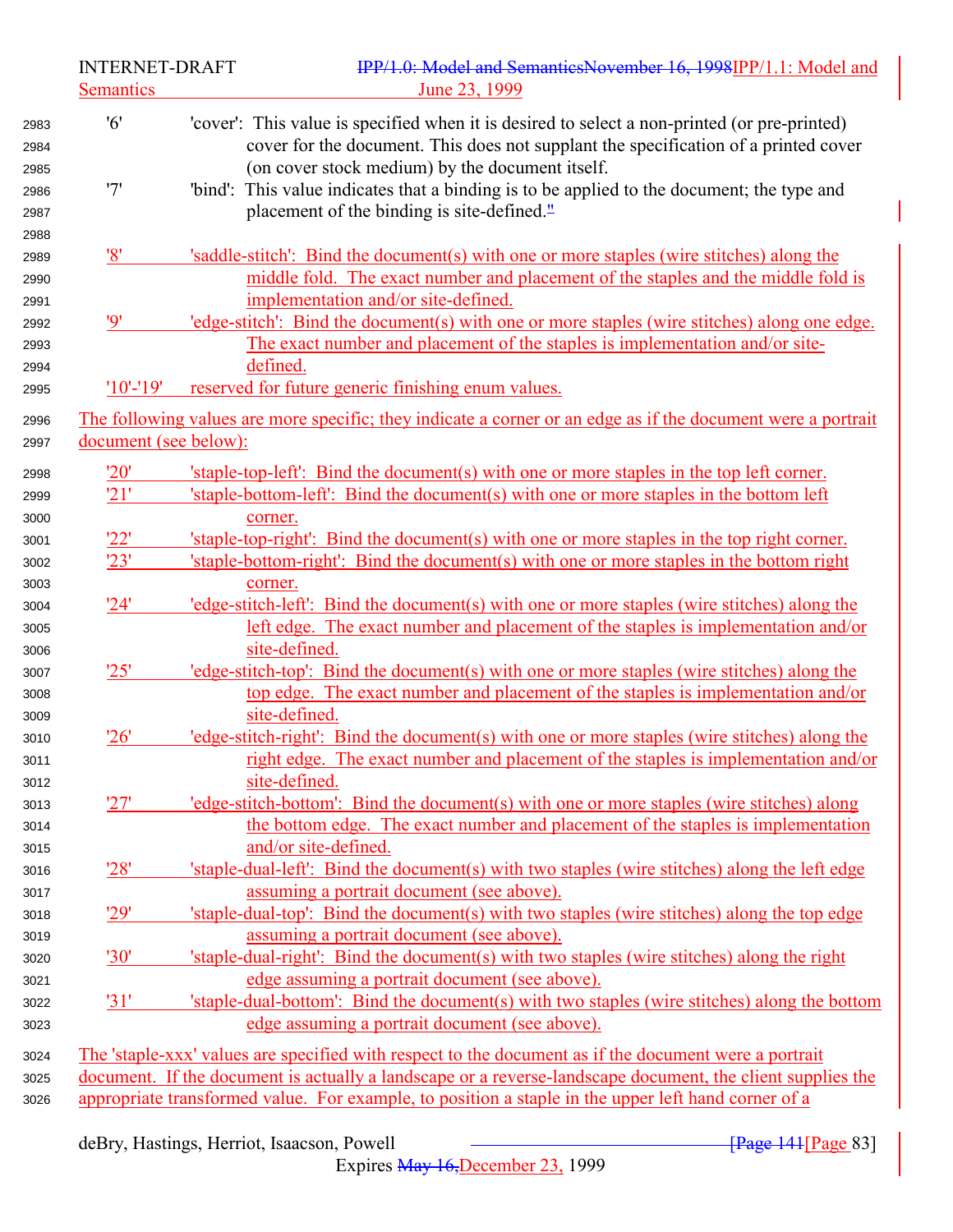'6'  'cover': This value is specified when it is desired to select a non-printed (or pre-printed) cover for the document. This does not supplant the specification of a printed cover (on cover stock medium) by the document itself.

'7'  'bind': This value indicates that a binding is to be applied to the document; the type and placement of the binding is site-defined."

'8'  'saddle-stitch': Bind the document(s) with one or more staples (wire stitches) along the middle fold. The exact number and placement of the staples and the middle fold is implementation and/or site-defined.

'9'  'edge-stitch': Bind the document(s) with one or more staples (wire stitches) along one edge. The exact number and placement of the staples is implementation and/or site-defined.

'10'-'19'  reserved for future generic finishing enum values.

The following values are more specific; they indicate a corner or an edge as if the document were a portrait document (see below):

'20'  'staple-top-left': Bind the document(s) with one or more staples in the top left corner.

'21'  'staple-bottom-left': Bind the document(s) with one or more staples in the bottom left corner.

'22'  'staple-top-right': Bind the document(s) with one or more staples in the top right corner.

'23'  'staple-bottom-right': Bind the document(s) with one or more staples in the bottom right corner.

'24'  'edge-stitch-left': Bind the document(s) with one or more staples (wire stitches) along the left edge. The exact number and placement of the staples is implementation and/or site-defined.

'25'  'edge-stitch-top': Bind the document(s) with one or more staples (wire stitches) along the top edge. The exact number and placement of the staples is implementation and/or site-defined.

'26'  'edge-stitch-right': Bind the document(s) with one or more staples (wire stitches) along the right edge. The exact number and placement of the staples is implementation and/or site-defined.

'27'  'edge-stitch-bottom': Bind the document(s) with one or more staples (wire stitches) along the bottom edge. The exact number and placement of the staples is implementation and/or site-defined.

'28'  'staple-dual-left': Bind the document(s) with two staples (wire stitches) along the left edge assuming a portrait document (see above).

'29'  'staple-dual-top': Bind the document(s) with two staples (wire stitches) along the top edge assuming a portrait document (see above).

'30'  'staple-dual-right': Bind the document(s) with two staples (wire stitches) along the right edge assuming a portrait document (see above).

'31'  'staple-dual-bottom': Bind the document(s) with two staples (wire stitches) along the bottom edge assuming a portrait document (see above).

The 'staple-xxx' values are specified with respect to the document as if the document were a portrait document. If the document is actually a landscape or a reverse-landscape document, the client supplies the appropriate transformed value. For example, to position a staple in the upper left hand corner of a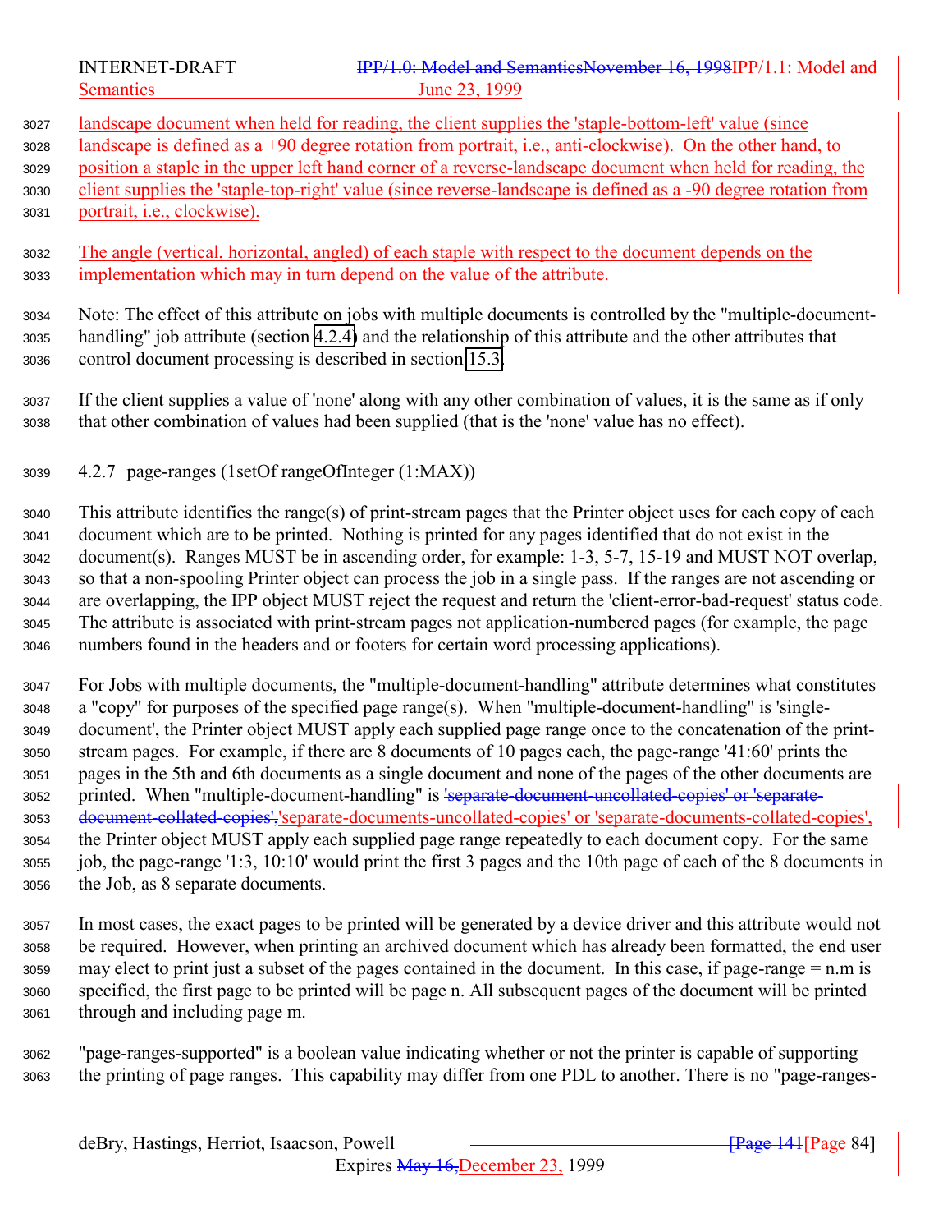landscape document when held for reading, the client supplies the 'staple-bottom-left' value (since landscape is defined as a +90 degree rotation from portrait, i.e., anti-clockwise). On the other hand, to position a staple in the upper left hand corner of a reverse-landscape document when held for reading, the client supplies the 'staple-top-right' value (since reverse-landscape is defined as a -90 degree rotation from portrait, i.e., clockwise).

The angle (vertical, horizontal, angled) of each staple with respect to the document depends on the implementation which may in turn depend on the value of the attribute.

Note: The effect of this attribute on jobs with multiple documents is controlled by the "multiple-document-handling" job attribute (section 4.2.4) and the relationship of this attribute and the other attributes that control document processing is described in section 15.3.

If the client supplies a value of 'none' along with any other combination of values, it is the same as if only that other combination of values had been supplied (that is the 'none' value has no effect).

### 4.2.7 page-ranges (1setOf rangeOfInteger (1:MAX))

This attribute identifies the range(s) of print-stream pages that the Printer object uses for each copy of each document which are to be printed. Nothing is printed for any pages identified that do not exist in the document(s). Ranges MUST be in ascending order, for example: 1-3, 5-7, 15-19 and MUST NOT overlap, so that a non-spooling Printer object can process the job in a single pass. If the ranges are not ascending or are overlapping, the IPP object MUST reject the request and return the 'client-error-bad-request' status code. The attribute is associated with print-stream pages not application-numbered pages (for example, the page numbers found in the headers and or footers for certain word processing applications).

For Jobs with multiple documents, the "multiple-document-handling" attribute determines what constitutes a "copy" for purposes of the specified page range(s). When "multiple-document-handling" is 'single-document', the Printer object MUST apply each supplied page range once to the concatenation of the print-stream pages. For example, if there are 8 documents of 10 pages each, the page-range '41:60' prints the pages in the 5th and 6th documents as a single document and none of the pages of the other documents are printed. When "multiple-document-handling" is ~~'separate-document-uncollated-copies' or 'separate-document-collated-copies',~~'separate-documents-uncollated-copies' or 'separate-documents-collated-copies', the Printer object MUST apply each supplied page range repeatedly to each document copy. For the same job, the page-range '1:3, 10:10' would print the first 3 pages and the 10th page of each of the 8 documents in the Job, as 8 separate documents.

In most cases, the exact pages to be printed will be generated by a device driver and this attribute would not be required. However, when printing an archived document which has already been formatted, the end user may elect to print just a subset of the pages contained in the document. In this case, if page-range = n.m is specified, the first page to be printed will be page n. All subsequent pages of the document will be printed through and including page m.

"page-ranges-supported" is a boolean value indicating whether or not the printer is capable of supporting the printing of page ranges. This capability may differ from one PDL to another. There is no "page-ranges-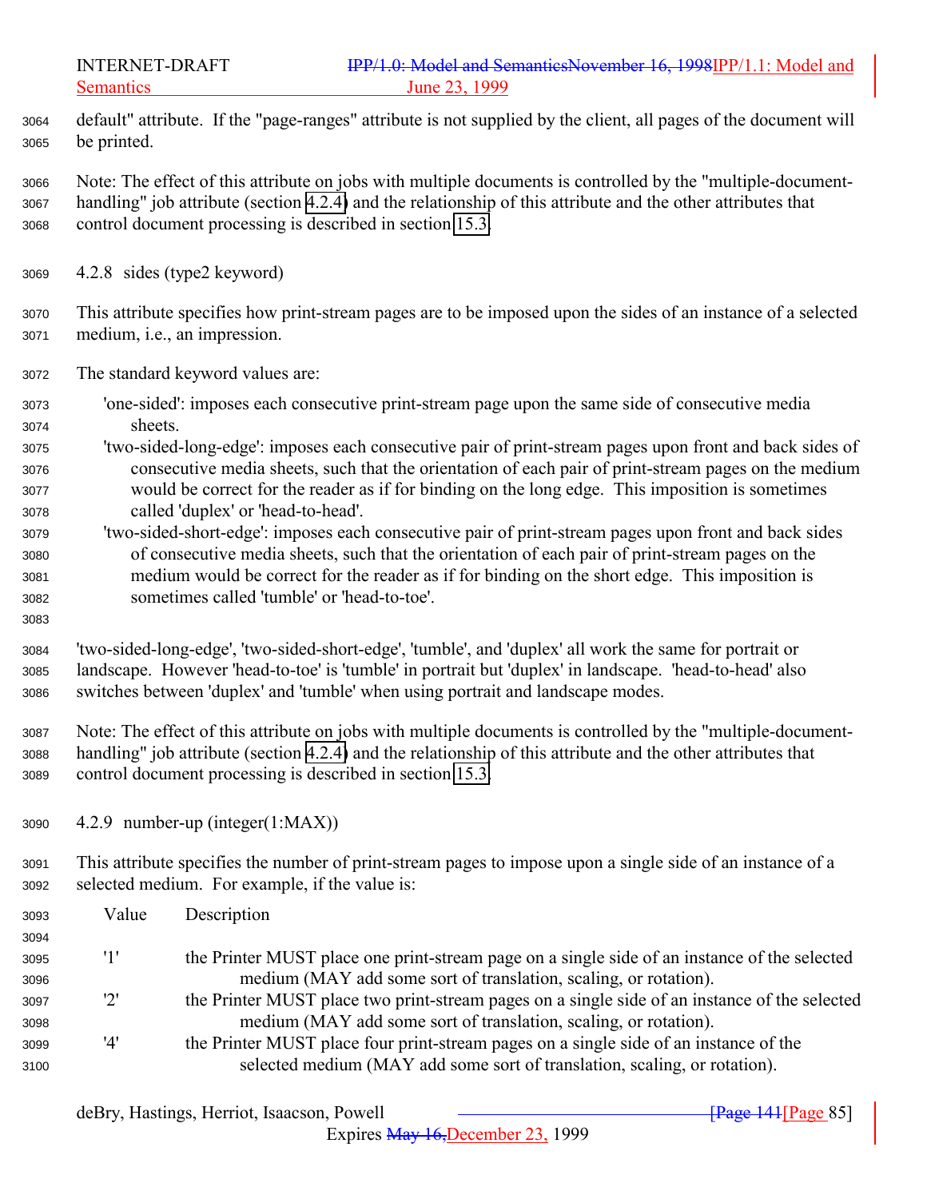default" attribute. If the "page-ranges" attribute is not supplied by the client, all pages of the document will be printed.

Note: The effect of this attribute on jobs with multiple documents is controlled by the "multiple-document-handling" job attribute (section 4.2.4) and the relationship of this attribute and the other attributes that control document processing is described in section 15.3.

#### 4.2.8 sides (type2 keyword)

This attribute specifies how print-stream pages are to be imposed upon the sides of an instance of a selected medium, i.e., an impression.

The standard keyword values are:

- 'one-sided': imposes each consecutive print-stream page upon the same side of consecutive media sheets.
- 'two-sided-long-edge': imposes each consecutive pair of print-stream pages upon front and back sides of consecutive media sheets, such that the orientation of each pair of print-stream pages on the medium would be correct for the reader as if for binding on the long edge. This imposition is sometimes called 'duplex' or 'head-to-head'.
- 'two-sided-short-edge': imposes each consecutive pair of print-stream pages upon front and back sides of consecutive media sheets, such that the orientation of each pair of print-stream pages on the medium would be correct for the reader as if for binding on the short edge. This imposition is sometimes called 'tumble' or 'head-to-toe'.

'two-sided-long-edge', 'two-sided-short-edge', 'tumble', and 'duplex' all work the same for portrait or landscape. However 'head-to-toe' is 'tumble' in portrait but 'duplex' in landscape. 'head-to-head' also switches between 'duplex' and 'tumble' when using portrait and landscape modes.

Note: The effect of this attribute on jobs with multiple documents is controlled by the "multiple-document-handling" job attribute (section 4.2.4) and the relationship of this attribute and the other attributes that control document processing is described in section 15.3.

#### 4.2.9 number-up (integer(1:MAX))

This attribute specifies the number of print-stream pages to impose upon a single side of an instance of a selected medium. For example, if the value is:

| Value | Description |
|---|---|
| '1' | the Printer MUST place one print-stream page on a single side of an instance of the selected medium (MAY add some sort of translation, scaling, or rotation). |
| '2' | the Printer MUST place two print-stream pages on a single side of an instance of the selected medium (MAY add some sort of translation, scaling, or rotation). |
| '4' | the Printer MUST place four print-stream pages on a single side of an instance of the selected medium (MAY add some sort of translation, scaling, or rotation). |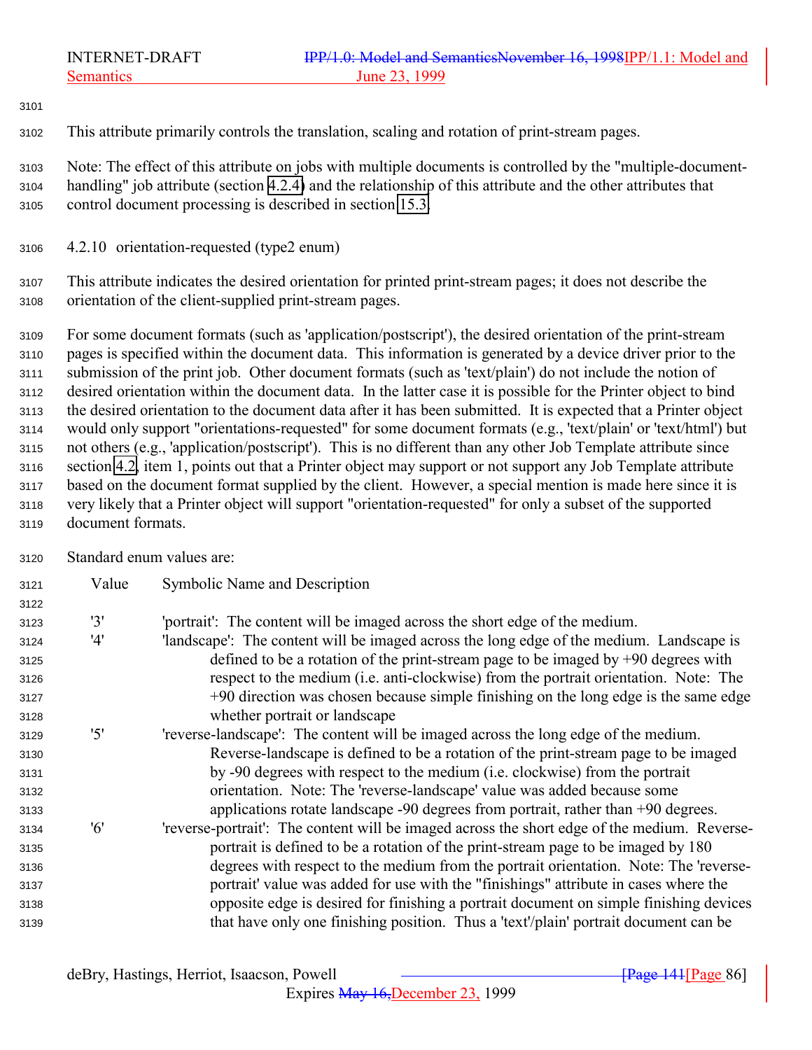This attribute primarily controls the translation, scaling and rotation of print-stream pages.

Note: The effect of this attribute on jobs with multiple documents is controlled by the "multiple-document-handling" job attribute (section 4.2.4) and the relationship of this attribute and the other attributes that control document processing is described in section 15.3.

### 4.2.10 orientation-requested (type2 enum)

This attribute indicates the desired orientation for printed print-stream pages; it does not describe the orientation of the client-supplied print-stream pages.

For some document formats (such as 'application/postscript'), the desired orientation of the print-stream pages is specified within the document data. This information is generated by a device driver prior to the submission of the print job. Other document formats (such as 'text/plain') do not include the notion of desired orientation within the document data. In the latter case it is possible for the Printer object to bind the desired orientation to the document data after it has been submitted. It is expected that a Printer object would only support "orientations-requested" for some document formats (e.g., 'text/plain' or 'text/html') but not others (e.g., 'application/postscript'). This is no different than any other Job Template attribute since section 4.2, item 1, points out that a Printer object may support or not support any Job Template attribute based on the document format supplied by the client. However, a special mention is made here since it is very likely that a Printer object will support "orientation-requested" for only a subset of the supported document formats.

Standard enum values are:

| Value | Symbolic Name and Description |
|---|---|
| '3' | 'portrait': The content will be imaged across the short edge of the medium. |
| '4' | 'landscape': The content will be imaged across the long edge of the medium. Landscape is defined to be a rotation of the print-stream page to be imaged by +90 degrees with respect to the medium (i.e. anti-clockwise) from the portrait orientation. Note: The +90 direction was chosen because simple finishing on the long edge is the same edge whether portrait or landscape |
| '5' | 'reverse-landscape': The content will be imaged across the long edge of the medium. Reverse-landscape is defined to be a rotation of the print-stream page to be imaged by -90 degrees with respect to the medium (i.e. clockwise) from the portrait orientation. Note: The 'reverse-landscape' value was added because some applications rotate landscape -90 degrees from portrait, rather than +90 degrees. |
| '6' | 'reverse-portrait': The content will be imaged across the short edge of the medium. Reverse-portrait is defined to be a rotation of the print-stream page to be imaged by 180 degrees with respect to the medium from the portrait orientation. Note: The 'reverse-portrait' value was added for use with the "finishings" attribute in cases where the opposite edge is desired for finishing a portrait document on simple finishing devices that have only one finishing position. Thus a 'text'/plain' portrait document can be |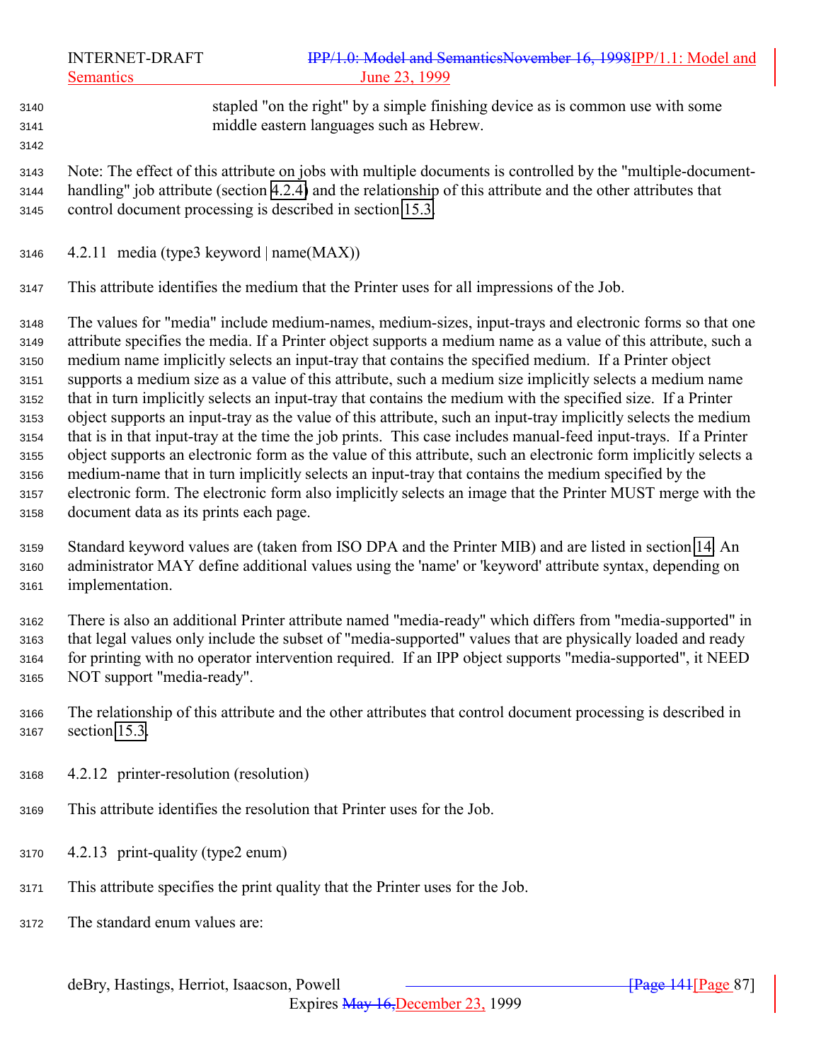stapled "on the right" by a simple finishing device as is common use with some middle eastern languages such as Hebrew.

Note: The effect of this attribute on jobs with multiple documents is controlled by the "multiple-document-handling" job attribute (section 4.2.4) and the relationship of this attribute and the other attributes that control document processing is described in section 15.3.

#### 4.2.11 media (type3 keyword | name(MAX))

This attribute identifies the medium that the Printer uses for all impressions of the Job.

The values for "media" include medium-names, medium-sizes, input-trays and electronic forms so that one attribute specifies the media. If a Printer object supports a medium name as a value of this attribute, such a medium name implicitly selects an input-tray that contains the specified medium. If a Printer object supports a medium size as a value of this attribute, such a medium size implicitly selects a medium name that in turn implicitly selects an input-tray that contains the medium with the specified size. If a Printer object supports an input-tray as the value of this attribute, such an input-tray implicitly selects the medium that is in that input-tray at the time the job prints. This case includes manual-feed input-trays. If a Printer object supports an electronic form as the value of this attribute, such an electronic form implicitly selects a medium-name that in turn implicitly selects an input-tray that contains the medium specified by the electronic form. The electronic form also implicitly selects an image that the Printer MUST merge with the document data as its prints each page.

Standard keyword values are (taken from ISO DPA and the Printer MIB) and are listed in section 14. An administrator MAY define additional values using the 'name' or 'keyword' attribute syntax, depending on implementation.

There is also an additional Printer attribute named "media-ready" which differs from "media-supported" in that legal values only include the subset of "media-supported" values that are physically loaded and ready for printing with no operator intervention required. If an IPP object supports "media-supported", it NEED NOT support "media-ready".

The relationship of this attribute and the other attributes that control document processing is described in section 15.3.

#### 4.2.12 printer-resolution (resolution)

This attribute identifies the resolution that Printer uses for the Job.

#### 4.2.13 print-quality (type2 enum)

This attribute specifies the print quality that the Printer uses for the Job.

The standard enum values are: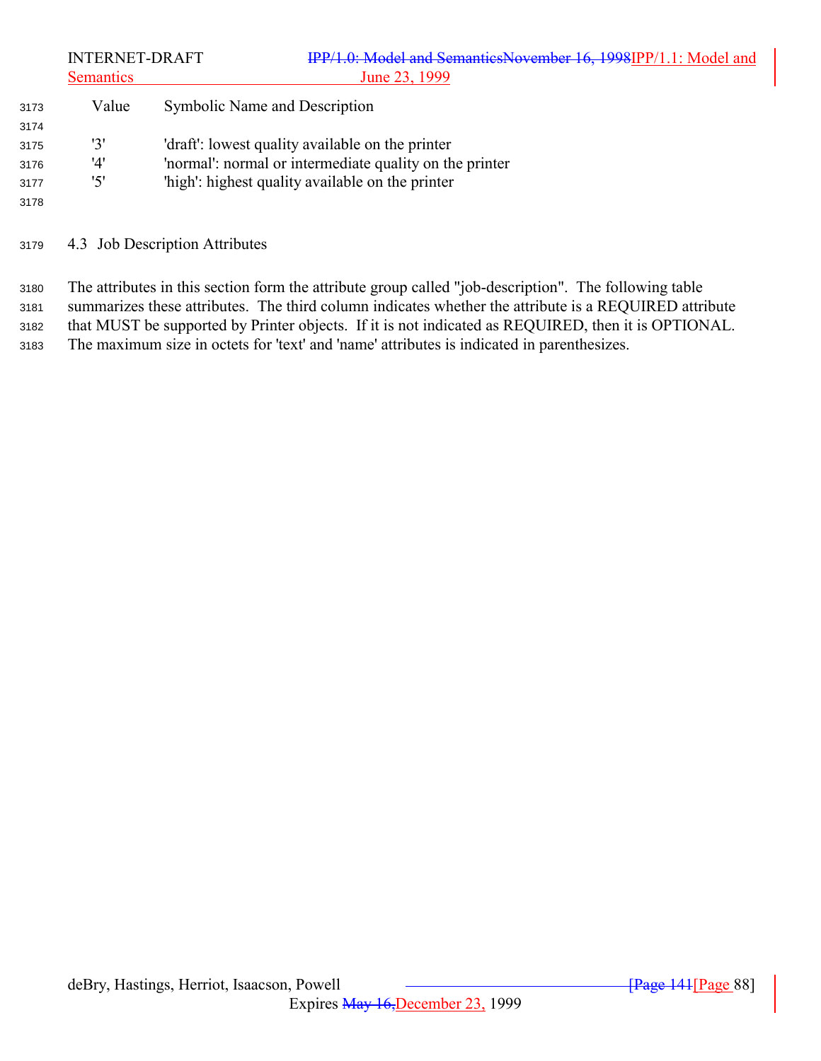| Value | Symbolic Name and Description |
|---|---|
| '3' | 'draft': lowest quality available on the printer |
| '4' | 'normal': normal or intermediate quality on the printer |
| '5' | 'high': highest quality available on the printer |

### 4.3 Job Description Attributes

The attributes in this section form the attribute group called "job-description". The following table summarizes these attributes. The third column indicates whether the attribute is a REQUIRED attribute that MUST be supported by Printer objects. If it is not indicated as REQUIRED, then it is OPTIONAL. The maximum size in octets for 'text' and 'name' attributes is indicated in parenthesizes.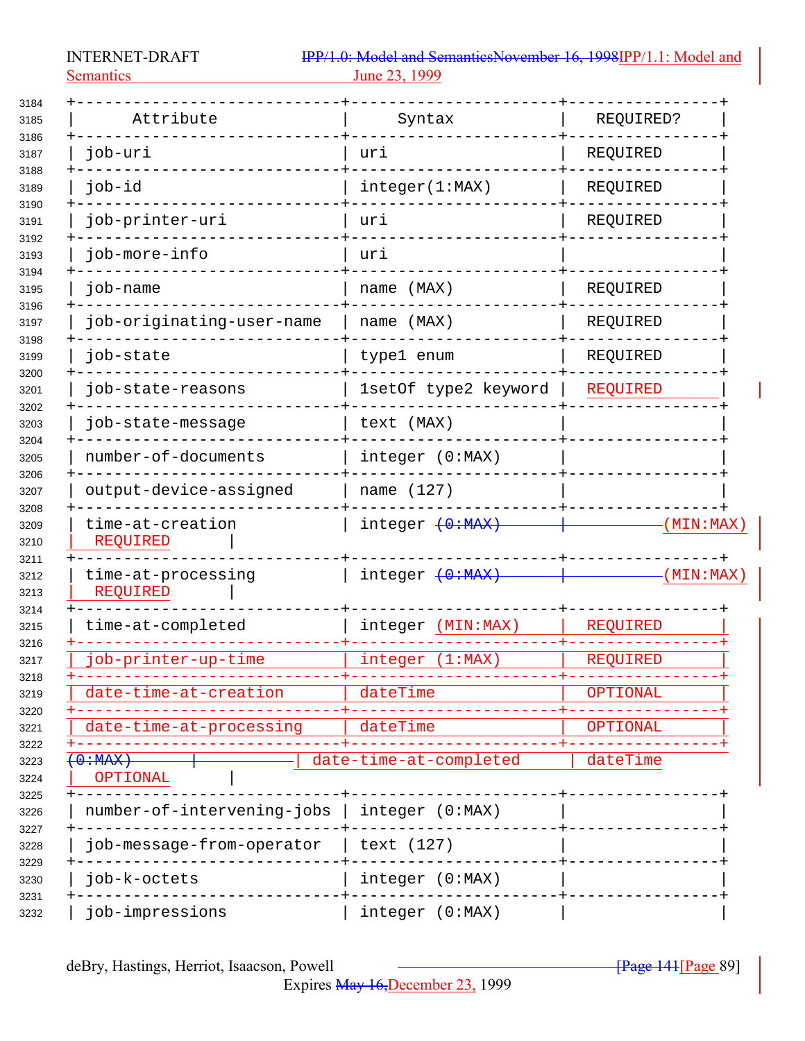| Attribute | Syntax | REQUIRED? |
| --- | --- | --- |
| job-uri | uri | REQUIRED |
| job-id | integer(1:MAX) | REQUIRED |
| job-printer-uri | uri | REQUIRED |
| job-more-info | uri | |
| job-name | name (MAX) | REQUIRED |
| job-originating-user-name | name (MAX) | REQUIRED |
| job-state | type1 enum | REQUIRED |
| job-state-reasons | 1setOf type2 keyword | REQUIRED |
| job-state-message | text (MAX) | |
| number-of-documents | integer (0:MAX) | |
| output-device-assigned | name (127) | |
| time-at-creation | integer (MIN:MAX) | REQUIRED |
| time-at-processing | integer (MIN:MAX) | REQUIRED |
| time-at-completed | integer (MIN:MAX) | REQUIRED |
| job-printer-up-time | integer (1:MAX) | REQUIRED |
| date-time-at-creation | dateTime | OPTIONAL |
| date-time-at-processing | dateTime | OPTIONAL |
| date-time-at-completed | dateTime | OPTIONAL |
| number-of-intervening-jobs | integer (0:MAX) | |
| job-message-from-operator | text (127) | |
| job-k-octets | integer (0:MAX) | |
| job-impressions | integer (0:MAX) | |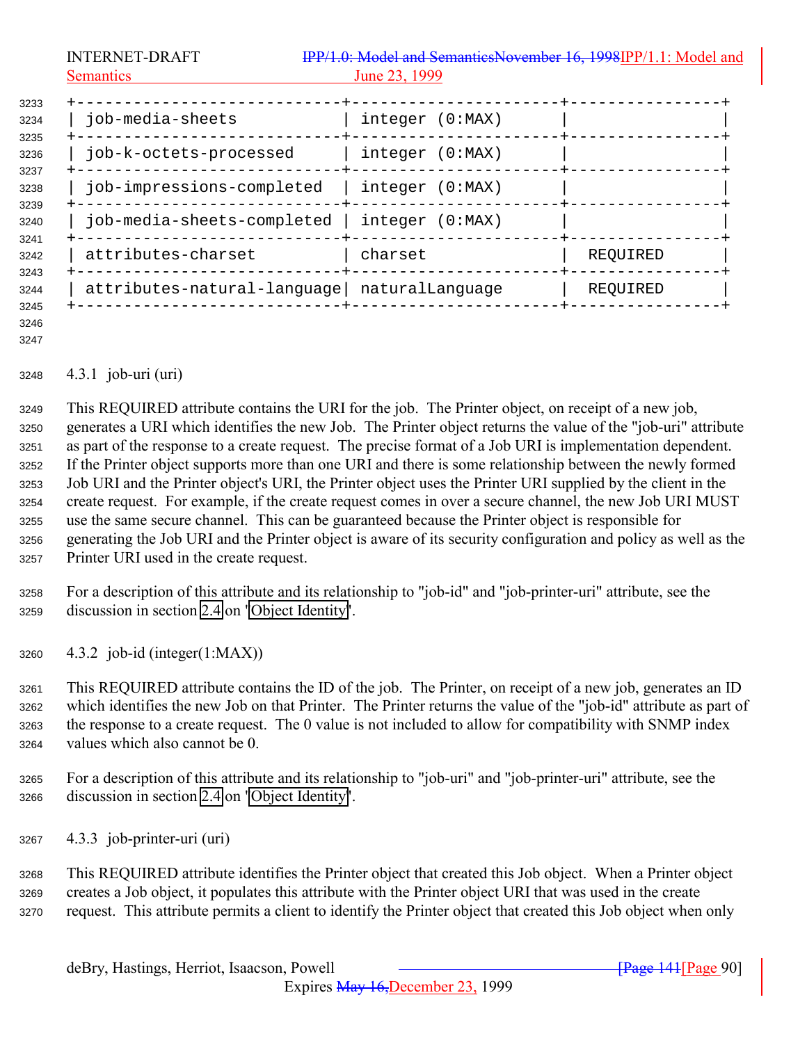| job-media-sheets | integer (0:MAX) | |
|---|---|---|
| job-k-octets-processed | integer (0:MAX) | |
| job-impressions-completed | integer (0:MAX) | |
| job-media-sheets-completed | integer (0:MAX) | |
| attributes-charset | charset | REQUIRED |
| attributes-natural-language | naturalLanguage | REQUIRED |

### 4.3.1 job-uri (uri)

This REQUIRED attribute contains the URI for the job. The Printer object, on receipt of a new job, generates a URI which identifies the new Job. The Printer object returns the value of the "job-uri" attribute as part of the response to a create request. The precise format of a Job URI is implementation dependent. If the Printer object supports more than one URI and there is some relationship between the newly formed Job URI and the Printer object's URI, the Printer object uses the Printer URI supplied by the client in the create request. For example, if the create request comes in over a secure channel, the new Job URI MUST use the same secure channel. This can be guaranteed because the Printer object is responsible for generating the Job URI and the Printer object is aware of its security configuration and policy as well as the Printer URI used in the create request.

For a description of this attribute and its relationship to "job-id" and "job-printer-uri" attribute, see the discussion in section 2.4 on "Object Identity".

### 4.3.2 job-id (integer(1:MAX))

This REQUIRED attribute contains the ID of the job. The Printer, on receipt of a new job, generates an ID which identifies the new Job on that Printer. The Printer returns the value of the "job-id" attribute as part of the response to a create request. The 0 value is not included to allow for compatibility with SNMP index values which also cannot be 0.

For a description of this attribute and its relationship to "job-uri" and "job-printer-uri" attribute, see the discussion in section 2.4 on "Object Identity".

### 4.3.3 job-printer-uri (uri)

This REQUIRED attribute identifies the Printer object that created this Job object. When a Printer object creates a Job object, it populates this attribute with the Printer object URI that was used in the create request. This attribute permits a client to identify the Printer object that created this Job object when only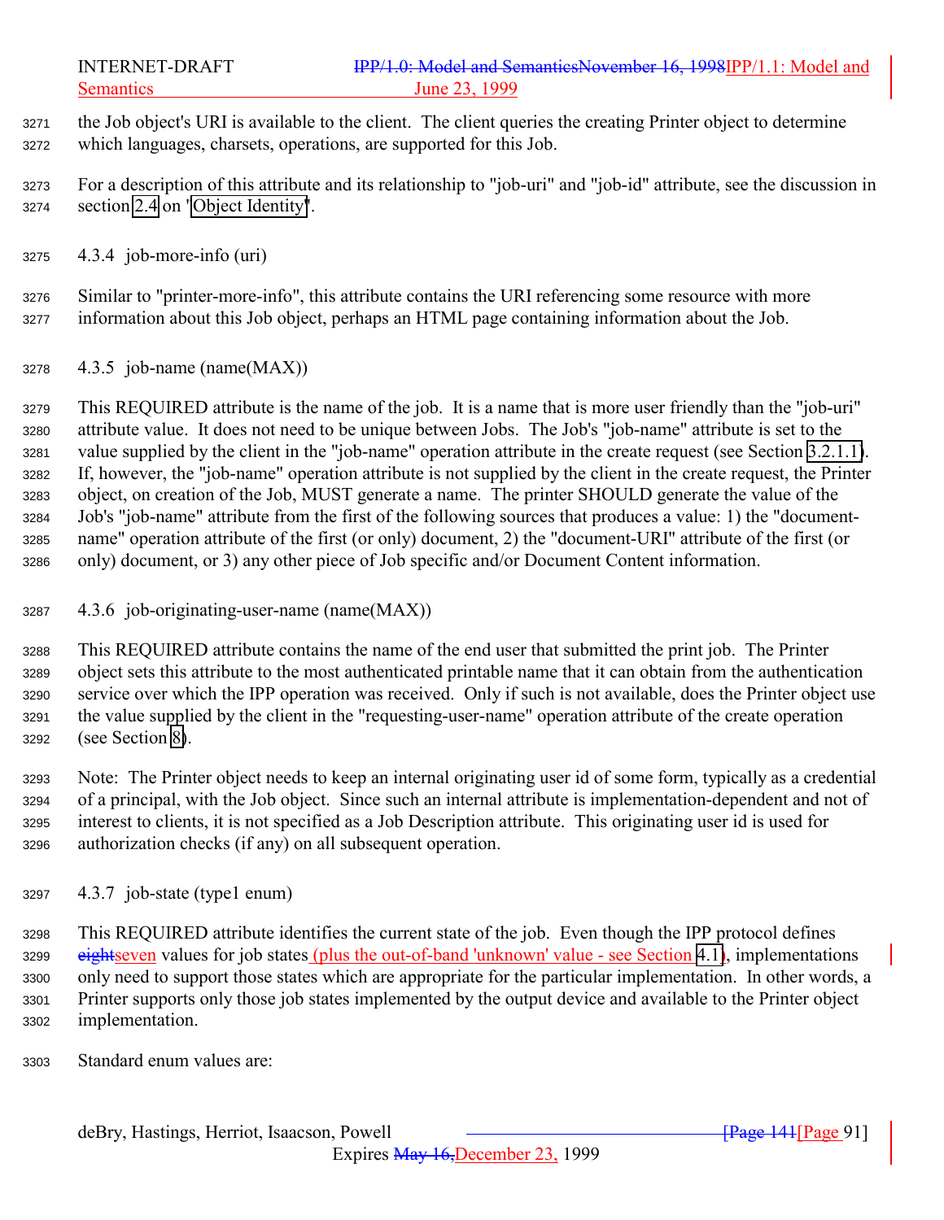the Job object's URI is available to the client. The client queries the creating Printer object to determine which languages, charsets, operations, are supported for this Job.

For a description of this attribute and its relationship to "job-uri" and "job-id" attribute, see the discussion in section 2.4 on "Object Identity".

### 4.3.4 job-more-info (uri)

Similar to "printer-more-info", this attribute contains the URI referencing some resource with more information about this Job object, perhaps an HTML page containing information about the Job.

### 4.3.5 job-name (name(MAX))

This REQUIRED attribute is the name of the job. It is a name that is more user friendly than the "job-uri" attribute value. It does not need to be unique between Jobs. The Job's "job-name" attribute is set to the value supplied by the client in the "job-name" operation attribute in the create request (see Section 3.2.1.1). If, however, the "job-name" operation attribute is not supplied by the client in the create request, the Printer object, on creation of the Job, MUST generate a name. The printer SHOULD generate the value of the Job's "job-name" attribute from the first of the following sources that produces a value: 1) the "document-name" operation attribute of the first (or only) document, 2) the "document-URI" attribute of the first (or only) document, or 3) any other piece of Job specific and/or Document Content information.

### 4.3.6 job-originating-user-name (name(MAX))

This REQUIRED attribute contains the name of the end user that submitted the print job. The Printer object sets this attribute to the most authenticated printable name that it can obtain from the authentication service over which the IPP operation was received. Only if such is not available, does the Printer object use the value supplied by the client in the "requesting-user-name" operation attribute of the create operation (see Section 8).

Note: The Printer object needs to keep an internal originating user id of some form, typically as a credential of a principal, with the Job object. Since such an internal attribute is implementation-dependent and not of interest to clients, it is not specified as a Job Description attribute. This originating user id is used for authorization checks (if any) on all subsequent operation.

### 4.3.7 job-state (type1 enum)

This REQUIRED attribute identifies the current state of the job. Even though the IPP protocol defines ~~eight~~seven values for job states (plus the out-of-band 'unknown' value - see Section 4.1), implementations only need to support those states which are appropriate for the particular implementation. In other words, a Printer supports only those job states implemented by the output device and available to the Printer object implementation.

Standard enum values are: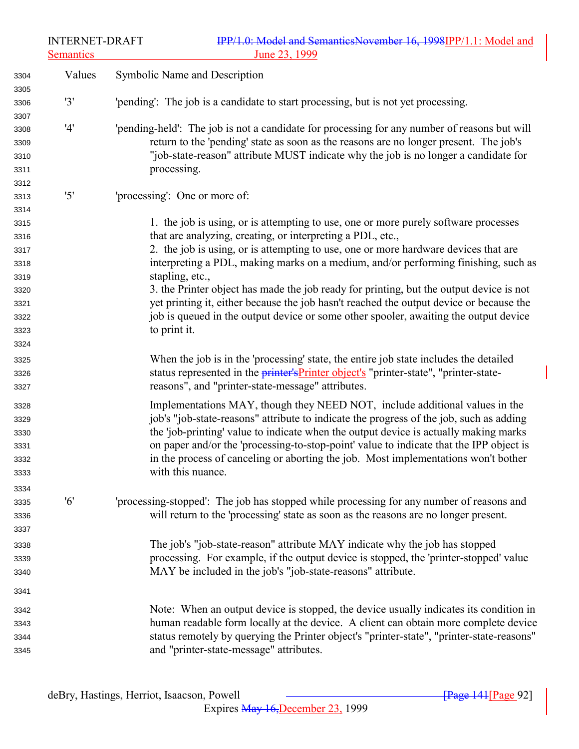| Values | Symbolic Name and Description |
|---|---|
| '3' | 'pending': The job is a candidate to start processing, but is not yet processing. |
| '4' | 'pending-held': The job is not a candidate for processing for any number of reasons but will return to the 'pending' state as soon as the reasons are no longer present. The job's "job-state-reason" attribute MUST indicate why the job is no longer a candidate for processing. |
| '5' | 'processing': One or more of: |

1. the job is using, or is attempting to use, one or more purely software processes that are analyzing, creating, or interpreting a PDL, etc.,
2. the job is using, or is attempting to use, one or more hardware devices that are interpreting a PDL, making marks on a medium, and/or performing finishing, such as stapling, etc.,
3. the Printer object has made the job ready for printing, but the output device is not yet printing it, either because the job hasn't reached the output device or because the job is queued in the output device or some other spooler, awaiting the output device to print it.

When the job is in the 'processing' state, the entire job state includes the detailed status represented in the ~~printer's~~Printer object's "printer-state", "printer-state-reasons", and "printer-state-message" attributes.

Implementations MAY, though they NEED NOT, include additional values in the job's "job-state-reasons" attribute to indicate the progress of the job, such as adding the 'job-printing' value to indicate when the output device is actually making marks on paper and/or the 'processing-to-stop-point' value to indicate that the IPP object is in the process of canceling or aborting the job. Most implementations won't bother with this nuance.

| Values | Symbolic Name and Description |
|---|---|
| '6' | 'processing-stopped': The job has stopped while processing for any number of reasons and will return to the 'processing' state as soon as the reasons are no longer present. |

The job's "job-state-reason" attribute MAY indicate why the job has stopped processing. For example, if the output device is stopped, the 'printer-stopped' value MAY be included in the job's "job-state-reasons" attribute.

Note: When an output device is stopped, the device usually indicates its condition in human readable form locally at the device. A client can obtain more complete device status remotely by querying the Printer object's "printer-state", "printer-state-reasons" and "printer-state-message" attributes.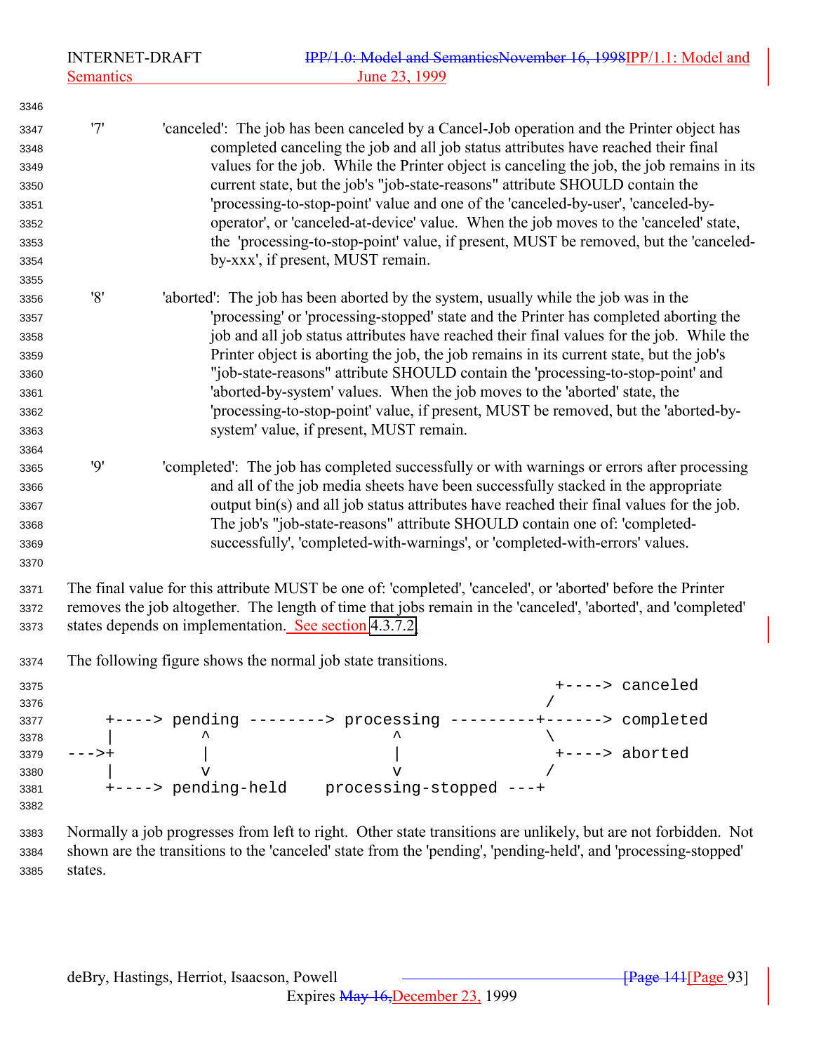'7' 'canceled': The job has been canceled by a Cancel-Job operation and the Printer object has completed canceling the job and all job status attributes have reached their final values for the job. While the Printer object is canceling the job, the job remains in its current state, but the job's "job-state-reasons" attribute SHOULD contain the 'processing-to-stop-point' value and one of the 'canceled-by-user', 'canceled-by-operator', or 'canceled-at-device' value. When the job moves to the 'canceled' state, the 'processing-to-stop-point' value, if present, MUST be removed, but the 'canceled-by-xxx', if present, MUST remain.

'8' 'aborted': The job has been aborted by the system, usually while the job was in the 'processing' or 'processing-stopped' state and the Printer has completed aborting the job and all job status attributes have reached their final values for the job. While the Printer object is aborting the job, the job remains in its current state, but the job's "job-state-reasons" attribute SHOULD contain the 'processing-to-stop-point' and 'aborted-by-system' values. When the job moves to the 'aborted' state, the 'processing-to-stop-point' value, if present, MUST be removed, but the 'aborted-by-system' value, if present, MUST remain.

'9' 'completed': The job has completed successfully or with warnings or errors after processing and all of the job media sheets have been successfully stacked in the appropriate output bin(s) and all job status attributes have reached their final values for the job. The job's "job-state-reasons" attribute SHOULD contain one of: 'completed-successfully', 'completed-with-warnings', or 'completed-with-errors' values.

The final value for this attribute MUST be one of: 'completed', 'canceled', or 'aborted' before the Printer removes the job altogether. The length of time that jobs remain in the 'canceled', 'aborted', and 'completed' states depends on implementation. See section 4.3.7.2.

The following figure shows the normal job state transitions.

```
                                                          +----> canceled
                                                         /
    +----> pending --------> processing ---------+------> completed
    |         ^                   ^               \
--->+         |                   |                +----> aborted
    |         v                   v               /
    +----> pending-held    processing-stopped ---+
```

Normally a job progresses from left to right. Other state transitions are unlikely, but are not forbidden. Not shown are the transitions to the 'canceled' state from the 'pending', 'pending-held', and 'processing-stopped' states.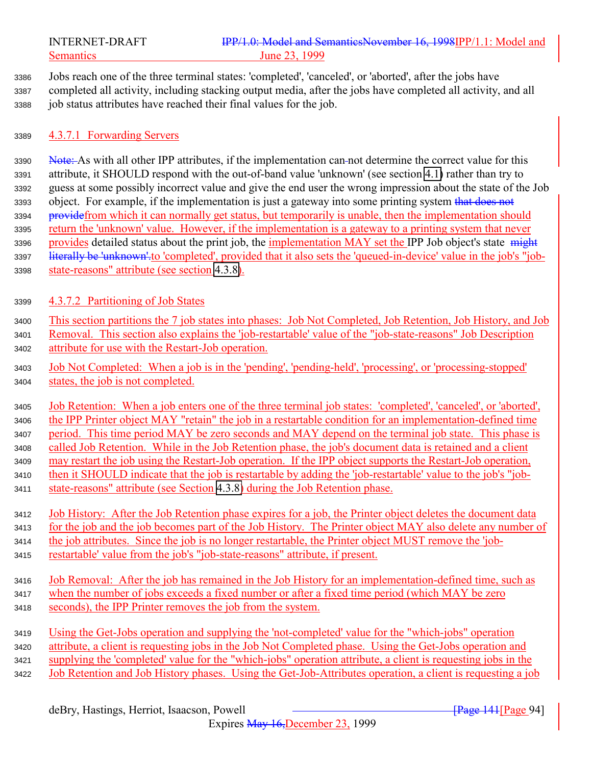Jobs reach one of the three terminal states: 'completed', 'canceled', or 'aborted', after the jobs have completed all activity, including stacking output media, after the jobs have completed all activity, and all job status attributes have reached their final values for the job.

#### 4.3.7.1 Forwarding Servers

Note: As with all other IPP attributes, if the implementation can-not determine the correct value for this attribute, it SHOULD respond with the out-of-band value 'unknown' (see section 4.1) rather than try to guess at some possibly incorrect value and give the end user the wrong impression about the state of the Job object. For example, if the implementation is just a gateway into some printing system that does not providefrom which it can normally get status, but temporarily is unable, then the implementation should return the 'unknown' value. However, if the implementation is a gateway to a printing system that never provides detailed status about the print job, the implementation MAY set the IPP Job object's state might literally be 'unknown'.to 'completed', provided that it also sets the 'queued-in-device' value in the job's "job-state-reasons" attribute (see section 4.3.8).

#### 4.3.7.2 Partitioning of Job States

This section partitions the 7 job states into phases: Job Not Completed, Job Retention, Job History, and Job Removal. This section also explains the 'job-restartable' value of the "job-state-reasons" Job Description attribute for use with the Restart-Job operation.

Job Not Completed: When a job is in the 'pending', 'pending-held', 'processing', or 'processing-stopped' states, the job is not completed.

Job Retention: When a job enters one of the three terminal job states: 'completed', 'canceled', or 'aborted', the IPP Printer object MAY "retain" the job in a restartable condition for an implementation-defined time period. This time period MAY be zero seconds and MAY depend on the terminal job state. This phase is called Job Retention. While in the Job Retention phase, the job's document data is retained and a client may restart the job using the Restart-Job operation. If the IPP object supports the Restart-Job operation, then it SHOULD indicate that the job is restartable by adding the 'job-restartable' value to the job's "job-state-reasons" attribute (see Section 4.3.8) during the Job Retention phase.

Job History: After the Job Retention phase expires for a job, the Printer object deletes the document data for the job and the job becomes part of the Job History. The Printer object MAY also delete any number of the job attributes. Since the job is no longer restartable, the Printer object MUST remove the 'job-restartable' value from the job's "job-state-reasons" attribute, if present.

Job Removal: After the job has remained in the Job History for an implementation-defined time, such as when the number of jobs exceeds a fixed number or after a fixed time period (which MAY be zero seconds), the IPP Printer removes the job from the system.

Using the Get-Jobs operation and supplying the 'not-completed' value for the "which-jobs" operation attribute, a client is requesting jobs in the Job Not Completed phase. Using the Get-Jobs operation and supplying the 'completed' value for the "which-jobs" operation attribute, a client is requesting jobs in the Job Retention and Job History phases. Using the Get-Job-Attributes operation, a client is requesting a job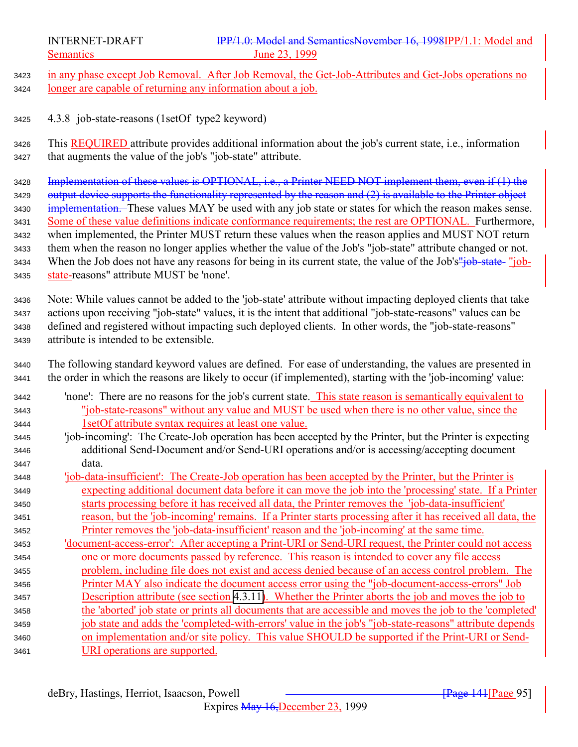in any phase except Job Removal. After Job Removal, the Get-Job-Attributes and Get-Jobs operations no longer are capable of returning any information about a job.

#### 4.3.8 job-state-reasons (1setOf type2 keyword)

This REQUIRED attribute provides additional information about the job's current state, i.e., information that augments the value of the job's "job-state" attribute.

~~Implementation of these values is OPTIONAL, i.e., a Printer NEED NOT implement them, even if (1) the output device supports the functionality represented by the reason and (2) is available to the Printer object implementation.~~ These values MAY be used with any job state or states for which the reason makes sense. Some of these value definitions indicate conformance requirements; the rest are OPTIONAL. Furthermore, when implemented, the Printer MUST return these values when the reason applies and MUST NOT return them when the reason no longer applies whether the value of the Job's "job-state" attribute changed or not. When the Job does not have any reasons for being in its current state, the value of the Job's ~~"job-state~~ "job-state-reasons" attribute MUST be 'none'.

Note: While values cannot be added to the 'job-state' attribute without impacting deployed clients that take actions upon receiving "job-state" values, it is the intent that additional "job-state-reasons" values can be defined and registered without impacting such deployed clients. In other words, the "job-state-reasons" attribute is intended to be extensible.

The following standard keyword values are defined. For ease of understanding, the values are presented in the order in which the reasons are likely to occur (if implemented), starting with the 'job-incoming' value:

'none': There are no reasons for the job's current state. This state reason is semantically equivalent to "job-state-reasons" without any value and MUST be used when there is no other value, since the 1setOf attribute syntax requires at least one value.

'job-incoming': The Create-Job operation has been accepted by the Printer, but the Printer is expecting additional Send-Document and/or Send-URI operations and/or is accessing/accepting document data.

'job-data-insufficient': The Create-Job operation has been accepted by the Printer, but the Printer is expecting additional document data before it can move the job into the 'processing' state. If a Printer starts processing before it has received all data, the Printer removes the 'job-data-insufficient' reason, but the 'job-incoming' remains. If a Printer starts processing after it has received all data, the Printer removes the 'job-data-insufficient' reason and the 'job-incoming' at the same time.

'document-access-error': After accepting a Print-URI or Send-URI request, the Printer could not access one or more documents passed by reference. This reason is intended to cover any file access problem, including file does not exist and access denied because of an access control problem. The Printer MAY also indicate the document access error using the "job-document-access-errors" Job Description attribute (see section 4.3.11). Whether the Printer aborts the job and moves the job to the 'aborted' job state or prints all documents that are accessible and moves the job to the 'completed' job state and adds the 'completed-with-errors' value in the job's "job-state-reasons" attribute depends on implementation and/or site policy. This value SHOULD be supported if the Print-URI or Send-URI operations are supported.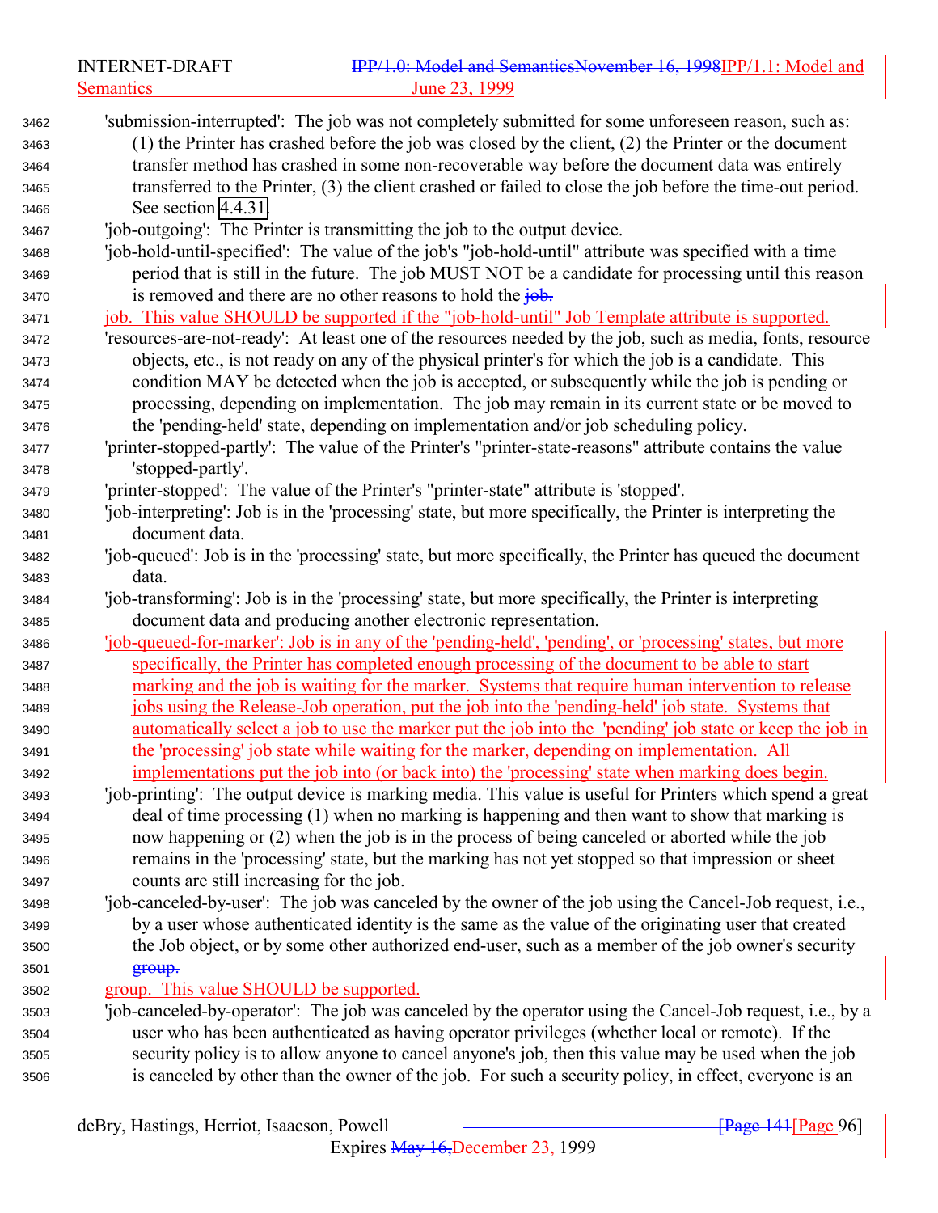'submission-interrupted': The job was not completely submitted for some unforeseen reason, such as: (1) the Printer has crashed before the job was closed by the client, (2) the Printer or the document transfer method has crashed in some non-recoverable way before the document data was entirely transferred to the Printer, (3) the client crashed or failed to close the job before the time-out period. See section 4.4.31.

'job-outgoing': The Printer is transmitting the job to the output device.

'job-hold-until-specified': The value of the job's "job-hold-until" attribute was specified with a time period that is still in the future. The job MUST NOT be a candidate for processing until this reason is removed and there are no other reasons to hold the ~~job.~~ job. This value SHOULD be supported if the "job-hold-until" Job Template attribute is supported.

'resources-are-not-ready': At least one of the resources needed by the job, such as media, fonts, resource objects, etc., is not ready on any of the physical printer's for which the job is a candidate. This condition MAY be detected when the job is accepted, or subsequently while the job is pending or processing, depending on implementation. The job may remain in its current state or be moved to the 'pending-held' state, depending on implementation and/or job scheduling policy.

'printer-stopped-partly': The value of the Printer's "printer-state-reasons" attribute contains the value 'stopped-partly'.

'printer-stopped': The value of the Printer's "printer-state" attribute is 'stopped'.

'job-interpreting': Job is in the 'processing' state, but more specifically, the Printer is interpreting the document data.

'job-queued': Job is in the 'processing' state, but more specifically, the Printer has queued the document data.

'job-transforming': Job is in the 'processing' state, but more specifically, the Printer is interpreting document data and producing another electronic representation.

'job-queued-for-marker': Job is in any of the 'pending-held', 'pending', or 'processing' states, but more specifically, the Printer has completed enough processing of the document to be able to start marking and the job is waiting for the marker. Systems that require human intervention to release jobs using the Release-Job operation, put the job into the 'pending-held' job state. Systems that automatically select a job to use the marker put the job into the 'pending' job state or keep the job in the 'processing' job state while waiting for the marker, depending on implementation. All implementations put the job into (or back into) the 'processing' state when marking does begin.

'job-printing': The output device is marking media. This value is useful for Printers which spend a great deal of time processing (1) when no marking is happening and then want to show that marking is now happening or (2) when the job is in the process of being canceled or aborted while the job remains in the 'processing' state, but the marking has not yet stopped so that impression or sheet counts are still increasing for the job.

'job-canceled-by-user': The job was canceled by the owner of the job using the Cancel-Job request, i.e., by a user whose authenticated identity is the same as the value of the originating user that created the Job object, or by some other authorized end-user, such as a member of the job owner's security ~~group.~~ group. This value SHOULD be supported.

'job-canceled-by-operator': The job was canceled by the operator using the Cancel-Job request, i.e., by a user who has been authenticated as having operator privileges (whether local or remote). If the security policy is to allow anyone to cancel anyone's job, then this value may be used when the job is canceled by other than the owner of the job. For such a security policy, in effect, everyone is an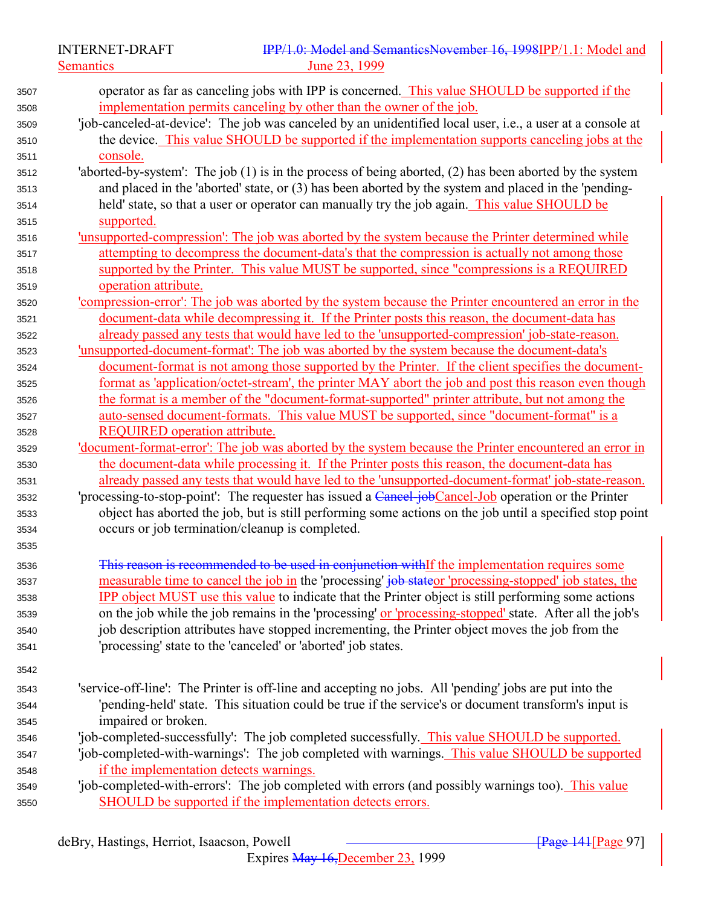operator as far as canceling jobs with IPP is concerned. This value SHOULD be supported if the implementation permits canceling by other than the owner of the job.

'job-canceled-at-device': The job was canceled by an unidentified local user, i.e., a user at a console at the device. This value SHOULD be supported if the implementation supports canceling jobs at the console.

'aborted-by-system': The job (1) is in the process of being aborted, (2) has been aborted by the system and placed in the 'aborted' state, or (3) has been aborted by the system and placed in the 'pending-held' state, so that a user or operator can manually try the job again. This value SHOULD be supported.

'unsupported-compression': The job was aborted by the system because the Printer determined while attempting to decompress the document-data's that the compression is actually not among those supported by the Printer. This value MUST be supported, since "compressions is a REQUIRED operation attribute.

'compression-error': The job was aborted by the system because the Printer encountered an error in the document-data while decompressing it. If the Printer posts this reason, the document-data has already passed any tests that would have led to the 'unsupported-compression' job-state-reason.

'unsupported-document-format': The job was aborted by the system because the document-data's document-format is not among those supported by the Printer. If the client specifies the document-format as 'application/octet-stream', the printer MAY abort the job and post this reason even though the format is a member of the "document-format-supported" printer attribute, but not among the auto-sensed document-formats. This value MUST be supported, since "document-format" is a REQUIRED operation attribute.

'document-format-error': The job was aborted by the system because the Printer encountered an error in the document-data while processing it. If the Printer posts this reason, the document-data has already passed any tests that would have led to the 'unsupported-document-format' job-state-reason.

'processing-to-stop-point': The requester has issued a ~~Cancel-job~~Cancel-Job operation or the Printer object has aborted the job, but is still performing some actions on the job until a specified stop point occurs or job termination/cleanup is completed.

~~This reason is recommended to be used in conjunction with~~If the implementation requires some measurable time to cancel the job in the 'processing' ~~job state~~or 'processing-stopped' job states, the IPP object MUST use this value to indicate that the Printer object is still performing some actions on the job while the job remains in the 'processing' or 'processing-stopped' state. After all the job's job description attributes have stopped incrementing, the Printer object moves the job from the 'processing' state to the 'canceled' or 'aborted' job states.

'service-off-line': The Printer is off-line and accepting no jobs. All 'pending' jobs are put into the 'pending-held' state. This situation could be true if the service's or document transform's input is impaired or broken.

'job-completed-successfully': The job completed successfully. This value SHOULD be supported.

'job-completed-with-warnings': The job completed with warnings. This value SHOULD be supported if the implementation detects warnings.

'job-completed-with-errors': The job completed with errors (and possibly warnings too). This value SHOULD be supported if the implementation detects errors.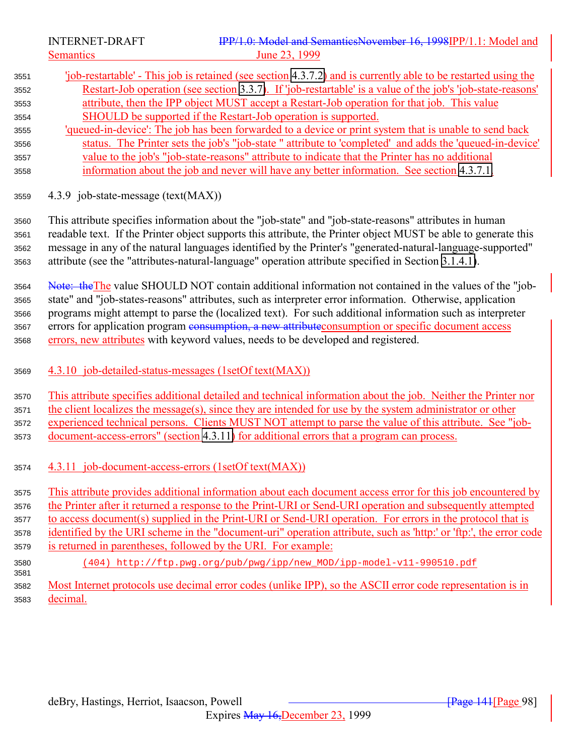'job-restartable' - This job is retained (see section 4.3.7.2) and is currently able to be restarted using the Restart-Job operation (see section 3.3.7). If 'job-restartable' is a value of the job's 'job-state-reasons' attribute, then the IPP object MUST accept a Restart-Job operation for that job. This value SHOULD be supported if the Restart-Job operation is supported.

'queued-in-device': The job has been forwarded to a device or print system that is unable to send back status. The Printer sets the job's "job-state " attribute to 'completed' and adds the 'queued-in-device' value to the job's "job-state-reasons" attribute to indicate that the Printer has no additional information about the job and never will have any better information. See section 4.3.7.1.

### 4.3.9 job-state-message (text(MAX))

This attribute specifies information about the "job-state" and "job-state-reasons" attributes in human readable text. If the Printer object supports this attribute, the Printer object MUST be able to generate this message in any of the natural languages identified by the Printer's "generated-natural-language-supported" attribute (see the "attributes-natural-language" operation attribute specified in Section 3.1.4.1).

~~Note: the~~The value SHOULD NOT contain additional information not contained in the values of the "job-state" and "job-states-reasons" attributes, such as interpreter error information. Otherwise, application programs might attempt to parse the (localized text). For such additional information such as interpreter errors for application program ~~consumption, a new attribute~~consumption or specific document access errors, new attributes with keyword values, needs to be developed and registered.

### 4.3.10 job-detailed-status-messages (1setOf text(MAX))

This attribute specifies additional detailed and technical information about the job. Neither the Printer nor the client localizes the message(s), since they are intended for use by the system administrator or other experienced technical persons. Clients MUST NOT attempt to parse the value of this attribute. See "job-document-access-errors" (section 4.3.11) for additional errors that a program can process.

### 4.3.11 job-document-access-errors (1setOf text(MAX))

This attribute provides additional information about each document access error for this job encountered by the Printer after it returned a response to the Print-URI or Send-URI operation and subsequently attempted to access document(s) supplied in the Print-URI or Send-URI operation. For errors in the protocol that is identified by the URI scheme in the "document-uri" operation attribute, such as 'http:' or 'ftp:', the error code is returned in parentheses, followed by the URI. For example:

```
(404) http://ftp.pwg.org/pub/pwg/ipp/new_MOD/ipp-model-v11-990510.pdf
```

Most Internet protocols use decimal error codes (unlike IPP), so the ASCII error code representation is in decimal.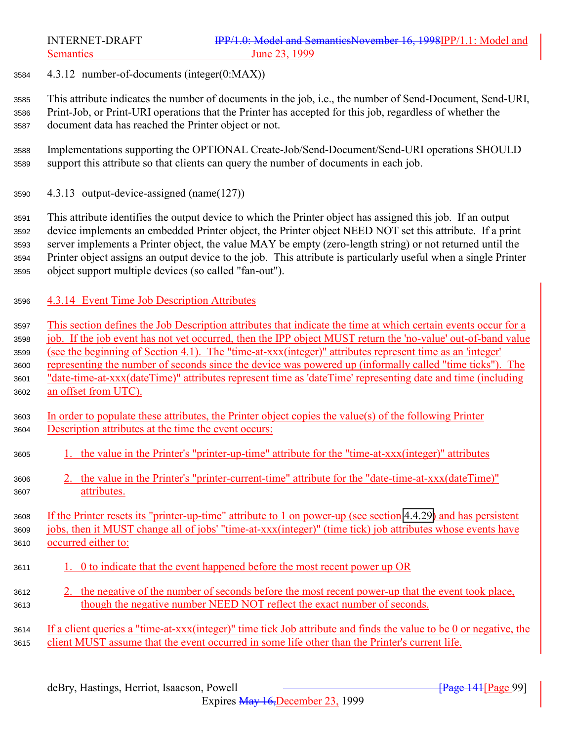### 4.3.12 number-of-documents (integer(0:MAX))

This attribute indicates the number of documents in the job, i.e., the number of Send-Document, Send-URI, Print-Job, or Print-URI operations that the Printer has accepted for this job, regardless of whether the document data has reached the Printer object or not.

Implementations supporting the OPTIONAL Create-Job/Send-Document/Send-URI operations SHOULD support this attribute so that clients can query the number of documents in each job.

### 4.3.13 output-device-assigned (name(127))

This attribute identifies the output device to which the Printer object has assigned this job. If an output device implements an embedded Printer object, the Printer object NEED NOT set this attribute. If a print server implements a Printer object, the value MAY be empty (zero-length string) or not returned until the Printer object assigns an output device to the job. This attribute is particularly useful when a single Printer object support multiple devices (so called "fan-out").

### 4.3.14 Event Time Job Description Attributes

This section defines the Job Description attributes that indicate the time at which certain events occur for a job. If the job event has not yet occurred, then the IPP object MUST return the 'no-value' out-of-band value (see the beginning of Section 4.1). The "time-at-xxx(integer)" attributes represent time as an 'integer' representing the number of seconds since the device was powered up (informally called "time ticks"). The "date-time-at-xxx(dateTime)" attributes represent time as 'dateTime' representing date and time (including an offset from UTC).

In order to populate these attributes, the Printer object copies the value(s) of the following Printer Description attributes at the time the event occurs:

1. the value in the Printer's "printer-up-time" attribute for the "time-at-xxx(integer)" attributes
2. the value in the Printer's "printer-current-time" attribute for the "date-time-at-xxx(dateTime)" attributes.

If the Printer resets its "printer-up-time" attribute to 1 on power-up (see section 4.4.29) and has persistent jobs, then it MUST change all of jobs' "time-at-xxx(integer)" (time tick) job attributes whose events have occurred either to:

1. 0 to indicate that the event happened before the most recent power up OR
2. the negative of the number of seconds before the most recent power-up that the event took place, though the negative number NEED NOT reflect the exact number of seconds.

If a client queries a "time-at-xxx(integer)" time tick Job attribute and finds the value to be 0 or negative, the client MUST assume that the event occurred in some life other than the Printer's current life.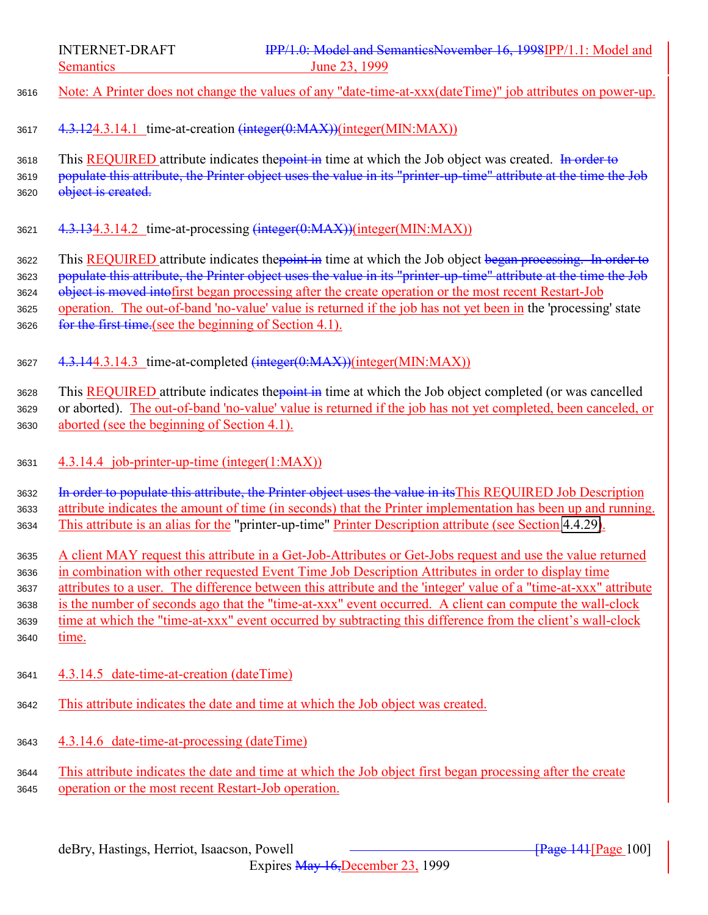Note: A Printer does not change the values of any "date-time-at-xxx(dateTime)" job attributes on power-up.

#### ~~4.3.12~~4.3.14.1 time-at-creation ~~(integer(0:MAX))~~(integer(MIN:MAX))

This REQUIRED attribute indicates the~~point in~~ time at which the Job object was created. ~~In order to populate this attribute, the Printer object uses the value in its "printer-up-time" attribute at the time the Job object is created.~~

#### ~~4.3.13~~4.3.14.2 time-at-processing ~~(integer(0:MAX))~~(integer(MIN:MAX))

This REQUIRED attribute indicates the~~point in~~ time at which the Job object ~~began processing. In order to populate this attribute, the Printer object uses the value in its "printer-up-time" attribute at the time the Job object is moved into~~first began processing after the create operation or the most recent Restart-Job operation. The out-of-band 'no-value' value is returned if the job has not yet been in the 'processing' state ~~for the first time.~~(see the beginning of Section 4.1).

#### ~~4.3.14~~4.3.14.3 time-at-completed ~~(integer(0:MAX))~~(integer(MIN:MAX))

This REQUIRED attribute indicates the~~point in~~ time at which the Job object completed (or was cancelled or aborted). The out-of-band 'no-value' value is returned if the job has not yet completed, been canceled, or aborted (see the beginning of Section 4.1).

#### 4.3.14.4 job-printer-up-time (integer(1:MAX))

~~In order to populate this attribute, the Printer object uses the value in its~~This REQUIRED Job Description attribute indicates the amount of time (in seconds) that the Printer implementation has been up and running. This attribute is an alias for the "printer-up-time" Printer Description attribute (see Section 4.4.29).

A client MAY request this attribute in a Get-Job-Attributes or Get-Jobs request and use the value returned in combination with other requested Event Time Job Description Attributes in order to display time attributes to a user. The difference between this attribute and the 'integer' value of a "time-at-xxx" attribute is the number of seconds ago that the "time-at-xxx" event occurred. A client can compute the wall-clock time at which the "time-at-xxx" event occurred by subtracting this difference from the client's wall-clock time.

#### 4.3.14.5 date-time-at-creation (dateTime)

This attribute indicates the date and time at which the Job object was created.

#### 4.3.14.6 date-time-at-processing (dateTime)

This attribute indicates the date and time at which the Job object first began processing after the create operation or the most recent Restart-Job operation.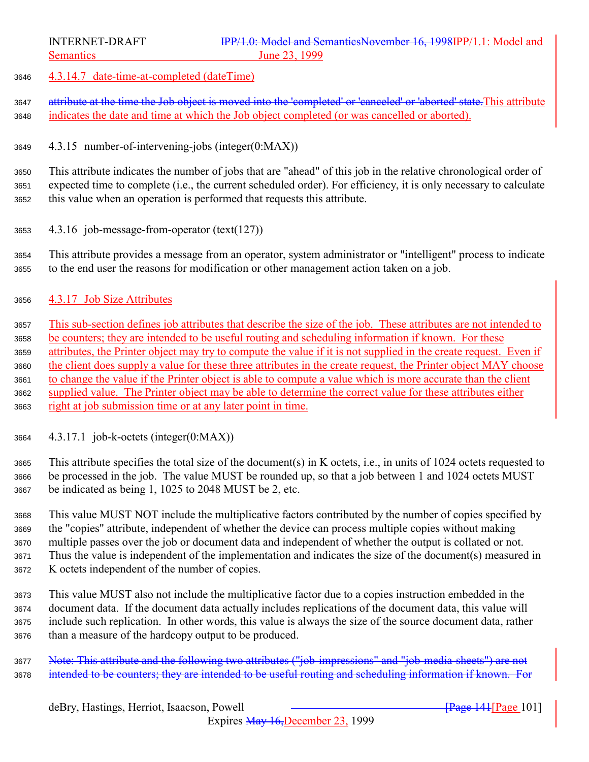#### 4.3.14.7 date-time-at-completed (dateTime)

~~attribute at the time the Job object is moved into the 'completed' or 'canceled' or 'aborted' state.~~This attribute indicates the date and time at which the Job object completed (or was cancelled or aborted).

### 4.3.15 number-of-intervening-jobs (integer(0:MAX))

This attribute indicates the number of jobs that are "ahead" of this job in the relative chronological order of expected time to complete (i.e., the current scheduled order). For efficiency, it is only necessary to calculate this value when an operation is performed that requests this attribute.

### 4.3.16 job-message-from-operator (text(127))

This attribute provides a message from an operator, system administrator or "intelligent" process to indicate to the end user the reasons for modification or other management action taken on a job.

### 4.3.17 Job Size Attributes

This sub-section defines job attributes that describe the size of the job. These attributes are not intended to be counters; they are intended to be useful routing and scheduling information if known. For these attributes, the Printer object may try to compute the value if it is not supplied in the create request. Even if the client does supply a value for these three attributes in the create request, the Printer object MAY choose to change the value if the Printer object is able to compute a value which is more accurate than the client supplied value. The Printer object may be able to determine the correct value for these attributes either right at job submission time or at any later point in time.

#### 4.3.17.1 job-k-octets (integer(0:MAX))

This attribute specifies the total size of the document(s) in K octets, i.e., in units of 1024 octets requested to be processed in the job. The value MUST be rounded up, so that a job between 1 and 1024 octets MUST be indicated as being 1, 1025 to 2048 MUST be 2, etc.

This value MUST NOT include the multiplicative factors contributed by the number of copies specified by the "copies" attribute, independent of whether the device can process multiple copies without making multiple passes over the job or document data and independent of whether the output is collated or not. Thus the value is independent of the implementation and indicates the size of the document(s) measured in K octets independent of the number of copies.

This value MUST also not include the multiplicative factor due to a copies instruction embedded in the document data. If the document data actually includes replications of the document data, this value will include such replication. In other words, this value is always the size of the source document data, rather than a measure of the hardcopy output to be produced.

~~Note: This attribute and the following two attributes ("job-impressions" and "job-media-sheets") are not intended to be counters; they are intended to be useful routing and scheduling information if known. For~~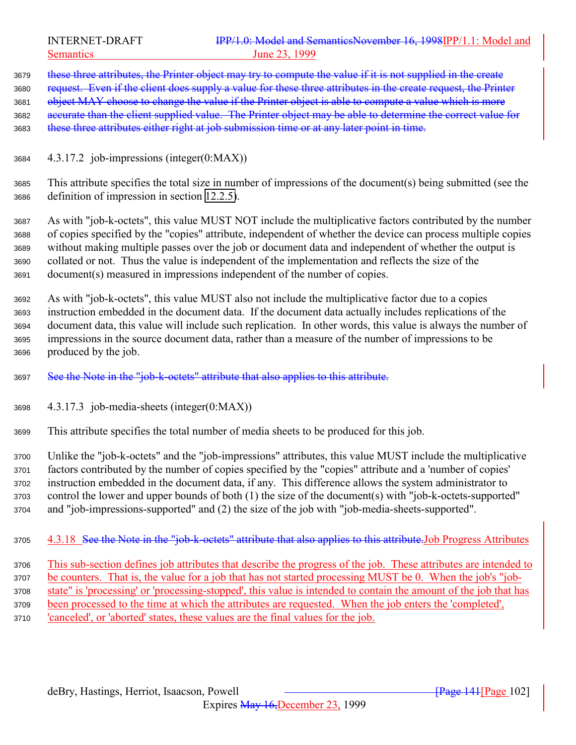these three attributes, the Printer object may try to compute the value if it is not supplied in the create request. Even if the client does supply a value for these three attributes in the create request, the Printer object MAY choose to change the value if the Printer object is able to compute a value which is more accurate than the client supplied value. The Printer object may be able to determine the correct value for these three attributes either right at job submission time or at any later point in time.

#### 4.3.17.2 job-impressions (integer(0:MAX))

This attribute specifies the total size in number of impressions of the document(s) being submitted (see the definition of impression in section 12.2.5).

As with "job-k-octets", this value MUST NOT include the multiplicative factors contributed by the number of copies specified by the "copies" attribute, independent of whether the device can process multiple copies without making multiple passes over the job or document data and independent of whether the output is collated or not. Thus the value is independent of the implementation and reflects the size of the document(s) measured in impressions independent of the number of copies.

As with "job-k-octets", this value MUST also not include the multiplicative factor due to a copies instruction embedded in the document data. If the document data actually includes replications of the document data, this value will include such replication. In other words, this value is always the number of impressions in the source document data, rather than a measure of the number of impressions to be produced by the job.

See the Note in the "job-k-octets" attribute that also applies to this attribute.

#### 4.3.17.3 job-media-sheets (integer(0:MAX))

This attribute specifies the total number of media sheets to be produced for this job.

Unlike the "job-k-octets" and the "job-impressions" attributes, this value MUST include the multiplicative factors contributed by the number of copies specified by the "copies" attribute and a 'number of copies' instruction embedded in the document data, if any. This difference allows the system administrator to control the lower and upper bounds of both (1) the size of the document(s) with "job-k-octets-supported" and "job-impressions-supported" and (2) the size of the job with "job-media-sheets-supported".

### 4.3.18 See the Note in the "job-k-octets" attribute that also applies to this attribute.Job Progress Attributes

This sub-section defines job attributes that describe the progress of the job. These attributes are intended to be counters. That is, the value for a job that has not started processing MUST be 0. When the job's "job-state" is 'processing' or 'processing-stopped', this value is intended to contain the amount of the job that has been processed to the time at which the attributes are requested. When the job enters the 'completed', 'canceled', or 'aborted' states, these values are the final values for the job.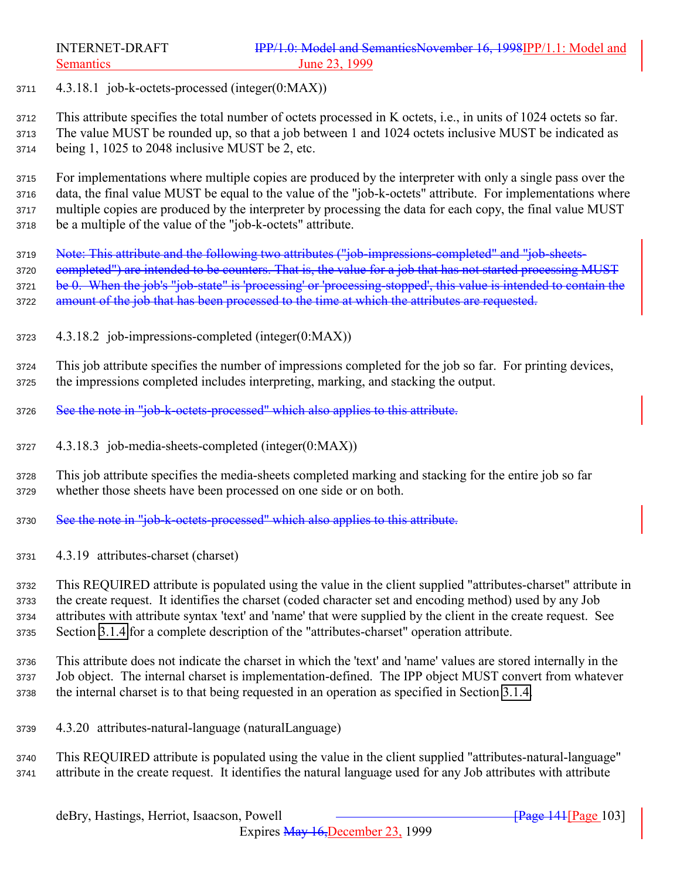#### 4.3.18.1 job-k-octets-processed (integer(0:MAX))

This attribute specifies the total number of octets processed in K octets, i.e., in units of 1024 octets so far. The value MUST be rounded up, so that a job between 1 and 1024 octets inclusive MUST be indicated as being 1, 1025 to 2048 inclusive MUST be 2, etc.

For implementations where multiple copies are produced by the interpreter with only a single pass over the data, the final value MUST be equal to the value of the "job-k-octets" attribute. For implementations where multiple copies are produced by the interpreter by processing the data for each copy, the final value MUST be a multiple of the value of the "job-k-octets" attribute.

~~Note: This attribute and the following two attributes ("job-impressions-completed" and "job-sheets-completed") are intended to be counters. That is, the value for a job that has not started processing MUST be 0. When the job's "job-state" is 'processing' or 'processing-stopped', this value is intended to contain the amount of the job that has been processed to the time at which the attributes are requested.~~

#### 4.3.18.2 job-impressions-completed (integer(0:MAX))

This job attribute specifies the number of impressions completed for the job so far. For printing devices, the impressions completed includes interpreting, marking, and stacking the output.

~~See the note in "job-k-octets-processed" which also applies to this attribute.~~

#### 4.3.18.3 job-media-sheets-completed (integer(0:MAX))

This job attribute specifies the media-sheets completed marking and stacking for the entire job so far whether those sheets have been processed on one side or on both.

~~See the note in "job-k-octets-processed" which also applies to this attribute.~~

### 4.3.19 attributes-charset (charset)

This REQUIRED attribute is populated using the value in the client supplied "attributes-charset" attribute in the create request. It identifies the charset (coded character set and encoding method) used by any Job attributes with attribute syntax 'text' and 'name' that were supplied by the client in the create request. See Section 3.1.4 for a complete description of the "attributes-charset" operation attribute.

This attribute does not indicate the charset in which the 'text' and 'name' values are stored internally in the Job object. The internal charset is implementation-defined. The IPP object MUST convert from whatever the internal charset is to that being requested in an operation as specified in Section 3.1.4.

### 4.3.20 attributes-natural-language (naturalLanguage)

This REQUIRED attribute is populated using the value in the client supplied "attributes-natural-language" attribute in the create request. It identifies the natural language used for any Job attributes with attribute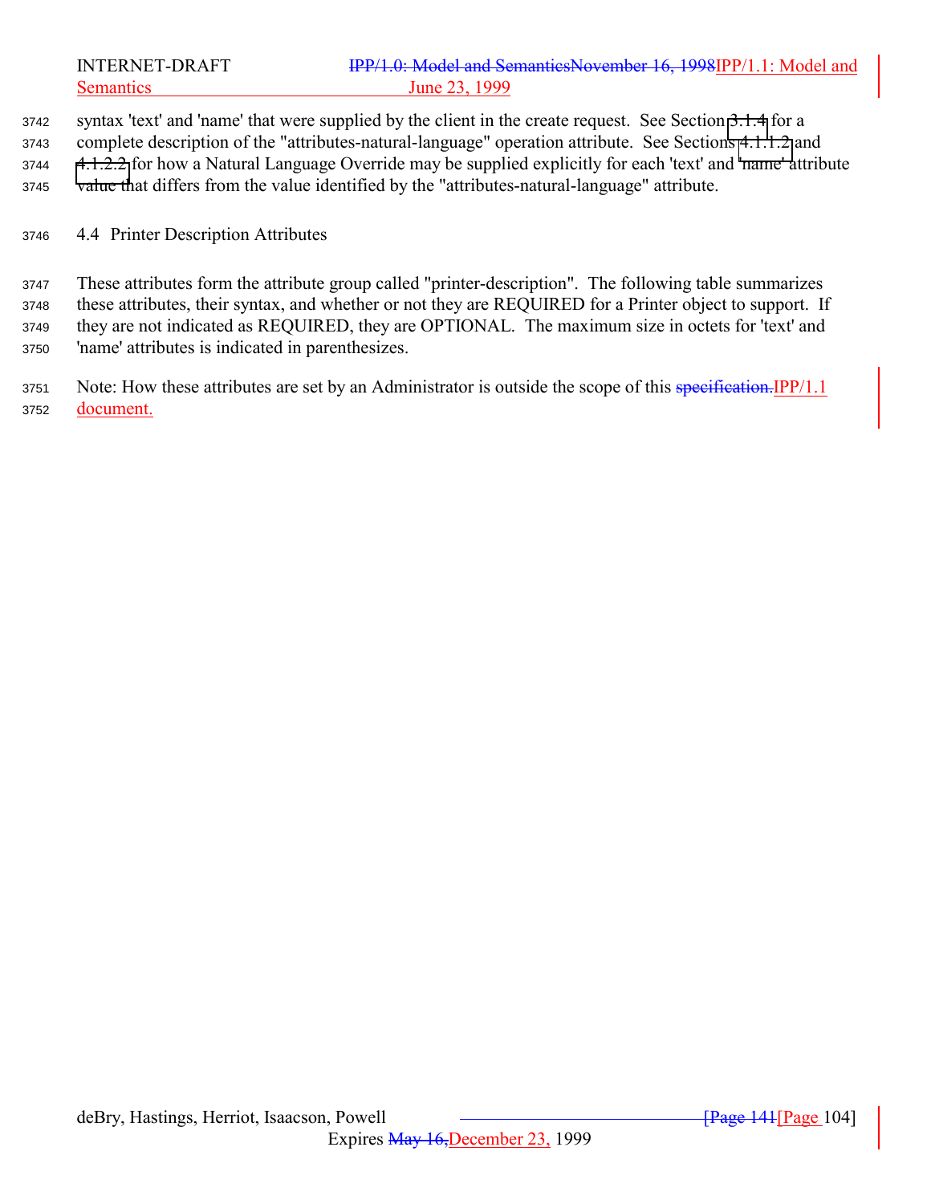syntax 'text' and 'name' that were supplied by the client in the create request. See Section 3.1.4 for a complete description of the "attributes-natural-language" operation attribute. See Sections 4.1.1.2 and 4.1.2.2 for how a Natural Language Override may be supplied explicitly for each 'text' and 'name' attribute value that differs from the value identified by the "attributes-natural-language" attribute.

## 4.4 Printer Description Attributes

These attributes form the attribute group called "printer-description". The following table summarizes these attributes, their syntax, and whether or not they are REQUIRED for a Printer object to support. If they are not indicated as REQUIRED, they are OPTIONAL. The maximum size in octets for 'text' and 'name' attributes is indicated in parenthesizes.

Note: How these attributes are set by an Administrator is outside the scope of this ~~specification.~~IPP/1.1 document.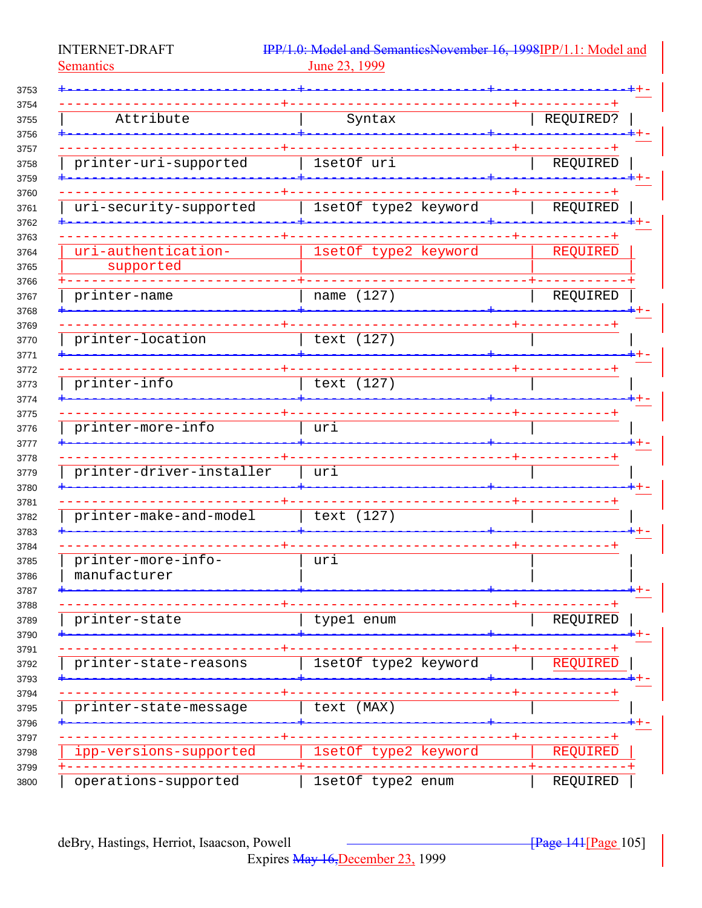| Attribute | Syntax | REQUIRED? |
|---|---|---|
| printer-uri-supported | 1setOf uri | REQUIRED |
| uri-security-supported | 1setOf type2 keyword | REQUIRED |
| uri-authentication-supported | 1setOf type2 keyword | REQUIRED |
| printer-name | name (127) | REQUIRED |
| printer-location | text (127) | |
| printer-info | text (127) | |
| printer-more-info | uri | |
| printer-driver-installer | uri | |
| printer-make-and-model | text (127) | |
| printer-more-info-manufacturer | uri | |
| printer-state | type1 enum | REQUIRED |
| printer-state-reasons | 1setOf type2 keyword | REQUIRED |
| printer-state-message | text (MAX) | |
| ipp-versions-supported | 1setOf type2 keyword | REQUIRED |
| operations-supported | 1setOf type2 enum | REQUIRED |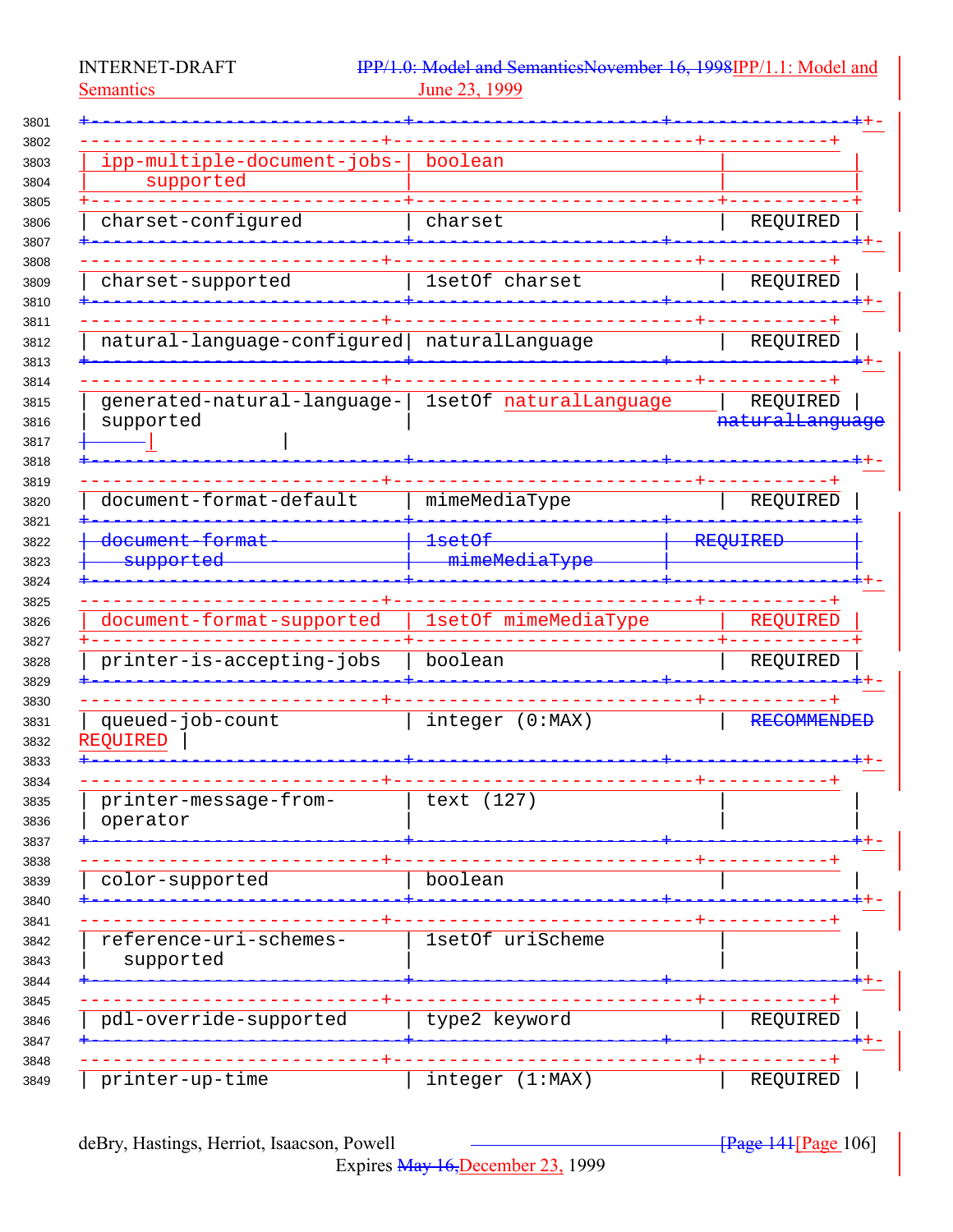| Attribute | Syntax | Conformance |
|---|---|---|
| ipp-multiple-document-jobs-supported | boolean | |
| charset-configured | charset | REQUIRED |
| charset-supported | 1setOf charset | REQUIRED |
| natural-language-configured | naturalLanguage | REQUIRED |
| generated-natural-language-supported | 1setOf naturalLanguage | REQUIRED |
| document-format-default | mimeMediaType | REQUIRED |
| document-format-supported | 1setOf mimeMediaType | REQUIRED |
| printer-is-accepting-jobs | boolean | REQUIRED |
| queued-job-count | integer (0:MAX) | REQUIRED |
| printer-message-from-operator | text (127) | |
| color-supported | boolean | |
| reference-uri-schemes-supported | 1setOf uriScheme | |
| pdl-override-supported | type2 keyword | REQUIRED |
| printer-up-time | integer (1:MAX) | REQUIRED |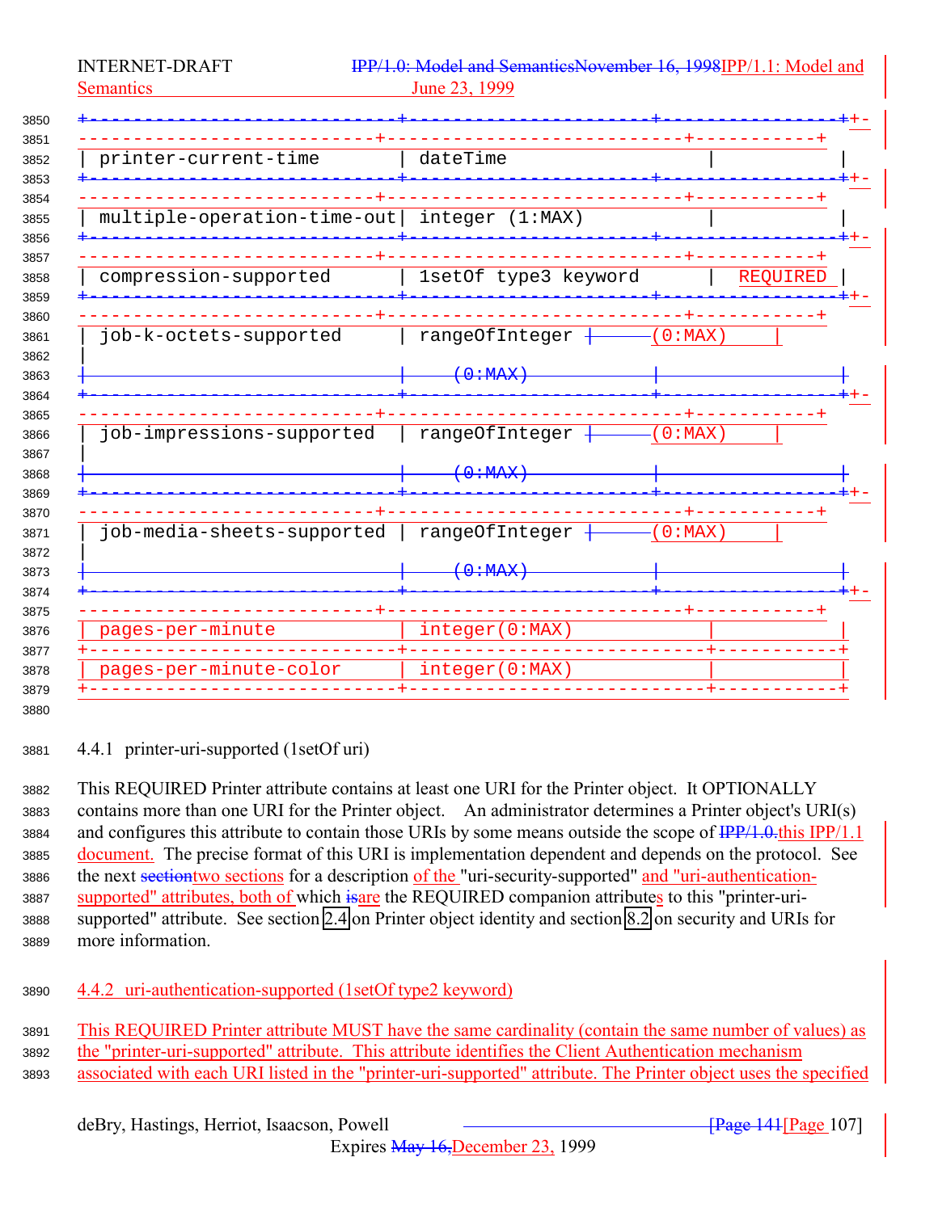| printer-current-time | dateTime | |
|---|---|---|
| multiple-operation-time-out | integer (1:MAX) | |
| compression-supported | 1setOf type3 keyword | REQUIRED |
| job-k-octets-supported | rangeOfInteger (0:MAX) | |
| job-impressions-supported | rangeOfInteger (0:MAX) | |
| job-media-sheets-supported | rangeOfInteger (0:MAX) | |
| pages-per-minute | integer(0:MAX) | |
| pages-per-minute-color | integer(0:MAX) | |

### 4.4.1 printer-uri-supported (1setOf uri)

This REQUIRED Printer attribute contains at least one URI for the Printer object. It OPTIONALLY contains more than one URI for the Printer object. An administrator determines a Printer object's URI(s) and configures this attribute to contain those URIs by some means outside the scope of this IPP/1.1 document. The precise format of this URI is implementation dependent and depends on the protocol. See the next two sections for a description of the "uri-security-supported" and "uri-authentication-supported" attributes, both of which are the REQUIRED companion attributes to this "printer-uri-supported" attribute. See section 2.4 on Printer object identity and section 8.2 on security and URIs for more information.

### 4.4.2 uri-authentication-supported (1setOf type2 keyword)

This REQUIRED Printer attribute MUST have the same cardinality (contain the same number of values) as the "printer-uri-supported" attribute. This attribute identifies the Client Authentication mechanism associated with each URI listed in the "printer-uri-supported" attribute. The Printer object uses the specified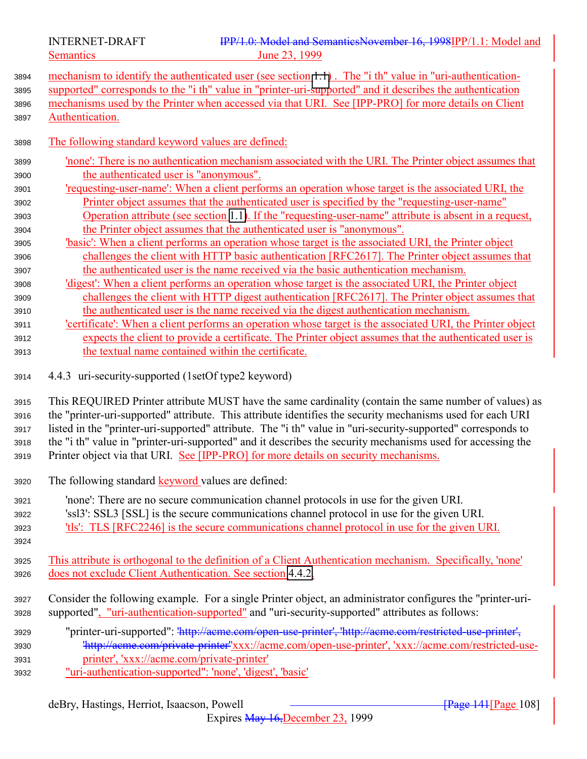mechanism to identify the authenticated user (see section 1.1) . The "i th" value in "uri-authentication-supported" corresponds to the "i th" value in "printer-uri-supported" and it describes the authentication mechanisms used by the Printer when accessed via that URI. See [IPP-PRO] for more details on Client Authentication.

The following standard keyword values are defined:

'none': There is no authentication mechanism associated with the URI. The Printer object assumes that the authenticated user is "anonymous".

'requesting-user-name': When a client performs an operation whose target is the associated URI, the Printer object assumes that the authenticated user is specified by the "requesting-user-name" Operation attribute (see section 1.1). If the "requesting-user-name" attribute is absent in a request, the Printer object assumes that the authenticated user is "anonymous".

'basic': When a client performs an operation whose target is the associated URI, the Printer object challenges the client with HTTP basic authentication [RFC2617]. The Printer object assumes that the authenticated user is the name received via the basic authentication mechanism.

'digest': When a client performs an operation whose target is the associated URI, the Printer object challenges the client with HTTP digest authentication [RFC2617]. The Printer object assumes that the authenticated user is the name received via the digest authentication mechanism.

'certificate': When a client performs an operation whose target is the associated URI, the Printer object expects the client to provide a certificate. The Printer object assumes that the authenticated user is the textual name contained within the certificate.

### 4.4.3 uri-security-supported (1setOf type2 keyword)

This REQUIRED Printer attribute MUST have the same cardinality (contain the same number of values) as the "printer-uri-supported" attribute. This attribute identifies the security mechanisms used for each URI listed in the "printer-uri-supported" attribute. The "i th" value in "uri-security-supported" corresponds to the "i th" value in "printer-uri-supported" and it describes the security mechanisms used for accessing the Printer object via that URI. See [IPP-PRO] for more details on security mechanisms.

The following standard keyword values are defined:

'none': There are no secure communication channel protocols in use for the given URI.
'ssl3': SSL3 [SSL] is the secure communications channel protocol in use for the given URI.
'tls': TLS [RFC2246] is the secure communications channel protocol in use for the given URI.

This attribute is orthogonal to the definition of a Client Authentication mechanism. Specifically, 'none' does not exclude Client Authentication. See section 4.4.2.

Consider the following example. For a single Printer object, an administrator configures the "printer-uri-supported", "uri-authentication-supported" and "uri-security-supported" attributes as follows:

"printer-uri-supported": ~~'http://acme.com/open-use-printer', 'http://acme.com/restricted-use-printer', 'http://acme.com/private-printer'~~'xxx://acme.com/open-use-printer', 'xxx://acme.com/restricted-use-printer', 'xxx://acme.com/private-printer'
"uri-authentication-supported": 'none', 'digest', 'basic'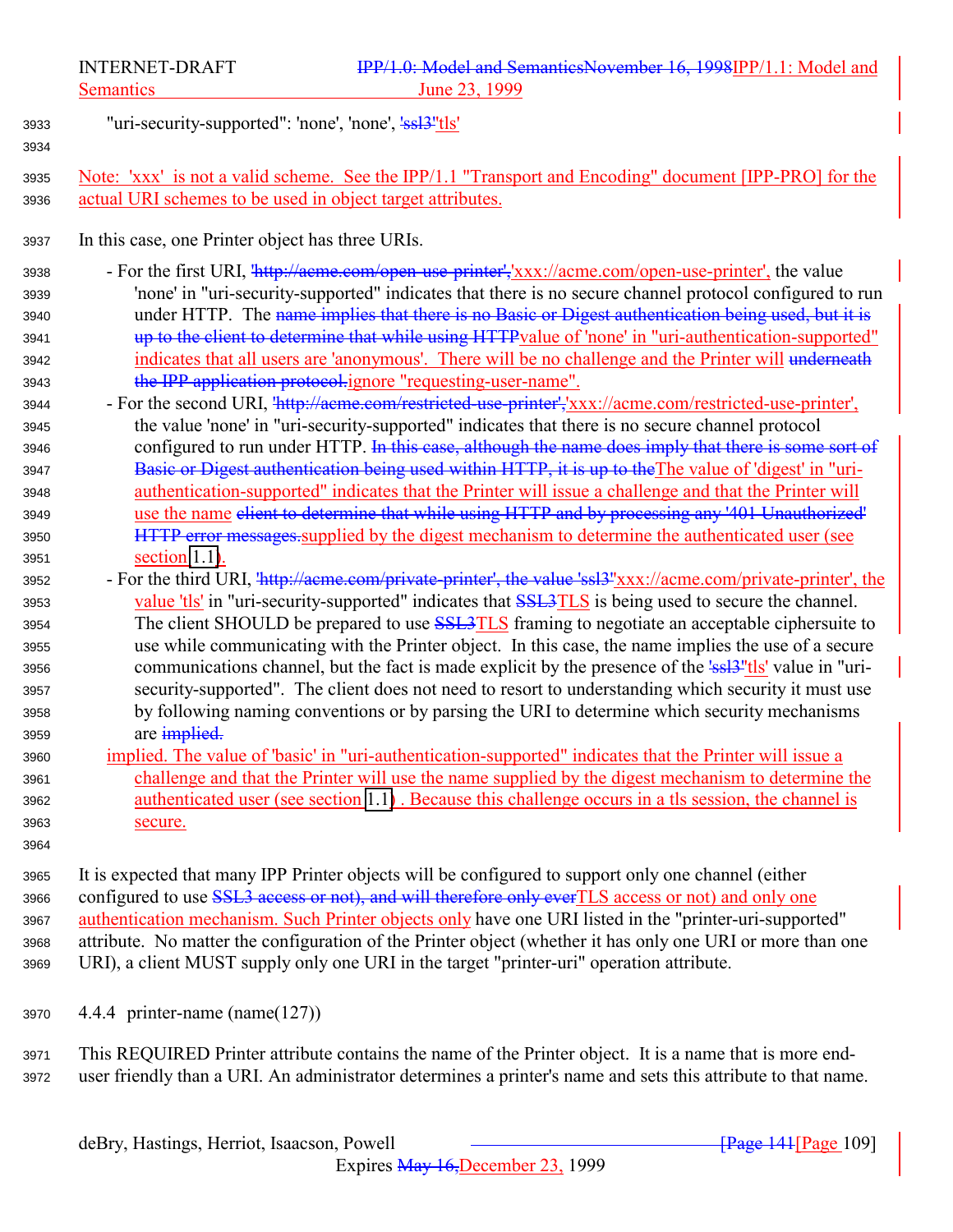"uri-security-supported": 'none', 'none', 'ssl3''tls'

Note: 'xxx' is not a valid scheme. See the IPP/1.1 "Transport and Encoding" document [IPP-PRO] for the actual URI schemes to be used in object target attributes.

In this case, one Printer object has three URIs.

- For the first URI, 'http://acme.com/open-use-printer','xxx://acme.com/open-use-printer', the value 'none' in "uri-security-supported" indicates that there is no secure channel protocol configured to run under HTTP. The name implies that there is no Basic or Digest authentication being used, but it is up to the client to determine that while using HTTPvalue of 'none' in "uri-authentication-supported" indicates that all users are 'anonymous'. There will be no challenge and the Printer will underneath the IPP application protocol.ignore "requesting-user-name".
- For the second URI, 'http://acme.com/restricted-use-printer','xxx://acme.com/restricted-use-printer', the value 'none' in "uri-security-supported" indicates that there is no secure channel protocol configured to run under HTTP. In this case, although the name does imply that there is some sort of Basic or Digest authentication being used within HTTP, it is up to theThe value of 'digest' in "uri-authentication-supported" indicates that the Printer will issue a challenge and that the Printer will use the name client to determine that while using HTTP and by processing any '401 Unauthorized' HTTP error messages.supplied by the digest mechanism to determine the authenticated user (see section 1.1).
- For the third URI, 'http://acme.com/private-printer', the value 'ssl3''xxx://acme.com/private-printer', the value 'tls' in "uri-security-supported" indicates that SSL3TLS is being used to secure the channel. The client SHOULD be prepared to use SSL3TLS framing to negotiate an acceptable ciphersuite to use while communicating with the Printer object. In this case, the name implies the use of a secure communications channel, but the fact is made explicit by the presence of the 'ssl3''tls' value in "uri-security-supported". The client does not need to resort to understanding which security it must use by following naming conventions or by parsing the URI to determine which security mechanisms are implied.
  implied. The value of 'basic' in "uri-authentication-supported" indicates that the Printer will issue a challenge and that the Printer will use the name supplied by the digest mechanism to determine the authenticated user (see section 1.1) . Because this challenge occurs in a tls session, the channel is secure.

It is expected that many IPP Printer objects will be configured to support only one channel (either configured to use SSL3 access or not), and will therefore only everTLS access or not) and only one authentication mechanism. Such Printer objects only have one URI listed in the "printer-uri-supported" attribute. No matter the configuration of the Printer object (whether it has only one URI or more than one URI), a client MUST supply only one URI in the target "printer-uri" operation attribute.

### 4.4.4 printer-name (name(127))

This REQUIRED Printer attribute contains the name of the Printer object. It is a name that is more end-user friendly than a URI. An administrator determines a printer's name and sets this attribute to that name.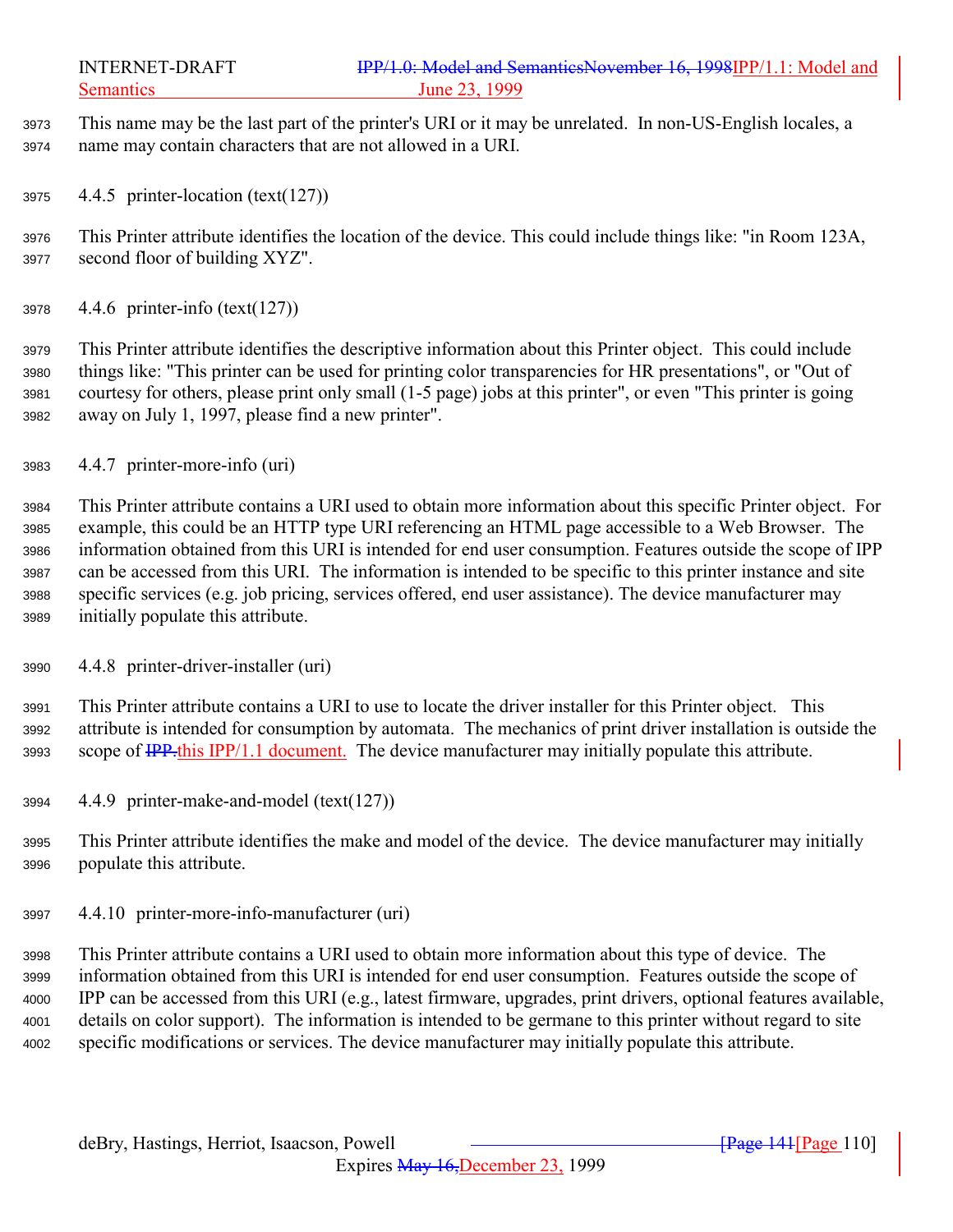This name may be the last part of the printer's URI or it may be unrelated. In non-US-English locales, a name may contain characters that are not allowed in a URI.

### 4.4.5 printer-location (text(127))

This Printer attribute identifies the location of the device. This could include things like: "in Room 123A, second floor of building XYZ".

### 4.4.6 printer-info (text(127))

This Printer attribute identifies the descriptive information about this Printer object. This could include things like: "This printer can be used for printing color transparencies for HR presentations", or "Out of courtesy for others, please print only small (1-5 page) jobs at this printer", or even "This printer is going away on July 1, 1997, please find a new printer".

### 4.4.7 printer-more-info (uri)

This Printer attribute contains a URI used to obtain more information about this specific Printer object. For example, this could be an HTTP type URI referencing an HTML page accessible to a Web Browser. The information obtained from this URI is intended for end user consumption. Features outside the scope of IPP can be accessed from this URI. The information is intended to be specific to this printer instance and site specific services (e.g. job pricing, services offered, end user assistance). The device manufacturer may initially populate this attribute.

### 4.4.8 printer-driver-installer (uri)

This Printer attribute contains a URI to use to locate the driver installer for this Printer object. This attribute is intended for consumption by automata. The mechanics of print driver installation is outside the scope of ~~IPP.~~this IPP/1.1 document. The device manufacturer may initially populate this attribute.

### 4.4.9 printer-make-and-model (text(127))

This Printer attribute identifies the make and model of the device. The device manufacturer may initially populate this attribute.

### 4.4.10 printer-more-info-manufacturer (uri)

This Printer attribute contains a URI used to obtain more information about this type of device. The information obtained from this URI is intended for end user consumption. Features outside the scope of IPP can be accessed from this URI (e.g., latest firmware, upgrades, print drivers, optional features available, details on color support). The information is intended to be germane to this printer without regard to site specific modifications or services. The device manufacturer may initially populate this attribute.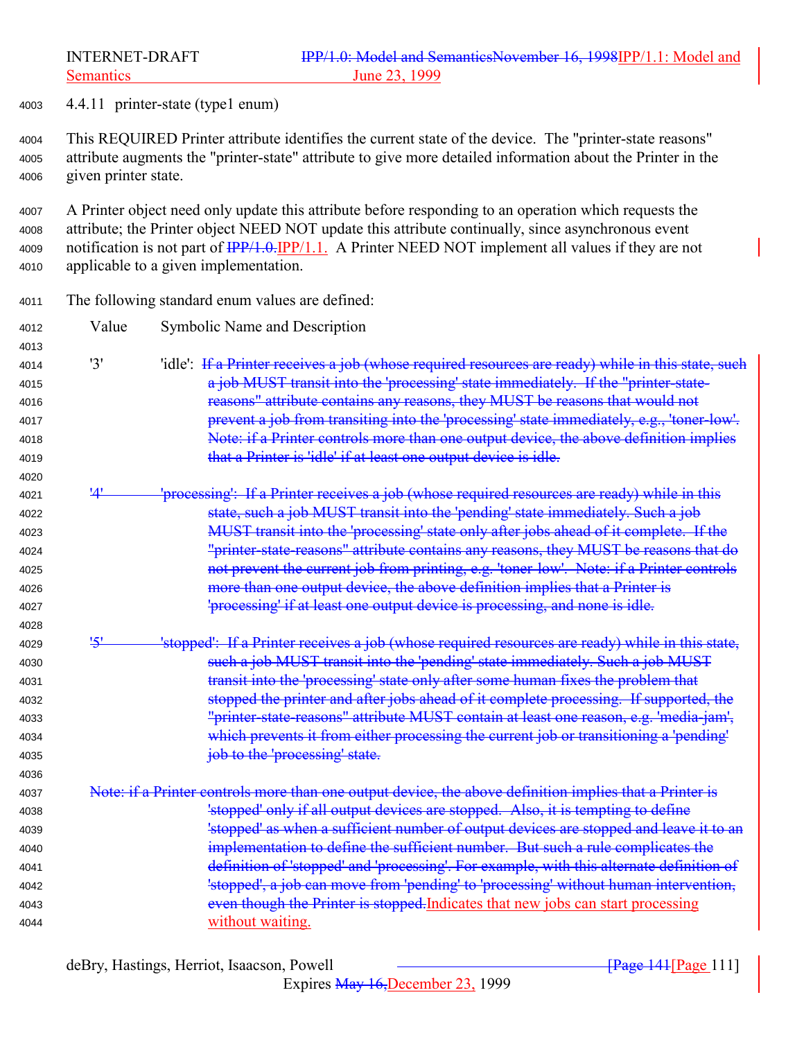4.4.11 printer-state (type1 enum)

This REQUIRED Printer attribute identifies the current state of the device. The "printer-state reasons" attribute augments the "printer-state" attribute to give more detailed information about the Printer in the given printer state.

A Printer object need only update this attribute before responding to an operation which requests the attribute; the Printer object NEED NOT update this attribute continually, since asynchronous event notification is not part of ~~IPP/1.0.~~IPP/1.1. A Printer NEED NOT implement all values if they are not applicable to a given implementation.

The following standard enum values are defined:

| Value | Symbolic Name and Description |
|---|---|
| '3' | 'idle': ~~If a Printer receives a job (whose required resources are ready) while in this state, such a job MUST transit into the 'processing' state immediately. If the "printer-state-reasons" attribute contains any reasons, they MUST be reasons that would not prevent a job from transiting into the 'processing' state immediately, e.g., 'toner-low'. Note: if a Printer controls more than one output device, the above definition implies that a Printer is 'idle' if at least one output device is idle.~~ |
| ~~'4'~~ | ~~'processing': If a Printer receives a job (whose required resources are ready) while in this state, such a job MUST transit into the 'pending' state immediately. Such a job MUST transit into the 'processing' state only after jobs ahead of it complete. If the "printer-state-reasons" attribute contains any reasons, they MUST be reasons that do not prevent the current job from printing, e.g. 'toner-low'. Note: if a Printer controls more than one output device, the above definition implies that a Printer is 'processing' if at least one output device is processing, and none is idle.~~ |
| ~~'5'~~ | ~~'stopped': If a Printer receives a job (whose required resources are ready) while in this state, such a job MUST transit into the 'pending' state immediately. Such a job MUST transit into the 'processing' state only after some human fixes the problem that stopped the printer and after jobs ahead of it complete processing. If supported, the "printer-state-reasons" attribute MUST contain at least one reason, e.g. 'media-jam', which prevents it from either processing the current job or transitioning a 'pending' job to the 'processing' state.~~ |

~~Note: if a Printer controls more than one output device, the above definition implies that a Printer is 'stopped' only if all output devices are stopped. Also, it is tempting to define 'stopped' as when a sufficient number of output devices are stopped and leave it to an implementation to define the sufficient number. But such a rule complicates the definition of 'stopped' and 'processing'. For example, with this alternate definition of 'stopped', a job can move from 'pending' to 'processing' without human intervention, even though the Printer is stopped.~~Indicates that new jobs can start processing without waiting.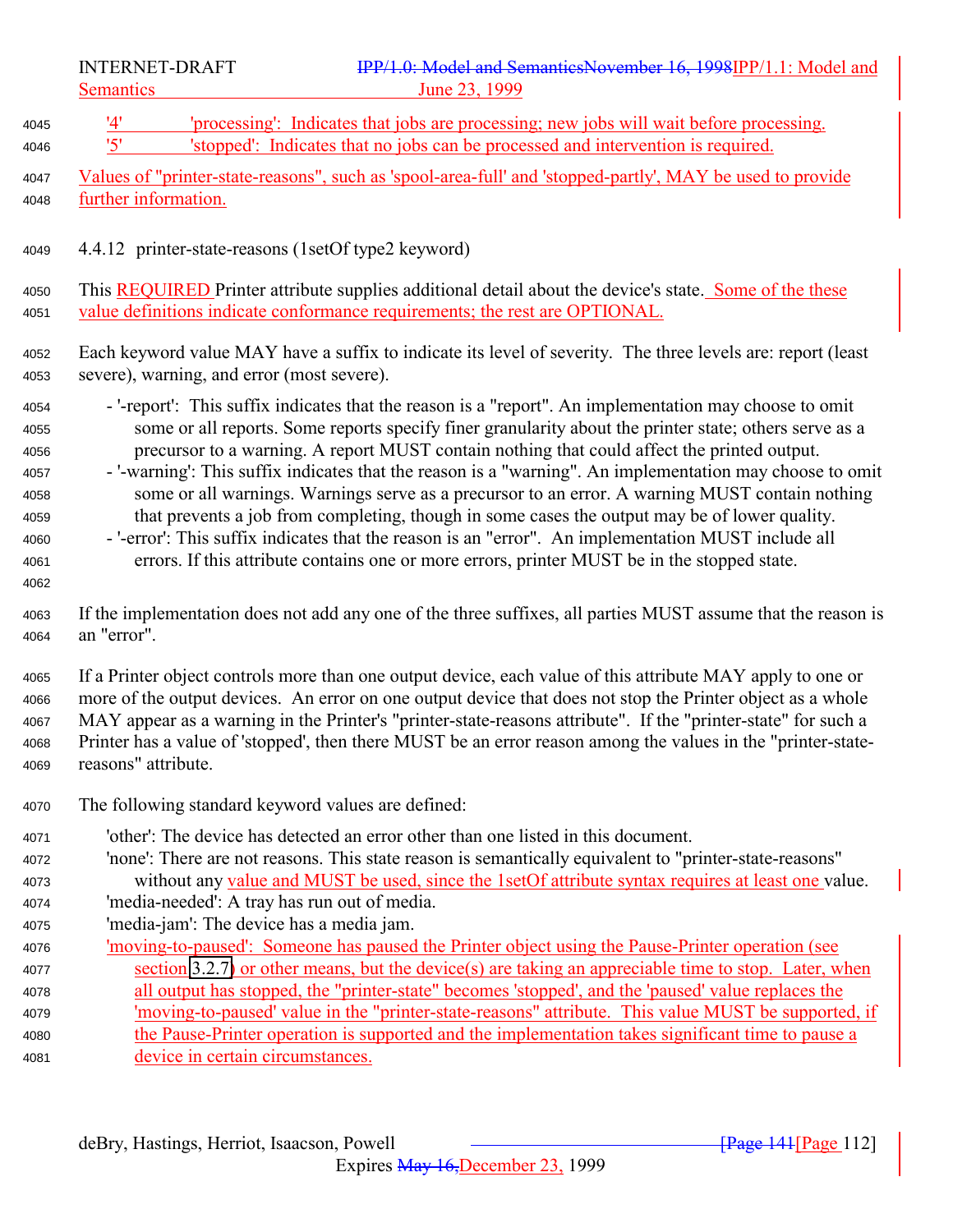'4' 'processing': Indicates that jobs are processing; new jobs will wait before processing.
'5' 'stopped': Indicates that no jobs can be processed and intervention is required.

Values of "printer-state-reasons", such as 'spool-area-full' and 'stopped-partly', MAY be used to provide further information.

### 4.4.12 printer-state-reasons (1setOf type2 keyword)

This REQUIRED Printer attribute supplies additional detail about the device's state. Some of the these value definitions indicate conformance requirements; the rest are OPTIONAL.

Each keyword value MAY have a suffix to indicate its level of severity. The three levels are: report (least severe), warning, and error (most severe).

- '-report': This suffix indicates that the reason is a "report". An implementation may choose to omit some or all reports. Some reports specify finer granularity about the printer state; others serve as a precursor to a warning. A report MUST contain nothing that could affect the printed output.
- '-warning': This suffix indicates that the reason is a "warning". An implementation may choose to omit some or all warnings. Warnings serve as a precursor to an error. A warning MUST contain nothing that prevents a job from completing, though in some cases the output may be of lower quality.
- '-error': This suffix indicates that the reason is an "error". An implementation MUST include all errors. If this attribute contains one or more errors, printer MUST be in the stopped state.

If the implementation does not add any one of the three suffixes, all parties MUST assume that the reason is an "error".

If a Printer object controls more than one output device, each value of this attribute MAY apply to one or more of the output devices. An error on one output device that does not stop the Printer object as a whole MAY appear as a warning in the Printer's "printer-state-reasons attribute". If the "printer-state" for such a Printer has a value of 'stopped', then there MUST be an error reason among the values in the "printer-state-reasons" attribute.

The following standard keyword values are defined:

'other': The device has detected an error other than one listed in this document.
'none': There are not reasons. This state reason is semantically equivalent to "printer-state-reasons" without any value and MUST be used, since the 1setOf attribute syntax requires at least one value.
'media-needed': A tray has run out of media.
'media-jam': The device has a media jam.
'moving-to-paused': Someone has paused the Printer object using the Pause-Printer operation (see section 3.2.7) or other means, but the device(s) are taking an appreciable time to stop. Later, when all output has stopped, the "printer-state" becomes 'stopped', and the 'paused' value replaces the 'moving-to-paused' value in the "printer-state-reasons" attribute. This value MUST be supported, if the Pause-Printer operation is supported and the implementation takes significant time to pause a device in certain circumstances.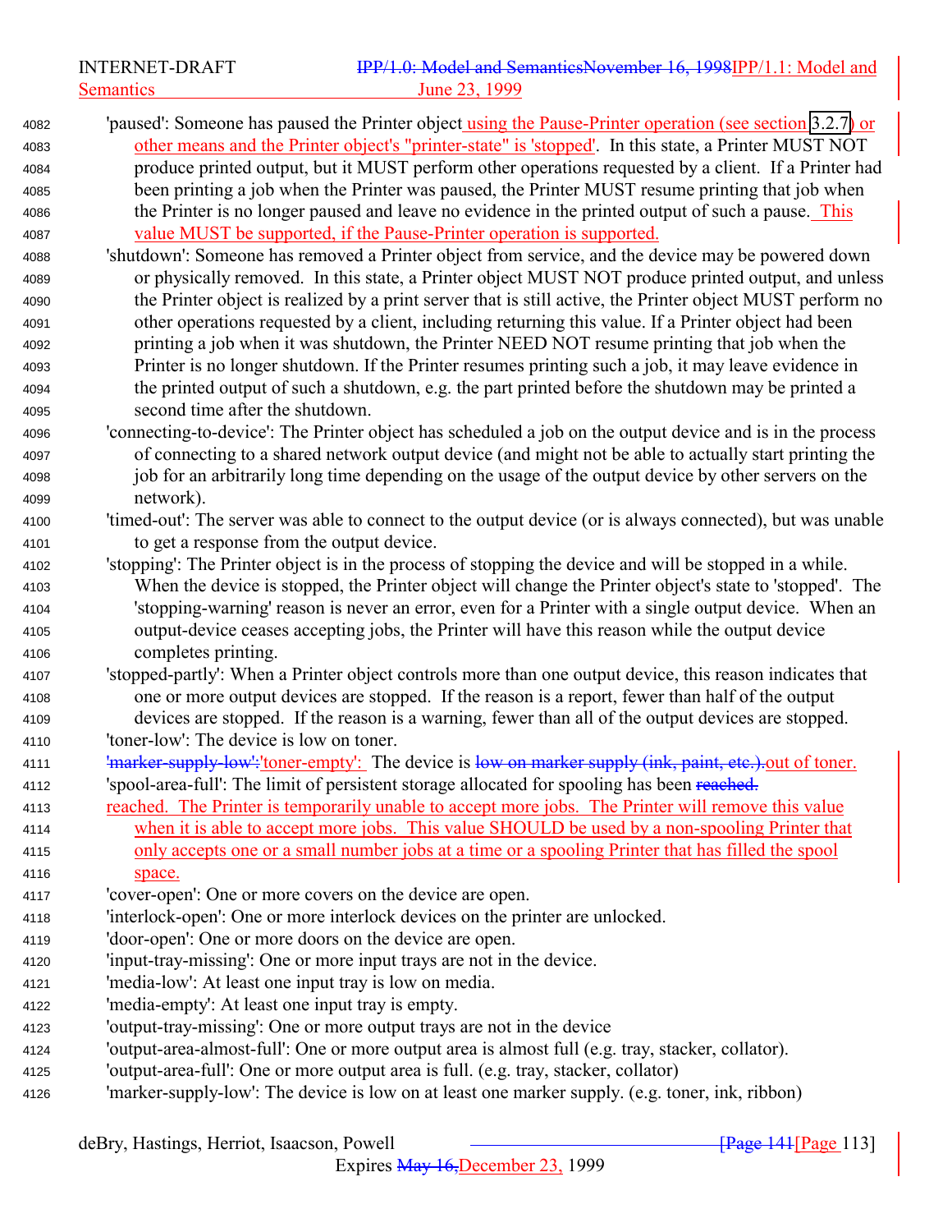'paused': Someone has paused the Printer object using the Pause-Printer operation (see section 3.2.7) or other means and the Printer object's "printer-state" is 'stopped'. In this state, a Printer MUST NOT produce printed output, but it MUST perform other operations requested by a client. If a Printer had been printing a job when the Printer was paused, the Printer MUST resume printing that job when the Printer is no longer paused and leave no evidence in the printed output of such a pause. This value MUST be supported, if the Pause-Printer operation is supported.

'shutdown': Someone has removed a Printer object from service, and the device may be powered down or physically removed. In this state, a Printer object MUST NOT produce printed output, and unless the Printer object is realized by a print server that is still active, the Printer object MUST perform no other operations requested by a client, including returning this value. If a Printer object had been printing a job when it was shutdown, the Printer NEED NOT resume printing that job when the Printer is no longer shutdown. If the Printer resumes printing such a job, it may leave evidence in the printed output of such a shutdown, e.g. the part printed before the shutdown may be printed a second time after the shutdown.

'connecting-to-device': The Printer object has scheduled a job on the output device and is in the process of connecting to a shared network output device (and might not be able to actually start printing the job for an arbitrarily long time depending on the usage of the output device by other servers on the network).

'timed-out': The server was able to connect to the output device (or is always connected), but was unable to get a response from the output device.

'stopping': The Printer object is in the process of stopping the device and will be stopped in a while. When the device is stopped, the Printer object will change the Printer object's state to 'stopped'. The 'stopping-warning' reason is never an error, even for a Printer with a single output device. When an output-device ceases accepting jobs, the Printer will have this reason while the output device completes printing.

'stopped-partly': When a Printer object controls more than one output device, this reason indicates that one or more output devices are stopped. If the reason is a report, fewer than half of the output devices are stopped. If the reason is a warning, fewer than all of the output devices are stopped.

'toner-low': The device is low on toner.

~~'marker-supply-low':~~'toner-empty': The device is ~~low on marker supply (ink, paint, etc.).~~out of toner.

'spool-area-full': The limit of persistent storage allocated for spooling has been ~~reached.~~ reached. The Printer is temporarily unable to accept more jobs. The Printer will remove this value when it is able to accept more jobs. This value SHOULD be used by a non-spooling Printer that only accepts one or a small number jobs at a time or a spooling Printer that has filled the spool space.

'cover-open': One or more covers on the device are open.

'interlock-open': One or more interlock devices on the printer are unlocked.

'door-open': One or more doors on the device are open.

'input-tray-missing': One or more input trays are not in the device.

'media-low': At least one input tray is low on media.

'media-empty': At least one input tray is empty.

'output-tray-missing': One or more output trays are not in the device

'output-area-almost-full': One or more output area is almost full (e.g. tray, stacker, collator).

'output-area-full': One or more output area is full. (e.g. tray, stacker, collator)

'marker-supply-low': The device is low on at least one marker supply. (e.g. toner, ink, ribbon)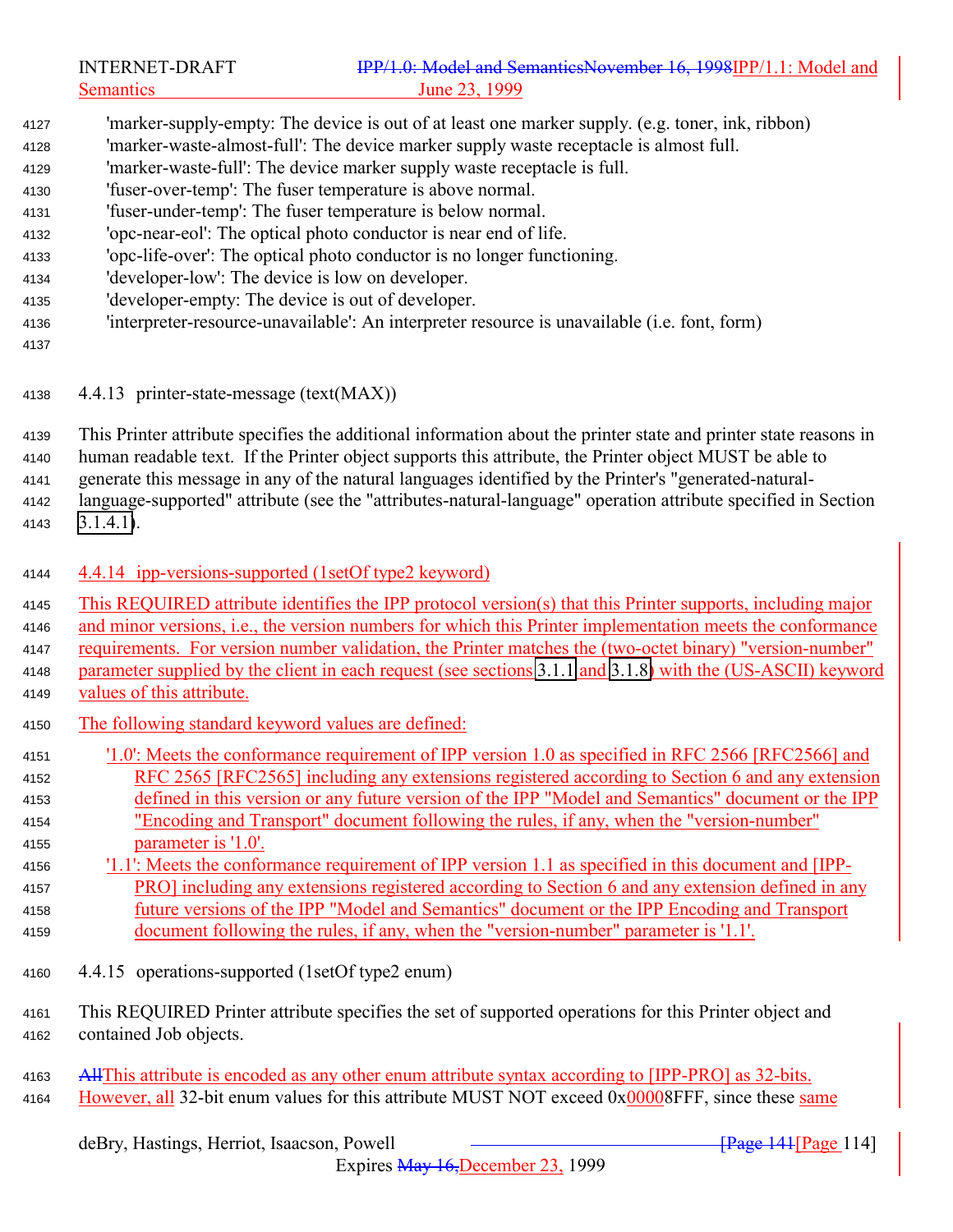'marker-supply-empty: The device is out of at least one marker supply. (e.g. toner, ink, ribbon)
'marker-waste-almost-full': The device marker supply waste receptacle is almost full.
'marker-waste-full': The device marker supply waste receptacle is full.
'fuser-over-temp': The fuser temperature is above normal.
'fuser-under-temp': The fuser temperature is below normal.
'opc-near-eol': The optical photo conductor is near end of life.
'opc-life-over': The optical photo conductor is no longer functioning.
'developer-low': The device is low on developer.
'developer-empty: The device is out of developer.
'interpreter-resource-unavailable': An interpreter resource is unavailable (i.e. font, form)

### 4.4.13 printer-state-message (text(MAX))

This Printer attribute specifies the additional information about the printer state and printer state reasons in human readable text. If the Printer object supports this attribute, the Printer object MUST be able to generate this message in any of the natural languages identified by the Printer's "generated-natural-language-supported" attribute (see the "attributes-natural-language" operation attribute specified in Section 3.1.4.1).

### 4.4.14 ipp-versions-supported (1setOf type2 keyword)

This REQUIRED attribute identifies the IPP protocol version(s) that this Printer supports, including major and minor versions, i.e., the version numbers for which this Printer implementation meets the conformance requirements. For version number validation, the Printer matches the (two-octet binary) "version-number" parameter supplied by the client in each request (see sections 3.1.1 and 3.1.8) with the (US-ASCII) keyword values of this attribute.

The following standard keyword values are defined:

'1.0': Meets the conformance requirement of IPP version 1.0 as specified in RFC 2566 [RFC2566] and RFC 2565 [RFC2565] including any extensions registered according to Section 6 and any extension defined in this version or any future version of the IPP "Model and Semantics" document or the IPP "Encoding and Transport" document following the rules, if any, when the "version-number" parameter is '1.0'.
'1.1': Meets the conformance requirement of IPP version 1.1 as specified in this document and [IPP-PRO] including any extensions registered according to Section 6 and any extension defined in any future versions of the IPP "Model and Semantics" document or the IPP Encoding and Transport document following the rules, if any, when the "version-number" parameter is '1.1'.

### 4.4.15 operations-supported (1setOf type2 enum)

This REQUIRED Printer attribute specifies the set of supported operations for this Printer object and contained Job objects.

~~All~~This attribute is encoded as any other enum attribute syntax according to [IPP-PRO] as 32-bits. However, all 32-bit enum values for this attribute MUST NOT exceed 0x00008FFF, since these same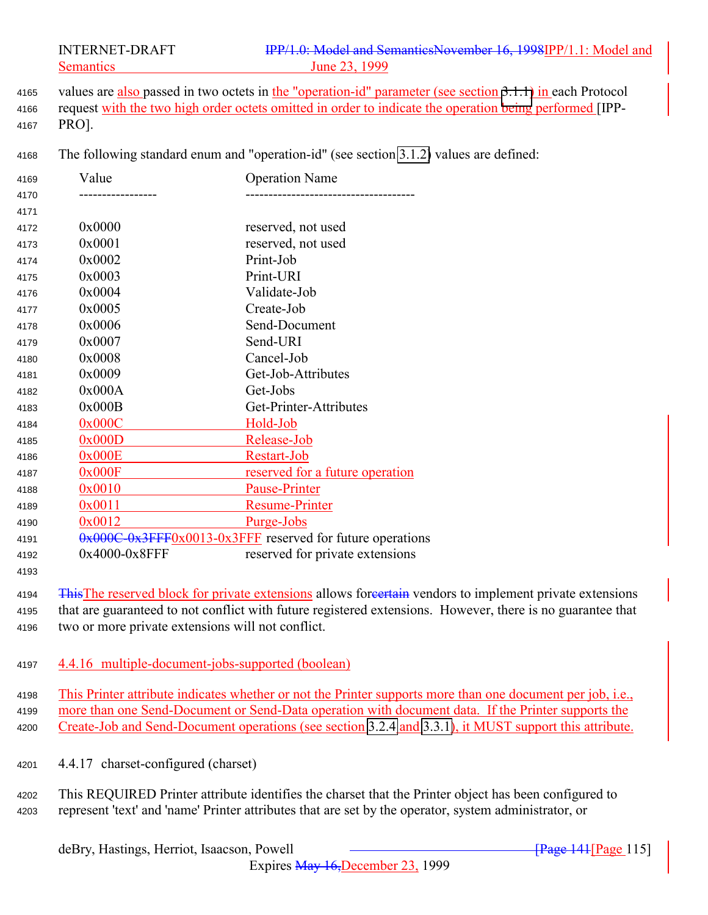values are also passed in two octets in the "operation-id" parameter (see section 3.1.1) in each Protocol request with the two high order octets omitted in order to indicate the operation being performed [IPP-PRO].

The following standard enum and "operation-id" (see section 3.1.2) values are defined:

| Value | Operation Name |
|---|---|
| 0x0000 | reserved, not used |
| 0x0001 | reserved, not used |
| 0x0002 | Print-Job |
| 0x0003 | Print-URI |
| 0x0004 | Validate-Job |
| 0x0005 | Create-Job |
| 0x0006 | Send-Document |
| 0x0007 | Send-URI |
| 0x0008 | Cancel-Job |
| 0x0009 | Get-Job-Attributes |
| 0x000A | Get-Jobs |
| 0x000B | Get-Printer-Attributes |
| 0x000C | Hold-Job |
| 0x000D | Release-Job |
| 0x000E | Restart-Job |
| 0x000F | reserved for a future operation |
| 0x0010 | Pause-Printer |
| 0x0011 | Resume-Printer |
| 0x0012 | Purge-Jobs |
| ~~0x000C-0x3FFF~~0x0013-0x3FFF | reserved for future operations |
| 0x4000-0x8FFF | reserved for private extensions |

~~This~~The reserved block for private extensions allows for~~certain~~ vendors to implement private extensions that are guaranteed to not conflict with future registered extensions. However, there is no guarantee that two or more private extensions will not conflict.

### 4.4.16 multiple-document-jobs-supported (boolean)

This Printer attribute indicates whether or not the Printer supports more than one document per job, i.e., more than one Send-Document or Send-Data operation with document data. If the Printer supports the Create-Job and Send-Document operations (see section 3.2.4 and 3.3.1), it MUST support this attribute.

### 4.4.17 charset-configured (charset)

This REQUIRED Printer attribute identifies the charset that the Printer object has been configured to represent 'text' and 'name' Printer attributes that are set by the operator, system administrator, or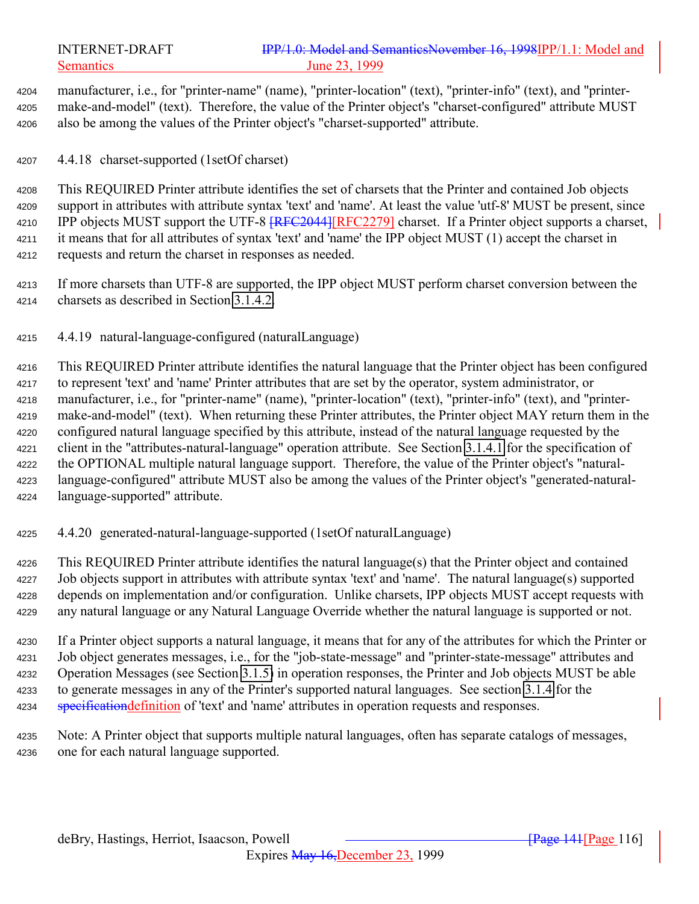manufacturer, i.e., for "printer-name" (name), "printer-location" (text), "printer-info" (text), and "printer-make-and-model" (text). Therefore, the value of the Printer object's "charset-configured" attribute MUST also be among the values of the Printer object's "charset-supported" attribute.

### 4.4.18 charset-supported (1setOf charset)

This REQUIRED Printer attribute identifies the set of charsets that the Printer and contained Job objects support in attributes with attribute syntax 'text' and 'name'. At least the value 'utf-8' MUST be present, since IPP objects MUST support the UTF-8 [RFC2044][RFC2279] charset. If a Printer object supports a charset, it means that for all attributes of syntax 'text' and 'name' the IPP object MUST (1) accept the charset in requests and return the charset in responses as needed.

If more charsets than UTF-8 are supported, the IPP object MUST perform charset conversion between the charsets as described in Section 3.1.4.2.

### 4.4.19 natural-language-configured (naturalLanguage)

This REQUIRED Printer attribute identifies the natural language that the Printer object has been configured to represent 'text' and 'name' Printer attributes that are set by the operator, system administrator, or manufacturer, i.e., for "printer-name" (name), "printer-location" (text), "printer-info" (text), and "printer-make-and-model" (text). When returning these Printer attributes, the Printer object MAY return them in the configured natural language specified by this attribute, instead of the natural language requested by the client in the "attributes-natural-language" operation attribute. See Section 3.1.4.1 for the specification of the OPTIONAL multiple natural language support. Therefore, the value of the Printer object's "natural-language-configured" attribute MUST also be among the values of the Printer object's "generated-natural-language-supported" attribute.

### 4.4.20 generated-natural-language-supported (1setOf naturalLanguage)

This REQUIRED Printer attribute identifies the natural language(s) that the Printer object and contained Job objects support in attributes with attribute syntax 'text' and 'name'. The natural language(s) supported depends on implementation and/or configuration. Unlike charsets, IPP objects MUST accept requests with any natural language or any Natural Language Override whether the natural language is supported or not.

If a Printer object supports a natural language, it means that for any of the attributes for which the Printer or Job object generates messages, i.e., for the "job-state-message" and "printer-state-message" attributes and Operation Messages (see Section 3.1.5) in operation responses, the Printer and Job objects MUST be able to generate messages in any of the Printer's supported natural languages. See section 3.1.4 for the specificationdefinition of 'text' and 'name' attributes in operation requests and responses.

Note: A Printer object that supports multiple natural languages, often has separate catalogs of messages, one for each natural language supported.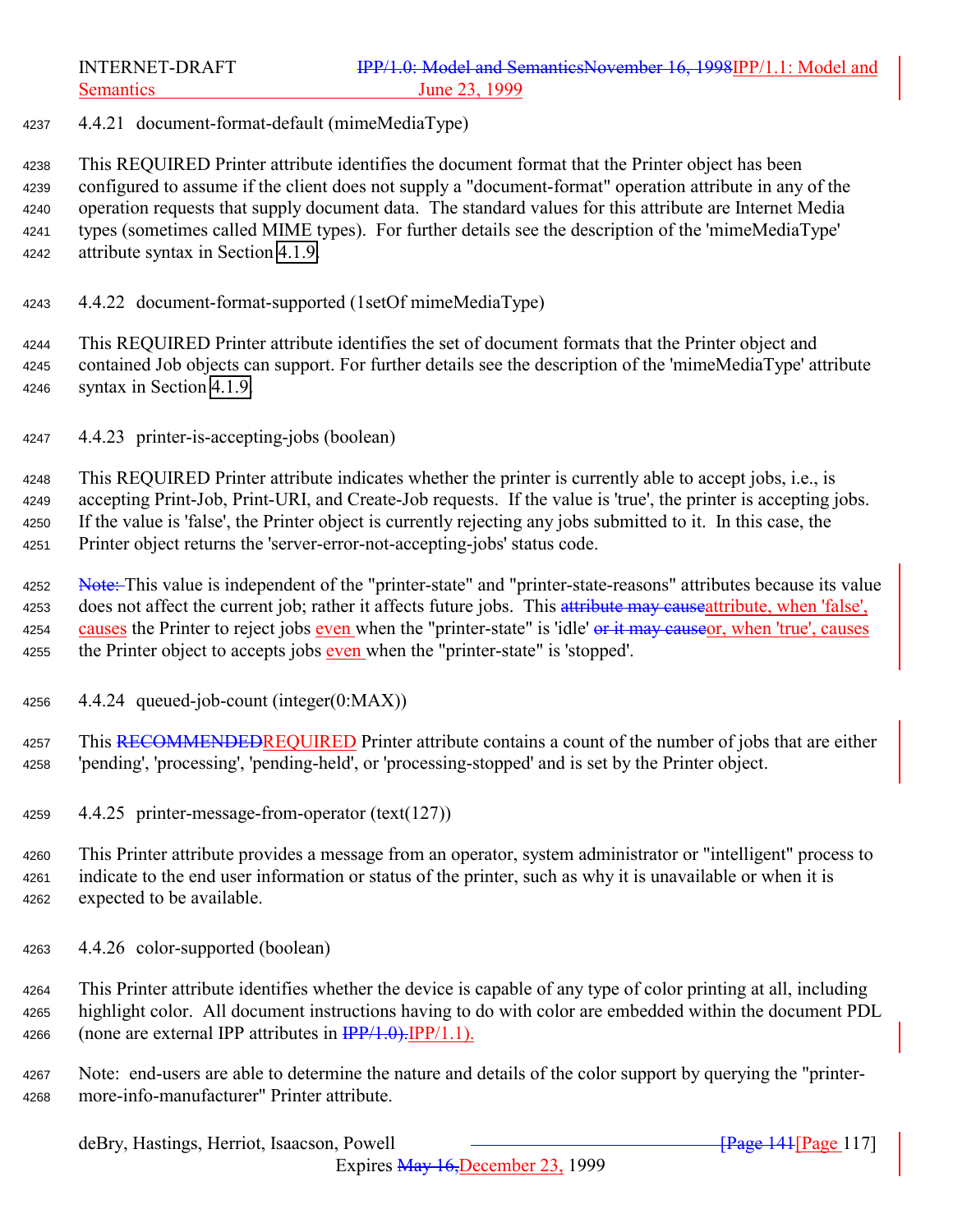#### 4.4.21 document-format-default (mimeMediaType)

This REQUIRED Printer attribute identifies the document format that the Printer object has been configured to assume if the client does not supply a "document-format" operation attribute in any of the operation requests that supply document data. The standard values for this attribute are Internet Media types (sometimes called MIME types). For further details see the description of the 'mimeMediaType' attribute syntax in Section 4.1.9.

#### 4.4.22 document-format-supported (1setOf mimeMediaType)

This REQUIRED Printer attribute identifies the set of document formats that the Printer object and contained Job objects can support. For further details see the description of the 'mimeMediaType' attribute syntax in Section 4.1.9.

#### 4.4.23 printer-is-accepting-jobs (boolean)

This REQUIRED Printer attribute indicates whether the printer is currently able to accept jobs, i.e., is accepting Print-Job, Print-URI, and Create-Job requests. If the value is 'true', the printer is accepting jobs. If the value is 'false', the Printer object is currently rejecting any jobs submitted to it. In this case, the Printer object returns the 'server-error-not-accepting-jobs' status code.

~~Note:~~ This value is independent of the "printer-state" and "printer-state-reasons" attributes because its value does not affect the current job; rather it affects future jobs. This ~~attribute may cause~~attribute, when 'false', causes the Printer to reject jobs even when the "printer-state" is 'idle' ~~or it may cause~~or, when 'true', causes the Printer object to accepts jobs even when the "printer-state" is 'stopped'.

#### 4.4.24 queued-job-count (integer(0:MAX))

This ~~RECOMMENDED~~REQUIRED Printer attribute contains a count of the number of jobs that are either 'pending', 'processing', 'pending-held', or 'processing-stopped' and is set by the Printer object.

#### 4.4.25 printer-message-from-operator (text(127))

This Printer attribute provides a message from an operator, system administrator or "intelligent" process to indicate to the end user information or status of the printer, such as why it is unavailable or when it is expected to be available.

#### 4.4.26 color-supported (boolean)

This Printer attribute identifies whether the device is capable of any type of color printing at all, including highlight color. All document instructions having to do with color are embedded within the document PDL (none are external IPP attributes in ~~IPP/1.0).~~IPP/1.1).

Note: end-users are able to determine the nature and details of the color support by querying the "printer-more-info-manufacturer" Printer attribute.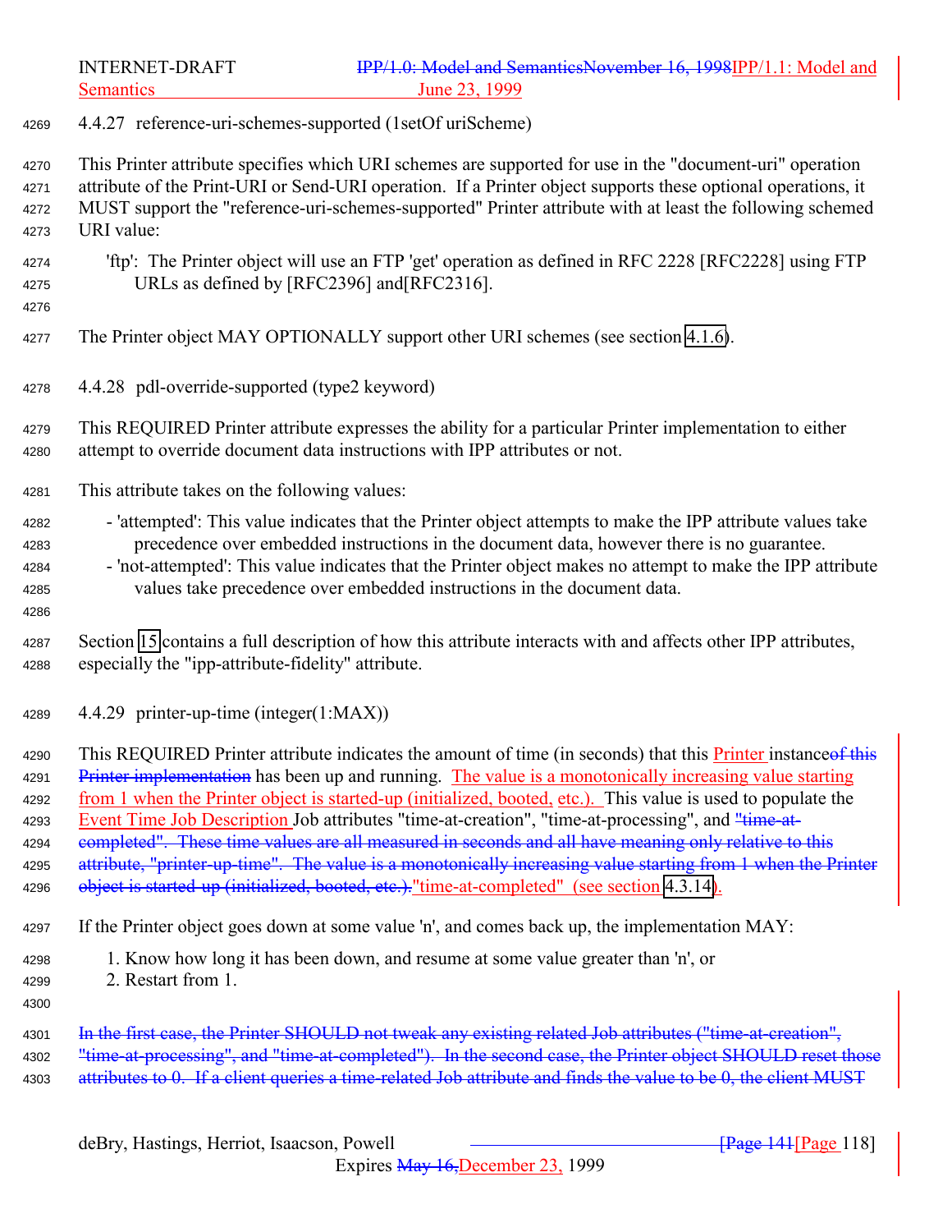### 4.4.27 reference-uri-schemes-supported (1setOf uriScheme)

This Printer attribute specifies which URI schemes are supported for use in the "document-uri" operation attribute of the Print-URI or Send-URI operation. If a Printer object supports these optional operations, it MUST support the "reference-uri-schemes-supported" Printer attribute with at least the following schemed URI value:

'ftp': The Printer object will use an FTP 'get' operation as defined in RFC 2228 [RFC2228] using FTP URLs as defined by [RFC2396] and[RFC2316].

The Printer object MAY OPTIONALLY support other URI schemes (see section 4.1.6).

### 4.4.28 pdl-override-supported (type2 keyword)

This REQUIRED Printer attribute expresses the ability for a particular Printer implementation to either attempt to override document data instructions with IPP attributes or not.

This attribute takes on the following values:

- 'attempted': This value indicates that the Printer object attempts to make the IPP attribute values take precedence over embedded instructions in the document data, however there is no guarantee.
- 'not-attempted': This value indicates that the Printer object makes no attempt to make the IPP attribute values take precedence over embedded instructions in the document data.

Section 15 contains a full description of how this attribute interacts with and affects other IPP attributes, especially the "ipp-attribute-fidelity" attribute.

### 4.4.29 printer-up-time (integer(1:MAX))

This REQUIRED Printer attribute indicates the amount of time (in seconds) that this Printer instance~~of this Printer implementation~~ has been up and running. The value is a monotonically increasing value starting from 1 when the Printer object is started-up (initialized, booted, etc.). This value is used to populate the Event Time Job Description Job attributes "time-at-creation", "time-at-processing", and ~~"time-at-completed". These time values are all measured in seconds and all have meaning only relative to this attribute, "printer-up-time". The value is a monotonically increasing value starting from 1 when the Printer object is started-up (initialized, booted, etc.).~~"time-at-completed" (see section 4.3.14).

If the Printer object goes down at some value 'n', and comes back up, the implementation MAY:

1. Know how long it has been down, and resume at some value greater than 'n', or
2. Restart from 1.

~~In the first case, the Printer SHOULD not tweak any existing related Job attributes ("time-at-creation", "time-at-processing", and "time-at-completed"). In the second case, the Printer object SHOULD reset those attributes to 0. If a client queries a time-related Job attribute and finds the value to be 0, the client MUST~~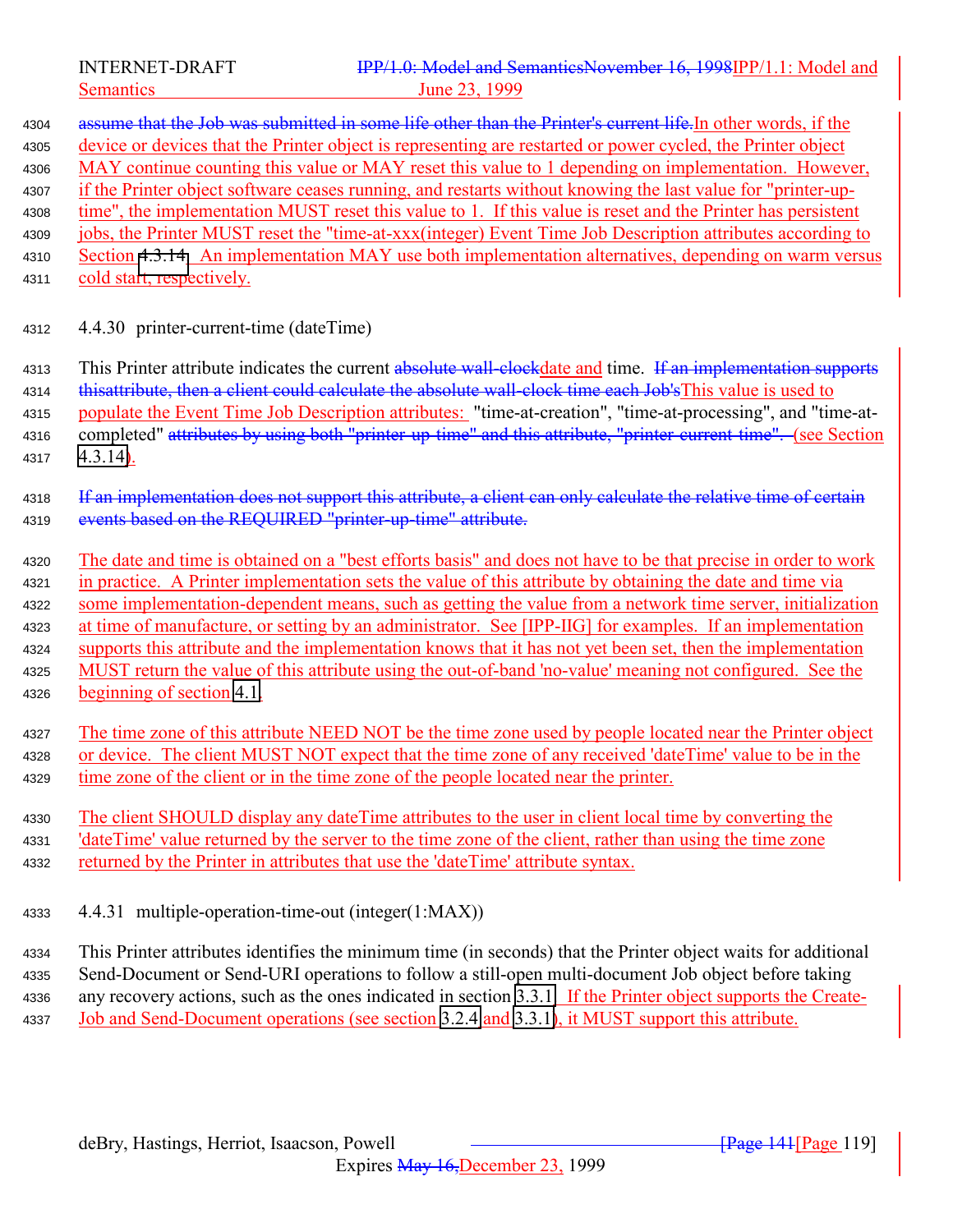assume that the Job was submitted in some life other than the Printer's current life.In other words, if the device or devices that the Printer object is representing are restarted or power cycled, the Printer object MAY continue counting this value or MAY reset this value to 1 depending on implementation. However, if the Printer object software ceases running, and restarts without knowing the last value for "printer-up-time", the implementation MUST reset this value to 1. If this value is reset and the Printer has persistent jobs, the Printer MUST reset the "time-at-xxx(integer) Event Time Job Description attributes according to Section 4.3.14. An implementation MAY use both implementation alternatives, depending on warm versus cold start, respectively.

### 4.4.30 printer-current-time (dateTime)

This Printer attribute indicates the current absolute wall-clockdate and time. If an implementation supports thisattribute, then a client could calculate the absolute wall-clock time each Job'sThis value is used to populate the Event Time Job Description attributes: "time-at-creation", "time-at-processing", and "time-at-completed" attributes by using both "printer-up-time" and this attribute, "printer-current-time". (see Section 4.3.14).

If an implementation does not support this attribute, a client can only calculate the relative time of certain events based on the REQUIRED "printer-up-time" attribute.

The date and time is obtained on a "best efforts basis" and does not have to be that precise in order to work in practice. A Printer implementation sets the value of this attribute by obtaining the date and time via some implementation-dependent means, such as getting the value from a network time server, initialization at time of manufacture, or setting by an administrator. See [IPP-IIG] for examples. If an implementation supports this attribute and the implementation knows that it has not yet been set, then the implementation MUST return the value of this attribute using the out-of-band 'no-value' meaning not configured. See the beginning of section 4.1.

The time zone of this attribute NEED NOT be the time zone used by people located near the Printer object or device. The client MUST NOT expect that the time zone of any received 'dateTime' value to be in the time zone of the client or in the time zone of the people located near the printer.

The client SHOULD display any dateTime attributes to the user in client local time by converting the 'dateTime' value returned by the server to the time zone of the client, rather than using the time zone returned by the Printer in attributes that use the 'dateTime' attribute syntax.

### 4.4.31 multiple-operation-time-out (integer(1:MAX))

This Printer attributes identifies the minimum time (in seconds) that the Printer object waits for additional Send-Document or Send-URI operations to follow a still-open multi-document Job object before taking any recovery actions, such as the ones indicated in section 3.3.1. If the Printer object supports the Create-Job and Send-Document operations (see section 3.2.4 and 3.3.1), it MUST support this attribute.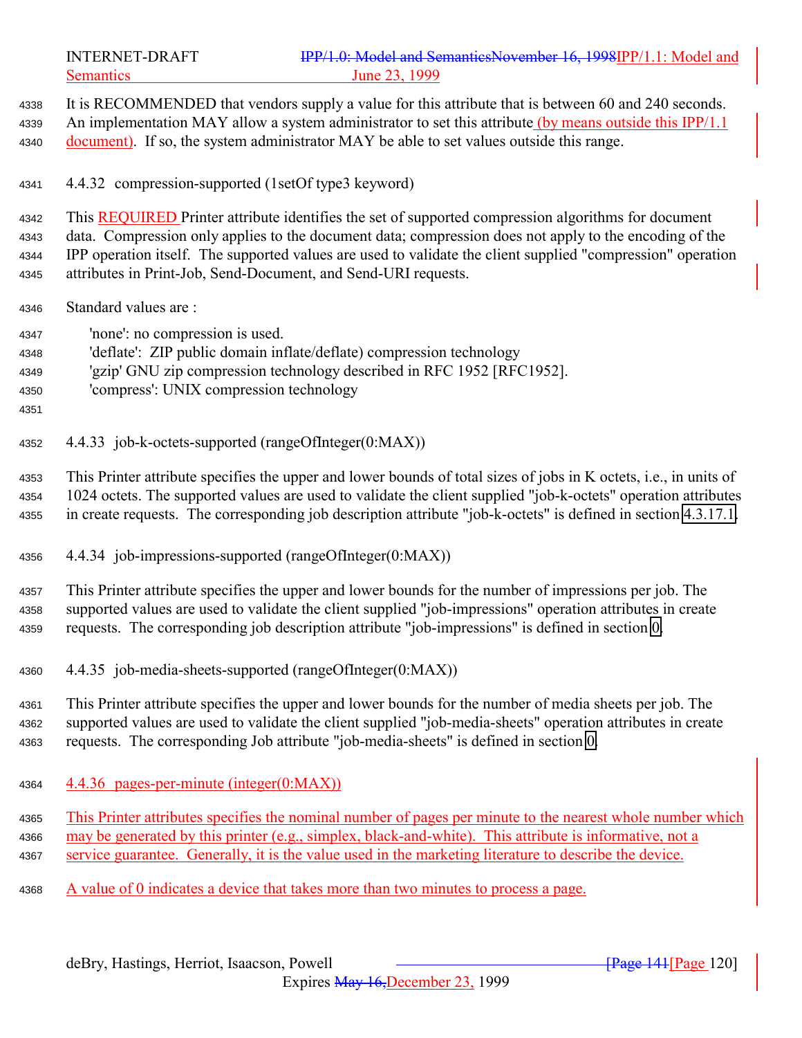It is RECOMMENDED that vendors supply a value for this attribute that is between 60 and 240 seconds. An implementation MAY allow a system administrator to set this attribute (by means outside this IPP/1.1 document). If so, the system administrator MAY be able to set values outside this range.

### 4.4.32 compression-supported (1setOf type3 keyword)

This REQUIRED Printer attribute identifies the set of supported compression algorithms for document data. Compression only applies to the document data; compression does not apply to the encoding of the IPP operation itself. The supported values are used to validate the client supplied "compression" operation attributes in Print-Job, Send-Document, and Send-URI requests.

Standard values are :

- 'none': no compression is used.
- 'deflate': ZIP public domain inflate/deflate) compression technology
- 'gzip' GNU zip compression technology described in RFC 1952 [RFC1952].
- 'compress': UNIX compression technology

### 4.4.33 job-k-octets-supported (rangeOfInteger(0:MAX))

This Printer attribute specifies the upper and lower bounds of total sizes of jobs in K octets, i.e., in units of 1024 octets. The supported values are used to validate the client supplied "job-k-octets" operation attributes in create requests. The corresponding job description attribute "job-k-octets" is defined in section 4.3.17.1.

### 4.4.34 job-impressions-supported (rangeOfInteger(0:MAX))

This Printer attribute specifies the upper and lower bounds for the number of impressions per job. The supported values are used to validate the client supplied "job-impressions" operation attributes in create requests. The corresponding job description attribute "job-impressions" is defined in section 0.

### 4.4.35 job-media-sheets-supported (rangeOfInteger(0:MAX))

This Printer attribute specifies the upper and lower bounds for the number of media sheets per job. The supported values are used to validate the client supplied "job-media-sheets" operation attributes in create requests. The corresponding Job attribute "job-media-sheets" is defined in section 0.

### 4.4.36 pages-per-minute (integer(0:MAX))

This Printer attributes specifies the nominal number of pages per minute to the nearest whole number which may be generated by this printer (e.g., simplex, black-and-white). This attribute is informative, not a service guarantee. Generally, it is the value used in the marketing literature to describe the device.

A value of 0 indicates a device that takes more than two minutes to process a page.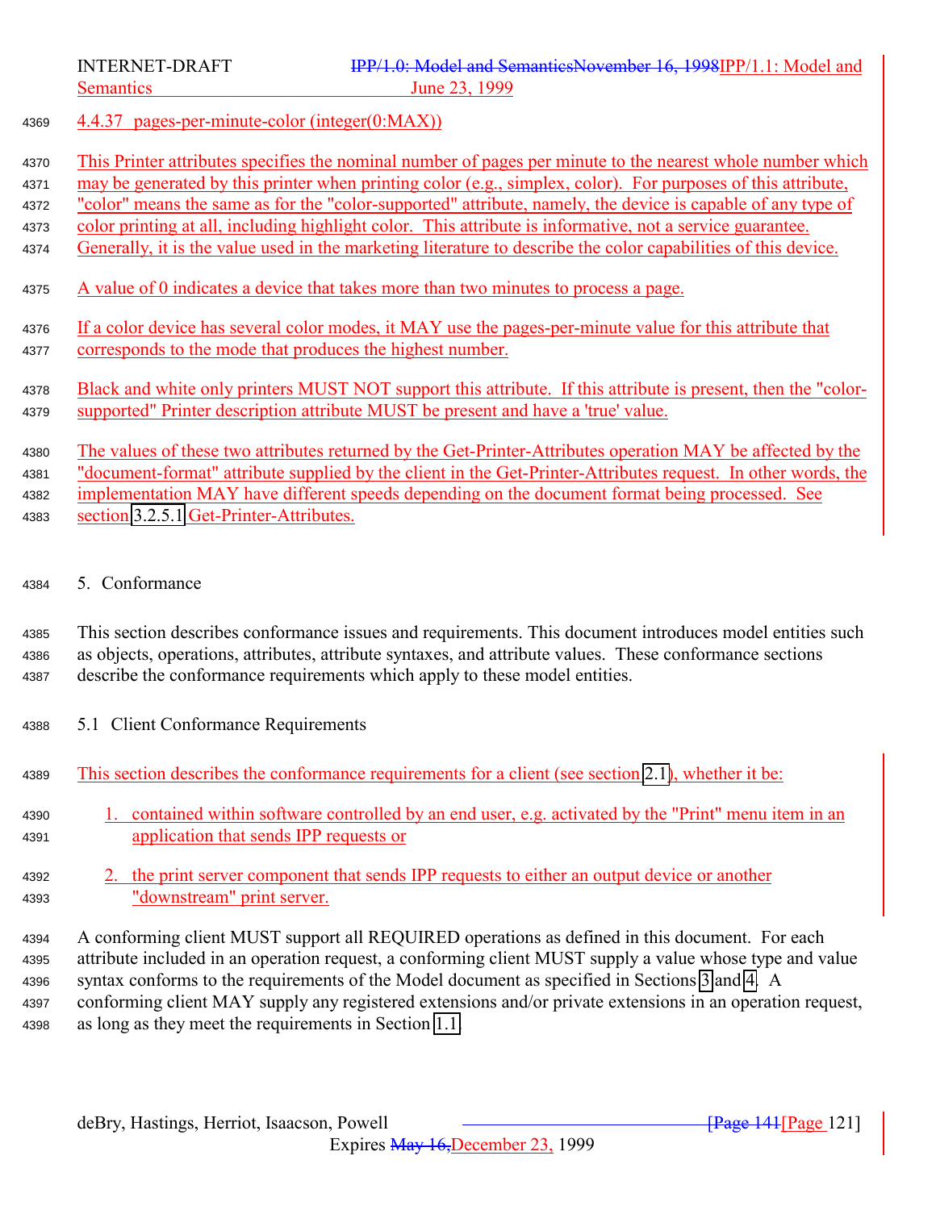### 4.4.37 pages-per-minute-color (integer(0:MAX))

This Printer attributes specifies the nominal number of pages per minute to the nearest whole number which may be generated by this printer when printing color (e.g., simplex, color). For purposes of this attribute, "color" means the same as for the "color-supported" attribute, namely, the device is capable of any type of color printing at all, including highlight color. This attribute is informative, not a service guarantee. Generally, it is the value used in the marketing literature to describe the color capabilities of this device.

A value of 0 indicates a device that takes more than two minutes to process a page.

If a color device has several color modes, it MAY use the pages-per-minute value for this attribute that corresponds to the mode that produces the highest number.

Black and white only printers MUST NOT support this attribute. If this attribute is present, then the "color-supported" Printer description attribute MUST be present and have a 'true' value.

The values of these two attributes returned by the Get-Printer-Attributes operation MAY be affected by the "document-format" attribute supplied by the client in the Get-Printer-Attributes request. In other words, the implementation MAY have different speeds depending on the document format being processed. See section 3.2.5.1 Get-Printer-Attributes.

# 5. Conformance

This section describes conformance issues and requirements. This document introduces model entities such as objects, operations, attributes, attribute syntaxes, and attribute values. These conformance sections describe the conformance requirements which apply to these model entities.

## 5.1 Client Conformance Requirements

This section describes the conformance requirements for a client (see section 2.1), whether it be:

1. contained within software controlled by an end user, e.g. activated by the "Print" menu item in an application that sends IPP requests or
2. the print server component that sends IPP requests to either an output device or another "downstream" print server.

A conforming client MUST support all REQUIRED operations as defined in this document. For each attribute included in an operation request, a conforming client MUST supply a value whose type and value syntax conforms to the requirements of the Model document as specified in Sections 3 and 4. A conforming client MAY supply any registered extensions and/or private extensions in an operation request, as long as they meet the requirements in Section 1.1.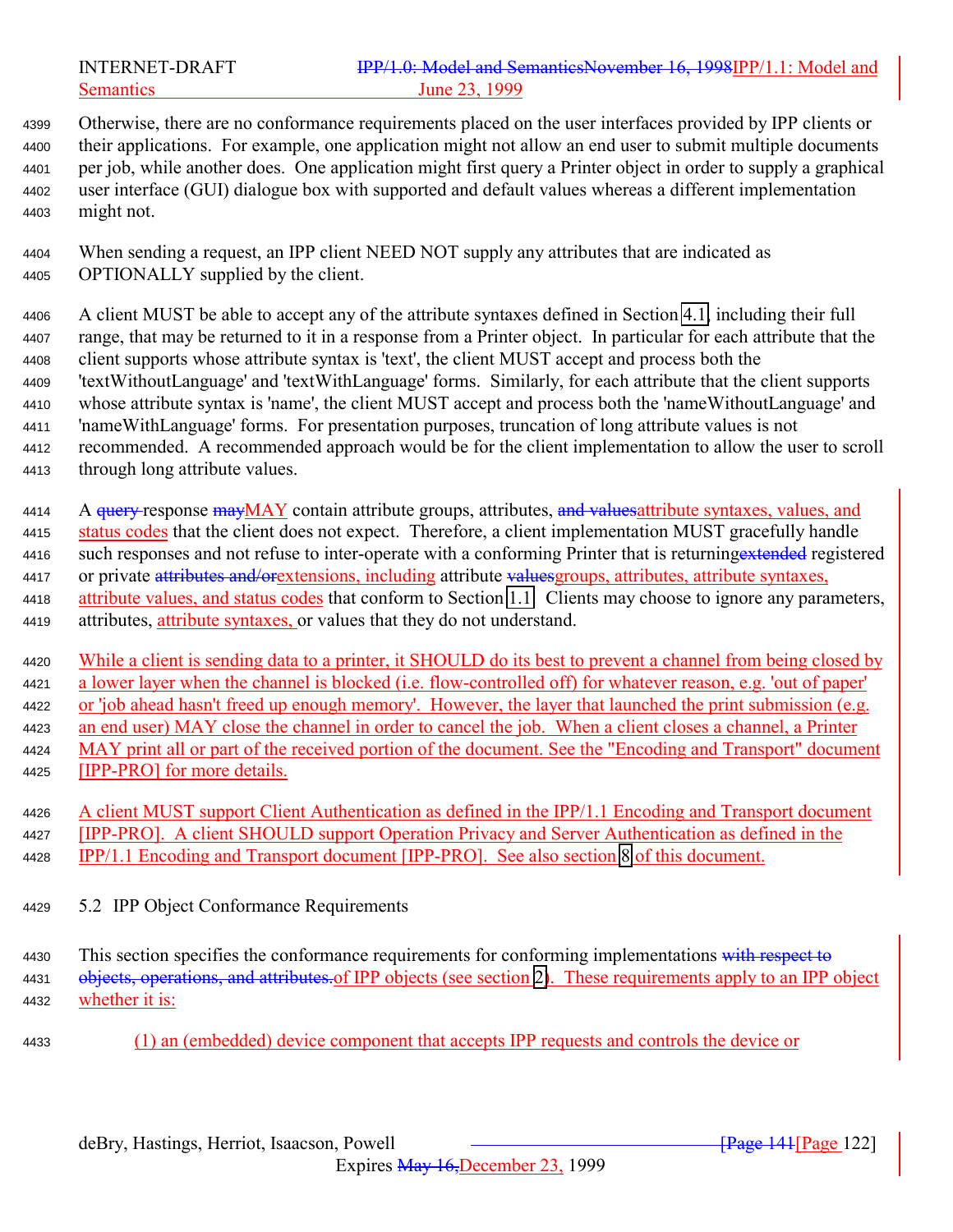Otherwise, there are no conformance requirements placed on the user interfaces provided by IPP clients or their applications. For example, one application might not allow an end user to submit multiple documents per job, while another does. One application might first query a Printer object in order to supply a graphical user interface (GUI) dialogue box with supported and default values whereas a different implementation might not.

When sending a request, an IPP client NEED NOT supply any attributes that are indicated as OPTIONALLY supplied by the client.

A client MUST be able to accept any of the attribute syntaxes defined in Section 4.1, including their full range, that may be returned to it in a response from a Printer object. In particular for each attribute that the client supports whose attribute syntax is 'text', the client MUST accept and process both the 'textWithoutLanguage' and 'textWithLanguage' forms. Similarly, for each attribute that the client supports whose attribute syntax is 'name', the client MUST accept and process both the 'nameWithoutLanguage' and 'nameWithLanguage' forms. For presentation purposes, truncation of long attribute values is not recommended. A recommended approach would be for the client implementation to allow the user to scroll through long attribute values.

A ~~query~~ response ~~may~~MAY contain attribute groups, attributes, ~~and values~~attribute syntaxes, values, and status codes that the client does not expect. Therefore, a client implementation MUST gracefully handle such responses and not refuse to inter-operate with a conforming Printer that is returning~~extended~~ registered or private ~~attributes and/or~~extensions, including attribute ~~values~~groups, attributes, attribute syntaxes, attribute values, and status codes that conform to Section 1.1. Clients may choose to ignore any parameters, attributes, attribute syntaxes, or values that they do not understand.

While a client is sending data to a printer, it SHOULD do its best to prevent a channel from being closed by a lower layer when the channel is blocked (i.e. flow-controlled off) for whatever reason, e.g. 'out of paper' or 'job ahead hasn't freed up enough memory'. However, the layer that launched the print submission (e.g. an end user) MAY close the channel in order to cancel the job. When a client closes a channel, a Printer MAY print all or part of the received portion of the document. See the "Encoding and Transport" document [IPP-PRO] for more details.

A client MUST support Client Authentication as defined in the IPP/1.1 Encoding and Transport document [IPP-PRO]. A client SHOULD support Operation Privacy and Server Authentication as defined in the IPP/1.1 Encoding and Transport document [IPP-PRO]. See also section 8 of this document.

## 5.2 IPP Object Conformance Requirements

This section specifies the conformance requirements for conforming implementations ~~with respect to objects, operations, and attributes.~~of IPP objects (see section 2). These requirements apply to an IPP object whether it is:

(1) an (embedded) device component that accepts IPP requests and controls the device or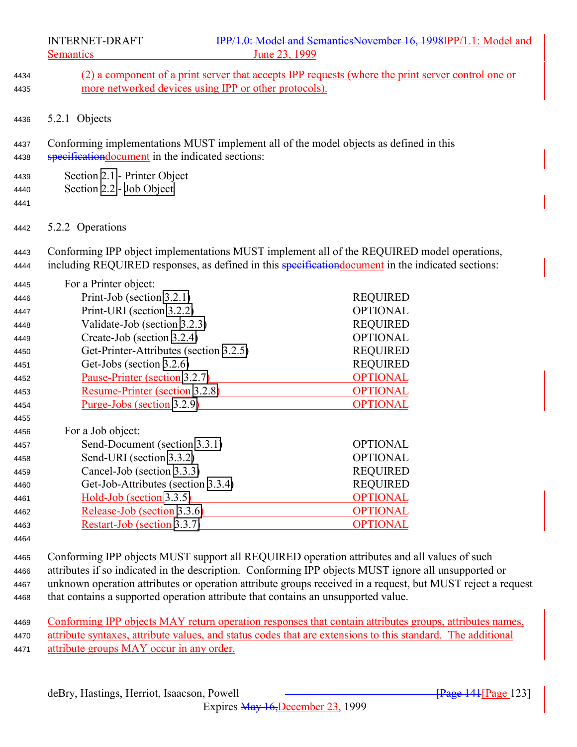(2) a component of a print server that accepts IPP requests (where the print server control one or more networked devices using IPP or other protocols).

### 5.2.1 Objects

Conforming implementations MUST implement all of the model objects as defined in this specificationdocument in the indicated sections:

Section 2.1 - Printer Object
Section 2.2 - Job Object

### 5.2.2 Operations

Conforming IPP object implementations MUST implement all of the REQUIRED model operations, including REQUIRED responses, as defined in this specificationdocument in the indicated sections:

For a Printer object:

| Operation | Conformance |
|---|---|
| Print-Job (section 3.2.1) | REQUIRED |
| Print-URI (section 3.2.2) | OPTIONAL |
| Validate-Job (section 3.2.3) | REQUIRED |
| Create-Job (section 3.2.4) | OPTIONAL |
| Get-Printer-Attributes (section 3.2.5) | REQUIRED |
| Get-Jobs (section 3.2.6) | REQUIRED |
| Pause-Printer (section 3.2.7) | OPTIONAL |
| Resume-Printer (section 3.2.8) | OPTIONAL |
| Purge-Jobs (section 3.2.9) | OPTIONAL |

For a Job object:

| Operation | Conformance |
|---|---|
| Send-Document (section 3.3.1) | OPTIONAL |
| Send-URI (section 3.3.2) | OPTIONAL |
| Cancel-Job (section 3.3.3) | REQUIRED |
| Get-Job-Attributes (section 3.3.4) | REQUIRED |
| Hold-Job (section 3.3.5) | OPTIONAL |
| Release-Job (section 3.3.6) | OPTIONAL |
| Restart-Job (section 3.3.7) | OPTIONAL |

Conforming IPP objects MUST support all REQUIRED operation attributes and all values of such attributes if so indicated in the description. Conforming IPP objects MUST ignore all unsupported or unknown operation attributes or operation attribute groups received in a request, but MUST reject a request that contains a supported operation attribute that contains an unsupported value.

Conforming IPP objects MAY return operation responses that contain attributes groups, attributes names, attribute syntaxes, attribute values, and status codes that are extensions to this standard. The additional attribute groups MAY occur in any order.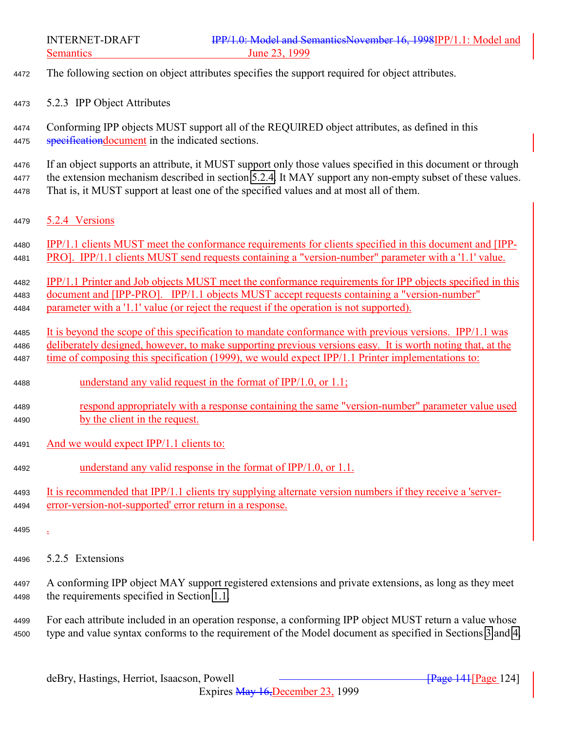The following section on object attributes specifies the support required for object attributes.

### 5.2.3 IPP Object Attributes

Conforming IPP objects MUST support all of the REQUIRED object attributes, as defined in this ~~specification~~document in the indicated sections.

If an object supports an attribute, it MUST support only those values specified in this document or through the extension mechanism described in section 5.2.4. It MAY support any non-empty subset of these values. That is, it MUST support at least one of the specified values and at most all of them.

### 5.2.4 Versions

IPP/1.1 clients MUST meet the conformance requirements for clients specified in this document and [IPP-PRO]. IPP/1.1 clients MUST send requests containing a "version-number" parameter with a '1.1' value.

IPP/1.1 Printer and Job objects MUST meet the conformance requirements for IPP objects specified in this document and [IPP-PRO]. IPP/1.1 objects MUST accept requests containing a "version-number" parameter with a '1.1' value (or reject the request if the operation is not supported).

It is beyond the scope of this specification to mandate conformance with previous versions. IPP/1.1 was deliberately designed, however, to make supporting previous versions easy. It is worth noting that, at the time of composing this specification (1999), we would expect IPP/1.1 Printer implementations to:

understand any valid request in the format of IPP/1.0, or 1.1;

respond appropriately with a response containing the same "version-number" parameter value used by the client in the request.

And we would expect IPP/1.1 clients to:

understand any valid response in the format of IPP/1.0, or 1.1.

It is recommended that IPP/1.1 clients try supplying alternate version numbers if they receive a 'server-error-version-not-supported' error return in a response.

.

### 5.2.5 Extensions

A conforming IPP object MAY support registered extensions and private extensions, as long as they meet the requirements specified in Section 1.1.

For each attribute included in an operation response, a conforming IPP object MUST return a value whose type and value syntax conforms to the requirement of the Model document as specified in Sections 3 and 4.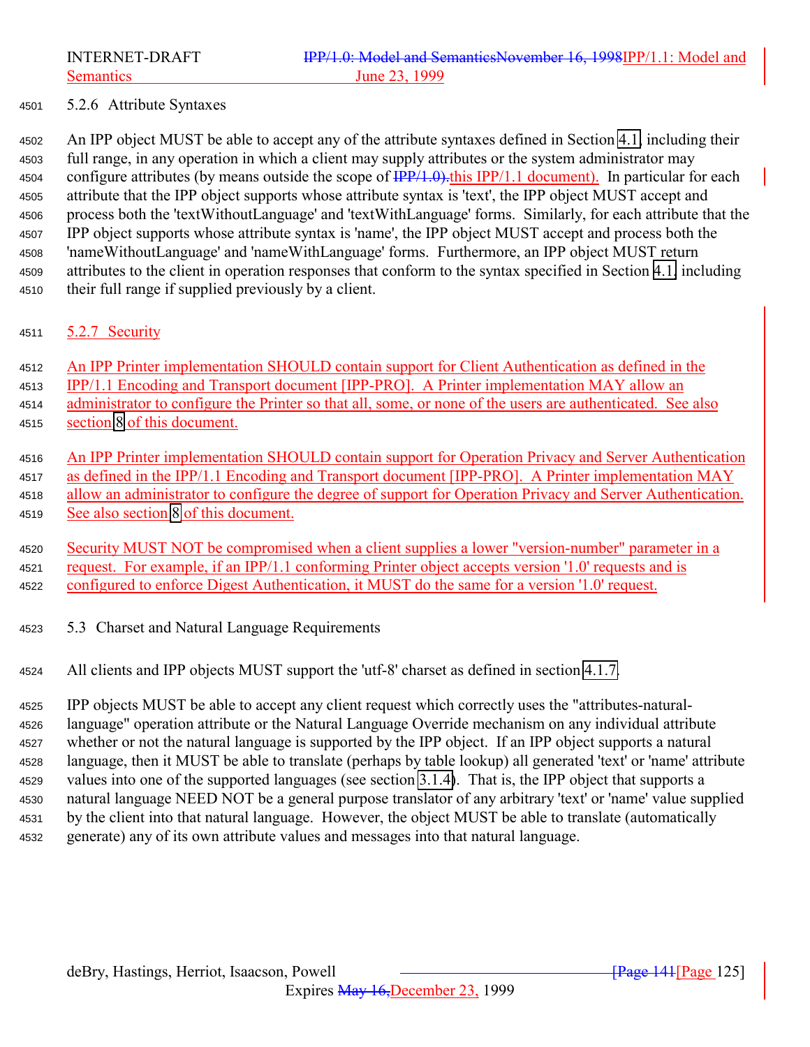### 5.2.6 Attribute Syntaxes

An IPP object MUST be able to accept any of the attribute syntaxes defined in Section 4.1, including their full range, in any operation in which a client may supply attributes or the system administrator may configure attributes (by means outside the scope of ~~IPP/1.0).~~this IPP/1.1 document). In particular for each attribute that the IPP object supports whose attribute syntax is 'text', the IPP object MUST accept and process both the 'textWithoutLanguage' and 'textWithLanguage' forms. Similarly, for each attribute that the IPP object supports whose attribute syntax is 'name', the IPP object MUST accept and process both the 'nameWithoutLanguage' and 'nameWithLanguage' forms. Furthermore, an IPP object MUST return attributes to the client in operation responses that conform to the syntax specified in Section 4.1, including their full range if supplied previously by a client.

### 5.2.7 Security

An IPP Printer implementation SHOULD contain support for Client Authentication as defined in the IPP/1.1 Encoding and Transport document [IPP-PRO]. A Printer implementation MAY allow an administrator to configure the Printer so that all, some, or none of the users are authenticated. See also section 8 of this document.

An IPP Printer implementation SHOULD contain support for Operation Privacy and Server Authentication as defined in the IPP/1.1 Encoding and Transport document [IPP-PRO]. A Printer implementation MAY allow an administrator to configure the degree of support for Operation Privacy and Server Authentication. See also section 8 of this document.

Security MUST NOT be compromised when a client supplies a lower "version-number" parameter in a request. For example, if an IPP/1.1 conforming Printer object accepts version '1.0' requests and is configured to enforce Digest Authentication, it MUST do the same for a version '1.0' request.

## 5.3 Charset and Natural Language Requirements

All clients and IPP objects MUST support the 'utf-8' charset as defined in section 4.1.7.

IPP objects MUST be able to accept any client request which correctly uses the "attributes-natural-language" operation attribute or the Natural Language Override mechanism on any individual attribute whether or not the natural language is supported by the IPP object. If an IPP object supports a natural language, then it MUST be able to translate (perhaps by table lookup) all generated 'text' or 'name' attribute values into one of the supported languages (see section 3.1.4). That is, the IPP object that supports a natural language NEED NOT be a general purpose translator of any arbitrary 'text' or 'name' value supplied by the client into that natural language. However, the object MUST be able to translate (automatically generate) any of its own attribute values and messages into that natural language.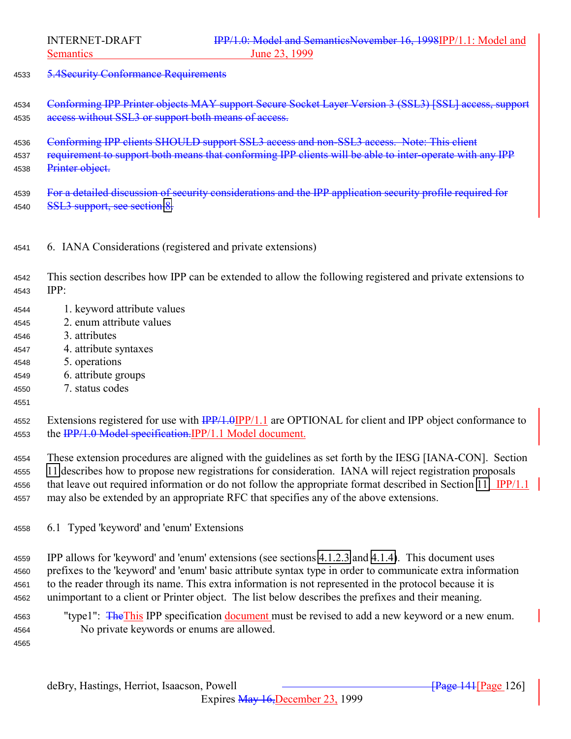5.4Security Conformance Requirements

Conforming IPP Printer objects MAY support Secure Socket Layer Version 3 (SSL3) [SSL] access, support access without SSL3 or support both means of access.

Conforming IPP clients SHOULD support SSL3 access and non-SSL3 access. Note: This client requirement to support both means that conforming IPP clients will be able to inter-operate with any IPP Printer object.

For a detailed discussion of security considerations and the IPP application security profile required for SSL3 support, see section 8.

# 6. IANA Considerations (registered and private extensions)

This section describes how IPP can be extended to allow the following registered and private extensions to IPP:

1. keyword attribute values
2. enum attribute values
3. attributes
4. attribute syntaxes
5. operations
6. attribute groups
7. status codes

Extensions registered for use with IPP/1.0IPP/1.1 are OPTIONAL for client and IPP object conformance to the IPP/1.0 Model specification.IPP/1.1 Model document.

These extension procedures are aligned with the guidelines as set forth by the IESG [IANA-CON]. Section 11 describes how to propose new registrations for consideration. IANA will reject registration proposals that leave out required information or do not follow the appropriate format described in Section 11. IPP/1.1 may also be extended by an appropriate RFC that specifies any of the above extensions.

## 6.1 Typed 'keyword' and 'enum' Extensions

IPP allows for 'keyword' and 'enum' extensions (see sections 4.1.2.3 and 4.1.4). This document uses prefixes to the 'keyword' and 'enum' basic attribute syntax type in order to communicate extra information to the reader through its name. This extra information is not represented in the protocol because it is unimportant to a client or Printer object. The list below describes the prefixes and their meaning.

"type1": TheThis IPP specification document must be revised to add a new keyword or a new enum. No private keywords or enums are allowed.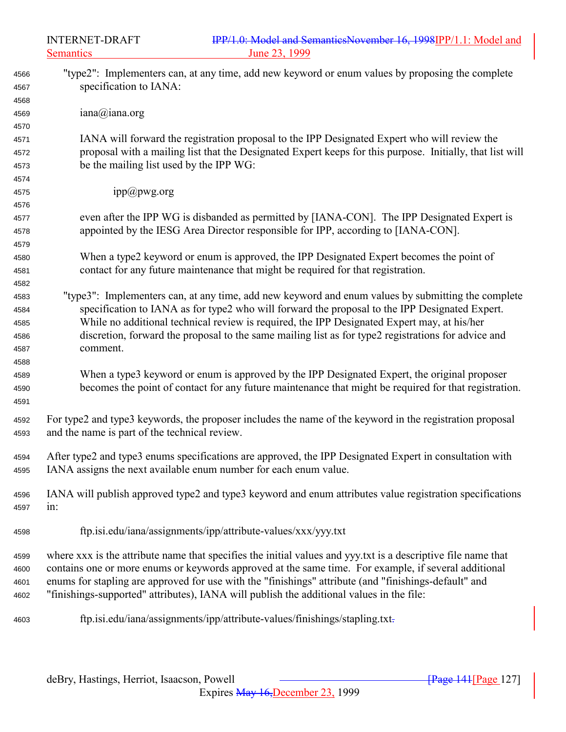"type2": Implementers can, at any time, add new keyword or enum values by proposing the complete specification to IANA:

iana@iana.org

IANA will forward the registration proposal to the IPP Designated Expert who will review the proposal with a mailing list that the Designated Expert keeps for this purpose. Initially, that list will be the mailing list used by the IPP WG:

ipp@pwg.org

even after the IPP WG is disbanded as permitted by [IANA-CON]. The IPP Designated Expert is appointed by the IESG Area Director responsible for IPP, according to [IANA-CON].

When a type2 keyword or enum is approved, the IPP Designated Expert becomes the point of contact for any future maintenance that might be required for that registration.

"type3": Implementers can, at any time, add new keyword and enum values by submitting the complete specification to IANA as for type2 who will forward the proposal to the IPP Designated Expert. While no additional technical review is required, the IPP Designated Expert may, at his/her discretion, forward the proposal to the same mailing list as for type2 registrations for advice and comment.

When a type3 keyword or enum is approved by the IPP Designated Expert, the original proposer becomes the point of contact for any future maintenance that might be required for that registration.

For type2 and type3 keywords, the proposer includes the name of the keyword in the registration proposal and the name is part of the technical review.

After type2 and type3 enums specifications are approved, the IPP Designated Expert in consultation with IANA assigns the next available enum number for each enum value.

IANA will publish approved type2 and type3 keyword and enum attributes value registration specifications in:

ftp.isi.edu/iana/assignments/ipp/attribute-values/xxx/yyy.txt

where xxx is the attribute name that specifies the initial values and yyy.txt is a descriptive file name that contains one or more enums or keywords approved at the same time. For example, if several additional enums for stapling are approved for use with the "finishings" attribute (and "finishings-default" and "finishings-supported" attributes), IANA will publish the additional values in the file:

ftp.isi.edu/iana/assignments/ipp/attribute-values/finishings/stapling.txt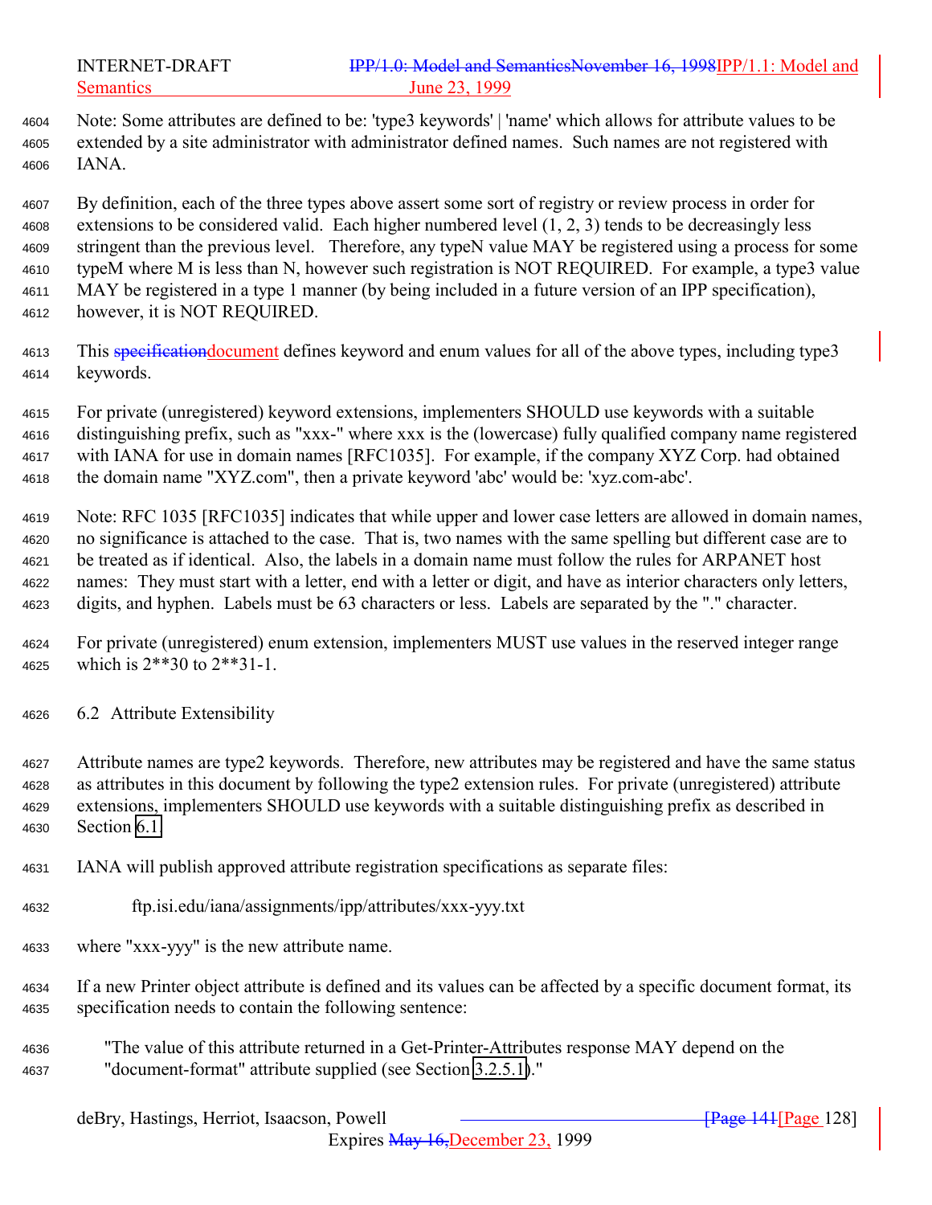Note: Some attributes are defined to be: 'type3 keywords' | 'name' which allows for attribute values to be extended by a site administrator with administrator defined names. Such names are not registered with IANA.

By definition, each of the three types above assert some sort of registry or review process in order for extensions to be considered valid. Each higher numbered level (1, 2, 3) tends to be decreasingly less stringent than the previous level. Therefore, any typeN value MAY be registered using a process for some typeM where M is less than N, however such registration is NOT REQUIRED. For example, a type3 value MAY be registered in a type 1 manner (by being included in a future version of an IPP specification), however, it is NOT REQUIRED.

This ~~specification~~document defines keyword and enum values for all of the above types, including type3 keywords.

For private (unregistered) keyword extensions, implementers SHOULD use keywords with a suitable distinguishing prefix, such as "xxx-" where xxx is the (lowercase) fully qualified company name registered with IANA for use in domain names [RFC1035]. For example, if the company XYZ Corp. had obtained the domain name "XYZ.com", then a private keyword 'abc' would be: 'xyz.com-abc'.

Note: RFC 1035 [RFC1035] indicates that while upper and lower case letters are allowed in domain names, no significance is attached to the case. That is, two names with the same spelling but different case are to be treated as if identical. Also, the labels in a domain name must follow the rules for ARPANET host names: They must start with a letter, end with a letter or digit, and have as interior characters only letters, digits, and hyphen. Labels must be 63 characters or less. Labels are separated by the "." character.

For private (unregistered) enum extension, implementers MUST use values in the reserved integer range which is 2**30 to 2**31-1.

## 6.2 Attribute Extensibility

Attribute names are type2 keywords. Therefore, new attributes may be registered and have the same status as attributes in this document by following the type2 extension rules. For private (unregistered) attribute extensions, implementers SHOULD use keywords with a suitable distinguishing prefix as described in Section 6.1.

IANA will publish approved attribute registration specifications as separate files:

    ftp.isi.edu/iana/assignments/ipp/attributes/xxx-yyy.txt

where "xxx-yyy" is the new attribute name.

If a new Printer object attribute is defined and its values can be affected by a specific document format, its specification needs to contain the following sentence:

"The value of this attribute returned in a Get-Printer-Attributes response MAY depend on the "document-format" attribute supplied (see Section 3.2.5.1)."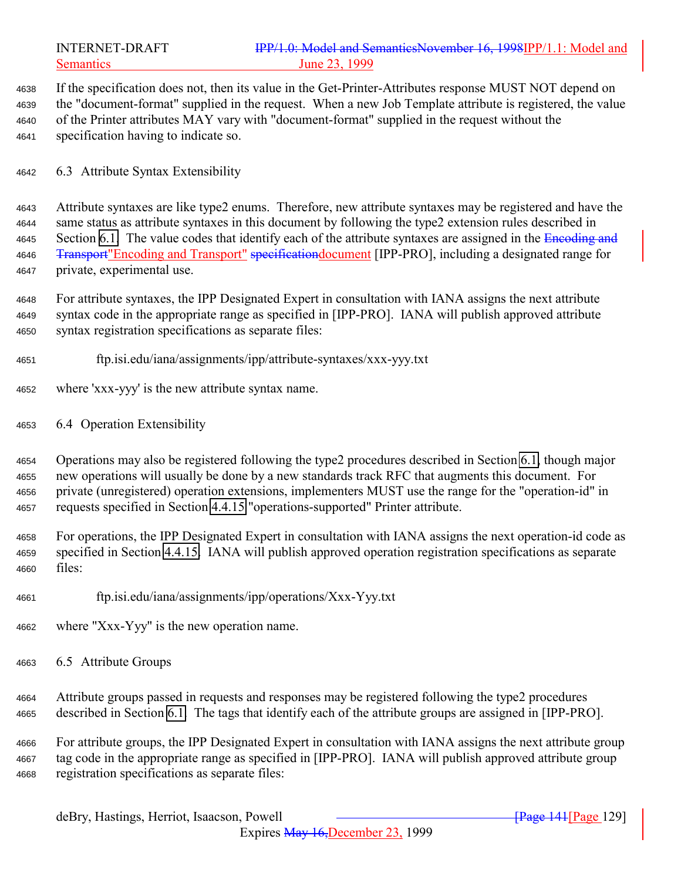If the specification does not, then its value in the Get-Printer-Attributes response MUST NOT depend on the "document-format" supplied in the request. When a new Job Template attribute is registered, the value of the Printer attributes MAY vary with "document-format" supplied in the request without the specification having to indicate so.

## 6.3 Attribute Syntax Extensibility

Attribute syntaxes are like type2 enums. Therefore, new attribute syntaxes may be registered and have the same status as attribute syntaxes in this document by following the type2 extension rules described in Section 6.1. The value codes that identify each of the attribute syntaxes are assigned in the Encoding and Transport"Encoding and Transport" specificationdocument [IPP-PRO], including a designated range for private, experimental use.

For attribute syntaxes, the IPP Designated Expert in consultation with IANA assigns the next attribute syntax code in the appropriate range as specified in [IPP-PRO]. IANA will publish approved attribute syntax registration specifications as separate files:

ftp.isi.edu/iana/assignments/ipp/attribute-syntaxes/xxx-yyy.txt

where 'xxx-yyy' is the new attribute syntax name.

## 6.4 Operation Extensibility

Operations may also be registered following the type2 procedures described in Section 6.1, though major new operations will usually be done by a new standards track RFC that augments this document. For private (unregistered) operation extensions, implementers MUST use the range for the "operation-id" in requests specified in Section 4.4.15 "operations-supported" Printer attribute.

For operations, the IPP Designated Expert in consultation with IANA assigns the next operation-id code as specified in Section 4.4.15. IANA will publish approved operation registration specifications as separate files:

ftp.isi.edu/iana/assignments/ipp/operations/Xxx-Yyy.txt

where "Xxx-Yyy" is the new operation name.

## 6.5 Attribute Groups

Attribute groups passed in requests and responses may be registered following the type2 procedures described in Section 6.1. The tags that identify each of the attribute groups are assigned in [IPP-PRO].

For attribute groups, the IPP Designated Expert in consultation with IANA assigns the next attribute group tag code in the appropriate range as specified in [IPP-PRO]. IANA will publish approved attribute group registration specifications as separate files: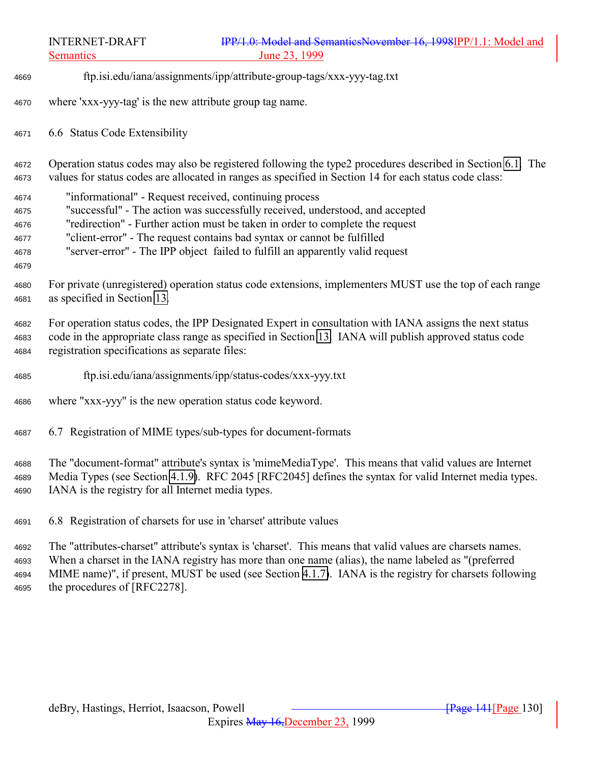ftp.isi.edu/iana/assignments/ipp/attribute-group-tags/xxx-yyy-tag.txt

where 'xxx-yyy-tag' is the new attribute group tag name.

## 6.6 Status Code Extensibility

Operation status codes may also be registered following the type2 procedures described in Section 6.1. The values for status codes are allocated in ranges as specified in Section 14 for each status code class:

"informational" - Request received, continuing process
"successful" - The action was successfully received, understood, and accepted
"redirection" - Further action must be taken in order to complete the request
"client-error" - The request contains bad syntax or cannot be fulfilled
"server-error" - The IPP object failed to fulfill an apparently valid request

For private (unregistered) operation status code extensions, implementers MUST use the top of each range as specified in Section 13.

For operation status codes, the IPP Designated Expert in consultation with IANA assigns the next status code in the appropriate class range as specified in Section 13. IANA will publish approved status code registration specifications as separate files:

ftp.isi.edu/iana/assignments/ipp/status-codes/xxx-yyy.txt

where "xxx-yyy" is the new operation status code keyword.

## 6.7 Registration of MIME types/sub-types for document-formats

The "document-format" attribute's syntax is 'mimeMediaType'. This means that valid values are Internet Media Types (see Section 4.1.9). RFC 2045 [RFC2045] defines the syntax for valid Internet media types. IANA is the registry for all Internet media types.

## 6.8 Registration of charsets for use in 'charset' attribute values

The "attributes-charset" attribute's syntax is 'charset'. This means that valid values are charsets names. When a charset in the IANA registry has more than one name (alias), the name labeled as "(preferred MIME name)", if present, MUST be used (see Section 4.1.7). IANA is the registry for charsets following the procedures of [RFC2278].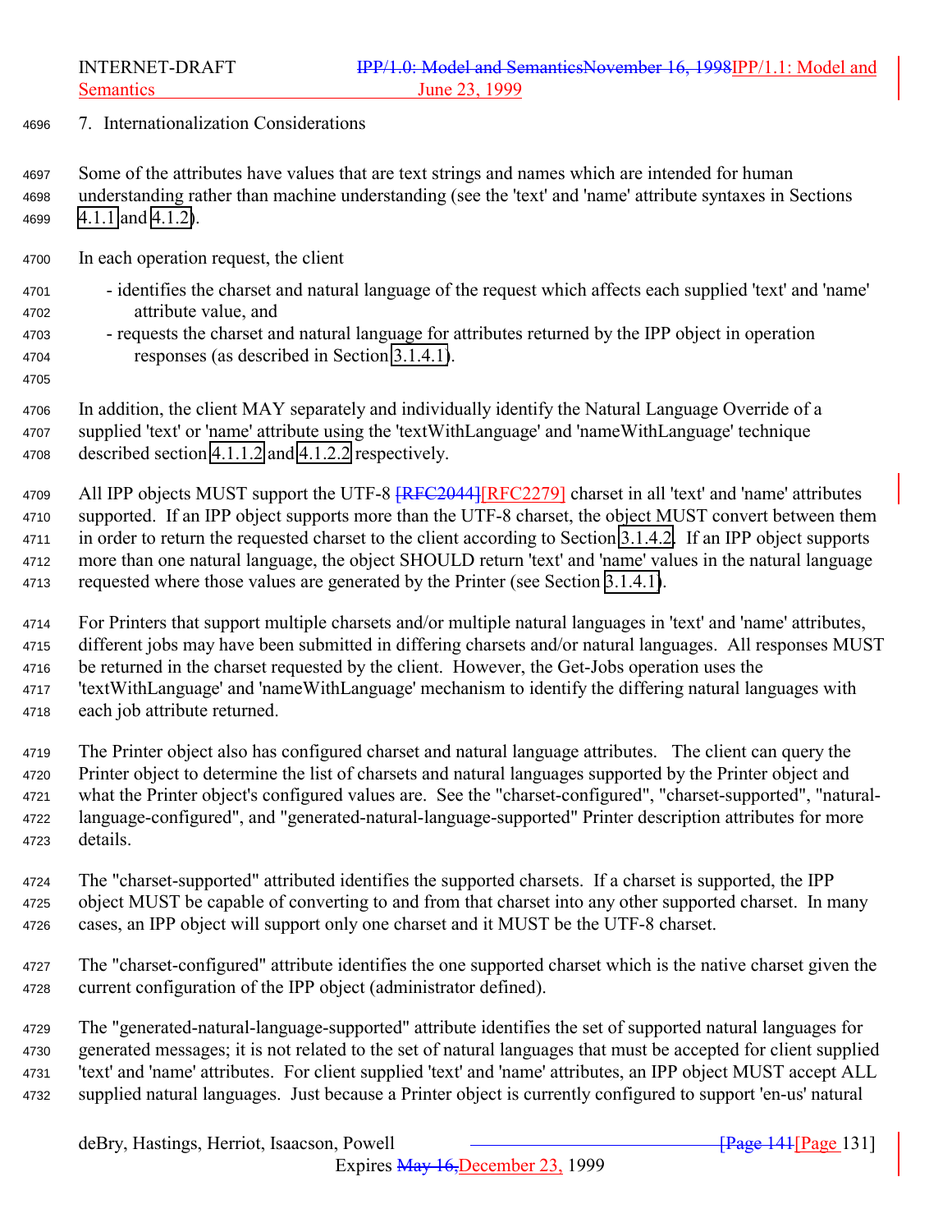## 7. Internationalization Considerations

Some of the attributes have values that are text strings and names which are intended for human understanding rather than machine understanding (see the 'text' and 'name' attribute syntaxes in Sections 4.1.1 and 4.1.2).

In each operation request, the client

- identifies the charset and natural language of the request which affects each supplied 'text' and 'name' attribute value, and
- requests the charset and natural language for attributes returned by the IPP object in operation responses (as described in Section 3.1.4.1).

In addition, the client MAY separately and individually identify the Natural Language Override of a supplied 'text' or 'name' attribute using the 'textWithLanguage' and 'nameWithLanguage' technique described section 4.1.1.2 and 4.1.2.2 respectively.

All IPP objects MUST support the UTF-8 [RFC2044][RFC2279] charset in all 'text' and 'name' attributes supported. If an IPP object supports more than the UTF-8 charset, the object MUST convert between them in order to return the requested charset to the client according to Section 3.1.4.2. If an IPP object supports more than one natural language, the object SHOULD return 'text' and 'name' values in the natural language requested where those values are generated by the Printer (see Section 3.1.4.1).

For Printers that support multiple charsets and/or multiple natural languages in 'text' and 'name' attributes, different jobs may have been submitted in differing charsets and/or natural languages. All responses MUST be returned in the charset requested by the client. However, the Get-Jobs operation uses the 'textWithLanguage' and 'nameWithLanguage' mechanism to identify the differing natural languages with each job attribute returned.

The Printer object also has configured charset and natural language attributes. The client can query the Printer object to determine the list of charsets and natural languages supported by the Printer object and what the Printer object's configured values are. See the "charset-configured", "charset-supported", "natural-language-configured", and "generated-natural-language-supported" Printer description attributes for more details.

The "charset-supported" attributed identifies the supported charsets. If a charset is supported, the IPP object MUST be capable of converting to and from that charset into any other supported charset. In many cases, an IPP object will support only one charset and it MUST be the UTF-8 charset.

The "charset-configured" attribute identifies the one supported charset which is the native charset given the current configuration of the IPP object (administrator defined).

The "generated-natural-language-supported" attribute identifies the set of supported natural languages for generated messages; it is not related to the set of natural languages that must be accepted for client supplied 'text' and 'name' attributes. For client supplied 'text' and 'name' attributes, an IPP object MUST accept ALL supplied natural languages. Just because a Printer object is currently configured to support 'en-us' natural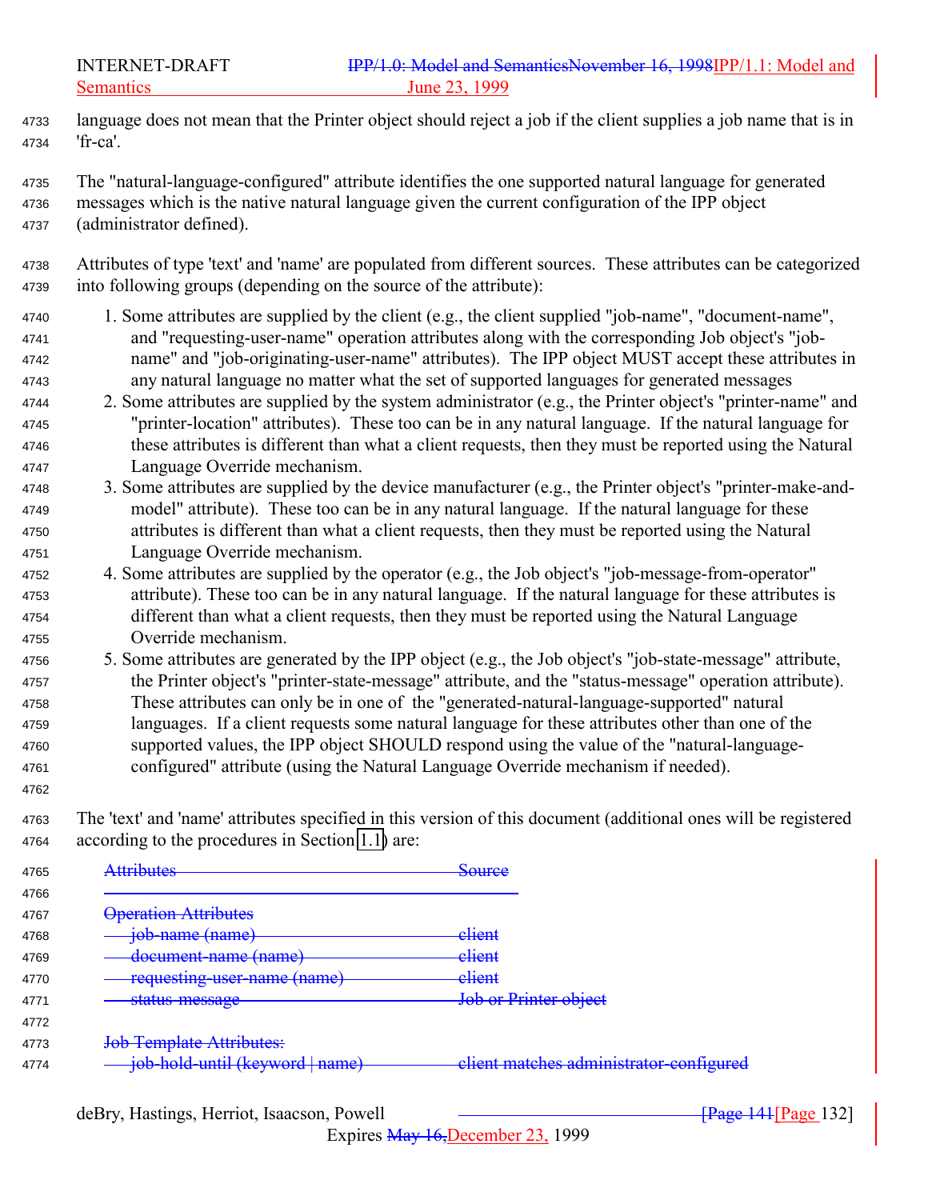language does not mean that the Printer object should reject a job if the client supplies a job name that is in 'fr-ca'.

The "natural-language-configured" attribute identifies the one supported natural language for generated messages which is the native natural language given the current configuration of the IPP object (administrator defined).

Attributes of type 'text' and 'name' are populated from different sources. These attributes can be categorized into following groups (depending on the source of the attribute):

1. Some attributes are supplied by the client (e.g., the client supplied "job-name", "document-name", and "requesting-user-name" operation attributes along with the corresponding Job object's "job-name" and "job-originating-user-name" attributes). The IPP object MUST accept these attributes in any natural language no matter what the set of supported languages for generated messages
2. Some attributes are supplied by the system administrator (e.g., the Printer object's "printer-name" and "printer-location" attributes). These too can be in any natural language. If the natural language for these attributes is different than what a client requests, then they must be reported using the Natural Language Override mechanism.
3. Some attributes are supplied by the device manufacturer (e.g., the Printer object's "printer-make-and-model" attribute). These too can be in any natural language. If the natural language for these attributes is different than what a client requests, then they must be reported using the Natural Language Override mechanism.
4. Some attributes are supplied by the operator (e.g., the Job object's "job-message-from-operator" attribute). These too can be in any natural language. If the natural language for these attributes is different than what a client requests, then they must be reported using the Natural Language Override mechanism.
5. Some attributes are generated by the IPP object (e.g., the Job object's "job-state-message" attribute, the Printer object's "printer-state-message" attribute, and the "status-message" operation attribute). These attributes can only be in one of the "generated-natural-language-supported" natural languages. If a client requests some natural language for these attributes other than one of the supported values, the IPP object SHOULD respond using the value of the "natural-language-configured" attribute (using the Natural Language Override mechanism if needed).

The 'text' and 'name' attributes specified in this version of this document (additional ones will be registered according to the procedures in Section 1.1) are:

~~Attributes~~ ~~Source~~

~~Operation Attributes~~

| ~~Attributes~~ | ~~Source~~ |
|---|---|
| ~~job-name (name)~~ | ~~client~~ |
| ~~document-name (name)~~ | ~~client~~ |
| ~~requesting-user-name (name)~~ | ~~client~~ |
| ~~status-message~~ | ~~Job or Printer object~~ |

~~Job Template Attributes:~~

| | |
|---|---|
| ~~job-hold-until (keyword \| name)~~ | ~~client matches administrator-configured~~ |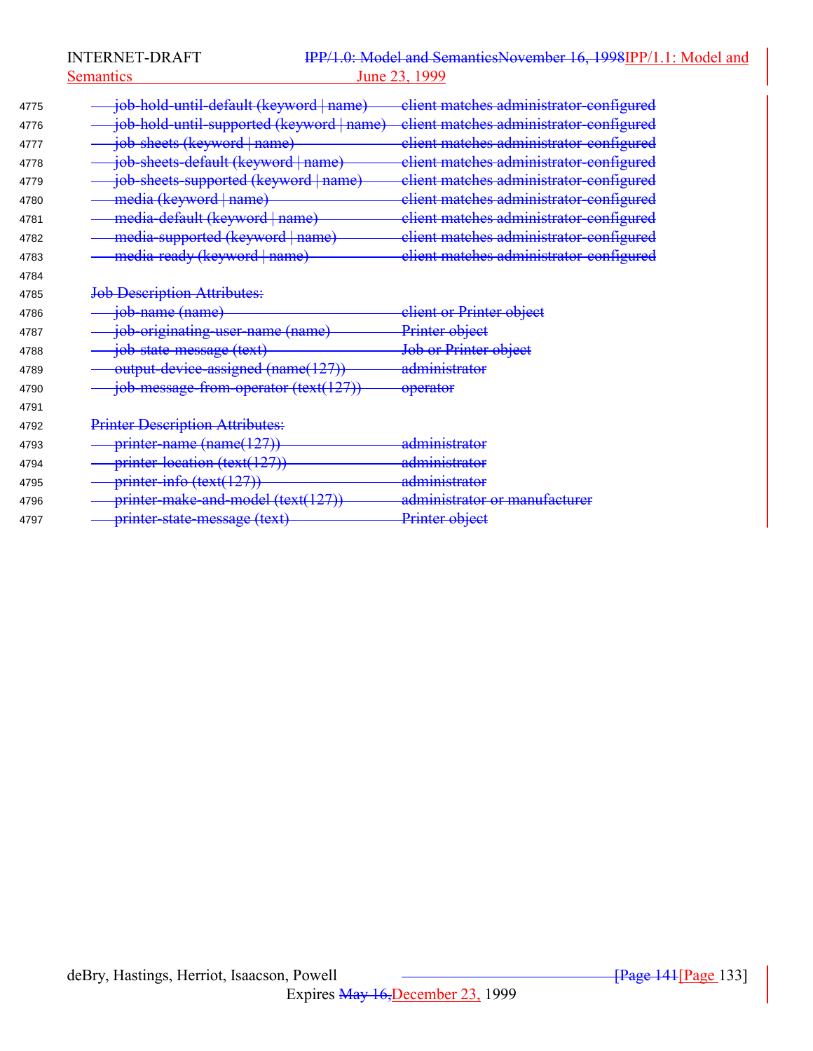| | |
|---|---|
| job-hold-until-default (keyword \| name) | client matches administrator-configured |
| job-hold-until-supported (keyword \| name) | client matches administrator-configured |
| job-sheets (keyword \| name) | client matches administrator-configured |
| job-sheets-default (keyword \| name) | client matches administrator-configured |
| job-sheets-supported (keyword \| name) | client matches administrator-configured |
| media (keyword \| name) | client matches administrator-configured |
| media-default (keyword \| name) | client matches administrator-configured |
| media-supported (keyword \| name) | client matches administrator-configured |
| media-ready (keyword \| name) | client matches administrator-configured |

Job Description Attributes:

| | |
|---|---|
| job-name (name) | client or Printer object |
| job-originating-user-name (name) | Printer object |
| job-state-message (text) | Job or Printer object |
| output-device-assigned (name(127)) | administrator |
| job-message-from-operator (text(127)) | operator |

Printer Description Attributes:

| | |
|---|---|
| printer-name (name(127)) | administrator |
| printer-location (text(127)) | administrator |
| printer-info (text(127)) | administrator |
| printer-make-and-model (text(127)) | administrator or manufacturer |
| printer-state-message (text) | Printer object |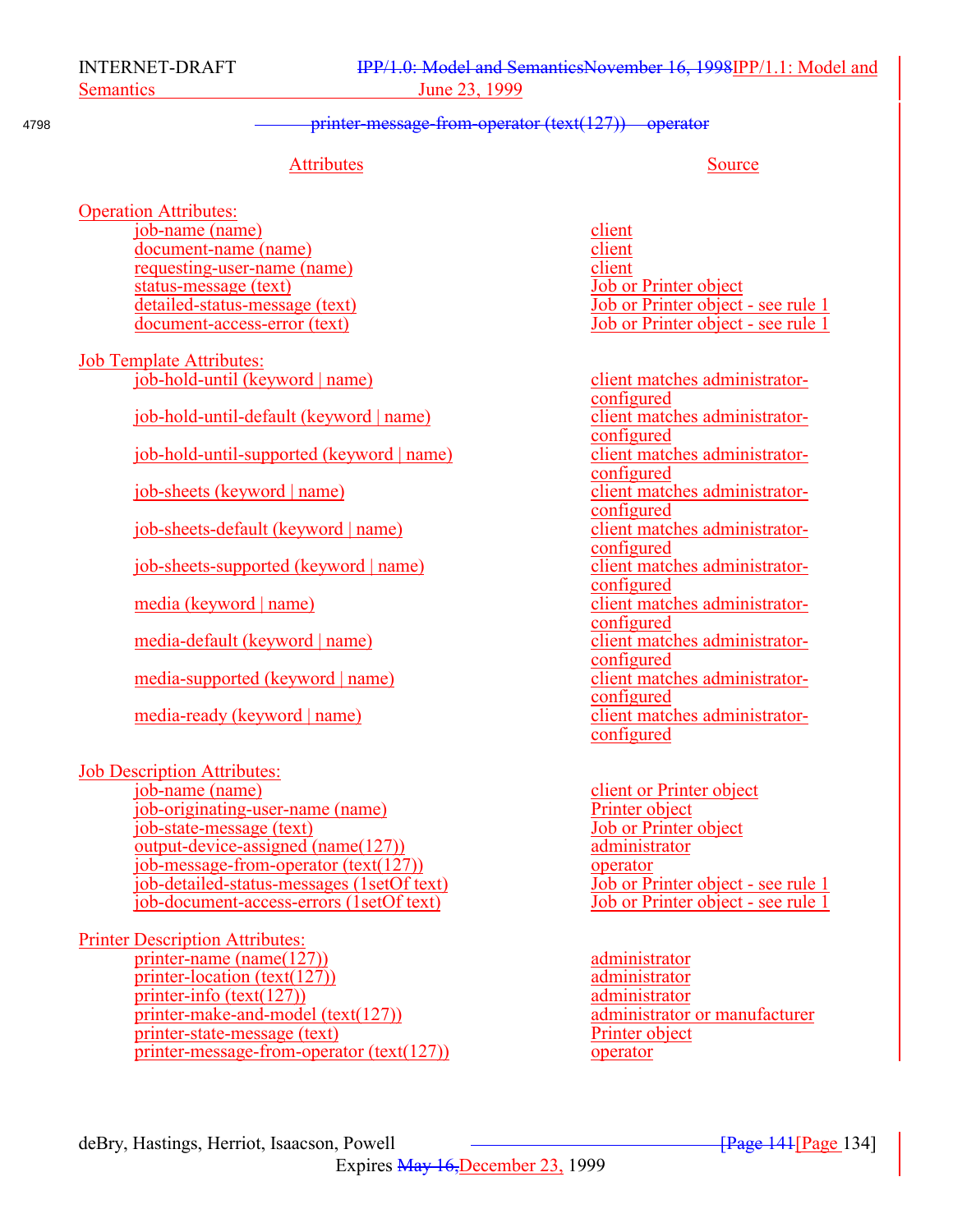4798 printer-message-from-operator (text(127)) operator

| Attributes | Source |
|---|---|
| **Operation Attributes:** | |
| job-name (name) | client |
| document-name (name) | client |
| requesting-user-name (name) | client |
| status-message (text) | Job or Printer object |
| detailed-status-message (text) | Job or Printer object - see rule 1 |
| document-access-error (text) | Job or Printer object - see rule 1 |
| **Job Template Attributes:** | |
| job-hold-until (keyword \| name) | client matches administrator-configured |
| job-hold-until-default (keyword \| name) | client matches administrator-configured |
| job-hold-until-supported (keyword \| name) | client matches administrator-configured |
| job-sheets (keyword \| name) | client matches administrator-configured |
| job-sheets-default (keyword \| name) | client matches administrator-configured |
| job-sheets-supported (keyword \| name) | client matches administrator-configured |
| media (keyword \| name) | client matches administrator-configured |
| media-default (keyword \| name) | client matches administrator-configured |
| media-supported (keyword \| name) | client matches administrator-configured |
| media-ready (keyword \| name) | client matches administrator-configured |
| **Job Description Attributes:** | |
| job-name (name) | client or Printer object |
| job-originating-user-name (name) | Printer object |
| job-state-message (text) | Job or Printer object |
| output-device-assigned (name(127)) | administrator |
| job-message-from-operator (text(127)) | operator |
| job-detailed-status-messages (1setOf text) | Job or Printer object - see rule 1 |
| job-document-access-errors (1setOf text) | Job or Printer object - see rule 1 |
| **Printer Description Attributes:** | |
| printer-name (name(127)) | administrator |
| printer-location (text(127)) | administrator |
| printer-info (text(127)) | administrator |
| printer-make-and-model (text(127)) | administrator or manufacturer |
| printer-state-message (text) | Printer object |
| printer-message-from-operator (text(127)) | operator |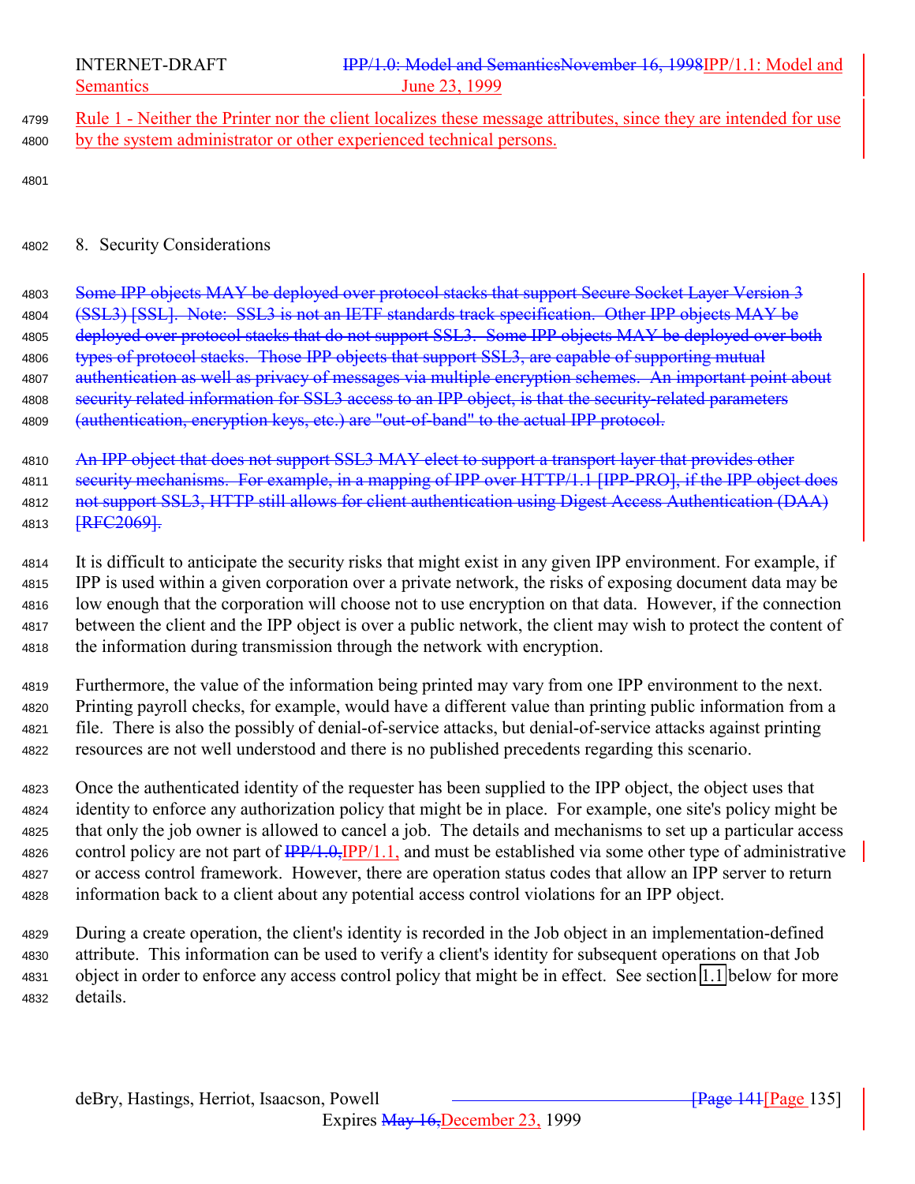Rule 1 - Neither the Printer nor the client localizes these message attributes, since they are intended for use by the system administrator or other experienced technical persons.

## 8. Security Considerations

~~Some IPP objects MAY be deployed over protocol stacks that support Secure Socket Layer Version 3 (SSL3) [SSL]. Note: SSL3 is not an IETF standards track specification. Other IPP objects MAY be deployed over protocol stacks that do not support SSL3. Some IPP objects MAY be deployed over both types of protocol stacks. Those IPP objects that support SSL3, are capable of supporting mutual authentication as well as privacy of messages via multiple encryption schemes. An important point about security related information for SSL3 access to an IPP object, is that the security-related parameters (authentication, encryption keys, etc.) are "out-of-band" to the actual IPP protocol.~~

~~An IPP object that does not support SSL3 MAY elect to support a transport layer that provides other security mechanisms. For example, in a mapping of IPP over HTTP/1.1 [IPP-PRO], if the IPP object does not support SSL3, HTTP still allows for client authentication using Digest Access Authentication (DAA) [RFC2069].~~

It is difficult to anticipate the security risks that might exist in any given IPP environment. For example, if IPP is used within a given corporation over a private network, the risks of exposing document data may be low enough that the corporation will choose not to use encryption on that data. However, if the connection between the client and the IPP object is over a public network, the client may wish to protect the content of the information during transmission through the network with encryption.

Furthermore, the value of the information being printed may vary from one IPP environment to the next. Printing payroll checks, for example, would have a different value than printing public information from a file. There is also the possibly of denial-of-service attacks, but denial-of-service attacks against printing resources are not well understood and there is no published precedents regarding this scenario.

Once the authenticated identity of the requester has been supplied to the IPP object, the object uses that identity to enforce any authorization policy that might be in place. For example, one site's policy might be that only the job owner is allowed to cancel a job. The details and mechanisms to set up a particular access control policy are not part of ~~IPP/1.0,~~IPP/1.1, and must be established via some other type of administrative or access control framework. However, there are operation status codes that allow an IPP server to return information back to a client about any potential access control violations for an IPP object.

During a create operation, the client's identity is recorded in the Job object in an implementation-defined attribute. This information can be used to verify a client's identity for subsequent operations on that Job object in order to enforce any access control policy that might be in effect. See section 1.1 below for more details.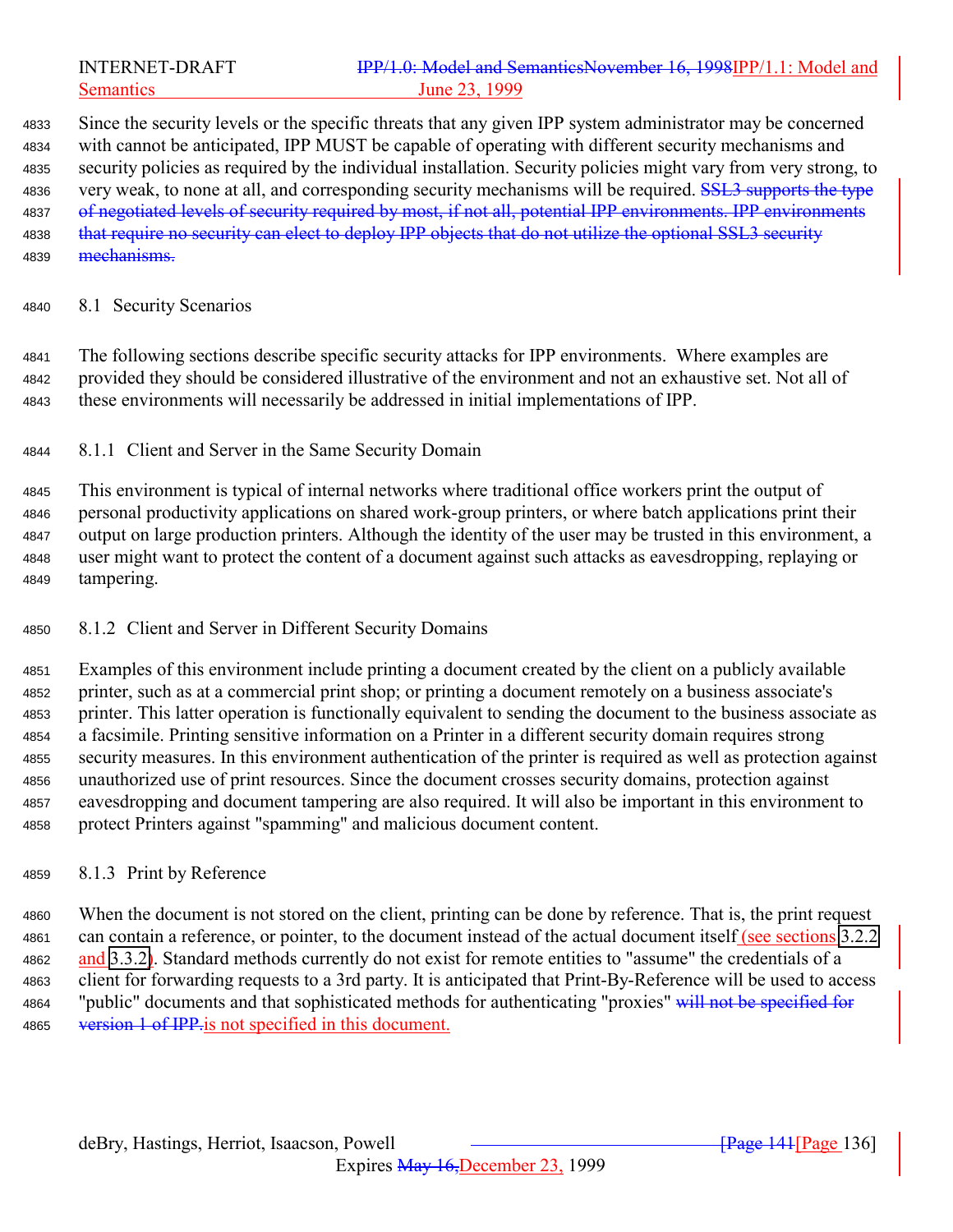Since the security levels or the specific threats that any given IPP system administrator may be concerned with cannot be anticipated, IPP MUST be capable of operating with different security mechanisms and security policies as required by the individual installation. Security policies might vary from very strong, to very weak, to none at all, and corresponding security mechanisms will be required. ~~SSL3 supports the type of negotiated levels of security required by most, if not all, potential IPP environments. IPP environments that require no security can elect to deploy IPP objects that do not utilize the optional SSL3 security mechanisms.~~

### 8.1 Security Scenarios

The following sections describe specific security attacks for IPP environments. Where examples are provided they should be considered illustrative of the environment and not an exhaustive set. Not all of these environments will necessarily be addressed in initial implementations of IPP.

#### 8.1.1 Client and Server in the Same Security Domain

This environment is typical of internal networks where traditional office workers print the output of personal productivity applications on shared work-group printers, or where batch applications print their output on large production printers. Although the identity of the user may be trusted in this environment, a user might want to protect the content of a document against such attacks as eavesdropping, replaying or tampering.

#### 8.1.2 Client and Server in Different Security Domains

Examples of this environment include printing a document created by the client on a publicly available printer, such as at a commercial print shop; or printing a document remotely on a business associate's printer. This latter operation is functionally equivalent to sending the document to the business associate as a facsimile. Printing sensitive information on a Printer in a different security domain requires strong security measures. In this environment authentication of the printer is required as well as protection against unauthorized use of print resources. Since the document crosses security domains, protection against eavesdropping and document tampering are also required. It will also be important in this environment to protect Printers against "spamming" and malicious document content.

#### 8.1.3 Print by Reference

When the document is not stored on the client, printing can be done by reference. That is, the print request can contain a reference, or pointer, to the document instead of the actual document itself (see sections 3.2.2 and 3.3.2). Standard methods currently do not exist for remote entities to "assume" the credentials of a client for forwarding requests to a 3rd party. It is anticipated that Print-By-Reference will be used to access "public" documents and that sophisticated methods for authenticating "proxies" ~~will not be specified for version 1 of IPP.~~ is not specified in this document.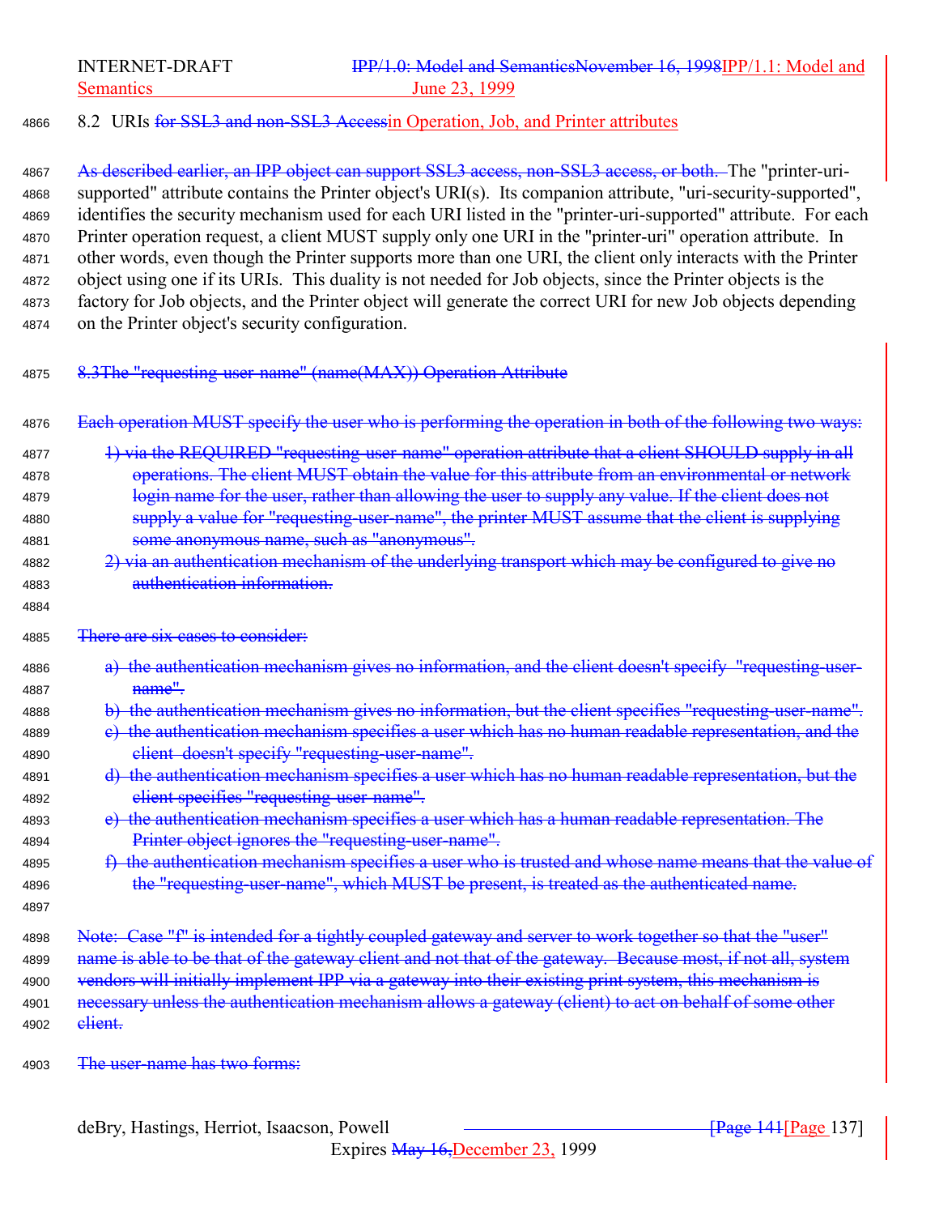## 8.2 URIs ~~for SSL3 and non-SSL3 Access~~in Operation, Job, and Printer attributes

~~As described earlier, an IPP object can support SSL3 access, non-SSL3 access, or both.~~ The "printer-uri-supported" attribute contains the Printer object's URI(s). Its companion attribute, "uri-security-supported", identifies the security mechanism used for each URI listed in the "printer-uri-supported" attribute. For each Printer operation request, a client MUST supply only one URI in the "printer-uri" operation attribute. In other words, even though the Printer supports more than one URI, the client only interacts with the Printer object using one if its URIs. This duality is not needed for Job objects, since the Printer objects is the factory for Job objects, and the Printer object will generate the correct URI for new Job objects depending on the Printer object's security configuration.

~~8.3The "requesting-user-name" (name(MAX)) Operation Attribute~~

~~Each operation MUST specify the user who is performing the operation in both of the following two ways:~~

~~1) via the REQUIRED "requesting-user-name" operation attribute that a client SHOULD supply in all operations. The client MUST obtain the value for this attribute from an environmental or network login name for the user, rather than allowing the user to supply any value. If the client does not supply a value for "requesting-user-name", the printer MUST assume that the client is supplying some anonymous name, such as "anonymous".~~

~~2) via an authentication mechanism of the underlying transport which may be configured to give no authentication information.~~

~~There are six cases to consider:~~

~~a) the authentication mechanism gives no information, and the client doesn't specify "requesting-user-name".~~

~~b) the authentication mechanism gives no information, but the client specifies "requesting-user-name".~~

~~c) the authentication mechanism specifies a user which has no human readable representation, and the client doesn't specify "requesting-user-name".~~

~~d) the authentication mechanism specifies a user which has no human readable representation, but the client specifies "requesting-user-name".~~

~~e) the authentication mechanism specifies a user which has a human readable representation. The Printer object ignores the "requesting-user-name".~~

~~f) the authentication mechanism specifies a user who is trusted and whose name means that the value of the "requesting-user-name", which MUST be present, is treated as the authenticated name.~~

~~Note: Case "f" is intended for a tightly coupled gateway and server to work together so that the "user" name is able to be that of the gateway client and not that of the gateway. Because most, if not all, system vendors will initially implement IPP via a gateway into their existing print system, this mechanism is necessary unless the authentication mechanism allows a gateway (client) to act on behalf of some other client.~~

~~The user-name has two forms:~~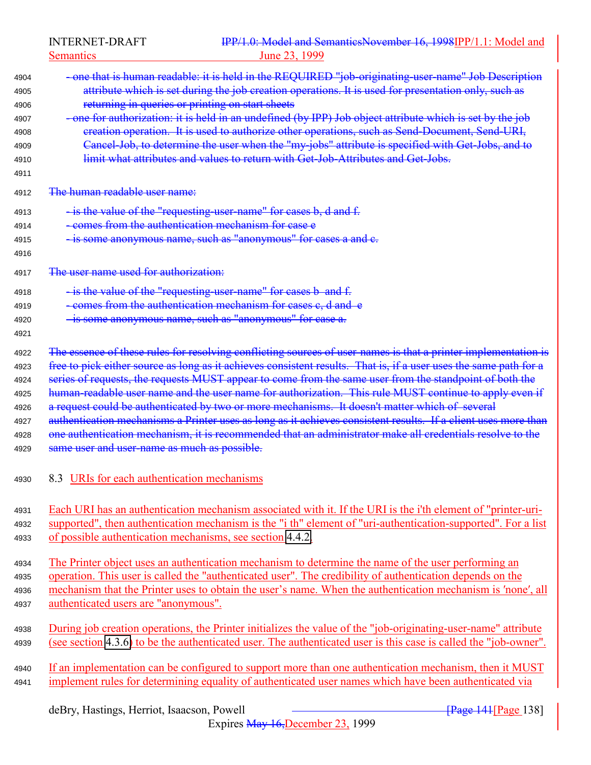- one that is human readable: it is held in the REQUIRED "job-originating-user-name" Job Description attribute which is set during the job creation operations. It is used for presentation only, such as returning in queries or printing on start sheets
- one for authorization: it is held in an undefined (by IPP) Job object attribute which is set by the job creation operation. It is used to authorize other operations, such as Send-Document, Send-URI, Cancel-Job, to determine the user when the "my-jobs" attribute is specified with Get-Jobs, and to limit what attributes and values to return with Get-Job-Attributes and Get-Jobs.

The human readable user name:

- is the value of the "requesting-user-name" for cases b, d and f.
- comes from the authentication mechanism for case e
- is some anonymous name, such as "anonymous" for cases a and c.

The user name used for authorization:

- is the value of the "requesting-user-name" for cases b and f.
- comes from the authentication mechanism for cases c, d and e
- is some anonymous name, such as "anonymous" for case a.

The essence of these rules for resolving conflicting sources of user-names is that a printer implementation is free to pick either source as long as it achieves consistent results. That is, if a user uses the same path for a series of requests, the requests MUST appear to come from the same user from the standpoint of both the human-readable user name and the user name for authorization. This rule MUST continue to apply even if a request could be authenticated by two or more mechanisms. It doesn't matter which of several authentication mechanisms a Printer uses as long as it achieves consistent results. If a client uses more than one authentication mechanism, it is recommended that an administrator make all credentials resolve to the same user and user-name as much as possible.

## 8.3 URIs for each authentication mechanisms

Each URI has an authentication mechanism associated with it. If the URI is the i'th element of "printer-uri-supported", then authentication mechanism is the "i th" element of "uri-authentication-supported". For a list of possible authentication mechanisms, see section 4.4.2.

The Printer object uses an authentication mechanism to determine the name of the user performing an operation. This user is called the "authenticated user". The credibility of authentication depends on the mechanism that the Printer uses to obtain the user's name. When the authentication mechanism is 'none', all authenticated users are "anonymous".

During job creation operations, the Printer initializes the value of the "job-originating-user-name" attribute (see section 4.3.6) to be the authenticated user. The authenticated user is this case is called the "job-owner".

If an implementation can be configured to support more than one authentication mechanism, then it MUST implement rules for determining equality of authenticated user names which have been authenticated via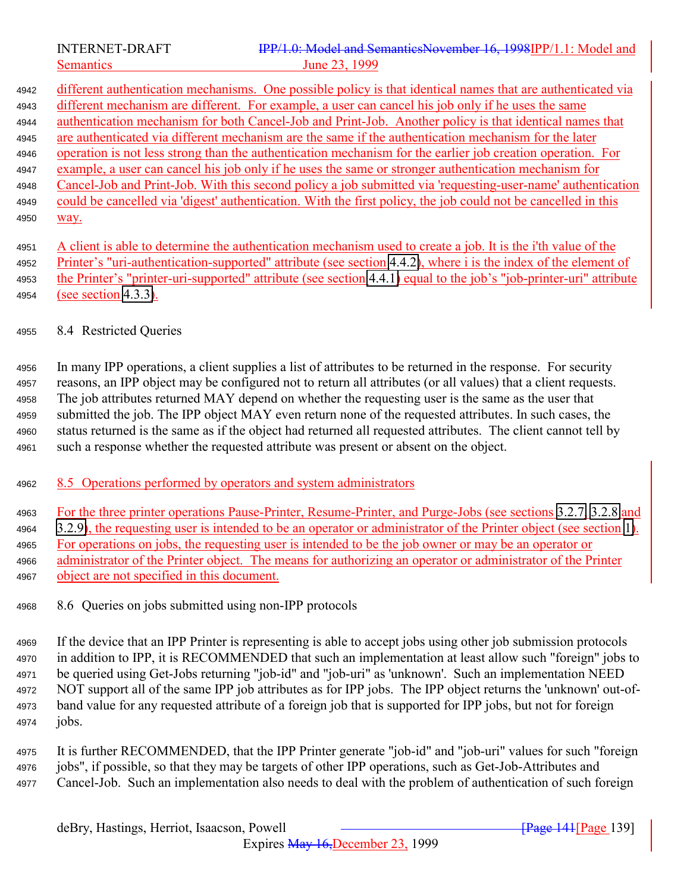different authentication mechanisms. One possible policy is that identical names that are authenticated via different mechanism are different. For example, a user can cancel his job only if he uses the same authentication mechanism for both Cancel-Job and Print-Job. Another policy is that identical names that are authenticated via different mechanism are the same if the authentication mechanism for the later operation is not less strong than the authentication mechanism for the earlier job creation operation. For example, a user can cancel his job only if he uses the same or stronger authentication mechanism for Cancel-Job and Print-Job. With this second policy a job submitted via 'requesting-user-name' authentication could be cancelled via 'digest' authentication. With the first policy, the job could not be cancelled in this way.

A client is able to determine the authentication mechanism used to create a job. It is the i'th value of the Printer's "uri-authentication-supported" attribute (see section 4.4.2), where i is the index of the element of the Printer's "printer-uri-supported" attribute (see section 4.4.1) equal to the job's "job-printer-uri" attribute (see section 4.3.3).

## 8.4 Restricted Queries

In many IPP operations, a client supplies a list of attributes to be returned in the response. For security reasons, an IPP object may be configured not to return all attributes (or all values) that a client requests. The job attributes returned MAY depend on whether the requesting user is the same as the user that submitted the job. The IPP object MAY even return none of the requested attributes. In such cases, the status returned is the same as if the object had returned all requested attributes. The client cannot tell by such a response whether the requested attribute was present or absent on the object.

## 8.5 Operations performed by operators and system administrators

For the three printer operations Pause-Printer, Resume-Printer, and Purge-Jobs (see sections 3.2.7, 3.2.8 and 3.2.9), the requesting user is intended to be an operator or administrator of the Printer object (see section 1). For operations on jobs, the requesting user is intended to be the job owner or may be an operator or administrator of the Printer object. The means for authorizing an operator or administrator of the Printer object are not specified in this document.

## 8.6 Queries on jobs submitted using non-IPP protocols

If the device that an IPP Printer is representing is able to accept jobs using other job submission protocols in addition to IPP, it is RECOMMENDED that such an implementation at least allow such "foreign" jobs to be queried using Get-Jobs returning "job-id" and "job-uri" as 'unknown'. Such an implementation NEED NOT support all of the same IPP job attributes as for IPP jobs. The IPP object returns the 'unknown' out-of-band value for any requested attribute of a foreign job that is supported for IPP jobs, but not for foreign jobs.

It is further RECOMMENDED, that the IPP Printer generate "job-id" and "job-uri" values for such "foreign jobs", if possible, so that they may be targets of other IPP operations, such as Get-Job-Attributes and Cancel-Job. Such an implementation also needs to deal with the problem of authentication of such foreign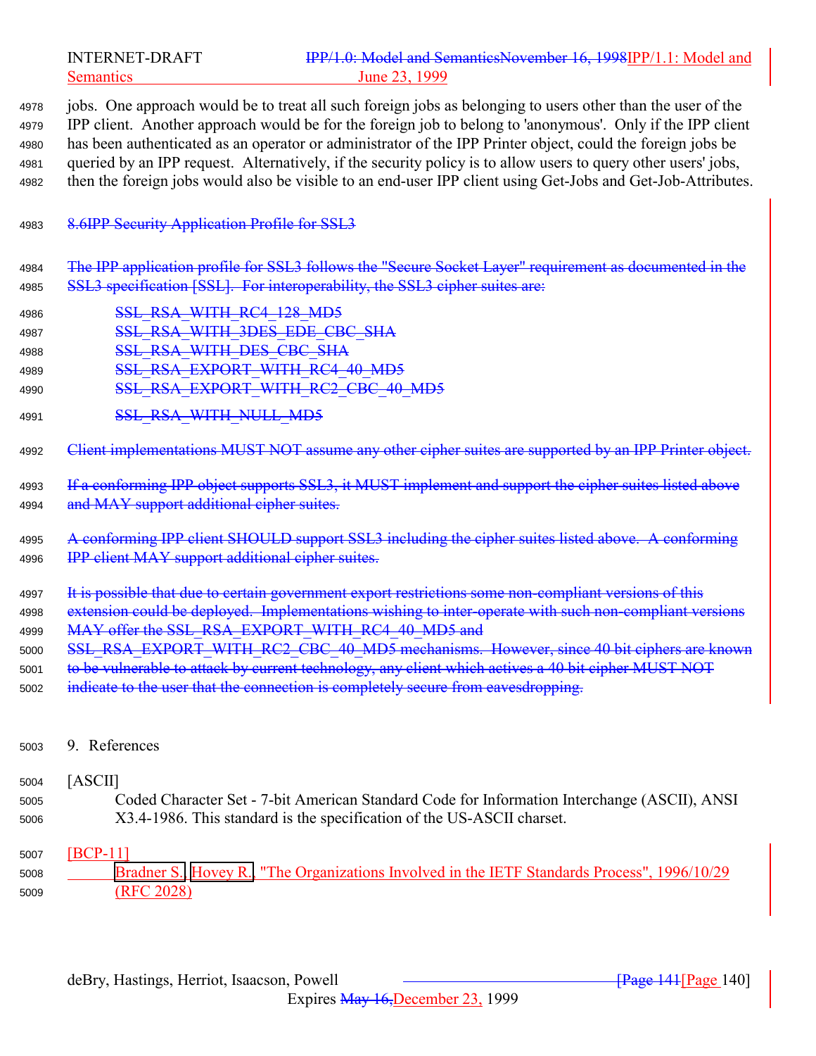jobs. One approach would be to treat all such foreign jobs as belonging to users other than the user of the IPP client. Another approach would be for the foreign job to belong to 'anonymous'. Only if the IPP client has been authenticated as an operator or administrator of the IPP Printer object, could the foreign jobs be queried by an IPP request. Alternatively, if the security policy is to allow users to query other users' jobs, then the foreign jobs would also be visible to an end-user IPP client using Get-Jobs and Get-Job-Attributes.

## ~~8.6 IPP Security Application Profile for SSL3~~

~~The IPP application profile for SSL3 follows the "Secure Socket Layer" requirement as documented in the SSL3 specification [SSL]. For interoperability, the SSL3 cipher suites are:~~

~~SSL_RSA_WITH_RC4_128_MD5~~
~~SSL_RSA_WITH_3DES_EDE_CBC_SHA~~
~~SSL_RSA_WITH_DES_CBC_SHA~~
~~SSL_RSA_EXPORT_WITH_RC4_40_MD5~~
~~SSL_RSA_EXPORT_WITH_RC2_CBC_40_MD5~~
~~SSL_RSA_WITH_NULL_MD5~~

~~Client implementations MUST NOT assume any other cipher suites are supported by an IPP Printer object.~~

~~If a conforming IPP object supports SSL3, it MUST implement and support the cipher suites listed above and MAY support additional cipher suites.~~

~~A conforming IPP client SHOULD support SSL3 including the cipher suites listed above. A conforming IPP client MAY support additional cipher suites.~~

~~It is possible that due to certain government export restrictions some non-compliant versions of this extension could be deployed. Implementations wishing to inter-operate with such non-compliant versions MAY offer the SSL_RSA_EXPORT_WITH_RC4_40_MD5 and SSL_RSA_EXPORT_WITH_RC2_CBC_40_MD5 mechanisms. However, since 40 bit ciphers are known to be vulnerable to attack by current technology, any client which actives a 40 bit cipher MUST NOT indicate to the user that the connection is completely secure from eavesdropping.~~

# 9. References

[ASCII]
Coded Character Set - 7-bit American Standard Code for Information Interchange (ASCII), ANSI X3.4-1986. This standard is the specification of the US-ASCII charset.

[BCP-11]
Bradner S., Hovey R., "The Organizations Involved in the IETF Standards Process", 1996/10/29 (RFC 2028)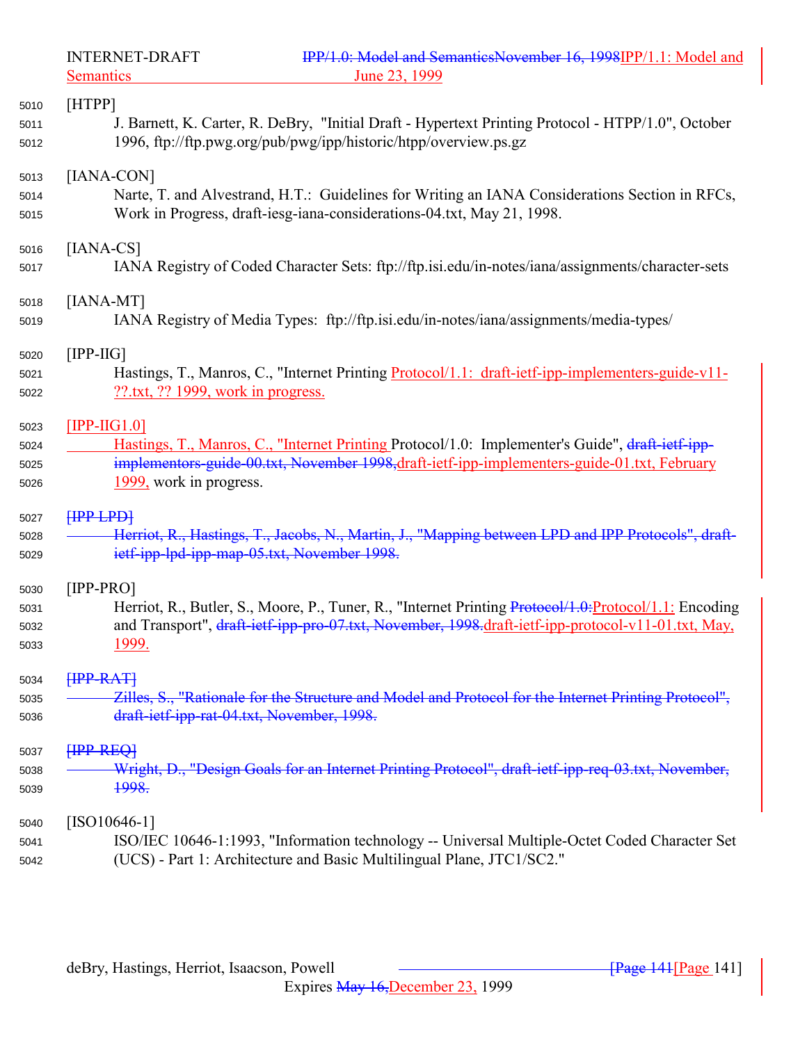[HTPP]
: J. Barnett, K. Carter, R. DeBry, "Initial Draft - Hypertext Printing Protocol - HTPP/1.0", October 1996, ftp://ftp.pwg.org/pub/pwg/ipp/historic/htpp/overview.ps.gz

[IANA-CON]
: Narte, T. and Alvestrand, H.T.: Guidelines for Writing an IANA Considerations Section in RFCs, Work in Progress, draft-iesg-iana-considerations-04.txt, May 21, 1998.

[IANA-CS]
: IANA Registry of Coded Character Sets: ftp://ftp.isi.edu/in-notes/iana/assignments/character-sets

[IANA-MT]
: IANA Registry of Media Types: ftp://ftp.isi.edu/in-notes/iana/assignments/media-types/

[IPP-IIG]
: Hastings, T., Manros, C., "Internet Printing Protocol/1.1: draft-ietf-ipp-implementers-guide-v11-??.txt, ?? 1999, work in progress.

[IPP-IIG1.0]
: Hastings, T., Manros, C., "Internet Printing Protocol/1.0: Implementer's Guide", ~~draft-ietf-ipp-implementors-guide-00.txt, November 1998,~~draft-ietf-ipp-implementers-guide-01.txt, February 1999, work in progress.

~~[IPP-LPD]~~
: ~~Herriot, R., Hastings, T., Jacobs, N., Martin, J., "Mapping between LPD and IPP Protocols", draft-ietf-ipp-lpd-ipp-map-05.txt, November 1998.~~

[IPP-PRO]
: Herriot, R., Butler, S., Moore, P., Tuner, R., "Internet Printing ~~Protocol/1.0:~~Protocol/1.1: Encoding and Transport", ~~draft-ietf-ipp-pro-07.txt, November, 1998.~~draft-ietf-ipp-protocol-v11-01.txt, May, 1999.

~~[IPP-RAT]~~
: ~~Zilles, S., "Rationale for the Structure and Model and Protocol for the Internet Printing Protocol", draft-ietf-ipp-rat-04.txt, November, 1998.~~

~~[IPP-REQ]~~
: ~~Wright, D., "Design Goals for an Internet Printing Protocol", draft-ietf-ipp-req-03.txt, November, 1998.~~

[ISO10646-1]
: ISO/IEC 10646-1:1993, "Information technology -- Universal Multiple-Octet Coded Character Set (UCS) - Part 1: Architecture and Basic Multilingual Plane, JTC1/SC2."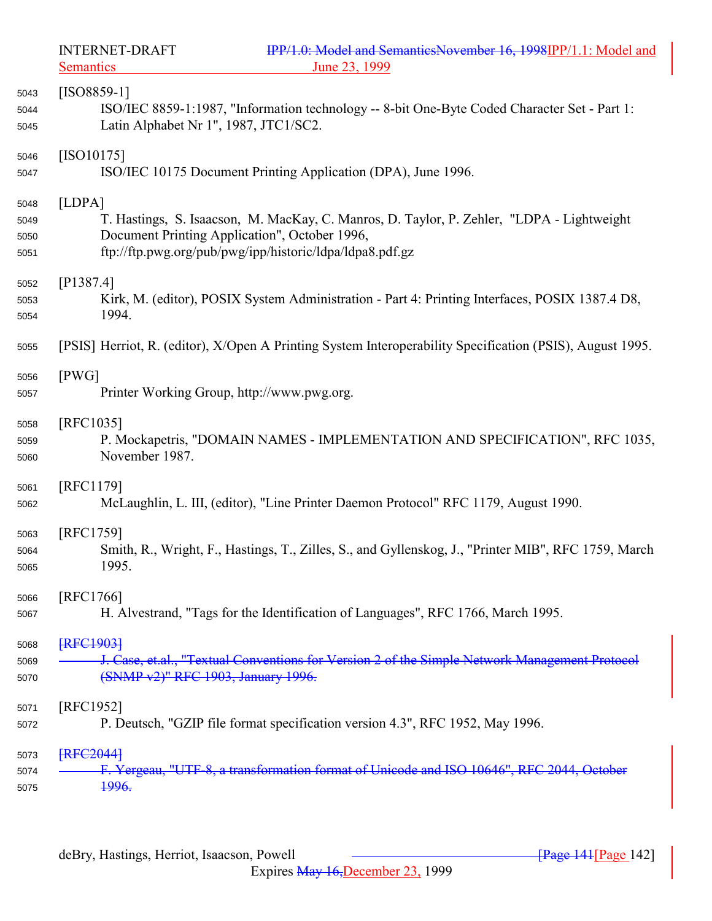[ISO8859-1]
ISO/IEC 8859-1:1987, "Information technology -- 8-bit One-Byte Coded Character Set - Part 1: Latin Alphabet Nr 1", 1987, JTC1/SC2.

[ISO10175]
ISO/IEC 10175 Document Printing Application (DPA), June 1996.

[LDPA]
T. Hastings, S. Isaacson, M. MacKay, C. Manros, D. Taylor, P. Zehler, "LDPA - Lightweight Document Printing Application", October 1996, ftp://ftp.pwg.org/pub/pwg/ipp/historic/ldpa/ldpa8.pdf.gz

[P1387.4]
Kirk, M. (editor), POSIX System Administration - Part 4: Printing Interfaces, POSIX 1387.4 D8, 1994.

[PSIS] Herriot, R. (editor), X/Open A Printing System Interoperability Specification (PSIS), August 1995.

[PWG]
Printer Working Group, http://www.pwg.org.

[RFC1035]
P. Mockapetris, "DOMAIN NAMES - IMPLEMENTATION AND SPECIFICATION", RFC 1035, November 1987.

[RFC1179]
McLaughlin, L. III, (editor), "Line Printer Daemon Protocol" RFC 1179, August 1990.

[RFC1759]
Smith, R., Wright, F., Hastings, T., Zilles, S., and Gyllenskog, J., "Printer MIB", RFC 1759, March 1995.

[RFC1766]
H. Alvestrand, "Tags for the Identification of Languages", RFC 1766, March 1995.

~~[RFC1903]~~
~~J. Case, et.al., "Textual Conventions for Version 2 of the Simple Network Management Protocol (SNMP v2)" RFC 1903, January 1996.~~

[RFC1952]
P. Deutsch, "GZIP file format specification version 4.3", RFC 1952, May 1996.

~~[RFC2044]~~
~~F. Yergeau, "UTF-8, a transformation format of Unicode and ISO 10646", RFC 2044, October 1996.~~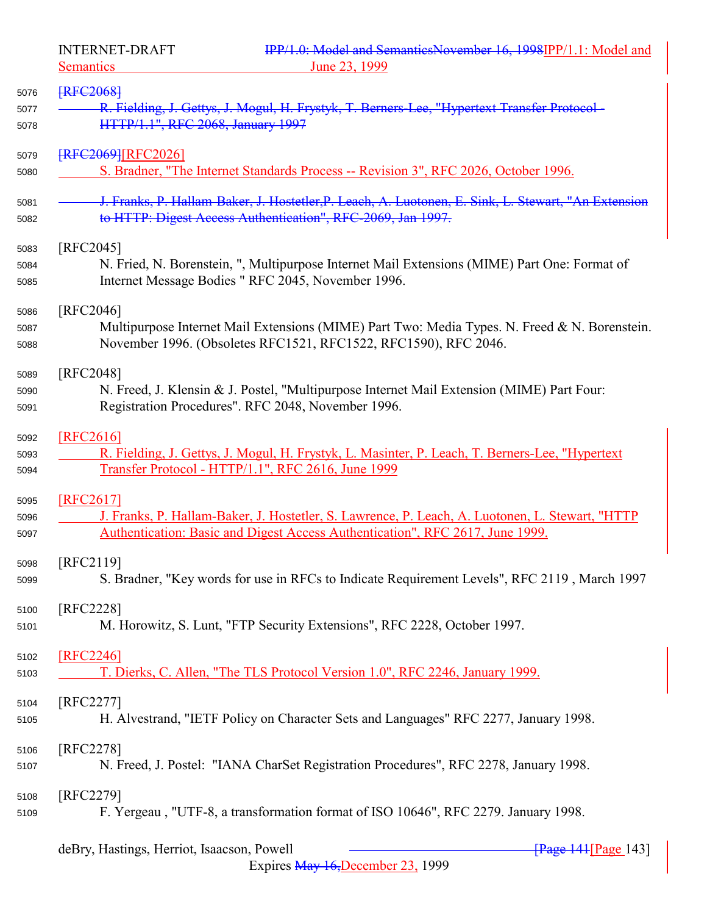~~[RFC2068]~~

~~R. Fielding, J. Gettys, J. Mogul, H. Frystyk, T. Berners-Lee, "Hypertext Transfer Protocol - HTTP/1.1", RFC 2068, January 1997~~

~~[RFC2069]~~[RFC2026]

S. Bradner, "The Internet Standards Process -- Revision 3", RFC 2026, October 1996.

~~J. Franks, P. Hallam-Baker, J. Hostetler,P. Leach, A. Luotonen, E. Sink, L. Stewart, "An Extension to HTTP: Digest Access Authentication", RFC-2069, Jan 1997.~~

[RFC2045]

N. Fried, N. Borenstein, ", Multipurpose Internet Mail Extensions (MIME) Part One: Format of Internet Message Bodies " RFC 2045, November 1996.

[RFC2046]

Multipurpose Internet Mail Extensions (MIME) Part Two: Media Types. N. Freed & N. Borenstein. November 1996. (Obsoletes RFC1521, RFC1522, RFC1590), RFC 2046.

[RFC2048]

N. Freed, J. Klensin & J. Postel, "Multipurpose Internet Mail Extension (MIME) Part Four: Registration Procedures". RFC 2048, November 1996.

[RFC2616]

R. Fielding, J. Gettys, J. Mogul, H. Frystyk, L. Masinter, P. Leach, T. Berners-Lee, "Hypertext Transfer Protocol - HTTP/1.1", RFC 2616, June 1999

[RFC2617]

J. Franks, P. Hallam-Baker, J. Hostetler, S. Lawrence, P. Leach, A. Luotonen, L. Stewart, "HTTP Authentication: Basic and Digest Access Authentication", RFC 2617, June 1999.

[RFC2119]

S. Bradner, "Key words for use in RFCs to Indicate Requirement Levels", RFC 2119 , March 1997

[RFC2228]

M. Horowitz, S. Lunt, "FTP Security Extensions", RFC 2228, October 1997.

[RFC2246]

T. Dierks, C. Allen, "The TLS Protocol Version 1.0", RFC 2246, January 1999.

[RFC2277]

H. Alvestrand, "IETF Policy on Character Sets and Languages" RFC 2277, January 1998.

[RFC2278]

N. Freed, J. Postel: "IANA CharSet Registration Procedures", RFC 2278, January 1998.

[RFC2279]

F. Yergeau , "UTF-8, a transformation format of ISO 10646", RFC 2279. January 1998.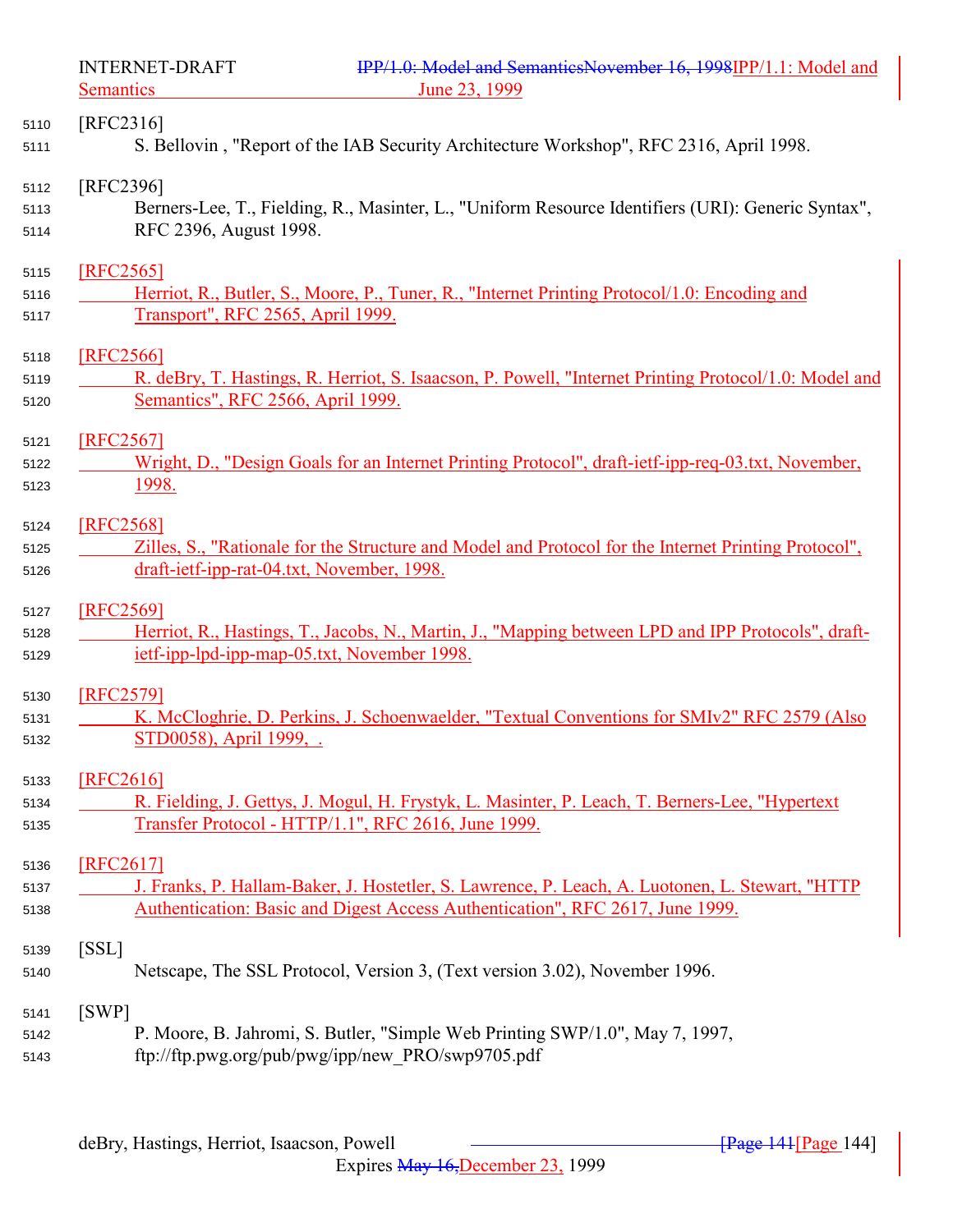[RFC2316]

S. Bellovin , "Report of the IAB Security Architecture Workshop", RFC 2316, April 1998.

[RFC2396]

Berners-Lee, T., Fielding, R., Masinter, L., "Uniform Resource Identifiers (URI): Generic Syntax", RFC 2396, August 1998.

[RFC2565]

Herriot, R., Butler, S., Moore, P., Tuner, R., "Internet Printing Protocol/1.0: Encoding and Transport", RFC 2565, April 1999.

[RFC2566]

R. deBry, T. Hastings, R. Herriot, S. Isaacson, P. Powell, "Internet Printing Protocol/1.0: Model and Semantics", RFC 2566, April 1999.

[RFC2567]

Wright, D., "Design Goals for an Internet Printing Protocol", draft-ietf-ipp-req-03.txt, November, 1998.

[RFC2568]

Zilles, S., "Rationale for the Structure and Model and Protocol for the Internet Printing Protocol", draft-ietf-ipp-rat-04.txt, November, 1998.

[RFC2569]

Herriot, R., Hastings, T., Jacobs, N., Martin, J., "Mapping between LPD and IPP Protocols", draft-ietf-ipp-lpd-ipp-map-05.txt, November 1998.

[RFC2579]

K. McCloghrie, D. Perkins, J. Schoenwaelder, "Textual Conventions for SMIv2" RFC 2579 (Also STD0058), April 1999, .

[RFC2616]

R. Fielding, J. Gettys, J. Mogul, H. Frystyk, L. Masinter, P. Leach, T. Berners-Lee, "Hypertext Transfer Protocol - HTTP/1.1", RFC 2616, June 1999.

[RFC2617]

J. Franks, P. Hallam-Baker, J. Hostetler, S. Lawrence, P. Leach, A. Luotonen, L. Stewart, "HTTP Authentication: Basic and Digest Access Authentication", RFC 2617, June 1999.

[SSL]

Netscape, The SSL Protocol, Version 3, (Text version 3.02), November 1996.

[SWP]

P. Moore, B. Jahromi, S. Butler, "Simple Web Printing SWP/1.0", May 7, 1997, ftp://ftp.pwg.org/pub/pwg/ipp/new_PRO/swp9705.pdf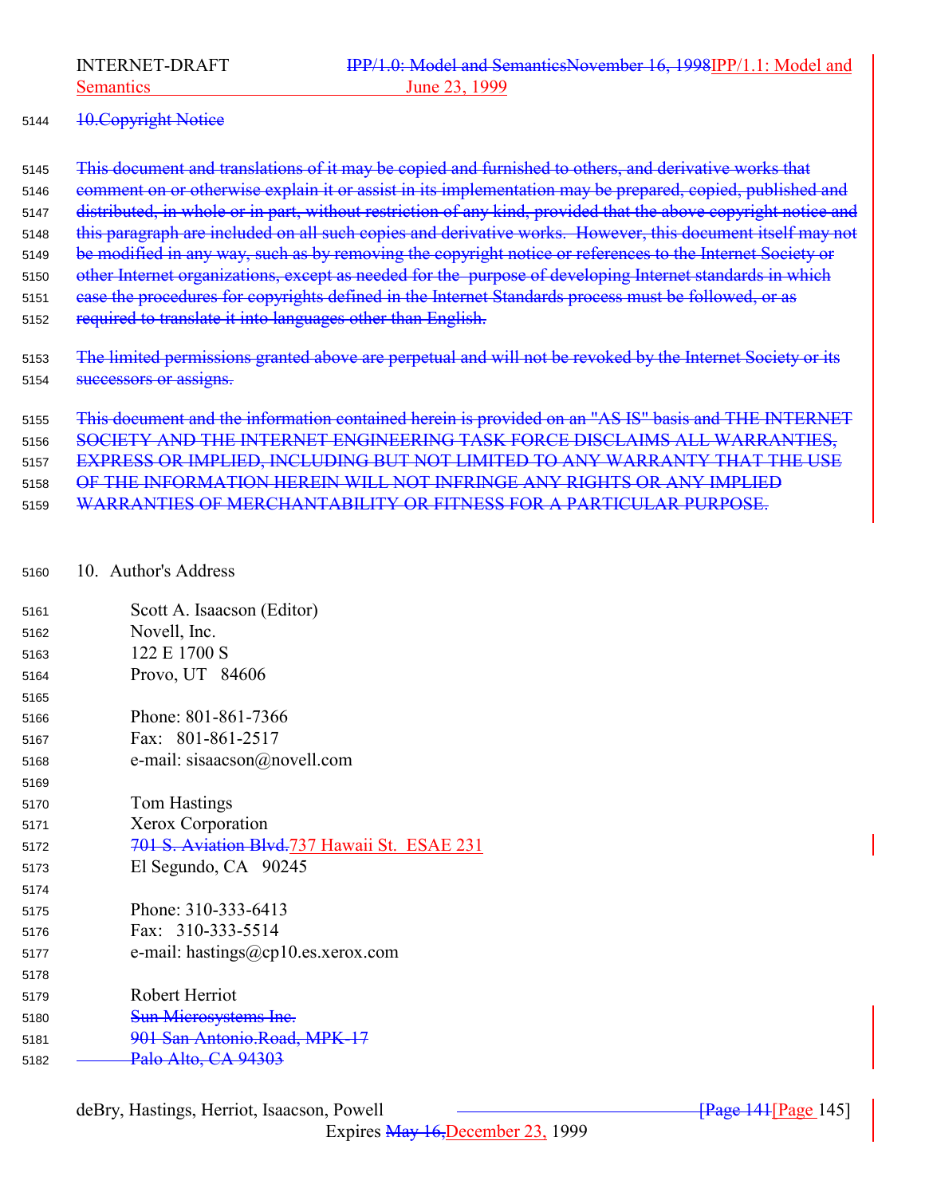~~10.Copyright Notice~~

~~This document and translations of it may be copied and furnished to others, and derivative works that comment on or otherwise explain it or assist in its implementation may be prepared, copied, published and distributed, in whole or in part, without restriction of any kind, provided that the above copyright notice and this paragraph are included on all such copies and derivative works. However, this document itself may not be modified in any way, such as by removing the copyright notice or references to the Internet Society or other Internet organizations, except as needed for the purpose of developing Internet standards in which case the procedures for copyrights defined in the Internet Standards process must be followed, or as required to translate it into languages other than English.~~

~~The limited permissions granted above are perpetual and will not be revoked by the Internet Society or its successors or assigns.~~

~~This document and the information contained herein is provided on an "AS IS" basis and THE INTERNET SOCIETY AND THE INTERNET ENGINEERING TASK FORCE DISCLAIMS ALL WARRANTIES, EXPRESS OR IMPLIED, INCLUDING BUT NOT LIMITED TO ANY WARRANTY THAT THE USE OF THE INFORMATION HEREIN WILL NOT INFRINGE ANY RIGHTS OR ANY IMPLIED WARRANTIES OF MERCHANTABILITY OR FITNESS FOR A PARTICULAR PURPOSE.~~

## 10. Author's Address

Scott A. Isaacson (Editor)
Novell, Inc.
122 E 1700 S
Provo, UT 84606

Phone: 801-861-7366
Fax: 801-861-2517
e-mail: sisaacson@novell.com

Tom Hastings
Xerox Corporation
~~701 S. Aviation Blvd.~~737 Hawaii St. ESAE 231
El Segundo, CA 90245

Phone: 310-333-6413
Fax: 310-333-5514
e-mail: hastings@cp10.es.xerox.com

Robert Herriot
~~Sun Microsystems Inc.~~
~~901 San Antonio.Road, MPK-17~~
~~Palo Alto, CA 94303~~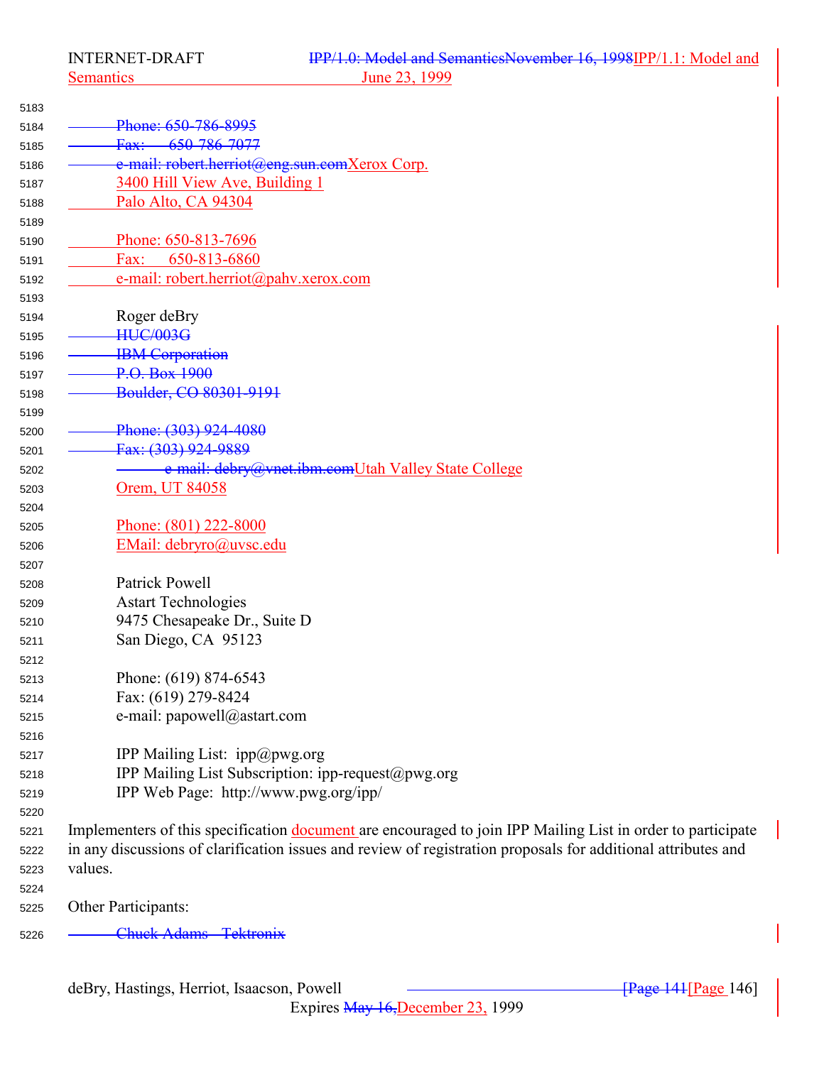Phone: 650-786-8995
Fax: 650-786-7077
e-mail: robert.herriot@eng.sun.comXerox Corp.
3400 Hill View Ave, Building 1
Palo Alto, CA 94304

Phone: 650-813-7696
Fax: 650-813-6860
e-mail: robert.herriot@pahv.xerox.com

Roger deBry
HUC/003G
IBM Corporation
P.O. Box 1900
Boulder, CO 80301-9191

Phone: (303) 924-4080
Fax: (303) 924-9889
e-mail: debry@vnet.ibm.comUtah Valley State College
Orem, UT 84058

Phone: (801) 222-8000
EMail: debryro@uvsc.edu

Patrick Powell
Astart Technologies
9475 Chesapeake Dr., Suite D
San Diego, CA 95123

Phone: (619) 874-6543
Fax: (619) 279-8424
e-mail: papowell@astart.com

IPP Mailing List: ipp@pwg.org
IPP Mailing List Subscription: ipp-request@pwg.org
IPP Web Page: http://www.pwg.org/ipp/

Implementers of this specification document are encouraged to join IPP Mailing List in order to participate in any discussions of clarification issues and review of registration proposals for additional attributes and values.

Other Participants:

Chuck Adams - Tektronix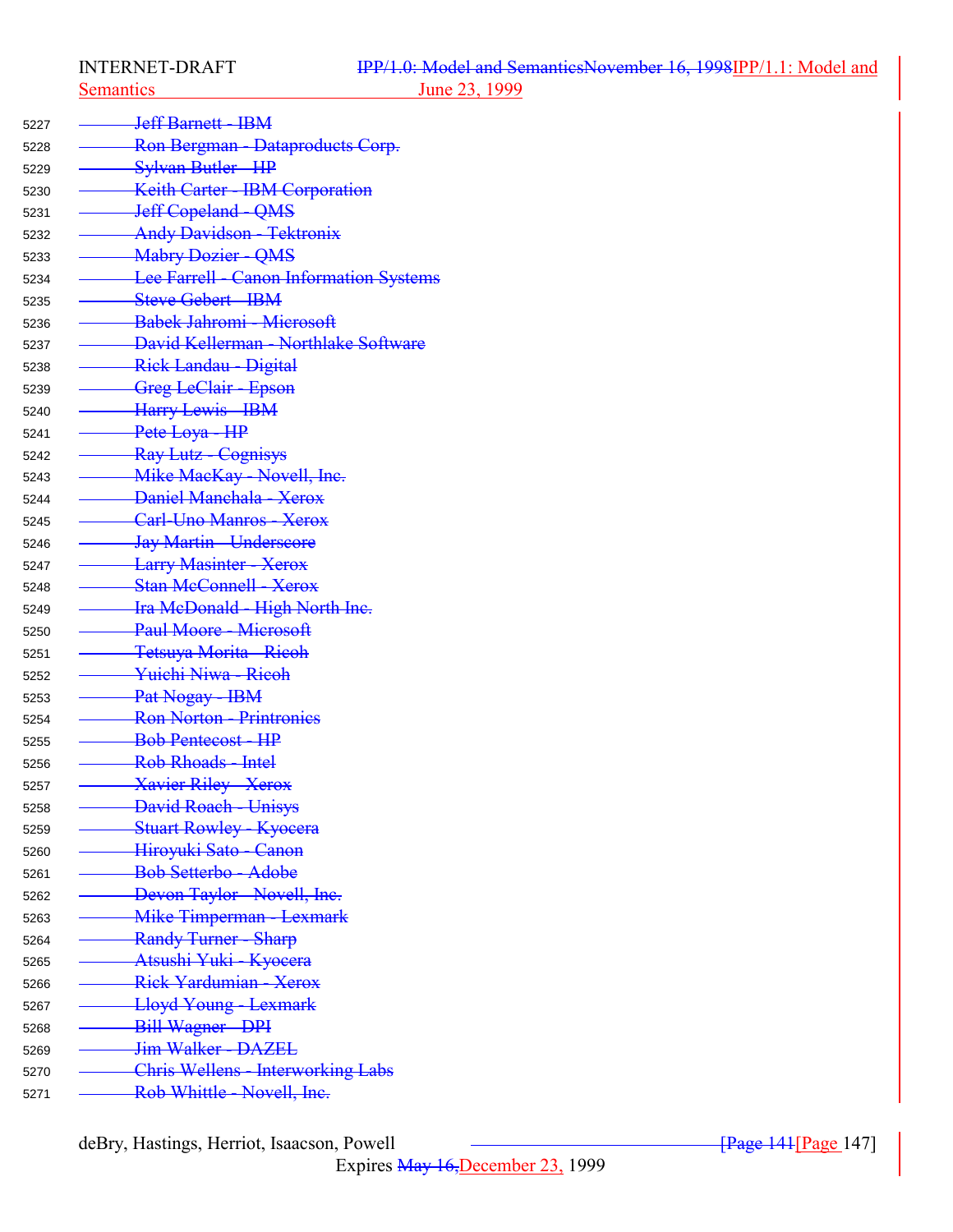5227 ~~Jeff Barnett - IBM~~
5228 ~~Ron Bergman - Dataproducts Corp.~~
5229 ~~Sylvan Butler - HP~~
5230 ~~Keith Carter - IBM Corporation~~
5231 ~~Jeff Copeland - QMS~~
5232 ~~Andy Davidson - Tektronix~~
5233 ~~Mabry Dozier - QMS~~
5234 ~~Lee Farrell - Canon Information Systems~~
5235 ~~Steve Gebert - IBM~~
5236 ~~Babek Jahromi - Microsoft~~
5237 ~~David Kellerman - Northlake Software~~
5238 ~~Rick Landau - Digital~~
5239 ~~Greg LeClair - Epson~~
5240 ~~Harry Lewis - IBM~~
5241 ~~Pete Loya - HP~~
5242 ~~Ray Lutz - Cognisys~~
5243 ~~Mike MacKay - Novell, Inc.~~
5244 ~~Daniel Manchala - Xerox~~
5245 ~~Carl-Uno Manros - Xerox~~
5246 ~~Jay Martin - Underscore~~
5247 ~~Larry Masinter - Xerox~~
5248 ~~Stan McConnell - Xerox~~
5249 ~~Ira McDonald - High North Inc.~~
5250 ~~Paul Moore - Microsoft~~
5251 ~~Tetsuya Morita - Ricoh~~
5252 ~~Yuichi Niwa - Ricoh~~
5253 ~~Pat Nogay - IBM~~
5254 ~~Ron Norton - Printronics~~
5255 ~~Bob Pentecost - HP~~
5256 ~~Rob Rhoads - Intel~~
5257 ~~Xavier Riley - Xerox~~
5258 ~~David Roach - Unisys~~
5259 ~~Stuart Rowley - Kyocera~~
5260 ~~Hiroyuki Sato - Canon~~
5261 ~~Bob Setterbo - Adobe~~
5262 ~~Devon Taylor - Novell, Inc.~~
5263 ~~Mike Timperman - Lexmark~~
5264 ~~Randy Turner - Sharp~~
5265 ~~Atsushi Yuki - Kyocera~~
5266 ~~Rick Yardumian - Xerox~~
5267 ~~Lloyd Young - Lexmark~~
5268 ~~Bill Wagner - DPI~~
5269 ~~Jim Walker - DAZEL~~
5270 ~~Chris Wellens - Interworking Labs~~
5271 ~~Rob Whittle - Novell, Inc.~~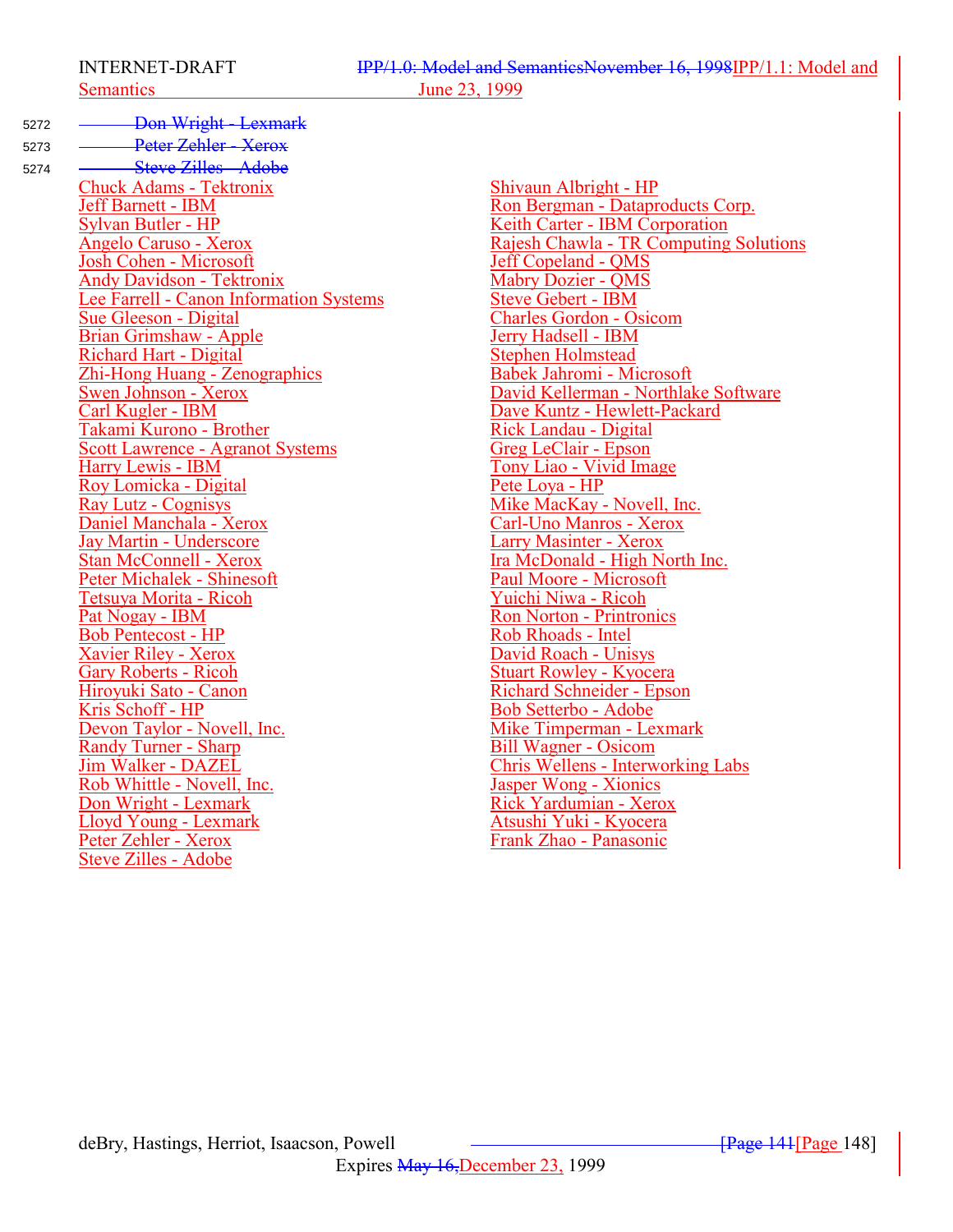~~Don Wright - Lexmark~~
~~Peter Zehler - Xerox~~
~~Steve Zilles - Adobe~~

Chuck Adams - Tektronix
Shivaun Albright - HP
Jeff Barnett - IBM
Ron Bergman - Dataproducts Corp.
Sylvan Butler - HP
Keith Carter - IBM Corporation
Angelo Caruso - Xerox
Rajesh Chawla - TR Computing Solutions
Josh Cohen - Microsoft
Jeff Copeland - QMS
Andy Davidson - Tektronix
Mabry Dozier - QMS
Lee Farrell - Canon Information Systems
Steve Gebert - IBM
Sue Gleeson - Digital
Charles Gordon - Osicom
Brian Grimshaw - Apple
Jerry Hadsell - IBM
Richard Hart - Digital
Stephen Holmstead
Zhi-Hong Huang - Zenographics
Babek Jahromi - Microsoft
Swen Johnson - Xerox
David Kellerman - Northlake Software
Carl Kugler - IBM
Dave Kuntz - Hewlett-Packard
Takami Kurono - Brother
Rick Landau - Digital
Scott Lawrence - Agranot Systems
Greg LeClair - Epson
Harry Lewis - IBM
Tony Liao - Vivid Image
Roy Lomicka - Digital
Pete Loya - HP
Ray Lutz - Cognisys
Mike MacKay - Novell, Inc.
Daniel Manchala - Xerox
Carl-Uno Manros - Xerox
Jay Martin - Underscore
Larry Masinter - Xerox
Stan McConnell - Xerox
Ira McDonald - High North Inc.
Peter Michalek - Shinesoft
Paul Moore - Microsoft
Tetsuya Morita - Ricoh
Yuichi Niwa - Ricoh
Pat Nogay - IBM
Ron Norton - Printronics
Bob Pentecost - HP
Rob Rhoads - Intel
Xavier Riley - Xerox
David Roach - Unisys
Gary Roberts - Ricoh
Stuart Rowley - Kyocera
Hiroyuki Sato - Canon
Richard Schneider - Epson
Kris Schoff - HP
Bob Setterbo - Adobe
Devon Taylor - Novell, Inc.
Mike Timperman - Lexmark
Randy Turner - Sharp
Bill Wagner - Osicom
Jim Walker - DAZEL
Chris Wellens - Interworking Labs
Rob Whittle - Novell, Inc.
Jasper Wong - Xionics
Don Wright - Lexmark
Rick Yardumian - Xerox
Lloyd Young - Lexmark
Atsushi Yuki - Kyocera
Peter Zehler - Xerox
Frank Zhao - Panasonic
Steve Zilles - Adobe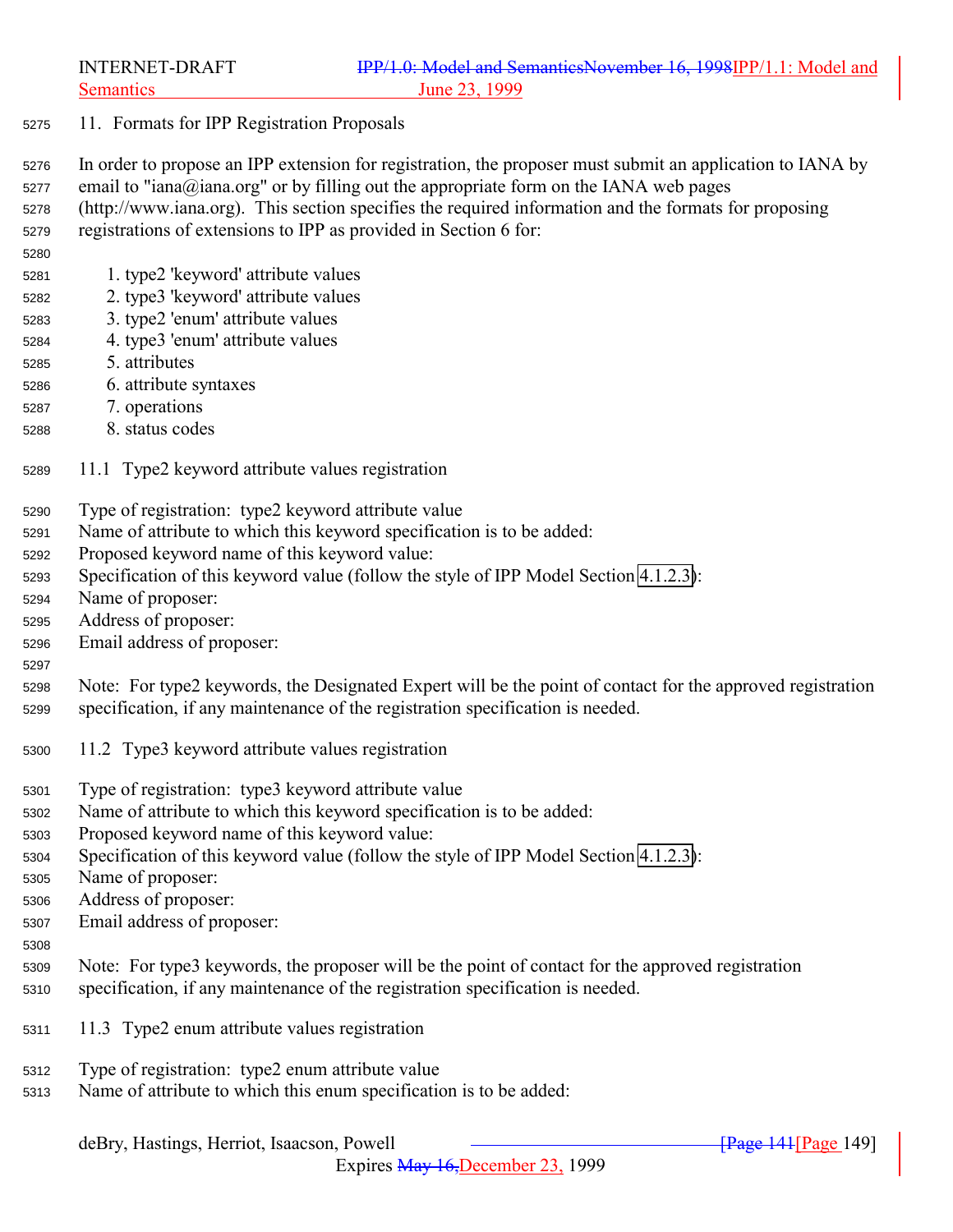## 11. Formats for IPP Registration Proposals

In order to propose an IPP extension for registration, the proposer must submit an application to IANA by email to "iana@iana.org" or by filling out the appropriate form on the IANA web pages (http://www.iana.org). This section specifies the required information and the formats for proposing registrations of extensions to IPP as provided in Section 6 for:

1. type2 'keyword' attribute values
2. type3 'keyword' attribute values
3. type2 'enum' attribute values
4. type3 'enum' attribute values
5. attributes
6. attribute syntaxes
7. operations
8. status codes

### 11.1 Type2 keyword attribute values registration

Type of registration: type2 keyword attribute value
Name of attribute to which this keyword specification is to be added:
Proposed keyword name of this keyword value:
Specification of this keyword value (follow the style of IPP Model Section 4.1.2.3):
Name of proposer:
Address of proposer:
Email address of proposer:

Note: For type2 keywords, the Designated Expert will be the point of contact for the approved registration specification, if any maintenance of the registration specification is needed.

### 11.2 Type3 keyword attribute values registration

Type of registration: type3 keyword attribute value
Name of attribute to which this keyword specification is to be added:
Proposed keyword name of this keyword value:
Specification of this keyword value (follow the style of IPP Model Section 4.1.2.3):
Name of proposer:
Address of proposer:
Email address of proposer:

Note: For type3 keywords, the proposer will be the point of contact for the approved registration specification, if any maintenance of the registration specification is needed.

### 11.3 Type2 enum attribute values registration

Type of registration: type2 enum attribute value
Name of attribute to which this enum specification is to be added: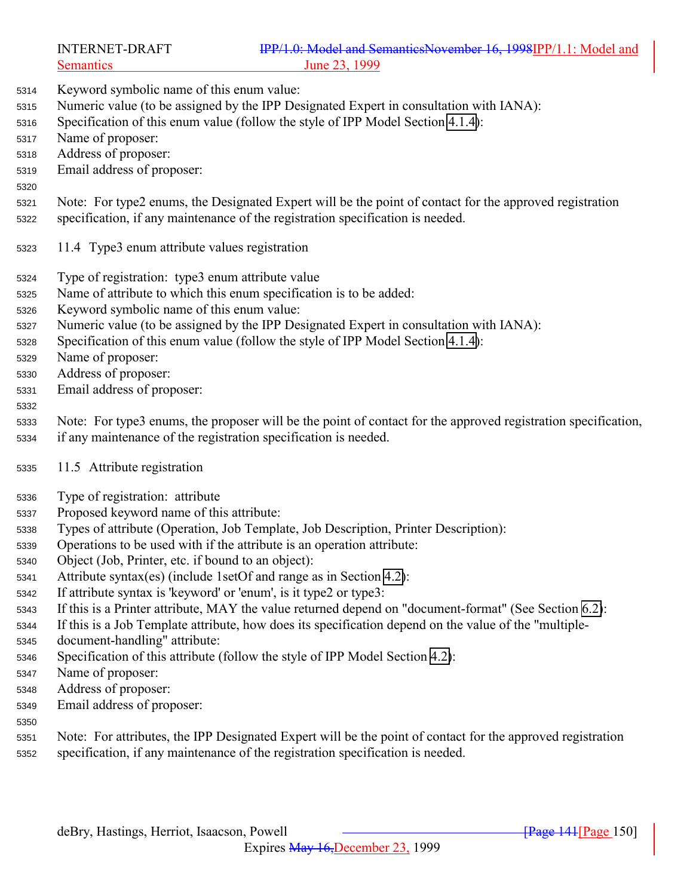Keyword symbolic name of this enum value:
Numeric value (to be assigned by the IPP Designated Expert in consultation with IANA):
Specification of this enum value (follow the style of IPP Model Section 4.1.4):
Name of proposer:
Address of proposer:
Email address of proposer:

Note: For type2 enums, the Designated Expert will be the point of contact for the approved registration specification, if any maintenance of the registration specification is needed.

## 11.4 Type3 enum attribute values registration

Type of registration: type3 enum attribute value
Name of attribute to which this enum specification is to be added:
Keyword symbolic name of this enum value:
Numeric value (to be assigned by the IPP Designated Expert in consultation with IANA):
Specification of this enum value (follow the style of IPP Model Section 4.1.4):
Name of proposer:
Address of proposer:
Email address of proposer:

Note: For type3 enums, the proposer will be the point of contact for the approved registration specification, if any maintenance of the registration specification is needed.

## 11.5 Attribute registration

Type of registration: attribute
Proposed keyword name of this attribute:
Types of attribute (Operation, Job Template, Job Description, Printer Description):
Operations to be used with if the attribute is an operation attribute:
Object (Job, Printer, etc. if bound to an object):
Attribute syntax(es) (include 1setOf and range as in Section 4.2):
If attribute syntax is 'keyword' or 'enum', is it type2 or type3:
If this is a Printer attribute, MAY the value returned depend on "document-format" (See Section 6.2):
If this is a Job Template attribute, how does its specification depend on the value of the "multiple-document-handling" attribute:
Specification of this attribute (follow the style of IPP Model Section 4.2):
Name of proposer:
Address of proposer:
Email address of proposer:

Note: For attributes, the IPP Designated Expert will be the point of contact for the approved registration specification, if any maintenance of the registration specification is needed.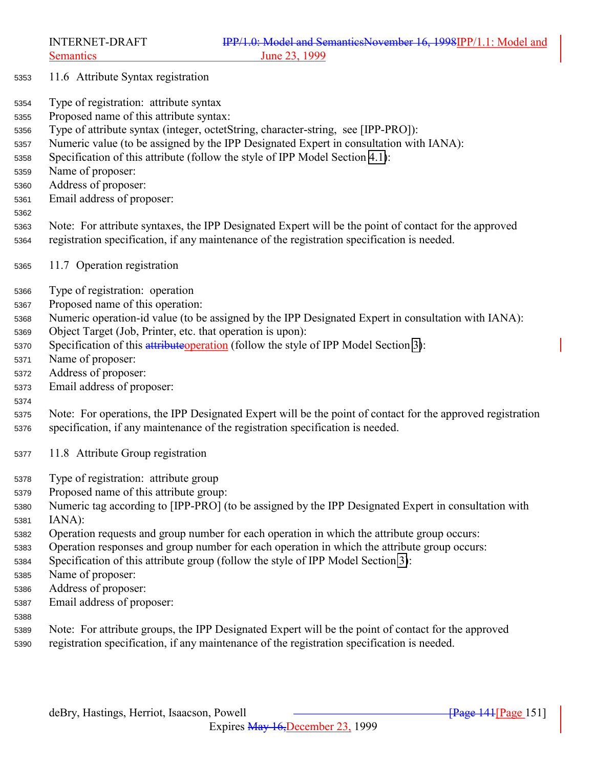## 11.6 Attribute Syntax registration

Type of registration: attribute syntax
Proposed name of this attribute syntax:
Type of attribute syntax (integer, octetString, character-string, see [IPP-PRO]):
Numeric value (to be assigned by the IPP Designated Expert in consultation with IANA):
Specification of this attribute (follow the style of IPP Model Section 4.1):
Name of proposer:
Address of proposer:
Email address of proposer:

Note: For attribute syntaxes, the IPP Designated Expert will be the point of contact for the approved registration specification, if any maintenance of the registration specification is needed.

## 11.7 Operation registration

Type of registration: operation
Proposed name of this operation:
Numeric operation-id value (to be assigned by the IPP Designated Expert in consultation with IANA):
Object Target (Job, Printer, etc. that operation is upon):
Specification of this ~~attribute~~operation (follow the style of IPP Model Section 3):
Name of proposer:
Address of proposer:
Email address of proposer:

Note: For operations, the IPP Designated Expert will be the point of contact for the approved registration specification, if any maintenance of the registration specification is needed.

## 11.8 Attribute Group registration

Type of registration: attribute group
Proposed name of this attribute group:
Numeric tag according to [IPP-PRO] (to be assigned by the IPP Designated Expert in consultation with IANA):
Operation requests and group number for each operation in which the attribute group occurs:
Operation responses and group number for each operation in which the attribute group occurs:
Specification of this attribute group (follow the style of IPP Model Section 3):
Name of proposer:
Address of proposer:
Email address of proposer:

Note: For attribute groups, the IPP Designated Expert will be the point of contact for the approved registration specification, if any maintenance of the registration specification is needed.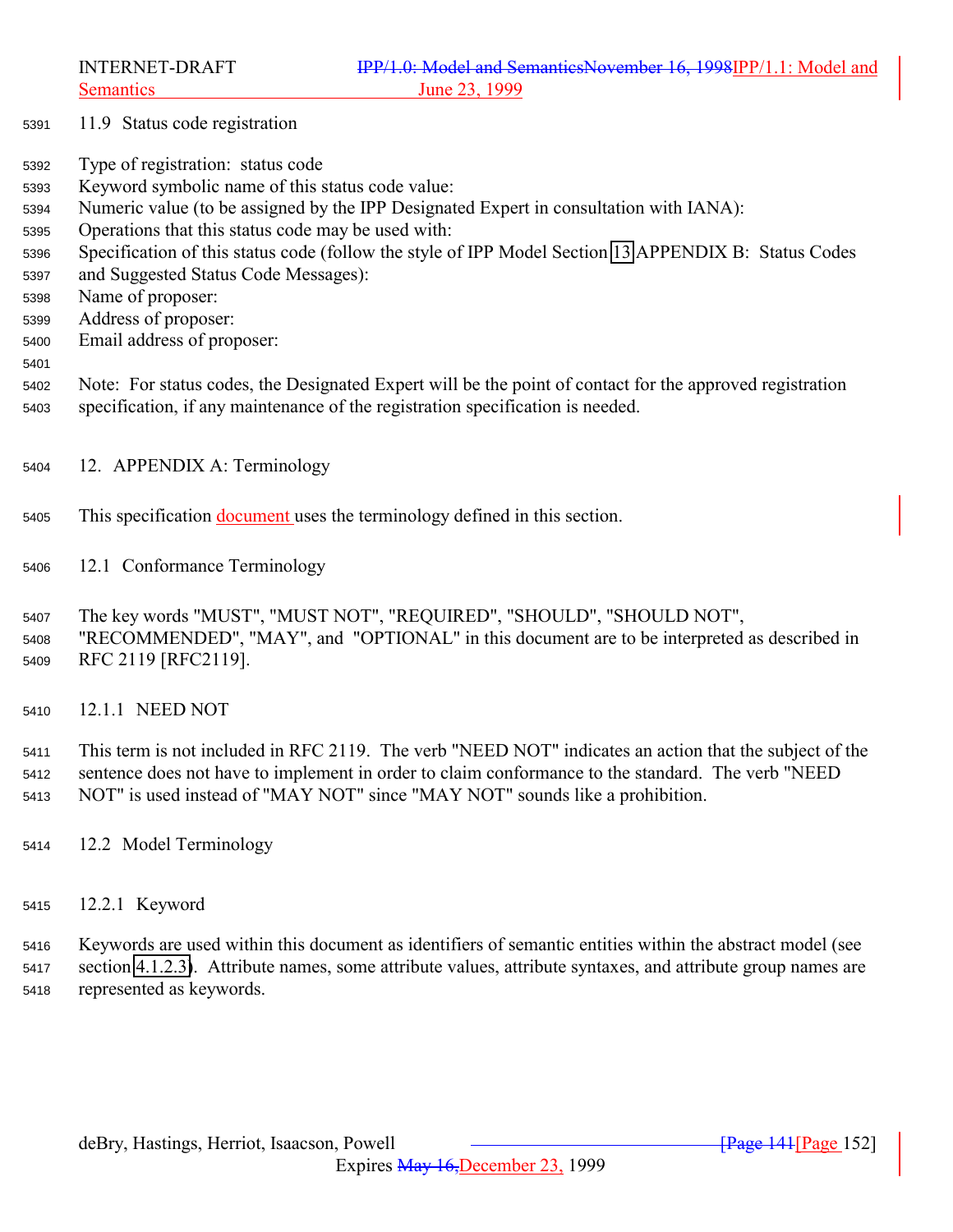## 11.9 Status code registration

Type of registration: status code
Keyword symbolic name of this status code value:
Numeric value (to be assigned by the IPP Designated Expert in consultation with IANA):
Operations that this status code may be used with:
Specification of this status code (follow the style of IPP Model Section 13 APPENDIX B: Status Codes and Suggested Status Code Messages):
Name of proposer:
Address of proposer:
Email address of proposer:

Note: For status codes, the Designated Expert will be the point of contact for the approved registration specification, if any maintenance of the registration specification is needed.

# 12. APPENDIX A: Terminology

This specification document uses the terminology defined in this section.

## 12.1 Conformance Terminology

The key words "MUST", "MUST NOT", "REQUIRED", "SHOULD", "SHOULD NOT", "RECOMMENDED", "MAY", and "OPTIONAL" in this document are to be interpreted as described in RFC 2119 [RFC2119].

### 12.1.1 NEED NOT

This term is not included in RFC 2119. The verb "NEED NOT" indicates an action that the subject of the sentence does not have to implement in order to claim conformance to the standard. The verb "NEED NOT" is used instead of "MAY NOT" since "MAY NOT" sounds like a prohibition.

## 12.2 Model Terminology

### 12.2.1 Keyword

Keywords are used within this document as identifiers of semantic entities within the abstract model (see section 4.1.2.3). Attribute names, some attribute values, attribute syntaxes, and attribute group names are represented as keywords.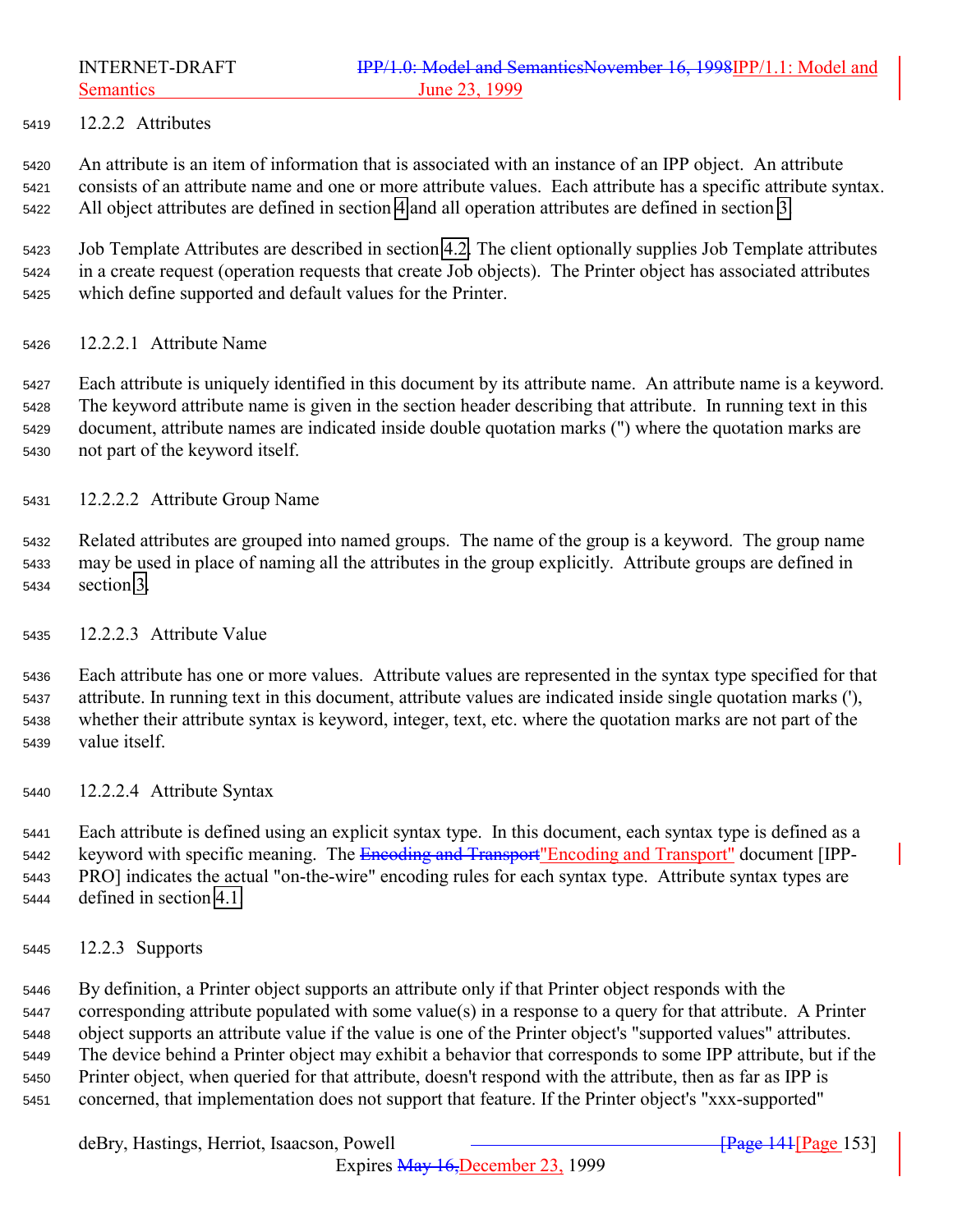### 12.2.2 Attributes

An attribute is an item of information that is associated with an instance of an IPP object. An attribute consists of an attribute name and one or more attribute values. Each attribute has a specific attribute syntax. All object attributes are defined in section 4 and all operation attributes are defined in section 3.

Job Template Attributes are described in section 4.2. The client optionally supplies Job Template attributes in a create request (operation requests that create Job objects). The Printer object has associated attributes which define supported and default values for the Printer.

#### 12.2.2.1 Attribute Name

Each attribute is uniquely identified in this document by its attribute name. An attribute name is a keyword. The keyword attribute name is given in the section header describing that attribute. In running text in this document, attribute names are indicated inside double quotation marks (") where the quotation marks are not part of the keyword itself.

#### 12.2.2.2 Attribute Group Name

Related attributes are grouped into named groups. The name of the group is a keyword. The group name may be used in place of naming all the attributes in the group explicitly. Attribute groups are defined in section 3.

#### 12.2.2.3 Attribute Value

Each attribute has one or more values. Attribute values are represented in the syntax type specified for that attribute. In running text in this document, attribute values are indicated inside single quotation marks ('), whether their attribute syntax is keyword, integer, text, etc. where the quotation marks are not part of the value itself.

#### 12.2.2.4 Attribute Syntax

Each attribute is defined using an explicit syntax type. In this document, each syntax type is defined as a keyword with specific meaning. The ~~Encoding and Transport~~"Encoding and Transport" document [IPP-PRO] indicates the actual "on-the-wire" encoding rules for each syntax type. Attribute syntax types are defined in section 4.1.

### 12.2.3 Supports

By definition, a Printer object supports an attribute only if that Printer object responds with the corresponding attribute populated with some value(s) in a response to a query for that attribute. A Printer object supports an attribute value if the value is one of the Printer object's "supported values" attributes. The device behind a Printer object may exhibit a behavior that corresponds to some IPP attribute, but if the Printer object, when queried for that attribute, doesn't respond with the attribute, then as far as IPP is concerned, that implementation does not support that feature. If the Printer object's "xxx-supported"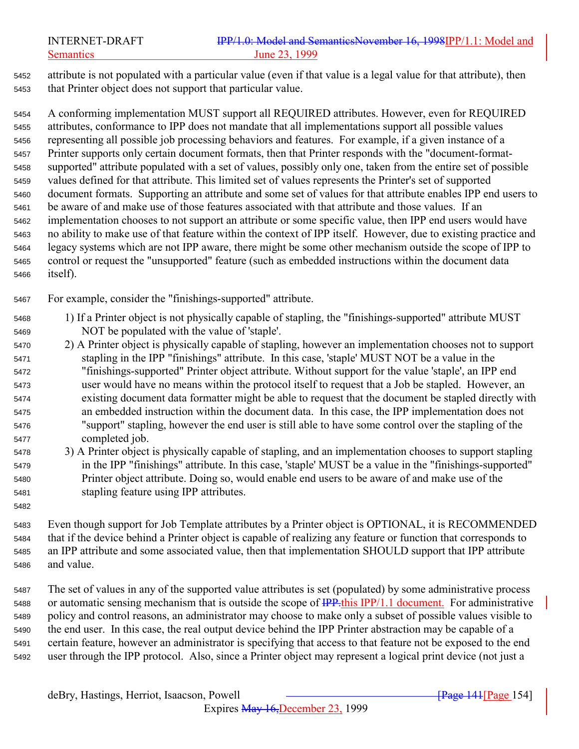attribute is not populated with a particular value (even if that value is a legal value for that attribute), then that Printer object does not support that particular value.

A conforming implementation MUST support all REQUIRED attributes. However, even for REQUIRED attributes, conformance to IPP does not mandate that all implementations support all possible values representing all possible job processing behaviors and features. For example, if a given instance of a Printer supports only certain document formats, then that Printer responds with the "document-format-supported" attribute populated with a set of values, possibly only one, taken from the entire set of possible values defined for that attribute. This limited set of values represents the Printer's set of supported document formats. Supporting an attribute and some set of values for that attribute enables IPP end users to be aware of and make use of those features associated with that attribute and those values. If an implementation chooses to not support an attribute or some specific value, then IPP end users would have no ability to make use of that feature within the context of IPP itself. However, due to existing practice and legacy systems which are not IPP aware, there might be some other mechanism outside the scope of IPP to control or request the "unsupported" feature (such as embedded instructions within the document data itself).

For example, consider the "finishings-supported" attribute.

1) If a Printer object is not physically capable of stapling, the "finishings-supported" attribute MUST NOT be populated with the value of 'staple'.
2) A Printer object is physically capable of stapling, however an implementation chooses not to support stapling in the IPP "finishings" attribute. In this case, 'staple' MUST NOT be a value in the "finishings-supported" Printer object attribute. Without support for the value 'staple', an IPP end user would have no means within the protocol itself to request that a Job be stapled. However, an existing document data formatter might be able to request that the document be stapled directly with an embedded instruction within the document data. In this case, the IPP implementation does not "support" stapling, however the end user is still able to have some control over the stapling of the completed job.
3) A Printer object is physically capable of stapling, and an implementation chooses to support stapling in the IPP "finishings" attribute. In this case, 'staple' MUST be a value in the "finishings-supported" Printer object attribute. Doing so, would enable end users to be aware of and make use of the stapling feature using IPP attributes.

Even though support for Job Template attributes by a Printer object is OPTIONAL, it is RECOMMENDED that if the device behind a Printer object is capable of realizing any feature or function that corresponds to an IPP attribute and some associated value, then that implementation SHOULD support that IPP attribute and value.

The set of values in any of the supported value attributes is set (populated) by some administrative process or automatic sensing mechanism that is outside the scope of ~~IPP.~~this IPP/1.1 document. For administrative policy and control reasons, an administrator may choose to make only a subset of possible values visible to the end user. In this case, the real output device behind the IPP Printer abstraction may be capable of a certain feature, however an administrator is specifying that access to that feature not be exposed to the end user through the IPP protocol. Also, since a Printer object may represent a logical print device (not just a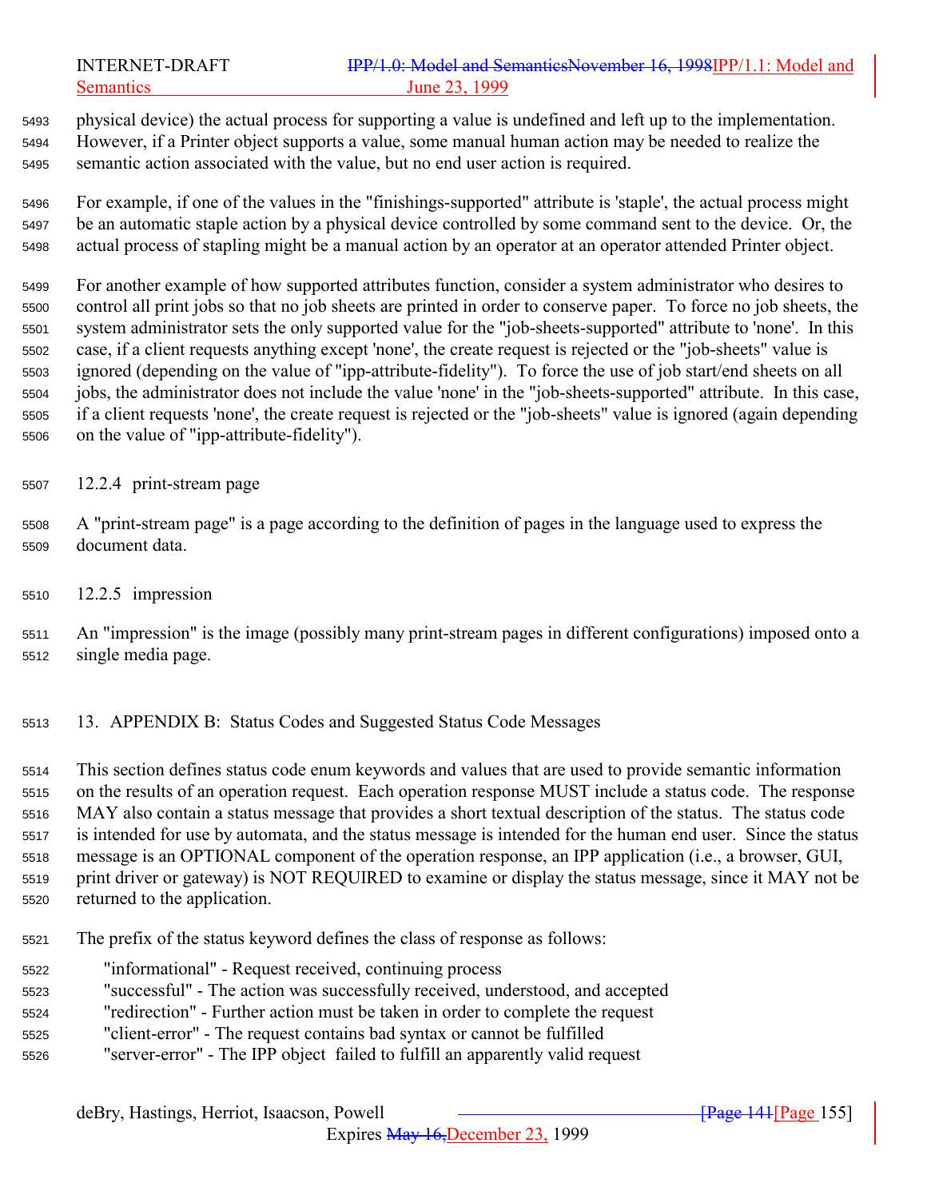physical device) the actual process for supporting a value is undefined and left up to the implementation. However, if a Printer object supports a value, some manual human action may be needed to realize the semantic action associated with the value, but no end user action is required.

For example, if one of the values in the "finishings-supported" attribute is 'staple', the actual process might be an automatic staple action by a physical device controlled by some command sent to the device. Or, the actual process of stapling might be a manual action by an operator at an operator attended Printer object.

For another example of how supported attributes function, consider a system administrator who desires to control all print jobs so that no job sheets are printed in order to conserve paper. To force no job sheets, the system administrator sets the only supported value for the "job-sheets-supported" attribute to 'none'. In this case, if a client requests anything except 'none', the create request is rejected or the "job-sheets" value is ignored (depending on the value of "ipp-attribute-fidelity"). To force the use of job start/end sheets on all jobs, the administrator does not include the value 'none' in the "job-sheets-supported" attribute. In this case, if a client requests 'none', the create request is rejected or the "job-sheets" value is ignored (again depending on the value of "ipp-attribute-fidelity").

### 12.2.4 print-stream page

A "print-stream page" is a page according to the definition of pages in the language used to express the document data.

### 12.2.5 impression

An "impression" is the image (possibly many print-stream pages in different configurations) imposed onto a single media page.

## 13. APPENDIX B: Status Codes and Suggested Status Code Messages

This section defines status code enum keywords and values that are used to provide semantic information on the results of an operation request. Each operation response MUST include a status code. The response MAY also contain a status message that provides a short textual description of the status. The status code is intended for use by automata, and the status message is intended for the human end user. Since the status message is an OPTIONAL component of the operation response, an IPP application (i.e., a browser, GUI, print driver or gateway) is NOT REQUIRED to examine or display the status message, since it MAY not be returned to the application.

The prefix of the status keyword defines the class of response as follows:

"informational" - Request received, continuing process
"successful" - The action was successfully received, understood, and accepted
"redirection" - Further action must be taken in order to complete the request
"client-error" - The request contains bad syntax or cannot be fulfilled
"server-error" - The IPP object failed to fulfill an apparently valid request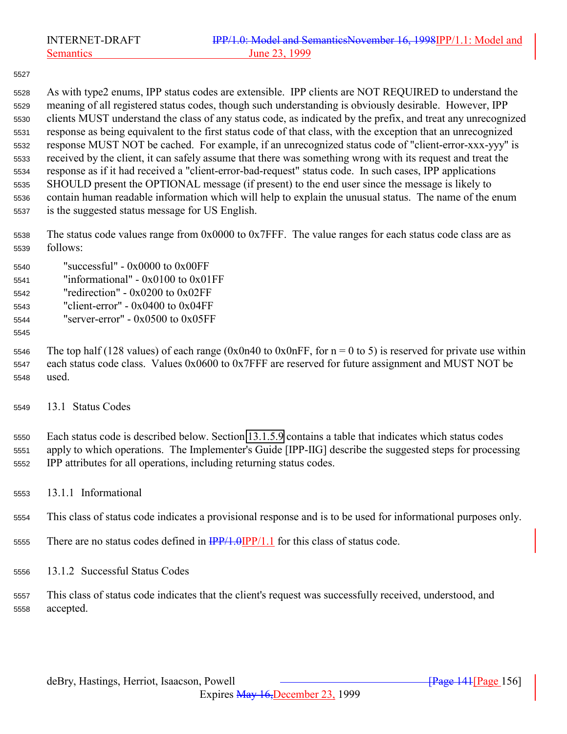As with type2 enums, IPP status codes are extensible. IPP clients are NOT REQUIRED to understand the meaning of all registered status codes, though such understanding is obviously desirable. However, IPP clients MUST understand the class of any status code, as indicated by the prefix, and treat any unrecognized response as being equivalent to the first status code of that class, with the exception that an unrecognized response MUST NOT be cached. For example, if an unrecognized status code of "client-error-xxx-yyy" is received by the client, it can safely assume that there was something wrong with its request and treat the response as if it had received a "client-error-bad-request" status code. In such cases, IPP applications SHOULD present the OPTIONAL message (if present) to the end user since the message is likely to contain human readable information which will help to explain the unusual status. The name of the enum is the suggested status message for US English.

The status code values range from 0x0000 to 0x7FFF. The value ranges for each status code class are as follows:

"successful" - 0x0000 to 0x00FF
"informational" - 0x0100 to 0x01FF
"redirection" - 0x0200 to 0x02FF
"client-error" - 0x0400 to 0x04FF
"server-error" - 0x0500 to 0x05FF

The top half (128 values) of each range (0x0n40 to 0x0nFF, for n = 0 to 5) is reserved for private use within each status code class. Values 0x0600 to 0x7FFF are reserved for future assignment and MUST NOT be used.

## 13.1 Status Codes

Each status code is described below. Section 13.1.5.9 contains a table that indicates which status codes apply to which operations. The Implementer's Guide [IPP-IIG] describe the suggested steps for processing IPP attributes for all operations, including returning status codes.

### 13.1.1 Informational

This class of status code indicates a provisional response and is to be used for informational purposes only.

There are no status codes defined in ~~IPP/1.0~~IPP/1.1 for this class of status code.

### 13.1.2 Successful Status Codes

This class of status code indicates that the client's request was successfully received, understood, and accepted.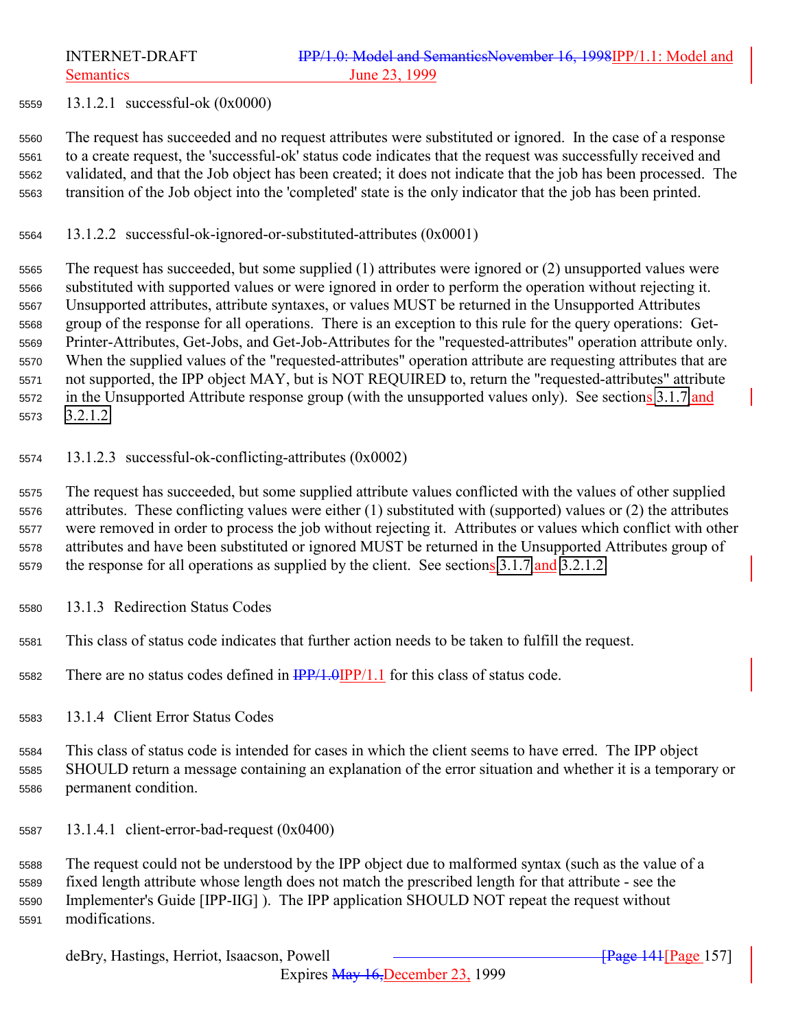#### 13.1.2.1 successful-ok (0x0000)

The request has succeeded and no request attributes were substituted or ignored. In the case of a response to a create request, the 'successful-ok' status code indicates that the request was successfully received and validated, and that the Job object has been created; it does not indicate that the job has been processed. The transition of the Job object into the 'completed' state is the only indicator that the job has been printed.

#### 13.1.2.2 successful-ok-ignored-or-substituted-attributes (0x0001)

The request has succeeded, but some supplied (1) attributes were ignored or (2) unsupported values were substituted with supported values or were ignored in order to perform the operation without rejecting it. Unsupported attributes, attribute syntaxes, or values MUST be returned in the Unsupported Attributes group of the response for all operations. There is an exception to this rule for the query operations: Get-Printer-Attributes, Get-Jobs, and Get-Job-Attributes for the "requested-attributes" operation attribute only. When the supplied values of the "requested-attributes" operation attribute are requesting attributes that are not supported, the IPP object MAY, but is NOT REQUIRED to, return the "requested-attributes" attribute in the Unsupported Attribute response group (with the unsupported values only). See sections 3.1.7 and 3.2.1.2.

#### 13.1.2.3 successful-ok-conflicting-attributes (0x0002)

The request has succeeded, but some supplied attribute values conflicted with the values of other supplied attributes. These conflicting values were either (1) substituted with (supported) values or (2) the attributes were removed in order to process the job without rejecting it. Attributes or values which conflict with other attributes and have been substituted or ignored MUST be returned in the Unsupported Attributes group of the response for all operations as supplied by the client. See sections 3.1.7 and 3.2.1.2.

### 13.1.3 Redirection Status Codes

This class of status code indicates that further action needs to be taken to fulfill the request.

There are no status codes defined in IPP/1.1 for this class of status code.

### 13.1.4 Client Error Status Codes

This class of status code is intended for cases in which the client seems to have erred. The IPP object SHOULD return a message containing an explanation of the error situation and whether it is a temporary or permanent condition.

#### 13.1.4.1 client-error-bad-request (0x0400)

The request could not be understood by the IPP object due to malformed syntax (such as the value of a fixed length attribute whose length does not match the prescribed length for that attribute - see the Implementer's Guide [IPP-IIG] ). The IPP application SHOULD NOT repeat the request without modifications.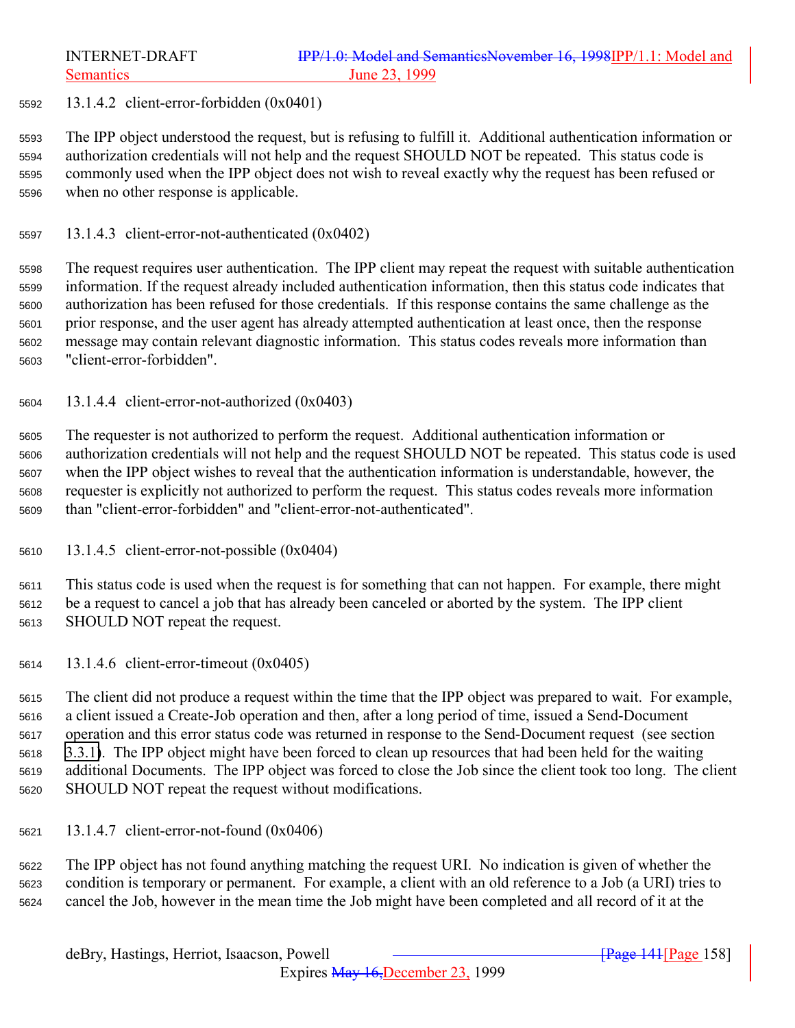#### 13.1.4.2 client-error-forbidden (0x0401)

The IPP object understood the request, but is refusing to fulfill it. Additional authentication information or authorization credentials will not help and the request SHOULD NOT be repeated. This status code is commonly used when the IPP object does not wish to reveal exactly why the request has been refused or when no other response is applicable.

#### 13.1.4.3 client-error-not-authenticated (0x0402)

The request requires user authentication. The IPP client may repeat the request with suitable authentication information. If the request already included authentication information, then this status code indicates that authorization has been refused for those credentials. If this response contains the same challenge as the prior response, and the user agent has already attempted authentication at least once, then the response message may contain relevant diagnostic information. This status codes reveals more information than "client-error-forbidden".

#### 13.1.4.4 client-error-not-authorized (0x0403)

The requester is not authorized to perform the request. Additional authentication information or authorization credentials will not help and the request SHOULD NOT be repeated. This status code is used when the IPP object wishes to reveal that the authentication information is understandable, however, the requester is explicitly not authorized to perform the request. This status codes reveals more information than "client-error-forbidden" and "client-error-not-authenticated".

#### 13.1.4.5 client-error-not-possible (0x0404)

This status code is used when the request is for something that can not happen. For example, there might be a request to cancel a job that has already been canceled or aborted by the system. The IPP client SHOULD NOT repeat the request.

#### 13.1.4.6 client-error-timeout (0x0405)

The client did not produce a request within the time that the IPP object was prepared to wait. For example, a client issued a Create-Job operation and then, after a long period of time, issued a Send-Document operation and this error status code was returned in response to the Send-Document request (see section 3.3.1). The IPP object might have been forced to clean up resources that had been held for the waiting additional Documents. The IPP object was forced to close the Job since the client took too long. The client SHOULD NOT repeat the request without modifications.

#### 13.1.4.7 client-error-not-found (0x0406)

The IPP object has not found anything matching the request URI. No indication is given of whether the condition is temporary or permanent. For example, a client with an old reference to a Job (a URI) tries to cancel the Job, however in the mean time the Job might have been completed and all record of it at the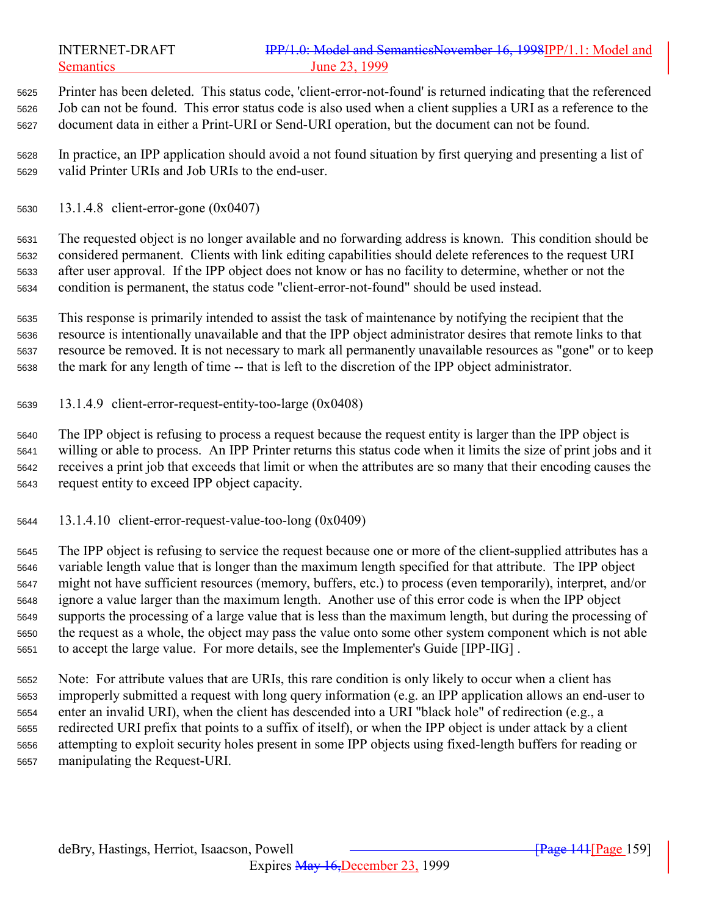Printer has been deleted. This status code, 'client-error-not-found' is returned indicating that the referenced Job can not be found. This error status code is also used when a client supplies a URI as a reference to the document data in either a Print-URI or Send-URI operation, but the document can not be found.

In practice, an IPP application should avoid a not found situation by first querying and presenting a list of valid Printer URIs and Job URIs to the end-user.

#### 13.1.4.8 client-error-gone (0x0407)

The requested object is no longer available and no forwarding address is known. This condition should be considered permanent. Clients with link editing capabilities should delete references to the request URI after user approval. If the IPP object does not know or has no facility to determine, whether or not the condition is permanent, the status code "client-error-not-found" should be used instead.

This response is primarily intended to assist the task of maintenance by notifying the recipient that the resource is intentionally unavailable and that the IPP object administrator desires that remote links to that resource be removed. It is not necessary to mark all permanently unavailable resources as "gone" or to keep the mark for any length of time -- that is left to the discretion of the IPP object administrator.

#### 13.1.4.9 client-error-request-entity-too-large (0x0408)

The IPP object is refusing to process a request because the request entity is larger than the IPP object is willing or able to process. An IPP Printer returns this status code when it limits the size of print jobs and it receives a print job that exceeds that limit or when the attributes are so many that their encoding causes the request entity to exceed IPP object capacity.

#### 13.1.4.10 client-error-request-value-too-long (0x0409)

The IPP object is refusing to service the request because one or more of the client-supplied attributes has a variable length value that is longer than the maximum length specified for that attribute. The IPP object might not have sufficient resources (memory, buffers, etc.) to process (even temporarily), interpret, and/or ignore a value larger than the maximum length. Another use of this error code is when the IPP object supports the processing of a large value that is less than the maximum length, but during the processing of the request as a whole, the object may pass the value onto some other system component which is not able to accept the large value. For more details, see the Implementer's Guide [IPP-IIG] .

Note: For attribute values that are URIs, this rare condition is only likely to occur when a client has improperly submitted a request with long query information (e.g. an IPP application allows an end-user to enter an invalid URI), when the client has descended into a URI "black hole" of redirection (e.g., a redirected URI prefix that points to a suffix of itself), or when the IPP object is under attack by a client attempting to exploit security holes present in some IPP objects using fixed-length buffers for reading or manipulating the Request-URI.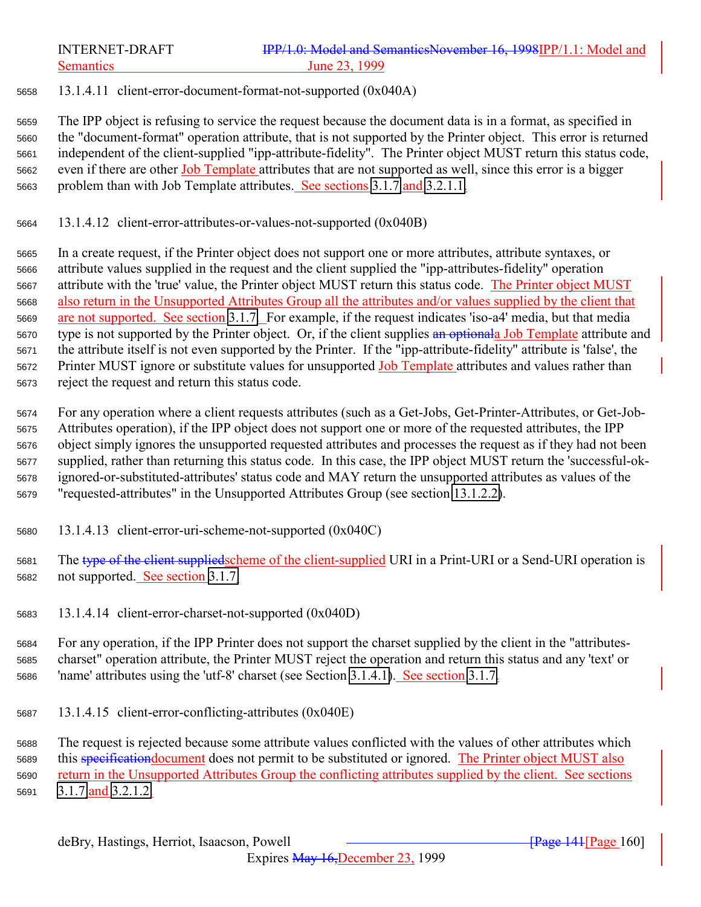#### 13.1.4.11 client-error-document-format-not-supported (0x040A)

The IPP object is refusing to service the request because the document data is in a format, as specified in the "document-format" operation attribute, that is not supported by the Printer object. This error is returned independent of the client-supplied "ipp-attribute-fidelity". The Printer object MUST return this status code, even if there are other Job Template attributes that are not supported as well, since this error is a bigger problem than with Job Template attributes. See sections 3.1.7 and 3.2.1.1.

#### 13.1.4.12 client-error-attributes-or-values-not-supported (0x040B)

In a create request, if the Printer object does not support one or more attributes, attribute syntaxes, or attribute values supplied in the request and the client supplied the "ipp-attributes-fidelity" operation attribute with the 'true' value, the Printer object MUST return this status code. The Printer object MUST also return in the Unsupported Attributes Group all the attributes and/or values supplied by the client that are not supported. See section 3.1.7. For example, if the request indicates 'iso-a4' media, but that media type is not supported by the Printer object. Or, if the client supplies ~~an optional~~a Job Template attribute and the attribute itself is not even supported by the Printer. If the "ipp-attribute-fidelity" attribute is 'false', the Printer MUST ignore or substitute values for unsupported Job Template attributes and values rather than reject the request and return this status code.

For any operation where a client requests attributes (such as a Get-Jobs, Get-Printer-Attributes, or Get-Job-Attributes operation), if the IPP object does not support one or more of the requested attributes, the IPP object simply ignores the unsupported requested attributes and processes the request as if they had not been supplied, rather than returning this status code. In this case, the IPP object MUST return the 'successful-ok-ignored-or-substituted-attributes' status code and MAY return the unsupported attributes as values of the "requested-attributes" in the Unsupported Attributes Group (see section 13.1.2.2).

#### 13.1.4.13 client-error-uri-scheme-not-supported (0x040C)

The ~~type of the client supplied~~scheme of the client-supplied URI in a Print-URI or a Send-URI operation is not supported. See section 3.1.7.

#### 13.1.4.14 client-error-charset-not-supported (0x040D)

For any operation, if the IPP Printer does not support the charset supplied by the client in the "attributes-charset" operation attribute, the Printer MUST reject the operation and return this status and any 'text' or 'name' attributes using the 'utf-8' charset (see Section 3.1.4.1). See section 3.1.7.

#### 13.1.4.15 client-error-conflicting-attributes (0x040E)

The request is rejected because some attribute values conflicted with the values of other attributes which this ~~specification~~document does not permit to be substituted or ignored. The Printer object MUST also return in the Unsupported Attributes Group the conflicting attributes supplied by the client. See sections 3.1.7 and 3.2.1.2.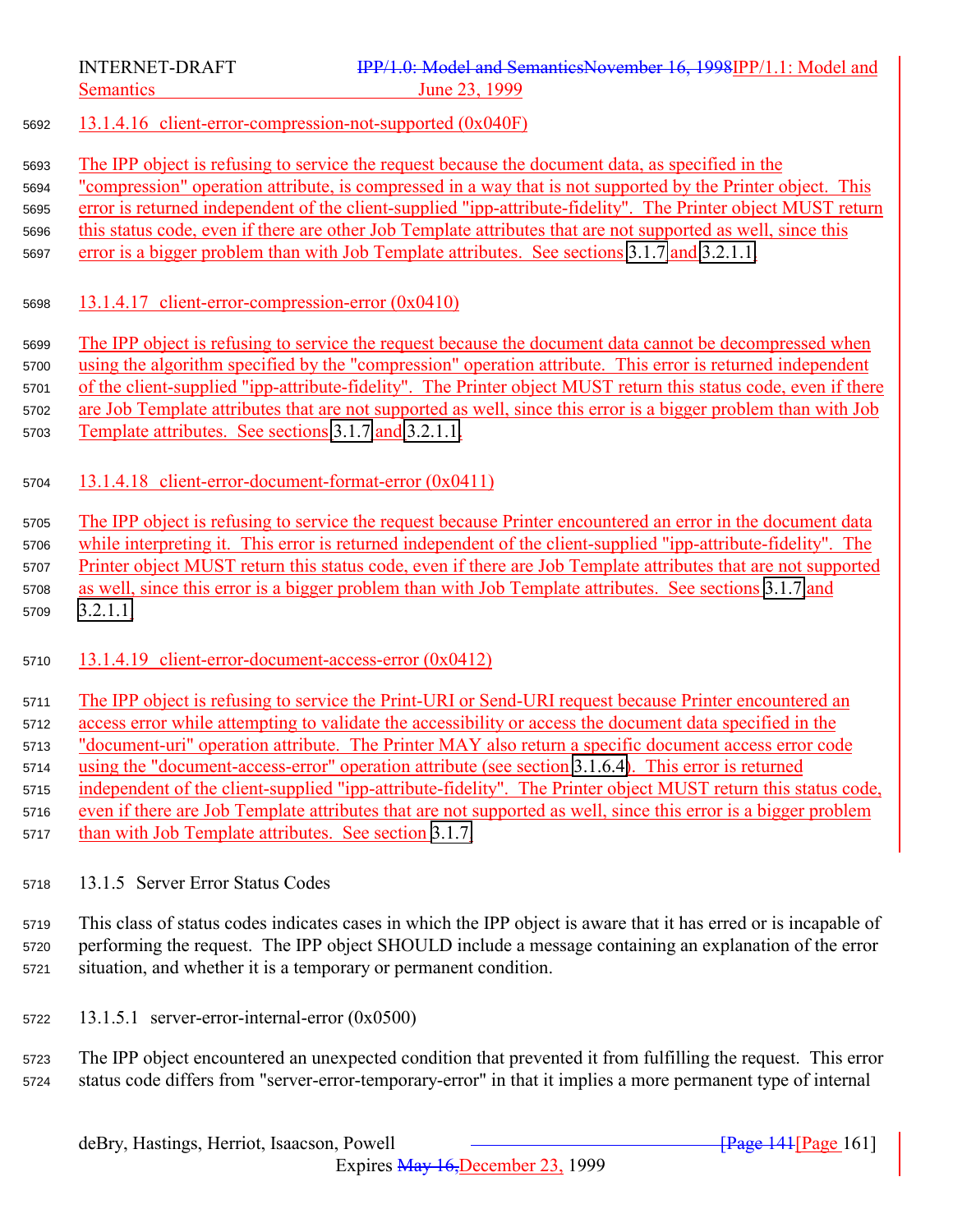#### 13.1.4.16 client-error-compression-not-supported (0x040F)

The IPP object is refusing to service the request because the document data, as specified in the "compression" operation attribute, is compressed in a way that is not supported by the Printer object. This error is returned independent of the client-supplied "ipp-attribute-fidelity". The Printer object MUST return this status code, even if there are other Job Template attributes that are not supported as well, since this error is a bigger problem than with Job Template attributes. See sections 3.1.7 and 3.2.1.1.

#### 13.1.4.17 client-error-compression-error (0x0410)

The IPP object is refusing to service the request because the document data cannot be decompressed when using the algorithm specified by the "compression" operation attribute. This error is returned independent of the client-supplied "ipp-attribute-fidelity". The Printer object MUST return this status code, even if there are Job Template attributes that are not supported as well, since this error is a bigger problem than with Job Template attributes. See sections 3.1.7 and 3.2.1.1.

#### 13.1.4.18 client-error-document-format-error (0x0411)

The IPP object is refusing to service the request because Printer encountered an error in the document data while interpreting it. This error is returned independent of the client-supplied "ipp-attribute-fidelity". The Printer object MUST return this status code, even if there are Job Template attributes that are not supported as well, since this error is a bigger problem than with Job Template attributes. See sections 3.1.7 and 3.2.1.1.

#### 13.1.4.19 client-error-document-access-error (0x0412)

The IPP object is refusing to service the Print-URI or Send-URI request because Printer encountered an access error while attempting to validate the accessibility or access the document data specified in the "document-uri" operation attribute. The Printer MAY also return a specific document access error code using the "document-access-error" operation attribute (see section 3.1.6.4). This error is returned independent of the client-supplied "ipp-attribute-fidelity". The Printer object MUST return this status code, even if there are Job Template attributes that are not supported as well, since this error is a bigger problem than with Job Template attributes. See section 3.1.7.

### 13.1.5 Server Error Status Codes

This class of status codes indicates cases in which the IPP object is aware that it has erred or is incapable of performing the request. The IPP object SHOULD include a message containing an explanation of the error situation, and whether it is a temporary or permanent condition.

#### 13.1.5.1 server-error-internal-error (0x0500)

The IPP object encountered an unexpected condition that prevented it from fulfilling the request. This error status code differs from "server-error-temporary-error" in that it implies a more permanent type of internal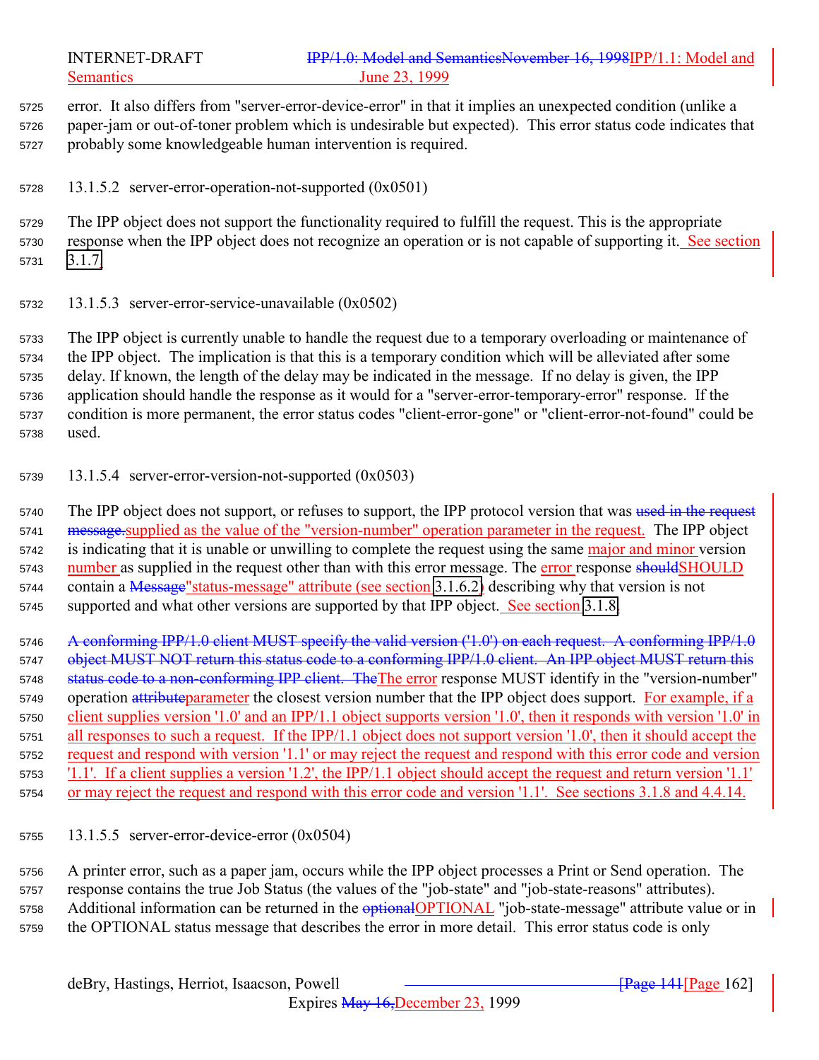error. It also differs from "server-error-device-error" in that it implies an unexpected condition (unlike a paper-jam or out-of-toner problem which is undesirable but expected). This error status code indicates that probably some knowledgeable human intervention is required.

#### 13.1.5.2 server-error-operation-not-supported (0x0501)

The IPP object does not support the functionality required to fulfill the request. This is the appropriate response when the IPP object does not recognize an operation or is not capable of supporting it. See section 3.1.7.

#### 13.1.5.3 server-error-service-unavailable (0x0502)

The IPP object is currently unable to handle the request due to a temporary overloading or maintenance of the IPP object. The implication is that this is a temporary condition which will be alleviated after some delay. If known, the length of the delay may be indicated in the message. If no delay is given, the IPP application should handle the response as it would for a "server-error-temporary-error" response. If the condition is more permanent, the error status codes "client-error-gone" or "client-error-not-found" could be used.

#### 13.1.5.4 server-error-version-not-supported (0x0503)

The IPP object does not support, or refuses to support, the IPP protocol version that was ~~used in the request message.~~supplied as the value of the "version-number" operation parameter in the request. The IPP object is indicating that it is unable or unwilling to complete the request using the same major and minor version number as supplied in the request other than with this error message. The error response ~~should~~SHOULD contain a ~~Message~~"status-message" attribute (see section 3.1.6.2) describing why that version is not supported and what other versions are supported by that IPP object. See section 3.1.8.

~~A conforming IPP/1.0 client MUST specify the valid version ('1.0') on each request. A conforming IPP/1.0 object MUST NOT return this status code to a conforming IPP/1.0 client. An IPP object MUST return this status code to a non-conforming IPP client. The~~The error response MUST identify in the "version-number" operation ~~attribute~~parameter the closest version number that the IPP object does support. For example, if a client supplies version '1.0' and an IPP/1.1 object supports version '1.0', then it responds with version '1.0' in all responses to such a request. If the IPP/1.1 object does not support version '1.0', then it should accept the request and respond with version '1.1' or may reject the request and respond with this error code and version '1.1'. If a client supplies a version '1.2', the IPP/1.1 object should accept the request and return version '1.1' or may reject the request and respond with this error code and version '1.1'. See sections 3.1.8 and 4.4.14.

#### 13.1.5.5 server-error-device-error (0x0504)

A printer error, such as a paper jam, occurs while the IPP object processes a Print or Send operation. The response contains the true Job Status (the values of the "job-state" and "job-state-reasons" attributes). Additional information can be returned in the ~~optional~~OPTIONAL "job-state-message" attribute value or in the OPTIONAL status message that describes the error in more detail. This error status code is only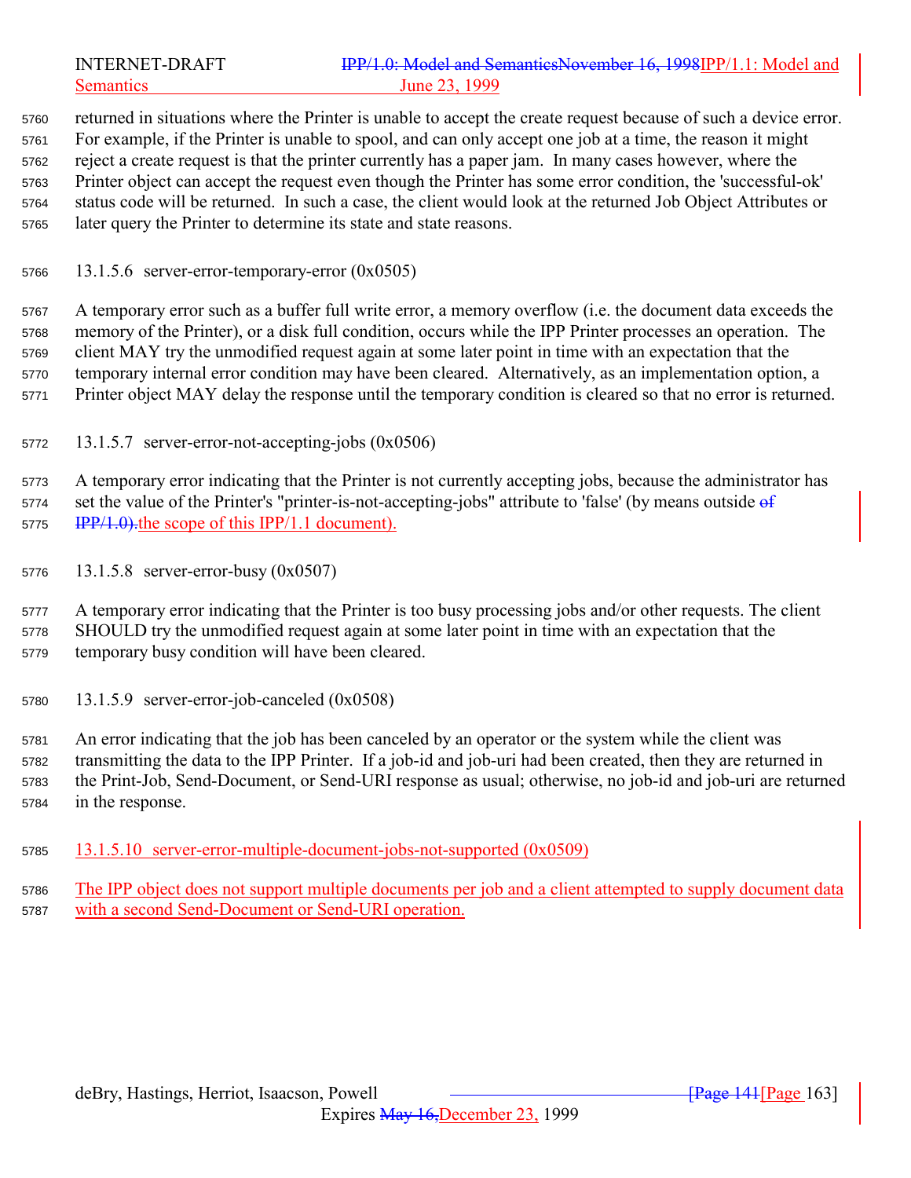returned in situations where the Printer is unable to accept the create request because of such a device error. For example, if the Printer is unable to spool, and can only accept one job at a time, the reason it might reject a create request is that the printer currently has a paper jam. In many cases however, where the Printer object can accept the request even though the Printer has some error condition, the 'successful-ok' status code will be returned. In such a case, the client would look at the returned Job Object Attributes or later query the Printer to determine its state and state reasons.

#### 13.1.5.6 server-error-temporary-error (0x0505)

A temporary error such as a buffer full write error, a memory overflow (i.e. the document data exceeds the memory of the Printer), or a disk full condition, occurs while the IPP Printer processes an operation. The client MAY try the unmodified request again at some later point in time with an expectation that the temporary internal error condition may have been cleared. Alternatively, as an implementation option, a Printer object MAY delay the response until the temporary condition is cleared so that no error is returned.

#### 13.1.5.7 server-error-not-accepting-jobs (0x0506)

A temporary error indicating that the Printer is not currently accepting jobs, because the administrator has set the value of the Printer's "printer-is-not-accepting-jobs" attribute to 'false' (by means outside ~~of IPP/1.0).~~the scope of this IPP/1.1 document).

#### 13.1.5.8 server-error-busy (0x0507)

A temporary error indicating that the Printer is too busy processing jobs and/or other requests. The client SHOULD try the unmodified request again at some later point in time with an expectation that the temporary busy condition will have been cleared.

#### 13.1.5.9 server-error-job-canceled (0x0508)

An error indicating that the job has been canceled by an operator or the system while the client was transmitting the data to the IPP Printer. If a job-id and job-uri had been created, then they are returned in the Print-Job, Send-Document, or Send-URI response as usual; otherwise, no job-id and job-uri are returned in the response.

#### 13.1.5.10 server-error-multiple-document-jobs-not-supported (0x0509)

The IPP object does not support multiple documents per job and a client attempted to supply document data with a second Send-Document or Send-URI operation.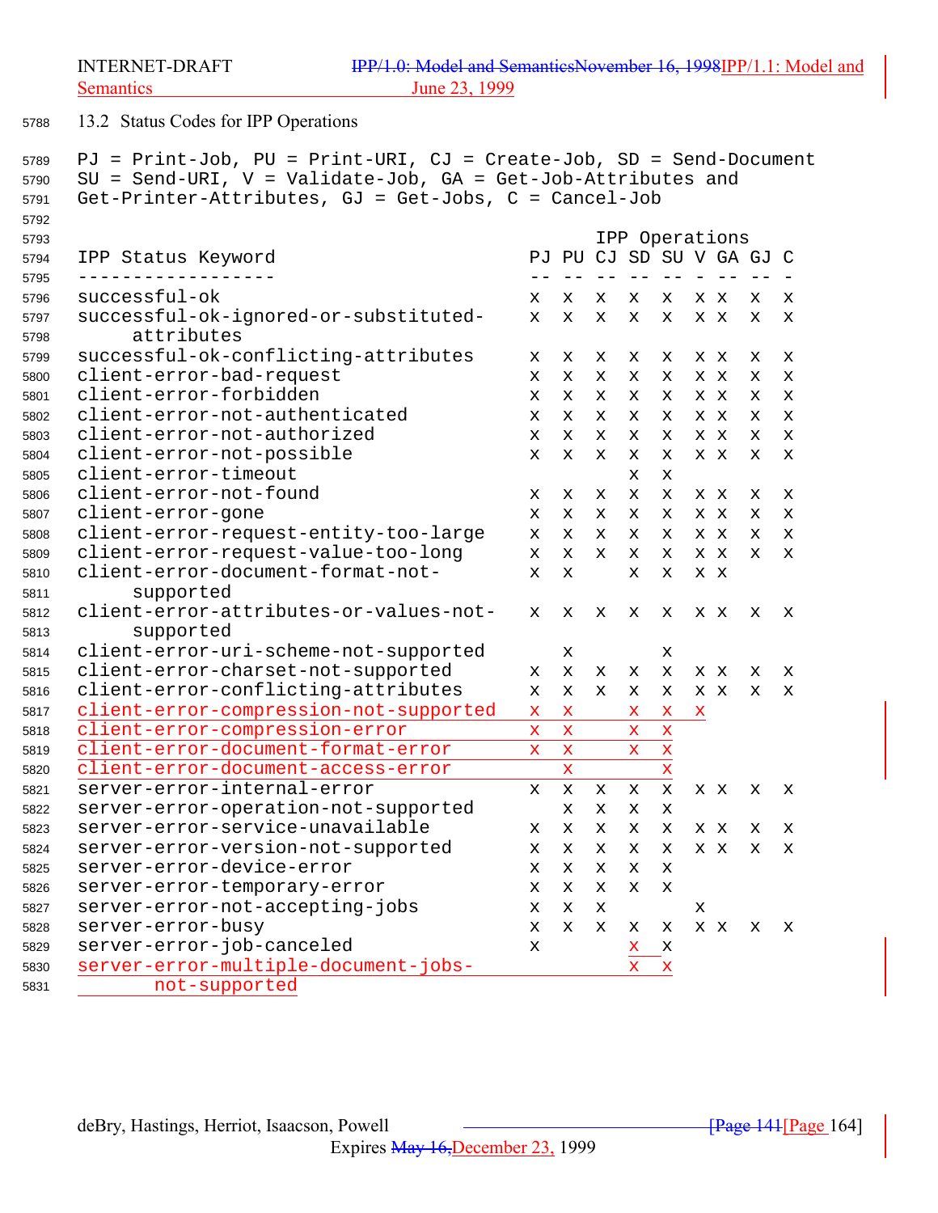## 13.2 Status Codes for IPP Operations

PJ = Print-Job, PU = Print-URI, CJ = Create-Job, SD = Send-Document
SU = Send-URI, V = Validate-Job, GA = Get-Job-Attributes and
Get-Printer-Attributes, GJ = Get-Jobs, C = Cancel-Job

| IPP Status Keyword | PJ | PU | CJ | SD | SU | V | GA | GJ | C |
|---|---|---|---|---|---|---|---|---|---|
| successful-ok | x | x | x | x | x | x | x | x | x |
| successful-ok-ignored-or-substituted-attributes | x | x | x | x | x | x | x | x | x |
| successful-ok-conflicting-attributes | x | x | x | x | x | x | x | x | x |
| client-error-bad-request | x | x | x | x | x | x | x | x | x |
| client-error-forbidden | x | x | x | x | x | x | x | x | x |
| client-error-not-authenticated | x | x | x | x | x | x | x | x | x |
| client-error-not-authorized | x | x | x | x | x | x | x | x | x |
| client-error-not-possible | x | x | x | x | x | x | x | x | x |
| client-error-timeout | | | | x | x | | | | |
| client-error-not-found | x | x | x | x | x | x | x | x | x |
| client-error-gone | x | x | x | x | x | x | x | x | x |
| client-error-request-entity-too-large | x | x | x | x | x | x | x | x | x |
| client-error-request-value-too-long | x | x | x | x | x | x | x | x | x |
| client-error-document-format-not-supported | x | x | | x | x | x | x | | |
| client-error-attributes-or-values-not-supported | x | x | x | x | x | x | x | x | x |
| client-error-uri-scheme-not-supported | | x | | | x | | | | |
| client-error-charset-not-supported | x | x | x | x | x | x | x | x | x |
| client-error-conflicting-attributes | x | x | x | x | x | x | x | x | x |
| client-error-compression-not-supported | x | x | | x | x | x | | | |
| client-error-compression-error | x | x | | x | x | | | | |
| client-error-document-format-error | x | x | | x | x | | | | |
| client-error-document-access-error | | x | | | x | | | | |
| server-error-internal-error | x | x | x | x | x | x | x | x | x |
| server-error-operation-not-supported | | x | x | x | x | | | | |
| server-error-service-unavailable | x | x | x | x | x | x | x | x | x |
| server-error-version-not-supported | x | x | x | x | x | x | x | x | x |
| server-error-device-error | x | x | x | x | x | | | | |
| server-error-temporary-error | x | x | x | x | x | | | | |
| server-error-not-accepting-jobs | x | x | x | | | x | | | |
| server-error-busy | x | x | x | x | x | x | x | x | x |
| server-error-job-canceled | x | | | x | x | | | | |
| server-error-multiple-document-jobs-not-supported | | | | x | x | | | | |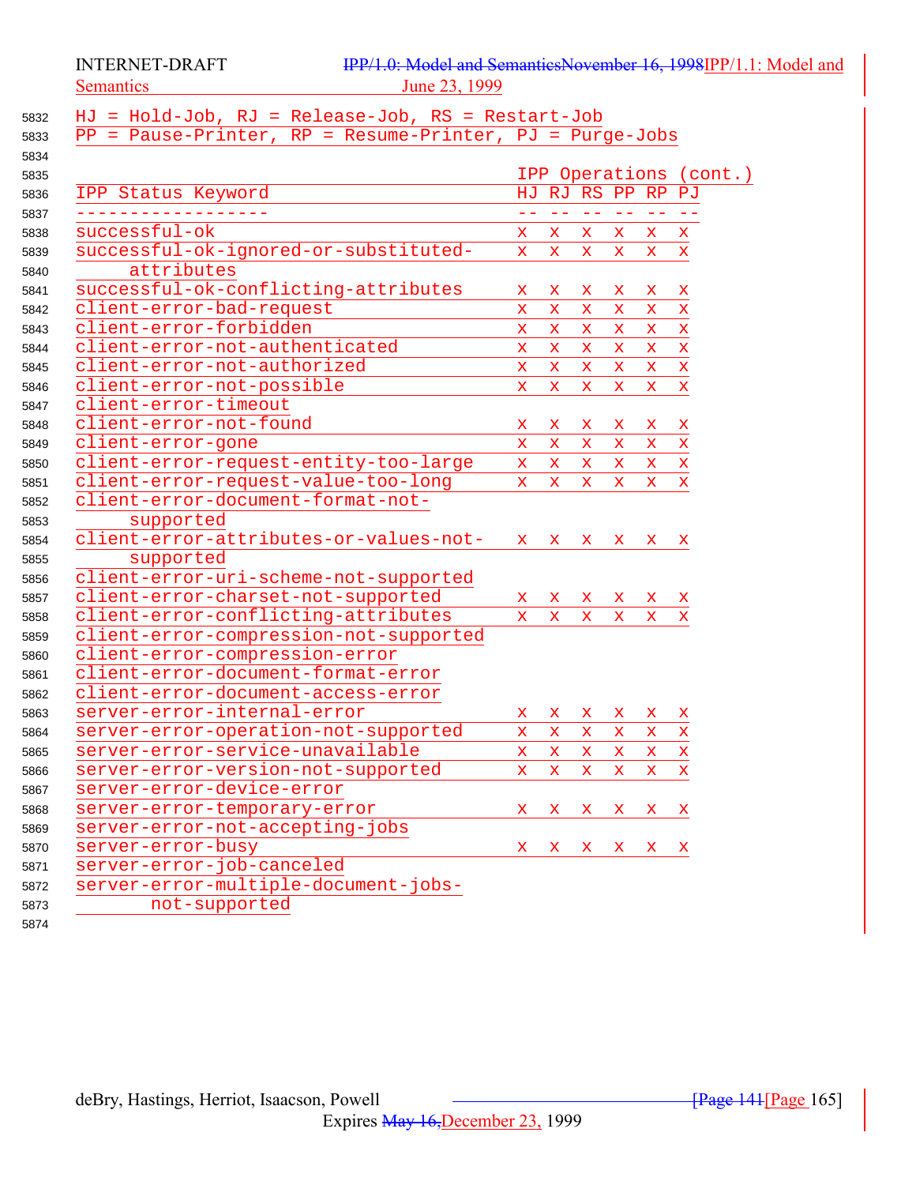HJ = Hold-Job, RJ = Release-Job, RS = Restart-Job
PP = Pause-Printer, RP = Resume-Printer, PJ = Purge-Jobs

| | IPP Operations (cont.) | | | | | |
|---|---|---|---|---|---|---|
| IPP Status Keyword | HJ | RJ | RS | PP | RP | PJ |
| successful-ok | x | x | x | x | x | x |
| successful-ok-ignored-or-substituted-attributes | x | x | x | x | x | x |
| successful-ok-conflicting-attributes | x | x | x | x | x | x |
| client-error-bad-request | x | x | x | x | x | x |
| client-error-forbidden | x | x | x | x | x | x |
| client-error-not-authenticated | x | x | x | x | x | x |
| client-error-not-authorized | x | x | x | x | x | x |
| client-error-not-possible | x | x | x | x | x | x |
| client-error-timeout | | | | | | |
| client-error-not-found | x | x | x | x | x | x |
| client-error-gone | x | x | x | x | x | x |
| client-error-request-entity-too-large | x | x | x | x | x | x |
| client-error-request-value-too-long | x | x | x | x | x | x |
| client-error-document-format-not-supported | | | | | | |
| client-error-attributes-or-values-not-supported | x | x | x | x | x | x |
| client-error-uri-scheme-not-supported | | | | | | |
| client-error-charset-not-supported | x | x | x | x | x | x |
| client-error-conflicting-attributes | x | x | x | x | x | x |
| client-error-compression-not-supported | | | | | | |
| client-error-compression-error | | | | | | |
| client-error-document-format-error | | | | | | |
| client-error-document-access-error | | | | | | |
| server-error-internal-error | x | x | x | x | x | x |
| server-error-operation-not-supported | x | x | x | x | x | x |
| server-error-service-unavailable | x | x | x | x | x | x |
| server-error-version-not-supported | x | x | x | x | x | x |
| server-error-device-error | | | | | | |
| server-error-temporary-error | x | x | x | x | x | x |
| server-error-not-accepting-jobs | | | | | | |
| server-error-busy | x | x | x | x | x | x |
| server-error-job-canceled | | | | | | |
| server-error-multiple-document-jobs-not-supported | | | | | | |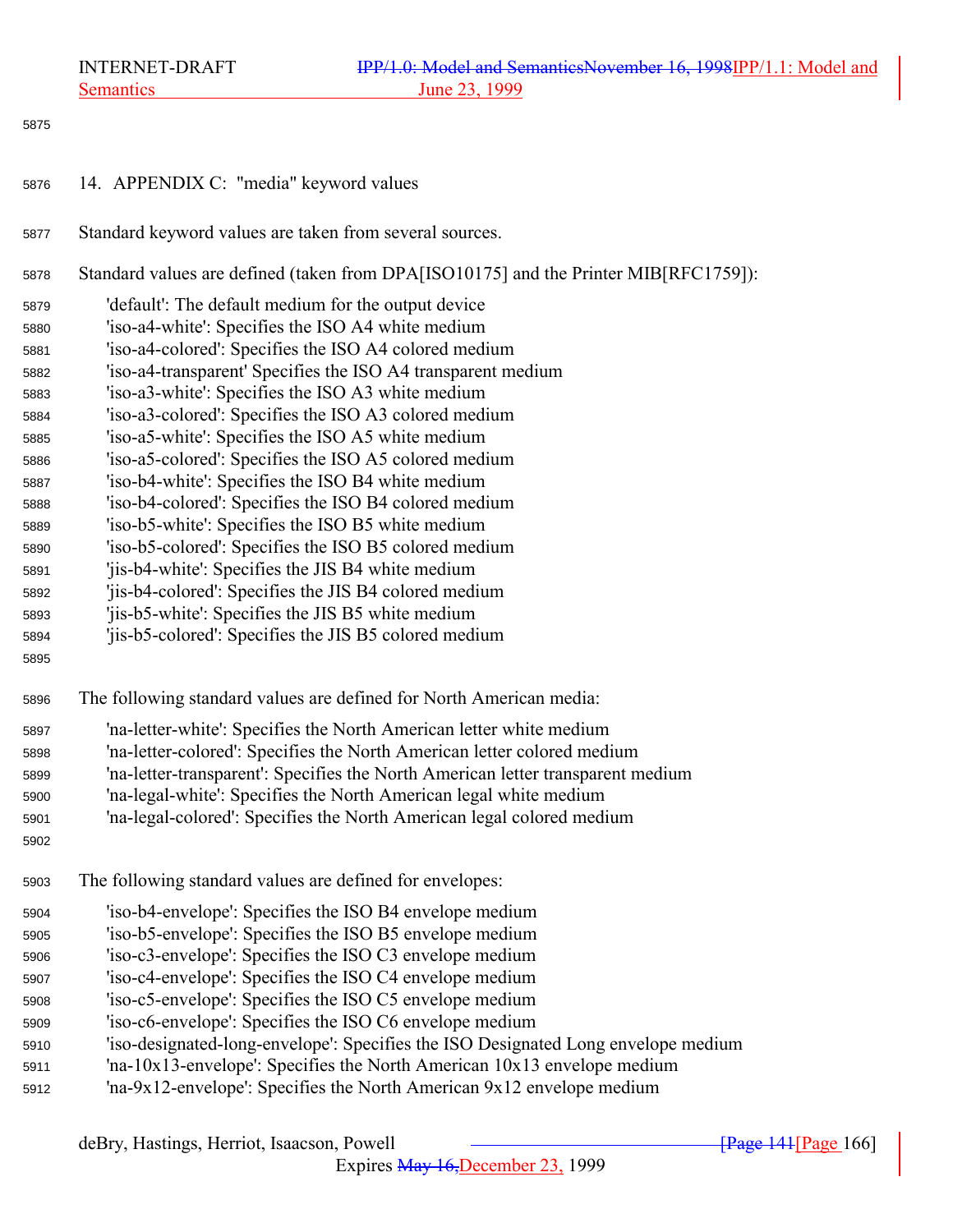# 14. APPENDIX C: "media" keyword values

Standard keyword values are taken from several sources.

Standard values are defined (taken from DPA[ISO10175] and the Printer MIB[RFC1759]):

- 'default': The default medium for the output device
- 'iso-a4-white': Specifies the ISO A4 white medium
- 'iso-a4-colored': Specifies the ISO A4 colored medium
- 'iso-a4-transparent' Specifies the ISO A4 transparent medium
- 'iso-a3-white': Specifies the ISO A3 white medium
- 'iso-a3-colored': Specifies the ISO A3 colored medium
- 'iso-a5-white': Specifies the ISO A5 white medium
- 'iso-a5-colored': Specifies the ISO A5 colored medium
- 'iso-b4-white': Specifies the ISO B4 white medium
- 'iso-b4-colored': Specifies the ISO B4 colored medium
- 'iso-b5-white': Specifies the ISO B5 white medium
- 'iso-b5-colored': Specifies the ISO B5 colored medium
- 'jis-b4-white': Specifies the JIS B4 white medium
- 'jis-b4-colored': Specifies the JIS B4 colored medium
- 'jis-b5-white': Specifies the JIS B5 white medium
- 'jis-b5-colored': Specifies the JIS B5 colored medium

The following standard values are defined for North American media:

- 'na-letter-white': Specifies the North American letter white medium
- 'na-letter-colored': Specifies the North American letter colored medium
- 'na-letter-transparent': Specifies the North American letter transparent medium
- 'na-legal-white': Specifies the North American legal white medium
- 'na-legal-colored': Specifies the North American legal colored medium

The following standard values are defined for envelopes:

- 'iso-b4-envelope': Specifies the ISO B4 envelope medium
- 'iso-b5-envelope': Specifies the ISO B5 envelope medium
- 'iso-c3-envelope': Specifies the ISO C3 envelope medium
- 'iso-c4-envelope': Specifies the ISO C4 envelope medium
- 'iso-c5-envelope': Specifies the ISO C5 envelope medium
- 'iso-c6-envelope': Specifies the ISO C6 envelope medium
- 'iso-designated-long-envelope': Specifies the ISO Designated Long envelope medium
- 'na-10x13-envelope': Specifies the North American 10x13 envelope medium
- 'na-9x12-envelope': Specifies the North American 9x12 envelope medium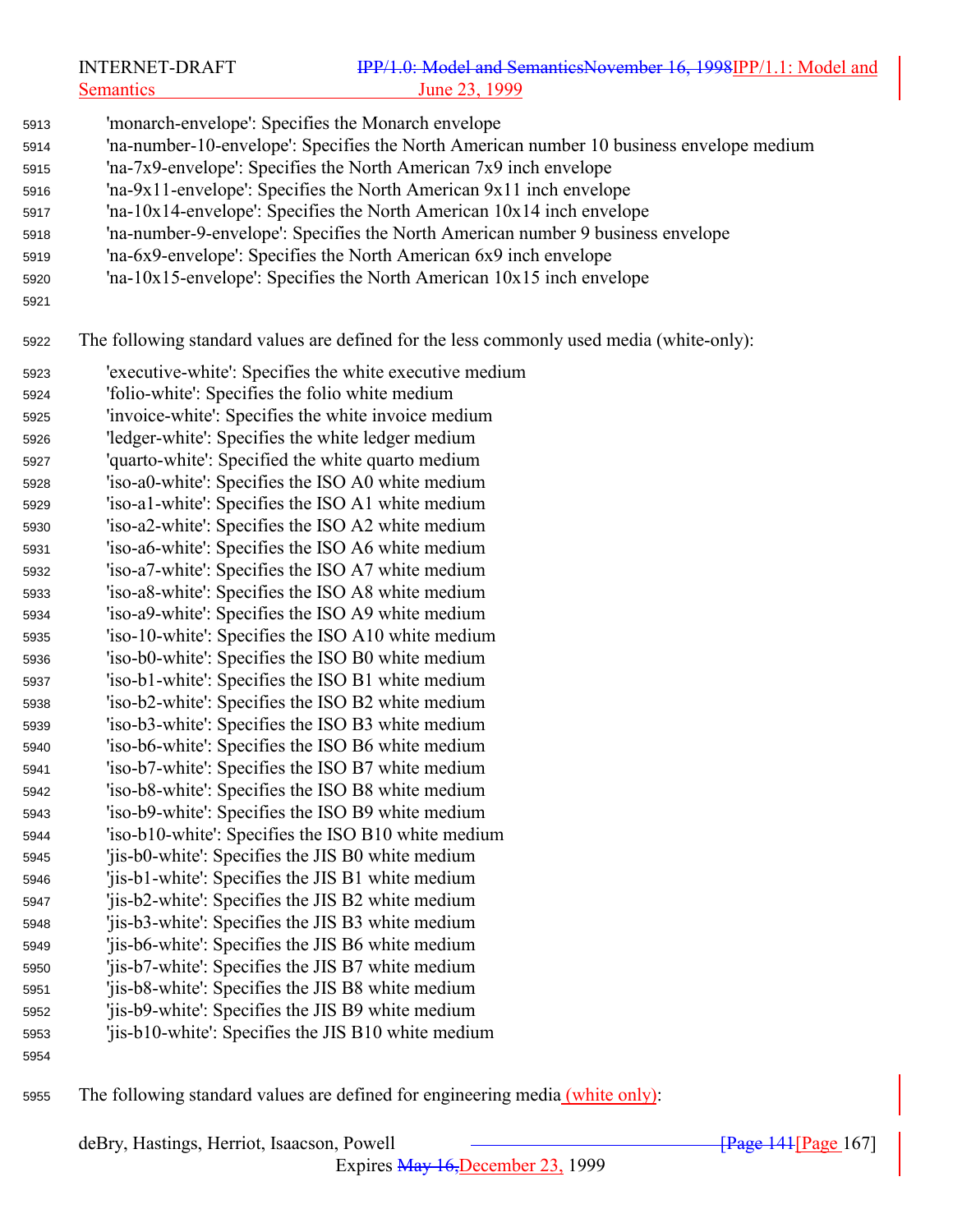'monarch-envelope': Specifies the Monarch envelope
'na-number-10-envelope': Specifies the North American number 10 business envelope medium
'na-7x9-envelope': Specifies the North American 7x9 inch envelope
'na-9x11-envelope': Specifies the North American 9x11 inch envelope
'na-10x14-envelope': Specifies the North American 10x14 inch envelope
'na-number-9-envelope': Specifies the North American number 9 business envelope
'na-6x9-envelope': Specifies the North American 6x9 inch envelope
'na-10x15-envelope': Specifies the North American 10x15 inch envelope

The following standard values are defined for the less commonly used media (white-only):

'executive-white': Specifies the white executive medium
'folio-white': Specifies the folio white medium
'invoice-white': Specifies the white invoice medium
'ledger-white': Specifies the white ledger medium
'quarto-white': Specified the white quarto medium
'iso-a0-white': Specifies the ISO A0 white medium
'iso-a1-white': Specifies the ISO A1 white medium
'iso-a2-white': Specifies the ISO A2 white medium
'iso-a6-white': Specifies the ISO A6 white medium
'iso-a7-white': Specifies the ISO A7 white medium
'iso-a8-white': Specifies the ISO A8 white medium
'iso-a9-white': Specifies the ISO A9 white medium
'iso-10-white': Specifies the ISO A10 white medium
'iso-b0-white': Specifies the ISO B0 white medium
'iso-b1-white': Specifies the ISO B1 white medium
'iso-b2-white': Specifies the ISO B2 white medium
'iso-b3-white': Specifies the ISO B3 white medium
'iso-b6-white': Specifies the ISO B6 white medium
'iso-b7-white': Specifies the ISO B7 white medium
'iso-b8-white': Specifies the ISO B8 white medium
'iso-b9-white': Specifies the ISO B9 white medium
'iso-b10-white': Specifies the ISO B10 white medium
'jis-b0-white': Specifies the JIS B0 white medium
'jis-b1-white': Specifies the JIS B1 white medium
'jis-b2-white': Specifies the JIS B2 white medium
'jis-b3-white': Specifies the JIS B3 white medium
'jis-b6-white': Specifies the JIS B6 white medium
'jis-b7-white': Specifies the JIS B7 white medium
'jis-b8-white': Specifies the JIS B8 white medium
'jis-b9-white': Specifies the JIS B9 white medium
'jis-b10-white': Specifies the JIS B10 white medium

The following standard values are defined for engineering media (white only):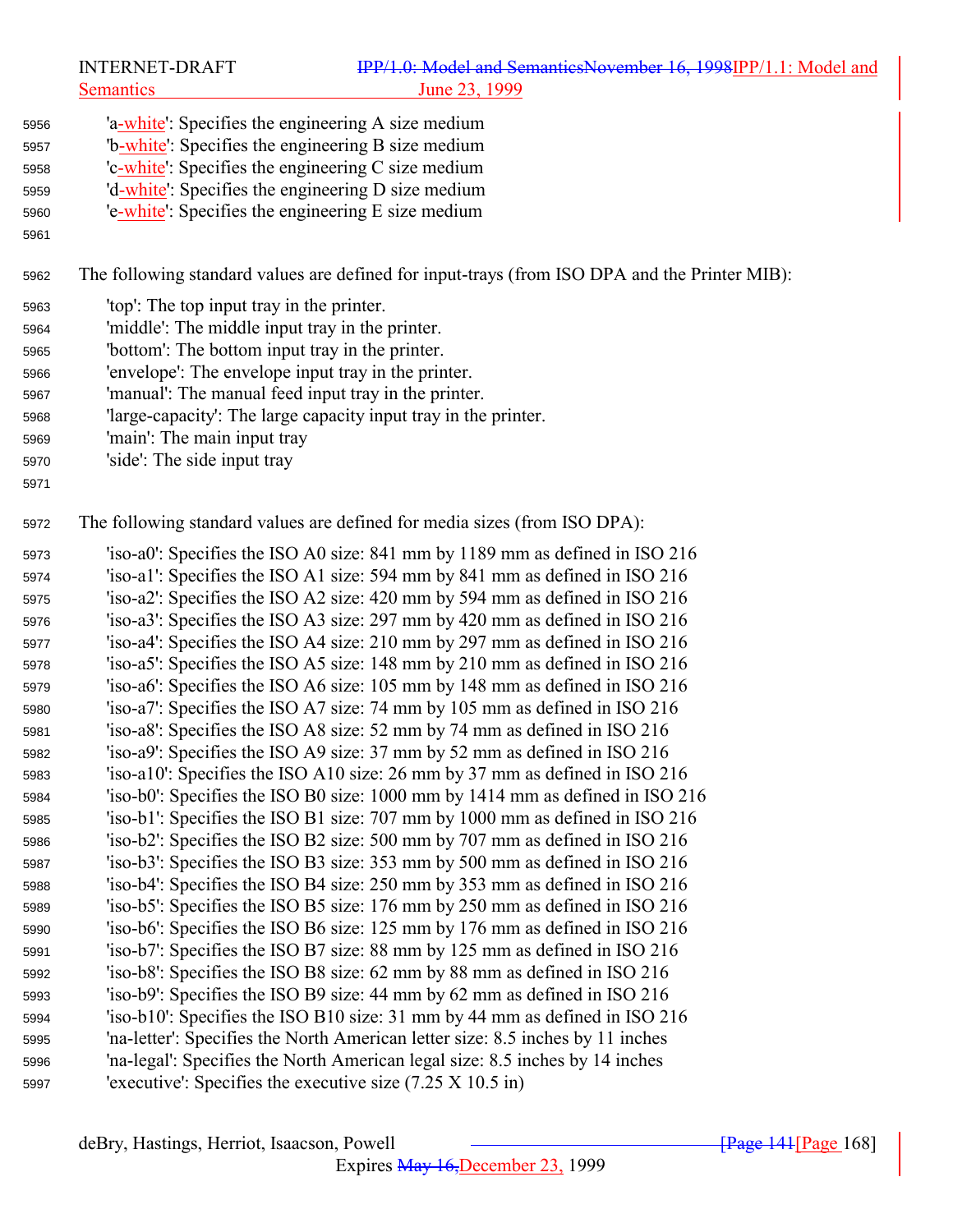'a-white': Specifies the engineering A size medium
'b-white': Specifies the engineering B size medium
'c-white': Specifies the engineering C size medium
'd-white': Specifies the engineering D size medium
'e-white': Specifies the engineering E size medium

The following standard values are defined for input-trays (from ISO DPA and the Printer MIB):

'top': The top input tray in the printer.
'middle': The middle input tray in the printer.
'bottom': The bottom input tray in the printer.
'envelope': The envelope input tray in the printer.
'manual': The manual feed input tray in the printer.
'large-capacity': The large capacity input tray in the printer.
'main': The main input tray
'side': The side input tray

The following standard values are defined for media sizes (from ISO DPA):

'iso-a0': Specifies the ISO A0 size: 841 mm by 1189 mm as defined in ISO 216
'iso-a1': Specifies the ISO A1 size: 594 mm by 841 mm as defined in ISO 216
'iso-a2': Specifies the ISO A2 size: 420 mm by 594 mm as defined in ISO 216
'iso-a3': Specifies the ISO A3 size: 297 mm by 420 mm as defined in ISO 216
'iso-a4': Specifies the ISO A4 size: 210 mm by 297 mm as defined in ISO 216
'iso-a5': Specifies the ISO A5 size: 148 mm by 210 mm as defined in ISO 216
'iso-a6': Specifies the ISO A6 size: 105 mm by 148 mm as defined in ISO 216
'iso-a7': Specifies the ISO A7 size: 74 mm by 105 mm as defined in ISO 216
'iso-a8': Specifies the ISO A8 size: 52 mm by 74 mm as defined in ISO 216
'iso-a9': Specifies the ISO A9 size: 37 mm by 52 mm as defined in ISO 216
'iso-a10': Specifies the ISO A10 size: 26 mm by 37 mm as defined in ISO 216
'iso-b0': Specifies the ISO B0 size: 1000 mm by 1414 mm as defined in ISO 216
'iso-b1': Specifies the ISO B1 size: 707 mm by 1000 mm as defined in ISO 216
'iso-b2': Specifies the ISO B2 size: 500 mm by 707 mm as defined in ISO 216
'iso-b3': Specifies the ISO B3 size: 353 mm by 500 mm as defined in ISO 216
'iso-b4': Specifies the ISO B4 size: 250 mm by 353 mm as defined in ISO 216
'iso-b5': Specifies the ISO B5 size: 176 mm by 250 mm as defined in ISO 216
'iso-b6': Specifies the ISO B6 size: 125 mm by 176 mm as defined in ISO 216
'iso-b7': Specifies the ISO B7 size: 88 mm by 125 mm as defined in ISO 216
'iso-b8': Specifies the ISO B8 size: 62 mm by 88 mm as defined in ISO 216
'iso-b9': Specifies the ISO B9 size: 44 mm by 62 mm as defined in ISO 216
'iso-b10': Specifies the ISO B10 size: 31 mm by 44 mm as defined in ISO 216
'na-letter': Specifies the North American letter size: 8.5 inches by 11 inches
'na-legal': Specifies the North American legal size: 8.5 inches by 14 inches
'executive': Specifies the executive size (7.25 X 10.5 in)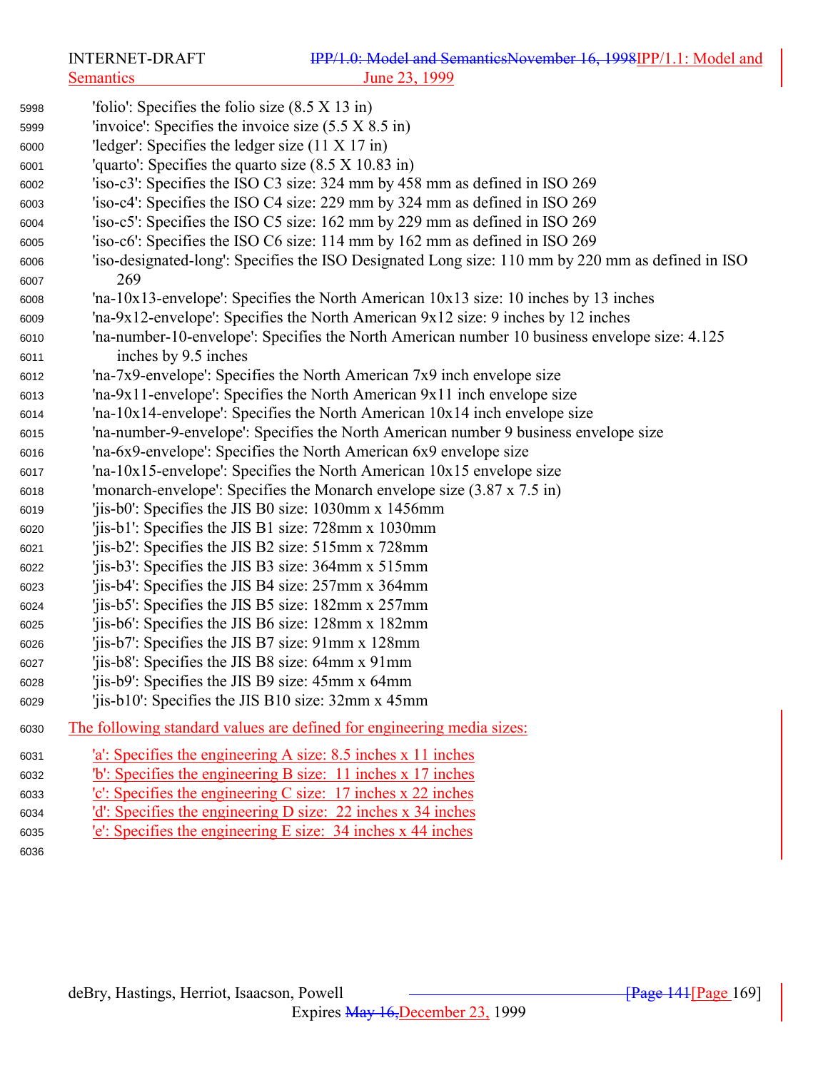'folio': Specifies the folio size (8.5 X 13 in)
'invoice': Specifies the invoice size (5.5 X 8.5 in)
'ledger': Specifies the ledger size (11 X 17 in)
'quarto': Specifies the quarto size (8.5 X 10.83 in)
'iso-c3': Specifies the ISO C3 size: 324 mm by 458 mm as defined in ISO 269
'iso-c4': Specifies the ISO C4 size: 229 mm by 324 mm as defined in ISO 269
'iso-c5': Specifies the ISO C5 size: 162 mm by 229 mm as defined in ISO 269
'iso-c6': Specifies the ISO C6 size: 114 mm by 162 mm as defined in ISO 269
'iso-designated-long': Specifies the ISO Designated Long size: 110 mm by 220 mm as defined in ISO 269
'na-10x13-envelope': Specifies the North American 10x13 size: 10 inches by 13 inches
'na-9x12-envelope': Specifies the North American 9x12 size: 9 inches by 12 inches
'na-number-10-envelope': Specifies the North American number 10 business envelope size: 4.125 inches by 9.5 inches
'na-7x9-envelope': Specifies the North American 7x9 inch envelope size
'na-9x11-envelope': Specifies the North American 9x11 inch envelope size
'na-10x14-envelope': Specifies the North American 10x14 inch envelope size
'na-number-9-envelope': Specifies the North American number 9 business envelope size
'na-6x9-envelope': Specifies the North American 6x9 envelope size
'na-10x15-envelope': Specifies the North American 10x15 envelope size
'monarch-envelope': Specifies the Monarch envelope size (3.87 x 7.5 in)
'jis-b0': Specifies the JIS B0 size: 1030mm x 1456mm
'jis-b1': Specifies the JIS B1 size: 728mm x 1030mm
'jis-b2': Specifies the JIS B2 size: 515mm x 728mm
'jis-b3': Specifies the JIS B3 size: 364mm x 515mm
'jis-b4': Specifies the JIS B4 size: 257mm x 364mm
'jis-b5': Specifies the JIS B5 size: 182mm x 257mm
'jis-b6': Specifies the JIS B6 size: 128mm x 182mm
'jis-b7': Specifies the JIS B7 size: 91mm x 128mm
'jis-b8': Specifies the JIS B8 size: 64mm x 91mm
'jis-b9': Specifies the JIS B9 size: 45mm x 64mm
'jis-b10': Specifies the JIS B10 size: 32mm x 45mm

The following standard values are defined for engineering media sizes:

'a': Specifies the engineering A size: 8.5 inches x 11 inches
'b': Specifies the engineering B size: 11 inches x 17 inches
'c': Specifies the engineering C size: 17 inches x 22 inches
'd': Specifies the engineering D size: 22 inches x 34 inches
'e': Specifies the engineering E size: 34 inches x 44 inches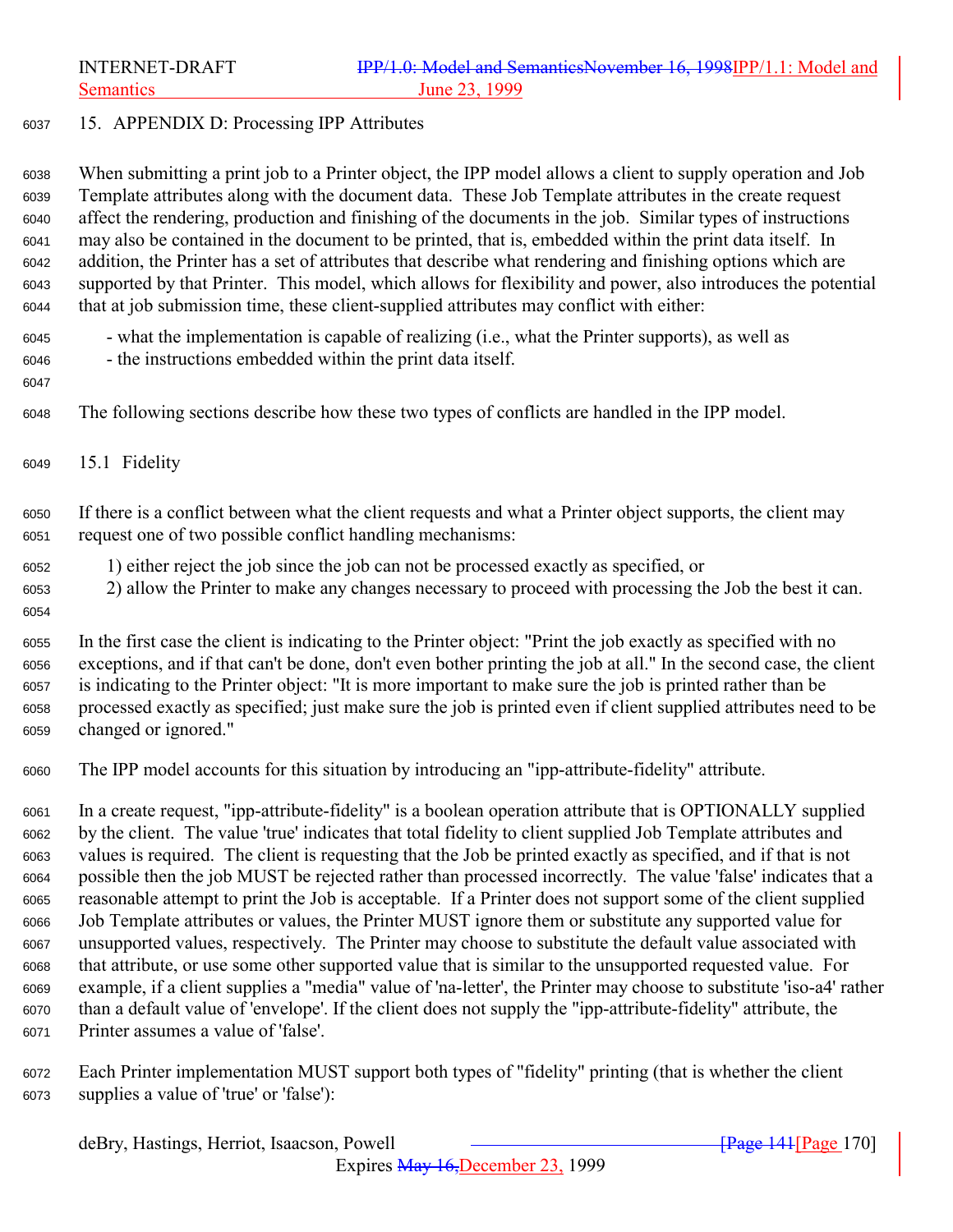# 15. APPENDIX D: Processing IPP Attributes

When submitting a print job to a Printer object, the IPP model allows a client to supply operation and Job Template attributes along with the document data. These Job Template attributes in the create request affect the rendering, production and finishing of the documents in the job. Similar types of instructions may also be contained in the document to be printed, that is, embedded within the print data itself. In addition, the Printer has a set of attributes that describe what rendering and finishing options which are supported by that Printer. This model, which allows for flexibility and power, also introduces the potential that at job submission time, these client-supplied attributes may conflict with either:

- what the implementation is capable of realizing (i.e., what the Printer supports), as well as
- the instructions embedded within the print data itself.

The following sections describe how these two types of conflicts are handled in the IPP model.

## 15.1 Fidelity

If there is a conflict between what the client requests and what a Printer object supports, the client may request one of two possible conflict handling mechanisms:

1) either reject the job since the job can not be processed exactly as specified, or
2) allow the Printer to make any changes necessary to proceed with processing the Job the best it can.

In the first case the client is indicating to the Printer object: "Print the job exactly as specified with no exceptions, and if that can't be done, don't even bother printing the job at all." In the second case, the client is indicating to the Printer object: "It is more important to make sure the job is printed rather than be processed exactly as specified; just make sure the job is printed even if client supplied attributes need to be changed or ignored."

The IPP model accounts for this situation by introducing an "ipp-attribute-fidelity" attribute.

In a create request, "ipp-attribute-fidelity" is a boolean operation attribute that is OPTIONALLY supplied by the client. The value 'true' indicates that total fidelity to client supplied Job Template attributes and values is required. The client is requesting that the Job be printed exactly as specified, and if that is not possible then the job MUST be rejected rather than processed incorrectly. The value 'false' indicates that a reasonable attempt to print the Job is acceptable. If a Printer does not support some of the client supplied Job Template attributes or values, the Printer MUST ignore them or substitute any supported value for unsupported values, respectively. The Printer may choose to substitute the default value associated with that attribute, or use some other supported value that is similar to the unsupported requested value. For example, if a client supplies a "media" value of 'na-letter', the Printer may choose to substitute 'iso-a4' rather than a default value of 'envelope'. If the client does not supply the "ipp-attribute-fidelity" attribute, the Printer assumes a value of 'false'.

Each Printer implementation MUST support both types of "fidelity" printing (that is whether the client supplies a value of 'true' or 'false'):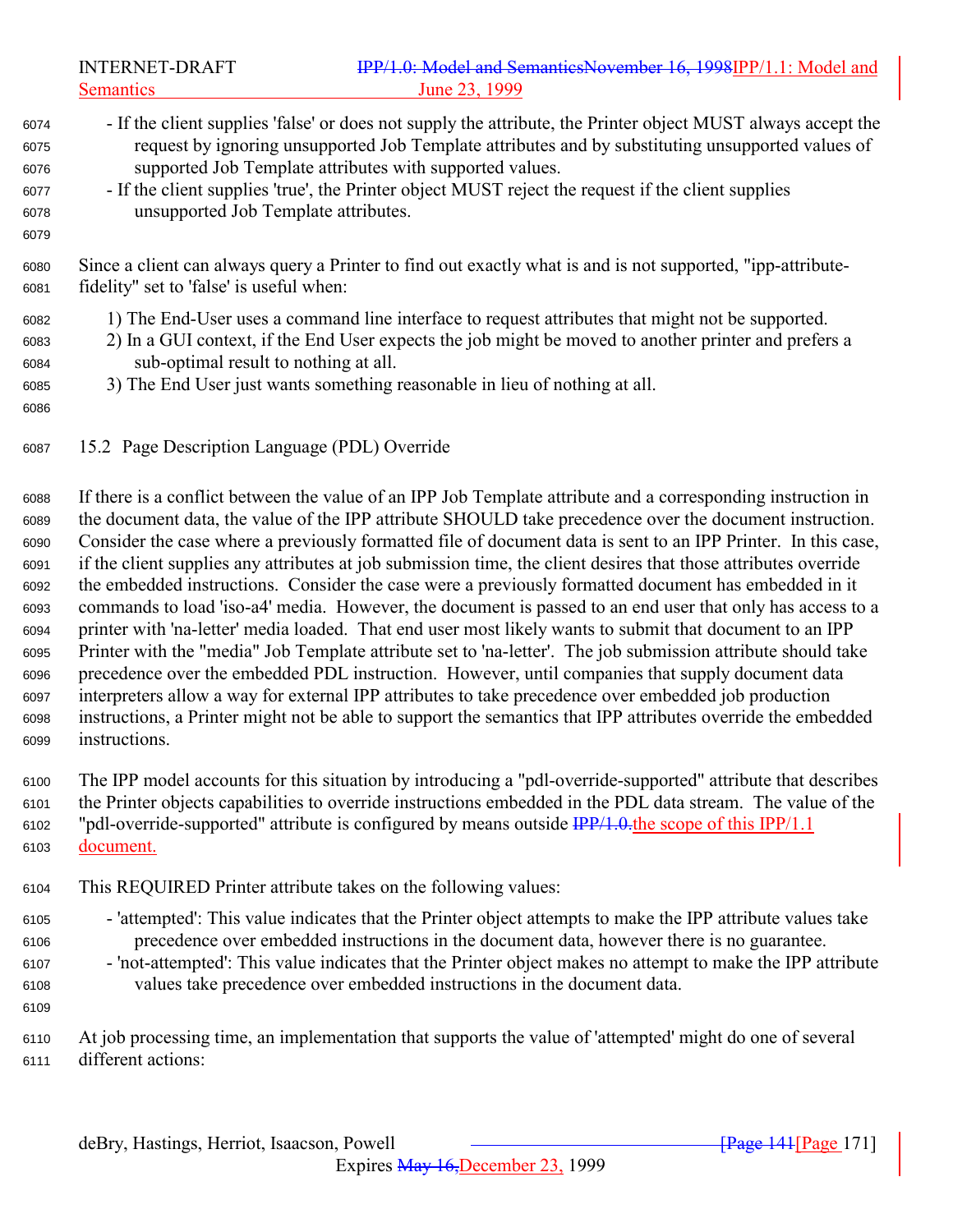- If the client supplies 'false' or does not supply the attribute, the Printer object MUST always accept the request by ignoring unsupported Job Template attributes and by substituting unsupported values of supported Job Template attributes with supported values.
- If the client supplies 'true', the Printer object MUST reject the request if the client supplies unsupported Job Template attributes.

Since a client can always query a Printer to find out exactly what is and is not supported, "ipp-attribute-fidelity" set to 'false' is useful when:

1) The End-User uses a command line interface to request attributes that might not be supported.
2) In a GUI context, if the End User expects the job might be moved to another printer and prefers a sub-optimal result to nothing at all.
3) The End User just wants something reasonable in lieu of nothing at all.

## 15.2 Page Description Language (PDL) Override

If there is a conflict between the value of an IPP Job Template attribute and a corresponding instruction in the document data, the value of the IPP attribute SHOULD take precedence over the document instruction. Consider the case where a previously formatted file of document data is sent to an IPP Printer. In this case, if the client supplies any attributes at job submission time, the client desires that those attributes override the embedded instructions. Consider the case were a previously formatted document has embedded in it commands to load 'iso-a4' media. However, the document is passed to an end user that only has access to a printer with 'na-letter' media loaded. That end user most likely wants to submit that document to an IPP Printer with the "media" Job Template attribute set to 'na-letter'. The job submission attribute should take precedence over the embedded PDL instruction. However, until companies that supply document data interpreters allow a way for external IPP attributes to take precedence over embedded job production instructions, a Printer might not be able to support the semantics that IPP attributes override the embedded instructions.

The IPP model accounts for this situation by introducing a "pdl-override-supported" attribute that describes the Printer objects capabilities to override instructions embedded in the PDL data stream. The value of the "pdl-override-supported" attribute is configured by means outside ~~IPP/1.0.~~the scope of this IPP/1.1 document.

This REQUIRED Printer attribute takes on the following values:

- 'attempted': This value indicates that the Printer object attempts to make the IPP attribute values take precedence over embedded instructions in the document data, however there is no guarantee.
- 'not-attempted': This value indicates that the Printer object makes no attempt to make the IPP attribute values take precedence over embedded instructions in the document data.

At job processing time, an implementation that supports the value of 'attempted' might do one of several different actions: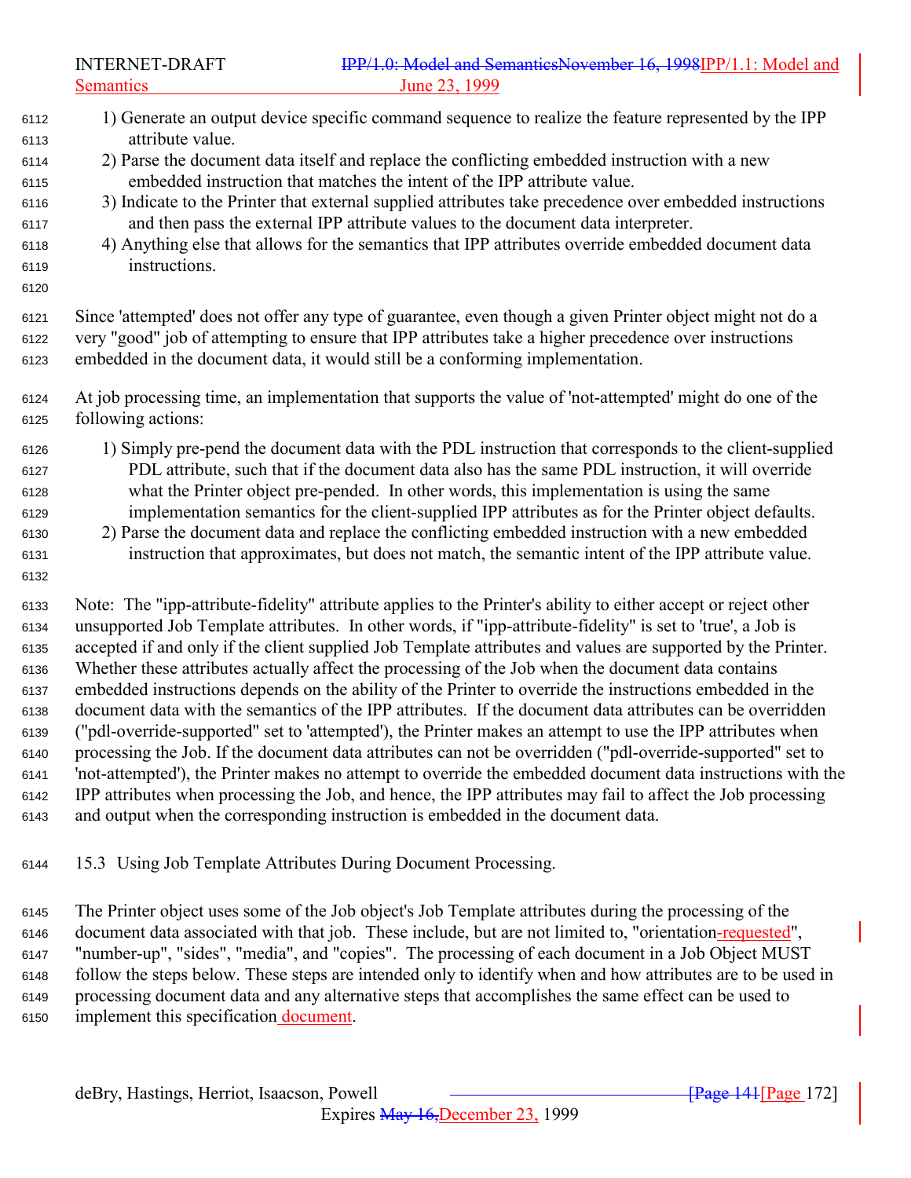1) Generate an output device specific command sequence to realize the feature represented by the IPP attribute value.
2) Parse the document data itself and replace the conflicting embedded instruction with a new embedded instruction that matches the intent of the IPP attribute value.
3) Indicate to the Printer that external supplied attributes take precedence over embedded instructions and then pass the external IPP attribute values to the document data interpreter.
4) Anything else that allows for the semantics that IPP attributes override embedded document data instructions.

Since 'attempted' does not offer any type of guarantee, even though a given Printer object might not do a very "good" job of attempting to ensure that IPP attributes take a higher precedence over instructions embedded in the document data, it would still be a conforming implementation.

At job processing time, an implementation that supports the value of 'not-attempted' might do one of the following actions:

1) Simply pre-pend the document data with the PDL instruction that corresponds to the client-supplied PDL attribute, such that if the document data also has the same PDL instruction, it will override what the Printer object pre-pended. In other words, this implementation is using the same implementation semantics for the client-supplied IPP attributes as for the Printer object defaults.
2) Parse the document data and replace the conflicting embedded instruction with a new embedded instruction that approximates, but does not match, the semantic intent of the IPP attribute value.

Note: The "ipp-attribute-fidelity" attribute applies to the Printer's ability to either accept or reject other unsupported Job Template attributes. In other words, if "ipp-attribute-fidelity" is set to 'true', a Job is accepted if and only if the client supplied Job Template attributes and values are supported by the Printer. Whether these attributes actually affect the processing of the Job when the document data contains embedded instructions depends on the ability of the Printer to override the instructions embedded in the document data with the semantics of the IPP attributes. If the document data attributes can be overridden ("pdl-override-supported" set to 'attempted'), the Printer makes an attempt to use the IPP attributes when processing the Job. If the document data attributes can not be overridden ("pdl-override-supported" set to 'not-attempted'), the Printer makes no attempt to override the embedded document data instructions with the IPP attributes when processing the Job, and hence, the IPP attributes may fail to affect the Job processing and output when the corresponding instruction is embedded in the document data.

## 15.3 Using Job Template Attributes During Document Processing.

The Printer object uses some of the Job object's Job Template attributes during the processing of the document data associated with that job. These include, but are not limited to, "orientation-requested", "number-up", "sides", "media", and "copies". The processing of each document in a Job Object MUST follow the steps below. These steps are intended only to identify when and how attributes are to be used in processing document data and any alternative steps that accomplishes the same effect can be used to implement this specification document.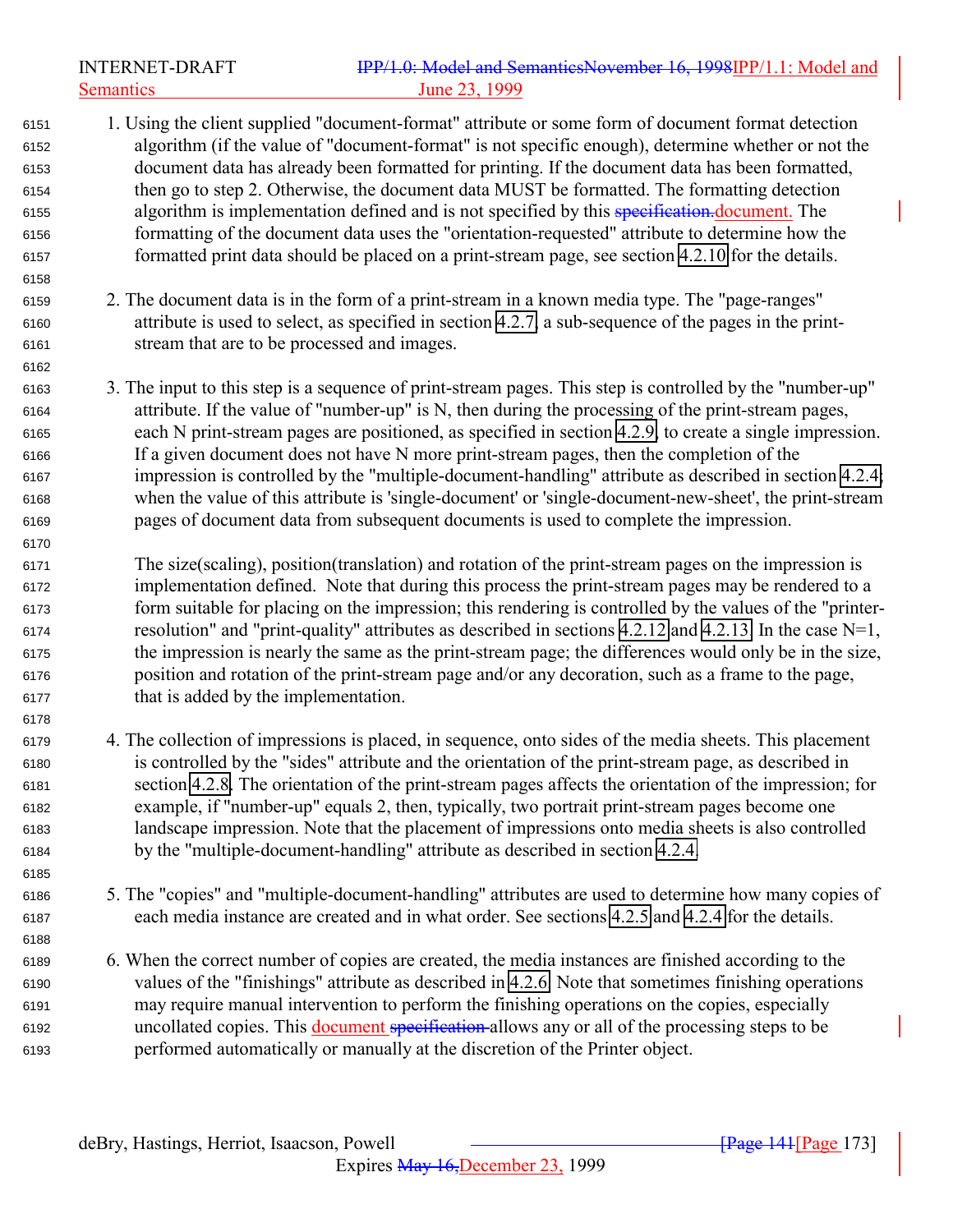1. Using the client supplied "document-format" attribute or some form of document format detection algorithm (if the value of "document-format" is not specific enough), determine whether or not the document data has already been formatted for printing. If the document data has been formatted, then go to step 2. Otherwise, the document data MUST be formatted. The formatting detection algorithm is implementation defined and is not specified by this specification.document. The formatting of the document data uses the "orientation-requested" attribute to determine how the formatted print data should be placed on a print-stream page, see section 4.2.10 for the details.

2. The document data is in the form of a print-stream in a known media type. The "page-ranges" attribute is used to select, as specified in section 4.2.7, a sub-sequence of the pages in the print-stream that are to be processed and images.

3. The input to this step is a sequence of print-stream pages. This step is controlled by the "number-up" attribute. If the value of "number-up" is N, then during the processing of the print-stream pages, each N print-stream pages are positioned, as specified in section 4.2.9, to create a single impression. If a given document does not have N more print-stream pages, then the completion of the impression is controlled by the "multiple-document-handling" attribute as described in section 4.2.4; when the value of this attribute is 'single-document' or 'single-document-new-sheet', the print-stream pages of document data from subsequent documents is used to complete the impression.

   The size(scaling), position(translation) and rotation of the print-stream pages on the impression is implementation defined. Note that during this process the print-stream pages may be rendered to a form suitable for placing on the impression; this rendering is controlled by the values of the "printer-resolution" and "print-quality" attributes as described in sections 4.2.12 and 4.2.13. In the case N=1, the impression is nearly the same as the print-stream page; the differences would only be in the size, position and rotation of the print-stream page and/or any decoration, such as a frame to the page, that is added by the implementation.

4. The collection of impressions is placed, in sequence, onto sides of the media sheets. This placement is controlled by the "sides" attribute and the orientation of the print-stream page, as described in section 4.2.8. The orientation of the print-stream pages affects the orientation of the impression; for example, if "number-up" equals 2, then, typically, two portrait print-stream pages become one landscape impression. Note that the placement of impressions onto media sheets is also controlled by the "multiple-document-handling" attribute as described in section 4.2.4.

5. The "copies" and "multiple-document-handling" attributes are used to determine how many copies of each media instance are created and in what order. See sections 4.2.5 and 4.2.4 for the details.

6. When the correct number of copies are created, the media instances are finished according to the values of the "finishings" attribute as described in 4.2.6. Note that sometimes finishing operations may require manual intervention to perform the finishing operations on the copies, especially uncollated copies. This document specification allows any or all of the processing steps to be performed automatically or manually at the discretion of the Printer object.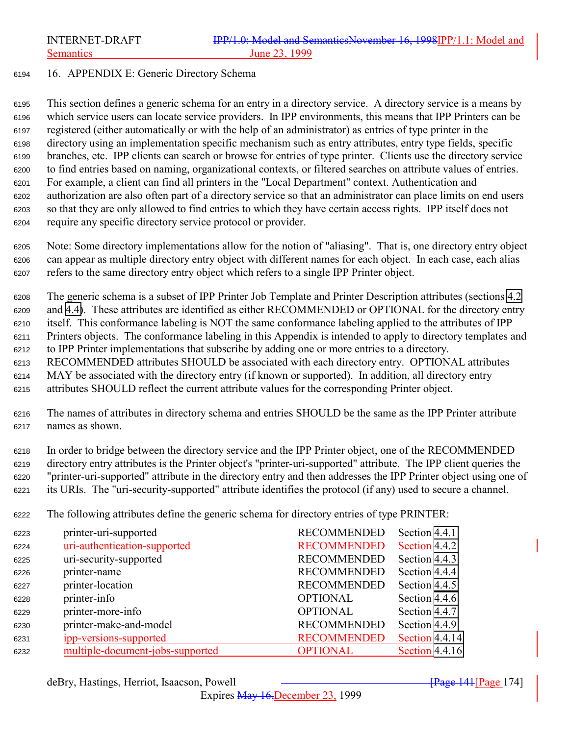## 16. APPENDIX E: Generic Directory Schema

This section defines a generic schema for an entry in a directory service. A directory service is a means by which service users can locate service providers. In IPP environments, this means that IPP Printers can be registered (either automatically or with the help of an administrator) as entries of type printer in the directory using an implementation specific mechanism such as entry attributes, entry type fields, specific branches, etc. IPP clients can search or browse for entries of type printer. Clients use the directory service to find entries based on naming, organizational contexts, or filtered searches on attribute values of entries. For example, a client can find all printers in the "Local Department" context. Authentication and authorization are also often part of a directory service so that an administrator can place limits on end users so that they are only allowed to find entries to which they have certain access rights. IPP itself does not require any specific directory service protocol or provider.

Note: Some directory implementations allow for the notion of "aliasing". That is, one directory entry object can appear as multiple directory entry object with different names for each object. In each case, each alias refers to the same directory entry object which refers to a single IPP Printer object.

The generic schema is a subset of IPP Printer Job Template and Printer Description attributes (sections 4.2 and 4.4). These attributes are identified as either RECOMMENDED or OPTIONAL for the directory entry itself. This conformance labeling is NOT the same conformance labeling applied to the attributes of IPP Printers objects. The conformance labeling in this Appendix is intended to apply to directory templates and to IPP Printer implementations that subscribe by adding one or more entries to a directory. RECOMMENDED attributes SHOULD be associated with each directory entry. OPTIONAL attributes MAY be associated with the directory entry (if known or supported). In addition, all directory entry attributes SHOULD reflect the current attribute values for the corresponding Printer object.

The names of attributes in directory schema and entries SHOULD be the same as the IPP Printer attribute names as shown.

In order to bridge between the directory service and the IPP Printer object, one of the RECOMMENDED directory entry attributes is the Printer object's "printer-uri-supported" attribute. The IPP client queries the "printer-uri-supported" attribute in the directory entry and then addresses the IPP Printer object using one of its URIs. The "uri-security-supported" attribute identifies the protocol (if any) used to secure a channel.

The following attributes define the generic schema for directory entries of type PRINTER:

| Attribute | Conformance | Reference |
|---|---|---|
| printer-uri-supported | RECOMMENDED | Section 4.4.1 |
| uri-authentication-supported | RECOMMENDED | Section 4.4.2 |
| uri-security-supported | RECOMMENDED | Section 4.4.3 |
| printer-name | RECOMMENDED | Section 4.4.4 |
| printer-location | RECOMMENDED | Section 4.4.5 |
| printer-info | OPTIONAL | Section 4.4.6 |
| printer-more-info | OPTIONAL | Section 4.4.7 |
| printer-make-and-model | RECOMMENDED | Section 4.4.9 |
| ipp-versions-supported | RECOMMENDED | Section 4.4.14 |
| multiple-document-jobs-supported | OPTIONAL | Section 4.4.16 |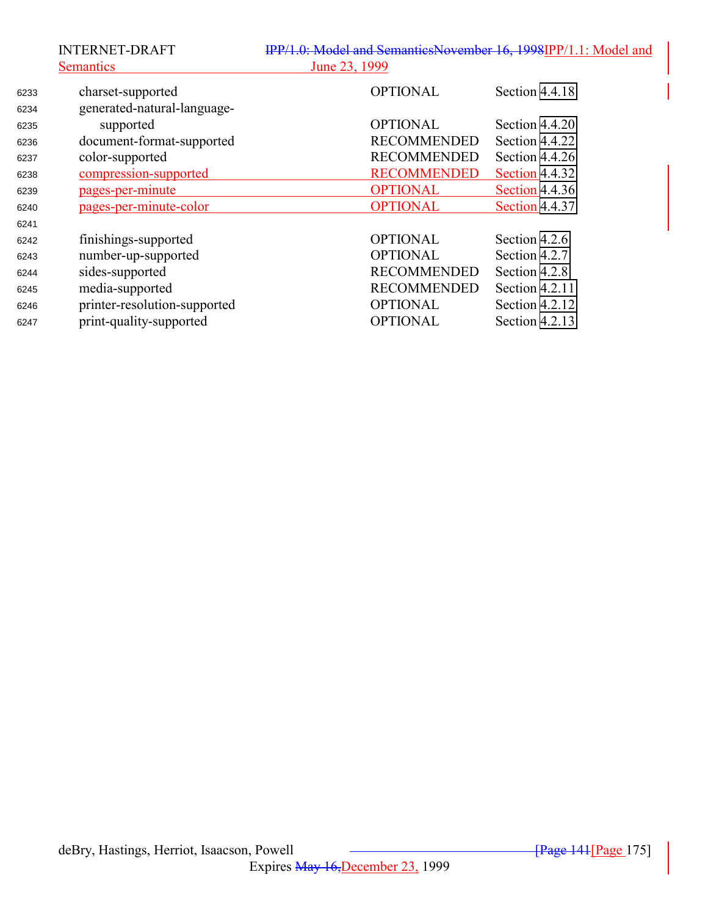| | | |
|---|---|---|
| charset-supported | OPTIONAL | Section 4.4.18 |
| generated-natural-language-supported | OPTIONAL | Section 4.4.20 |
| document-format-supported | RECOMMENDED | Section 4.4.22 |
| color-supported | RECOMMENDED | Section 4.4.26 |
| compression-supported | RECOMMENDED | Section 4.4.32 |
| pages-per-minute | OPTIONAL | Section 4.4.36 |
| pages-per-minute-color | OPTIONAL | Section 4.4.37 |
| | | |
| finishings-supported | OPTIONAL | Section 4.2.6 |
| number-up-supported | OPTIONAL | Section 4.2.7 |
| sides-supported | RECOMMENDED | Section 4.2.8 |
| media-supported | RECOMMENDED | Section 4.2.11 |
| printer-resolution-supported | OPTIONAL | Section 4.2.12 |
| print-quality-supported | OPTIONAL | Section 4.2.13 |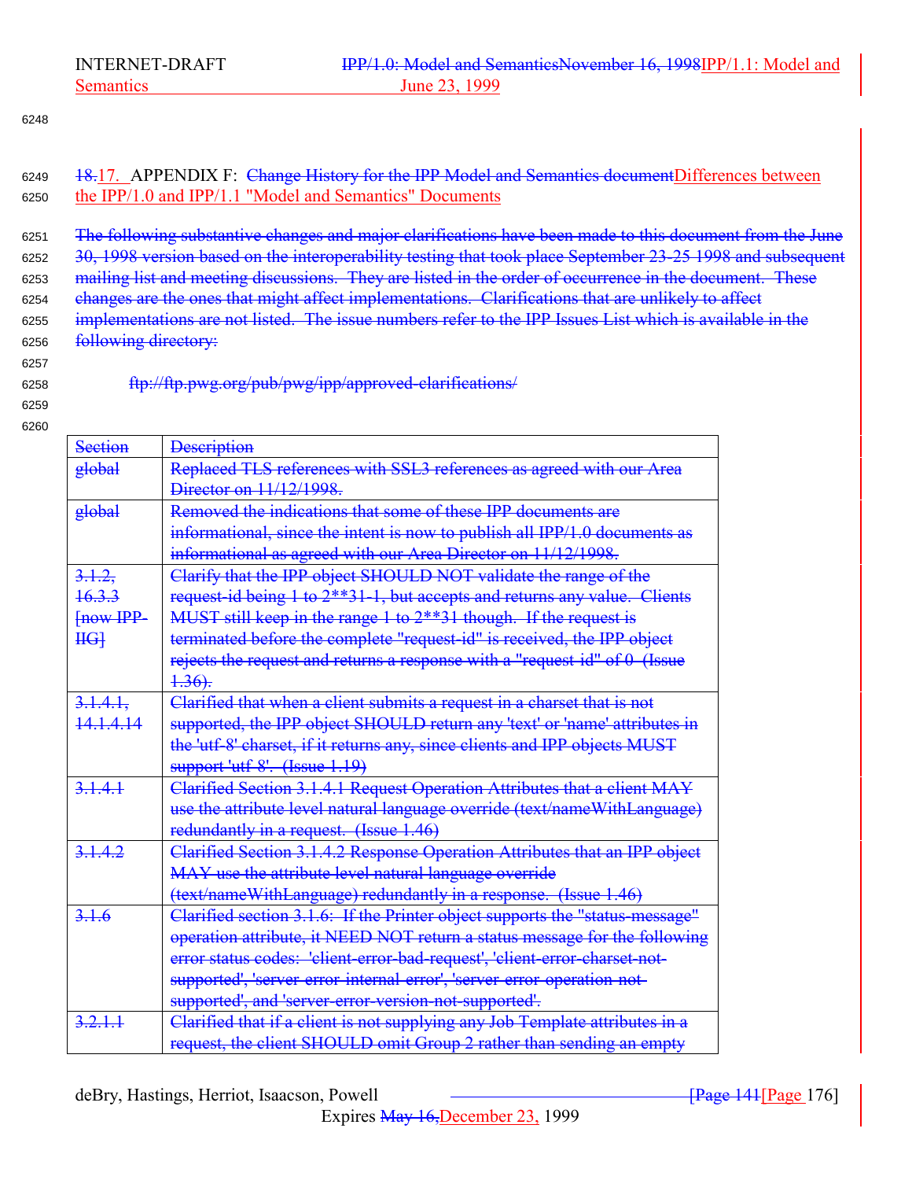## ~~18.~~17. APPENDIX F: ~~Change History for the IPP Model and Semantics document~~Differences between the IPP/1.0 and IPP/1.1 "Model and Semantics" Documents

~~The following substantive changes and major clarifications have been made to this document from the June 30, 1998 version based on the interoperability testing that took place September 23-25 1998 and subsequent mailing list and meeting discussions. They are listed in the order of occurrence in the document. These changes are the ones that might affect implementations. Clarifications that are unlikely to affect implementations are not listed. The issue numbers refer to the IPP Issues List which is available in the following directory:~~

~~ftp://ftp.pwg.org/pub/pwg/ipp/approved-clarifications/~~

| ~~Section~~ | ~~Description~~ |
|---|---|
| ~~global~~ | ~~Replaced TLS references with SSL3 references as agreed with our Area Director on 11/12/1998.~~ |
| ~~global~~ | ~~Removed the indications that some of these IPP documents are informational, since the intent is now to publish all IPP/1.0 documents as informational as agreed with our Area Director on 11/12/1998.~~ |
| ~~3.1.2, 16.3.3 [now IPP-IIG]~~ | ~~Clarify that the IPP object SHOULD NOT validate the range of the request-id being 1 to 2**31-1, but accepts and returns any value. Clients MUST still keep in the range 1 to 2**31 though. If the request is terminated before the complete "request-id" is received, the IPP object rejects the request and returns a response with a "request-id" of 0 (Issue 1.36).~~ |
| ~~3.1.4.1, 14.1.4.14~~ | ~~Clarified that when a client submits a request in a charset that is not supported, the IPP object SHOULD return any 'text' or 'name' attributes in the 'utf-8' charset, if it returns any, since clients and IPP objects MUST support 'utf-8'. (Issue 1.19)~~ |
| ~~3.1.4.1~~ | ~~Clarified Section 3.1.4.1 Request Operation Attributes that a client MAY use the attribute level natural language override (text/nameWithLanguage) redundantly in a request. (Issue 1.46)~~ |
| ~~3.1.4.2~~ | ~~Clarified Section 3.1.4.2 Response Operation Attributes that an IPP object MAY use the attribute level natural language override (text/nameWithLanguage) redundantly in a response. (Issue 1.46)~~ |
| ~~3.1.6~~ | ~~Clarified section 3.1.6: If the Printer object supports the "status-message" operation attribute, it NEED NOT return a status message for the following error status codes: 'client-error-bad-request', 'client-error-charset-not-supported', 'server-error-internal-error', 'server-error-operation-not-supported', and 'server-error-version-not-supported'.~~ |
| ~~3.2.1.1~~ | ~~Clarified that if a client is not supplying any Job Template attributes in a request, the client SHOULD omit Group 2 rather than sending an empty~~ |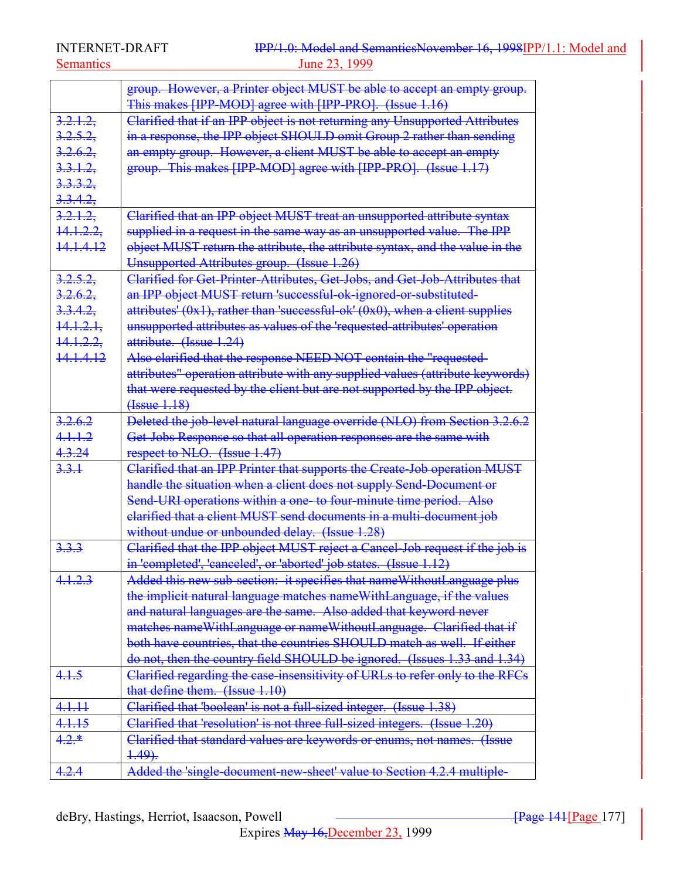| | |
|---|---|
| | group. However, a Printer object MUST be able to accept an empty group. This makes [IPP-MOD] agree with [IPP-PRO]. (Issue 1.16) |
| 3.2.1.2, 3.2.5.2, 3.2.6.2, 3.3.1.2, 3.3.3.2, 3.3.4.2, | Clarified that if an IPP object is not returning any Unsupported Attributes in a response, the IPP object SHOULD omit Group 2 rather than sending an empty group. However, a client MUST be able to accept an empty group. This makes [IPP-MOD] agree with [IPP-PRO]. (Issue 1.17) |
| 3.2.1.2, 14.1.2.2, 14.1.4.12 | Clarified that an IPP object MUST treat an unsupported attribute syntax supplied in a request in the same way as an unsupported value. The IPP object MUST return the attribute, the attribute syntax, and the value in the Unsupported Attributes group. (Issue 1.26) |
| 3.2.5.2, 3.2.6.2, 3.3.4.2, 14.1.2.1, 14.1.2.2, 14.1.4.12 | Clarified for Get-Printer-Attributes, Get-Jobs, and Get-Job-Attributes that an IPP object MUST return 'successful-ok-ignored-or-substituted-attributes' (0x1), rather than 'successful-ok' (0x0), when a client supplies unsupported attributes as values of the 'requested-attributes' operation attribute. (Issue 1.24) Also clarified that the response NEED NOT contain the "requested-attributes" operation attribute with any supplied values (attribute keywords) that were requested by the client but are not supported by the IPP object. (Issue 1.18) |
| 3.2.6.2 4.1.1.2 4.3.24 | Deleted the job-level natural language override (NLO) from Section 3.2.6.2 Get-Jobs Response so that all operation responses are the same with respect to NLO. (Issue 1.47) |
| 3.3.1 | Clarified that an IPP Printer that supports the Create-Job operation MUST handle the situation when a client does not supply Send-Document or Send-URI operations within a one- to four-minute time period. Also clarified that a client MUST send documents in a multi-document job without undue or unbounded delay. (Issue 1.28) |
| 3.3.3 | Clarified that the IPP object MUST reject a Cancel-Job request if the job is in 'completed', 'canceled', or 'aborted' job states. (Issue 1.12) |
| 4.1.2.3 | Added this new sub-section: it specifies that nameWithoutLanguage plus the implicit natural language matches nameWithLanguage, if the values and natural languages are the same. Also added that keyword never matches nameWithLanguage or nameWithoutLanguage. Clarified that if both have countries, that the countries SHOULD match as well. If either do not, then the country field SHOULD be ignored. (Issues 1.33 and 1.34) |
| 4.1.5 | Clarified regarding the case-insensitivity of URLs to refer only to the RFCs that define them. (Issue 1.10) |
| 4.1.11 | Clarified that 'boolean' is not a full-sized integer. (Issue 1.38) |
| 4.1.15 | Clarified that 'resolution' is not three full-sized integers. (Issue 1.20) |
| 4.2.* | Clarified that standard values are keywords or enums, not names. (Issue 1.49). |
| 4.2.4 | Added the 'single-document-new-sheet' value to Section 4.2.4 multiple- |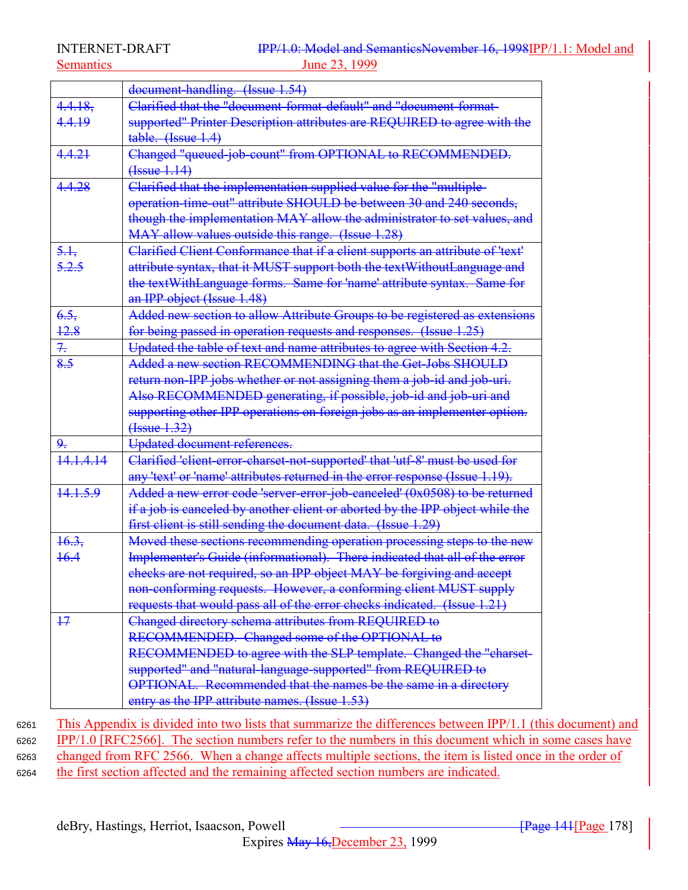| | |
|---|---|
| | document-handling. (Issue 1.54) |
| 4.4.18, 4.4.19 | Clarified that the "document-format-default" and "document-format-supported" Printer Description attributes are REQUIRED to agree with the table. (Issue 1.4) |
| 4.4.21 | Changed "queued-job-count" from OPTIONAL to RECOMMENDED. (Issue 1.14) |
| 4.4.28 | Clarified that the implementation supplied value for the "multiple-operation-time-out" attribute SHOULD be between 30 and 240 seconds, though the implementation MAY allow the administrator to set values, and MAY allow values outside this range. (Issue 1.28) |
| 5.1, 5.2.5 | Clarified Client Conformance that if a client supports an attribute of 'text' attribute syntax, that it MUST support both the textWithoutLanguage and the textWithLanguage forms. Same for 'name' attribute syntax. Same for an IPP object (Issue 1.48) |
| 6.5, 12.8 | Added new section to allow Attribute Groups to be registered as extensions for being passed in operation requests and responses. (Issue 1.25) |
| 7. | Updated the table of text and name attributes to agree with Section 4.2. |
| 8.5 | Added a new section RECOMMENDING that the Get-Jobs SHOULD return non-IPP jobs whether or not assigning them a job-id and job-uri. Also RECOMMENDED generating, if possible, job-id and job-uri and supporting other IPP operations on foreign jobs as an implementer option. (Issue 1.32) |
| 9. | Updated document references. |
| 14.1.4.14 | Clarified 'client-error-charset-not-supported' that 'utf-8' must be used for any 'text' or 'name' attributes returned in the error response (Issue 1.19). |
| 14.1.5.9 | Added a new error code 'server-error-job-canceled' (0x0508) to be returned if a job is canceled by another client or aborted by the IPP object while the first client is still sending the document data. (Issue 1.29) |
| 16.3, 16.4 | Moved these sections recommending operation processing steps to the new Implementer's Guide (informational). There indicated that all of the error checks are not required, so an IPP object MAY be forgiving and accept non-conforming requests. However, a conforming client MUST supply requests that would pass all of the error checks indicated. (Issue 1.21) |
| 17 | Changed directory schema attributes from REQUIRED to RECOMMENDED. Changed some of the OPTIONAL to RECOMMENDED to agree with the SLP template. Changed the "charset-supported" and "natural-language-supported" from REQUIRED to OPTIONAL. Recommended that the names be the same in a directory entry as the IPP attribute names. (Issue 1.53) |

6261 This Appendix is divided into two lists that summarize the differences between IPP/1.1 (this document) and
6262 IPP/1.0 [RFC2566]. The section numbers refer to the numbers in this document which in some cases have
6263 changed from RFC 2566. When a change affects multiple sections, the item is listed once in the order of
6264 the first section affected and the remaining affected section numbers are indicated.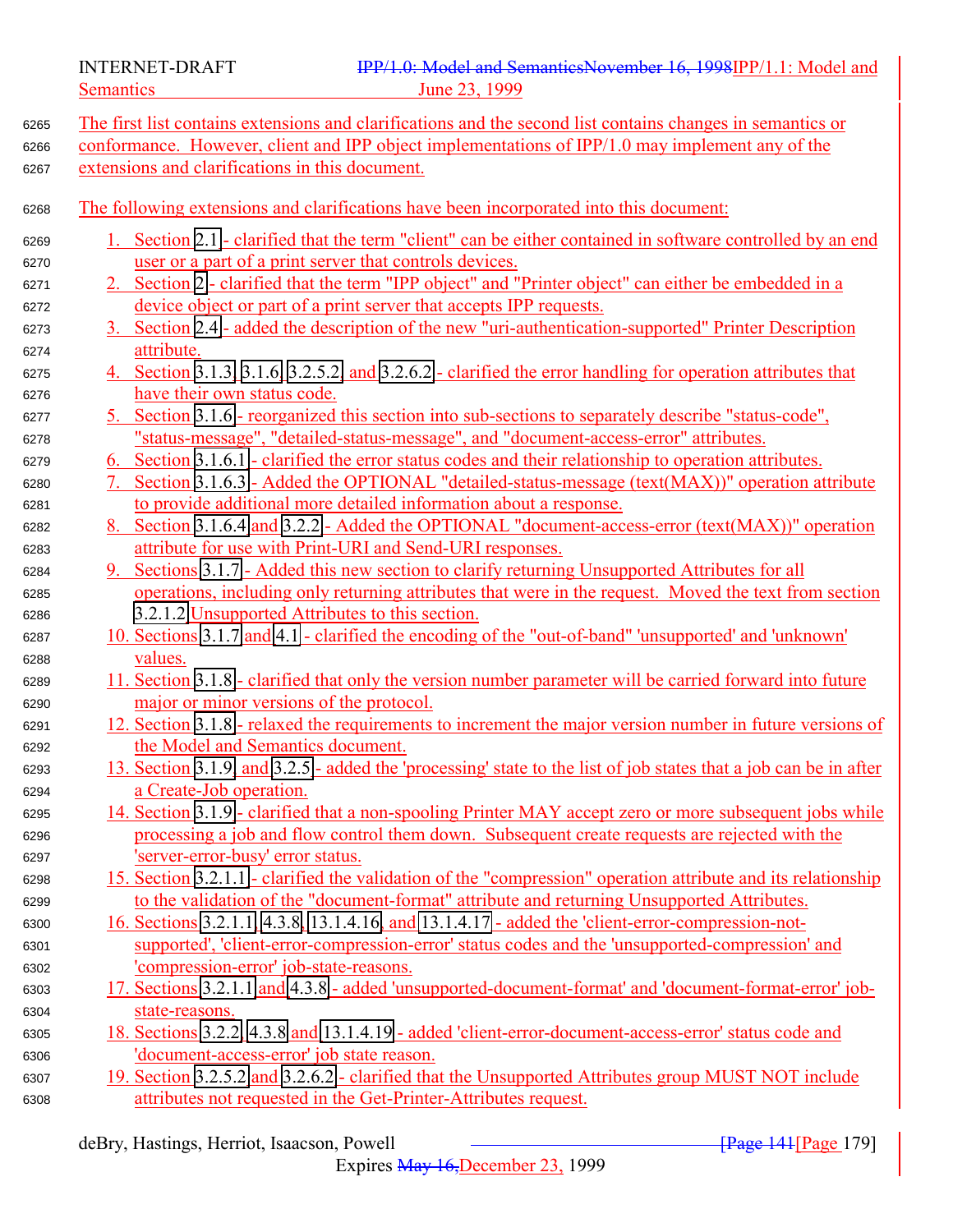The first list contains extensions and clarifications and the second list contains changes in semantics or conformance. However, client and IPP object implementations of IPP/1.0 may implement any of the extensions and clarifications in this document.

The following extensions and clarifications have been incorporated into this document:

1. Section 2.1 - clarified that the term "client" can be either contained in software controlled by an end user or a part of a print server that controls devices.
2. Section 2 - clarified that the term "IPP object" and "Printer object" can either be embedded in a device object or part of a print server that accepts IPP requests.
3. Section 2.4 - added the description of the new "uri-authentication-supported" Printer Description attribute.
4. Section 3.1.3, 3.1.6, 3.2.5.2, and 3.2.6.2 - clarified the error handling for operation attributes that have their own status code.
5. Section 3.1.6 - reorganized this section into sub-sections to separately describe "status-code", "status-message", "detailed-status-message", and "document-access-error" attributes.
6. Section 3.1.6.1 - clarified the error status codes and their relationship to operation attributes.
7. Section 3.1.6.3 - Added the OPTIONAL "detailed-status-message (text(MAX))" operation attribute to provide additional more detailed information about a response.
8. Section 3.1.6.4 and 3.2.2 - Added the OPTIONAL "document-access-error (text(MAX))" operation attribute for use with Print-URI and Send-URI responses.
9. Sections 3.1.7 - Added this new section to clarify returning Unsupported Attributes for all operations, including only returning attributes that were in the request. Moved the text from section 3.2.1.2 Unsupported Attributes to this section.
10. Sections 3.1.7 and 4.1 - clarified the encoding of the "out-of-band" 'unsupported' and 'unknown' values.
11. Section 3.1.8 - clarified that only the version number parameter will be carried forward into future major or minor versions of the protocol.
12. Section 3.1.8 - relaxed the requirements to increment the major version number in future versions of the Model and Semantics document.
13. Section 3.1.9 and 3.2.5 - added the 'processing' state to the list of job states that a job can be in after a Create-Job operation.
14. Section 3.1.9 - clarified that a non-spooling Printer MAY accept zero or more subsequent jobs while processing a job and flow control them down. Subsequent create requests are rejected with the 'server-error-busy' error status.
15. Section 3.2.1.1 - clarified the validation of the "compression" operation attribute and its relationship to the validation of the "document-format" attribute and returning Unsupported Attributes.
16. Sections 3.2.1.1, 4.3.8, 13.1.4.16, and 13.1.4.17 - added the 'client-error-compression-not-supported', 'client-error-compression-error' status codes and the 'unsupported-compression' and 'compression-error' job-state-reasons.
17. Sections 3.2.1.1 and 4.3.8 - added 'unsupported-document-format' and 'document-format-error' job-state-reasons.
18. Sections 3.2.2, 4.3.8 and 13.1.4.19 - added 'client-error-document-access-error' status code and 'document-access-error' job state reason.
19. Section 3.2.5.2 and 3.2.6.2 - clarified that the Unsupported Attributes group MUST NOT include attributes not requested in the Get-Printer-Attributes request.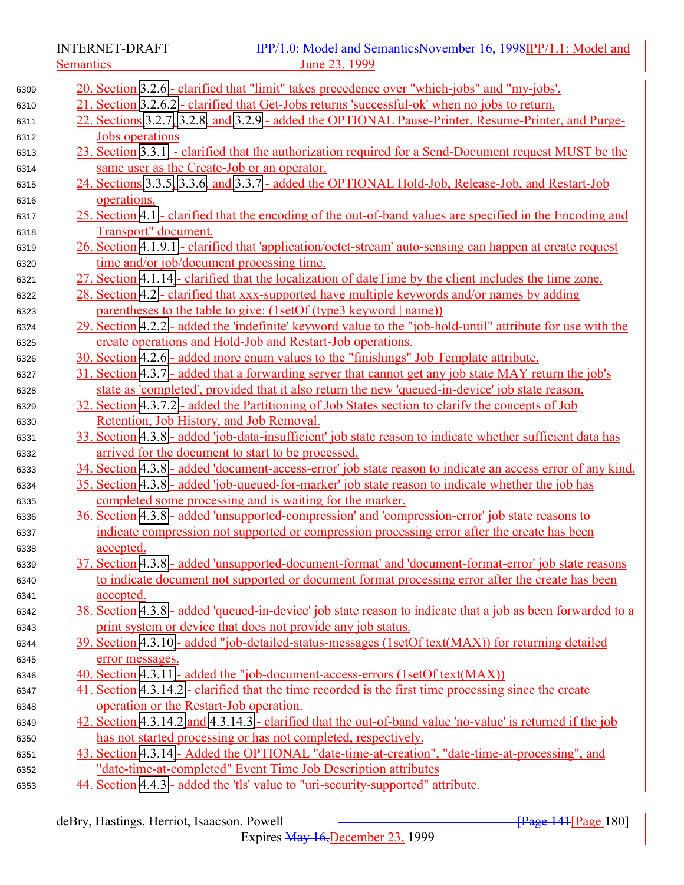20. Section 3.2.6 - clarified that "limit" takes precedence over "which-jobs" and "my-jobs'.
21. Section 3.2.6.2 - clarified that Get-Jobs returns 'successful-ok' when no jobs to return.
22. Sections 3.2.7, 3.2.8, and 3.2.9 - added the OPTIONAL Pause-Printer, Resume-Printer, and Purge-Jobs operations
23. Section 3.3.1 - clarified that the authorization required for a Send-Document request MUST be the same user as the Create-Job or an operator.
24. Sections 3.3.5, 3.3.6, and 3.3.7 - added the OPTIONAL Hold-Job, Release-Job, and Restart-Job operations.
25. Section 4.1 - clarified that the encoding of the out-of-band values are specified in the Encoding and Transport" document.
26. Section 4.1.9.1 - clarified that 'application/octet-stream' auto-sensing can happen at create request time and/or job/document processing time.
27. Section 4.1.14 - clarified that the localization of dateTime by the client includes the time zone.
28. Section 4.2 - clarified that xxx-supported have multiple keywords and/or names by adding parentheses to the table to give: (1setOf (type3 keyword | name))
29. Section 4.2.2 - added the 'indefinite' keyword value to the "job-hold-until" attribute for use with the create operations and Hold-Job and Restart-Job operations.
30. Section 4.2.6 - added more enum values to the "finishings" Job Template attribute.
31. Section 4.3.7 - added that a forwarding server that cannot get any job state MAY return the job's state as 'completed', provided that it also return the new 'queued-in-device' job state reason.
32. Section 4.3.7.2 - added the Partitioning of Job States section to clarify the concepts of Job Retention, Job History, and Job Removal.
33. Section 4.3.8 - added 'job-data-insufficient' job state reason to indicate whether sufficient data has arrived for the document to start to be processed.
34. Section 4.3.8 - added 'document-access-error' job state reason to indicate an access error of any kind.
35. Section 4.3.8 - added 'job-queued-for-marker' job state reason to indicate whether the job has completed some processing and is waiting for the marker.
36. Section 4.3.8 - added 'unsupported-compression' and 'compression-error' job state reasons to indicate compression not supported or compression processing error after the create has been accepted.
37. Section 4.3.8 - added 'unsupported-document-format' and 'document-format-error' job state reasons to indicate document not supported or document format processing error after the create has been accepted.
38. Section 4.3.8 - added 'queued-in-device' job state reason to indicate that a job as been forwarded to a print system or device that does not provide any job status.
39. Section 4.3.10 - added "job-detailed-status-messages (1setOf text(MAX)) for returning detailed error messages.
40. Section 4.3.11 - added the "job-document-access-errors (1setOf text(MAX))
41. Section 4.3.14.2 - clarified that the time recorded is the first time processing since the create operation or the Restart-Job operation.
42. Section 4.3.14.2 and 4.3.14.3 - clarified that the out-of-band value 'no-value' is returned if the job has not started processing or has not completed, respectively.
43. Section 4.3.14 - Added the OPTIONAL "date-time-at-creation", "date-time-at-processing", and "date-time-at-completed" Event Time Job Description attributes
44. Section 4.4.3 - added the 'tls' value to "uri-security-supported" attribute.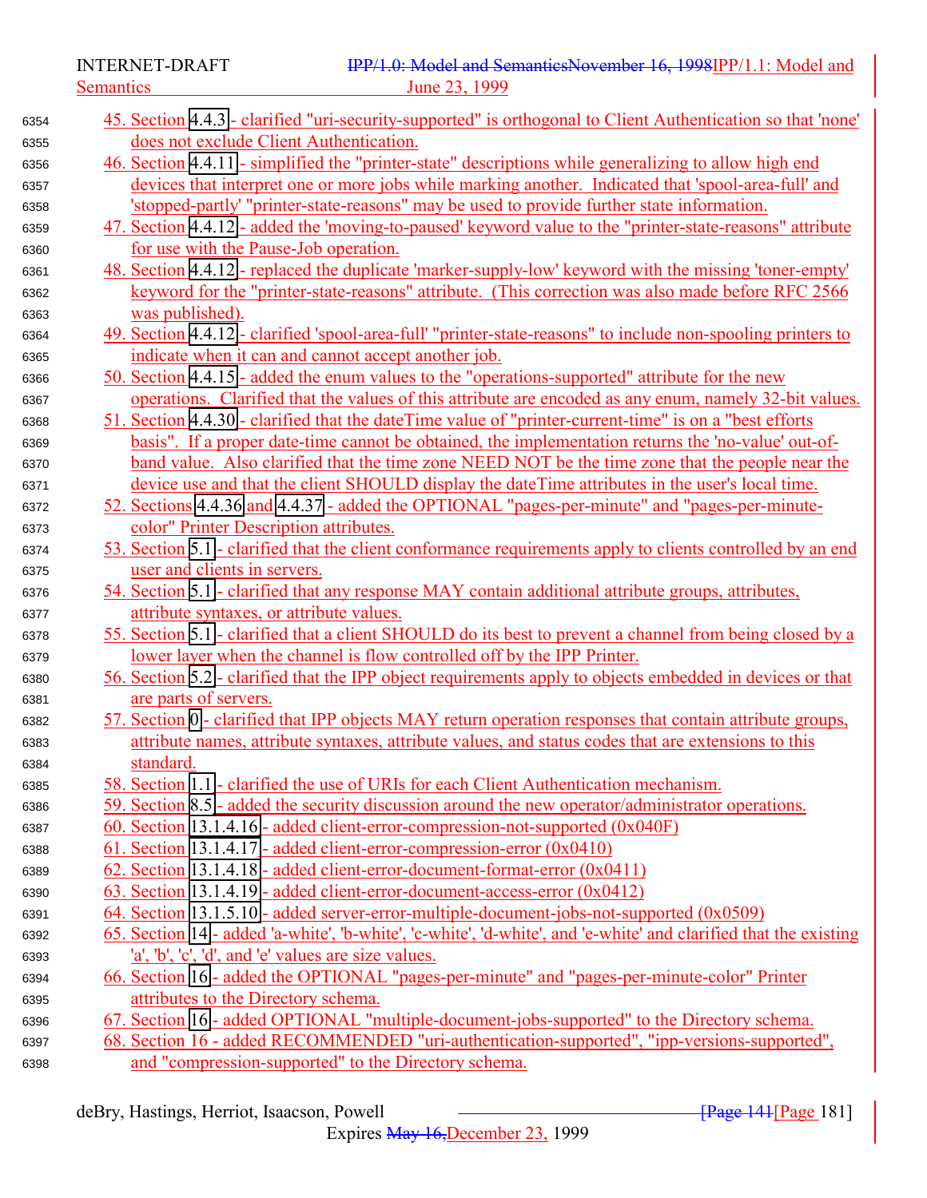45. Section 4.4.3 - clarified "uri-security-supported" is orthogonal to Client Authentication so that 'none' does not exclude Client Authentication.
46. Section 4.4.11 - simplified the "printer-state" descriptions while generalizing to allow high end devices that interpret one or more jobs while marking another. Indicated that 'spool-area-full' and 'stopped-partly' "printer-state-reasons" may be used to provide further state information.
47. Section 4.4.12 - added the 'moving-to-paused' keyword value to the "printer-state-reasons" attribute for use with the Pause-Job operation.
48. Section 4.4.12 - replaced the duplicate 'marker-supply-low' keyword with the missing 'toner-empty' keyword for the "printer-state-reasons" attribute. (This correction was also made before RFC 2566 was published).
49. Section 4.4.12 - clarified 'spool-area-full' "printer-state-reasons" to include non-spooling printers to indicate when it can and cannot accept another job.
50. Section 4.4.15 - added the enum values to the "operations-supported" attribute for the new operations. Clarified that the values of this attribute are encoded as any enum, namely 32-bit values.
51. Section 4.4.30 - clarified that the dateTime value of "printer-current-time" is on a "best efforts basis". If a proper date-time cannot be obtained, the implementation returns the 'no-value' out-of-band value. Also clarified that the time zone NEED NOT be the time zone that the people near the device use and that the client SHOULD display the dateTime attributes in the user's local time.
52. Sections 4.4.36 and 4.4.37 - added the OPTIONAL "pages-per-minute" and "pages-per-minute-color" Printer Description attributes.
53. Section 5.1 - clarified that the client conformance requirements apply to clients controlled by an end user and clients in servers.
54. Section 5.1 - clarified that any response MAY contain additional attribute groups, attributes, attribute syntaxes, or attribute values.
55. Section 5.1 - clarified that a client SHOULD do its best to prevent a channel from being closed by a lower layer when the channel is flow controlled off by the IPP Printer.
56. Section 5.2 - clarified that the IPP object requirements apply to objects embedded in devices or that are parts of servers.
57. Section 0 - clarified that IPP objects MAY return operation responses that contain attribute groups, attribute names, attribute syntaxes, attribute values, and status codes that are extensions to this standard.
58. Section 1.1 - clarified the use of URIs for each Client Authentication mechanism.
59. Section 8.5 - added the security discussion around the new operator/administrator operations.
60. Section 13.1.4.16 - added client-error-compression-not-supported (0x040F)
61. Section 13.1.4.17 - added client-error-compression-error (0x0410)
62. Section 13.1.4.18 - added client-error-document-format-error (0x0411)
63. Section 13.1.4.19 - added client-error-document-access-error (0x0412)
64. Section 13.1.5.10 - added server-error-multiple-document-jobs-not-supported (0x0509)
65. Section 14 - added 'a-white', 'b-white', 'c-white', 'd-white', and 'e-white' and clarified that the existing 'a', 'b', 'c', 'd', and 'e' values are size values.
66. Section 16 - added the OPTIONAL "pages-per-minute" and "pages-per-minute-color" Printer attributes to the Directory schema.
67. Section 16 - added OPTIONAL "multiple-document-jobs-supported" to the Directory schema.
68. Section 16 - added RECOMMENDED "uri-authentication-supported", "ipp-versions-supported", and "compression-supported" to the Directory schema.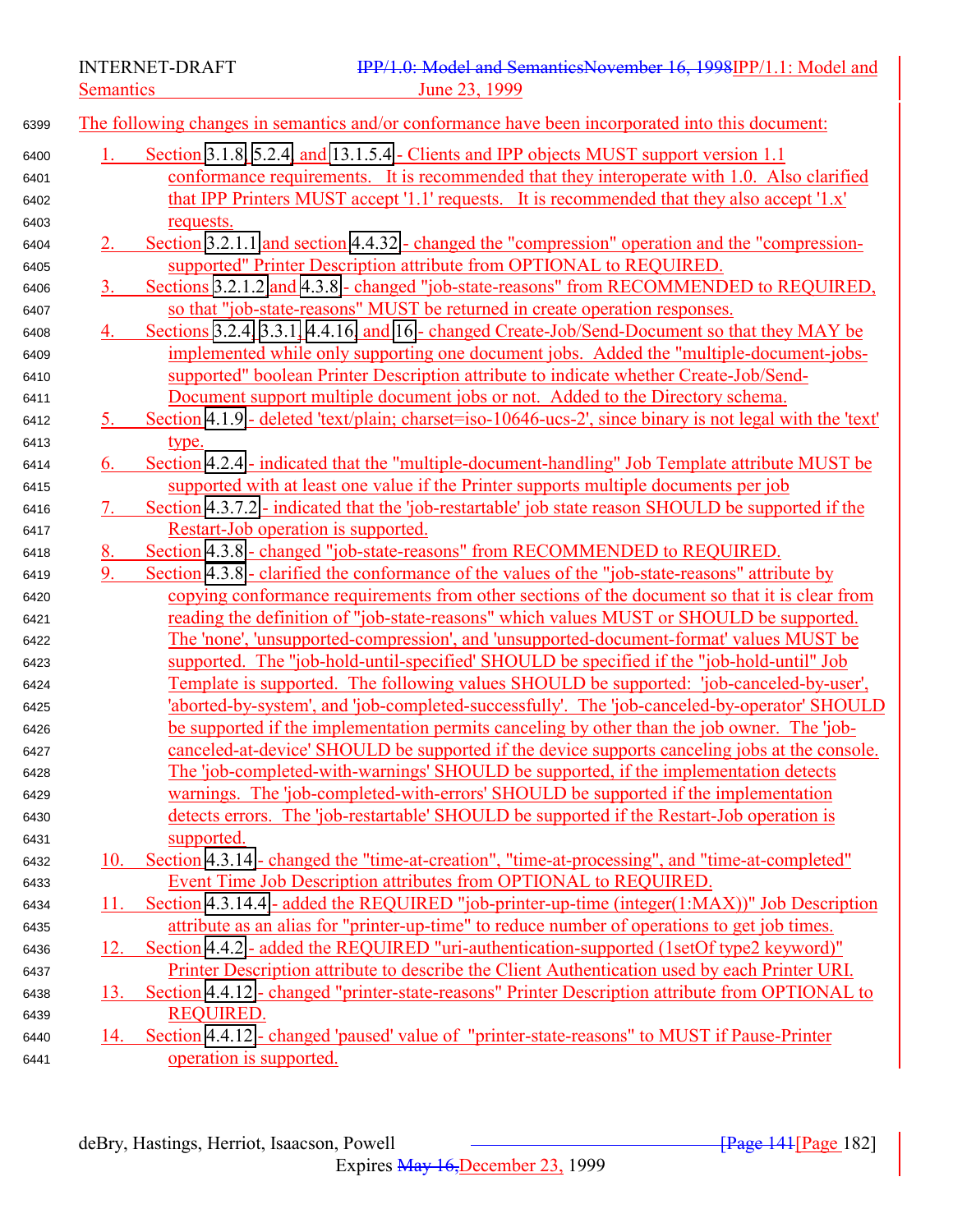The following changes in semantics and/or conformance have been incorporated into this document:

1. Section 3.1.8, 5.2.4, and 13.1.5.4 - Clients and IPP objects MUST support version 1.1 conformance requirements. It is recommended that they interoperate with 1.0. Also clarified that IPP Printers MUST accept '1.1' requests. It is recommended that they also accept '1.x' requests.
2. Section 3.2.1.1 and section 4.4.32 - changed the "compression" operation and the "compression-supported" Printer Description attribute from OPTIONAL to REQUIRED.
3. Sections 3.2.1.2 and 4.3.8 - changed "job-state-reasons" from RECOMMENDED to REQUIRED, so that "job-state-reasons" MUST be returned in create operation responses.
4. Sections 3.2.4, 3.3.1, 4.4.16, and 16 - changed Create-Job/Send-Document so that they MAY be implemented while only supporting one document jobs. Added the "multiple-document-jobs-supported" boolean Printer Description attribute to indicate whether Create-Job/Send-Document support multiple document jobs or not. Added to the Directory schema.
5. Section 4.1.9 - deleted 'text/plain; charset=iso-10646-ucs-2', since binary is not legal with the 'text' type.
6. Section 4.2.4 - indicated that the "multiple-document-handling" Job Template attribute MUST be supported with at least one value if the Printer supports multiple documents per job
7. Section 4.3.7.2 - indicated that the 'job-restartable' job state reason SHOULD be supported if the Restart-Job operation is supported.
8. Section 4.3.8 - changed "job-state-reasons" from RECOMMENDED to REQUIRED.
9. Section 4.3.8 - clarified the conformance of the values of the "job-state-reasons" attribute by copying conformance requirements from other sections of the document so that it is clear from reading the definition of "job-state-reasons" which values MUST or SHOULD be supported. The 'none', 'unsupported-compression', and 'unsupported-document-format' values MUST be supported. The "job-hold-until-specified' SHOULD be specified if the "job-hold-until" Job Template is supported. The following values SHOULD be supported: 'job-canceled-by-user', 'aborted-by-system', and 'job-completed-successfully'. The 'job-canceled-by-operator' SHOULD be supported if the implementation permits canceling by other than the job owner. The 'job-canceled-at-device' SHOULD be supported if the device supports canceling jobs at the console. The 'job-completed-with-warnings' SHOULD be supported, if the implementation detects warnings. The 'job-completed-with-errors' SHOULD be supported if the implementation detects errors. The 'job-restartable' SHOULD be supported if the Restart-Job operation is supported.
10. Section 4.3.14 - changed the "time-at-creation", "time-at-processing", and "time-at-completed" Event Time Job Description attributes from OPTIONAL to REQUIRED.
11. Section 4.3.14.4 - added the REQUIRED "job-printer-up-time (integer(1:MAX))" Job Description attribute as an alias for "printer-up-time" to reduce number of operations to get job times.
12. Section 4.4.2 - added the REQUIRED "uri-authentication-supported (1setOf type2 keyword)" Printer Description attribute to describe the Client Authentication used by each Printer URI.
13. Section 4.4.12 - changed "printer-state-reasons" Printer Description attribute from OPTIONAL to REQUIRED.
14. Section 4.4.12 - changed 'paused' value of "printer-state-reasons" to MUST if Pause-Printer operation is supported.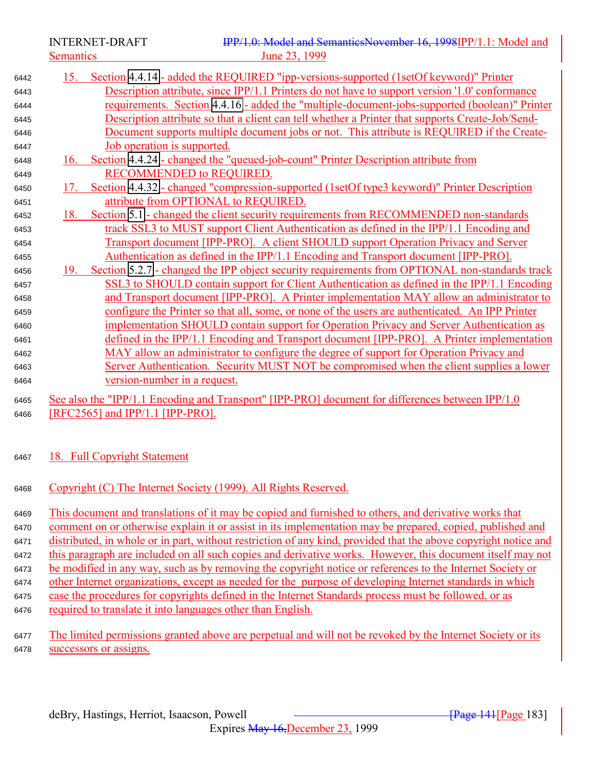15. Section 4.4.14 - added the REQUIRED "ipp-versions-supported (1setOf keyword)" Printer Description attribute, since IPP/1.1 Printers do not have to support version '1.0' conformance requirements. Section 4.4.16 - added the "multiple-document-jobs-supported (boolean)" Printer Description attribute so that a client can tell whether a Printer that supports Create-Job/Send-Document supports multiple document jobs or not. This attribute is REQUIRED if the Create-Job operation is supported.
16. Section 4.4.24 - changed the "queued-job-count" Printer Description attribute from RECOMMENDED to REQUIRED.
17. Section 4.4.32 - changed "compression-supported (1setOf type3 keyword)" Printer Description attribute from OPTIONAL to REQUIRED.
18. Section 5.1 - changed the client security requirements from RECOMMENDED non-standards track SSL3 to MUST support Client Authentication as defined in the IPP/1.1 Encoding and Transport document [IPP-PRO]. A client SHOULD support Operation Privacy and Server Authentication as defined in the IPP/1.1 Encoding and Transport document [IPP-PRO].
19. Section 5.2.7 - changed the IPP object security requirements from OPTIONAL non-standards track SSL3 to SHOULD contain support for Client Authentication as defined in the IPP/1.1 Encoding and Transport document [IPP-PRO]. A Printer implementation MAY allow an administrator to configure the Printer so that all, some, or none of the users are authenticated. An IPP Printer implementation SHOULD contain support for Operation Privacy and Server Authentication as defined in the IPP/1.1 Encoding and Transport document [IPP-PRO]. A Printer implementation MAY allow an administrator to configure the degree of support for Operation Privacy and Server Authentication. Security MUST NOT be compromised when the client supplies a lower version-number in a request.

See also the "IPP/1.1 Encoding and Transport" [IPP-PRO] document for differences between IPP/1.0 [RFC2565] and IPP/1.1 [IPP-PRO].

## 18. Full Copyright Statement

Copyright (C) The Internet Society (1999). All Rights Reserved.

This document and translations of it may be copied and furnished to others, and derivative works that comment on or otherwise explain it or assist in its implementation may be prepared, copied, published and distributed, in whole or in part, without restriction of any kind, provided that the above copyright notice and this paragraph are included on all such copies and derivative works. However, this document itself may not be modified in any way, such as by removing the copyright notice or references to the Internet Society or other Internet organizations, except as needed for the purpose of developing Internet standards in which case the procedures for copyrights defined in the Internet Standards process must be followed, or as required to translate it into languages other than English.

The limited permissions granted above are perpetual and will not be revoked by the Internet Society or its successors or assigns.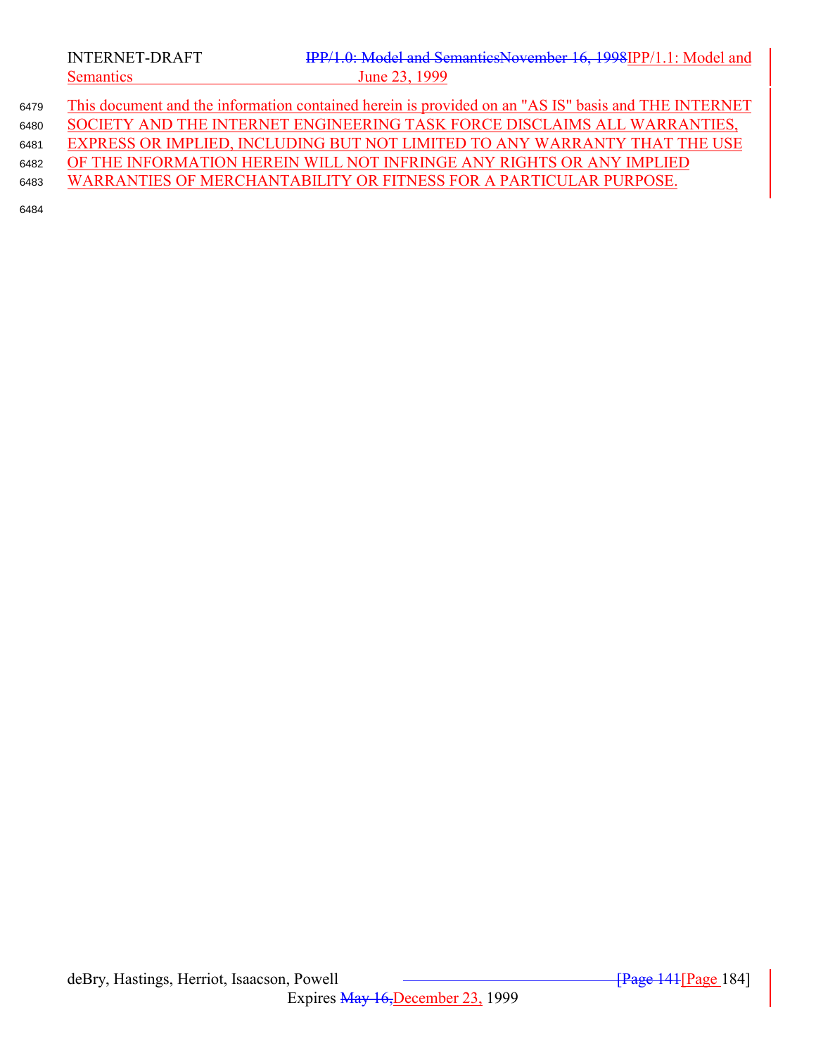This document and the information contained herein is provided on an "AS IS" basis and THE INTERNET SOCIETY AND THE INTERNET ENGINEERING TASK FORCE DISCLAIMS ALL WARRANTIES, EXPRESS OR IMPLIED, INCLUDING BUT NOT LIMITED TO ANY WARRANTY THAT THE USE OF THE INFORMATION HEREIN WILL NOT INFRINGE ANY RIGHTS OR ANY IMPLIED WARRANTIES OF MERCHANTABILITY OR FITNESS FOR A PARTICULAR PURPOSE.